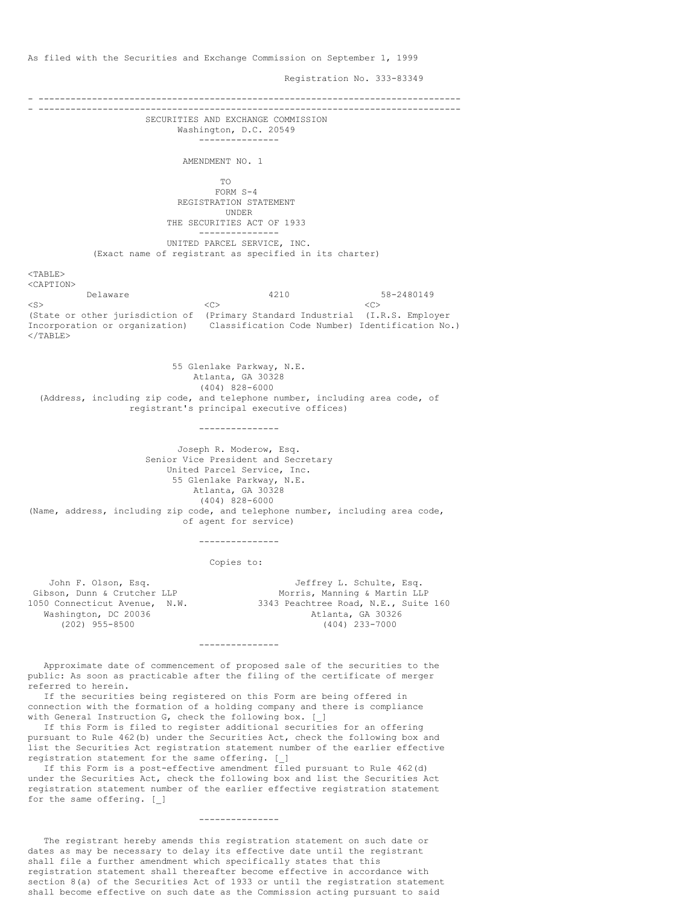As filed with the Securities and Exchange Commission on September 1, 1999

Registration No. 333-83349

---

SECURITIES AND EXCHANGE COMMISSION
Washington, D.C. 20549

---

AMENDMENT NO. 1

TO
FORM S-4
REGISTRATION STATEMENT
UNDER
THE SECURITIES ACT OF 1933

---

UNITED PARCEL SERVICE, INC.
(Exact name of registrant as specified in its charter)

| Delaware | 4210 | 58-2480149 |
|---|---|---|
| (State or other jurisdiction of Incorporation or organization) | (Primary Standard Industrial Classification Code Number) | (I.R.S. Employer Identification No.) |

55 Glenlake Parkway, N.E.
Atlanta, GA 30328
(404) 828-6000
(Address, including zip code, and telephone number, including area code, of registrant's principal executive offices)

---

Joseph R. Moderow, Esq.
Senior Vice President and Secretary
United Parcel Service, Inc.
55 Glenlake Parkway, N.E.
Atlanta, GA 30328
(404) 828-6000
(Name, address, including zip code, and telephone number, including area code, of agent for service)

---

Copies to:

John F. Olson, Esq.
Gibson, Dunn & Crutcher LLP
1050 Connecticut Avenue, N.W.
Washington, DC 20036
(202) 955-8500

Jeffrey L. Schulte, Esq.
Morris, Manning & Martin LLP
3343 Peachtree Road, N.E., Suite 160
Atlanta, GA 30326
(404) 233-7000

---

Approximate date of commencement of proposed sale of the securities to the public: As soon as practicable after the filing of the certificate of merger referred to herein.

If the securities being registered on this Form are being offered in connection with the formation of a holding company and there is compliance with General Instruction G, check the following box. [_]

If this Form is filed to register additional securities for an offering pursuant to Rule 462(b) under the Securities Act, check the following box and list the Securities Act registration statement number of the earlier effective registration statement for the same offering. [_]

If this Form is a post-effective amendment filed pursuant to Rule 462(d) under the Securities Act, check the following box and list the Securities Act registration statement number of the earlier effective registration statement for the same offering. [_]

---

The registrant hereby amends this registration statement on such date or dates as may be necessary to delay its effective date until the registrant shall file a further amendment which specifically states that this registration statement shall thereafter become effective in accordance with section 8(a) of the Securities Act of 1933 or until the registration statement shall become effective on such date as the Commission acting pursuant to said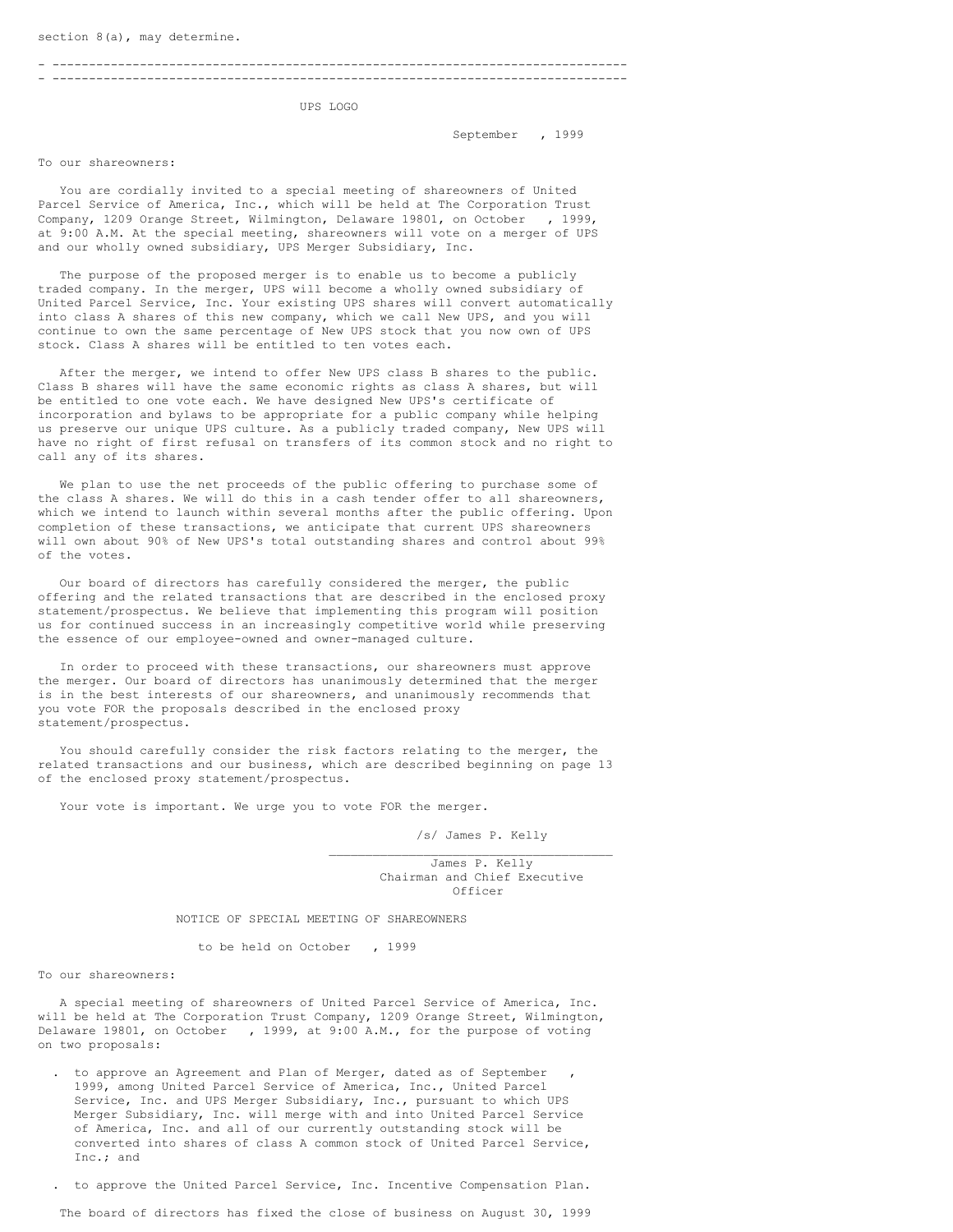section 8(a), may determine.

---

UPS LOGO

September , 1999

To our shareowners:

You are cordially invited to a special meeting of shareowners of United Parcel Service of America, Inc., which will be held at The Corporation Trust Company, 1209 Orange Street, Wilmington, Delaware 19801, on October , 1999, at 9:00 A.M. At the special meeting, shareowners will vote on a merger of UPS and our wholly owned subsidiary, UPS Merger Subsidiary, Inc.

The purpose of the proposed merger is to enable us to become a publicly traded company. In the merger, UPS will become a wholly owned subsidiary of United Parcel Service, Inc. Your existing UPS shares will convert automatically into class A shares of this new company, which we call New UPS, and you will continue to own the same percentage of New UPS stock that you now own of UPS stock. Class A shares will be entitled to ten votes each.

After the merger, we intend to offer New UPS class B shares to the public. Class B shares will have the same economic rights as class A shares, but will be entitled to one vote each. We have designed New UPS's certificate of incorporation and bylaws to be appropriate for a public company while helping us preserve our unique UPS culture. As a publicly traded company, New UPS will have no right of first refusal on transfers of its common stock and no right to call any of its shares.

We plan to use the net proceeds of the public offering to purchase some of the class A shares. We will do this in a cash tender offer to all shareowners, which we intend to launch within several months after the public offering. Upon completion of these transactions, we anticipate that current UPS shareowners will own about 90% of New UPS's total outstanding shares and control about 99% of the votes.

Our board of directors has carefully considered the merger, the public offering and the related transactions that are described in the enclosed proxy statement/prospectus. We believe that implementing this program will position us for continued success in an increasingly competitive world while preserving the essence of our employee-owned and owner-managed culture.

In order to proceed with these transactions, our shareowners must approve the merger. Our board of directors has unanimously determined that the merger is in the best interests of our shareowners, and unanimously recommends that you vote FOR the proposals described in the enclosed proxy statement/prospectus.

You should carefully consider the risk factors relating to the merger, the related transactions and our business, which are described beginning on page 13 of the enclosed proxy statement/prospectus.

Your vote is important. We urge you to vote FOR the merger.

/s/ James P. Kelly

James P. Kelly
Chairman and Chief Executive Officer

## NOTICE OF SPECIAL MEETING OF SHAREOWNERS

to be held on October , 1999

To our shareowners:

A special meeting of shareowners of United Parcel Service of America, Inc. will be held at The Corporation Trust Company, 1209 Orange Street, Wilmington, Delaware 19801, on October , 1999, at 9:00 A.M., for the purpose of voting on two proposals:

- to approve an Agreement and Plan of Merger, dated as of September , 1999, among United Parcel Service of America, Inc., United Parcel Service, Inc. and UPS Merger Subsidiary, Inc., pursuant to which UPS Merger Subsidiary, Inc. will merge with and into United Parcel Service of America, Inc. and all of our currently outstanding stock will be converted into shares of class A common stock of United Parcel Service, Inc.; and

- to approve the United Parcel Service, Inc. Incentive Compensation Plan.

The board of directors has fixed the close of business on August 30, 1999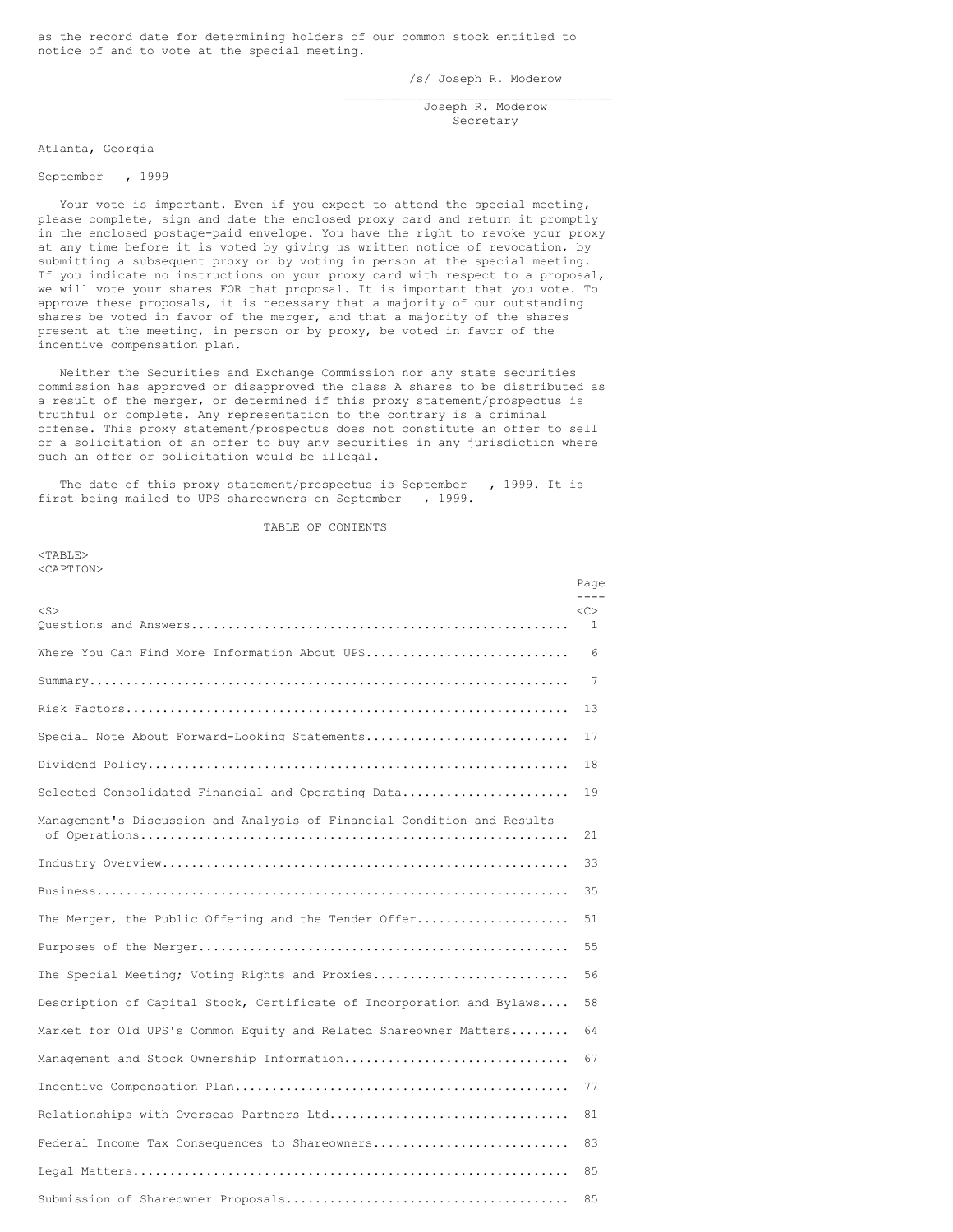as the record date for determining holders of our common stock entitled to notice of and to vote at the special meeting.

/s/ Joseph R. Moderow

Joseph R. Moderow
Secretary

Atlanta, Georgia

September , 1999

Your vote is important. Even if you expect to attend the special meeting, please complete, sign and date the enclosed proxy card and return it promptly in the enclosed postage-paid envelope. You have the right to revoke your proxy at any time before it is voted by giving us written notice of revocation, by submitting a subsequent proxy or by voting in person at the special meeting. If you indicate no instructions on your proxy card with respect to a proposal, we will vote your shares FOR that proposal. It is important that you vote. To approve these proposals, it is necessary that a majority of our outstanding shares be voted in favor of the merger, and that a majority of the shares present at the meeting, in person or by proxy, be voted in favor of the incentive compensation plan.

Neither the Securities and Exchange Commission nor any state securities commission has approved or disapproved the class A shares to be distributed as a result of the merger, or determined if this proxy statement/prospectus is truthful or complete. Any representation to the contrary is a criminal offense. This proxy statement/prospectus does not constitute an offer to sell or a solicitation of an offer to buy any securities in any jurisdiction where such an offer or solicitation would be illegal.

The date of this proxy statement/prospectus is September , 1999. It is first being mailed to UPS shareowners on September , 1999.

TABLE OF CONTENTS

| | Page |
|---|---|
| Questions and Answers | 1 |
| Where You Can Find More Information About UPS | 6 |
| Summary | 7 |
| Risk Factors | 13 |
| Special Note About Forward-Looking Statements | 17 |
| Dividend Policy | 18 |
| Selected Consolidated Financial and Operating Data | 19 |
| Management's Discussion and Analysis of Financial Condition and Results of Operations | 21 |
| Industry Overview | 33 |
| Business | 35 |
| The Merger, the Public Offering and the Tender Offer | 51 |
| Purposes of the Merger | 55 |
| The Special Meeting; Voting Rights and Proxies | 56 |
| Description of Capital Stock, Certificate of Incorporation and Bylaws | 58 |
| Market for Old UPS's Common Equity and Related Shareowner Matters | 64 |
| Management and Stock Ownership Information | 67 |
| Incentive Compensation Plan | 77 |
| Relationships with Overseas Partners Ltd. | 81 |
| Federal Income Tax Consequences to Shareowners | 83 |
| Legal Matters | 85 |
| Submission of Shareowner Proposals | 85 |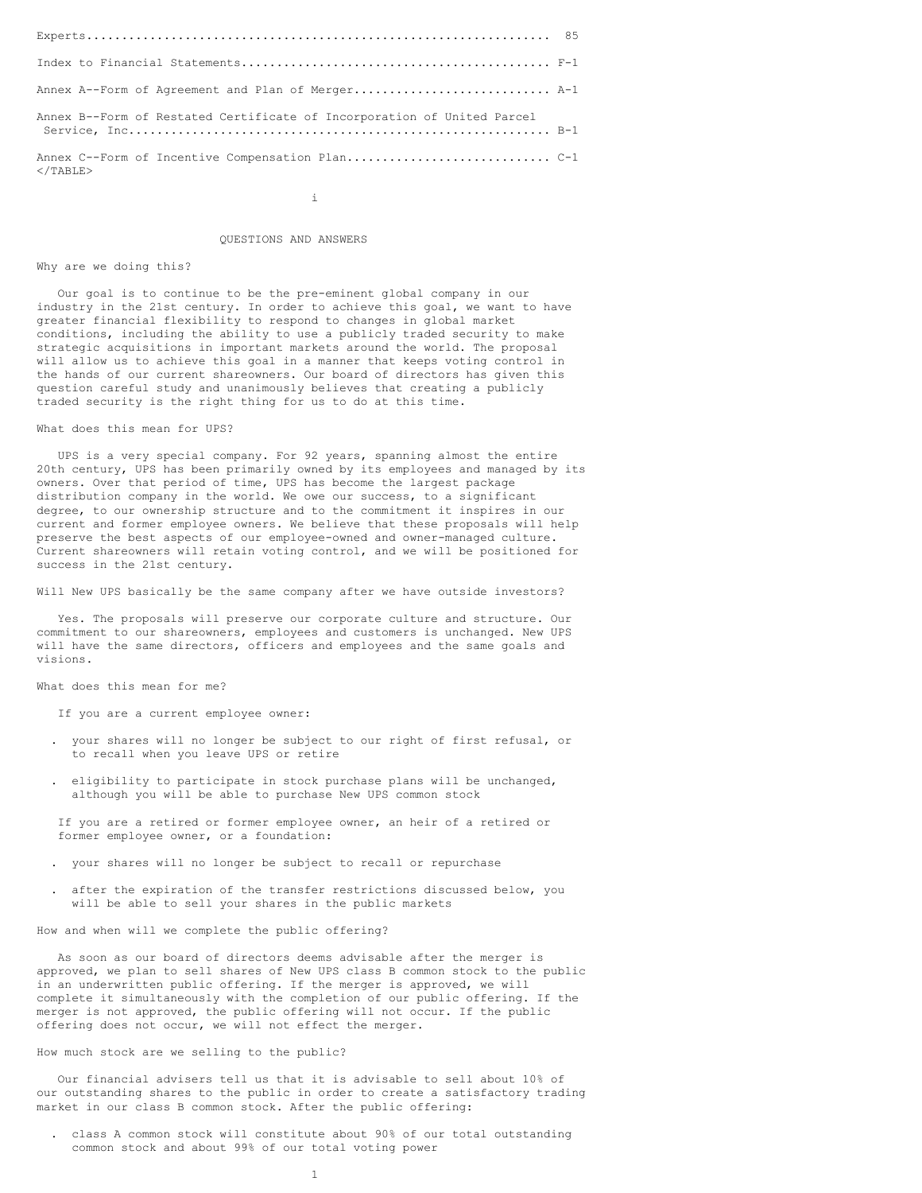| | |
|---|---|
| Experts | 85 |
| Index to Financial Statements | F-1 |
| Annex A--Form of Agreement and Plan of Merger | A-1 |
| Annex B--Form of Restated Certificate of Incorporation of United Parcel Service, Inc. | B-1 |
| Annex C--Form of Incentive Compensation Plan | C-1 |

## QUESTIONS AND ANSWERS

Why are we doing this?

Our goal is to continue to be the pre-eminent global company in our industry in the 21st century. In order to achieve this goal, we want to have greater financial flexibility to respond to changes in global market conditions, including the ability to use a publicly traded security to make strategic acquisitions in important markets around the world. The proposal will allow us to achieve this goal in a manner that keeps voting control in the hands of our current shareowners. Our board of directors has given this question careful study and unanimously believes that creating a publicly traded security is the right thing for us to do at this time.

What does this mean for UPS?

UPS is a very special company. For 92 years, spanning almost the entire 20th century, UPS has been primarily owned by its employees and managed by its owners. Over that period of time, UPS has become the largest package distribution company in the world. We owe our success, to a significant degree, to our ownership structure and to the commitment it inspires in our current and former employee owners. We believe that these proposals will help preserve the best aspects of our employee-owned and owner-managed culture. Current shareowners will retain voting control, and we will be positioned for success in the 21st century.

Will New UPS basically be the same company after we have outside investors?

Yes. The proposals will preserve our corporate culture and structure. Our commitment to our shareowners, employees and customers is unchanged. New UPS will have the same directors, officers and employees and the same goals and visions.

What does this mean for me?

If you are a current employee owner:

- your shares will no longer be subject to our right of first refusal, or to recall when you leave UPS or retire
- eligibility to participate in stock purchase plans will be unchanged, although you will be able to purchase New UPS common stock

If you are a retired or former employee owner, an heir of a retired or former employee owner, or a foundation:

- your shares will no longer be subject to recall or repurchase
- after the expiration of the transfer restrictions discussed below, you will be able to sell your shares in the public markets

How and when will we complete the public offering?

As soon as our board of directors deems advisable after the merger is approved, we plan to sell shares of New UPS class B common stock to the public in an underwritten public offering. If the merger is approved, we will complete it simultaneously with the completion of our public offering. If the merger is not approved, the public offering will not occur. If the public offering does not occur, we will not effect the merger.

How much stock are we selling to the public?

Our financial advisers tell us that it is advisable to sell about 10% of our outstanding shares to the public in order to create a satisfactory trading market in our class B common stock. After the public offering:

- class A common stock will constitute about 90% of our total outstanding common stock and about 99% of our total voting power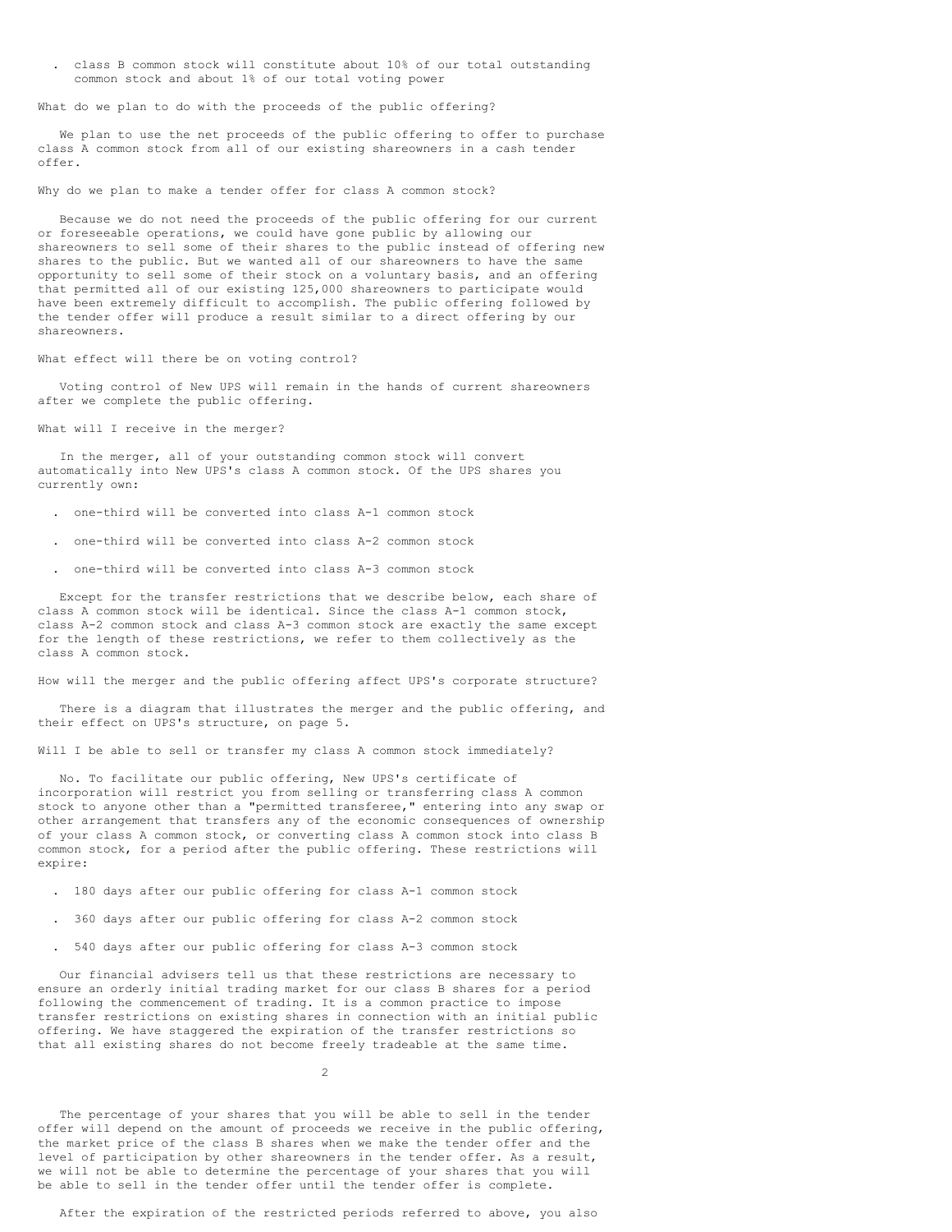- class B common stock will constitute about 10% of our total outstanding common stock and about 1% of our total voting power

**What do we plan to do with the proceeds of the public offering?**

We plan to use the net proceeds of the public offering to offer to purchase class A common stock from all of our existing shareowners in a cash tender offer.

**Why do we plan to make a tender offer for class A common stock?**

Because we do not need the proceeds of the public offering for our current or foreseeable operations, we could have gone public by allowing our shareowners to sell some of their shares to the public instead of offering new shares to the public. But we wanted all of our shareowners to have the same opportunity to sell some of their stock on a voluntary basis, and an offering that permitted all of our existing 125,000 shareowners to participate would have been extremely difficult to accomplish. The public offering followed by the tender offer will produce a result similar to a direct offering by our shareowners.

**What effect will there be on voting control?**

Voting control of New UPS will remain in the hands of current shareowners after we complete the public offering.

**What will I receive in the merger?**

In the merger, all of your outstanding common stock will convert automatically into New UPS's class A common stock. Of the UPS shares you currently own:

- one-third will be converted into class A-1 common stock
- one-third will be converted into class A-2 common stock
- one-third will be converted into class A-3 common stock

Except for the transfer restrictions that we describe below, each share of class A common stock will be identical. Since the class A-1 common stock, class A-2 common stock and class A-3 common stock are exactly the same except for the length of these restrictions, we refer to them collectively as the class A common stock.

**How will the merger and the public offering affect UPS's corporate structure?**

There is a diagram that illustrates the merger and the public offering, and their effect on UPS's structure, on page 5.

**Will I be able to sell or transfer my class A common stock immediately?**

No. To facilitate our public offering, New UPS's certificate of incorporation will restrict you from selling or transferring class A common stock to anyone other than a "permitted transferee," entering into any swap or other arrangement that transfers any of the economic consequences of ownership of your class A common stock, or converting class A common stock into class B common stock, for a period after the public offering. These restrictions will expire:

- 180 days after our public offering for class A-1 common stock
- 360 days after our public offering for class A-2 common stock
- 540 days after our public offering for class A-3 common stock

Our financial advisers tell us that these restrictions are necessary to ensure an orderly initial trading market for our class B shares for a period following the commencement of trading. It is a common practice to impose transfer restrictions on existing shares in connection with an initial public offering. We have staggered the expiration of the transfer restrictions so that all existing shares do not become freely tradeable at the same time.

The percentage of your shares that you will be able to sell in the tender offer will depend on the amount of proceeds we receive in the public offering, the market price of the class B shares when we make the tender offer and the level of participation by other shareowners in the tender offer. As a result, we will not be able to determine the percentage of your shares that you will be able to sell in the tender offer until the tender offer is complete.

After the expiration of the restricted periods referred to above, you also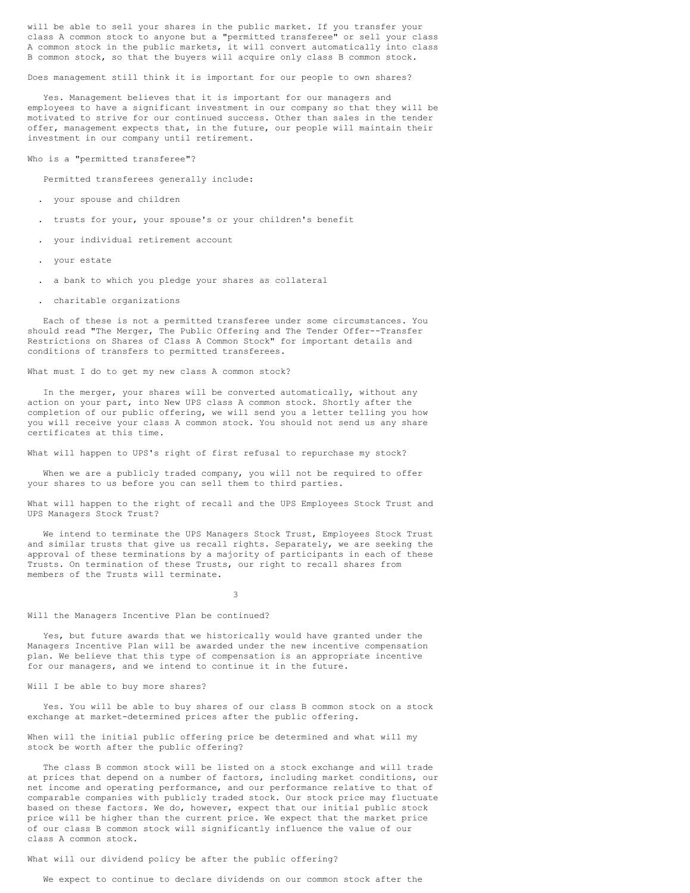will be able to sell your shares in the public market. If you transfer your class A common stock to anyone but a "permitted transferee" or sell your class A common stock in the public markets, it will convert automatically into class B common stock, so that the buyers will acquire only class B common stock.

Does management still think it is important for our people to own shares?

Yes. Management believes that it is important for our managers and employees to have a significant investment in our company so that they will be motivated to strive for our continued success. Other than sales in the tender offer, management expects that, in the future, our people will maintain their investment in our company until retirement.

Who is a "permitted transferee"?

Permitted transferees generally include:

- your spouse and children
- trusts for your, your spouse's or your children's benefit
- your individual retirement account
- your estate
- a bank to which you pledge your shares as collateral
- charitable organizations

Each of these is not a permitted transferee under some circumstances. You should read "The Merger, The Public Offering and The Tender Offer--Transfer Restrictions on Shares of Class A Common Stock" for important details and conditions of transfers to permitted transferees.

What must I do to get my new class A common stock?

In the merger, your shares will be converted automatically, without any action on your part, into New UPS class A common stock. Shortly after the completion of our public offering, we will send you a letter telling you how you will receive your class A common stock. You should not send us any share certificates at this time.

What will happen to UPS's right of first refusal to repurchase my stock?

When we are a publicly traded company, you will not be required to offer your shares to us before you can sell them to third parties.

What will happen to the right of recall and the UPS Employees Stock Trust and UPS Managers Stock Trust?

We intend to terminate the UPS Managers Stock Trust, Employees Stock Trust and similar trusts that give us recall rights. Separately, we are seeking the approval of these terminations by a majority of participants in each of these Trusts. On termination of these Trusts, our right to recall shares from members of the Trusts will terminate.

Will the Managers Incentive Plan be continued?

Yes, but future awards that we historically would have granted under the Managers Incentive Plan will be awarded under the new incentive compensation plan. We believe that this type of compensation is an appropriate incentive for our managers, and we intend to continue it in the future.

Will I be able to buy more shares?

Yes. You will be able to buy shares of our class B common stock on a stock exchange at market-determined prices after the public offering.

When will the initial public offering price be determined and what will my stock be worth after the public offering?

The class B common stock will be listed on a stock exchange and will trade at prices that depend on a number of factors, including market conditions, our net income and operating performance, and our performance relative to that of comparable companies with publicly traded stock. Our stock price may fluctuate based on these factors. We do, however, expect that our initial public stock price will be higher than the current price. We expect that the market price of our class B common stock will significantly influence the value of our class A common stock.

What will our dividend policy be after the public offering?

We expect to continue to declare dividends on our common stock after the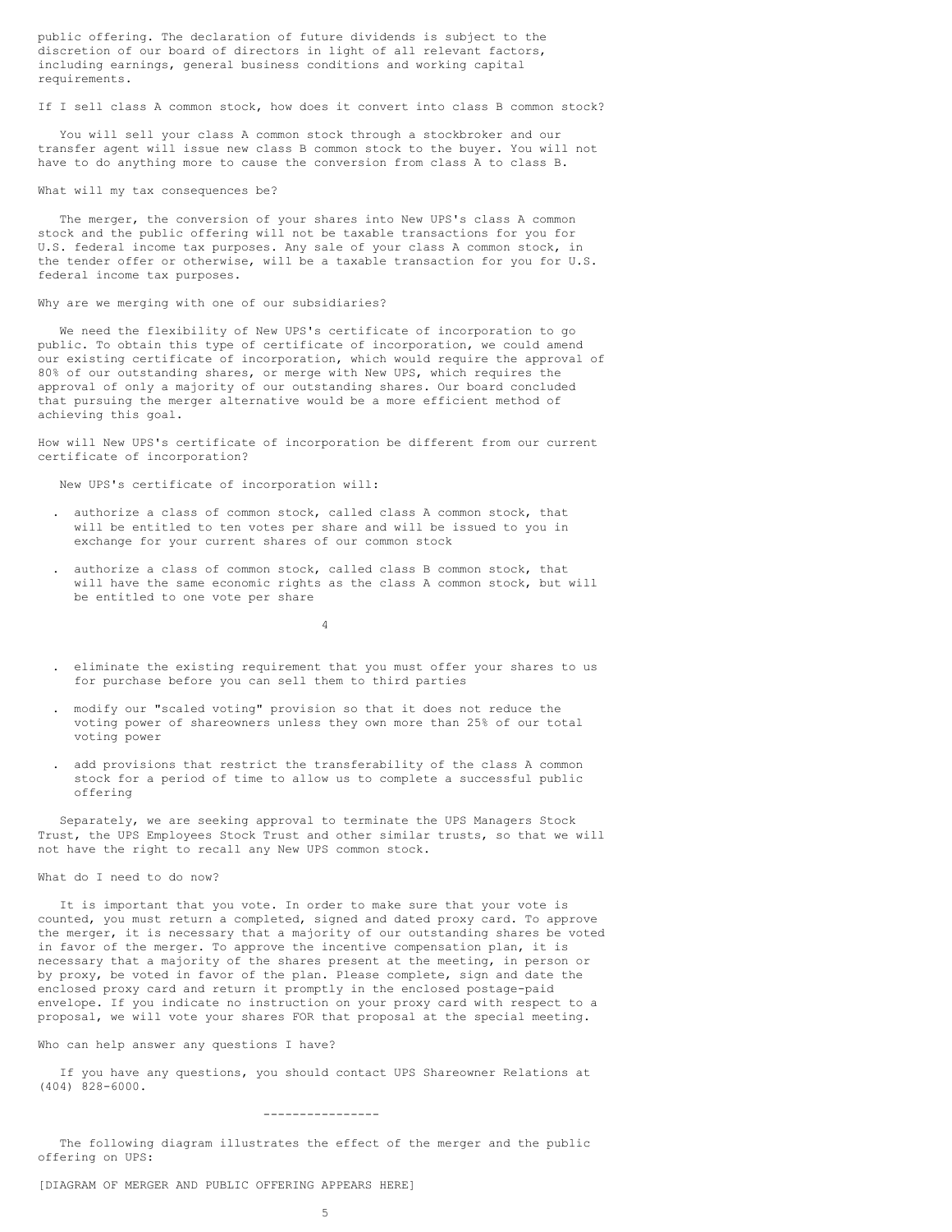public offering. The declaration of future dividends is subject to the discretion of our board of directors in light of all relevant factors, including earnings, general business conditions and working capital requirements.

If I sell class A common stock, how does it convert into class B common stock?

You will sell your class A common stock through a stockbroker and our transfer agent will issue new class B common stock to the buyer. You will not have to do anything more to cause the conversion from class A to class B.

What will my tax consequences be?

The merger, the conversion of your shares into New UPS's class A common stock and the public offering will not be taxable transactions for you for U.S. federal income tax purposes. Any sale of your class A common stock, in the tender offer or otherwise, will be a taxable transaction for you for U.S. federal income tax purposes.

Why are we merging with one of our subsidiaries?

We need the flexibility of New UPS's certificate of incorporation to go public. To obtain this type of certificate of incorporation, we could amend our existing certificate of incorporation, which would require the approval of 80% of our outstanding shares, or merge with New UPS, which requires the approval of only a majority of our outstanding shares. Our board concluded that pursuing the merger alternative would be a more efficient method of achieving this goal.

How will New UPS's certificate of incorporation be different from our current certificate of incorporation?

New UPS's certificate of incorporation will:

- authorize a class of common stock, called class A common stock, that will be entitled to ten votes per share and will be issued to you in exchange for your current shares of our common stock

- authorize a class of common stock, called class B common stock, that will have the same economic rights as the class A common stock, but will be entitled to one vote per share

- eliminate the existing requirement that you must offer your shares to us for purchase before you can sell them to third parties

- modify our "scaled voting" provision so that it does not reduce the voting power of shareowners unless they own more than 25% of our total voting power

- add provisions that restrict the transferability of the class A common stock for a period of time to allow us to complete a successful public offering

Separately, we are seeking approval to terminate the UPS Managers Stock Trust, the UPS Employees Stock Trust and other similar trusts, so that we will not have the right to recall any New UPS common stock.

What do I need to do now?

It is important that you vote. In order to make sure that your vote is counted, you must return a completed, signed and dated proxy card. To approve the merger, it is necessary that a majority of our outstanding shares be voted in favor of the merger. To approve the incentive compensation plan, it is necessary that a majority of the shares present at the meeting, in person or by proxy, be voted in favor of the plan. Please complete, sign and date the enclosed proxy card and return it promptly in the enclosed postage-paid envelope. If you indicate no instruction on your proxy card with respect to a proposal, we will vote your shares FOR that proposal at the special meeting.

Who can help answer any questions I have?

If you have any questions, you should contact UPS Shareowner Relations at (404) 828-6000.

---

The following diagram illustrates the effect of the merger and the public offering on UPS:

[DIAGRAM OF MERGER AND PUBLIC OFFERING APPEARS HERE]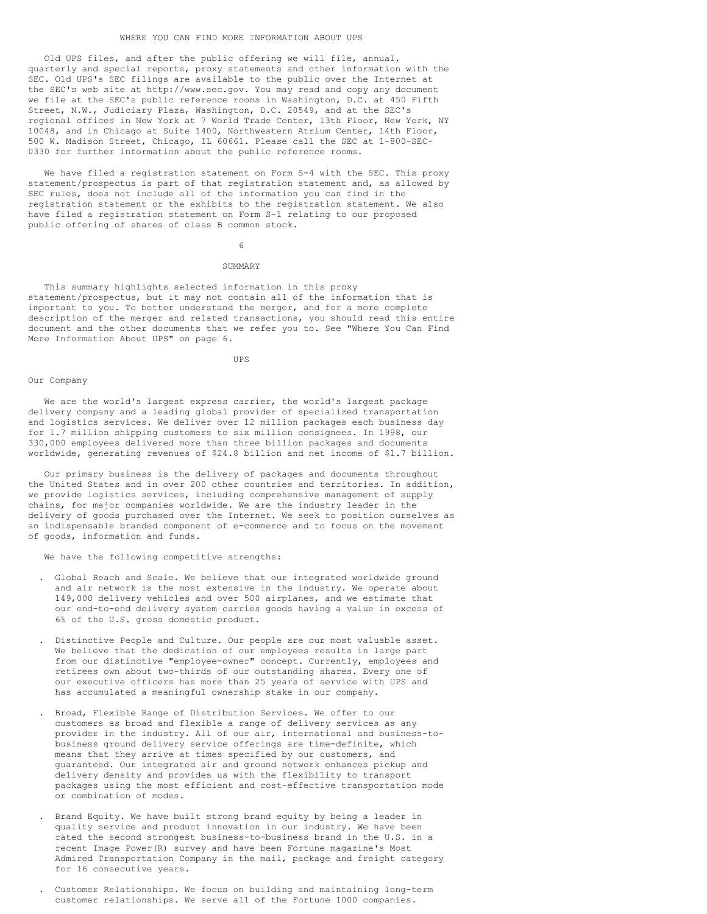## WHERE YOU CAN FIND MORE INFORMATION ABOUT UPS

Old UPS files, and after the public offering we will file, annual, quarterly and special reports, proxy statements and other information with the SEC. Old UPS's SEC filings are available to the public over the Internet at the SEC's web site at http://www.sec.gov. You may read and copy any document we file at the SEC's public reference rooms in Washington, D.C. at 450 Fifth Street, N.W., Judiciary Plaza, Washington, D.C. 20549, and at the SEC's regional offices in New York at 7 World Trade Center, 13th Floor, New York, NY 10048, and in Chicago at Suite 1400, Northwestern Atrium Center, 14th Floor, 500 W. Madison Street, Chicago, IL 60661. Please call the SEC at 1-800-SEC-0330 for further information about the public reference rooms.

We have filed a registration statement on Form S-4 with the SEC. This proxy statement/prospectus is part of that registration statement and, as allowed by SEC rules, does not include all of the information you can find in the registration statement or the exhibits to the registration statement. We also have filed a registration statement on Form S-1 relating to our proposed public offering of shares of class B common stock.

## SUMMARY

This summary highlights selected information in this proxy statement/prospectus, but it may not contain all of the information that is important to you. To better understand the merger, and for a more complete description of the merger and related transactions, you should read this entire document and the other documents that we refer you to. See "Where You Can Find More Information About UPS" on page 6.

### UPS

Our Company

We are the world's largest express carrier, the world's largest package delivery company and a leading global provider of specialized transportation and logistics services. We deliver over 12 million packages each business day for 1.7 million shipping customers to six million consignees. In 1998, our 330,000 employees delivered more than three billion packages and documents worldwide, generating revenues of $24.8 billion and net income of $1.7 billion.

Our primary business is the delivery of packages and documents throughout the United States and in over 200 other countries and territories. In addition, we provide logistics services, including comprehensive management of supply chains, for major companies worldwide. We are the industry leader in the delivery of goods purchased over the Internet. We seek to position ourselves as an indispensable branded component of e-commerce and to focus on the movement of goods, information and funds.

We have the following competitive strengths:

- Global Reach and Scale. We believe that our integrated worldwide ground and air network is the most extensive in the industry. We operate about 149,000 delivery vehicles and over 500 airplanes, and we estimate that our end-to-end delivery system carries goods having a value in excess of 6% of the U.S. gross domestic product.

- Distinctive People and Culture. Our people are our most valuable asset. We believe that the dedication of our employees results in large part from our distinctive "employee-owner" concept. Currently, employees and retirees own about two-thirds of our outstanding shares. Every one of our executive officers has more than 25 years of service with UPS and has accumulated a meaningful ownership stake in our company.

- Broad, Flexible Range of Distribution Services. We offer to our customers as broad and flexible a range of delivery services as any provider in the industry. All of our air, international and business-to-business ground delivery service offerings are time-definite, which means that they arrive at times specified by our customers, and guaranteed. Our integrated air and ground network enhances pickup and delivery density and provides us with the flexibility to transport packages using the most efficient and cost-effective transportation mode or combination of modes.

- Brand Equity. We have built strong brand equity by being a leader in quality service and product innovation in our industry. We have been rated the second strongest business-to-business brand in the U.S. in a recent Image Power(R) survey and have been Fortune magazine's Most Admired Transportation Company in the mail, package and freight category for 16 consecutive years.

- Customer Relationships. We focus on building and maintaining long-term customer relationships. We serve all of the Fortune 1000 companies.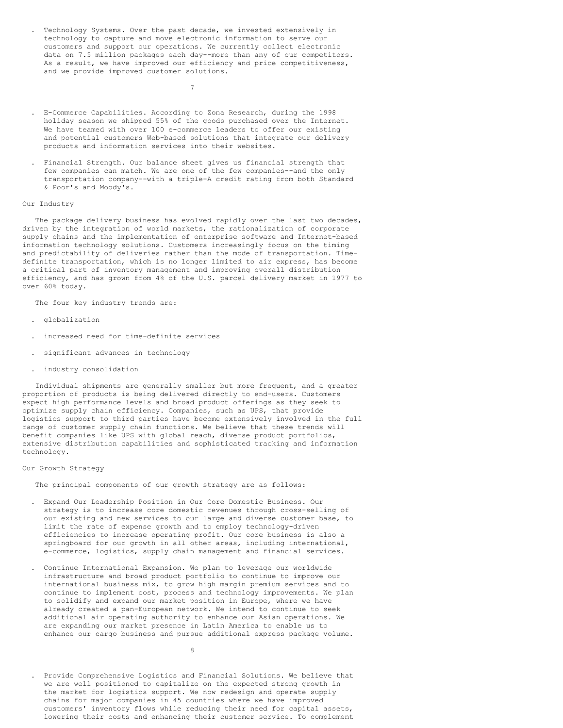- Technology Systems. Over the past decade, we invested extensively in technology to capture and move electronic information to serve our customers and support our operations. We currently collect electronic data on 7.5 million packages each day--more than any of our competitors. As a result, we have improved our efficiency and price competitiveness, and we provide improved customer solutions.

- E-Commerce Capabilities. According to Zona Research, during the 1998 holiday season we shipped 55% of the goods purchased over the Internet. We have teamed with over 100 e-commerce leaders to offer our existing and potential customers Web-based solutions that integrate our delivery products and information services into their websites.

- Financial Strength. Our balance sheet gives us financial strength that few companies can match. We are one of the few companies--and the only transportation company--with a triple-A credit rating from both Standard & Poor's and Moody's.

### Our Industry

The package delivery business has evolved rapidly over the last two decades, driven by the integration of world markets, the rationalization of corporate supply chains and the implementation of enterprise software and Internet-based information technology solutions. Customers increasingly focus on the timing and predictability of deliveries rather than the mode of transportation. Time-definite transportation, which is no longer limited to air express, has become a critical part of inventory management and improving overall distribution efficiency, and has grown from 4% of the U.S. parcel delivery market in 1977 to over 60% today.

The four key industry trends are:

- globalization

- increased need for time-definite services

- significant advances in technology

- industry consolidation

Individual shipments are generally smaller but more frequent, and a greater proportion of products is being delivered directly to end-users. Customers expect high performance levels and broad product offerings as they seek to optimize supply chain efficiency. Companies, such as UPS, that provide logistics support to third parties have become extensively involved in the full range of customer supply chain functions. We believe that these trends will benefit companies like UPS with global reach, diverse product portfolios, extensive distribution capabilities and sophisticated tracking and information technology.

### Our Growth Strategy

The principal components of our growth strategy are as follows:

- Expand Our Leadership Position in Our Core Domestic Business. Our strategy is to increase core domestic revenues through cross-selling of our existing and new services to our large and diverse customer base, to limit the rate of expense growth and to employ technology-driven efficiencies to increase operating profit. Our core business is also a springboard for our growth in all other areas, including international, e-commerce, logistics, supply chain management and financial services.

- Continue International Expansion. We plan to leverage our worldwide infrastructure and broad product portfolio to continue to improve our international business mix, to grow high margin premium services and to continue to implement cost, process and technology improvements. We plan to solidify and expand our market position in Europe, where we have already created a pan-European network. We intend to continue to seek additional air operating authority to enhance our Asian operations. We are expanding our market presence in Latin America to enable us to enhance our cargo business and pursue additional express package volume.

- Provide Comprehensive Logistics and Financial Solutions. We believe that we are well positioned to capitalize on the expected strong growth in the market for logistics support. We now redesign and operate supply chains for major companies in 45 countries where we have improved customers' inventory flows while reducing their need for capital assets, lowering their costs and enhancing their customer service. To complement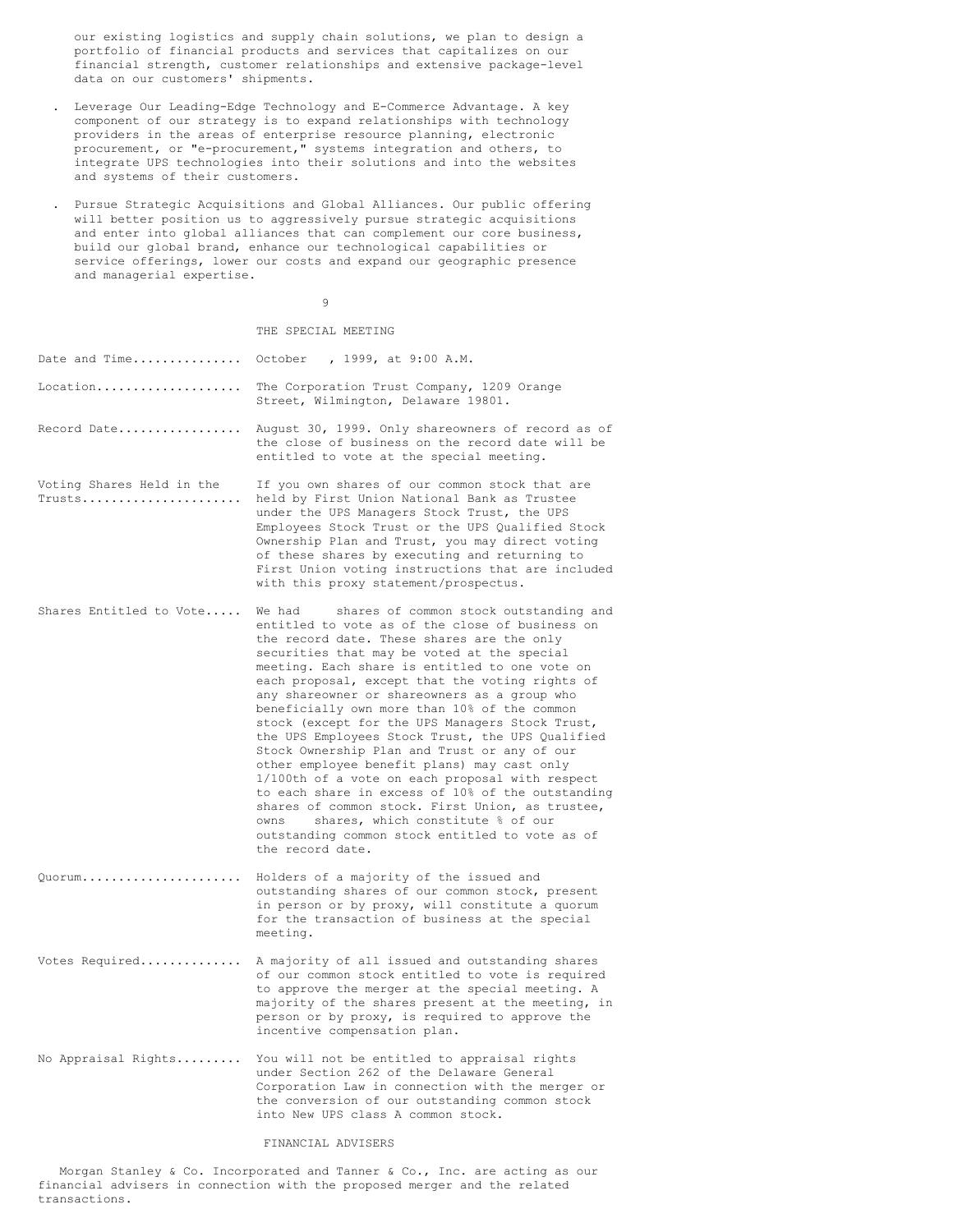our existing logistics and supply chain solutions, we plan to design a portfolio of financial products and services that capitalizes on our financial strength, customer relationships and extensive package-level data on our customers' shipments.

- Leverage Our Leading-Edge Technology and E-Commerce Advantage. A key component of our strategy is to expand relationships with technology providers in the areas of enterprise resource planning, electronic procurement, or "e-procurement," systems integration and others, to integrate UPS technologies into their solutions and into the websites and systems of their customers.

- Pursue Strategic Acquisitions and Global Alliances. Our public offering will better position us to aggressively pursue strategic acquisitions and enter into global alliances that can complement our core business, build our global brand, enhance our technological capabilities or service offerings, lower our costs and expand our geographic presence and managerial expertise.

## THE SPECIAL MEETING

| | |
|---|---|
| Date and Time | October , 1999, at 9:00 A.M. |
| Location | The Corporation Trust Company, 1209 Orange Street, Wilmington, Delaware 19801. |
| Record Date | August 30, 1999. Only shareowners of record as of the close of business on the record date will be entitled to vote at the special meeting. |
| Voting Shares Held in the Trusts | If you own shares of our common stock that are held by First Union National Bank as Trustee under the UPS Managers Stock Trust, the UPS Employees Stock Trust or the UPS Qualified Stock Ownership Plan and Trust, you may direct voting of these shares by executing and returning to First Union voting instructions that are included with this proxy statement/prospectus. |
| Shares Entitled to Vote | We had shares of common stock outstanding and entitled to vote as of the close of business on the record date. These shares are the only securities that may be voted at the special meeting. Each share is entitled to one vote on each proposal, except that the voting rights of any shareowner or shareowners as a group who beneficially own more than 10% of the common stock (except for the UPS Managers Stock Trust, the UPS Employees Stock Trust, the UPS Qualified Stock Ownership Plan and Trust or any of our other employee benefit plans) may cast only 1/100th of a vote on each proposal with respect to each share in excess of 10% of the outstanding shares of common stock. First Union, as trustee, owns shares, which constitute % of our outstanding common stock entitled to vote as of the record date. |
| Quorum | Holders of a majority of the issued and outstanding shares of our common stock, present in person or by proxy, will constitute a quorum for the transaction of business at the special meeting. |
| Votes Required | A majority of all issued and outstanding shares of our common stock entitled to vote is required to approve the merger at the special meeting. A majority of the shares present at the meeting, in person or by proxy, is required to approve the incentive compensation plan. |
| No Appraisal Rights | You will not be entitled to appraisal rights under Section 262 of the Delaware General Corporation Law in connection with the merger or the conversion of our outstanding common stock into New UPS class A common stock. |

## FINANCIAL ADVISERS

Morgan Stanley & Co. Incorporated and Tanner & Co., Inc. are acting as our financial advisers in connection with the proposed merger and the related transactions.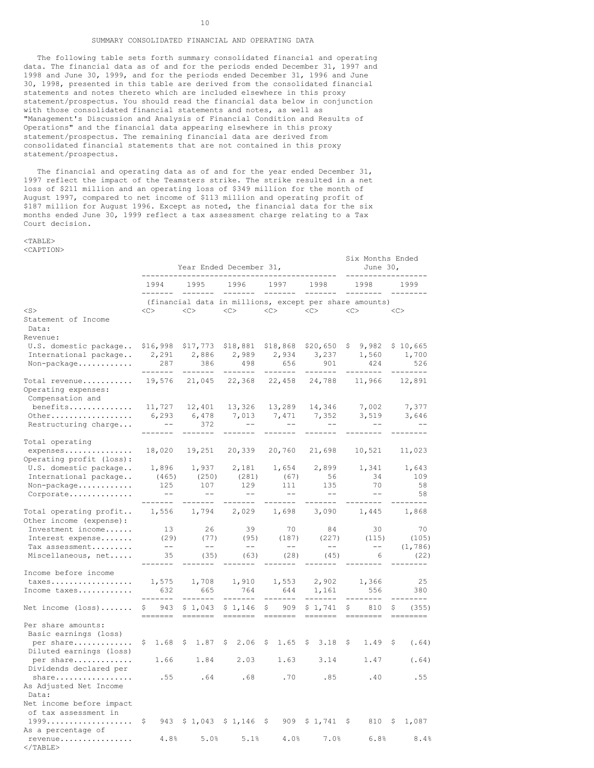## SUMMARY CONSOLIDATED FINANCIAL AND OPERATING DATA

The following table sets forth summary consolidated financial and operating data. The financial data as of and for the periods ended December 31, 1997 and 1998 and June 30, 1999, and for the periods ended December 31, 1996 and June 30, 1998, presented in this table are derived from the consolidated financial statements and notes thereto which are included elsewhere in this proxy statement/prospectus. You should read the financial data below in conjunction with those consolidated financial statements and notes, as well as "Management's Discussion and Analysis of Financial Condition and Results of Operations" and the financial data appearing elsewhere in this proxy statement/prospectus. The remaining financial data are derived from consolidated financial statements that are not contained in this proxy statement/prospectus.

The financial and operating data as of and for the year ended December 31, 1997 reflect the impact of the Teamsters strike. The strike resulted in a net loss of $211 million and an operating loss of $349 million for the month of August 1997, compared to net income of $113 million and operating profit of $187 million for August 1996. Except as noted, the financial data for the six months ended June 30, 1999 reflect a tax assessment charge relating to a Tax Court decision.

| | Year Ended December 31, | | | | | Six Months Ended June 30, | |
|---|---|---|---|---|---|---|---|
| | 1994 | 1995 | 1996 | 1997 | 1998 | 1998 | 1999 |
| | (financial data in millions, except per share amounts) | | | | | | |
| **Statement of Income Data:** | | | | | | | |
| Revenue: | | | | | | | |
| U.S. domestic package | $16,998 | $17,773 | $18,881 | $18,868 | $20,650 | $ 9,982 | $ 10,665 |
| International package | 2,291 | 2,886 | 2,989 | 2,934 | 3,237 | 1,560 | 1,700 |
| Non-package | 287 | 386 | 498 | 656 | 901 | 424 | 526 |
| Total revenue | 19,576 | 21,045 | 22,368 | 22,458 | 24,788 | 11,966 | 12,891 |
| Operating expenses: | | | | | | | |
| Compensation and benefits | 11,727 | 12,401 | 13,326 | 13,289 | 14,346 | 7,002 | 7,377 |
| Other | 6,293 | 6,478 | 7,013 | 7,471 | 7,352 | 3,519 | 3,646 |
| Restructuring charge | -- | 372 | -- | -- | -- | -- | -- |
| Total operating expenses | 18,020 | 19,251 | 20,339 | 20,760 | 21,698 | 10,521 | 11,023 |
| Operating profit (loss): | | | | | | | |
| U.S. domestic package | 1,896 | 1,937 | 2,181 | 1,654 | 2,899 | 1,341 | 1,643 |
| International package | (465) | (250) | (281) | (67) | 56 | 34 | 109 |
| Non-package | 125 | 107 | 129 | 111 | 135 | 70 | 58 |
| Corporate | -- | -- | -- | -- | -- | -- | 58 |
| Total operating profit | 1,556 | 1,794 | 2,029 | 1,698 | 3,090 | 1,445 | 1,868 |
| Other income (expense): | | | | | | | |
| Investment income | 13 | 26 | 39 | 70 | 84 | 30 | 70 |
| Interest expense | (29) | (77) | (95) | (187) | (227) | (115) | (105) |
| Tax assessment | -- | -- | -- | -- | -- | -- | (1,786) |
| Miscellaneous, net | 35 | (35) | (63) | (28) | (45) | 6 | (22) |
| Income before income taxes | 1,575 | 1,708 | 1,910 | 1,553 | 2,902 | 1,366 | 25 |
| Income taxes | 632 | 665 | 764 | 644 | 1,161 | 556 | 380 |
| Net income (loss) | $ 943 | $ 1,043 | $ 1,146 | $ 909 | $ 1,741 | $ 810 | $ (355) |
| Per share amounts: | | | | | | | |
| Basic earnings (loss) per share | $ 1.68 | $ 1.87 | $ 2.06 | $ 1.65 | $ 3.18 | $ 1.49 | $ (.64) |
| Diluted earnings (loss) per share | 1.66 | 1.84 | 2.03 | 1.63 | 3.14 | 1.47 | (.64) |
| Dividends declared per share | .55 | .64 | .68 | .70 | .85 | .40 | .55 |
| **As Adjusted Net Income Data:** | | | | | | | |
| Net income before impact of tax assessment in 1999 | $ 943 | $ 1,043 | $ 1,146 | $ 909 | $ 1,741 | $ 810 | $ 1,087 |
| As a percentage of revenue | 4.8% | 5.0% | 5.1% | 4.0% | 7.0% | 6.8% | 8.4% |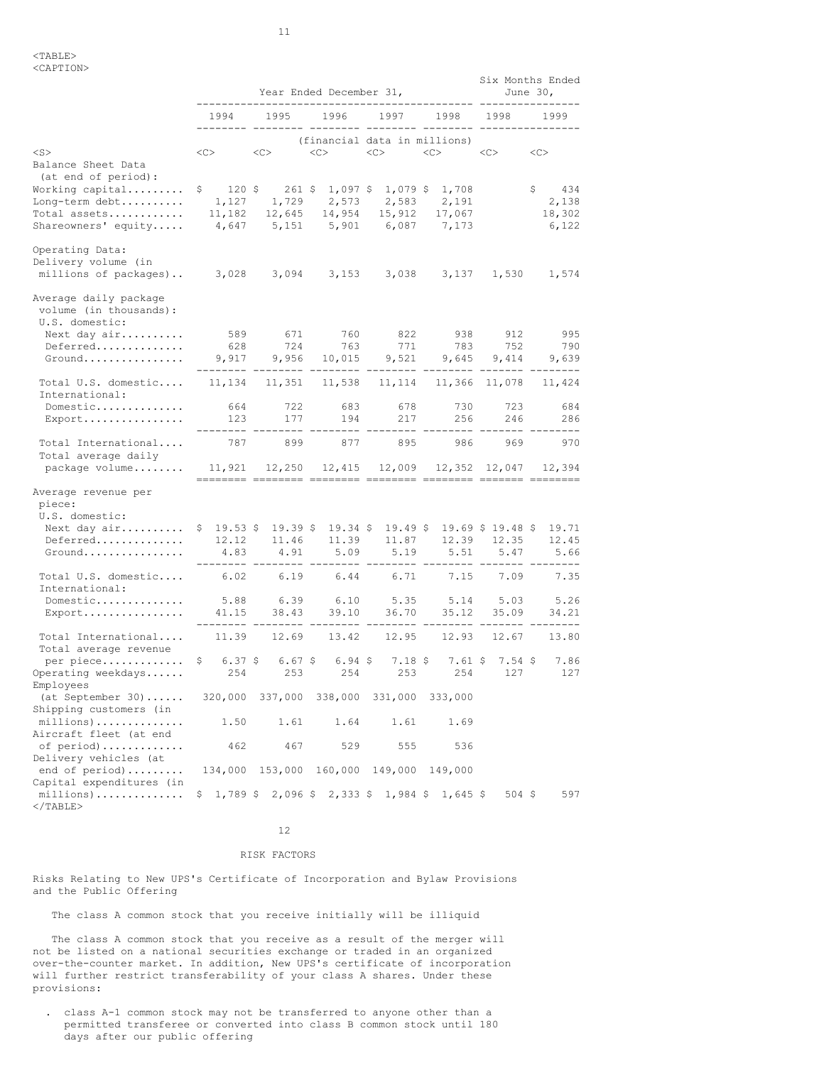| | Year Ended December 31, | | | | | Six Months Ended June 30, | |
|---|---|---|---|---|---|---|---|
| | 1994 | 1995 | 1996 | 1997 | 1998 | 1998 | 1999 |
| | (financial data in millions) | | | | | | |
| Balance Sheet Data (at end of period): | | | | | | | |
| Working capital | $ 120 | $ 261 | $ 1,097 | $ 1,079 | $ 1,708 | | $ 434 |
| Long-term debt | 1,127 | 1,729 | 2,573 | 2,583 | 2,191 | | 2,138 |
| Total assets | 11,182 | 12,645 | 14,954 | 15,912 | 17,067 | | 18,302 |
| Shareowners' equity | 4,647 | 5,151 | 5,901 | 6,087 | 7,173 | | 6,122 |
| Operating Data: | | | | | | | |
| Delivery volume (in millions of packages) | 3,028 | 3,094 | 3,153 | 3,038 | 3,137 | 1,530 | 1,574 |
| Average daily package volume (in thousands): | | | | | | | |
| U.S. domestic: | | | | | | | |
| Next day air | 589 | 671 | 760 | 822 | 938 | 912 | 995 |
| Deferred | 628 | 724 | 763 | 771 | 783 | 752 | 790 |
| Ground | 9,917 | 9,956 | 10,015 | 9,521 | 9,645 | 9,414 | 9,639 |
| Total U.S. domestic | 11,134 | 11,351 | 11,538 | 11,114 | 11,366 | 11,078 | 11,424 |
| International: | | | | | | | |
| Domestic | 664 | 722 | 683 | 678 | 730 | 723 | 684 |
| Export | 123 | 177 | 194 | 217 | 256 | 246 | 286 |
| Total International | 787 | 899 | 877 | 895 | 986 | 969 | 970 |
| Total average daily package volume | 11,921 | 12,250 | 12,415 | 12,009 | 12,352 | 12,047 | 12,394 |
| Average revenue per piece: | | | | | | | |
| U.S. domestic: | | | | | | | |
| Next day air | $ 19.53 | $ 19.39 | $ 19.34 | $ 19.49 | $ 19.69 | $ 19.48 | $ 19.71 |
| Deferred | 12.12 | 11.46 | 11.39 | 11.87 | 12.39 | 12.35 | 12.45 |
| Ground | 4.83 | 4.91 | 5.09 | 5.19 | 5.51 | 5.47 | 5.66 |
| Total U.S. domestic | 6.02 | 6.19 | 6.44 | 6.71 | 7.15 | 7.09 | 7.35 |
| International: | | | | | | | |
| Domestic | 5.88 | 6.39 | 6.10 | 5.35 | 5.14 | 5.03 | 5.26 |
| Export | 41.15 | 38.43 | 39.10 | 36.70 | 35.12 | 35.09 | 34.21 |
| Total International | 11.39 | 12.69 | 13.42 | 12.95 | 12.93 | 12.67 | 13.80 |
| Total average revenue per piece | $ 6.37 | $ 6.67 | $ 6.94 | $ 7.18 | $ 7.61 | $ 7.54 | $ 7.86 |
| Operating weekdays | 254 | 253 | 254 | 253 | 254 | 127 | 127 |
| Employees (at September 30) | 320,000 | 337,000 | 338,000 | 331,000 | 333,000 | | |
| Shipping customers (in millions) | 1.50 | 1.61 | 1.64 | 1.61 | 1.69 | | |
| Aircraft fleet (at end of period) | 462 | 467 | 529 | 555 | 536 | | |
| Delivery vehicles (at end of period) | 134,000 | 153,000 | 160,000 | 149,000 | 149,000 | | |
| Capital expenditures (in millions) | $ 1,789 | $ 2,096 | $ 2,333 | $ 1,984 | $ 1,645 | $ 504 | $ 597 |

## RISK FACTORS

### Risks Relating to New UPS's Certificate of Incorporation and Bylaw Provisions and the Public Offering

#### The class A common stock that you receive initially will be illiquid

The class A common stock that you receive as a result of the merger will not be listed on a national securities exchange or traded in an organized over-the-counter market. In addition, New UPS's certificate of incorporation will further restrict transferability of your class A shares. Under these provisions:

- class A-1 common stock may not be transferred to anyone other than a permitted transferee or converted into class B common stock until 180 days after our public offering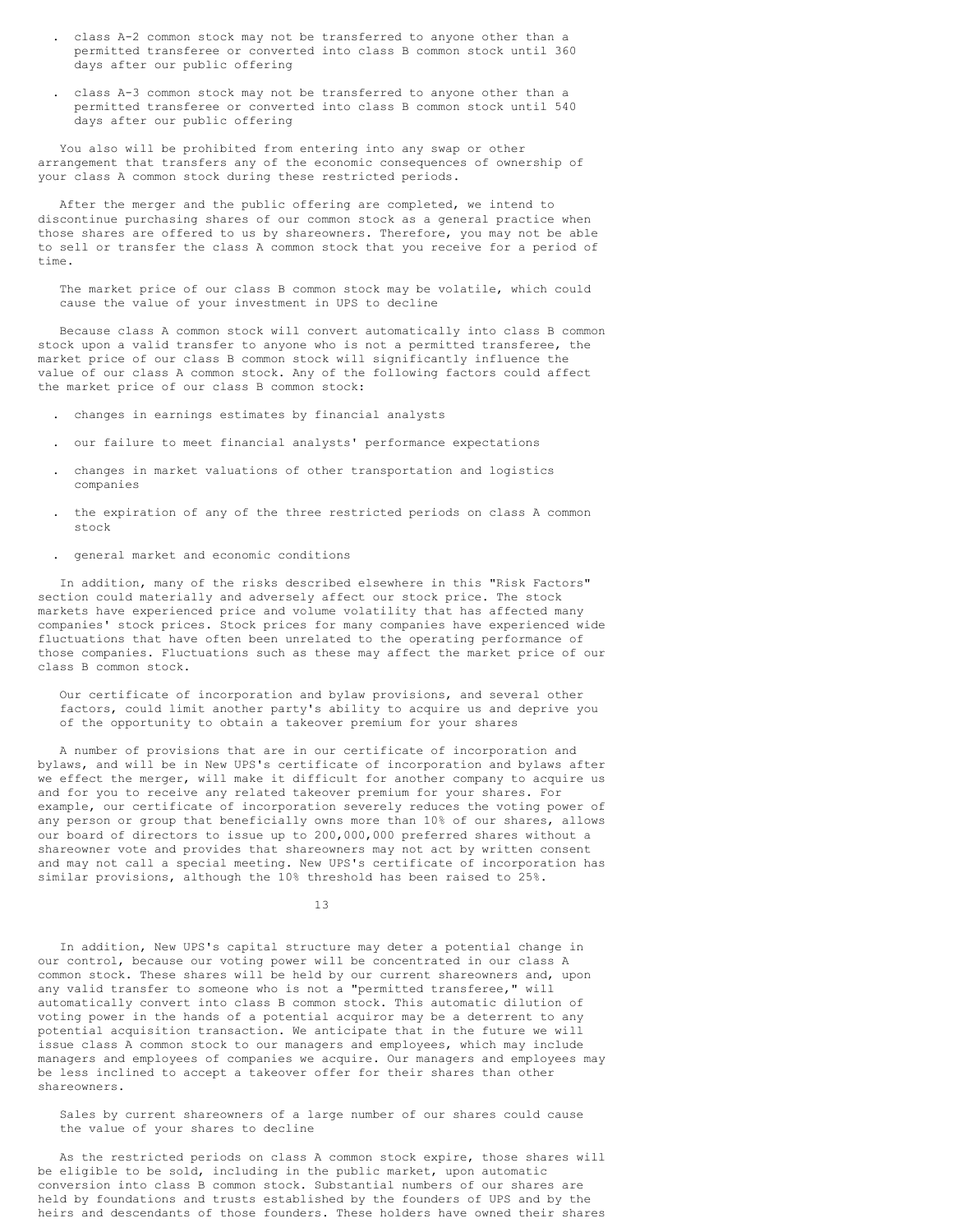- class A-2 common stock may not be transferred to anyone other than a permitted transferee or converted into class B common stock until 360 days after our public offering

- class A-3 common stock may not be transferred to anyone other than a permitted transferee or converted into class B common stock until 540 days after our public offering

You also will be prohibited from entering into any swap or other arrangement that transfers any of the economic consequences of ownership of your class A common stock during these restricted periods.

After the merger and the public offering are completed, we intend to discontinue purchasing shares of our common stock as a general practice when those shares are offered to us by shareowners. Therefore, you may not be able to sell or transfer the class A common stock that you receive for a period of time.

### The market price of our class B common stock may be volatile, which could cause the value of your investment in UPS to decline

Because class A common stock will convert automatically into class B common stock upon a valid transfer to anyone who is not a permitted transferee, the market price of our class B common stock will significantly influence the value of our class A common stock. Any of the following factors could affect the market price of our class B common stock:

- changes in earnings estimates by financial analysts

- our failure to meet financial analysts' performance expectations

- changes in market valuations of other transportation and logistics companies

- the expiration of any of the three restricted periods on class A common stock

- general market and economic conditions

In addition, many of the risks described elsewhere in this "Risk Factors" section could materially and adversely affect our stock price. The stock markets have experienced price and volume volatility that has affected many companies' stock prices. Stock prices for many companies have experienced wide fluctuations that have often been unrelated to the operating performance of those companies. Fluctuations such as these may affect the market price of our class B common stock.

### Our certificate of incorporation and bylaw provisions, and several other factors, could limit another party's ability to acquire us and deprive you of the opportunity to obtain a takeover premium for your shares

A number of provisions that are in our certificate of incorporation and bylaws, and will be in New UPS's certificate of incorporation and bylaws after we effect the merger, will make it difficult for another company to acquire us and for you to receive any related takeover premium for your shares. For example, our certificate of incorporation severely reduces the voting power of any person or group that beneficially owns more than 10% of our shares, allows our board of directors to issue up to 200,000,000 preferred shares without a shareowner vote and provides that shareowners may not act by written consent and may not call a special meeting. New UPS's certificate of incorporation has similar provisions, although the 10% threshold has been raised to 25%.

In addition, New UPS's capital structure may deter a potential change in our control, because our voting power will be concentrated in our class A common stock. These shares will be held by our current shareowners and, upon any valid transfer to someone who is not a "permitted transferee," will automatically convert into class B common stock. This automatic dilution of voting power in the hands of a potential acquiror may be a deterrent to any potential acquisition transaction. We anticipate that in the future we will issue class A common stock to our managers and employees, which may include managers and employees of companies we acquire. Our managers and employees may be less inclined to accept a takeover offer for their shares than other shareowners.

### Sales by current shareowners of a large number of our shares could cause the value of your shares to decline

As the restricted periods on class A common stock expire, those shares will be eligible to be sold, including in the public market, upon automatic conversion into class B common stock. Substantial numbers of our shares are held by foundations and trusts established by the founders of UPS and by the heirs and descendants of those founders. These holders have owned their shares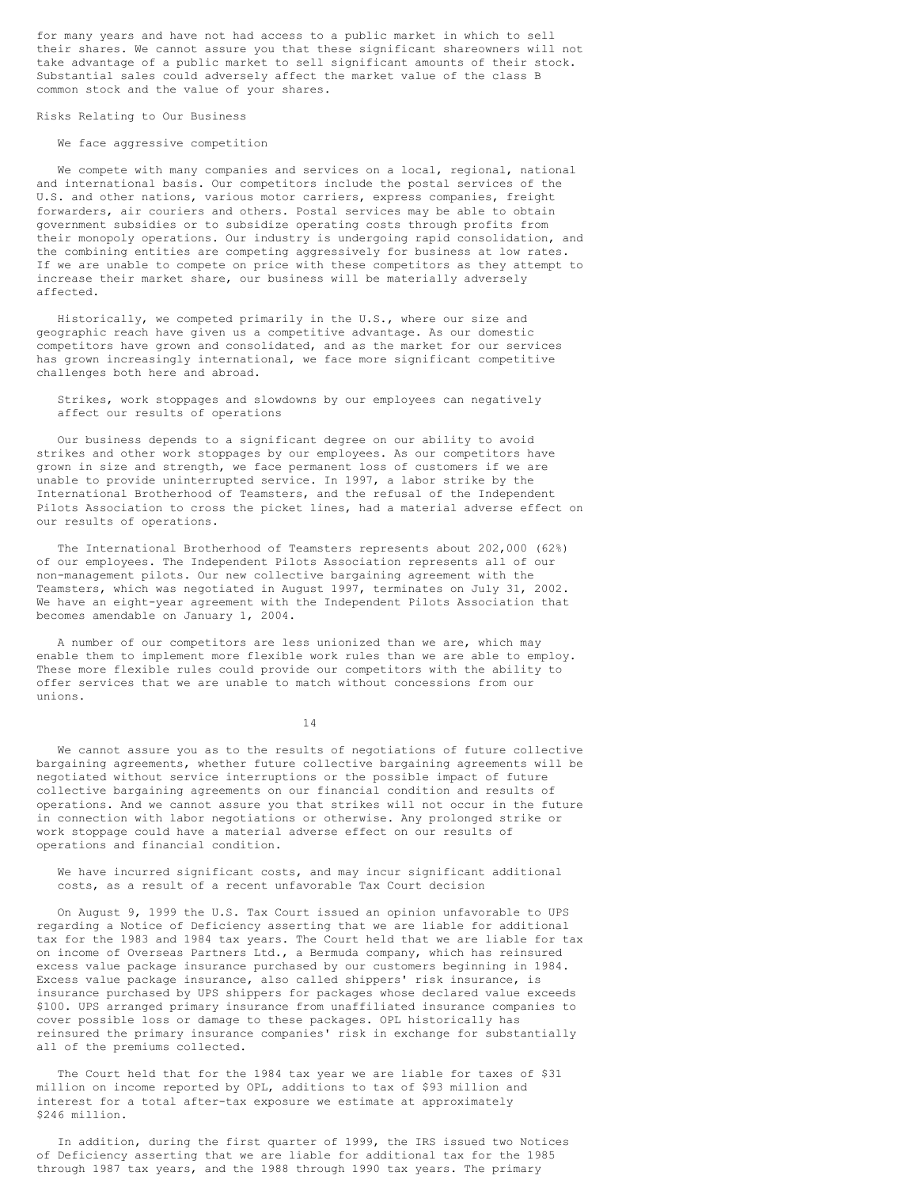for many years and have not had access to a public market in which to sell their shares. We cannot assure you that these significant shareowners will not take advantage of a public market to sell significant amounts of their stock. Substantial sales could adversely affect the market value of the class B common stock and the value of your shares.

## Risks Relating to Our Business

### We face aggressive competition

We compete with many companies and services on a local, regional, national and international basis. Our competitors include the postal services of the U.S. and other nations, various motor carriers, express companies, freight forwarders, air couriers and others. Postal services may be able to obtain government subsidies or to subsidize operating costs through profits from their monopoly operations. Our industry is undergoing rapid consolidation, and the combining entities are competing aggressively for business at low rates. If we are unable to compete on price with these competitors as they attempt to increase their market share, our business will be materially adversely affected.

Historically, we competed primarily in the U.S., where our size and geographic reach have given us a competitive advantage. As our domestic competitors have grown and consolidated, and as the market for our services has grown increasingly international, we face more significant competitive challenges both here and abroad.

### Strikes, work stoppages and slowdowns by our employees can negatively affect our results of operations

Our business depends to a significant degree on our ability to avoid strikes and other work stoppages by our employees. As our competitors have grown in size and strength, we face permanent loss of customers if we are unable to provide uninterrupted service. In 1997, a labor strike by the International Brotherhood of Teamsters, and the refusal of the Independent Pilots Association to cross the picket lines, had a material adverse effect on our results of operations.

The International Brotherhood of Teamsters represents about 202,000 (62%) of our employees. The Independent Pilots Association represents all of our non-management pilots. Our new collective bargaining agreement with the Teamsters, which was negotiated in August 1997, terminates on July 31, 2002. We have an eight-year agreement with the Independent Pilots Association that becomes amendable on January 1, 2004.

A number of our competitors are less unionized than we are, which may enable them to implement more flexible work rules than we are able to employ. These more flexible rules could provide our competitors with the ability to offer services that we are unable to match without concessions from our unions.

We cannot assure you as to the results of negotiations of future collective bargaining agreements, whether future collective bargaining agreements will be negotiated without service interruptions or the possible impact of future collective bargaining agreements on our financial condition and results of operations. And we cannot assure you that strikes will not occur in the future in connection with labor negotiations or otherwise. Any prolonged strike or work stoppage could have a material adverse effect on our results of operations and financial condition.

### We have incurred significant costs, and may incur significant additional costs, as a result of a recent unfavorable Tax Court decision

On August 9, 1999 the U.S. Tax Court issued an opinion unfavorable to UPS regarding a Notice of Deficiency asserting that we are liable for additional tax for the 1983 and 1984 tax years. The Court held that we are liable for tax on income of Overseas Partners Ltd., a Bermuda company, which has reinsured excess value package insurance purchased by our customers beginning in 1984. Excess value package insurance, also called shippers' risk insurance, is insurance purchased by UPS shippers for packages whose declared value exceeds $100. UPS arranged primary insurance from unaffiliated insurance companies to cover possible loss or damage to these packages. OPL historically has reinsured the primary insurance companies' risk in exchange for substantially all of the premiums collected.

The Court held that for the 1984 tax year we are liable for taxes of $31 million on income reported by OPL, additions to tax of $93 million and interest for a total after-tax exposure we estimate at approximately $246 million.

In addition, during the first quarter of 1999, the IRS issued two Notices of Deficiency asserting that we are liable for additional tax for the 1985 through 1987 tax years, and the 1988 through 1990 tax years. The primary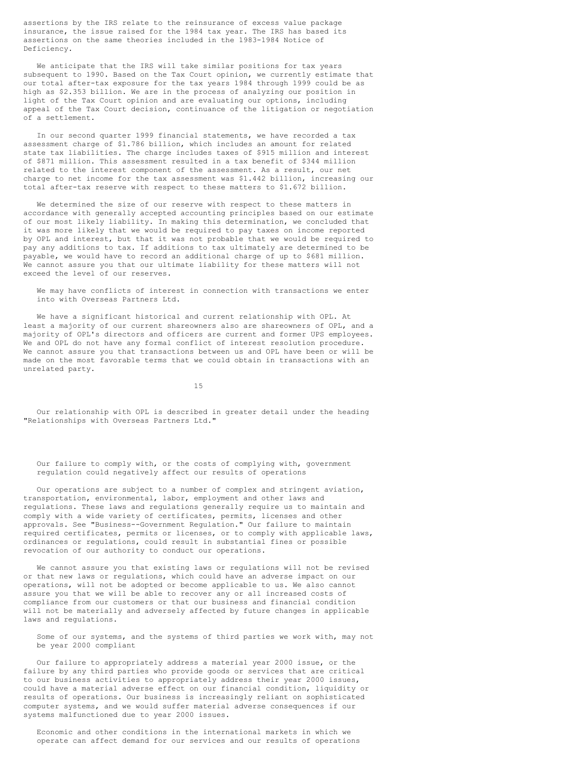assertions by the IRS relate to the reinsurance of excess value package insurance, the issue raised for the 1984 tax year. The IRS has based its assertions on the same theories included in the 1983-1984 Notice of Deficiency.

We anticipate that the IRS will take similar positions for tax years subsequent to 1990. Based on the Tax Court opinion, we currently estimate that our total after-tax exposure for the tax years 1984 through 1999 could be as high as $2.353 billion. We are in the process of analyzing our position in light of the Tax Court opinion and are evaluating our options, including appeal of the Tax Court decision, continuance of the litigation or negotiation of a settlement.

In our second quarter 1999 financial statements, we have recorded a tax assessment charge of $1.786 billion, which includes an amount for related state tax liabilities. The charge includes taxes of $915 million and interest of $871 million. This assessment resulted in a tax benefit of $344 million related to the interest component of the assessment. As a result, our net charge to net income for the tax assessment was $1.442 billion, increasing our total after-tax reserve with respect to these matters to $1.672 billion.

We determined the size of our reserve with respect to these matters in accordance with generally accepted accounting principles based on our estimate of our most likely liability. In making this determination, we concluded that it was more likely that we would be required to pay taxes on income reported by OPL and interest, but that it was not probable that we would be required to pay any additions to tax. If additions to tax ultimately are determined to be payable, we would have to record an additional charge of up to $681 million. We cannot assure you that our ultimate liability for these matters will not exceed the level of our reserves.

### We may have conflicts of interest in connection with transactions we enter into with Overseas Partners Ltd.

We have a significant historical and current relationship with OPL. At least a majority of our current shareowners also are shareowners of OPL, and a majority of OPL's directors and officers are current and former UPS employees. We and OPL do not have any formal conflict of interest resolution procedure. We cannot assure you that transactions between us and OPL have been or will be made on the most favorable terms that we could obtain in transactions with an unrelated party.

Our relationship with OPL is described in greater detail under the heading "Relationships with Overseas Partners Ltd."

### Our failure to comply with, or the costs of complying with, government regulation could negatively affect our results of operations

Our operations are subject to a number of complex and stringent aviation, transportation, environmental, labor, employment and other laws and regulations. These laws and regulations generally require us to maintain and comply with a wide variety of certificates, permits, licenses and other approvals. See "Business--Government Regulation." Our failure to maintain required certificates, permits or licenses, or to comply with applicable laws, ordinances or regulations, could result in substantial fines or possible revocation of our authority to conduct our operations.

We cannot assure you that existing laws or regulations will not be revised or that new laws or regulations, which could have an adverse impact on our operations, will not be adopted or become applicable to us. We also cannot assure you that we will be able to recover any or all increased costs of compliance from our customers or that our business and financial condition will not be materially and adversely affected by future changes in applicable laws and regulations.

### Some of our systems, and the systems of third parties we work with, may not be year 2000 compliant

Our failure to appropriately address a material year 2000 issue, or the failure by any third parties who provide goods or services that are critical to our business activities to appropriately address their year 2000 issues, could have a material adverse effect on our financial condition, liquidity or results of operations. Our business is increasingly reliant on sophisticated computer systems, and we would suffer material adverse consequences if our systems malfunctioned due to year 2000 issues.

### Economic and other conditions in the international markets in which we operate can affect demand for our services and our results of operations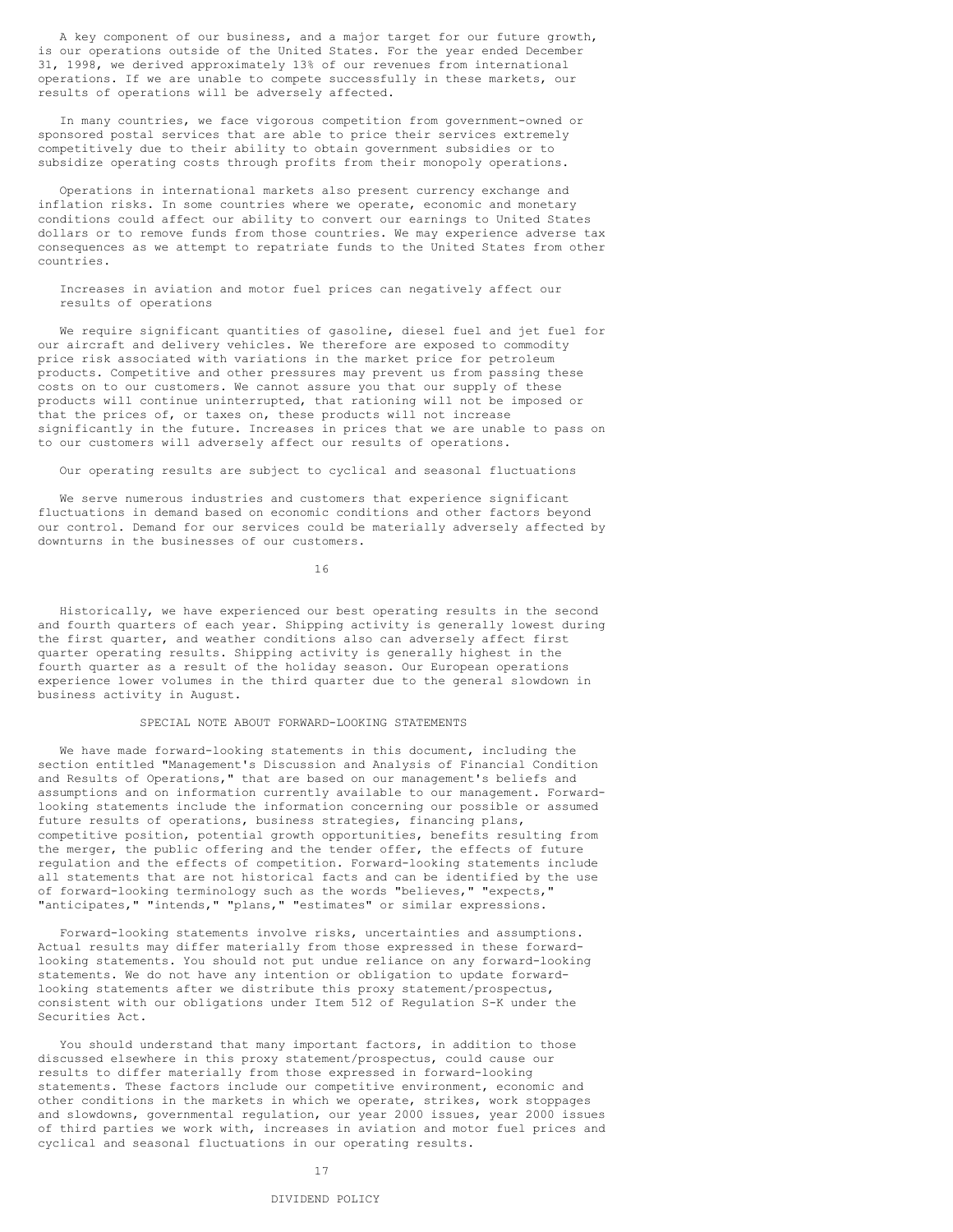A key component of our business, and a major target for our future growth, is our operations outside of the United States. For the year ended December 31, 1998, we derived approximately 13% of our revenues from international operations. If we are unable to compete successfully in these markets, our results of operations will be adversely affected.

In many countries, we face vigorous competition from government-owned or sponsored postal services that are able to price their services extremely competitively due to their ability to obtain government subsidies or to subsidize operating costs through profits from their monopoly operations.

Operations in international markets also present currency exchange and inflation risks. In some countries where we operate, economic and monetary conditions could affect our ability to convert our earnings to United States dollars or to remove funds from those countries. We may experience adverse tax consequences as we attempt to repatriate funds to the United States from other countries.

Increases in aviation and motor fuel prices can negatively affect our results of operations

We require significant quantities of gasoline, diesel fuel and jet fuel for our aircraft and delivery vehicles. We therefore are exposed to commodity price risk associated with variations in the market price for petroleum products. Competitive and other pressures may prevent us from passing these costs on to our customers. We cannot assure you that our supply of these products will continue uninterrupted, that rationing will not be imposed or that the prices of, or taxes on, these products will not increase significantly in the future. Increases in prices that we are unable to pass on to our customers will adversely affect our results of operations.

Our operating results are subject to cyclical and seasonal fluctuations

We serve numerous industries and customers that experience significant fluctuations in demand based on economic conditions and other factors beyond our control. Demand for our services could be materially adversely affected by downturns in the businesses of our customers.

Historically, we have experienced our best operating results in the second and fourth quarters of each year. Shipping activity is generally lowest during the first quarter, and weather conditions also can adversely affect first quarter operating results. Shipping activity is generally highest in the fourth quarter as a result of the holiday season. Our European operations experience lower volumes in the third quarter due to the general slowdown in business activity in August.

## SPECIAL NOTE ABOUT FORWARD-LOOKING STATEMENTS

We have made forward-looking statements in this document, including the section entitled "Management's Discussion and Analysis of Financial Condition and Results of Operations," that are based on our management's beliefs and assumptions and on information currently available to our management. Forward-looking statements include the information concerning our possible or assumed future results of operations, business strategies, financing plans, competitive position, potential growth opportunities, benefits resulting from the merger, the public offering and the tender offer, the effects of future regulation and the effects of competition. Forward-looking statements include all statements that are not historical facts and can be identified by the use of forward-looking terminology such as the words "believes," "expects," "anticipates," "intends," "plans," "estimates" or similar expressions.

Forward-looking statements involve risks, uncertainties and assumptions. Actual results may differ materially from those expressed in these forward-looking statements. You should not put undue reliance on any forward-looking statements. We do not have any intention or obligation to update forward-looking statements after we distribute this proxy statement/prospectus, consistent with our obligations under Item 512 of Regulation S-K under the Securities Act.

You should understand that many important factors, in addition to those discussed elsewhere in this proxy statement/prospectus, could cause our results to differ materially from those expressed in forward-looking statements. These factors include our competitive environment, economic and other conditions in the markets in which we operate, strikes, work stoppages and slowdowns, governmental regulation, our year 2000 issues, year 2000 issues of third parties we work with, increases in aviation and motor fuel prices and cyclical and seasonal fluctuations in our operating results.

## DIVIDEND POLICY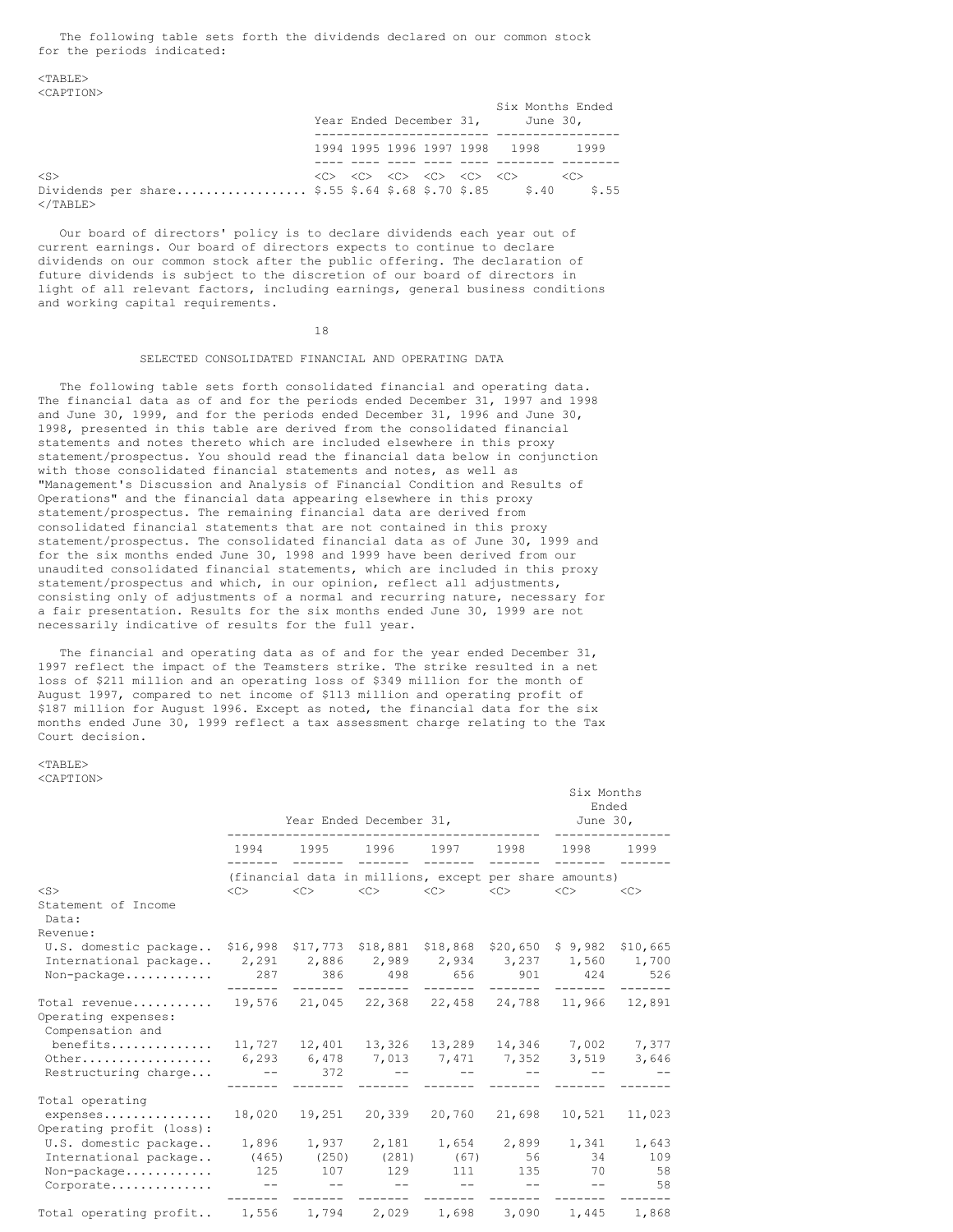The following table sets forth the dividends declared on our common stock for the periods indicated:

| | Year Ended December 31, | | | | | Six Months Ended June 30, | |
|---|---|---|---|---|---|---|---|
| | 1994 | 1995 | 1996 | 1997 | 1998 | 1998 | 1999 |
| Dividends per share | $.55 | $.64 | $.68 | $.70 | $.85 | $.40 | $.55 |

Our board of directors' policy is to declare dividends each year out of current earnings. Our board of directors expects to continue to declare dividends on our common stock after the public offering. The declaration of future dividends is subject to the discretion of our board of directors in light of all relevant factors, including earnings, general business conditions and working capital requirements.

## SELECTED CONSOLIDATED FINANCIAL AND OPERATING DATA

The following table sets forth consolidated financial and operating data. The financial data as of and for the periods ended December 31, 1997 and 1998 and June 30, 1999, and for the periods ended December 31, 1996 and June 30, 1998, presented in this table are derived from the consolidated financial statements and notes thereto which are included elsewhere in this proxy statement/prospectus. You should read the financial data below in conjunction with those consolidated financial statements and notes, as well as "Management's Discussion and Analysis of Financial Condition and Results of Operations" and the financial data appearing elsewhere in this proxy statement/prospectus. The remaining financial data are derived from consolidated financial statements that are not contained in this proxy statement/prospectus. The consolidated financial data as of June 30, 1999 and for the six months ended June 30, 1998 and 1999 have been derived from our unaudited consolidated financial statements, which are included in this proxy statement/prospectus and which, in our opinion, reflect all adjustments, consisting only of adjustments of a normal and recurring nature, necessary for a fair presentation. Results for the six months ended June 30, 1999 are not necessarily indicative of results for the full year.

The financial and operating data as of and for the year ended December 31, 1997 reflect the impact of the Teamsters strike. The strike resulted in a net loss of $211 million and an operating loss of $349 million for the month of August 1997, compared to net income of $113 million and operating profit of $187 million for August 1996. Except as noted, the financial data for the six months ended June 30, 1999 reflect a tax assessment charge relating to the Tax Court decision.

| | Year Ended December 31, | | | | | Six Months Ended June 30, | |
|---|---|---|---|---|---|---|---|
| | 1994 | 1995 | 1996 | 1997 | 1998 | 1998 | 1999 |
| | (financial data in millions, except per share amounts) | | | | | | |
| Statement of Income Data: | | | | | | | |
| Revenue: | | | | | | | |
| U.S. domestic package | $16,998 | $17,773 | $18,881 | $18,868 | $20,650 | $ 9,982 | $10,665 |
| International package | 2,291 | 2,886 | 2,989 | 2,934 | 3,237 | 1,560 | 1,700 |
| Non-package | 287 | 386 | 498 | 656 | 901 | 424 | 526 |
| Total revenue | 19,576 | 21,045 | 22,368 | 22,458 | 24,788 | 11,966 | 12,891 |
| Operating expenses: | | | | | | | |
| Compensation and benefits | 11,727 | 12,401 | 13,326 | 13,289 | 14,346 | 7,002 | 7,377 |
| Other | 6,293 | 6,478 | 7,013 | 7,471 | 7,352 | 3,519 | 3,646 |
| Restructuring charge | -- | 372 | -- | -- | -- | -- | -- |
| Total operating expenses | 18,020 | 19,251 | 20,339 | 20,760 | 21,698 | 10,521 | 11,023 |
| Operating profit (loss): | | | | | | | |
| U.S. domestic package | 1,896 | 1,937 | 2,181 | 1,654 | 2,899 | 1,341 | 1,643 |
| International package | (465) | (250) | (281) | (67) | 56 | 34 | 109 |
| Non-package | 125 | 107 | 129 | 111 | 135 | 70 | 58 |
| Corporate | -- | -- | -- | -- | -- | -- | 58 |
| Total operating profit | 1,556 | 1,794 | 2,029 | 1,698 | 3,090 | 1,445 | 1,868 |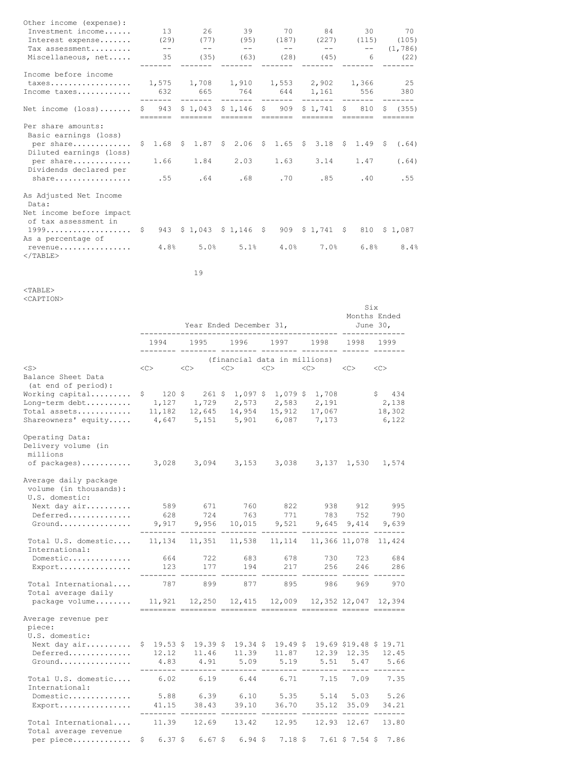| | 1994 | 1995 | 1996 | 1997 | 1998 | 1998 | 1999 |
|---|---|---|---|---|---|---|---|
| Other income (expense): | | | | | | | |
| Investment income | 13 | 26 | 39 | 70 | 84 | 30 | 70 |
| Interest expense | (29) | (77) | (95) | (187) | (227) | (115) | (105) |
| Tax assessment | -- | -- | -- | -- | -- | -- | (1,786) |
| Miscellaneous, net | 35 | (35) | (63) | (28) | (45) | 6 | (22) |
| Income before income taxes | 1,575 | 1,708 | 1,910 | 1,553 | 2,902 | 1,366 | 25 |
| Income taxes | 632 | 665 | 764 | 644 | 1,161 | 556 | 380 |
| Net income (loss) | $ 943 | $ 1,043 | $ 1,146 | $ 909 | $ 1,741 | $ 810 | $ (355) |
| Per share amounts: | | | | | | | |
| Basic earnings (loss) per share | $ 1.68 | $ 1.87 | $ 2.06 | $ 1.65 | $ 3.18 | $ 1.49 | $ (.64) |
| Diluted earnings (loss) per share | 1.66 | 1.84 | 2.03 | 1.63 | 3.14 | 1.47 | (.64) |
| Dividends declared per share | .55 | .64 | .68 | .70 | .85 | .40 | .55 |
| As Adjusted Net Income Data: | | | | | | | |
| Net income before impact of tax assessment in 1999 | $ 943 | $ 1,043 | $ 1,146 | $ 909 | $ 1,741 | $ 810 | $ 1,087 |
| As a percentage of revenue | 4.8% | 5.0% | 5.1% | 4.0% | 7.0% | 6.8% | 8.4% |

| | Year Ended December 31, | | | | | Six Months Ended June 30, | |
|---|---|---|---|---|---|---|---|
| | 1994 | 1995 | 1996 | 1997 | 1998 | 1998 | 1999 |
| | (financial data in millions) | | | | | | |
| Balance Sheet Data (at end of period): | | | | | | | |
| Working capital | $ 120 | $ 261 | $ 1,097 | $ 1,079 | $ 1,708 | | $ 434 |
| Long-term debt | 1,127 | 1,729 | 2,573 | 2,583 | 2,191 | | 2,138 |
| Total assets | 11,182 | 12,645 | 14,954 | 15,912 | 17,067 | | 18,302 |
| Shareowners' equity | 4,647 | 5,151 | 5,901 | 6,087 | 7,173 | | 6,122 |
| Operating Data: | | | | | | | |
| Delivery volume (in millions of packages) | 3,028 | 3,094 | 3,153 | 3,038 | 3,137 | 1,530 | 1,574 |
| Average daily package volume (in thousands): | | | | | | | |
| U.S. domestic: | | | | | | | |
| Next day air | 589 | 671 | 760 | 822 | 938 | 912 | 995 |
| Deferred | 628 | 724 | 763 | 771 | 783 | 752 | 790 |
| Ground | 9,917 | 9,956 | 10,015 | 9,521 | 9,645 | 9,414 | 9,639 |
| Total U.S. domestic | 11,134 | 11,351 | 11,538 | 11,114 | 11,366 | 11,078 | 11,424 |
| International: | | | | | | | |
| Domestic | 664 | 722 | 683 | 678 | 730 | 723 | 684 |
| Export | 123 | 177 | 194 | 217 | 256 | 246 | 286 |
| Total International | 787 | 899 | 877 | 895 | 986 | 969 | 970 |
| Total average daily package volume | 11,921 | 12,250 | 12,415 | 12,009 | 12,352 | 12,047 | 12,394 |
| Average revenue per piece: | | | | | | | |
| U.S. domestic: | | | | | | | |
| Next day air | $ 19.53 | $ 19.39 | $ 19.34 | $ 19.49 | $ 19.69 | $19.48 | $ 19.71 |
| Deferred | 12.12 | 11.46 | 11.39 | 11.87 | 12.39 | 12.35 | 12.45 |
| Ground | 4.83 | 4.91 | 5.09 | 5.19 | 5.51 | 5.47 | 5.66 |
| Total U.S. domestic | 6.02 | 6.19 | 6.44 | 6.71 | 7.15 | 7.09 | 7.35 |
| International: | | | | | | | |
| Domestic | 5.88 | 6.39 | 6.10 | 5.35 | 5.14 | 5.03 | 5.26 |
| Export | 41.15 | 38.43 | 39.10 | 36.70 | 35.12 | 35.09 | 34.21 |
| Total International | 11.39 | 12.69 | 13.42 | 12.95 | 12.93 | 12.67 | 13.80 |
| Total average revenue per piece | $ 6.37 | $ 6.67 | $ 6.94 | $ 7.18 | $ 7.61 | $ 7.54 | $ 7.86 |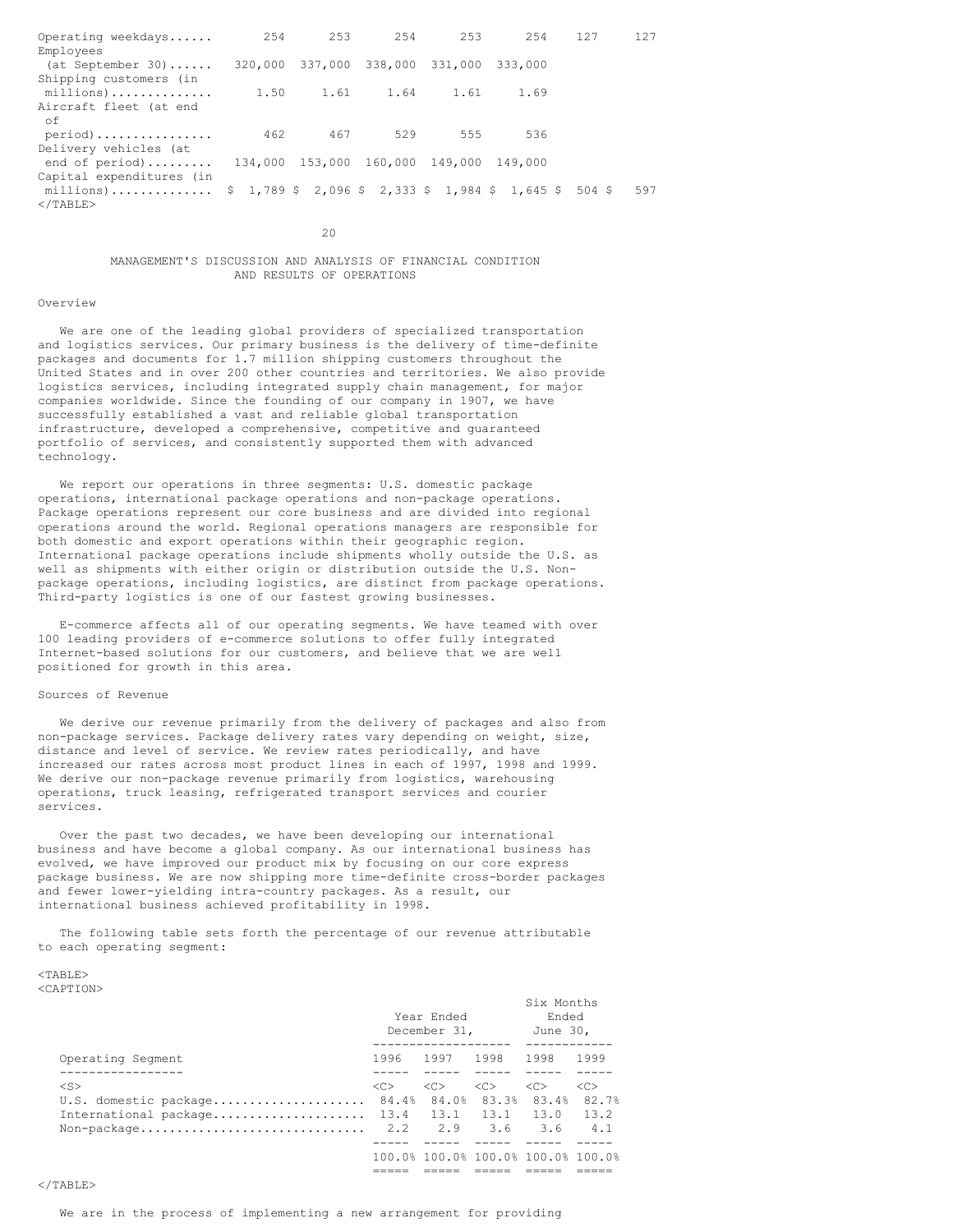| | | | | | | | |
|---|---|---|---|---|---|---|---|
| Operating weekdays | 254 | 253 | 254 | 253 | 254 | 127 | 127 |
| Employees (at September 30) | 320,000 | 337,000 | 338,000 | 331,000 | 333,000 | | |
| Shipping customers (in millions) | 1.50 | 1.61 | 1.64 | 1.61 | 1.69 | | |
| Aircraft fleet (at end of period) | 462 | 467 | 529 | 555 | 536 | | |
| Delivery vehicles (at end of period) | 134,000 | 153,000 | 160,000 | 149,000 | 149,000 | | |
| Capital expenditures (in millions) | $ 1,789 | $ 2,096 | $ 2,333 | $ 1,984 | $ 1,645 | $ 504 | $ 597 |

## MANAGEMENT'S DISCUSSION AND ANALYSIS OF FINANCIAL CONDITION AND RESULTS OF OPERATIONS

### Overview

We are one of the leading global providers of specialized transportation and logistics services. Our primary business is the delivery of time-definite packages and documents for 1.7 million shipping customers throughout the United States and in over 200 other countries and territories. We also provide logistics services, including integrated supply chain management, for major companies worldwide. Since the founding of our company in 1907, we have successfully established a vast and reliable global transportation infrastructure, developed a comprehensive, competitive and guaranteed portfolio of services, and consistently supported them with advanced technology.

We report our operations in three segments: U.S. domestic package operations, international package operations and non-package operations. Package operations represent our core business and are divided into regional operations around the world. Regional operations managers are responsible for both domestic and export operations within their geographic region. International package operations include shipments wholly outside the U.S. as well as shipments with either origin or distribution outside the U.S. Non-package operations, including logistics, are distinct from package operations. Third-party logistics is one of our fastest growing businesses.

E-commerce affects all of our operating segments. We have teamed with over 100 leading providers of e-commerce solutions to offer fully integrated Internet-based solutions for our customers, and believe that we are well positioned for growth in this area.

### Sources of Revenue

We derive our revenue primarily from the delivery of packages and also from non-package services. Package delivery rates vary depending on weight, size, distance and level of service. We review rates periodically, and have increased our rates across most product lines in each of 1997, 1998 and 1999. We derive our non-package revenue primarily from logistics, warehousing operations, truck leasing, refrigerated transport services and courier services.

Over the past two decades, we have been developing our international business and have become a global company. As our international business has evolved, we have improved our product mix by focusing on our core express package business. We are now shipping more time-definite cross-border packages and fewer lower-yielding intra-country packages. As a result, our international business achieved profitability in 1998.

The following table sets forth the percentage of our revenue attributable to each operating segment:

| | Year Ended December 31, | | | Six Months Ended June 30, | |
|---|---|---|---|---|---|
| Operating Segment | 1996 | 1997 | 1998 | 1998 | 1999 |
| U.S. domestic package | 84.4% | 84.0% | 83.3% | 83.4% | 82.7% |
| International package | 13.4 | 13.1 | 13.1 | 13.0 | 13.2 |
| Non-package | 2.2 | 2.9 | 3.6 | 3.6 | 4.1 |
| | 100.0% | 100.0% | 100.0% | 100.0% | 100.0% |

We are in the process of implementing a new arrangement for providing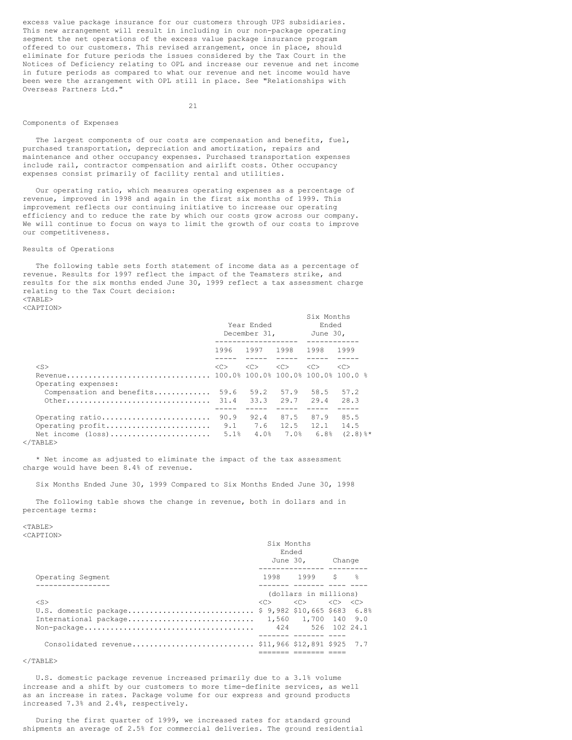excess value package insurance for our customers through UPS subsidiaries. This new arrangement will result in including in our non-package operating segment the net operations of the excess value package insurance program offered to our customers. This revised arrangement, once in place, should eliminate for future periods the issues considered by the Tax Court in the Notices of Deficiency relating to OPL and increase our revenue and net income in future periods as compared to what our revenue and net income would have been were the arrangement with OPL still in place. See "Relationships with Overseas Partners Ltd."

## Components of Expenses

The largest components of our costs are compensation and benefits, fuel, purchased transportation, depreciation and amortization, repairs and maintenance and other occupancy expenses. Purchased transportation expenses include rail, contractor compensation and airlift costs. Other occupancy expenses consist primarily of facility rental and utilities.

Our operating ratio, which measures operating expenses as a percentage of revenue, improved in 1998 and again in the first six months of 1999. This improvement reflects our continuing initiative to increase our operating efficiency and to reduce the rate by which our costs grow across our company. We will continue to focus on ways to limit the growth of our costs to improve our competitiveness.

## Results of Operations

The following table sets forth statement of income data as a percentage of revenue. Results for 1997 reflect the impact of the Teamsters strike, and results for the six months ended June 30, 1999 reflect a tax assessment charge relating to the Tax Court decision:

| | Year Ended December 31, | | | Six Months Ended June 30, | |
|---|---|---|---|---|---|
| | 1996 | 1997 | 1998 | 1998 | 1999 |
| Revenue | 100.0% | 100.0% | 100.0% | 100.0% | 100.0 % |
| Operating expenses: | | | | | |
| Compensation and benefits | 59.6 | 59.2 | 57.9 | 58.5 | 57.2 |
| Other | 31.4 | 33.3 | 29.7 | 29.4 | 28.3 |
| Operating ratio | 90.9 | 92.4 | 87.5 | 87.9 | 85.5 |
| Operating profit | 9.1 | 7.6 | 12.5 | 12.1 | 14.5 |
| Net income (loss) | 5.1% | 4.0% | 7.0% | 6.8% | (2.8)%* |

\* Net income as adjusted to eliminate the impact of the tax assessment charge would have been 8.4% of revenue.

### Six Months Ended June 30, 1999 Compared to Six Months Ended June 30, 1998

The following table shows the change in revenue, both in dollars and in percentage terms:

| Operating Segment | Six Months Ended June 30, 1998 | Six Months Ended June 30, 1999 | Change $ | Change % |
|---|---|---|---|---|
| | (dollars in millions) | | | |
| U.S. domestic package | $ 9,982 | $10,665 | $683 | 6.8% |
| International package | 1,560 | 1,700 | 140 | 9.0 |
| Non-package | 424 | 526 | 102 | 24.1 |
| Consolidated revenue | $11,966 | $12,891 | $925 | 7.7 |

U.S. domestic package revenue increased primarily due to a 3.1% volume increase and a shift by our customers to more time-definite services, as well as an increase in rates. Package volume for our express and ground products increased 7.3% and 2.4%, respectively.

During the first quarter of 1999, we increased rates for standard ground shipments an average of 2.5% for commercial deliveries. The ground residential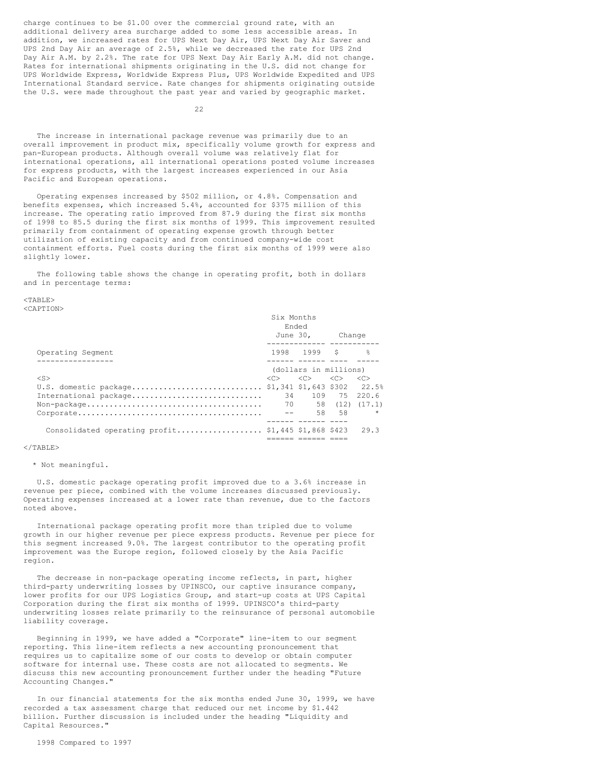charge continues to be $1.00 over the commercial ground rate, with an additional delivery area surcharge added to some less accessible areas. In addition, we increased rates for UPS Next Day Air, UPS Next Day Air Saver and UPS 2nd Day Air an average of 2.5%, while we decreased the rate for UPS 2nd Day Air A.M. by 2.2%. The rate for UPS Next Day Air Early A.M. did not change. Rates for international shipments originating in the U.S. did not change for UPS Worldwide Express, Worldwide Express Plus, UPS Worldwide Expedited and UPS International Standard service. Rate changes for shipments originating outside the U.S. were made throughout the past year and varied by geographic market.

The increase in international package revenue was primarily due to an overall improvement in product mix, specifically volume growth for express and pan-European products. Although overall volume was relatively flat for international operations, all international operations posted volume increases for express products, with the largest increases experienced in our Asia Pacific and European operations.

Operating expenses increased by $502 million, or 4.8%. Compensation and benefits expenses, which increased 5.4%, accounted for $375 million of this increase. The operating ratio improved from 87.9 during the first six months of 1998 to 85.5 during the first six months of 1999. This improvement resulted primarily from containment of operating expense growth through better utilization of existing capacity and from continued company-wide cost containment efforts. Fuel costs during the first six months of 1999 were also slightly lower.

The following table shows the change in operating profit, both in dollars and in percentage terms:

| Operating Segment | Six Months Ended June 30, 1998 | Six Months Ended June 30, 1999 | Change $ | Change % |
|---|---|---|---|---|
| | (dollars in millions) | | | |
| U.S. domestic package | $1,341 | $1,643 | $302 | 22.5% |
| International package | 34 | 109 | 75 | 220.6 |
| Non-package | 70 | 58 | (12) | (17.1) |
| Corporate | -- | 58 | 58 | * |
| Consolidated operating profit | $1,445 | $1,868 | $423 | 29.3 |

* Not meaningful.

U.S. domestic package operating profit improved due to a 3.6% increase in revenue per piece, combined with the volume increases discussed previously. Operating expenses increased at a lower rate than revenue, due to the factors noted above.

International package operating profit more than tripled due to volume growth in our higher revenue per piece express products. Revenue per piece for this segment increased 9.0%. The largest contributor to the operating profit improvement was the Europe region, followed closely by the Asia Pacific region.

The decrease in non-package operating income reflects, in part, higher third-party underwriting losses by UPINSCO, our captive insurance company, lower profits for our UPS Logistics Group, and start-up costs at UPS Capital Corporation during the first six months of 1999. UPINSCO's third-party underwriting losses relate primarily to the reinsurance of personal automobile liability coverage.

Beginning in 1999, we have added a "Corporate" line-item to our segment reporting. This line-item reflects a new accounting pronouncement that requires us to capitalize some of our costs to develop or obtain computer software for internal use. These costs are not allocated to segments. We discuss this new accounting pronouncement further under the heading "Future Accounting Changes."

In our financial statements for the six months ended June 30, 1999, we have recorded a tax assessment charge that reduced our net income by $1.442 billion. Further discussion is included under the heading "Liquidity and Capital Resources."

1998 Compared to 1997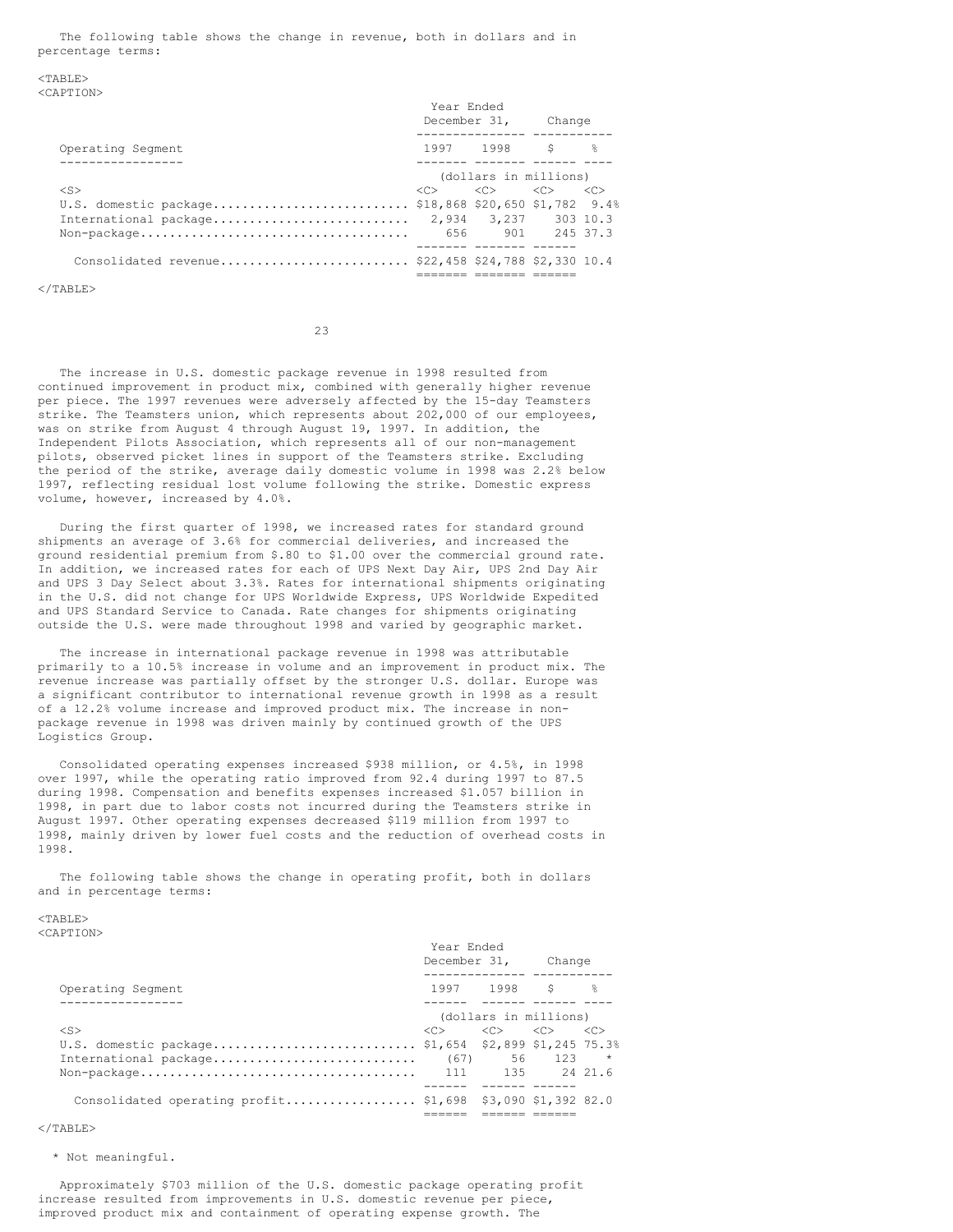The following table shows the change in revenue, both in dollars and in percentage terms:

| Operating Segment | Year Ended December 31, 1997 | 1998 | Change $ | % |
|---|---|---|---|---|
| | (dollars in millions) | | | |
| U.S. domestic package | $18,868 | $20,650 | $1,782 | 9.4% |
| International package | 2,934 | 3,237 | 303 | 10.3 |
| Non-package | 656 | 901 | 245 | 37.3 |
| Consolidated revenue | $22,458 | $24,788 | $2,330 | 10.4 |

The increase in U.S. domestic package revenue in 1998 resulted from continued improvement in product mix, combined with generally higher revenue per piece. The 1997 revenues were adversely affected by the 15-day Teamsters strike. The Teamsters union, which represents about 202,000 of our employees, was on strike from August 4 through August 19, 1997. In addition, the Independent Pilots Association, which represents all of our non-management pilots, observed picket lines in support of the Teamsters strike. Excluding the period of the strike, average daily domestic volume in 1998 was 2.2% below 1997, reflecting residual lost volume following the strike. Domestic express volume, however, increased by 4.0%.

During the first quarter of 1998, we increased rates for standard ground shipments an average of 3.6% for commercial deliveries, and increased the ground residential premium from $.80 to $1.00 over the commercial ground rate. In addition, we increased rates for each of UPS Next Day Air, UPS 2nd Day Air and UPS 3 Day Select about 3.3%. Rates for international shipments originating in the U.S. did not change for UPS Worldwide Express, UPS Worldwide Expedited and UPS Standard Service to Canada. Rate changes for shipments originating outside the U.S. were made throughout 1998 and varied by geographic market.

The increase in international package revenue in 1998 was attributable primarily to a 10.5% increase in volume and an improvement in product mix. The revenue increase was partially offset by the stronger U.S. dollar. Europe was a significant contributor to international revenue growth in 1998 as a result of a 12.2% volume increase and improved product mix. The increase in non-package revenue in 1998 was driven mainly by continued growth of the UPS Logistics Group.

Consolidated operating expenses increased $938 million, or 4.5%, in 1998 over 1997, while the operating ratio improved from 92.4 during 1997 to 87.5 during 1998. Compensation and benefits expenses increased $1.057 billion in 1998, in part due to labor costs not incurred during the Teamsters strike in August 1997. Other operating expenses decreased $119 million from 1997 to 1998, mainly driven by lower fuel costs and the reduction of overhead costs in 1998.

The following table shows the change in operating profit, both in dollars and in percentage terms:

| Operating Segment | Year Ended December 31, 1997 | 1998 | Change $ | % |
|---|---|---|---|---|
| | (dollars in millions) | | | |
| U.S. domestic package | $1,654 | $2,899 | $1,245 | 75.3% |
| International package | (67) | 56 | 123 | * |
| Non-package | 111 | 135 | 24 | 21.6 |
| Consolidated operating profit | $1,698 | $3,090 | $1,392 | 82.0 |

\* Not meaningful.

Approximately $703 million of the U.S. domestic package operating profit increase resulted from improvements in U.S. domestic revenue per piece, improved product mix and containment of operating expense growth. The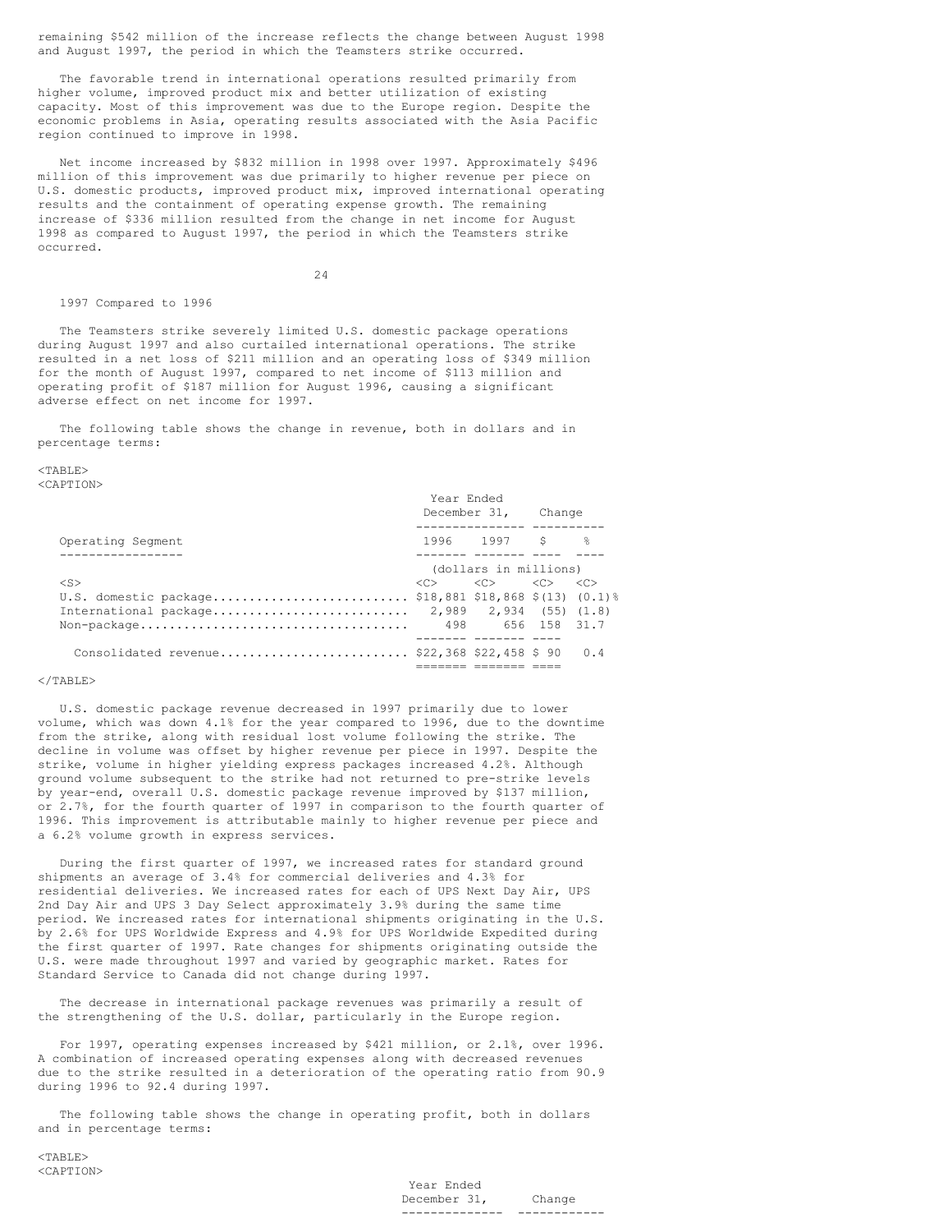remaining $542 million of the increase reflects the change between August 1998 and August 1997, the period in which the Teamsters strike occurred.

The favorable trend in international operations resulted primarily from higher volume, improved product mix and better utilization of existing capacity. Most of this improvement was due to the Europe region. Despite the economic problems in Asia, operating results associated with the Asia Pacific region continued to improve in 1998.

Net income increased by $832 million in 1998 over 1997. Approximately $496 million of this improvement was due primarily to higher revenue per piece on U.S. domestic products, improved product mix, improved international operating results and the containment of operating expense growth. The remaining increase of $336 million resulted from the change in net income for August 1998 as compared to August 1997, the period in which the Teamsters strike occurred.

1997 Compared to 1996

The Teamsters strike severely limited U.S. domestic package operations during August 1997 and also curtailed international operations. The strike resulted in a net loss of $211 million and an operating loss of $349 million for the month of August 1997, compared to net income of $113 million and operating profit of $187 million for August 1996, causing a significant adverse effect on net income for 1997.

The following table shows the change in revenue, both in dollars and in percentage terms:

| Operating Segment | Year Ended December 31, 1996 | 1997 | Change $ | % |
|---|---|---|---|---|
| | (dollars in millions) | | | |
| U.S. domestic package | $18,881 | $18,868 | $(13) | (0.1)% |
| International package | 2,989 | 2,934 | (55) | (1.8) |
| Non-package | 498 | 656 | 158 | 31.7 |
| Consolidated revenue | $22,368 | $22,458 | $ 90 | 0.4 |

U.S. domestic package revenue decreased in 1997 primarily due to lower volume, which was down 4.1% for the year compared to 1996, due to the downtime from the strike, along with residual lost volume following the strike. The decline in volume was offset by higher revenue per piece in 1997. Despite the strike, volume in higher yielding express packages increased 4.2%. Although ground volume subsequent to the strike had not returned to pre-strike levels by year-end, overall U.S. domestic package revenue improved by $137 million, or 2.7%, for the fourth quarter of 1997 in comparison to the fourth quarter of 1996. This improvement is attributable mainly to higher revenue per piece and a 6.2% volume growth in express services.

During the first quarter of 1997, we increased rates for standard ground shipments an average of 3.4% for commercial deliveries and 4.3% for residential deliveries. We increased rates for each of UPS Next Day Air, UPS 2nd Day Air and UPS 3 Day Select approximately 3.9% during the same time period. We increased rates for international shipments originating in the U.S. by 2.6% for UPS Worldwide Express and 4.9% for UPS Worldwide Expedited during the first quarter of 1997. Rate changes for shipments originating outside the U.S. were made throughout 1997 and varied by geographic market. Rates for Standard Service to Canada did not change during 1997.

The decrease in international package revenues was primarily a result of the strengthening of the U.S. dollar, particularly in the Europe region.

For 1997, operating expenses increased by $421 million, or 2.1%, over 1996. A combination of increased operating expenses along with decreased revenues due to the strike resulted in a deterioration of the operating ratio from 90.9 during 1996 to 92.4 during 1997.

The following table shows the change in operating profit, both in dollars and in percentage terms:

| | Year Ended December 31, | Change |
|---|---|---|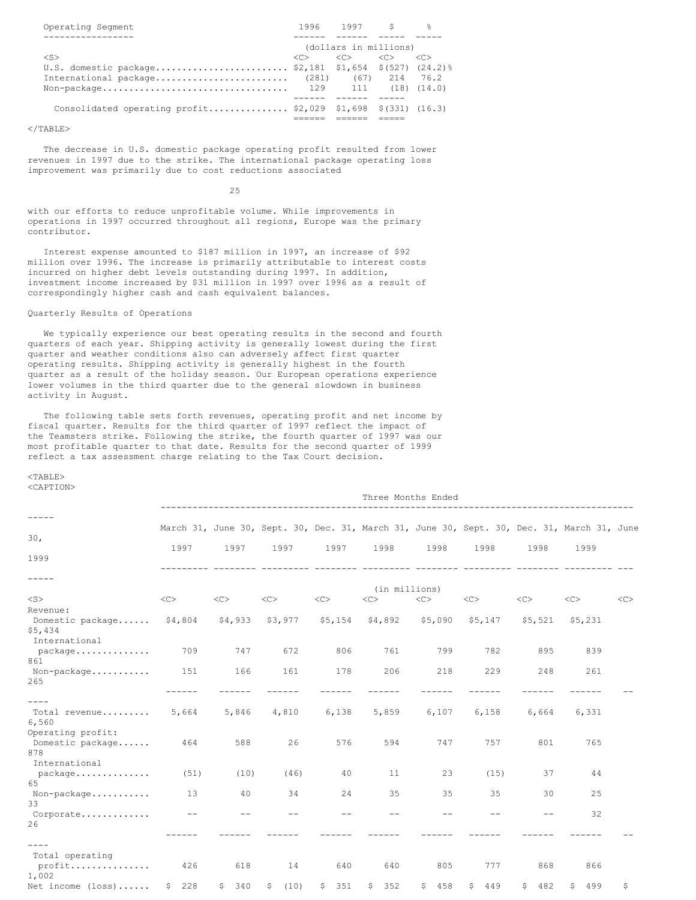| Operating Segment | 1996 | 1997 | $ | % |
|---|---|---|---|---|
| | (dollars in millions) | | | |
| U.S. domestic package | $2,181 | $1,654 | $(527) | (24.2)% |
| International package | (281) | (67) | 214 | 76.2 |
| Non-package | 129 | 111 | (18) | (14.0) |
| Consolidated operating profit | $2,029 | $1,698 | $(331) | (16.3) |

The decrease in U.S. domestic package operating profit resulted from lower revenues in 1997 due to the strike. The international package operating loss improvement was primarily due to cost reductions associated with our efforts to reduce unprofitable volume. While improvements in operations in 1997 occurred throughout all regions, Europe was the primary contributor.

Interest expense amounted to $187 million in 1997, an increase of $92 million over 1996. The increase is primarily attributable to interest costs incurred on higher debt levels outstanding during 1997. In addition, investment income increased by $31 million in 1997 over 1996 as a result of correspondingly higher cash and cash equivalent balances.

Quarterly Results of Operations

We typically experience our best operating results in the second and fourth quarters of each year. Shipping activity is generally lowest during the first quarter and weather conditions also can adversely affect first quarter operating results. Shipping activity is generally highest in the fourth quarter as a result of the holiday season. Our European operations experience lower volumes in the third quarter due to the general slowdown in business activity in August.

The following table sets forth revenues, operating profit and net income by fiscal quarter. Results for the third quarter of 1997 reflect the impact of the Teamsters strike. Following the strike, the fourth quarter of 1997 was our most profitable quarter to that date. Results for the second quarter of 1999 reflect a tax assessment charge relating to the Tax Court decision.

| | Three Months Ended | | | | | | | | | |
|---|---|---|---|---|---|---|---|---|---|---|
| | March 31, 1997 | June 30, 1997 | Sept. 30, 1997 | Dec. 31, 1997 | March 31, 1998 | June 30, 1998 | Sept. 30, 1998 | Dec. 31, 1998 | March 31, 1999 | June 30, 1999 |
| | (in millions) | | | | | | | | | |
| Revenue: | | | | | | | | | | |
| Domestic package | $4,804 | $4,933 | $3,977 | $5,154 | $4,892 | $5,090 | $5,147 | $5,521 | $5,231 | $5,434 |
| International package | 709 | 747 | 672 | 806 | 761 | 799 | 782 | 895 | 839 | 861 |
| Non-package | 151 | 166 | 161 | 178 | 206 | 218 | 229 | 248 | 261 | 265 |
| Total revenue | 5,664 | 5,846 | 4,810 | 6,138 | 5,859 | 6,107 | 6,158 | 6,664 | 6,331 | 6,560 |
| Operating profit: | | | | | | | | | | |
| Domestic package | 464 | 588 | 26 | 576 | 594 | 747 | 757 | 801 | 765 | 878 |
| International package | (51) | (10) | (46) | 40 | 11 | 23 | (15) | 37 | 44 | 65 |
| Non-package | 13 | 40 | 34 | 24 | 35 | 35 | 35 | 30 | 25 | 33 |
| Corporate | -- | -- | -- | -- | -- | -- | -- | -- | 32 | 26 |
| Total operating profit | 426 | 618 | 14 | 640 | 640 | 805 | 777 | 868 | 866 | 1,002 |
| Net income (loss) | $ 228 | $ 340 | $ (10) | $ 351 | $ 352 | $ 458 | $ 449 | $ 482 | $ 499 | $ |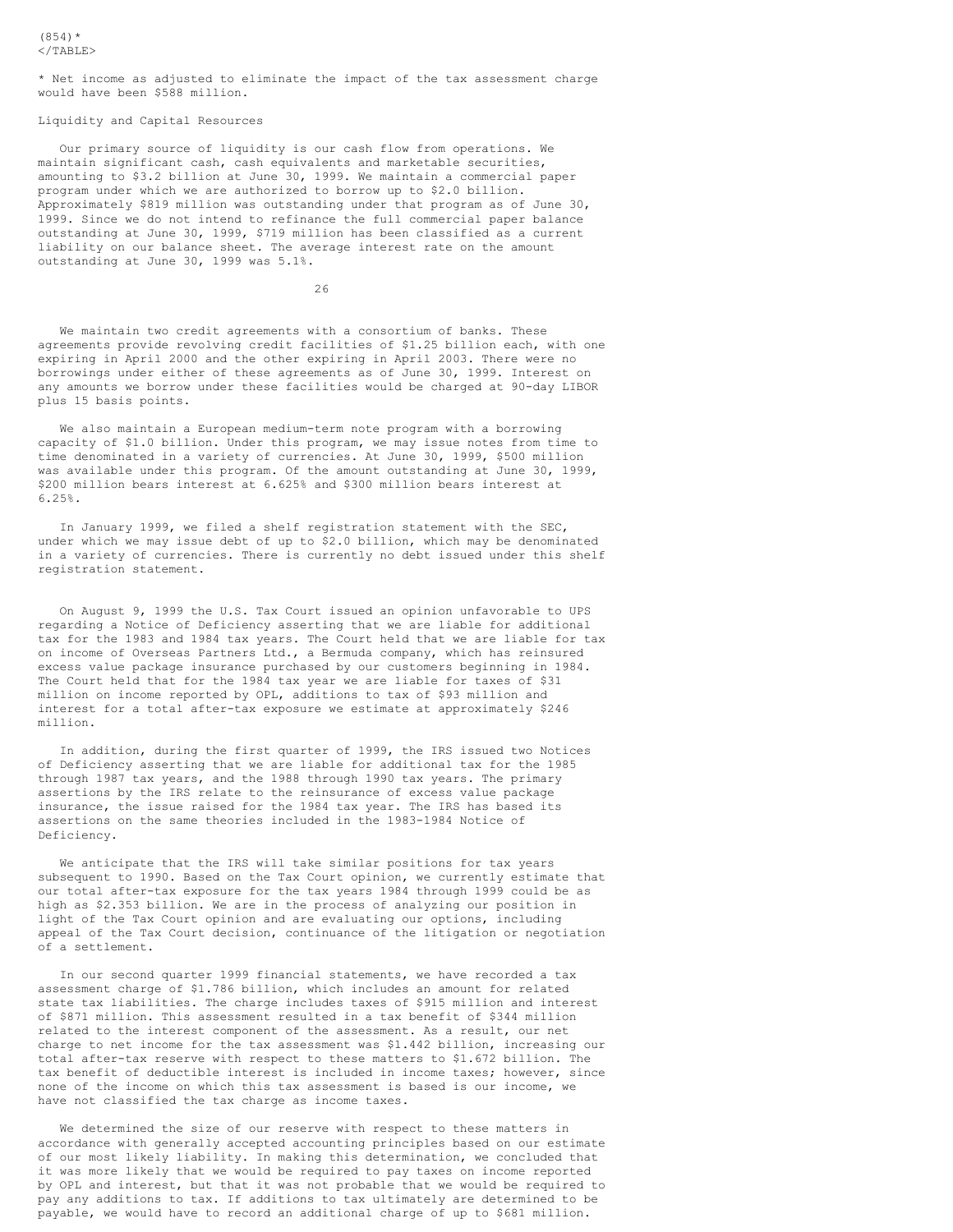(854)*

* Net income as adjusted to eliminate the impact of the tax assessment charge would have been $588 million.

## Liquidity and Capital Resources

Our primary source of liquidity is our cash flow from operations. We maintain significant cash, cash equivalents and marketable securities, amounting to $3.2 billion at June 30, 1999. We maintain a commercial paper program under which we are authorized to borrow up to $2.0 billion. Approximately $819 million was outstanding under that program as of June 30, 1999. Since we do not intend to refinance the full commercial paper balance outstanding at June 30, 1999, $719 million has been classified as a current liability on our balance sheet. The average interest rate on the amount outstanding at June 30, 1999 was 5.1%.

We maintain two credit agreements with a consortium of banks. These agreements provide revolving credit facilities of $1.25 billion each, with one expiring in April 2000 and the other expiring in April 2003. There were no borrowings under either of these agreements as of June 30, 1999. Interest on any amounts we borrow under these facilities would be charged at 90-day LIBOR plus 15 basis points.

We also maintain a European medium-term note program with a borrowing capacity of $1.0 billion. Under this program, we may issue notes from time to time denominated in a variety of currencies. At June 30, 1999, $500 million was available under this program. Of the amount outstanding at June 30, 1999, $200 million bears interest at 6.625% and $300 million bears interest at 6.25%.

In January 1999, we filed a shelf registration statement with the SEC, under which we may issue debt of up to $2.0 billion, which may be denominated in a variety of currencies. There is currently no debt issued under this shelf registration statement.

On August 9, 1999 the U.S. Tax Court issued an opinion unfavorable to UPS regarding a Notice of Deficiency asserting that we are liable for additional tax for the 1983 and 1984 tax years. The Court held that we are liable for tax on income of Overseas Partners Ltd., a Bermuda company, which has reinsured excess value package insurance purchased by our customers beginning in 1984. The Court held that for the 1984 tax year we are liable for taxes of $31 million on income reported by OPL, additions to tax of $93 million and interest for a total after-tax exposure we estimate at approximately $246 million.

In addition, during the first quarter of 1999, the IRS issued two Notices of Deficiency asserting that we are liable for additional tax for the 1985 through 1987 tax years, and the 1988 through 1990 tax years. The primary assertions by the IRS relate to the reinsurance of excess value package insurance, the issue raised for the 1984 tax year. The IRS has based its assertions on the same theories included in the 1983-1984 Notice of Deficiency.

We anticipate that the IRS will take similar positions for tax years subsequent to 1990. Based on the Tax Court opinion, we currently estimate that our total after-tax exposure for the tax years 1984 through 1999 could be as high as $2.353 billion. We are in the process of analyzing our position in light of the Tax Court opinion and are evaluating our options, including appeal of the Tax Court decision, continuance of the litigation or negotiation of a settlement.

In our second quarter 1999 financial statements, we have recorded a tax assessment charge of $1.786 billion, which includes an amount for related state tax liabilities. The charge includes taxes of $915 million and interest of $871 million. This assessment resulted in a tax benefit of $344 million related to the interest component of the assessment. As a result, our net charge to net income for the tax assessment was $1.442 billion, increasing our total after-tax reserve with respect to these matters to $1.672 billion. The tax benefit of deductible interest is included in income taxes; however, since none of the income on which this tax assessment is based is our income, we have not classified the tax charge as income taxes.

We determined the size of our reserve with respect to these matters in accordance with generally accepted accounting principles based on our estimate of our most likely liability. In making this determination, we concluded that it was more likely that we would be required to pay taxes on income reported by OPL and interest, but that it was not probable that we would be required to pay any additions to tax. If additions to tax ultimately are determined to be payable, we would have to record an additional charge of up to $681 million.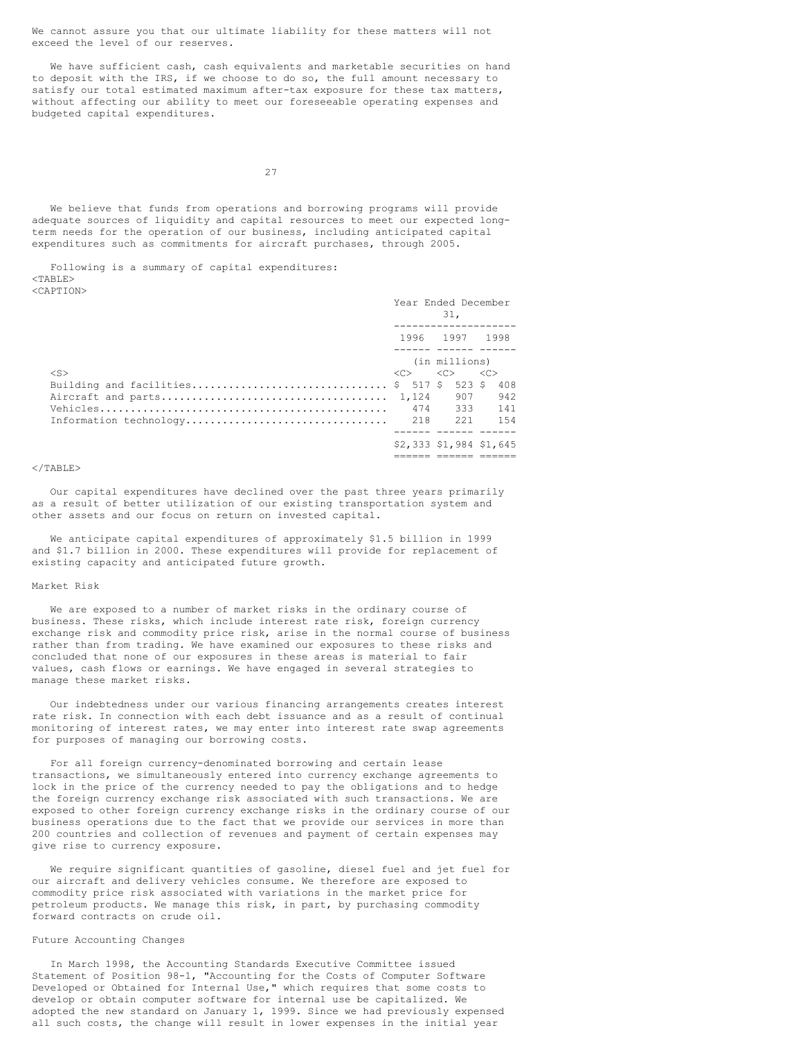We cannot assure you that our ultimate liability for these matters will not exceed the level of our reserves.

We have sufficient cash, cash equivalents and marketable securities on hand to deposit with the IRS, if we choose to do so, the full amount necessary to satisfy our total estimated maximum after-tax exposure for these tax matters, without affecting our ability to meet our foreseeable operating expenses and budgeted capital expenditures.

We believe that funds from operations and borrowing programs will provide adequate sources of liquidity and capital resources to meet our expected long-term needs for the operation of our business, including anticipated capital expenditures such as commitments for aircraft purchases, through 2005.

Following is a summary of capital expenditures:

| | Year Ended December 31, | | |
|---|---|---|---|
| | 1996 | 1997 | 1998 |
| | (in millions) | | |
| Building and facilities | $ 517 | $ 523 | $ 408 |
| Aircraft and parts | 1,124 | 907 | 942 |
| Vehicles | 474 | 333 | 141 |
| Information technology | 218 | 221 | 154 |
| | $2,333 | $1,984 | $1,645 |

Our capital expenditures have declined over the past three years primarily as a result of better utilization of our existing transportation system and other assets and our focus on return on invested capital.

We anticipate capital expenditures of approximately $1.5 billion in 1999 and $1.7 billion in 2000. These expenditures will provide for replacement of existing capacity and anticipated future growth.

## Market Risk

We are exposed to a number of market risks in the ordinary course of business. These risks, which include interest rate risk, foreign currency exchange risk and commodity price risk, arise in the normal course of business rather than from trading. We have examined our exposures to these risks and concluded that none of our exposures in these areas is material to fair values, cash flows or earnings. We have engaged in several strategies to manage these market risks.

Our indebtedness under our various financing arrangements creates interest rate risk. In connection with each debt issuance and as a result of continual monitoring of interest rates, we may enter into interest rate swap agreements for purposes of managing our borrowing costs.

For all foreign currency-denominated borrowing and certain lease transactions, we simultaneously entered into currency exchange agreements to lock in the price of the currency needed to pay the obligations and to hedge the foreign currency exchange risk associated with such transactions. We are exposed to other foreign currency exchange risks in the ordinary course of our business operations due to the fact that we provide our services in more than 200 countries and collection of revenues and payment of certain expenses may give rise to currency exposure.

We require significant quantities of gasoline, diesel fuel and jet fuel for our aircraft and delivery vehicles consume. We therefore are exposed to commodity price risk associated with variations in the market price for petroleum products. We manage this risk, in part, by purchasing commodity forward contracts on crude oil.

## Future Accounting Changes

In March 1998, the Accounting Standards Executive Committee issued Statement of Position 98-1, "Accounting for the Costs of Computer Software Developed or Obtained for Internal Use," which requires that some costs to develop or obtain computer software for internal use be capitalized. We adopted the new standard on January 1, 1999. Since we had previously expensed all such costs, the change will result in lower expenses in the initial year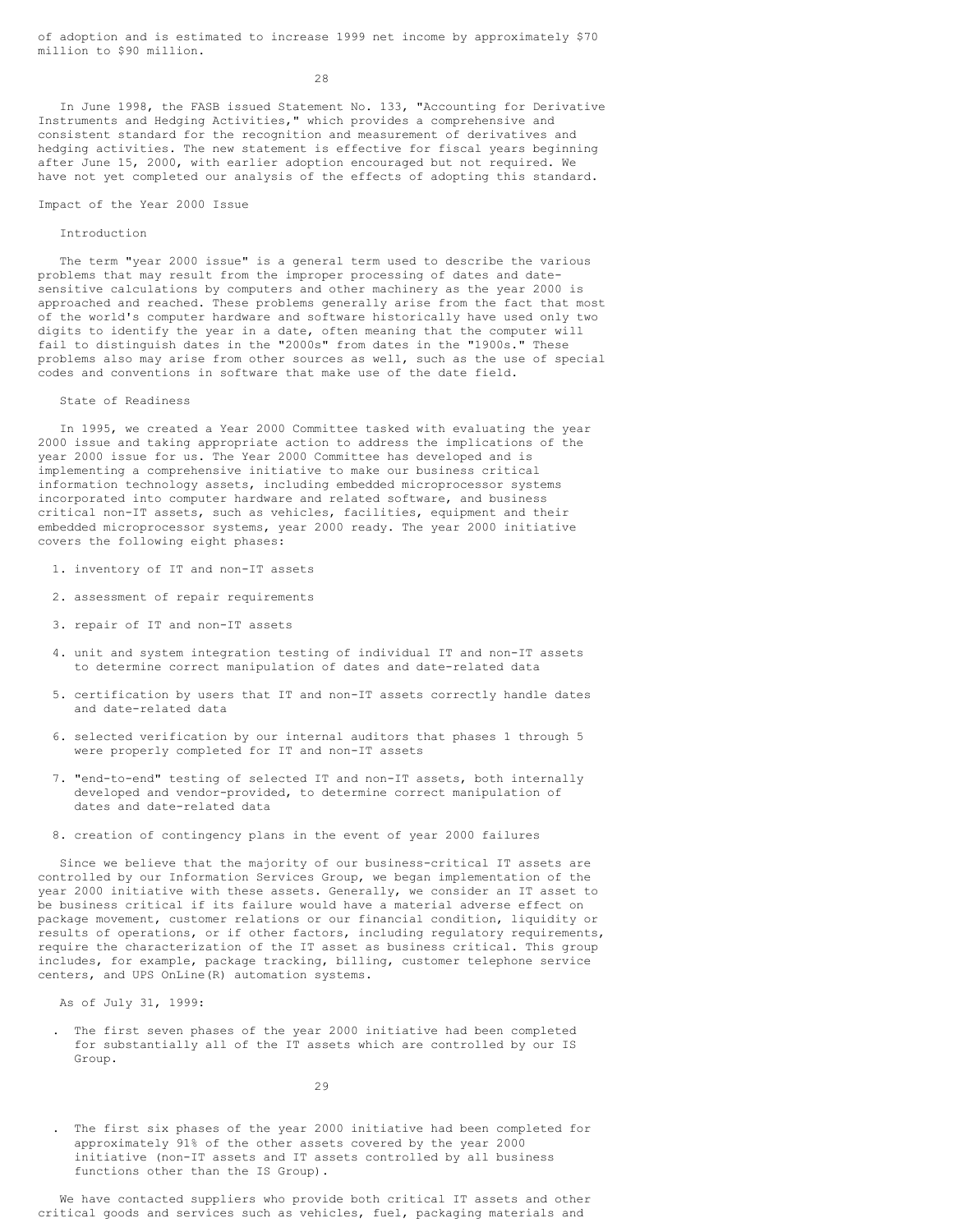of adoption and is estimated to increase 1999 net income by approximately $70 million to $90 million.

In June 1998, the FASB issued Statement No. 133, "Accounting for Derivative Instruments and Hedging Activities," which provides a comprehensive and consistent standard for the recognition and measurement of derivatives and hedging activities. The new statement is effective for fiscal years beginning after June 15, 2000, with earlier adoption encouraged but not required. We have not yet completed our analysis of the effects of adopting this standard.

## Impact of the Year 2000 Issue

### Introduction

The term "year 2000 issue" is a general term used to describe the various problems that may result from the improper processing of dates and date-sensitive calculations by computers and other machinery as the year 2000 is approached and reached. These problems generally arise from the fact that most of the world's computer hardware and software historically have used only two digits to identify the year in a date, often meaning that the computer will fail to distinguish dates in the "2000s" from dates in the "1900s." These problems also may arise from other sources as well, such as the use of special codes and conventions in software that make use of the date field.

### State of Readiness

In 1995, we created a Year 2000 Committee tasked with evaluating the year 2000 issue and taking appropriate action to address the implications of the year 2000 issue for us. The Year 2000 Committee has developed and is implementing a comprehensive initiative to make our business critical information technology assets, including embedded microprocessor systems incorporated into computer hardware and related software, and business critical non-IT assets, such as vehicles, facilities, equipment and their embedded microprocessor systems, year 2000 ready. The year 2000 initiative covers the following eight phases:

1. inventory of IT and non-IT assets

2. assessment of repair requirements

3. repair of IT and non-IT assets

4. unit and system integration testing of individual IT and non-IT assets to determine correct manipulation of dates and date-related data

5. certification by users that IT and non-IT assets correctly handle dates and date-related data

6. selected verification by our internal auditors that phases 1 through 5 were properly completed for IT and non-IT assets

7. "end-to-end" testing of selected IT and non-IT assets, both internally developed and vendor-provided, to determine correct manipulation of dates and date-related data

8. creation of contingency plans in the event of year 2000 failures

Since we believe that the majority of our business-critical IT assets are controlled by our Information Services Group, we began implementation of the year 2000 initiative with these assets. Generally, we consider an IT asset to be business critical if its failure would have a material adverse effect on package movement, customer relations or our financial condition, liquidity or results of operations, or if other factors, including regulatory requirements, require the characterization of the IT asset as business critical. This group includes, for example, package tracking, billing, customer telephone service centers, and UPS OnLine(R) automation systems.

As of July 31, 1999:

- The first seven phases of the year 2000 initiative had been completed for substantially all of the IT assets which are controlled by our IS Group.

- The first six phases of the year 2000 initiative had been completed for approximately 91% of the other assets covered by the year 2000 initiative (non-IT assets and IT assets controlled by all business functions other than the IS Group).

We have contacted suppliers who provide both critical IT assets and other critical goods and services such as vehicles, fuel, packaging materials and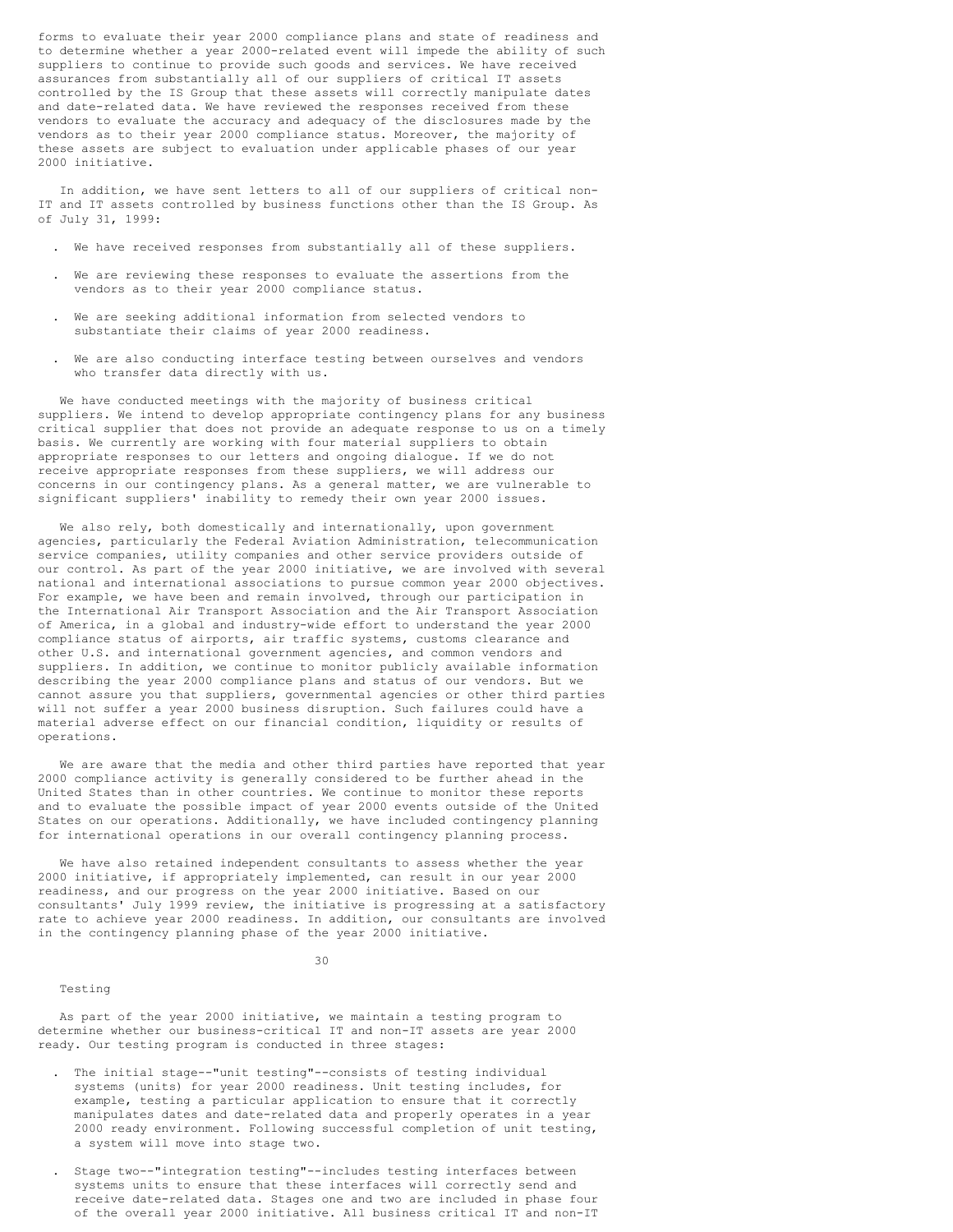forms to evaluate their year 2000 compliance plans and state of readiness and to determine whether a year 2000-related event will impede the ability of such suppliers to continue to provide such goods and services. We have received assurances from substantially all of our suppliers of critical IT assets controlled by the IS Group that these assets will correctly manipulate dates and date-related data. We have reviewed the responses received from these vendors to evaluate the accuracy and adequacy of the disclosures made by the vendors as to their year 2000 compliance status. Moreover, the majority of these assets are subject to evaluation under applicable phases of our year 2000 initiative.

In addition, we have sent letters to all of our suppliers of critical non-IT and IT assets controlled by business functions other than the IS Group. As of July 31, 1999:

- We have received responses from substantially all of these suppliers.
- We are reviewing these responses to evaluate the assertions from the vendors as to their year 2000 compliance status.
- We are seeking additional information from selected vendors to substantiate their claims of year 2000 readiness.
- We are also conducting interface testing between ourselves and vendors who transfer data directly with us.

We have conducted meetings with the majority of business critical suppliers. We intend to develop appropriate contingency plans for any business critical supplier that does not provide an adequate response to us on a timely basis. We currently are working with four material suppliers to obtain appropriate responses to our letters and ongoing dialogue. If we do not receive appropriate responses from these suppliers, we will address our concerns in our contingency plans. As a general matter, we are vulnerable to significant suppliers' inability to remedy their own year 2000 issues.

We also rely, both domestically and internationally, upon government agencies, particularly the Federal Aviation Administration, telecommunication service companies, utility companies and other service providers outside of our control. As part of the year 2000 initiative, we are involved with several national and international associations to pursue common year 2000 objectives. For example, we have been and remain involved, through our participation in the International Air Transport Association and the Air Transport Association of America, in a global and industry-wide effort to understand the year 2000 compliance status of airports, air traffic systems, customs clearance and other U.S. and international government agencies, and common vendors and suppliers. In addition, we continue to monitor publicly available information describing the year 2000 compliance plans and status of our vendors. But we cannot assure you that suppliers, governmental agencies or other third parties will not suffer a year 2000 business disruption. Such failures could have a material adverse effect on our financial condition, liquidity or results of operations.

We are aware that the media and other third parties have reported that year 2000 compliance activity is generally considered to be further ahead in the United States than in other countries. We continue to monitor these reports and to evaluate the possible impact of year 2000 events outside of the United States on our operations. Additionally, we have included contingency planning for international operations in our overall contingency planning process.

We have also retained independent consultants to assess whether the year 2000 initiative, if appropriately implemented, can result in our year 2000 readiness, and our progress on the year 2000 initiative. Based on our consultants' July 1999 review, the initiative is progressing at a satisfactory rate to achieve year 2000 readiness. In addition, our consultants are involved in the contingency planning phase of the year 2000 initiative.

Testing

As part of the year 2000 initiative, we maintain a testing program to determine whether our business-critical IT and non-IT assets are year 2000 ready. Our testing program is conducted in three stages:

- The initial stage--"unit testing"--consists of testing individual systems (units) for year 2000 readiness. Unit testing includes, for example, testing a particular application to ensure that it correctly manipulates dates and date-related data and properly operates in a year 2000 ready environment. Following successful completion of unit testing, a system will move into stage two.
- Stage two--"integration testing"--includes testing interfaces between systems units to ensure that these interfaces will correctly send and receive date-related data. Stages one and two are included in phase four of the overall year 2000 initiative. All business critical IT and non-IT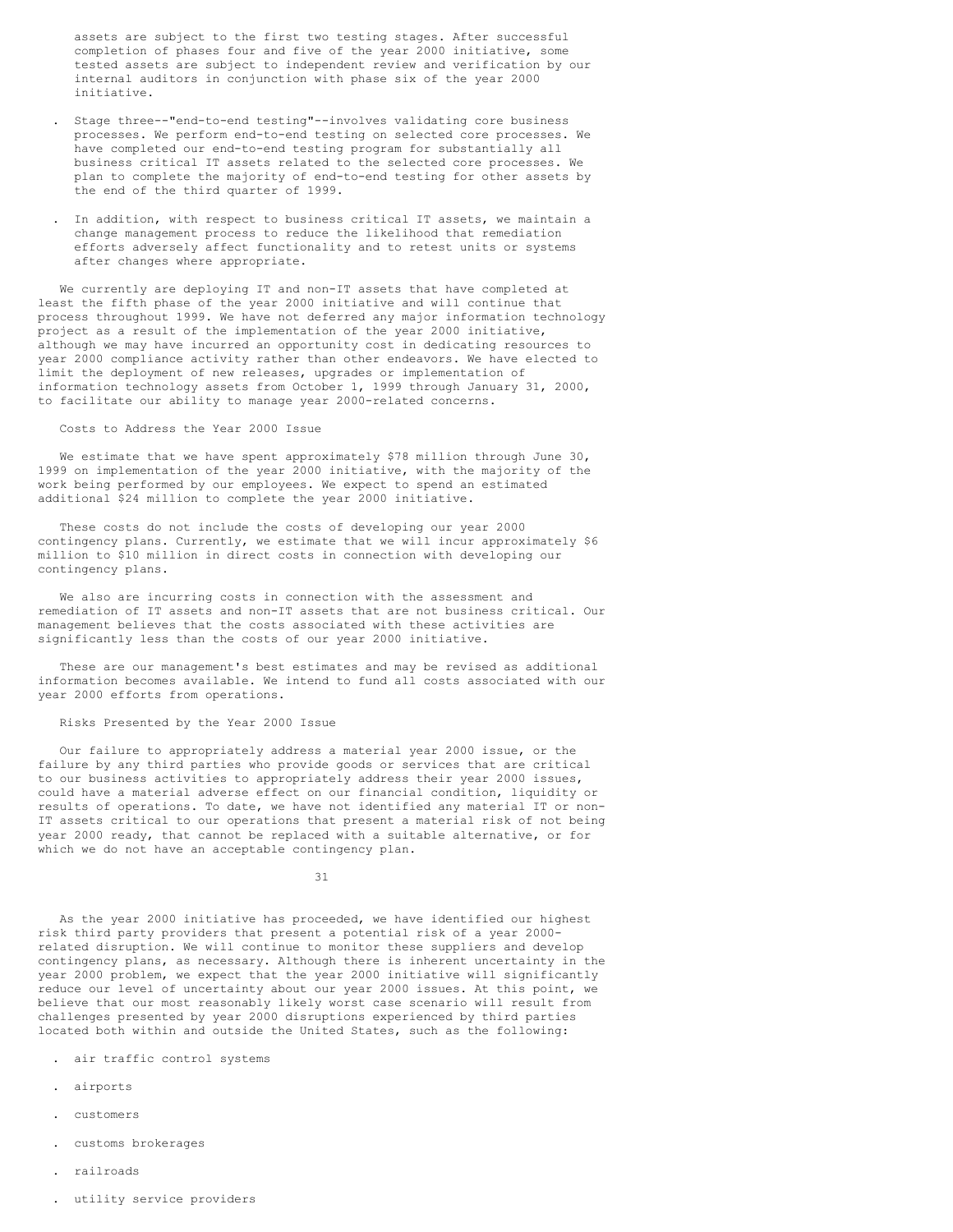assets are subject to the first two testing stages. After successful completion of phases four and five of the year 2000 initiative, some tested assets are subject to independent review and verification by our internal auditors in conjunction with phase six of the year 2000 initiative.

- Stage three--"end-to-end testing"--involves validating core business processes. We perform end-to-end testing on selected core processes. We have completed our end-to-end testing program for substantially all business critical IT assets related to the selected core processes. We plan to complete the majority of end-to-end testing for other assets by the end of the third quarter of 1999.

- In addition, with respect to business critical IT assets, we maintain a change management process to reduce the likelihood that remediation efforts adversely affect functionality and to retest units or systems after changes where appropriate.

We currently are deploying IT and non-IT assets that have completed at least the fifth phase of the year 2000 initiative and will continue that process throughout 1999. We have not deferred any major information technology project as a result of the implementation of the year 2000 initiative, although we may have incurred an opportunity cost in dedicating resources to year 2000 compliance activity rather than other endeavors. We have elected to limit the deployment of new releases, upgrades or implementation of information technology assets from October 1, 1999 through January 31, 2000, to facilitate our ability to manage year 2000-related concerns.

Costs to Address the Year 2000 Issue

We estimate that we have spent approximately $78 million through June 30, 1999 on implementation of the year 2000 initiative, with the majority of the work being performed by our employees. We expect to spend an estimated additional $24 million to complete the year 2000 initiative.

These costs do not include the costs of developing our year 2000 contingency plans. Currently, we estimate that we will incur approximately $6 million to $10 million in direct costs in connection with developing our contingency plans.

We also are incurring costs in connection with the assessment and remediation of IT assets and non-IT assets that are not business critical. Our management believes that the costs associated with these activities are significantly less than the costs of our year 2000 initiative.

These are our management's best estimates and may be revised as additional information becomes available. We intend to fund all costs associated with our year 2000 efforts from operations.

Risks Presented by the Year 2000 Issue

Our failure to appropriately address a material year 2000 issue, or the failure by any third parties who provide goods or services that are critical to our business activities to appropriately address their year 2000 issues, could have a material adverse effect on our financial condition, liquidity or results of operations. To date, we have not identified any material IT or non-IT assets critical to our operations that present a material risk of not being year 2000 ready, that cannot be replaced with a suitable alternative, or for which we do not have an acceptable contingency plan.

As the year 2000 initiative has proceeded, we have identified our highest risk third party providers that present a potential risk of a year 2000-related disruption. We will continue to monitor these suppliers and develop contingency plans, as necessary. Although there is inherent uncertainty in the year 2000 problem, we expect that the year 2000 initiative will significantly reduce our level of uncertainty about our year 2000 issues. At this point, we believe that our most reasonably likely worst case scenario will result from challenges presented by year 2000 disruptions experienced by third parties located both within and outside the United States, such as the following:

- air traffic control systems
- airports
- customers
- customs brokerages
- railroads
- utility service providers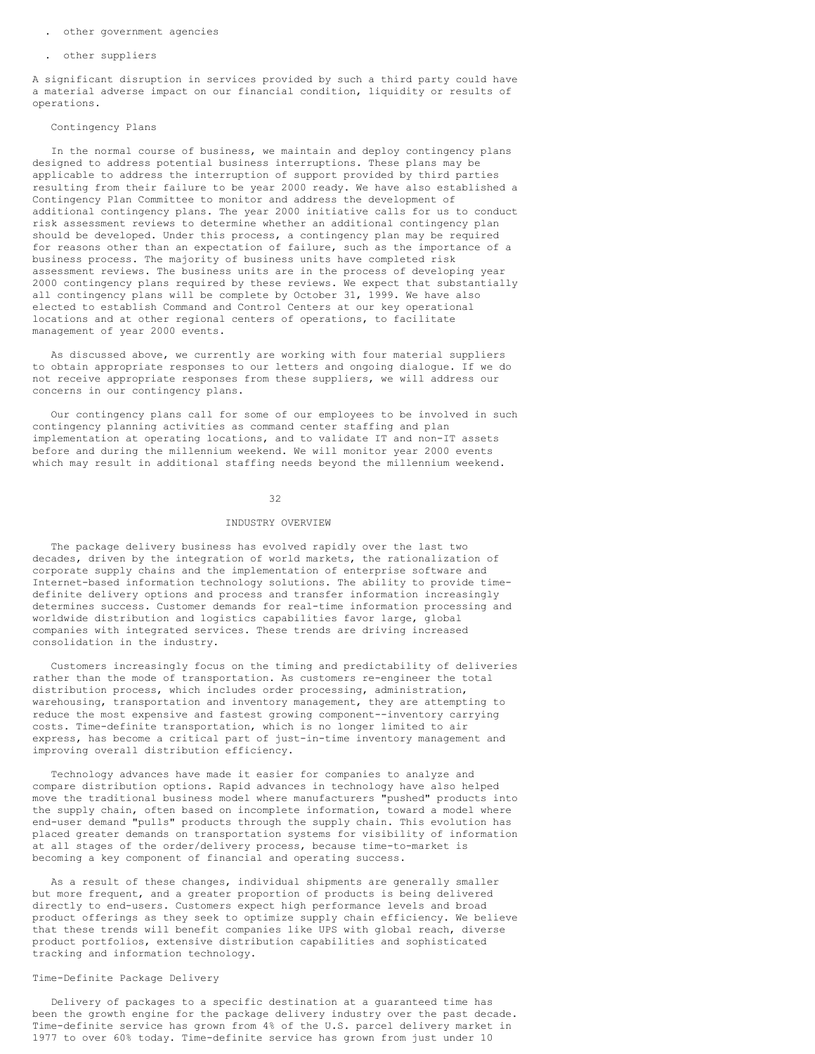- other government agencies

- other suppliers

A significant disruption in services provided by such a third party could have a material adverse impact on our financial condition, liquidity or results of operations.

### Contingency Plans

In the normal course of business, we maintain and deploy contingency plans designed to address potential business interruptions. These plans may be applicable to address the interruption of support provided by third parties resulting from their failure to be year 2000 ready. We have also established a Contingency Plan Committee to monitor and address the development of additional contingency plans. The year 2000 initiative calls for us to conduct risk assessment reviews to determine whether an additional contingency plan should be developed. Under this process, a contingency plan may be required for reasons other than an expectation of failure, such as the importance of a business process. The majority of business units have completed risk assessment reviews. The business units are in the process of developing year 2000 contingency plans required by these reviews. We expect that substantially all contingency plans will be complete by October 31, 1999. We have also elected to establish Command and Control Centers at our key operational locations and at other regional centers of operations, to facilitate management of year 2000 events.

As discussed above, we currently are working with four material suppliers to obtain appropriate responses to our letters and ongoing dialogue. If we do not receive appropriate responses from these suppliers, we will address our concerns in our contingency plans.

Our contingency plans call for some of our employees to be involved in such contingency planning activities as command center staffing and plan implementation at operating locations, and to validate IT and non-IT assets before and during the millennium weekend. We will monitor year 2000 events which may result in additional staffing needs beyond the millennium weekend.

# INDUSTRY OVERVIEW

The package delivery business has evolved rapidly over the last two decades, driven by the integration of world markets, the rationalization of corporate supply chains and the implementation of enterprise software and Internet-based information technology solutions. The ability to provide time-definite delivery options and process and transfer information increasingly determines success. Customer demands for real-time information processing and worldwide distribution and logistics capabilities favor large, global companies with integrated services. These trends are driving increased consolidation in the industry.

Customers increasingly focus on the timing and predictability of deliveries rather than the mode of transportation. As customers re-engineer the total distribution process, which includes order processing, administration, warehousing, transportation and inventory management, they are attempting to reduce the most expensive and fastest growing component--inventory carrying costs. Time-definite transportation, which is no longer limited to air express, has become a critical part of just-in-time inventory management and improving overall distribution efficiency.

Technology advances have made it easier for companies to analyze and compare distribution options. Rapid advances in technology have also helped move the traditional business model where manufacturers "pushed" products into the supply chain, often based on incomplete information, toward a model where end-user demand "pulls" products through the supply chain. This evolution has placed greater demands on transportation systems for visibility of information at all stages of the order/delivery process, because time-to-market is becoming a key component of financial and operating success.

As a result of these changes, individual shipments are generally smaller but more frequent, and a greater proportion of products is being delivered directly to end-users. Customers expect high performance levels and broad product offerings as they seek to optimize supply chain efficiency. We believe that these trends will benefit companies like UPS with global reach, diverse product portfolios, extensive distribution capabilities and sophisticated tracking and information technology.

## Time-Definite Package Delivery

Delivery of packages to a specific destination at a guaranteed time has been the growth engine for the package delivery industry over the past decade. Time-definite service has grown from 4% of the U.S. parcel delivery market in 1977 to over 60% today. Time-definite service has grown from just under 10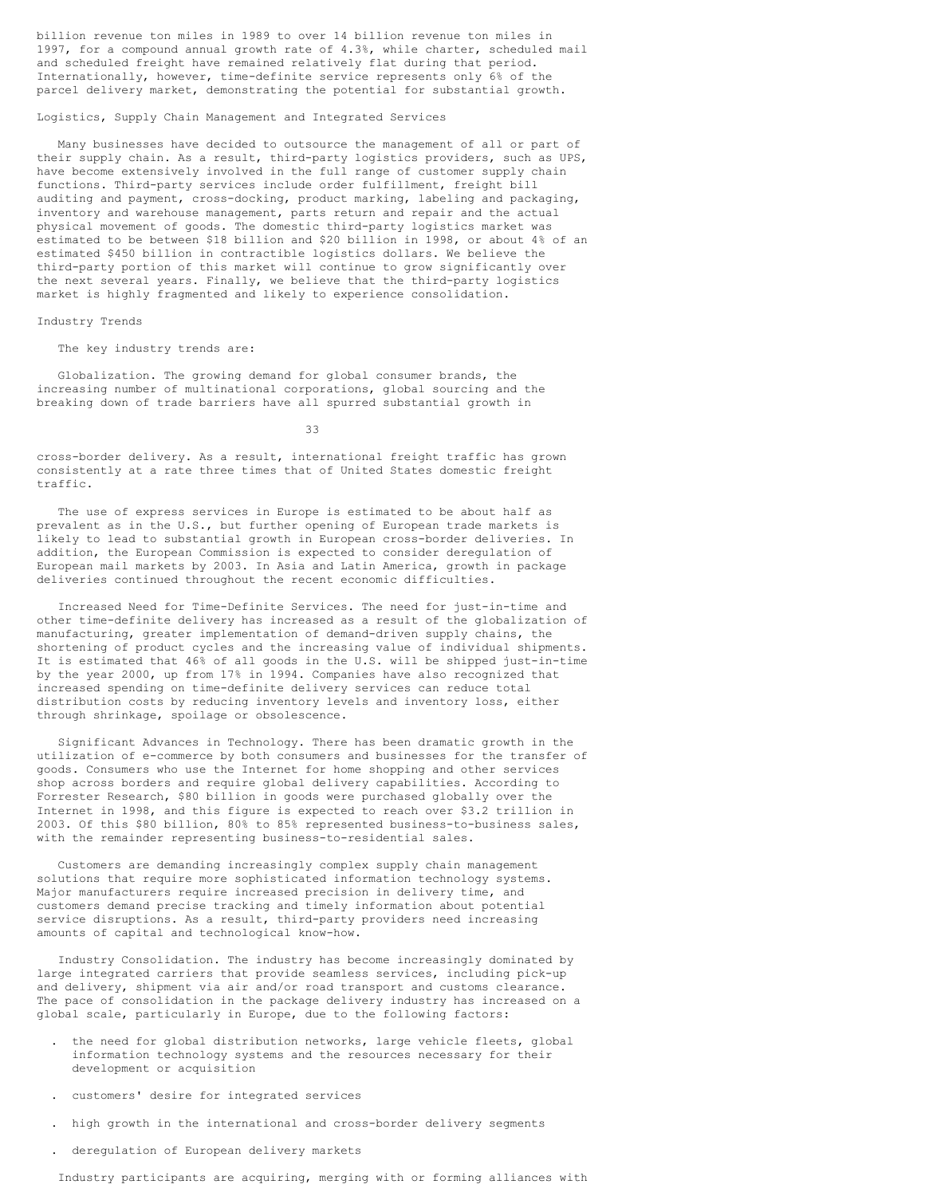billion revenue ton miles in 1989 to over 14 billion revenue ton miles in 1997, for a compound annual growth rate of 4.3%, while charter, scheduled mail and scheduled freight have remained relatively flat during that period. Internationally, however, time-definite service represents only 6% of the parcel delivery market, demonstrating the potential for substantial growth.

### Logistics, Supply Chain Management and Integrated Services

Many businesses have decided to outsource the management of all or part of their supply chain. As a result, third-party logistics providers, such as UPS, have become extensively involved in the full range of customer supply chain functions. Third-party services include order fulfillment, freight bill auditing and payment, cross-docking, product marking, labeling and packaging, inventory and warehouse management, parts return and repair and the actual physical movement of goods. The domestic third-party logistics market was estimated to be between $18 billion and $20 billion in 1998, or about 4% of an estimated $450 billion in contractible logistics dollars. We believe the third-party portion of this market will continue to grow significantly over the next several years. Finally, we believe that the third-party logistics market is highly fragmented and likely to experience consolidation.

### Industry Trends

The key industry trends are:

Globalization. The growing demand for global consumer brands, the increasing number of multinational corporations, global sourcing and the breaking down of trade barriers have all spurred substantial growth in cross-border delivery. As a result, international freight traffic has grown consistently at a rate three times that of United States domestic freight traffic.

The use of express services in Europe is estimated to be about half as prevalent as in the U.S., but further opening of European trade markets is likely to lead to substantial growth in European cross-border deliveries. In addition, the European Commission is expected to consider deregulation of European mail markets by 2003. In Asia and Latin America, growth in package deliveries continued throughout the recent economic difficulties.

Increased Need for Time-Definite Services. The need for just-in-time and other time-definite delivery has increased as a result of the globalization of manufacturing, greater implementation of demand-driven supply chains, the shortening of product cycles and the increasing value of individual shipments. It is estimated that 46% of all goods in the U.S. will be shipped just-in-time by the year 2000, up from 17% in 1994. Companies have also recognized that increased spending on time-definite delivery services can reduce total distribution costs by reducing inventory levels and inventory loss, either through shrinkage, spoilage or obsolescence.

Significant Advances in Technology. There has been dramatic growth in the utilization of e-commerce by both consumers and businesses for the transfer of goods. Consumers who use the Internet for home shopping and other services shop across borders and require global delivery capabilities. According to Forrester Research, $80 billion in goods were purchased globally over the Internet in 1998, and this figure is expected to reach over $3.2 trillion in 2003. Of this $80 billion, 80% to 85% represented business-to-business sales, with the remainder representing business-to-residential sales.

Customers are demanding increasingly complex supply chain management solutions that require more sophisticated information technology systems. Major manufacturers require increased precision in delivery time, and customers demand precise tracking and timely information about potential service disruptions. As a result, third-party providers need increasing amounts of capital and technological know-how.

Industry Consolidation. The industry has become increasingly dominated by large integrated carriers that provide seamless services, including pick-up and delivery, shipment via air and/or road transport and customs clearance. The pace of consolidation in the package delivery industry has increased on a global scale, particularly in Europe, due to the following factors:

- the need for global distribution networks, large vehicle fleets, global information technology systems and the resources necessary for their development or acquisition
- customers' desire for integrated services
- high growth in the international and cross-border delivery segments
- deregulation of European delivery markets

Industry participants are acquiring, merging with or forming alliances with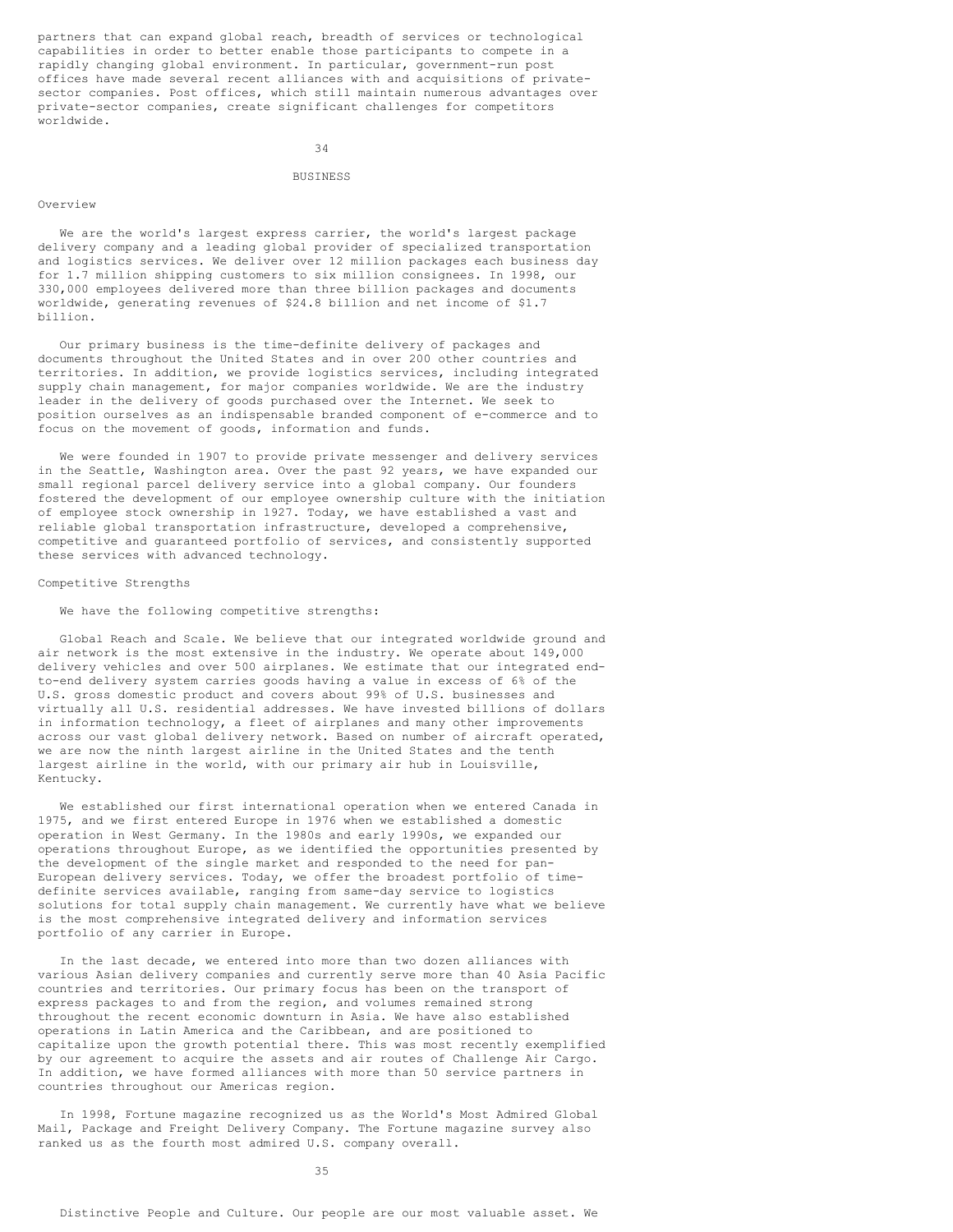partners that can expand global reach, breadth of services or technological capabilities in order to better enable those participants to compete in a rapidly changing global environment. In particular, government-run post offices have made several recent alliances with and acquisitions of private-sector companies. Post offices, which still maintain numerous advantages over private-sector companies, create significant challenges for competitors worldwide.

# BUSINESS

## Overview

We are the world's largest express carrier, the world's largest package delivery company and a leading global provider of specialized transportation and logistics services. We deliver over 12 million packages each business day for 1.7 million shipping customers to six million consignees. In 1998, our 330,000 employees delivered more than three billion packages and documents worldwide, generating revenues of $24.8 billion and net income of $1.7 billion.

Our primary business is the time-definite delivery of packages and documents throughout the United States and in over 200 other countries and territories. In addition, we provide logistics services, including integrated supply chain management, for major companies worldwide. We are the industry leader in the delivery of goods purchased over the Internet. We seek to position ourselves as an indispensable branded component of e-commerce and to focus on the movement of goods, information and funds.

We were founded in 1907 to provide private messenger and delivery services in the Seattle, Washington area. Over the past 92 years, we have expanded our small regional parcel delivery service into a global company. Our founders fostered the development of our employee ownership culture with the initiation of employee stock ownership in 1927. Today, we have established a vast and reliable global transportation infrastructure, developed a comprehensive, competitive and guaranteed portfolio of services, and consistently supported these services with advanced technology.

## Competitive Strengths

We have the following competitive strengths:

Global Reach and Scale. We believe that our integrated worldwide ground and air network is the most extensive in the industry. We operate about 149,000 delivery vehicles and over 500 airplanes. We estimate that our integrated end-to-end delivery system carries goods having a value in excess of 6% of the U.S. gross domestic product and covers about 99% of U.S. businesses and virtually all U.S. residential addresses. We have invested billions of dollars in information technology, a fleet of airplanes and many other improvements across our vast global delivery network. Based on number of aircraft operated, we are now the ninth largest airline in the United States and the tenth largest airline in the world, with our primary air hub in Louisville, Kentucky.

We established our first international operation when we entered Canada in 1975, and we first entered Europe in 1976 when we established a domestic operation in West Germany. In the 1980s and early 1990s, we expanded our operations throughout Europe, as we identified the opportunities presented by the development of the single market and responded to the need for pan-European delivery services. Today, we offer the broadest portfolio of time-definite services available, ranging from same-day service to logistics solutions for total supply chain management. We currently have what we believe is the most comprehensive integrated delivery and information services portfolio of any carrier in Europe.

In the last decade, we entered into more than two dozen alliances with various Asian delivery companies and currently serve more than 40 Asia Pacific countries and territories. Our primary focus has been on the transport of express packages to and from the region, and volumes remained strong throughout the recent economic downturn in Asia. We have also established operations in Latin America and the Caribbean, and are positioned to capitalize upon the growth potential there. This was most recently exemplified by our agreement to acquire the assets and air routes of Challenge Air Cargo. In addition, we have formed alliances with more than 50 service partners in countries throughout our Americas region.

In 1998, Fortune magazine recognized us as the World's Most Admired Global Mail, Package and Freight Delivery Company. The Fortune magazine survey also ranked us as the fourth most admired U.S. company overall.

Distinctive People and Culture. Our people are our most valuable asset. We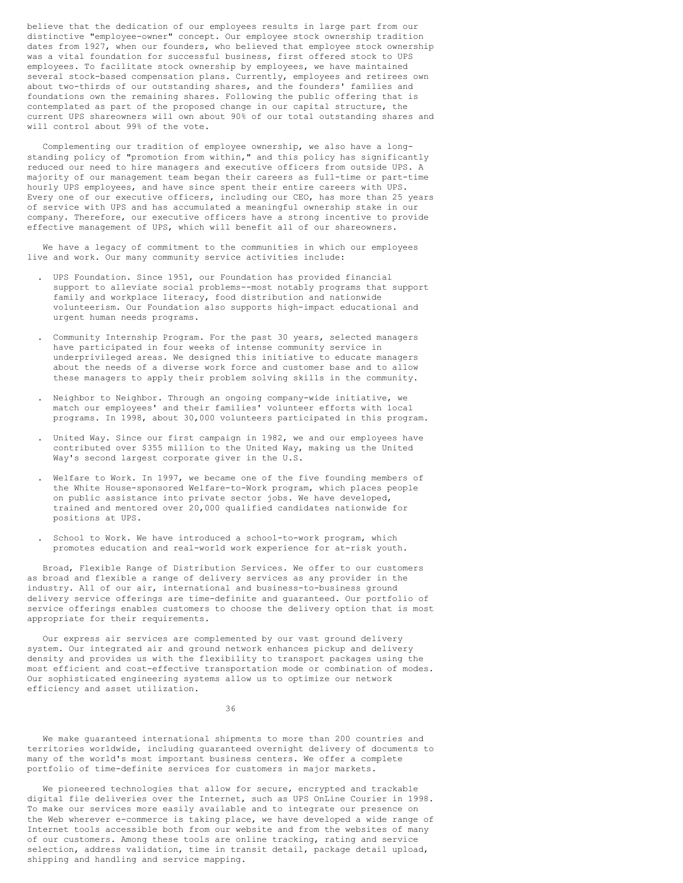believe that the dedication of our employees results in large part from our distinctive "employee-owner" concept. Our employee stock ownership tradition dates from 1927, when our founders, who believed that employee stock ownership was a vital foundation for successful business, first offered stock to UPS employees. To facilitate stock ownership by employees, we have maintained several stock-based compensation plans. Currently, employees and retirees own about two-thirds of our outstanding shares, and the founders' families and foundations own the remaining shares. Following the public offering that is contemplated as part of the proposed change in our capital structure, the current UPS shareowners will own about 90% of our total outstanding shares and will control about 99% of the vote.

Complementing our tradition of employee ownership, we also have a long-standing policy of "promotion from within," and this policy has significantly reduced our need to hire managers and executive officers from outside UPS. A majority of our management team began their careers as full-time or part-time hourly UPS employees, and have since spent their entire careers with UPS. Every one of our executive officers, including our CEO, has more than 25 years of service with UPS and has accumulated a meaningful ownership stake in our company. Therefore, our executive officers have a strong incentive to provide effective management of UPS, which will benefit all of our shareowners.

We have a legacy of commitment to the communities in which our employees live and work. Our many community service activities include:

- UPS Foundation. Since 1951, our Foundation has provided financial support to alleviate social problems--most notably programs that support family and workplace literacy, food distribution and nationwide volunteerism. Our Foundation also supports high-impact educational and urgent human needs programs.

- Community Internship Program. For the past 30 years, selected managers have participated in four weeks of intense community service in underprivileged areas. We designed this initiative to educate managers about the needs of a diverse work force and customer base and to allow these managers to apply their problem solving skills in the community.

- Neighbor to Neighbor. Through an ongoing company-wide initiative, we match our employees' and their families' volunteer efforts with local programs. In 1998, about 30,000 volunteers participated in this program.

- United Way. Since our first campaign in 1982, we and our employees have contributed over $355 million to the United Way, making us the United Way's second largest corporate giver in the U.S.

- Welfare to Work. In 1997, we became one of the five founding members of the White House-sponsored Welfare-to-Work program, which places people on public assistance into private sector jobs. We have developed, trained and mentored over 20,000 qualified candidates nationwide for positions at UPS.

- School to Work. We have introduced a school-to-work program, which promotes education and real-world work experience for at-risk youth.

Broad, Flexible Range of Distribution Services. We offer to our customers as broad and flexible a range of delivery services as any provider in the industry. All of our air, international and business-to-business ground delivery service offerings are time-definite and guaranteed. Our portfolio of service offerings enables customers to choose the delivery option that is most appropriate for their requirements.

Our express air services are complemented by our vast ground delivery system. Our integrated air and ground network enhances pickup and delivery density and provides us with the flexibility to transport packages using the most efficient and cost-effective transportation mode or combination of modes. Our sophisticated engineering systems allow us to optimize our network efficiency and asset utilization.

We make guaranteed international shipments to more than 200 countries and territories worldwide, including guaranteed overnight delivery of documents to many of the world's most important business centers. We offer a complete portfolio of time-definite services for customers in major markets.

We pioneered technologies that allow for secure, encrypted and trackable digital file deliveries over the Internet, such as UPS OnLine Courier in 1998. To make our services more easily available and to integrate our presence on the Web wherever e-commerce is taking place, we have developed a wide range of Internet tools accessible both from our website and from the websites of many of our customers. Among these tools are online tracking, rating and service selection, address validation, time in transit detail, package detail upload, shipping and handling and service mapping.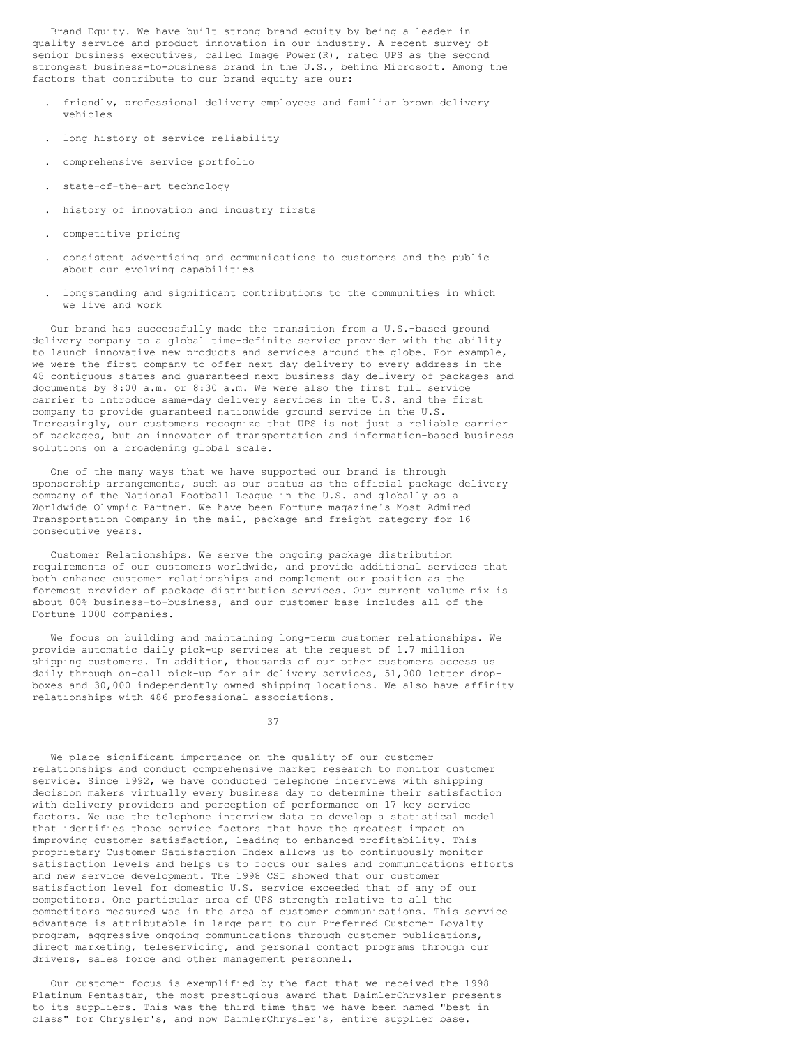Brand Equity. We have built strong brand equity by being a leader in quality service and product innovation in our industry. A recent survey of senior business executives, called Image Power(R), rated UPS as the second strongest business-to-business brand in the U.S., behind Microsoft. Among the factors that contribute to our brand equity are our:

- friendly, professional delivery employees and familiar brown delivery vehicles
- long history of service reliability
- comprehensive service portfolio
- state-of-the-art technology
- history of innovation and industry firsts
- competitive pricing
- consistent advertising and communications to customers and the public about our evolving capabilities
- longstanding and significant contributions to the communities in which we live and work

Our brand has successfully made the transition from a U.S.-based ground delivery company to a global time-definite service provider with the ability to launch innovative new products and services around the globe. For example, we were the first company to offer next day delivery to every address in the 48 contiguous states and guaranteed next business day delivery of packages and documents by 8:00 a.m. or 8:30 a.m. We were also the first full service carrier to introduce same-day delivery services in the U.S. and the first company to provide guaranteed nationwide ground service in the U.S. Increasingly, our customers recognize that UPS is not just a reliable carrier of packages, but an innovator of transportation and information-based business solutions on a broadening global scale.

One of the many ways that we have supported our brand is through sponsorship arrangements, such as our status as the official package delivery company of the National Football League in the U.S. and globally as a Worldwide Olympic Partner. We have been Fortune magazine's Most Admired Transportation Company in the mail, package and freight category for 16 consecutive years.

Customer Relationships. We serve the ongoing package distribution requirements of our customers worldwide, and provide additional services that both enhance customer relationships and complement our position as the foremost provider of package distribution services. Our current volume mix is about 80% business-to-business, and our customer base includes all of the Fortune 1000 companies.

We focus on building and maintaining long-term customer relationships. We provide automatic daily pick-up services at the request of 1.7 million shipping customers. In addition, thousands of our other customers access us daily through on-call pick-up for air delivery services, 51,000 letter drop-boxes and 30,000 independently owned shipping locations. We also have affinity relationships with 486 professional associations.

We place significant importance on the quality of our customer relationships and conduct comprehensive market research to monitor customer service. Since 1992, we have conducted telephone interviews with shipping decision makers virtually every business day to determine their satisfaction with delivery providers and perception of performance on 17 key service factors. We use the telephone interview data to develop a statistical model that identifies those service factors that have the greatest impact on improving customer satisfaction, leading to enhanced profitability. This proprietary Customer Satisfaction Index allows us to continuously monitor satisfaction levels and helps us to focus our sales and communications efforts and new service development. The 1998 CSI showed that our customer satisfaction level for domestic U.S. service exceeded that of any of our competitors. One particular area of UPS strength relative to all the competitors measured was in the area of customer communications. This service advantage is attributable in large part to our Preferred Customer Loyalty program, aggressive ongoing communications through customer publications, direct marketing, teleservicing, and personal contact programs through our drivers, sales force and other management personnel.

Our customer focus is exemplified by the fact that we received the 1998 Platinum Pentastar, the most prestigious award that DaimlerChrysler presents to its suppliers. This was the third time that we have been named "best in class" for Chrysler's, and now DaimlerChrysler's, entire supplier base.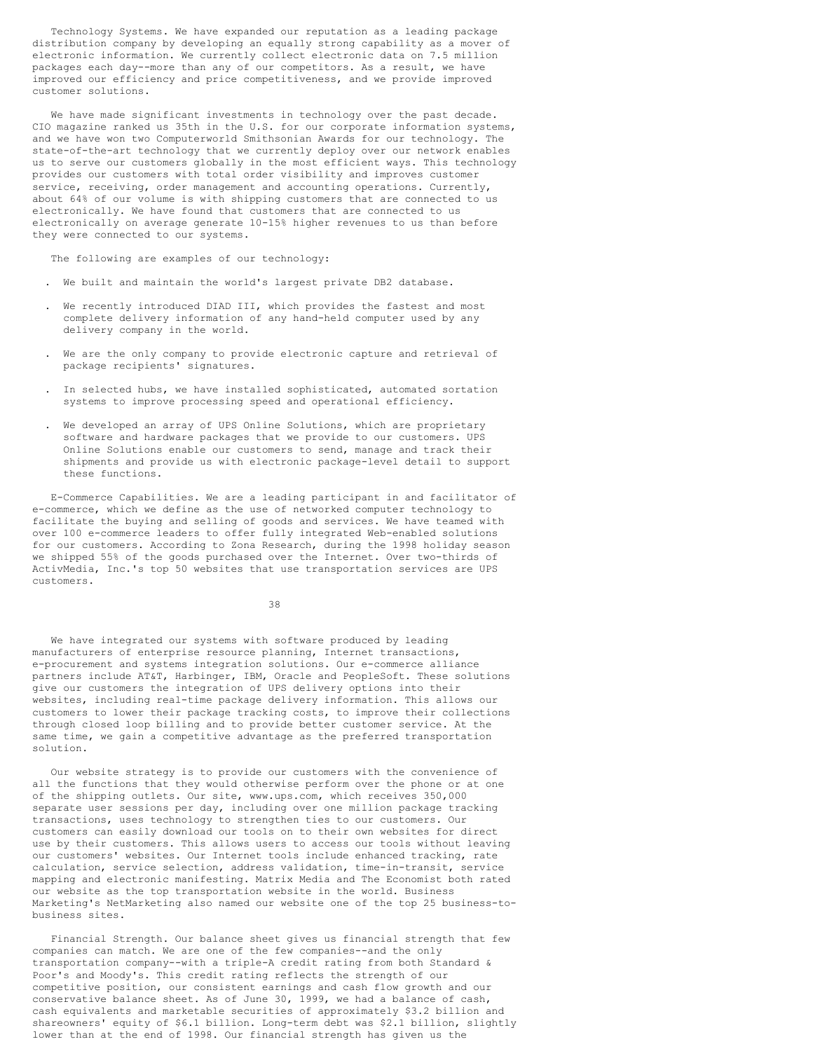Technology Systems. We have expanded our reputation as a leading package distribution company by developing an equally strong capability as a mover of electronic information. We currently collect electronic data on 7.5 million packages each day--more than any of our competitors. As a result, we have improved our efficiency and price competitiveness, and we provide improved customer solutions.

We have made significant investments in technology over the past decade. CIO magazine ranked us 35th in the U.S. for our corporate information systems, and we have won two Computerworld Smithsonian Awards for our technology. The state-of-the-art technology that we currently deploy over our network enables us to serve our customers globally in the most efficient ways. This technology provides our customers with total order visibility and improves customer service, receiving, order management and accounting operations. Currently, about 64% of our volume is with shipping customers that are connected to us electronically. We have found that customers that are connected to us electronically on average generate 10-15% higher revenues to us than before they were connected to our systems.

The following are examples of our technology:

- We built and maintain the world's largest private DB2 database.
- We recently introduced DIAD III, which provides the fastest and most complete delivery information of any hand-held computer used by any delivery company in the world.
- We are the only company to provide electronic capture and retrieval of package recipients' signatures.
- In selected hubs, we have installed sophisticated, automated sortation systems to improve processing speed and operational efficiency.
- We developed an array of UPS Online Solutions, which are proprietary software and hardware packages that we provide to our customers. UPS Online Solutions enable our customers to send, manage and track their shipments and provide us with electronic package-level detail to support these functions.

E-Commerce Capabilities. We are a leading participant in and facilitator of e-commerce, which we define as the use of networked computer technology to facilitate the buying and selling of goods and services. We have teamed with over 100 e-commerce leaders to offer fully integrated Web-enabled solutions for our customers. According to Zona Research, during the 1998 holiday season we shipped 55% of the goods purchased over the Internet. Over two-thirds of ActivMedia, Inc.'s top 50 websites that use transportation services are UPS customers.

We have integrated our systems with software produced by leading manufacturers of enterprise resource planning, Internet transactions, e-procurement and systems integration solutions. Our e-commerce alliance partners include AT&T, Harbinger, IBM, Oracle and PeopleSoft. These solutions give our customers the integration of UPS delivery options into their websites, including real-time package delivery information. This allows our customers to lower their package tracking costs, to improve their collections through closed loop billing and to provide better customer service. At the same time, we gain a competitive advantage as the preferred transportation solution.

Our website strategy is to provide our customers with the convenience of all the functions that they would otherwise perform over the phone or at one of the shipping outlets. Our site, www.ups.com, which receives 350,000 separate user sessions per day, including over one million package tracking transactions, uses technology to strengthen ties to our customers. Our customers can easily download our tools on to their own websites for direct use by their customers. This allows users to access our tools without leaving our customers' websites. Our Internet tools include enhanced tracking, rate calculation, service selection, address validation, time-in-transit, service mapping and electronic manifesting. Matrix Media and The Economist both rated our website as the top transportation website in the world. Business Marketing's NetMarketing also named our website one of the top 25 business-to-business sites.

Financial Strength. Our balance sheet gives us financial strength that few companies can match. We are one of the few companies--and the only transportation company--with a triple-A credit rating from both Standard & Poor's and Moody's. This credit rating reflects the strength of our competitive position, our consistent earnings and cash flow growth and our conservative balance sheet. As of June 30, 1999, we had a balance of cash, cash equivalents and marketable securities of approximately $3.2 billion and shareowners' equity of $6.1 billion. Long-term debt was $2.1 billion, slightly lower than at the end of 1998. Our financial strength has given us the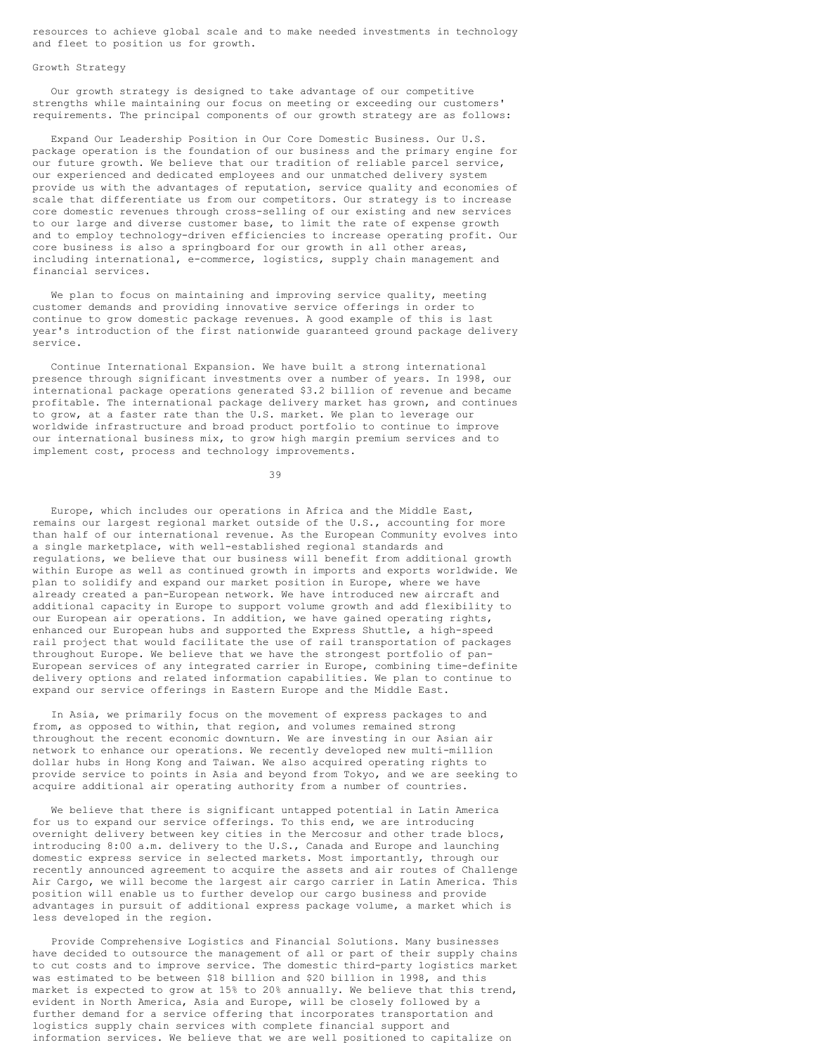resources to achieve global scale and to make needed investments in technology and fleet to position us for growth.

## Growth Strategy

Our growth strategy is designed to take advantage of our competitive strengths while maintaining our focus on meeting or exceeding our customers' requirements. The principal components of our growth strategy are as follows:

Expand Our Leadership Position in Our Core Domestic Business. Our U.S. package operation is the foundation of our business and the primary engine for our future growth. We believe that our tradition of reliable parcel service, our experienced and dedicated employees and our unmatched delivery system provide us with the advantages of reputation, service quality and economies of scale that differentiate us from our competitors. Our strategy is to increase core domestic revenues through cross-selling of our existing and new services to our large and diverse customer base, to limit the rate of expense growth and to employ technology-driven efficiencies to increase operating profit. Our core business is also a springboard for our growth in all other areas, including international, e-commerce, logistics, supply chain management and financial services.

We plan to focus on maintaining and improving service quality, meeting customer demands and providing innovative service offerings in order to continue to grow domestic package revenues. A good example of this is last year's introduction of the first nationwide guaranteed ground package delivery service.

Continue International Expansion. We have built a strong international presence through significant investments over a number of years. In 1998, our international package operations generated $3.2 billion of revenue and became profitable. The international package delivery market has grown, and continues to grow, at a faster rate than the U.S. market. We plan to leverage our worldwide infrastructure and broad product portfolio to continue to improve our international business mix, to grow high margin premium services and to implement cost, process and technology improvements.

Europe, which includes our operations in Africa and the Middle East, remains our largest regional market outside of the U.S., accounting for more than half of our international revenue. As the European Community evolves into a single marketplace, with well-established regional standards and regulations, we believe that our business will benefit from additional growth within Europe as well as continued growth in imports and exports worldwide. We plan to solidify and expand our market position in Europe, where we have already created a pan-European network. We have introduced new aircraft and additional capacity in Europe to support volume growth and add flexibility to our European air operations. In addition, we have gained operating rights, enhanced our European hubs and supported the Express Shuttle, a high-speed rail project that would facilitate the use of rail transportation of packages throughout Europe. We believe that we have the strongest portfolio of pan-European services of any integrated carrier in Europe, combining time-definite delivery options and related information capabilities. We plan to continue to expand our service offerings in Eastern Europe and the Middle East.

In Asia, we primarily focus on the movement of express packages to and from, as opposed to within, that region, and volumes remained strong throughout the recent economic downturn. We are investing in our Asian air network to enhance our operations. We recently developed new multi-million dollar hubs in Hong Kong and Taiwan. We also acquired operating rights to provide service to points in Asia and beyond from Tokyo, and we are seeking to acquire additional air operating authority from a number of countries.

We believe that there is significant untapped potential in Latin America for us to expand our service offerings. To this end, we are introducing overnight delivery between key cities in the Mercosur and other trade blocs, introducing 8:00 a.m. delivery to the U.S., Canada and Europe and launching domestic express service in selected markets. Most importantly, through our recently announced agreement to acquire the assets and air routes of Challenge Air Cargo, we will become the largest air cargo carrier in Latin America. This position will enable us to further develop our cargo business and provide advantages in pursuit of additional express package volume, a market which is less developed in the region.

Provide Comprehensive Logistics and Financial Solutions. Many businesses have decided to outsource the management of all or part of their supply chains to cut costs and to improve service. The domestic third-party logistics market was estimated to be between $18 billion and $20 billion in 1998, and this market is expected to grow at 15% to 20% annually. We believe that this trend, evident in North America, Asia and Europe, will be closely followed by a further demand for a service offering that incorporates transportation and logistics supply chain services with complete financial support and information services. We believe that we are well positioned to capitalize on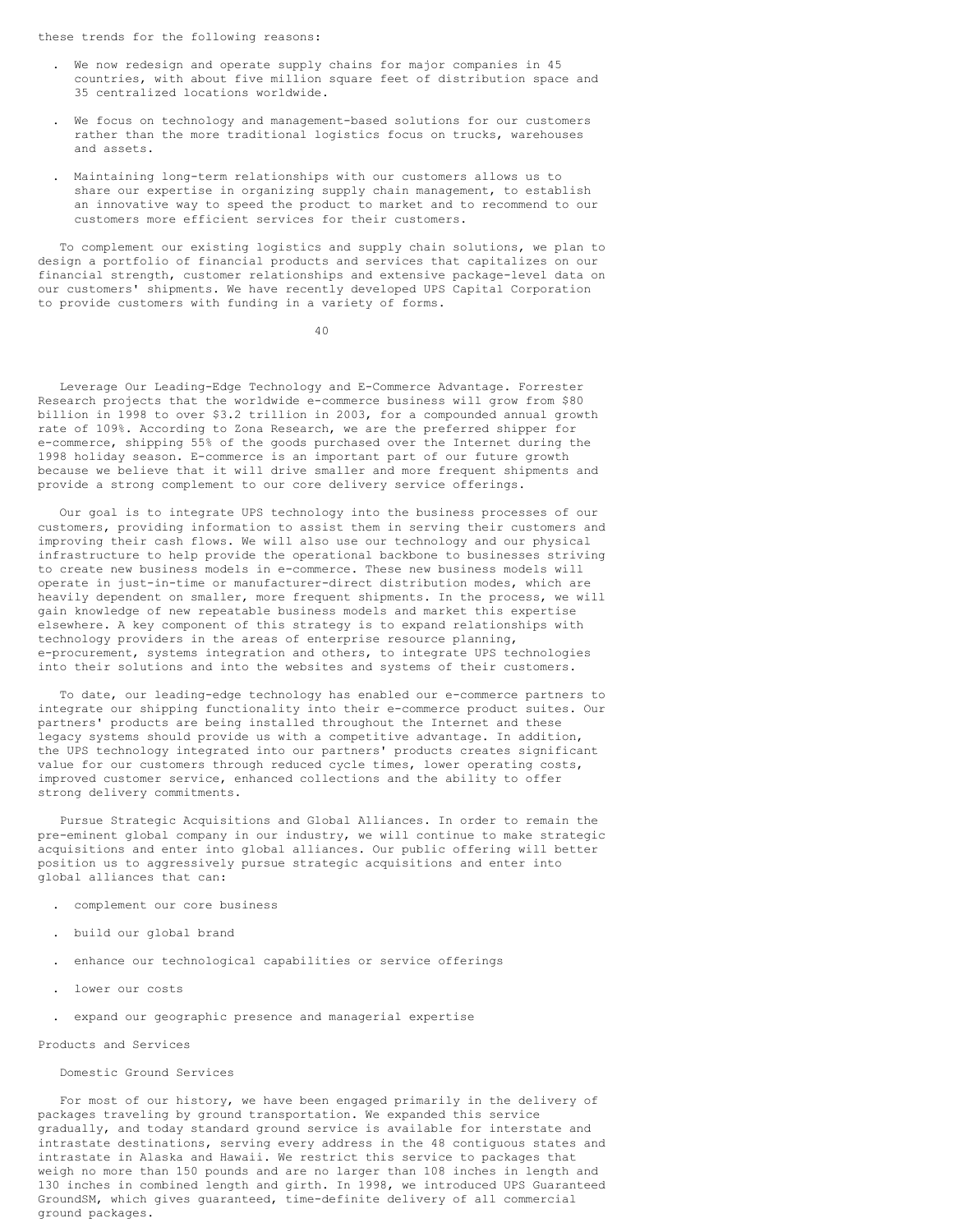these trends for the following reasons:

- We now redesign and operate supply chains for major companies in 45 countries, with about five million square feet of distribution space and 35 centralized locations worldwide.
- We focus on technology and management-based solutions for our customers rather than the more traditional logistics focus on trucks, warehouses and assets.
- Maintaining long-term relationships with our customers allows us to share our expertise in organizing supply chain management, to establish an innovative way to speed the product to market and to recommend to our customers more efficient services for their customers.

To complement our existing logistics and supply chain solutions, we plan to design a portfolio of financial products and services that capitalizes on our financial strength, customer relationships and extensive package-level data on our customers' shipments. We have recently developed UPS Capital Corporation to provide customers with funding in a variety of forms.

Leverage Our Leading-Edge Technology and E-Commerce Advantage. Forrester Research projects that the worldwide e-commerce business will grow from $80 billion in 1998 to over $3.2 trillion in 2003, for a compounded annual growth rate of 109%. According to Zona Research, we are the preferred shipper for e-commerce, shipping 55% of the goods purchased over the Internet during the 1998 holiday season. E-commerce is an important part of our future growth because we believe that it will drive smaller and more frequent shipments and provide a strong complement to our core delivery service offerings.

Our goal is to integrate UPS technology into the business processes of our customers, providing information to assist them in serving their customers and improving their cash flows. We will also use our technology and our physical infrastructure to help provide the operational backbone to businesses striving to create new business models in e-commerce. These new business models will operate in just-in-time or manufacturer-direct distribution modes, which are heavily dependent on smaller, more frequent shipments. In the process, we will gain knowledge of new repeatable business models and market this expertise elsewhere. A key component of this strategy is to expand relationships with technology providers in the areas of enterprise resource planning, e-procurement, systems integration and others, to integrate UPS technologies into their solutions and into the websites and systems of their customers.

To date, our leading-edge technology has enabled our e-commerce partners to integrate our shipping functionality into their e-commerce product suites. Our partners' products are being installed throughout the Internet and these legacy systems should provide us with a competitive advantage. In addition, the UPS technology integrated into our partners' products creates significant value for our customers through reduced cycle times, lower operating costs, improved customer service, enhanced collections and the ability to offer strong delivery commitments.

Pursue Strategic Acquisitions and Global Alliances. In order to remain the pre-eminent global company in our industry, we will continue to make strategic acquisitions and enter into global alliances. Our public offering will better position us to aggressively pursue strategic acquisitions and enter into global alliances that can:

- complement our core business
- build our global brand
- enhance our technological capabilities or service offerings
- lower our costs
- expand our geographic presence and managerial expertise

## Products and Services

### Domestic Ground Services

For most of our history, we have been engaged primarily in the delivery of packages traveling by ground transportation. We expanded this service gradually, and today standard ground service is available for interstate and intrastate destinations, serving every address in the 48 contiguous states and intrastate in Alaska and Hawaii. We restrict this service to packages that weigh no more than 150 pounds and are no larger than 108 inches in length and 130 inches in combined length and girth. In 1998, we introduced UPS Guaranteed GroundSM, which gives guaranteed, time-definite delivery of all commercial ground packages.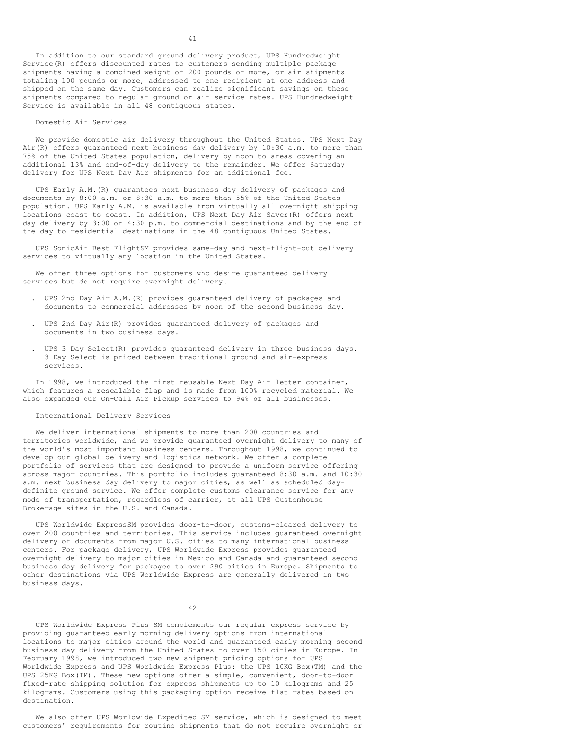In addition to our standard ground delivery product, UPS Hundredweight Service(R) offers discounted rates to customers sending multiple package shipments having a combined weight of 200 pounds or more, or air shipments totaling 100 pounds or more, addressed to one recipient at one address and shipped on the same day. Customers can realize significant savings on these shipments compared to regular ground or air service rates. UPS Hundredweight Service is available in all 48 contiguous states.

### Domestic Air Services

We provide domestic air delivery throughout the United States. UPS Next Day Air(R) offers guaranteed next business day delivery by 10:30 a.m. to more than 75% of the United States population, delivery by noon to areas covering an additional 13% and end-of-day delivery to the remainder. We offer Saturday delivery for UPS Next Day Air shipments for an additional fee.

UPS Early A.M.(R) guarantees next business day delivery of packages and documents by 8:00 a.m. or 8:30 a.m. to more than 55% of the United States population. UPS Early A.M. is available from virtually all overnight shipping locations coast to coast. In addition, UPS Next Day Air Saver(R) offers next day delivery by 3:00 or 4:30 p.m. to commercial destinations and by the end of the day to residential destinations in the 48 contiguous United States.

UPS SonicAir Best FlightSM provides same-day and next-flight-out delivery services to virtually any location in the United States.

We offer three options for customers who desire guaranteed delivery services but do not require overnight delivery.

- UPS 2nd Day Air A.M.(R) provides guaranteed delivery of packages and documents to commercial addresses by noon of the second business day.
- UPS 2nd Day Air(R) provides guaranteed delivery of packages and documents in two business days.
- UPS 3 Day Select(R) provides guaranteed delivery in three business days. 3 Day Select is priced between traditional ground and air-express services.

In 1998, we introduced the first reusable Next Day Air letter container, which features a resealable flap and is made from 100% recycled material. We also expanded our On-Call Air Pickup services to 94% of all businesses.

### International Delivery Services

We deliver international shipments to more than 200 countries and territories worldwide, and we provide guaranteed overnight delivery to many of the world's most important business centers. Throughout 1998, we continued to develop our global delivery and logistics network. We offer a complete portfolio of services that are designed to provide a uniform service offering across major countries. This portfolio includes guaranteed 8:30 a.m. and 10:30 a.m. next business day delivery to major cities, as well as scheduled day-definite ground service. We offer complete customs clearance service for any mode of transportation, regardless of carrier, at all UPS Customhouse Brokerage sites in the U.S. and Canada.

UPS Worldwide ExpressSM provides door-to-door, customs-cleared delivery to over 200 countries and territories. This service includes guaranteed overnight delivery of documents from major U.S. cities to many international business centers. For package delivery, UPS Worldwide Express provides guaranteed overnight delivery to major cities in Mexico and Canada and guaranteed second business day delivery for packages to over 290 cities in Europe. Shipments to other destinations via UPS Worldwide Express are generally delivered in two business days.

UPS Worldwide Express Plus SM complements our regular express service by providing guaranteed early morning delivery options from international locations to major cities around the world and guaranteed early morning second business day delivery from the United States to over 150 cities in Europe. In February 1998, we introduced two new shipment pricing options for UPS Worldwide Express and UPS Worldwide Express Plus: the UPS 10KG Box(TM) and the UPS 25KG Box(TM). These new options offer a simple, convenient, door-to-door fixed-rate shipping solution for express shipments up to 10 kilograms and 25 kilograms. Customers using this packaging option receive flat rates based on destination.

We also offer UPS Worldwide Expedited SM service, which is designed to meet customers' requirements for routine shipments that do not require overnight or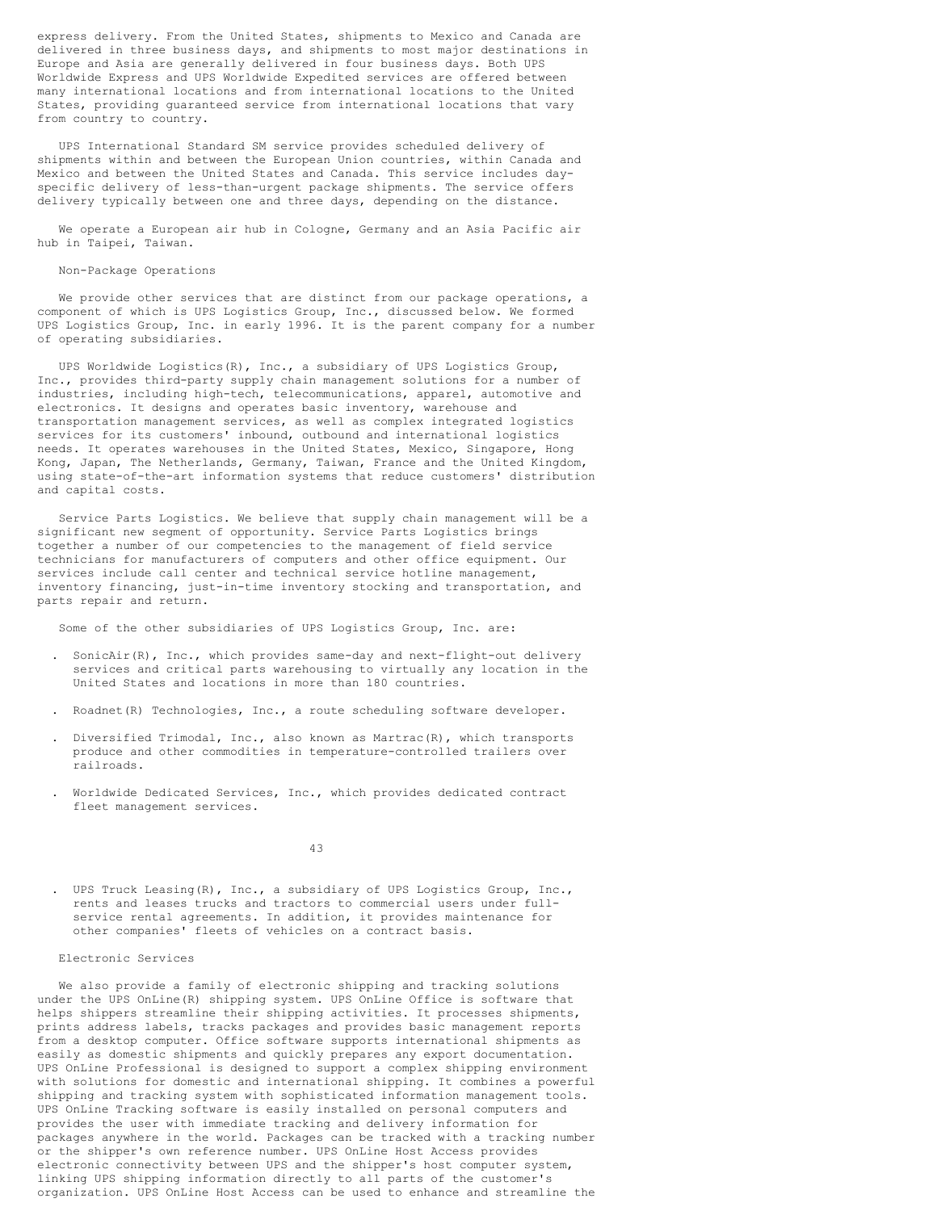express delivery. From the United States, shipments to Mexico and Canada are delivered in three business days, and shipments to most major destinations in Europe and Asia are generally delivered in four business days. Both UPS Worldwide Express and UPS Worldwide Expedited services are offered between many international locations and from international locations to the United States, providing guaranteed service from international locations that vary from country to country.

UPS International Standard SM service provides scheduled delivery of shipments within and between the European Union countries, within Canada and Mexico and between the United States and Canada. This service includes day-specific delivery of less-than-urgent package shipments. The service offers delivery typically between one and three days, depending on the distance.

We operate a European air hub in Cologne, Germany and an Asia Pacific air hub in Taipei, Taiwan.

### Non-Package Operations

We provide other services that are distinct from our package operations, a component of which is UPS Logistics Group, Inc., discussed below. We formed UPS Logistics Group, Inc. in early 1996. It is the parent company for a number of operating subsidiaries.

UPS Worldwide Logistics(R), Inc., a subsidiary of UPS Logistics Group, Inc., provides third-party supply chain management solutions for a number of industries, including high-tech, telecommunications, apparel, automotive and electronics. It designs and operates basic inventory, warehouse and transportation management services, as well as complex integrated logistics services for its customers' inbound, outbound and international logistics needs. It operates warehouses in the United States, Mexico, Singapore, Hong Kong, Japan, The Netherlands, Germany, Taiwan, France and the United Kingdom, using state-of-the-art information systems that reduce customers' distribution and capital costs.

Service Parts Logistics. We believe that supply chain management will be a significant new segment of opportunity. Service Parts Logistics brings together a number of our competencies to the management of field service technicians for manufacturers of computers and other office equipment. Our services include call center and technical service hotline management, inventory financing, just-in-time inventory stocking and transportation, and parts repair and return.

Some of the other subsidiaries of UPS Logistics Group, Inc. are:

- SonicAir(R), Inc., which provides same-day and next-flight-out delivery services and critical parts warehousing to virtually any location in the United States and locations in more than 180 countries.
- Roadnet(R) Technologies, Inc., a route scheduling software developer.
- Diversified Trimodal, Inc., also known as Martrac(R), which transports produce and other commodities in temperature-controlled trailers over railroads.
- Worldwide Dedicated Services, Inc., which provides dedicated contract fleet management services.
- UPS Truck Leasing(R), Inc., a subsidiary of UPS Logistics Group, Inc., rents and leases trucks and tractors to commercial users under full-service rental agreements. In addition, it provides maintenance for other companies' fleets of vehicles on a contract basis.

### Electronic Services

We also provide a family of electronic shipping and tracking solutions under the UPS OnLine(R) shipping system. UPS OnLine Office is software that helps shippers streamline their shipping activities. It processes shipments, prints address labels, tracks packages and provides basic management reports from a desktop computer. Office software supports international shipments as easily as domestic shipments and quickly prepares any export documentation. UPS OnLine Professional is designed to support a complex shipping environment with solutions for domestic and international shipping. It combines a powerful shipping and tracking system with sophisticated information management tools. UPS OnLine Tracking software is easily installed on personal computers and provides the user with immediate tracking and delivery information for packages anywhere in the world. Packages can be tracked with a tracking number or the shipper's own reference number. UPS OnLine Host Access provides electronic connectivity between UPS and the shipper's host computer system, linking UPS shipping information directly to all parts of the customer's organization. UPS OnLine Host Access can be used to enhance and streamline the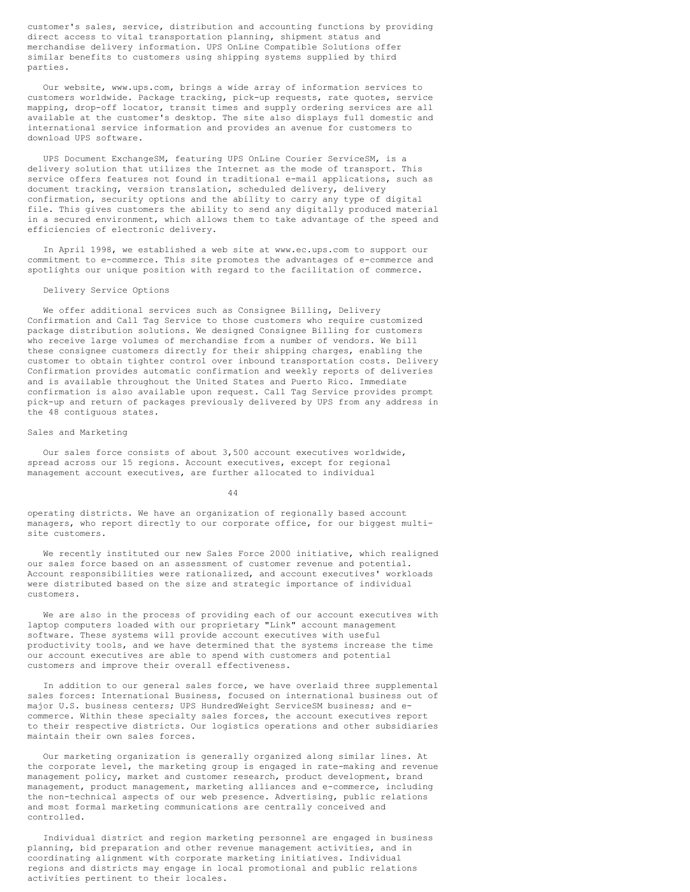customer's sales, service, distribution and accounting functions by providing direct access to vital transportation planning, shipment status and merchandise delivery information. UPS OnLine Compatible Solutions offer similar benefits to customers using shipping systems supplied by third parties.

Our website, www.ups.com, brings a wide array of information services to customers worldwide. Package tracking, pick-up requests, rate quotes, service mapping, drop-off locator, transit times and supply ordering services are all available at the customer's desktop. The site also displays full domestic and international service information and provides an avenue for customers to download UPS software.

UPS Document ExchangeSM, featuring UPS OnLine Courier ServiceSM, is a delivery solution that utilizes the Internet as the mode of transport. This service offers features not found in traditional e-mail applications, such as document tracking, version translation, scheduled delivery, delivery confirmation, security options and the ability to carry any type of digital file. This gives customers the ability to send any digitally produced material in a secured environment, which allows them to take advantage of the speed and efficiencies of electronic delivery.

In April 1998, we established a web site at www.ec.ups.com to support our commitment to e-commerce. This site promotes the advantages of e-commerce and spotlights our unique position with regard to the facilitation of commerce.

### Delivery Service Options

We offer additional services such as Consignee Billing, Delivery Confirmation and Call Tag Service to those customers who require customized package distribution solutions. We designed Consignee Billing for customers who receive large volumes of merchandise from a number of vendors. We bill these consignee customers directly for their shipping charges, enabling the customer to obtain tighter control over inbound transportation costs. Delivery Confirmation provides automatic confirmation and weekly reports of deliveries and is available throughout the United States and Puerto Rico. Immediate confirmation is also available upon request. Call Tag Service provides prompt pick-up and return of packages previously delivered by UPS from any address in the 48 contiguous states.

## Sales and Marketing

Our sales force consists of about 3,500 account executives worldwide, spread across our 15 regions. Account executives, except for regional management account executives, are further allocated to individual operating districts. We have an organization of regionally based account managers, who report directly to our corporate office, for our biggest multi-site customers.

We recently instituted our new Sales Force 2000 initiative, which realigned our sales force based on an assessment of customer revenue and potential. Account responsibilities were rationalized, and account executives' workloads were distributed based on the size and strategic importance of individual customers.

We are also in the process of providing each of our account executives with laptop computers loaded with our proprietary "Link" account management software. These systems will provide account executives with useful productivity tools, and we have determined that the systems increase the time our account executives are able to spend with customers and potential customers and improve their overall effectiveness.

In addition to our general sales force, we have overlaid three supplemental sales forces: International Business, focused on international business out of major U.S. business centers; UPS HundredWeight ServiceSM business; and e-commerce. Within these specialty sales forces, the account executives report to their respective districts. Our logistics operations and other subsidiaries maintain their own sales forces.

Our marketing organization is generally organized along similar lines. At the corporate level, the marketing group is engaged in rate-making and revenue management policy, market and customer research, product development, brand management, product management, marketing alliances and e-commerce, including the non-technical aspects of our web presence. Advertising, public relations and most formal marketing communications are centrally conceived and controlled.

Individual district and region marketing personnel are engaged in business planning, bid preparation and other revenue management activities, and in coordinating alignment with corporate marketing initiatives. Individual regions and districts may engage in local promotional and public relations activities pertinent to their locales.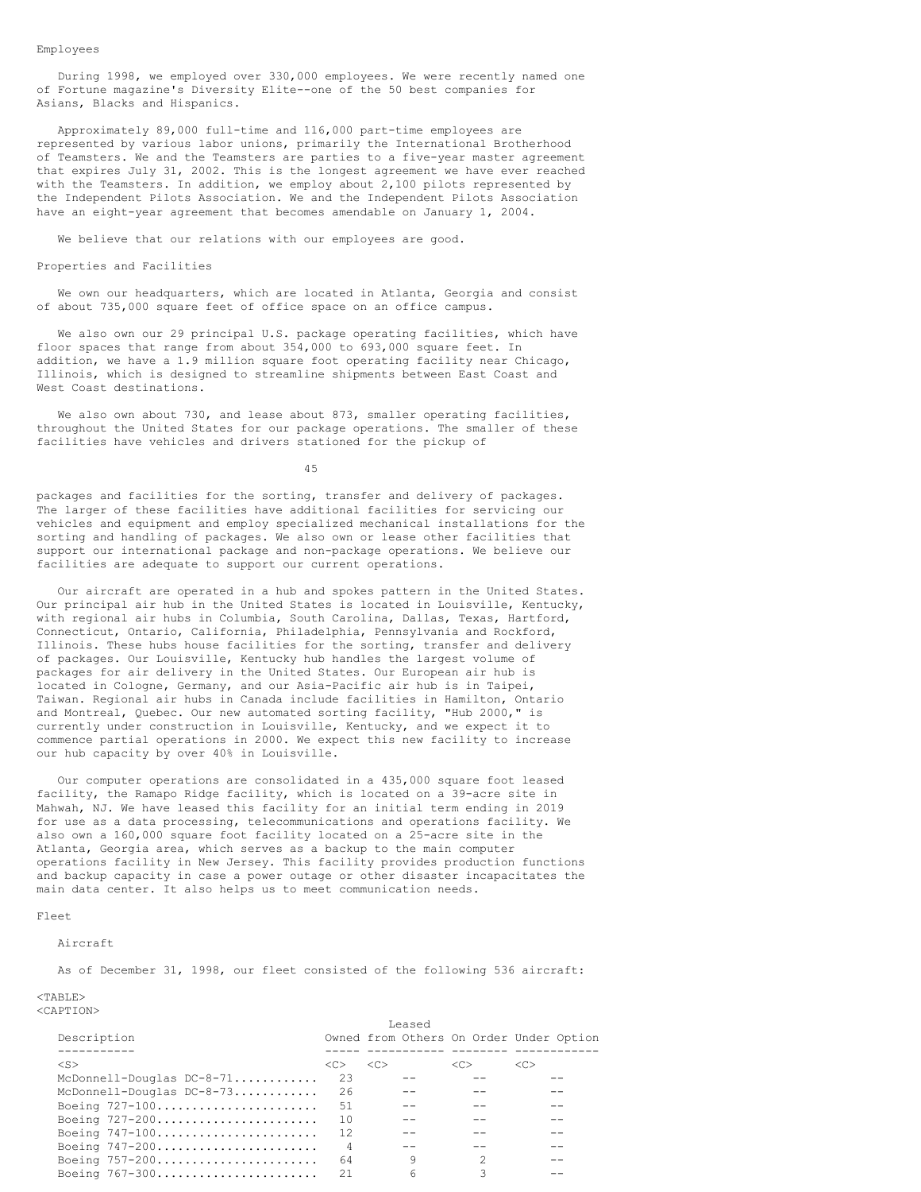Employees

During 1998, we employed over 330,000 employees. We were recently named one of Fortune magazine's Diversity Elite--one of the 50 best companies for Asians, Blacks and Hispanics.

Approximately 89,000 full-time and 116,000 part-time employees are represented by various labor unions, primarily the International Brotherhood of Teamsters. We and the Teamsters are parties to a five-year master agreement that expires July 31, 2002. This is the longest agreement we have ever reached with the Teamsters. In addition, we employ about 2,100 pilots represented by the Independent Pilots Association. We and the Independent Pilots Association have an eight-year agreement that becomes amendable on January 1, 2004.

We believe that our relations with our employees are good.

Properties and Facilities

We own our headquarters, which are located in Atlanta, Georgia and consist of about 735,000 square feet of office space on an office campus.

We also own our 29 principal U.S. package operating facilities, which have floor spaces that range from about 354,000 to 693,000 square feet. In addition, we have a 1.9 million square foot operating facility near Chicago, Illinois, which is designed to streamline shipments between East Coast and West Coast destinations.

We also own about 730, and lease about 873, smaller operating facilities, throughout the United States for our package operations. The smaller of these facilities have vehicles and drivers stationed for the pickup of packages and facilities for the sorting, transfer and delivery of packages. The larger of these facilities have additional facilities for servicing our vehicles and equipment and employ specialized mechanical installations for the sorting and handling of packages. We also own or lease other facilities that support our international package and non-package operations. We believe our facilities are adequate to support our current operations.

Our aircraft are operated in a hub and spokes pattern in the United States. Our principal air hub in the United States is located in Louisville, Kentucky, with regional air hubs in Columbia, South Carolina, Dallas, Texas, Hartford, Connecticut, Ontario, California, Philadelphia, Pennsylvania and Rockford, Illinois. These hubs house facilities for the sorting, transfer and delivery of packages. Our Louisville, Kentucky hub handles the largest volume of packages for air delivery in the United States. Our European air hub is located in Cologne, Germany, and our Asia-Pacific air hub is in Taipei, Taiwan. Regional air hubs in Canada include facilities in Hamilton, Ontario and Montreal, Quebec. Our new automated sorting facility, "Hub 2000," is currently under construction in Louisville, Kentucky, and we expect it to commence partial operations in 2000. We expect this new facility to increase our hub capacity by over 40% in Louisville.

Our computer operations are consolidated in a 435,000 square foot leased facility, the Ramapo Ridge facility, which is located on a 39-acre site in Mahwah, NJ. We have leased this facility for an initial term ending in 2019 for use as a data processing, telecommunications and operations facility. We also own a 160,000 square foot facility located on a 25-acre site in the Atlanta, Georgia area, which serves as a backup to the main computer operations facility in New Jersey. This facility provides production functions and backup capacity in case a power outage or other disaster incapacitates the main data center. It also helps us to meet communication needs.

Fleet

Aircraft

As of December 31, 1998, our fleet consisted of the following 536 aircraft:

| Description | Owned | Leased from Others | On Order | Under Option |
|---|---|---|---|---|
| McDonnell-Douglas DC-8-71 | 23 | -- | -- | -- |
| McDonnell-Douglas DC-8-73 | 26 | -- | -- | -- |
| Boeing 727-100 | 51 | -- | -- | -- |
| Boeing 727-200 | 10 | -- | -- | -- |
| Boeing 747-100 | 12 | -- | -- | -- |
| Boeing 747-200 | 4 | -- | -- | -- |
| Boeing 757-200 | 64 | 9 | 2 | -- |
| Boeing 767-300 | 21 | 6 | 3 | -- |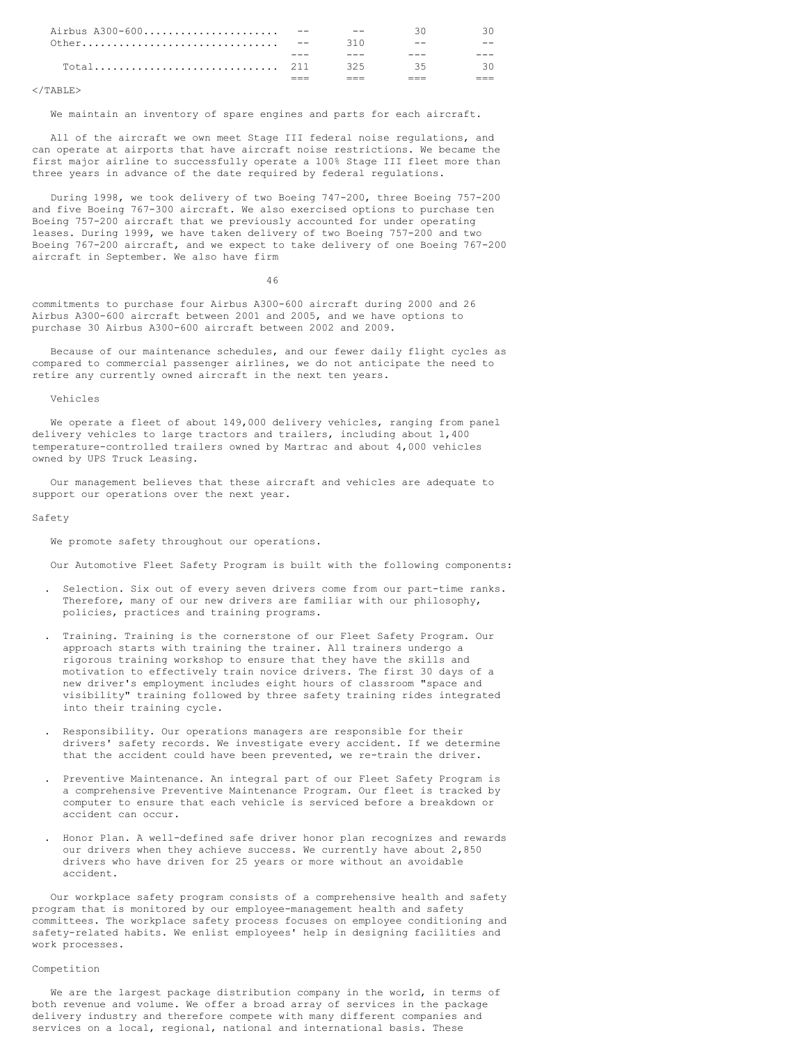| | | | | |
|---|---|---|---|---|
| Airbus A300-600 | -- | -- | 30 | 30 |
| Other | -- | 310 | -- | -- |
| Total | 211 | 325 | 35 | 30 |

We maintain an inventory of spare engines and parts for each aircraft.

All of the aircraft we own meet Stage III federal noise regulations, and can operate at airports that have aircraft noise restrictions. We became the first major airline to successfully operate a 100% Stage III fleet more than three years in advance of the date required by federal regulations.

During 1998, we took delivery of two Boeing 747-200, three Boeing 757-200 and five Boeing 767-300 aircraft. We also exercised options to purchase ten Boeing 757-200 aircraft that we previously accounted for under operating leases. During 1999, we have taken delivery of two Boeing 757-200 and two Boeing 767-200 aircraft, and we expect to take delivery of one Boeing 767-200 aircraft in September. We also have firm commitments to purchase four Airbus A300-600 aircraft during 2000 and 26 Airbus A300-600 aircraft between 2001 and 2005, and we have options to purchase 30 Airbus A300-600 aircraft between 2002 and 2009.

Because of our maintenance schedules, and our fewer daily flight cycles as compared to commercial passenger airlines, we do not anticipate the need to retire any currently owned aircraft in the next ten years.

### Vehicles

We operate a fleet of about 149,000 delivery vehicles, ranging from panel delivery vehicles to large tractors and trailers, including about 1,400 temperature-controlled trailers owned by Martrac and about 4,000 vehicles owned by UPS Truck Leasing.

Our management believes that these aircraft and vehicles are adequate to support our operations over the next year.

## Safety

We promote safety throughout our operations.

Our Automotive Fleet Safety Program is built with the following components:

- Selection. Six out of every seven drivers come from our part-time ranks. Therefore, many of our new drivers are familiar with our philosophy, policies, practices and training programs.

- Training. Training is the cornerstone of our Fleet Safety Program. Our approach starts with training the trainer. All trainers undergo a rigorous training workshop to ensure that they have the skills and motivation to effectively train novice drivers. The first 30 days of a new driver's employment includes eight hours of classroom "space and visibility" training followed by three safety training rides integrated into their training cycle.

- Responsibility. Our operations managers are responsible for their drivers' safety records. We investigate every accident. If we determine that the accident could have been prevented, we re-train the driver.

- Preventive Maintenance. An integral part of our Fleet Safety Program is a comprehensive Preventive Maintenance Program. Our fleet is tracked by computer to ensure that each vehicle is serviced before a breakdown or accident can occur.

- Honor Plan. A well-defined safe driver honor plan recognizes and rewards our drivers when they achieve success. We currently have about 2,850 drivers who have driven for 25 years or more without an avoidable accident.

Our workplace safety program consists of a comprehensive health and safety program that is monitored by our employee-management health and safety committees. The workplace safety process focuses on employee conditioning and safety-related habits. We enlist employees' help in designing facilities and work processes.

## Competition

We are the largest package distribution company in the world, in terms of both revenue and volume. We offer a broad array of services in the package delivery industry and therefore compete with many different companies and services on a local, regional, national and international basis. These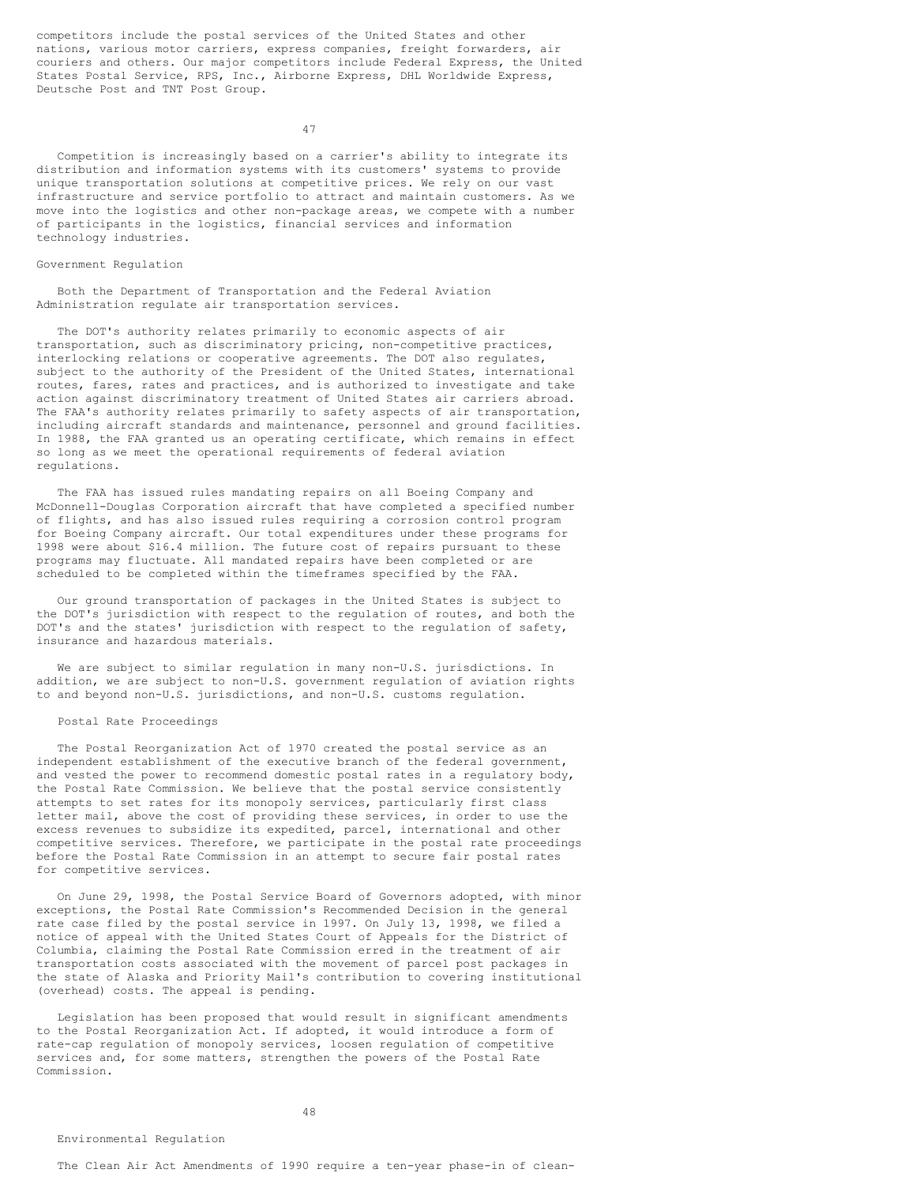competitors include the postal services of the United States and other nations, various motor carriers, express companies, freight forwarders, air couriers and others. Our major competitors include Federal Express, the United States Postal Service, RPS, Inc., Airborne Express, DHL Worldwide Express, Deutsche Post and TNT Post Group.

Competition is increasingly based on a carrier's ability to integrate its distribution and information systems with its customers' systems to provide unique transportation solutions at competitive prices. We rely on our vast infrastructure and service portfolio to attract and maintain customers. As we move into the logistics and other non-package areas, we compete with a number of participants in the logistics, financial services and information technology industries.

## Government Regulation

Both the Department of Transportation and the Federal Aviation Administration regulate air transportation services.

The DOT's authority relates primarily to economic aspects of air transportation, such as discriminatory pricing, non-competitive practices, interlocking relations or cooperative agreements. The DOT also regulates, subject to the authority of the President of the United States, international routes, fares, rates and practices, and is authorized to investigate and take action against discriminatory treatment of United States air carriers abroad. The FAA's authority relates primarily to safety aspects of air transportation, including aircraft standards and maintenance, personnel and ground facilities. In 1988, the FAA granted us an operating certificate, which remains in effect so long as we meet the operational requirements of federal aviation regulations.

The FAA has issued rules mandating repairs on all Boeing Company and McDonnell-Douglas Corporation aircraft that have completed a specified number of flights, and has also issued rules requiring a corrosion control program for Boeing Company aircraft. Our total expenditures under these programs for 1998 were about $16.4 million. The future cost of repairs pursuant to these programs may fluctuate. All mandated repairs have been completed or are scheduled to be completed within the timeframes specified by the FAA.

Our ground transportation of packages in the United States is subject to the DOT's jurisdiction with respect to the regulation of routes, and both the DOT's and the states' jurisdiction with respect to the regulation of safety, insurance and hazardous materials.

We are subject to similar regulation in many non-U.S. jurisdictions. In addition, we are subject to non-U.S. government regulation of aviation rights to and beyond non-U.S. jurisdictions, and non-U.S. customs regulation.

### Postal Rate Proceedings

The Postal Reorganization Act of 1970 created the postal service as an independent establishment of the executive branch of the federal government, and vested the power to recommend domestic postal rates in a regulatory body, the Postal Rate Commission. We believe that the postal service consistently attempts to set rates for its monopoly services, particularly first class letter mail, above the cost of providing these services, in order to use the excess revenues to subsidize its expedited, parcel, international and other competitive services. Therefore, we participate in the postal rate proceedings before the Postal Rate Commission in an attempt to secure fair postal rates for competitive services.

On June 29, 1998, the Postal Service Board of Governors adopted, with minor exceptions, the Postal Rate Commission's Recommended Decision in the general rate case filed by the postal service in 1997. On July 13, 1998, we filed a notice of appeal with the United States Court of Appeals for the District of Columbia, claiming the Postal Rate Commission erred in the treatment of air transportation costs associated with the movement of parcel post packages in the state of Alaska and Priority Mail's contribution to covering institutional (overhead) costs. The appeal is pending.

Legislation has been proposed that would result in significant amendments to the Postal Reorganization Act. If adopted, it would introduce a form of rate-cap regulation of monopoly services, loosen regulation of competitive services and, for some matters, strengthen the powers of the Postal Rate Commission.

### Environmental Regulation

The Clean Air Act Amendments of 1990 require a ten-year phase-in of clean-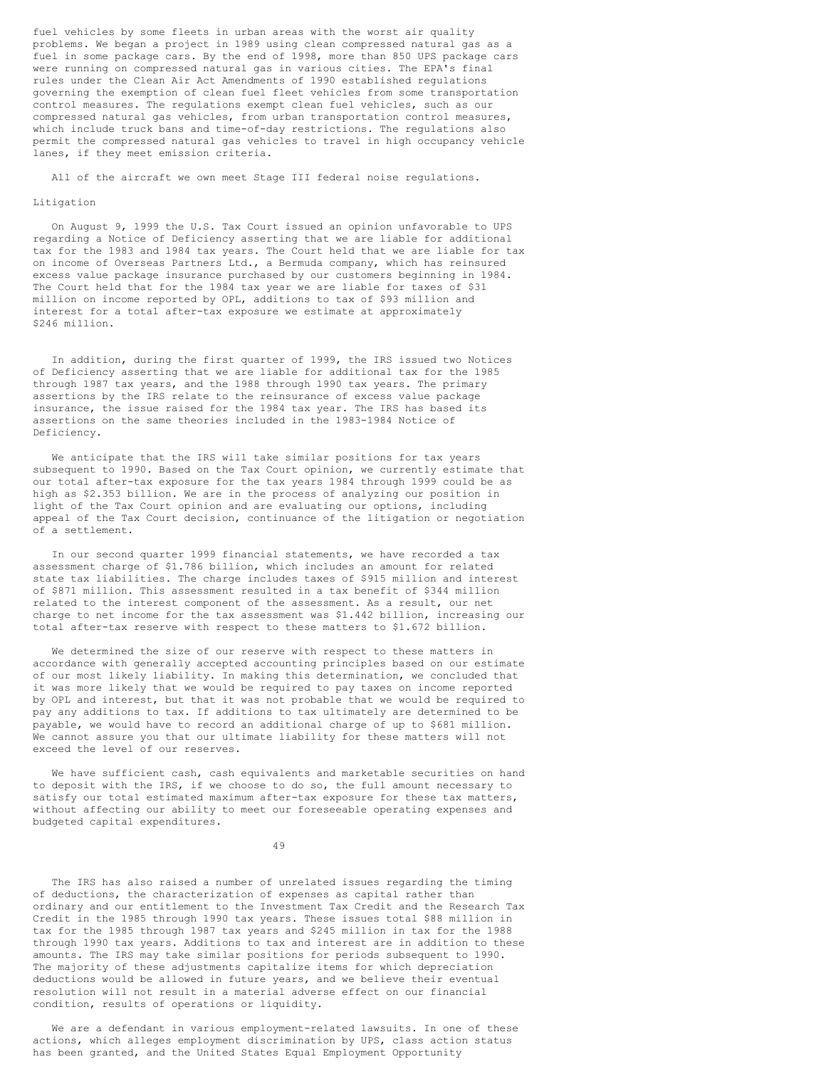fuel vehicles by some fleets in urban areas with the worst air quality problems. We began a project in 1989 using clean compressed natural gas as a fuel in some package cars. By the end of 1998, more than 850 UPS package cars were running on compressed natural gas in various cities. The EPA's final rules under the Clean Air Act Amendments of 1990 established regulations governing the exemption of clean fuel fleet vehicles from some transportation control measures. The regulations exempt clean fuel vehicles, such as our compressed natural gas vehicles, from urban transportation control measures, which include truck bans and time-of-day restrictions. The regulations also permit the compressed natural gas vehicles to travel in high occupancy vehicle lanes, if they meet emission criteria.

All of the aircraft we own meet Stage III federal noise regulations.

## Litigation

On August 9, 1999 the U.S. Tax Court issued an opinion unfavorable to UPS regarding a Notice of Deficiency asserting that we are liable for additional tax for the 1983 and 1984 tax years. The Court held that we are liable for tax on income of Overseas Partners Ltd., a Bermuda company, which has reinsured excess value package insurance purchased by our customers beginning in 1984. The Court held that for the 1984 tax year we are liable for taxes of $31 million on income reported by OPL, additions to tax of $93 million and interest for a total after-tax exposure we estimate at approximately $246 million.

In addition, during the first quarter of 1999, the IRS issued two Notices of Deficiency asserting that we are liable for additional tax for the 1985 through 1987 tax years, and the 1988 through 1990 tax years. The primary assertions by the IRS relate to the reinsurance of excess value package insurance, the issue raised for the 1984 tax year. The IRS has based its assertions on the same theories included in the 1983-1984 Notice of Deficiency.

We anticipate that the IRS will take similar positions for tax years subsequent to 1990. Based on the Tax Court opinion, we currently estimate that our total after-tax exposure for the tax years 1984 through 1999 could be as high as $2.353 billion. We are in the process of analyzing our position in light of the Tax Court opinion and are evaluating our options, including appeal of the Tax Court decision, continuance of the litigation or negotiation of a settlement.

In our second quarter 1999 financial statements, we have recorded a tax assessment charge of $1.786 billion, which includes an amount for related state tax liabilities. The charge includes taxes of $915 million and interest of $871 million. This assessment resulted in a tax benefit of $344 million related to the interest component of the assessment. As a result, our net charge to net income for the tax assessment was $1.442 billion, increasing our total after-tax reserve with respect to these matters to $1.672 billion.

We determined the size of our reserve with respect to these matters in accordance with generally accepted accounting principles based on our estimate of our most likely liability. In making this determination, we concluded that it was more likely that we would be required to pay taxes on income reported by OPL and interest, but that it was not probable that we would be required to pay any additions to tax. If additions to tax ultimately are determined to be payable, we would have to record an additional charge of up to $681 million. We cannot assure you that our ultimate liability for these matters will not exceed the level of our reserves.

We have sufficient cash, cash equivalents and marketable securities on hand to deposit with the IRS, if we choose to do so, the full amount necessary to satisfy our total estimated maximum after-tax exposure for these tax matters, without affecting our ability to meet our foreseeable operating expenses and budgeted capital expenditures.

The IRS has also raised a number of unrelated issues regarding the timing of deductions, the characterization of expenses as capital rather than ordinary and our entitlement to the Investment Tax Credit and the Research Tax Credit in the 1985 through 1990 tax years. These issues total $88 million in tax for the 1985 through 1987 tax years and $245 million in tax for the 1988 through 1990 tax years. Additions to tax and interest are in addition to these amounts. The IRS may take similar positions for periods subsequent to 1990. The majority of these adjustments capitalize items for which depreciation deductions would be allowed in future years, and we believe their eventual resolution will not result in a material adverse effect on our financial condition, results of operations or liquidity.

We are a defendant in various employment-related lawsuits. In one of these actions, which alleges employment discrimination by UPS, class action status has been granted, and the United States Equal Employment Opportunity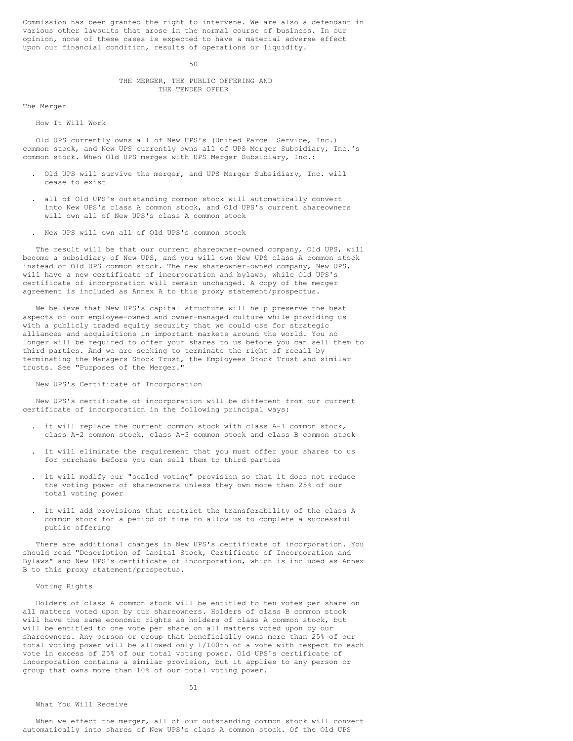Commission has been granted the right to intervene. We are also a defendant in various other lawsuits that arose in the normal course of business. In our opinion, none of these cases is expected to have a material adverse effect upon our financial condition, results of operations or liquidity.

# THE MERGER, THE PUBLIC OFFERING AND THE TENDER OFFER

## The Merger

### How It Will Work

Old UPS currently owns all of New UPS's (United Parcel Service, Inc.) common stock, and New UPS currently owns all of UPS Merger Subsidiary, Inc.'s common stock. When Old UPS merges with UPS Merger Subsidiary, Inc.:

- Old UPS will survive the merger, and UPS Merger Subsidiary, Inc. will cease to exist
- all of Old UPS's outstanding common stock will automatically convert into New UPS's class A common stock, and Old UPS's current shareowners will own all of New UPS's class A common stock
- New UPS will own all of Old UPS's common stock

The result will be that our current shareowner-owned company, Old UPS, will become a subsidiary of New UPS, and you will own New UPS class A common stock instead of Old UPS common stock. The new shareowner-owned company, New UPS, will have a new certificate of incorporation and bylaws, while Old UPS's certificate of incorporation will remain unchanged. A copy of the merger agreement is included as Annex A to this proxy statement/prospectus.

We believe that New UPS's capital structure will help preserve the best aspects of our employee-owned and owner-managed culture while providing us with a publicly traded equity security that we could use for strategic alliances and acquisitions in important markets around the world. You no longer will be required to offer your shares to us before you can sell them to third parties. And we are seeking to terminate the right of recall by terminating the Managers Stock Trust, the Employees Stock Trust and similar trusts. See "Purposes of the Merger."

### New UPS's Certificate of Incorporation

New UPS's certificate of incorporation will be different from our current certificate of incorporation in the following principal ways:

- it will replace the current common stock with class A-1 common stock, class A-2 common stock, class A-3 common stock and class B common stock
- it will eliminate the requirement that you must offer your shares to us for purchase before you can sell them to third parties
- it will modify our "scaled voting" provision so that it does not reduce the voting power of shareowners unless they own more than 25% of our total voting power
- it will add provisions that restrict the transferability of the class A common stock for a period of time to allow us to complete a successful public offering

There are additional changes in New UPS's certificate of incorporation. You should read "Description of Capital Stock, Certificate of Incorporation and Bylaws" and New UPS's certificate of incorporation, which is included as Annex B to this proxy statement/prospectus.

### Voting Rights

Holders of class A common stock will be entitled to ten votes per share on all matters voted upon by our shareowners. Holders of class B common stock will have the same economic rights as holders of class A common stock, but will be entitled to one vote per share on all matters voted upon by our shareowners. Any person or group that beneficially owns more than 25% of our total voting power will be allowed only 1/100th of a vote with respect to each vote in excess of 25% of our total voting power. Old UPS's certificate of incorporation contains a similar provision, but it applies to any person or group that owns more than 10% of our total voting power.

### What You Will Receive

When we effect the merger, all of our outstanding common stock will convert automatically into shares of New UPS's class A common stock. Of the Old UPS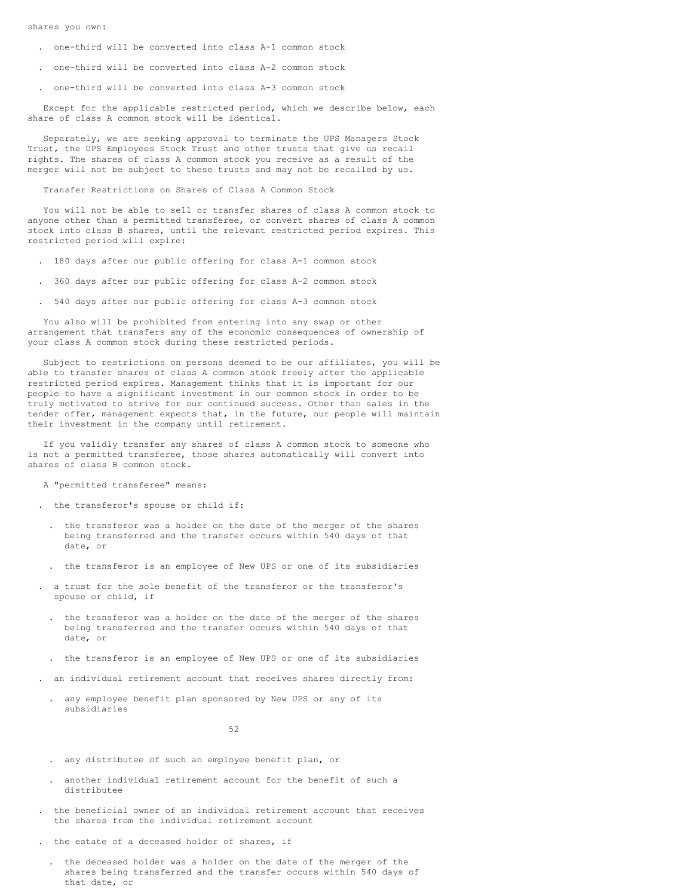shares you own:

- one-third will be converted into class A-1 common stock
- one-third will be converted into class A-2 common stock
- one-third will be converted into class A-3 common stock

Except for the applicable restricted period, which we describe below, each share of class A common stock will be identical.

Separately, we are seeking approval to terminate the UPS Managers Stock Trust, the UPS Employees Stock Trust and other trusts that give us recall rights. The shares of class A common stock you receive as a result of the merger will not be subject to these trusts and may not be recalled by us.

Transfer Restrictions on Shares of Class A Common Stock

You will not be able to sell or transfer shares of class A common stock to anyone other than a permitted transferee, or convert shares of class A common stock into class B shares, until the relevant restricted period expires. This restricted period will expire:

- 180 days after our public offering for class A-1 common stock
- 360 days after our public offering for class A-2 common stock
- 540 days after our public offering for class A-3 common stock

You also will be prohibited from entering into any swap or other arrangement that transfers any of the economic consequences of ownership of your class A common stock during these restricted periods.

Subject to restrictions on persons deemed to be our affiliates, you will be able to transfer shares of class A common stock freely after the applicable restricted period expires. Management thinks that it is important for our people to have a significant investment in our common stock in order to be truly motivated to strive for our continued success. Other than sales in the tender offer, management expects that, in the future, our people will maintain their investment in the company until retirement.

If you validly transfer any shares of class A common stock to someone who is not a permitted transferee, those shares automatically will convert into shares of class B common stock.

A "permitted transferee" means:

- the transferor's spouse or child if:
  - the transferor was a holder on the date of the merger of the shares being transferred and the transfer occurs within 540 days of that date, or
  - the transferor is an employee of New UPS or one of its subsidiaries
- a trust for the sole benefit of the transferor or the transferor's spouse or child, if
  - the transferor was a holder on the date of the merger of the shares being transferred and the transfer occurs within 540 days of that date, or
  - the transferor is an employee of New UPS or one of its subsidiaries
- an individual retirement account that receives shares directly from:
  - any employee benefit plan sponsored by New UPS or any of its subsidiaries
  - any distributee of such an employee benefit plan, or
  - another individual retirement account for the benefit of such a distributee
- the beneficial owner of an individual retirement account that receives the shares from the individual retirement account
- the estate of a deceased holder of shares, if
  - the deceased holder was a holder on the date of the merger of the shares being transferred and the transfer occurs within 540 days of that date, or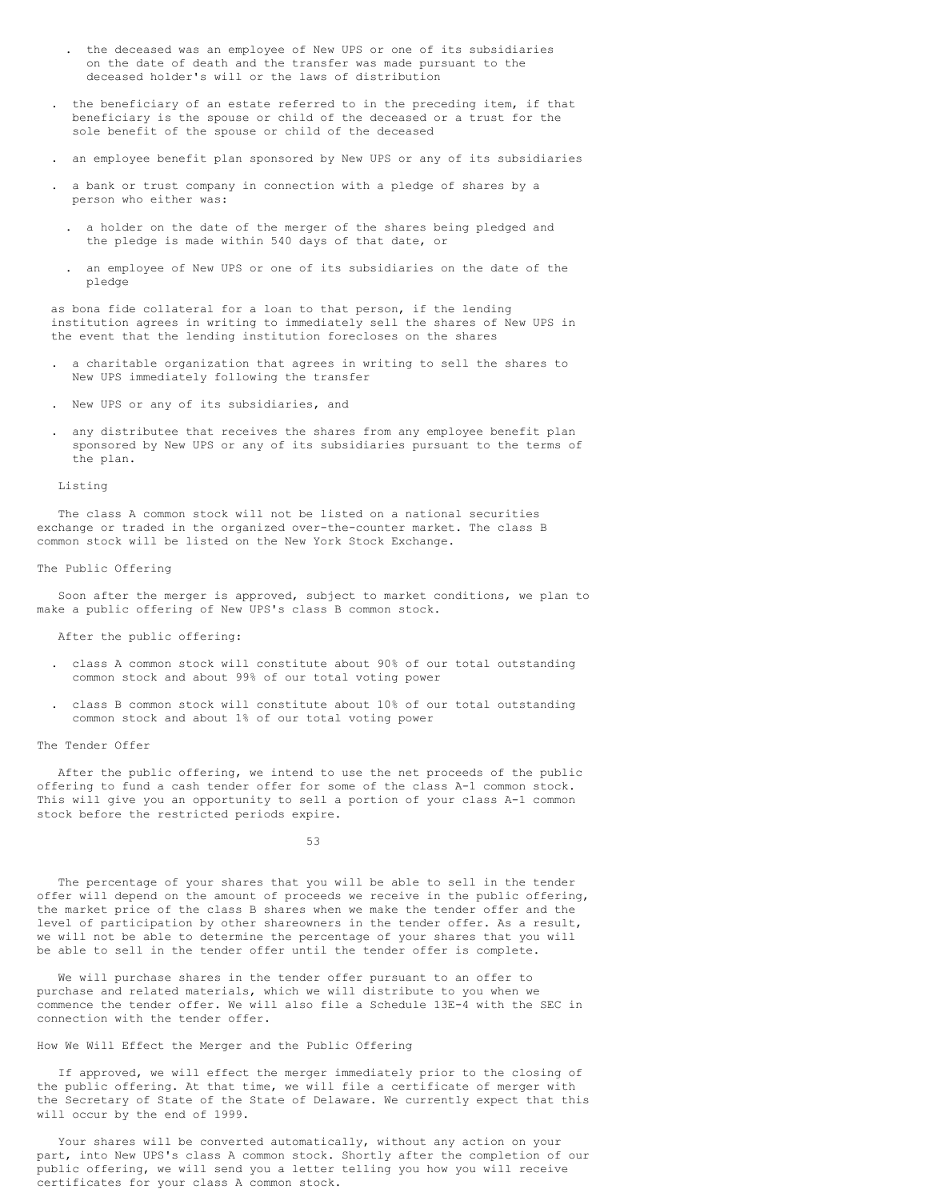- the deceased was an employee of New UPS or one of its subsidiaries on the date of death and the transfer was made pursuant to the deceased holder's will or the laws of distribution

- the beneficiary of an estate referred to in the preceding item, if that beneficiary is the spouse or child of the deceased or a trust for the sole benefit of the spouse or child of the deceased

- an employee benefit plan sponsored by New UPS or any of its subsidiaries

- a bank or trust company in connection with a pledge of shares by a person who either was:

   - a holder on the date of the merger of the shares being pledged and the pledge is made within 540 days of that date, or

   - an employee of New UPS or one of its subsidiaries on the date of the pledge

  as bona fide collateral for a loan to that person, if the lending institution agrees in writing to immediately sell the shares of New UPS in the event that the lending institution forecloses on the shares

- a charitable organization that agrees in writing to sell the shares to New UPS immediately following the transfer

- New UPS or any of its subsidiaries, and

- any distributee that receives the shares from any employee benefit plan sponsored by New UPS or any of its subsidiaries pursuant to the terms of the plan.

#### Listing

The class A common stock will not be listed on a national securities exchange or traded in the organized over-the-counter market. The class B common stock will be listed on the New York Stock Exchange.

### The Public Offering

Soon after the merger is approved, subject to market conditions, we plan to make a public offering of New UPS's class B common stock.

After the public offering:

- class A common stock will constitute about 90% of our total outstanding common stock and about 99% of our total voting power

- class B common stock will constitute about 10% of our total outstanding common stock and about 1% of our total voting power

### The Tender Offer

After the public offering, we intend to use the net proceeds of the public offering to fund a cash tender offer for some of the class A-1 common stock. This will give you an opportunity to sell a portion of your class A-1 common stock before the restricted periods expire.

The percentage of your shares that you will be able to sell in the tender offer will depend on the amount of proceeds we receive in the public offering, the market price of the class B shares when we make the tender offer and the level of participation by other shareowners in the tender offer. As a result, we will not be able to determine the percentage of your shares that you will be able to sell in the tender offer until the tender offer is complete.

We will purchase shares in the tender offer pursuant to an offer to purchase and related materials, which we will distribute to you when we commence the tender offer. We will also file a Schedule 13E-4 with the SEC in connection with the tender offer.

### How We Will Effect the Merger and the Public Offering

If approved, we will effect the merger immediately prior to the closing of the public offering. At that time, we will file a certificate of merger with the Secretary of State of the State of Delaware. We currently expect that this will occur by the end of 1999.

Your shares will be converted automatically, without any action on your part, into New UPS's class A common stock. Shortly after the completion of our public offering, we will send you a letter telling you how you will receive certificates for your class A common stock.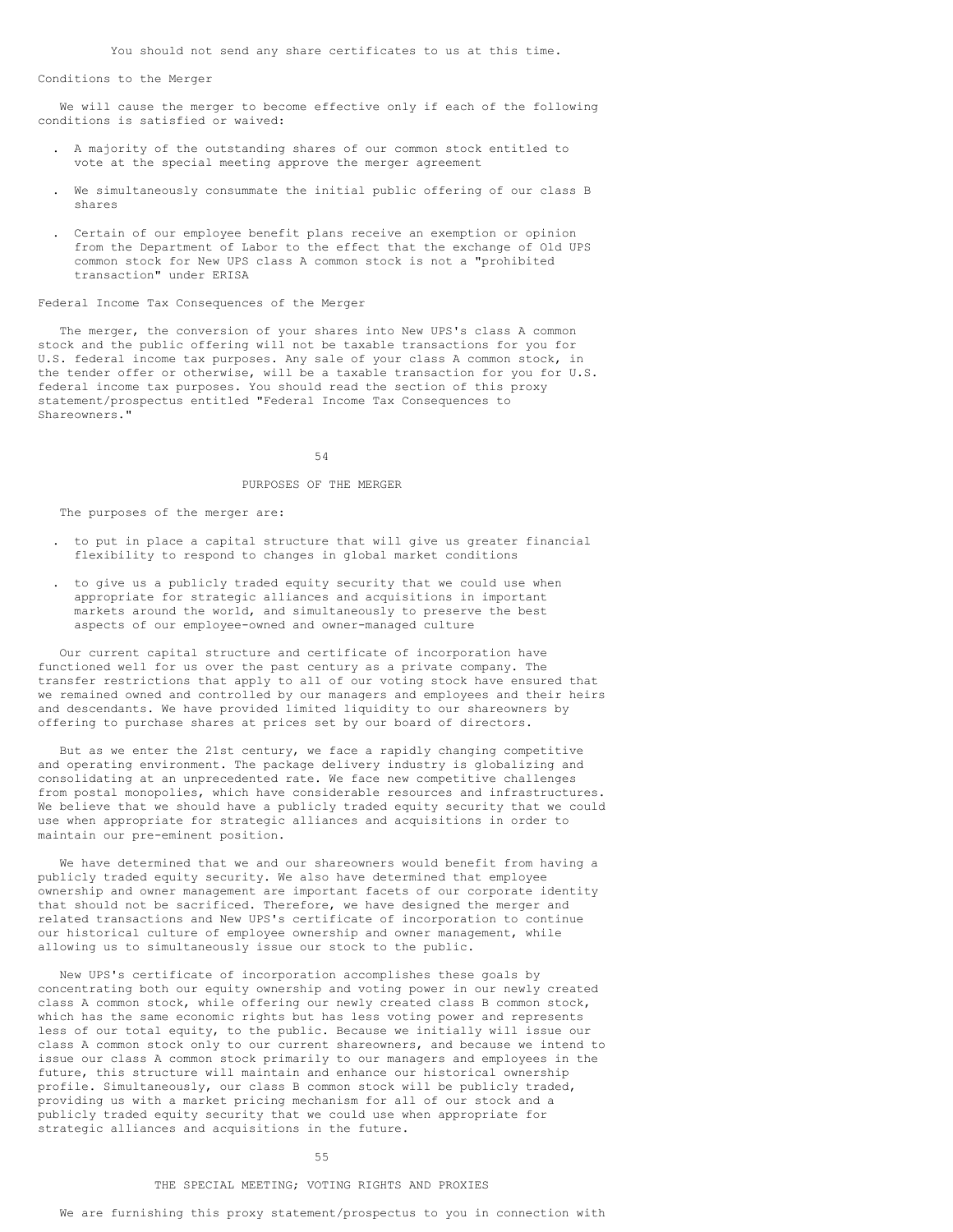You should not send any share certificates to us at this time.

## Conditions to the Merger

We will cause the merger to become effective only if each of the following conditions is satisfied or waived:

- A majority of the outstanding shares of our common stock entitled to vote at the special meeting approve the merger agreement
- We simultaneously consummate the initial public offering of our class B shares
- Certain of our employee benefit plans receive an exemption or opinion from the Department of Labor to the effect that the exchange of Old UPS common stock for New UPS class A common stock is not a "prohibited transaction" under ERISA

## Federal Income Tax Consequences of the Merger

The merger, the conversion of your shares into New UPS's class A common stock and the public offering will not be taxable transactions for you for U.S. federal income tax purposes. Any sale of your class A common stock, in the tender offer or otherwise, will be a taxable transaction for you for U.S. federal income tax purposes. You should read the section of this proxy statement/prospectus entitled "Federal Income Tax Consequences to Shareowners."

# PURPOSES OF THE MERGER

The purposes of the merger are:

- to put in place a capital structure that will give us greater financial flexibility to respond to changes in global market conditions
- to give us a publicly traded equity security that we could use when appropriate for strategic alliances and acquisitions in important markets around the world, and simultaneously to preserve the best aspects of our employee-owned and owner-managed culture

Our current capital structure and certificate of incorporation have functioned well for us over the past century as a private company. The transfer restrictions that apply to all of our voting stock have ensured that we remained owned and controlled by our managers and employees and their heirs and descendants. We have provided limited liquidity to our shareowners by offering to purchase shares at prices set by our board of directors.

But as we enter the 21st century, we face a rapidly changing competitive and operating environment. The package delivery industry is globalizing and consolidating at an unprecedented rate. We face new competitive challenges from postal monopolies, which have considerable resources and infrastructures. We believe that we should have a publicly traded equity security that we could use when appropriate for strategic alliances and acquisitions in order to maintain our pre-eminent position.

We have determined that we and our shareowners would benefit from having a publicly traded equity security. We also have determined that employee ownership and owner management are important facets of our corporate identity that should not be sacrificed. Therefore, we have designed the merger and related transactions and New UPS's certificate of incorporation to continue our historical culture of employee ownership and owner management, while allowing us to simultaneously issue our stock to the public.

New UPS's certificate of incorporation accomplishes these goals by concentrating both our equity ownership and voting power in our newly created class A common stock, while offering our newly created class B common stock, which has the same economic rights but has less voting power and represents less of our total equity, to the public. Because we initially will issue our class A common stock only to our current shareowners, and because we intend to issue our class A common stock primarily to our managers and employees in the future, this structure will maintain and enhance our historical ownership profile. Simultaneously, our class B common stock will be publicly traded, providing us with a market pricing mechanism for all of our stock and a publicly traded equity security that we could use when appropriate for strategic alliances and acquisitions in the future.

# THE SPECIAL MEETING; VOTING RIGHTS AND PROXIES

We are furnishing this proxy statement/prospectus to you in connection with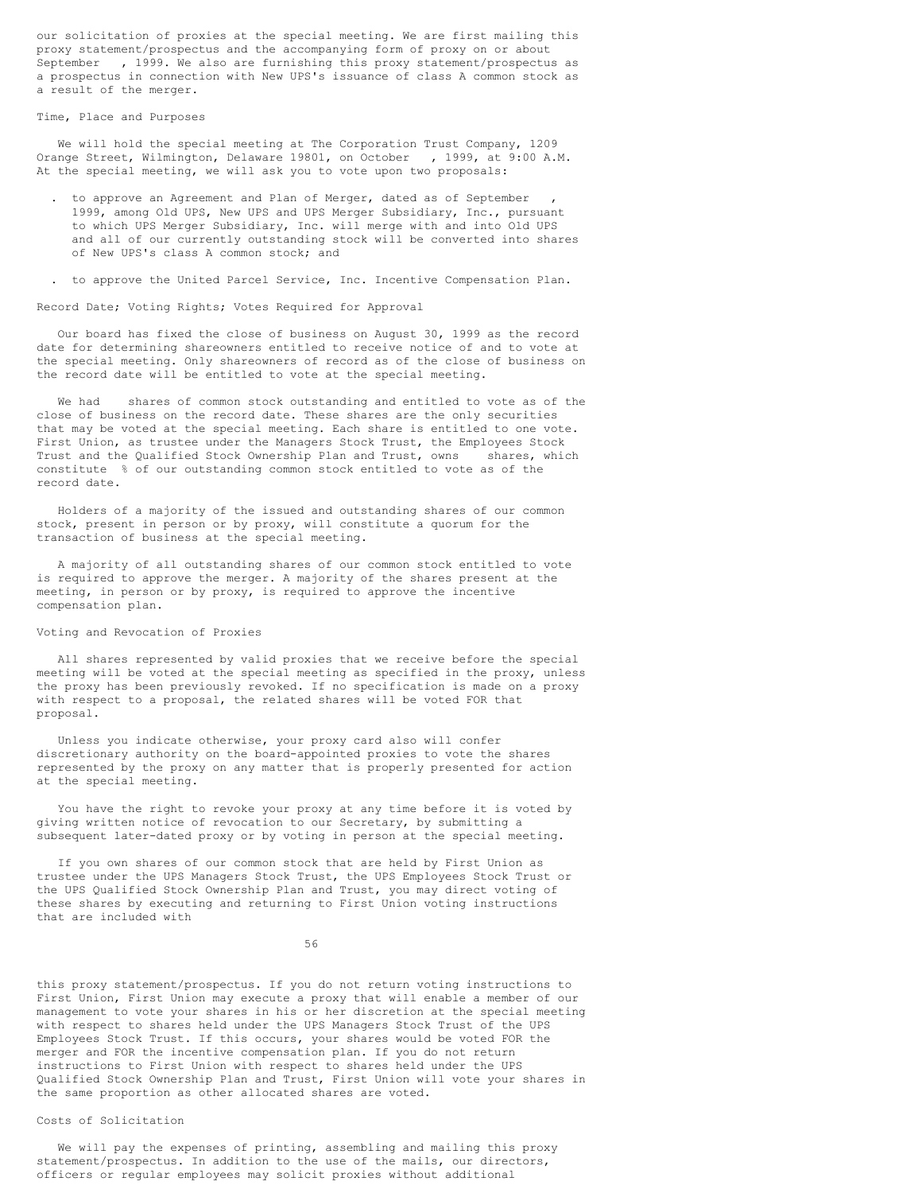our solicitation of proxies at the special meeting. We are first mailing this proxy statement/prospectus and the accompanying form of proxy on or about September , 1999. We also are furnishing this proxy statement/prospectus as a prospectus in connection with New UPS's issuance of class A common stock as a result of the merger.

### Time, Place and Purposes

We will hold the special meeting at The Corporation Trust Company, 1209 Orange Street, Wilmington, Delaware 19801, on October , 1999, at 9:00 A.M. At the special meeting, we will ask you to vote upon two proposals:

- to approve an Agreement and Plan of Merger, dated as of September , 1999, among Old UPS, New UPS and UPS Merger Subsidiary, Inc., pursuant to which UPS Merger Subsidiary, Inc. will merge with and into Old UPS and all of our currently outstanding stock will be converted into shares of New UPS's class A common stock; and

- to approve the United Parcel Service, Inc. Incentive Compensation Plan.

### Record Date; Voting Rights; Votes Required for Approval

Our board has fixed the close of business on August 30, 1999 as the record date for determining shareowners entitled to receive notice of and to vote at the special meeting. Only shareowners of record as of the close of business on the record date will be entitled to vote at the special meeting.

We had shares of common stock outstanding and entitled to vote as of the close of business on the record date. These shares are the only securities that may be voted at the special meeting. Each share is entitled to one vote. First Union, as trustee under the Managers Stock Trust, the Employees Stock Trust and the Qualified Stock Ownership Plan and Trust, owns shares, which constitute % of our outstanding common stock entitled to vote as of the record date.

Holders of a majority of the issued and outstanding shares of our common stock, present in person or by proxy, will constitute a quorum for the transaction of business at the special meeting.

A majority of all outstanding shares of our common stock entitled to vote is required to approve the merger. A majority of the shares present at the meeting, in person or by proxy, is required to approve the incentive compensation plan.

### Voting and Revocation of Proxies

All shares represented by valid proxies that we receive before the special meeting will be voted at the special meeting as specified in the proxy, unless the proxy has been previously revoked. If no specification is made on a proxy with respect to a proposal, the related shares will be voted FOR that proposal.

Unless you indicate otherwise, your proxy card also will confer discretionary authority on the board-appointed proxies to vote the shares represented by the proxy on any matter that is properly presented for action at the special meeting.

You have the right to revoke your proxy at any time before it is voted by giving written notice of revocation to our Secretary, by submitting a subsequent later-dated proxy or by voting in person at the special meeting.

If you own shares of our common stock that are held by First Union as trustee under the UPS Managers Stock Trust, the UPS Employees Stock Trust or the UPS Qualified Stock Ownership Plan and Trust, you may direct voting of these shares by executing and returning to First Union voting instructions that are included with this proxy statement/prospectus. If you do not return voting instructions to First Union, First Union may execute a proxy that will enable a member of our management to vote your shares in his or her discretion at the special meeting with respect to shares held under the UPS Managers Stock Trust of the UPS Employees Stock Trust. If this occurs, your shares would be voted FOR the merger and FOR the incentive compensation plan. If you do not return instructions to First Union with respect to shares held under the UPS Qualified Stock Ownership Plan and Trust, First Union will vote your shares in the same proportion as other allocated shares are voted.

### Costs of Solicitation

We will pay the expenses of printing, assembling and mailing this proxy statement/prospectus. In addition to the use of the mails, our directors, officers or regular employees may solicit proxies without additional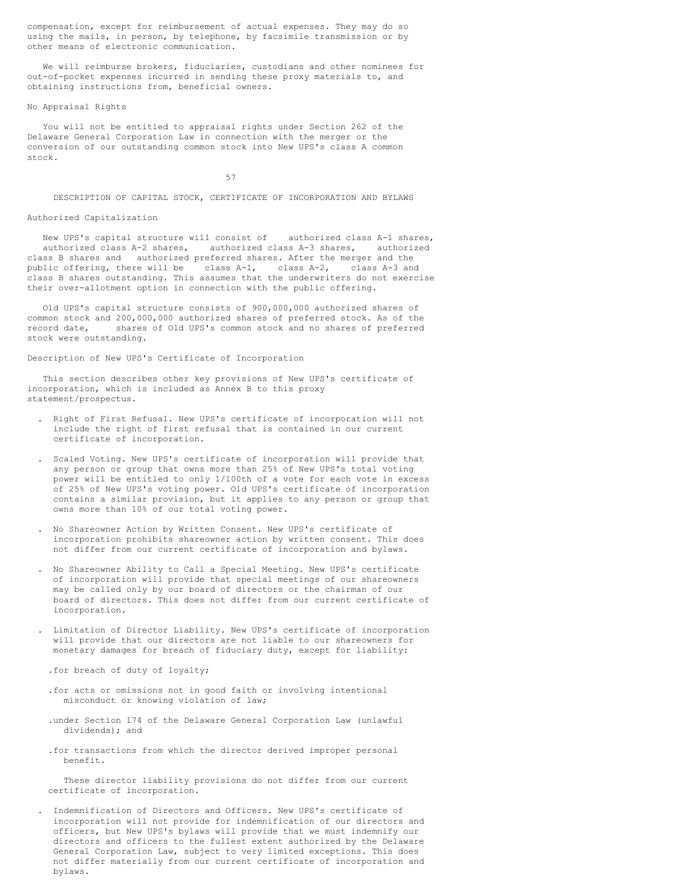compensation, except for reimbursement of actual expenses. They may do so using the mails, in person, by telephone, by facsimile transmission or by other means of electronic communication.

We will reimburse brokers, fiduciaries, custodians and other nominees for out-of-pocket expenses incurred in sending these proxy materials to, and obtaining instructions from, beneficial owners.

### No Appraisal Rights

You will not be entitled to appraisal rights under Section 262 of the Delaware General Corporation Law in connection with the merger or the conversion of our outstanding common stock into New UPS's class A common stock.

## DESCRIPTION OF CAPITAL STOCK, CERTIFICATE OF INCORPORATION AND BYLAWS

### Authorized Capitalization

New UPS's capital structure will consist of    authorized class A-1 shares,    authorized class A-2 shares,    authorized class A-3 shares,    authorized class B shares and    authorized preferred shares. After the merger and the public offering, there will be    class A-1,    class A-2,    class A-3 and class B shares outstanding. This assumes that the underwriters do not exercise their over-allotment option in connection with the public offering.

Old UPS's capital structure consists of 900,000,000 authorized shares of common stock and 200,000,000 authorized shares of preferred stock. As of the record date,    shares of Old UPS's common stock and no shares of preferred stock were outstanding.

### Description of New UPS's Certificate of Incorporation

This section describes other key provisions of New UPS's certificate of incorporation, which is included as Annex B to this proxy statement/prospectus.

- Right of First Refusal. New UPS's certificate of incorporation will not include the right of first refusal that is contained in our current certificate of incorporation.

- Scaled Voting. New UPS's certificate of incorporation will provide that any person or group that owns more than 25% of New UPS's total voting power will be entitled to only 1/100th of a vote for each vote in excess of 25% of New UPS's voting power. Old UPS's certificate of incorporation contains a similar provision, but it applies to any person or group that owns more than 10% of our total voting power.

- No Shareowner Action by Written Consent. New UPS's certificate of incorporation prohibits shareowner action by written consent. This does not differ from our current certificate of incorporation and bylaws.

- No Shareowner Ability to Call a Special Meeting. New UPS's certificate of incorporation will provide that special meetings of our shareowners may be called only by our board of directors or the chairman of our board of directors. This does not differ from our current certificate of incorporation.

- Limitation of Director Liability. New UPS's certificate of incorporation will provide that our directors are not liable to our shareowners for monetary damages for breach of fiduciary duty, except for liability:

  - for breach of duty of loyalty;
  - for acts or omissions not in good faith or involving intentional misconduct or knowing violation of law;
  - under Section 174 of the Delaware General Corporation Law (unlawful dividends); and
  - for transactions from which the director derived improper personal benefit.

  These director liability provisions do not differ from our current certificate of incorporation.

- Indemnification of Directors and Officers. New UPS's certificate of incorporation will not provide for indemnification of our directors and officers, but New UPS's bylaws will provide that we must indemnify our directors and officers to the fullest extent authorized by the Delaware General Corporation Law, subject to very limited exceptions. This does not differ materially from our current certificate of incorporation and bylaws.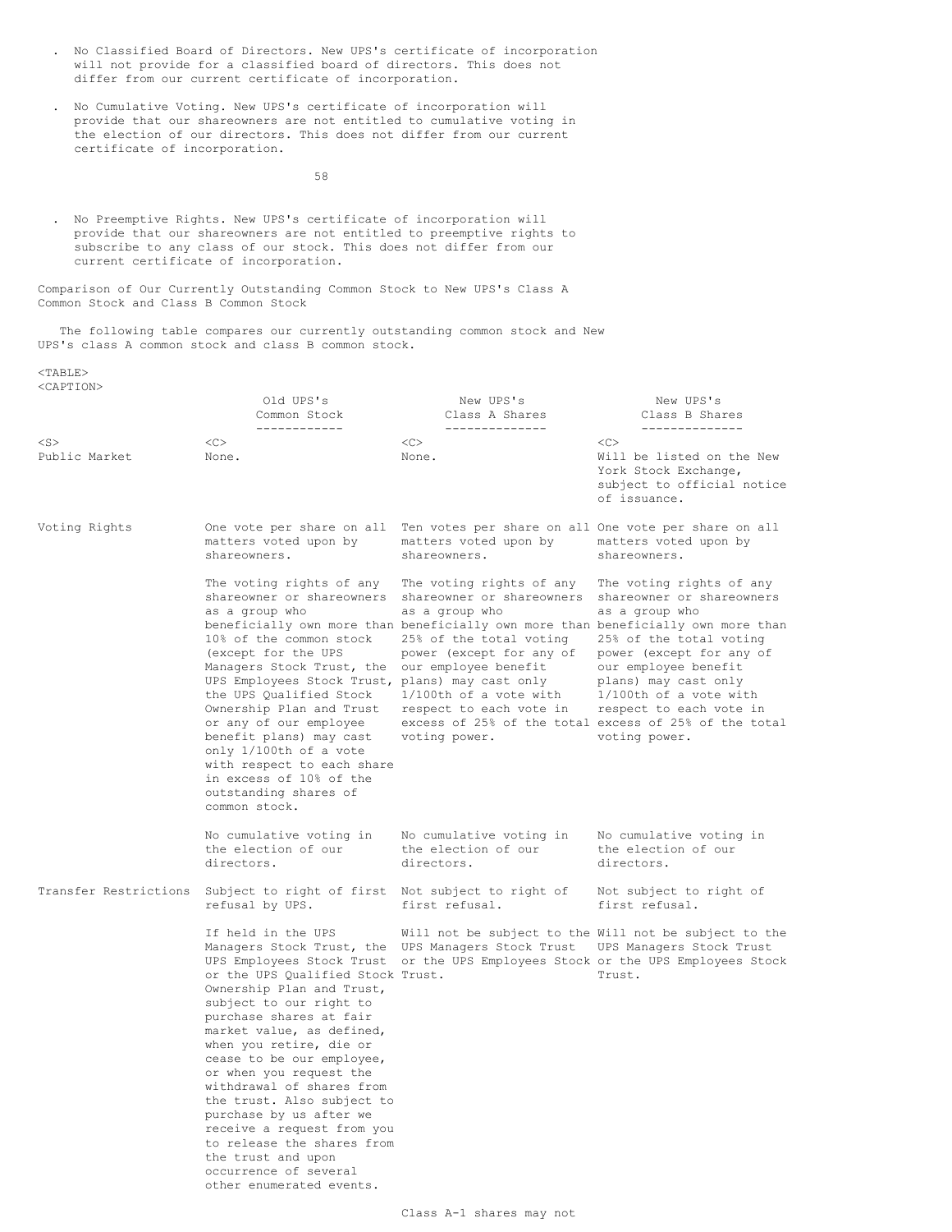- No Classified Board of Directors. New UPS's certificate of incorporation will not provide for a classified board of directors. This does not differ from our current certificate of incorporation.

- No Cumulative Voting. New UPS's certificate of incorporation will provide that our shareowners are not entitled to cumulative voting in the election of our directors. This does not differ from our current certificate of incorporation.

- No Preemptive Rights. New UPS's certificate of incorporation will provide that our shareowners are not entitled to preemptive rights to subscribe to any class of our stock. This does not differ from our current certificate of incorporation.

Comparison of Our Currently Outstanding Common Stock to New UPS's Class A Common Stock and Class B Common Stock

The following table compares our currently outstanding common stock and New UPS's class A common stock and class B common stock.

| | Old UPS's Common Stock | New UPS's Class A Shares | New UPS's Class B Shares |
|---|---|---|---|
| Public Market | None. | None. | Will be listed on the New York Stock Exchange, subject to official notice of issuance. |
| Voting Rights | One vote per share on all matters voted upon by shareowners. | Ten votes per share on all matters voted upon by shareowners. | One vote per share on all matters voted upon by shareowners. |
| | The voting rights of any shareowner or shareowners as a group who beneficially own more than 10% of the common stock (except for the UPS Managers Stock Trust, the UPS Employees Stock Trust, the UPS Qualified Stock Ownership Plan and Trust or any of our employee benefit plans) may cast only 1/100th of a vote with respect to each share in excess of 10% of the outstanding shares of common stock. | The voting rights of any shareowner or shareowners as a group who beneficially own more than 25% of the total voting power (except for any of our employee benefit plans) may cast only 1/100th of a vote with respect to each vote in excess of 25% of the total voting power. | The voting rights of any shareowner or shareowners as a group who beneficially own more than 25% of the total voting power (except for any of our employee benefit plans) may cast only 1/100th of a vote with respect to each vote in excess of 25% of the total voting power. |
| | No cumulative voting in the election of our directors. | No cumulative voting in the election of our directors. | No cumulative voting in the election of our directors. |
| Transfer Restrictions | Subject to right of first refusal by UPS. | Not subject to right of first refusal. | Not subject to right of first refusal. |
| | If held in the UPS Managers Stock Trust, the UPS Employees Stock Trust or the UPS Qualified Stock Ownership Plan and Trust, subject to our right to purchase shares at fair market value, as defined, when you retire, die or cease to be our employee, or when you request the withdrawal of shares from the trust. Also subject to purchase by us after we receive a request from you to release the shares from the trust and upon occurrence of several other enumerated events. | Will not be subject to the UPS Managers Stock Trust or the UPS Employees Stock Trust. | Will not be subject to the UPS Managers Stock Trust or the UPS Employees Stock Trust. |
| | | Class A-1 shares may not | |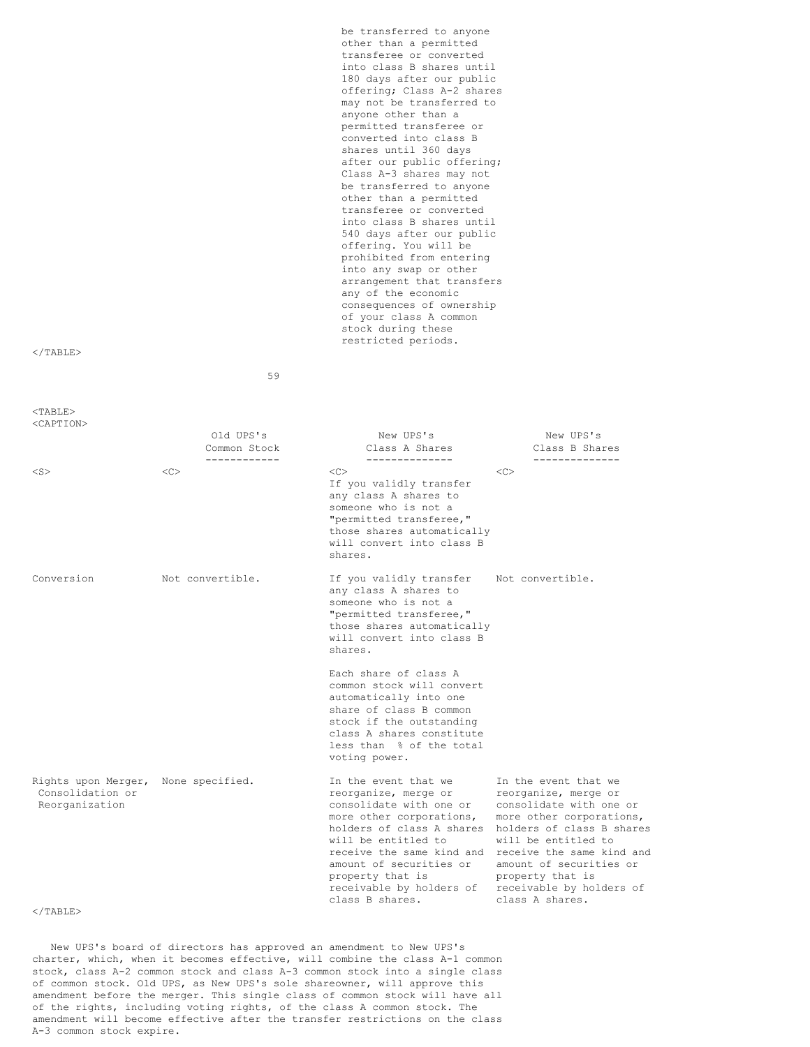| | | | |
|---|---|---|---|
| | | be transferred to anyone other than a permitted transferee or converted into class B shares until 180 days after our public offering; Class A-2 shares may not be transferred to anyone other than a permitted transferee or converted into class B shares until 360 days after our public offering; Class A-3 shares may not be transferred to anyone other than a permitted transferee or converted into class B shares until 540 days after our public offering. You will be prohibited from entering into any swap or other arrangement that transfers any of the economic consequences of ownership of your class A common stock during these restricted periods. | |

| | Old UPS's Common Stock | New UPS's Class A Shares | New UPS's Class B Shares |
|---|---|---|---|
| | | If you validly transfer any class A shares to someone who is not a "permitted transferee," those shares automatically will convert into class B shares. | |
| Conversion | Not convertible. | If you validly transfer any class A shares to someone who is not a "permitted transferee," those shares automatically will convert into class B shares.<br><br>Each share of class A common stock will convert automatically into one share of class B common stock if the outstanding class A shares constitute less than % of the total voting power. | Not convertible. |
| Rights upon Merger, Consolidation or Reorganization | None specified. | In the event that we reorganize, merge or consolidate with one or more other corporations, holders of class A shares will be entitled to receive the same kind and amount of securities or property that is receivable by holders of class B shares. | In the event that we reorganize, merge or consolidate with one or more other corporations, holders of class B shares will be entitled to receive the same kind and amount of securities or property that is receivable by holders of class A shares. |

New UPS's board of directors has approved an amendment to New UPS's charter, which, when it becomes effective, will combine the class A-1 common stock, class A-2 common stock and class A-3 common stock into a single class of common stock. Old UPS, as New UPS's sole shareowner, will approve this amendment before the merger. This single class of common stock will have all of the rights, including voting rights, of the class A common stock. The amendment will become effective after the transfer restrictions on the class A-3 common stock expire.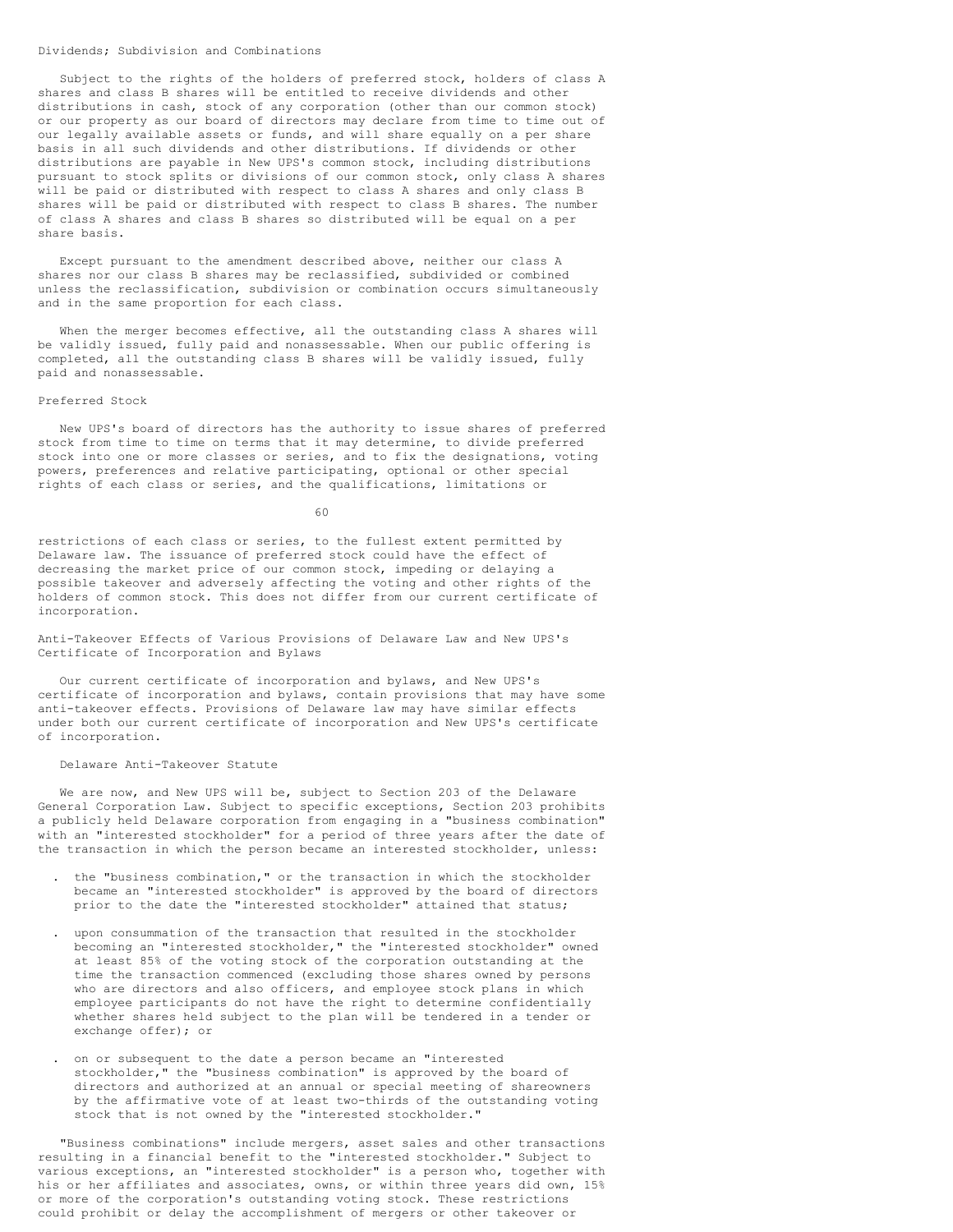### Dividends; Subdivision and Combinations

Subject to the rights of the holders of preferred stock, holders of class A shares and class B shares will be entitled to receive dividends and other distributions in cash, stock of any corporation (other than our common stock) or our property as our board of directors may declare from time to time out of our legally available assets or funds, and will share equally on a per share basis in all such dividends and other distributions. If dividends or other distributions are payable in New UPS's common stock, including distributions pursuant to stock splits or divisions of our common stock, only class A shares will be paid or distributed with respect to class A shares and only class B shares will be paid or distributed with respect to class B shares. The number of class A shares and class B shares so distributed will be equal on a per share basis.

Except pursuant to the amendment described above, neither our class A shares nor our class B shares may be reclassified, subdivided or combined unless the reclassification, subdivision or combination occurs simultaneously and in the same proportion for each class.

When the merger becomes effective, all the outstanding class A shares will be validly issued, fully paid and nonassessable. When our public offering is completed, all the outstanding class B shares will be validly issued, fully paid and nonassessable.

### Preferred Stock

New UPS's board of directors has the authority to issue shares of preferred stock from time to time on terms that it may determine, to divide preferred stock into one or more classes or series, and to fix the designations, voting powers, preferences and relative participating, optional or other special rights of each class or series, and the qualifications, limitations or restrictions of each class or series, to the fullest extent permitted by Delaware law. The issuance of preferred stock could have the effect of decreasing the market price of our common stock, impeding or delaying a possible takeover and adversely affecting the voting and other rights of the holders of common stock. This does not differ from our current certificate of incorporation.

## Anti-Takeover Effects of Various Provisions of Delaware Law and New UPS's Certificate of Incorporation and Bylaws

Our current certificate of incorporation and bylaws, and New UPS's certificate of incorporation and bylaws, contain provisions that may have some anti-takeover effects. Provisions of Delaware law may have similar effects under both our current certificate of incorporation and New UPS's certificate of incorporation.

### Delaware Anti-Takeover Statute

We are now, and New UPS will be, subject to Section 203 of the Delaware General Corporation Law. Subject to specific exceptions, Section 203 prohibits a publicly held Delaware corporation from engaging in a "business combination" with an "interested stockholder" for a period of three years after the date of the transaction in which the person became an interested stockholder, unless:

- the "business combination," or the transaction in which the stockholder became an "interested stockholder" is approved by the board of directors prior to the date the "interested stockholder" attained that status;
- upon consummation of the transaction that resulted in the stockholder becoming an "interested stockholder," the "interested stockholder" owned at least 85% of the voting stock of the corporation outstanding at the time the transaction commenced (excluding those shares owned by persons who are directors and also officers, and employee stock plans in which employee participants do not have the right to determine confidentially whether shares held subject to the plan will be tendered in a tender or exchange offer); or
- on or subsequent to the date a person became an "interested stockholder," the "business combination" is approved by the board of directors and authorized at an annual or special meeting of shareowners by the affirmative vote of at least two-thirds of the outstanding voting stock that is not owned by the "interested stockholder."

"Business combinations" include mergers, asset sales and other transactions resulting in a financial benefit to the "interested stockholder." Subject to various exceptions, an "interested stockholder" is a person who, together with his or her affiliates and associates, owns, or within three years did own, 15% or more of the corporation's outstanding voting stock. These restrictions could prohibit or delay the accomplishment of mergers or other takeover or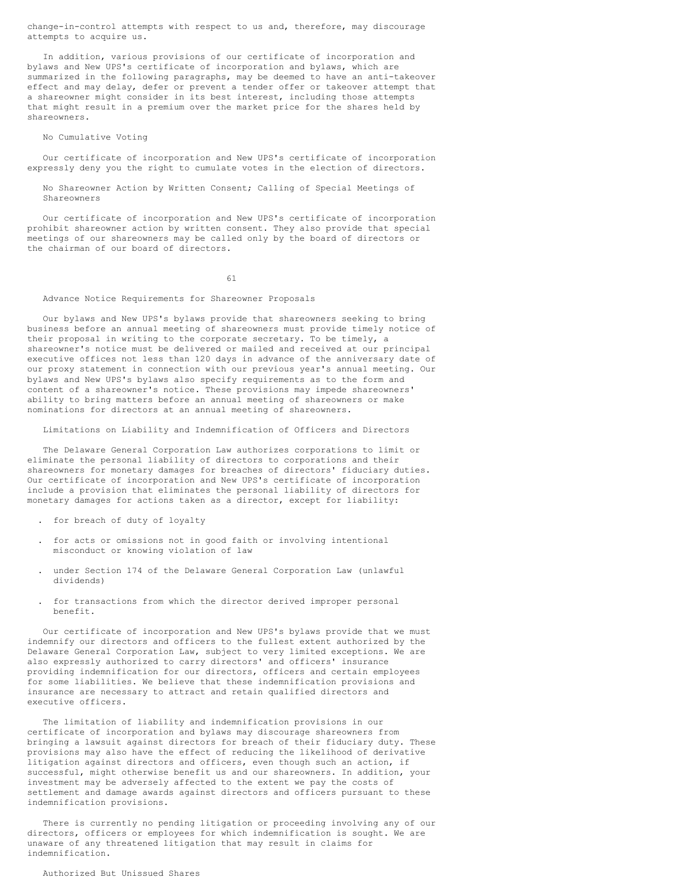change-in-control attempts with respect to us and, therefore, may discourage attempts to acquire us.

In addition, various provisions of our certificate of incorporation and bylaws and New UPS's certificate of incorporation and bylaws, which are summarized in the following paragraphs, may be deemed to have an anti-takeover effect and may delay, defer or prevent a tender offer or takeover attempt that a shareowner might consider in its best interest, including those attempts that might result in a premium over the market price for the shares held by shareowners.

### No Cumulative Voting

Our certificate of incorporation and New UPS's certificate of incorporation expressly deny you the right to cumulate votes in the election of directors.

### No Shareowner Action by Written Consent; Calling of Special Meetings of Shareowners

Our certificate of incorporation and New UPS's certificate of incorporation prohibit shareowner action by written consent. They also provide that special meetings of our shareowners may be called only by the board of directors or the chairman of our board of directors.

### Advance Notice Requirements for Shareowner Proposals

Our bylaws and New UPS's bylaws provide that shareowners seeking to bring business before an annual meeting of shareowners must provide timely notice of their proposal in writing to the corporate secretary. To be timely, a shareowner's notice must be delivered or mailed and received at our principal executive offices not less than 120 days in advance of the anniversary date of our proxy statement in connection with our previous year's annual meeting. Our bylaws and New UPS's bylaws also specify requirements as to the form and content of a shareowner's notice. These provisions may impede shareowners' ability to bring matters before an annual meeting of shareowners or make nominations for directors at an annual meeting of shareowners.

### Limitations on Liability and Indemnification of Officers and Directors

The Delaware General Corporation Law authorizes corporations to limit or eliminate the personal liability of directors to corporations and their shareowners for monetary damages for breaches of directors' fiduciary duties. Our certificate of incorporation and New UPS's certificate of incorporation include a provision that eliminates the personal liability of directors for monetary damages for actions taken as a director, except for liability:

- for breach of duty of loyalty
- for acts or omissions not in good faith or involving intentional misconduct or knowing violation of law
- under Section 174 of the Delaware General Corporation Law (unlawful dividends)
- for transactions from which the director derived improper personal benefit.

Our certificate of incorporation and New UPS's bylaws provide that we must indemnify our directors and officers to the fullest extent authorized by the Delaware General Corporation Law, subject to very limited exceptions. We are also expressly authorized to carry directors' and officers' insurance providing indemnification for our directors, officers and certain employees for some liabilities. We believe that these indemnification provisions and insurance are necessary to attract and retain qualified directors and executive officers.

The limitation of liability and indemnification provisions in our certificate of incorporation and bylaws may discourage shareowners from bringing a lawsuit against directors for breach of their fiduciary duty. These provisions may also have the effect of reducing the likelihood of derivative litigation against directors and officers, even though such an action, if successful, might otherwise benefit us and our shareowners. In addition, your investment may be adversely affected to the extent we pay the costs of settlement and damage awards against directors and officers pursuant to these indemnification provisions.

There is currently no pending litigation or proceeding involving any of our directors, officers or employees for which indemnification is sought. We are unaware of any threatened litigation that may result in claims for indemnification.

### Authorized But Unissued Shares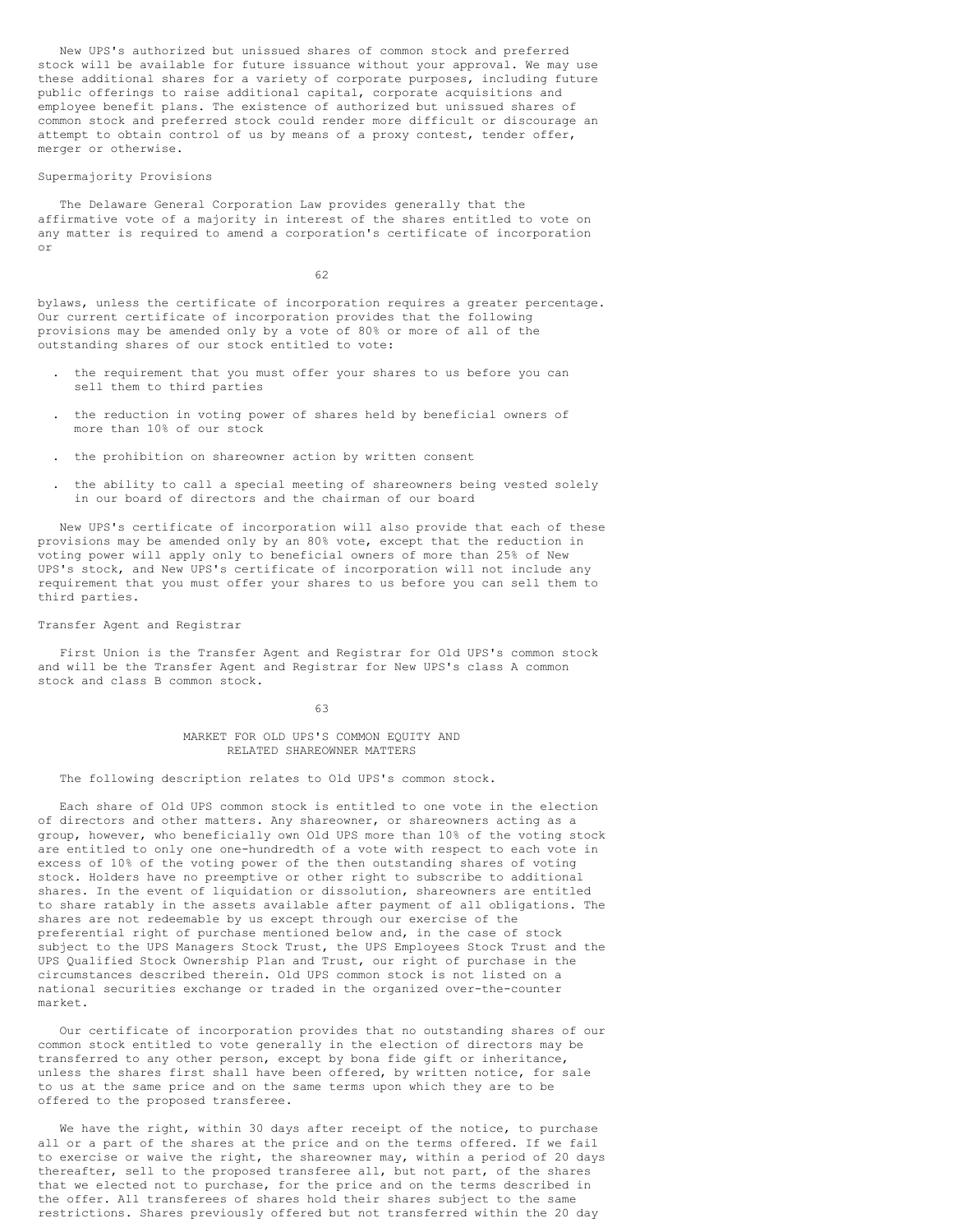New UPS's authorized but unissued shares of common stock and preferred stock will be available for future issuance without your approval. We may use these additional shares for a variety of corporate purposes, including future public offerings to raise additional capital, corporate acquisitions and employee benefit plans. The existence of authorized but unissued shares of common stock and preferred stock could render more difficult or discourage an attempt to obtain control of us by means of a proxy contest, tender offer, merger or otherwise.

### Supermajority Provisions

The Delaware General Corporation Law provides generally that the affirmative vote of a majority in interest of the shares entitled to vote on any matter is required to amend a corporation's certificate of incorporation or bylaws, unless the certificate of incorporation requires a greater percentage. Our current certificate of incorporation provides that the following provisions may be amended only by a vote of 80% or more of all of the outstanding shares of our stock entitled to vote:

- the requirement that you must offer your shares to us before you can sell them to third parties
- the reduction in voting power of shares held by beneficial owners of more than 10% of our stock
- the prohibition on shareowner action by written consent
- the ability to call a special meeting of shareowners being vested solely in our board of directors and the chairman of our board

New UPS's certificate of incorporation will also provide that each of these provisions may be amended only by an 80% vote, except that the reduction in voting power will apply only to beneficial owners of more than 25% of New UPS's stock, and New UPS's certificate of incorporation will not include any requirement that you must offer your shares to us before you can sell them to third parties.

### Transfer Agent and Registrar

First Union is the Transfer Agent and Registrar for Old UPS's common stock and will be the Transfer Agent and Registrar for New UPS's class A common stock and class B common stock.

## MARKET FOR OLD UPS'S COMMON EQUITY AND RELATED SHAREOWNER MATTERS

The following description relates to Old UPS's common stock.

Each share of Old UPS common stock is entitled to one vote in the election of directors and other matters. Any shareowner, or shareowners acting as a group, however, who beneficially own Old UPS more than 10% of the voting stock are entitled to only one one-hundredth of a vote with respect to each vote in excess of 10% of the voting power of the then outstanding shares of voting stock. Holders have no preemptive or other right to subscribe to additional shares. In the event of liquidation or dissolution, shareowners are entitled to share ratably in the assets available after payment of all obligations. The shares are not redeemable by us except through our exercise of the preferential right of purchase mentioned below and, in the case of stock subject to the UPS Managers Stock Trust, the UPS Employees Stock Trust and the UPS Qualified Stock Ownership Plan and Trust, our right of purchase in the circumstances described therein. Old UPS common stock is not listed on a national securities exchange or traded in the organized over-the-counter market.

Our certificate of incorporation provides that no outstanding shares of our common stock entitled to vote generally in the election of directors may be transferred to any other person, except by bona fide gift or inheritance, unless the shares first shall have been offered, by written notice, for sale to us at the same price and on the same terms upon which they are to be offered to the proposed transferee.

We have the right, within 30 days after receipt of the notice, to purchase all or a part of the shares at the price and on the terms offered. If we fail to exercise or waive the right, the shareowner may, within a period of 20 days thereafter, sell to the proposed transferee all, but not part, of the shares that we elected not to purchase, for the price and on the terms described in the offer. All transferees of shares hold their shares subject to the same restrictions. Shares previously offered but not transferred within the 20 day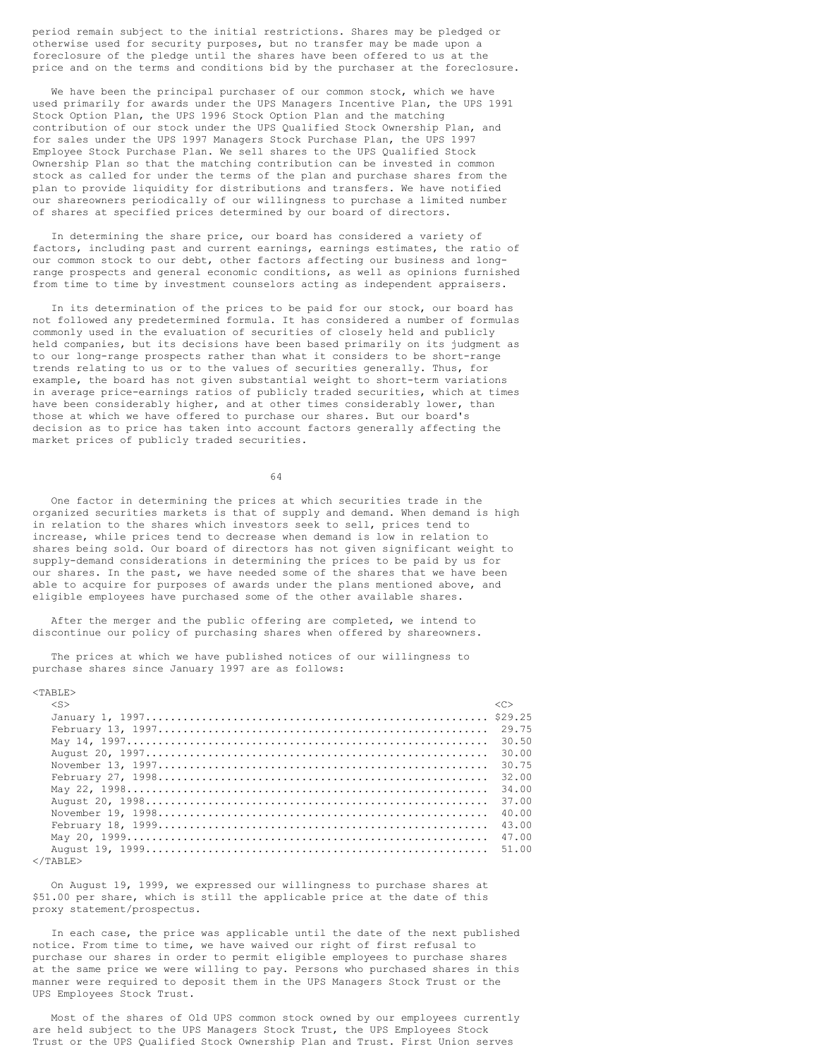period remain subject to the initial restrictions. Shares may be pledged or otherwise used for security purposes, but no transfer may be made upon a foreclosure of the pledge until the shares have been offered to us at the price and on the terms and conditions bid by the purchaser at the foreclosure.

We have been the principal purchaser of our common stock, which we have used primarily for awards under the UPS Managers Incentive Plan, the UPS 1991 Stock Option Plan, the UPS 1996 Stock Option Plan and the matching contribution of our stock under the UPS Qualified Stock Ownership Plan, and for sales under the UPS 1997 Managers Stock Purchase Plan, the UPS 1997 Employee Stock Purchase Plan. We sell shares to the UPS Qualified Stock Ownership Plan so that the matching contribution can be invested in common stock as called for under the terms of the plan and purchase shares from the plan to provide liquidity for distributions and transfers. We have notified our shareowners periodically of our willingness to purchase a limited number of shares at specified prices determined by our board of directors.

In determining the share price, our board has considered a variety of factors, including past and current earnings, earnings estimates, the ratio of our common stock to our debt, other factors affecting our business and long-range prospects and general economic conditions, as well as opinions furnished from time to time by investment counselors acting as independent appraisers.

In its determination of the prices to be paid for our stock, our board has not followed any predetermined formula. It has considered a number of formulas commonly used in the evaluation of securities of closely held and publicly held companies, but its decisions have been based primarily on its judgment as to our long-range prospects rather than what it considers to be short-range trends relating to us or to the values of securities generally. Thus, for example, the board has not given substantial weight to short-term variations in average price-earnings ratios of publicly traded securities, which at times have been considerably higher, and at other times considerably lower, than those at which we have offered to purchase our shares. But our board's decision as to price has taken into account factors generally affecting the market prices of publicly traded securities.

One factor in determining the prices at which securities trade in the organized securities markets is that of supply and demand. When demand is high in relation to the shares which investors seek to sell, prices tend to increase, while prices tend to decrease when demand is low in relation to shares being sold. Our board of directors has not given significant weight to supply-demand considerations in determining the prices to be paid by us for our shares. In the past, we have needed some of the shares that we have been able to acquire for purposes of awards under the plans mentioned above, and eligible employees have purchased some of the other available shares.

After the merger and the public offering are completed, we intend to discontinue our policy of purchasing shares when offered by shareowners.

The prices at which we have published notices of our willingness to purchase shares since January 1997 are as follows:

| Date | Price |
|---|---|
| January 1, 1997 | $29.25 |
| February 13, 1997 | 29.75 |
| May 14, 1997 | 30.50 |
| August 20, 1997 | 30.00 |
| November 13, 1997 | 30.75 |
| February 27, 1998 | 32.00 |
| May 22, 1998 | 34.00 |
| August 20, 1998 | 37.00 |
| November 19, 1998 | 40.00 |
| February 18, 1999 | 43.00 |
| May 20, 1999 | 47.00 |
| August 19, 1999 | 51.00 |

On August 19, 1999, we expressed our willingness to purchase shares at $51.00 per share, which is still the applicable price at the date of this proxy statement/prospectus.

In each case, the price was applicable until the date of the next published notice. From time to time, we have waived our right of first refusal to purchase our shares in order to permit eligible employees to purchase shares at the same price we were willing to pay. Persons who purchased shares in this manner were required to deposit them in the UPS Managers Stock Trust or the UPS Employees Stock Trust.

Most of the shares of Old UPS common stock owned by our employees currently are held subject to the UPS Managers Stock Trust, the UPS Employees Stock Trust or the UPS Qualified Stock Ownership Plan and Trust. First Union serves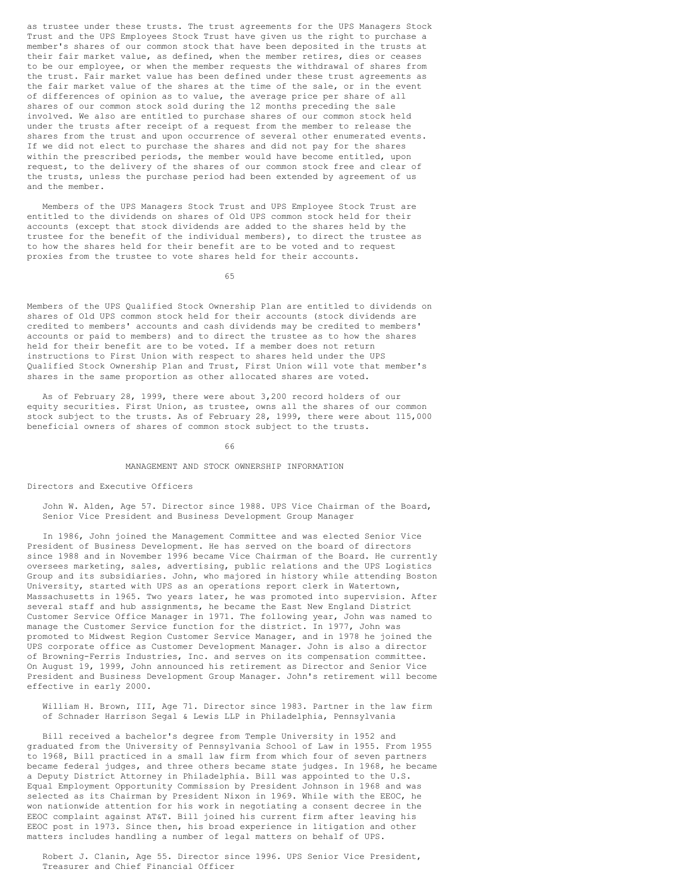as trustee under these trusts. The trust agreements for the UPS Managers Stock Trust and the UPS Employees Stock Trust have given us the right to purchase a member's shares of our common stock that have been deposited in the trusts at their fair market value, as defined, when the member retires, dies or ceases to be our employee, or when the member requests the withdrawal of shares from the trust. Fair market value has been defined under these trust agreements as the fair market value of the shares at the time of the sale, or in the event of differences of opinion as to value, the average price per share of all shares of our common stock sold during the 12 months preceding the sale involved. We also are entitled to purchase shares of our common stock held under the trusts after receipt of a request from the member to release the shares from the trust and upon occurrence of several other enumerated events. If we did not elect to purchase the shares and did not pay for the shares within the prescribed periods, the member would have become entitled, upon request, to the delivery of the shares of our common stock free and clear of the trusts, unless the purchase period had been extended by agreement of us and the member.

Members of the UPS Managers Stock Trust and UPS Employee Stock Trust are entitled to the dividends on shares of Old UPS common stock held for their accounts (except that stock dividends are added to the shares held by the trustee for the benefit of the individual members), to direct the trustee as to how the shares held for their benefit are to be voted and to request proxies from the trustee to vote shares held for their accounts.

Members of the UPS Qualified Stock Ownership Plan are entitled to dividends on shares of Old UPS common stock held for their accounts (stock dividends are credited to members' accounts and cash dividends may be credited to members' accounts or paid to members) and to direct the trustee as to how the shares held for their benefit are to be voted. If a member does not return instructions to First Union with respect to shares held under the UPS Qualified Stock Ownership Plan and Trust, First Union will vote that member's shares in the same proportion as other allocated shares are voted.

As of February 28, 1999, there were about 3,200 record holders of our equity securities. First Union, as trustee, owns all the shares of our common stock subject to the trusts. As of February 28, 1999, there were about 115,000 beneficial owners of shares of common stock subject to the trusts.

# MANAGEMENT AND STOCK OWNERSHIP INFORMATION

## Directors and Executive Officers

John W. Alden, Age 57. Director since 1988. UPS Vice Chairman of the Board, Senior Vice President and Business Development Group Manager

In 1986, John joined the Management Committee and was elected Senior Vice President of Business Development. He has served on the board of directors since 1988 and in November 1996 became Vice Chairman of the Board. He currently oversees marketing, sales, advertising, public relations and the UPS Logistics Group and its subsidiaries. John, who majored in history while attending Boston University, started with UPS as an operations report clerk in Watertown, Massachusetts in 1965. Two years later, he was promoted into supervision. After several staff and hub assignments, he became the East New England District Customer Service Office Manager in 1971. The following year, John was named to manage the Customer Service function for the district. In 1977, John was promoted to Midwest Region Customer Service Manager, and in 1978 he joined the UPS corporate office as Customer Development Manager. John is also a director of Browning-Ferris Industries, Inc. and serves on its compensation committee. On August 19, 1999, John announced his retirement as Director and Senior Vice President and Business Development Group Manager. John's retirement will become effective in early 2000.

William H. Brown, III, Age 71. Director since 1983. Partner in the law firm of Schnader Harrison Segal & Lewis LLP in Philadelphia, Pennsylvania

Bill received a bachelor's degree from Temple University in 1952 and graduated from the University of Pennsylvania School of Law in 1955. From 1955 to 1968, Bill practiced in a small law firm from which four of seven partners became federal judges, and three others became state judges. In 1968, he became a Deputy District Attorney in Philadelphia. Bill was appointed to the U.S. Equal Employment Opportunity Commission by President Johnson in 1968 and was selected as its Chairman by President Nixon in 1969. While with the EEOC, he won nationwide attention for his work in negotiating a consent decree in the EEOC complaint against AT&T. Bill joined his current firm after leaving his EEOC post in 1973. Since then, his broad experience in litigation and other matters includes handling a number of legal matters on behalf of UPS.

Robert J. Clanin, Age 55. Director since 1996. UPS Senior Vice President, Treasurer and Chief Financial Officer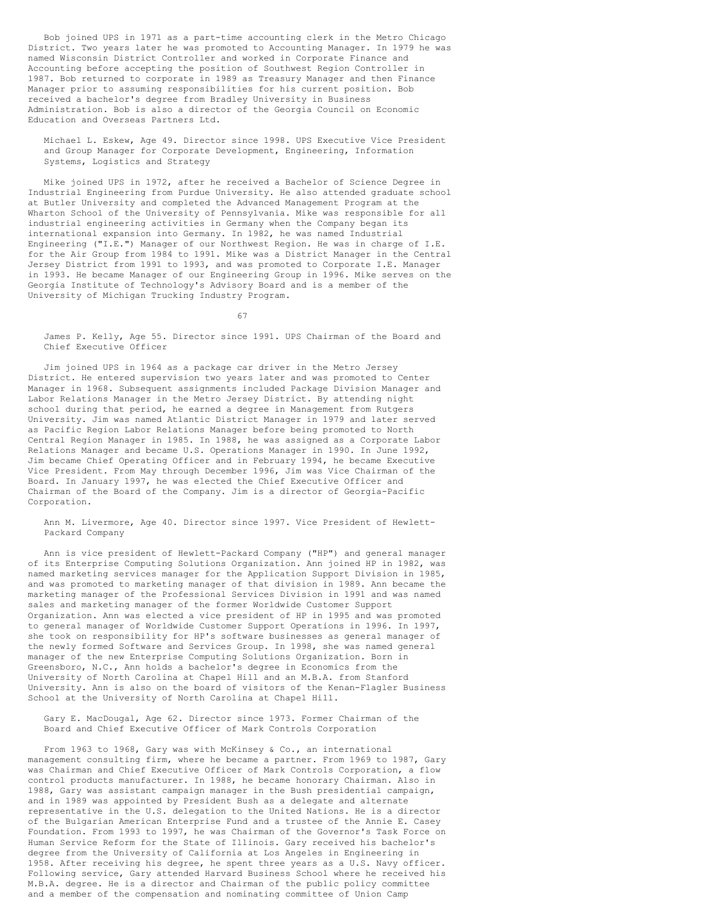Bob joined UPS in 1971 as a part-time accounting clerk in the Metro Chicago District. Two years later he was promoted to Accounting Manager. In 1979 he was named Wisconsin District Controller and worked in Corporate Finance and Accounting before accepting the position of Southwest Region Controller in 1987. Bob returned to corporate in 1989 as Treasury Manager and then Finance Manager prior to assuming responsibilities for his current position. Bob received a bachelor's degree from Bradley University in Business Administration. Bob is also a director of the Georgia Council on Economic Education and Overseas Partners Ltd.

Michael L. Eskew, Age 49. Director since 1998. UPS Executive Vice President and Group Manager for Corporate Development, Engineering, Information Systems, Logistics and Strategy

Mike joined UPS in 1972, after he received a Bachelor of Science Degree in Industrial Engineering from Purdue University. He also attended graduate school at Butler University and completed the Advanced Management Program at the Wharton School of the University of Pennsylvania. Mike was responsible for all industrial engineering activities in Germany when the Company began its international expansion into Germany. In 1982, he was named Industrial Engineering ("I.E.") Manager of our Northwest Region. He was in charge of I.E. for the Air Group from 1984 to 1991. Mike was a District Manager in the Central Jersey District from 1991 to 1993, and was promoted to Corporate I.E. Manager in 1993. He became Manager of our Engineering Group in 1996. Mike serves on the Georgia Institute of Technology's Advisory Board and is a member of the University of Michigan Trucking Industry Program.

James P. Kelly, Age 55. Director since 1991. UPS Chairman of the Board and Chief Executive Officer

Jim joined UPS in 1964 as a package car driver in the Metro Jersey District. He entered supervision two years later and was promoted to Center Manager in 1968. Subsequent assignments included Package Division Manager and Labor Relations Manager in the Metro Jersey District. By attending night school during that period, he earned a degree in Management from Rutgers University. Jim was named Atlantic District Manager in 1979 and later served as Pacific Region Labor Relations Manager before being promoted to North Central Region Manager in 1985. In 1988, he was assigned as a Corporate Labor Relations Manager and became U.S. Operations Manager in 1990. In June 1992, Jim became Chief Operating Officer and in February 1994, he became Executive Vice President. From May through December 1996, Jim was Vice Chairman of the Board. In January 1997, he was elected the Chief Executive Officer and Chairman of the Board of the Company. Jim is a director of Georgia-Pacific Corporation.

Ann M. Livermore, Age 40. Director since 1997. Vice President of Hewlett-Packard Company

Ann is vice president of Hewlett-Packard Company ("HP") and general manager of its Enterprise Computing Solutions Organization. Ann joined HP in 1982, was named marketing services manager for the Application Support Division in 1985, and was promoted to marketing manager of that division in 1989. Ann became the marketing manager of the Professional Services Division in 1991 and was named sales and marketing manager of the former Worldwide Customer Support Organization. Ann was elected a vice president of HP in 1995 and was promoted to general manager of Worldwide Customer Support Operations in 1996. In 1997, she took on responsibility for HP's software businesses as general manager of the newly formed Software and Services Group. In 1998, she was named general manager of the new Enterprise Computing Solutions Organization. Born in Greensboro, N.C., Ann holds a bachelor's degree in Economics from the University of North Carolina at Chapel Hill and an M.B.A. from Stanford University. Ann is also on the board of visitors of the Kenan-Flagler Business School at the University of North Carolina at Chapel Hill.

Gary E. MacDougal, Age 62. Director since 1973. Former Chairman of the Board and Chief Executive Officer of Mark Controls Corporation

From 1963 to 1968, Gary was with McKinsey & Co., an international management consulting firm, where he became a partner. From 1969 to 1987, Gary was Chairman and Chief Executive Officer of Mark Controls Corporation, a flow control products manufacturer. In 1988, he became honorary Chairman. Also in 1988, Gary was assistant campaign manager in the Bush presidential campaign, and in 1989 was appointed by President Bush as a delegate and alternate representative in the U.S. delegation to the United Nations. He is a director of the Bulgarian American Enterprise Fund and a trustee of the Annie E. Casey Foundation. From 1993 to 1997, he was Chairman of the Governor's Task Force on Human Service Reform for the State of Illinois. Gary received his bachelor's degree from the University of California at Los Angeles in Engineering in 1958. After receiving his degree, he spent three years as a U.S. Navy officer. Following service, Gary attended Harvard Business School where he received his M.B.A. degree. He is a director and Chairman of the public policy committee and a member of the compensation and nominating committee of Union Camp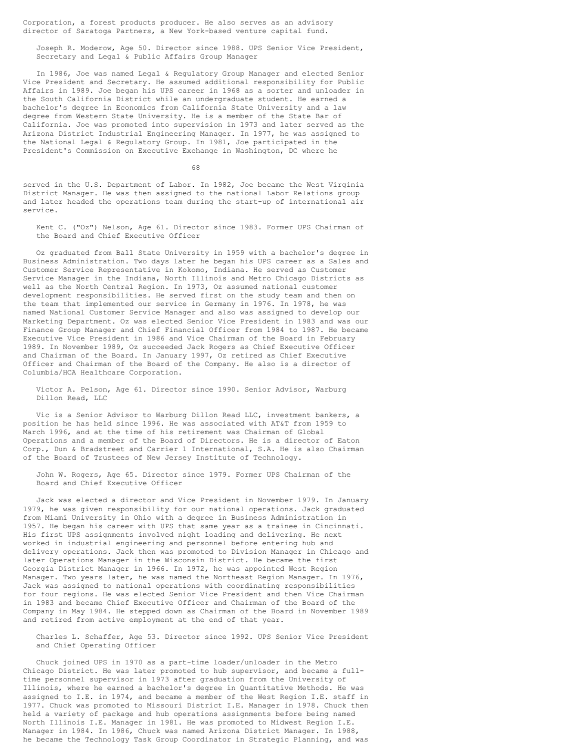Corporation, a forest products producer. He also serves as an advisory director of Saratoga Partners, a New York-based venture capital fund.

**Joseph R. Moderow, Age 50. Director since 1988. UPS Senior Vice President, Secretary and Legal & Public Affairs Group Manager**

In 1986, Joe was named Legal & Regulatory Group Manager and elected Senior Vice President and Secretary. He assumed additional responsibility for Public Affairs in 1989. Joe began his UPS career in 1968 as a sorter and unloader in the South California District while an undergraduate student. He earned a bachelor's degree in Economics from California State University and a law degree from Western State University. He is a member of the State Bar of California. Joe was promoted into supervision in 1973 and later served as the Arizona District Industrial Engineering Manager. In 1977, he was assigned to the National Legal & Regulatory Group. In 1981, Joe participated in the President's Commission on Executive Exchange in Washington, DC where he served in the U.S. Department of Labor. In 1982, Joe became the West Virginia District Manager. He was then assigned to the national Labor Relations group and later headed the operations team during the start-up of international air service.

**Kent C. ("Oz") Nelson, Age 61. Director since 1983. Former UPS Chairman of the Board and Chief Executive Officer**

Oz graduated from Ball State University in 1959 with a bachelor's degree in Business Administration. Two days later he began his UPS career as a Sales and Customer Service Representative in Kokomo, Indiana. He served as Customer Service Manager in the Indiana, North Illinois and Metro Chicago Districts as well as the North Central Region. In 1973, Oz assumed national customer development responsibilities. He served first on the study team and then on the team that implemented our service in Germany in 1976. In 1978, he was named National Customer Service Manager and also was assigned to develop our Marketing Department. Oz was elected Senior Vice President in 1983 and was our Finance Group Manager and Chief Financial Officer from 1984 to 1987. He became Executive Vice President in 1986 and Vice Chairman of the Board in February 1989. In November 1989, Oz succeeded Jack Rogers as Chief Executive Officer and Chairman of the Board. In January 1997, Oz retired as Chief Executive Officer and Chairman of the Board of the Company. He also is a director of Columbia/HCA Healthcare Corporation.

**Victor A. Pelson, Age 61. Director since 1990. Senior Advisor, Warburg Dillon Read, LLC**

Vic is a Senior Advisor to Warburg Dillon Read LLC, investment bankers, a position he has held since 1996. He was associated with AT&T from 1959 to March 1996, and at the time of his retirement was Chairman of Global Operations and a member of the Board of Directors. He is a director of Eaton Corp., Dun & Bradstreet and Carrier 1 International, S.A. He is also Chairman of the Board of Trustees of New Jersey Institute of Technology.

**John W. Rogers, Age 65. Director since 1979. Former UPS Chairman of the Board and Chief Executive Officer**

Jack was elected a director and Vice President in November 1979. In January 1979, he was given responsibility for our national operations. Jack graduated from Miami University in Ohio with a degree in Business Administration in 1957. He began his career with UPS that same year as a trainee in Cincinnati. His first UPS assignments involved night loading and delivering. He next worked in industrial engineering and personnel before entering hub and delivery operations. Jack then was promoted to Division Manager in Chicago and later Operations Manager in the Wisconsin District. He became the first Georgia District Manager in 1966. In 1972, he was appointed West Region Manager. Two years later, he was named the Northeast Region Manager. In 1976, Jack was assigned to national operations with coordinating responsibilities for four regions. He was elected Senior Vice President and then Vice Chairman in 1983 and became Chief Executive Officer and Chairman of the Board of the Company in May 1984. He stepped down as Chairman of the Board in November 1989 and retired from active employment at the end of that year.

**Charles L. Schaffer, Age 53. Director since 1992. UPS Senior Vice President and Chief Operating Officer**

Chuck joined UPS in 1970 as a part-time loader/unloader in the Metro Chicago District. He was later promoted to hub supervisor, and became a full-time personnel supervisor in 1973 after graduation from the University of Illinois, where he earned a bachelor's degree in Quantitative Methods. He was assigned to I.E. in 1974, and became a member of the West Region I.E. staff in 1977. Chuck was promoted to Missouri District I.E. Manager in 1978. Chuck then held a variety of package and hub operations assignments before being named North Illinois I.E. Manager in 1981. He was promoted to Midwest Region I.E. Manager in 1984. In 1986, Chuck was named Arizona District Manager. In 1988, he became the Technology Task Group Coordinator in Strategic Planning, and was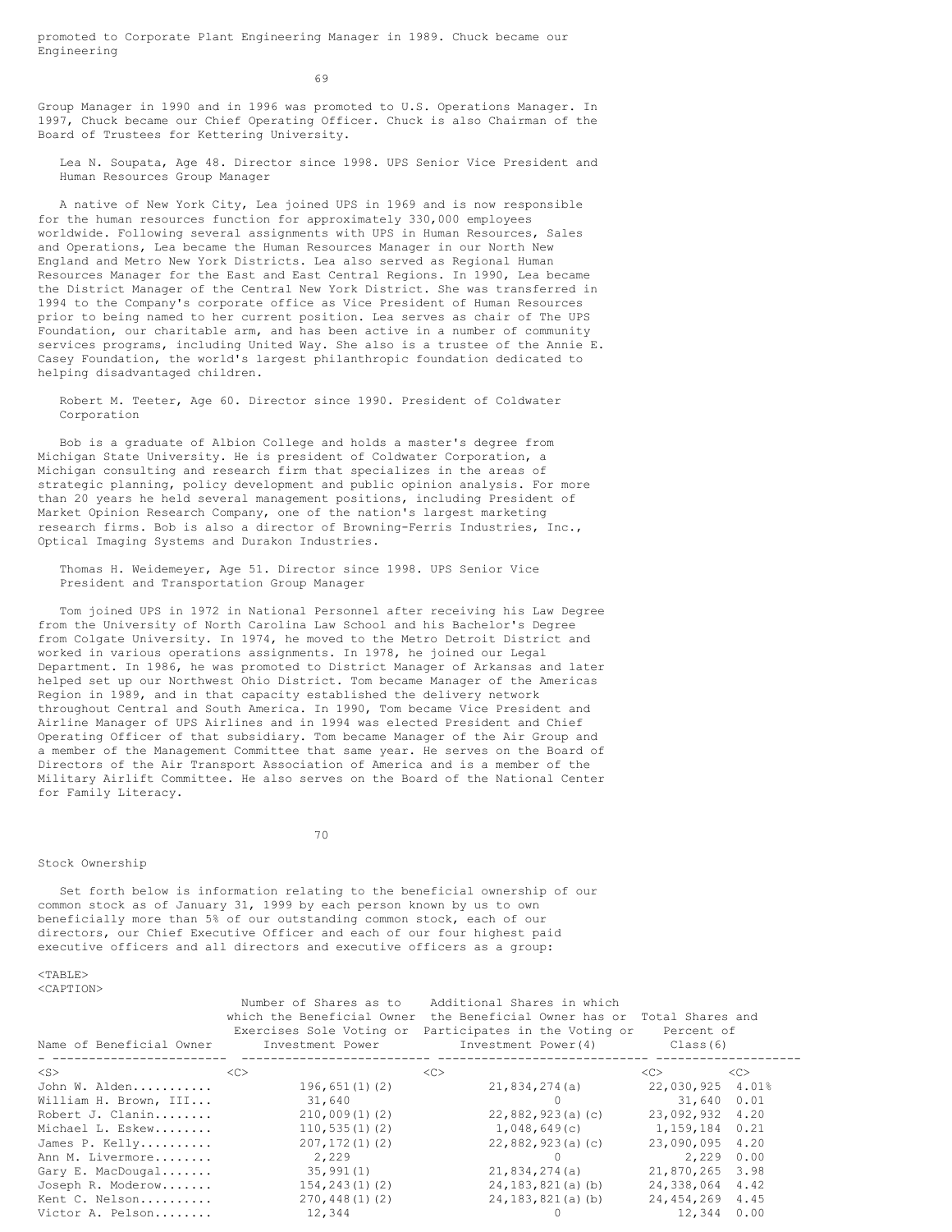promoted to Corporate Plant Engineering Manager in 1989. Chuck became our Engineering Group Manager in 1990 and in 1996 was promoted to U.S. Operations Manager. In 1997, Chuck became our Chief Operating Officer. Chuck is also Chairman of the Board of Trustees for Kettering University.

Lea N. Soupata, Age 48. Director since 1998. UPS Senior Vice President and Human Resources Group Manager

A native of New York City, Lea joined UPS in 1969 and is now responsible for the human resources function for approximately 330,000 employees worldwide. Following several assignments with UPS in Human Resources, Sales and Operations, Lea became the Human Resources Manager in our North New England and Metro New York Districts. Lea also served as Regional Human Resources Manager for the East and East Central Regions. In 1990, Lea became the District Manager of the Central New York District. She was transferred in 1994 to the Company's corporate office as Vice President of Human Resources prior to being named to her current position. Lea serves as chair of The UPS Foundation, our charitable arm, and has been active in a number of community services programs, including United Way. She also is a trustee of the Annie E. Casey Foundation, the world's largest philanthropic foundation dedicated to helping disadvantaged children.

Robert M. Teeter, Age 60. Director since 1990. President of Coldwater Corporation

Bob is a graduate of Albion College and holds a master's degree from Michigan State University. He is president of Coldwater Corporation, a Michigan consulting and research firm that specializes in the areas of strategic planning, policy development and public opinion analysis. For more than 20 years he held several management positions, including President of Market Opinion Research Company, one of the nation's largest marketing research firms. Bob is also a director of Browning-Ferris Industries, Inc., Optical Imaging Systems and Durakon Industries.

Thomas H. Weidemeyer, Age 51. Director since 1998. UPS Senior Vice President and Transportation Group Manager

Tom joined UPS in 1972 in National Personnel after receiving his Law Degree from the University of North Carolina Law School and his Bachelor's Degree from Colgate University. In 1974, he moved to the Metro Detroit District and worked in various operations assignments. In 1978, he joined our Legal Department. In 1986, he was promoted to District Manager of Arkansas and later helped set up our Northwest Ohio District. Tom became Manager of the Americas Region in 1989, and in that capacity established the delivery network throughout Central and South America. In 1990, Tom became Vice President and Airline Manager of UPS Airlines and in 1994 was elected President and Chief Operating Officer of that subsidiary. Tom became Manager of the Air Group and a member of the Management Committee that same year. He serves on the Board of Directors of the Air Transport Association of America and is a member of the Military Airlift Committee. He also serves on the Board of the National Center for Family Literacy.

## Stock Ownership

Set forth below is information relating to the beneficial ownership of our common stock as of January 31, 1999 by each person known by us to own beneficially more than 5% of our outstanding common stock, each of our directors, our Chief Executive Officer and each of our four highest paid executive officers and all directors and executive officers as a group:

| Name of Beneficial Owner | Number of Shares as to which the Beneficial Owner Exercises Sole Voting or Investment Power | Additional Shares in which the Beneficial Owner has or Participates in the Voting or Investment Power(4) | Total Shares and Percent of Class(6) | |
|---|---|---|---|---|
| John W. Alden | 196,651(1)(2) | 21,834,274(a) | 22,030,925 | 4.01% |
| William H. Brown, III | 31,640 | 0 | 31,640 | 0.01 |
| Robert J. Clanin | 210,009(1)(2) | 22,882,923(a)(c) | 23,092,932 | 4.20 |
| Michael L. Eskew | 110,535(1)(2) | 1,048,649(c) | 1,159,184 | 0.21 |
| James P. Kelly | 207,172(1)(2) | 22,882,923(a)(c) | 23,090,095 | 4.20 |
| Ann M. Livermore | 2,229 | 0 | 2,229 | 0.00 |
| Gary E. MacDougal | 35,991(1) | 21,834,274(a) | 21,870,265 | 3.98 |
| Joseph R. Moderow | 154,243(1)(2) | 24,183,821(a)(b) | 24,338,064 | 4.42 |
| Kent C. Nelson | 270,448(1)(2) | 24,183,821(a)(b) | 24,454,269 | 4.45 |
| Victor A. Pelson | 12,344 | 0 | 12,344 | 0.00 |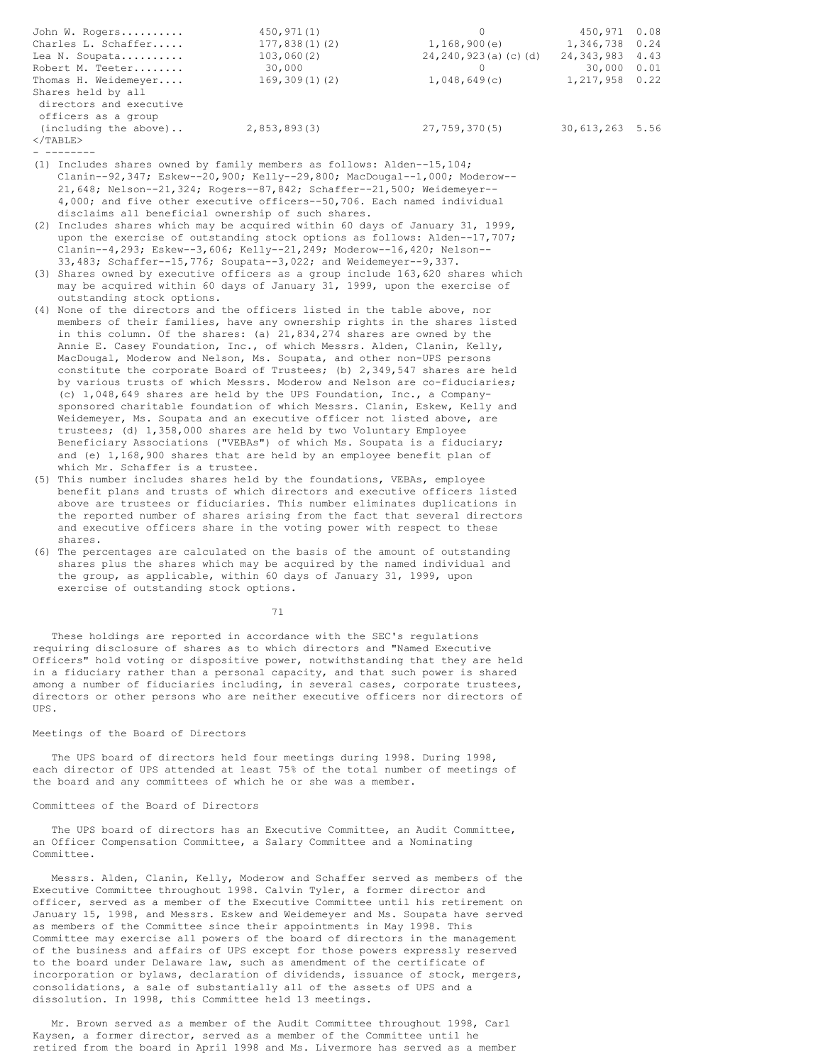| | | | | |
|---|---|---|---|---|
| John W. Rogers | 450,971(1) | 0 | 450,971 | 0.08 |
| Charles L. Schaffer | 177,838(1)(2) | 1,168,900(e) | 1,346,738 | 0.24 |
| Lea N. Soupata | 103,060(2) | 24,240,923(a)(c)(d) | 24,343,983 | 4.43 |
| Robert M. Teeter | 30,000 | 0 | 30,000 | 0.01 |
| Thomas H. Weidemeyer | 169,309(1)(2) | 1,048,649(c) | 1,217,958 | 0.22 |
| Shares held by all directors and executive officers as a group (including the above) | 2,853,893(3) | 27,759,370(5) | 30,613,263 | 5.56 |

- --------

(1) Includes shares owned by family members as follows: Alden--15,104; Clanin--92,347; Eskew--20,900; Kelly--29,800; MacDougal--1,000; Moderow--21,648; Nelson--21,324; Rogers--87,842; Schaffer--21,500; Weidemeyer--4,000; and five other executive officers--50,706. Each named individual disclaims all beneficial ownership of such shares.

(2) Includes shares which may be acquired within 60 days of January 31, 1999, upon the exercise of outstanding stock options as follows: Alden--17,707; Clanin--4,293; Eskew--3,606; Kelly--21,249; Moderow--16,420; Nelson--33,483; Schaffer--15,776; Soupata--3,022; and Weidemeyer--9,337.

(3) Shares owned by executive officers as a group include 163,620 shares which may be acquired within 60 days of January 31, 1999, upon the exercise of outstanding stock options.

(4) None of the directors and the officers listed in the table above, nor members of their families, have any ownership rights in the shares listed in this column. Of the shares: (a) 21,834,274 shares are owned by the Annie E. Casey Foundation, Inc., of which Messrs. Alden, Clanin, Kelly, MacDougal, Moderow and Nelson, Ms. Soupata, and other non-UPS persons constitute the corporate Board of Trustees; (b) 2,349,547 shares are held by various trusts of which Messrs. Moderow and Nelson are co-fiduciaries; (c) 1,048,649 shares are held by the UPS Foundation, Inc., a Company-sponsored charitable foundation of which Messrs. Clanin, Eskew, Kelly and Weidemeyer, Ms. Soupata and an executive officer not listed above, are trustees; (d) 1,358,000 shares are held by two Voluntary Employee Beneficiary Associations ("VEBAs") of which Ms. Soupata is a fiduciary; and (e) 1,168,900 shares that are held by an employee benefit plan of which Mr. Schaffer is a trustee.

(5) This number includes shares held by the foundations, VEBAs, employee benefit plans and trusts of which directors and executive officers listed above are trustees or fiduciaries. This number eliminates duplications in the reported number of shares arising from the fact that several directors and executive officers share in the voting power with respect to these shares.

(6) The percentages are calculated on the basis of the amount of outstanding shares plus the shares which may be acquired by the named individual and the group, as applicable, within 60 days of January 31, 1999, upon exercise of outstanding stock options.

These holdings are reported in accordance with the SEC's regulations requiring disclosure of shares as to which directors and "Named Executive Officers" hold voting or dispositive power, notwithstanding that they are held in a fiduciary rather than a personal capacity, and that such power is shared among a number of fiduciaries including, in several cases, corporate trustees, directors or other persons who are neither executive officers nor directors of UPS.

## Meetings of the Board of Directors

The UPS board of directors held four meetings during 1998. During 1998, each director of UPS attended at least 75% of the total number of meetings of the board and any committees of which he or she was a member.

## Committees of the Board of Directors

The UPS board of directors has an Executive Committee, an Audit Committee, an Officer Compensation Committee, a Salary Committee and a Nominating Committee.

Messrs. Alden, Clanin, Kelly, Moderow and Schaffer served as members of the Executive Committee throughout 1998. Calvin Tyler, a former director and officer, served as a member of the Executive Committee until his retirement on January 15, 1998, and Messrs. Eskew and Weidemeyer and Ms. Soupata have served as members of the Committee since their appointments in May 1998. This Committee may exercise all powers of the board of directors in the management of the business and affairs of UPS except for those powers expressly reserved to the board under Delaware law, such as amendment of the certificate of incorporation or bylaws, declaration of dividends, issuance of stock, mergers, consolidations, a sale of substantially all of the assets of UPS and a dissolution. In 1998, this Committee held 13 meetings.

Mr. Brown served as a member of the Audit Committee throughout 1998, Carl Kaysen, a former director, served as a member of the Committee until he retired from the board in April 1998 and Ms. Livermore has served as a member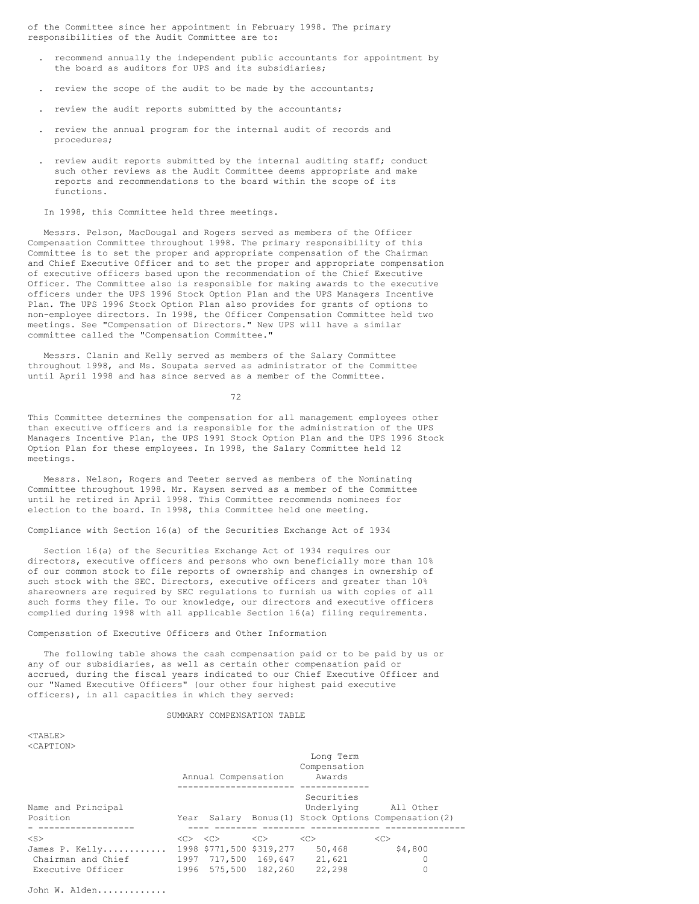of the Committee since her appointment in February 1998. The primary responsibilities of the Audit Committee are to:

- recommend annually the independent public accountants for appointment by the board as auditors for UPS and its subsidiaries;
- review the scope of the audit to be made by the accountants;
- review the audit reports submitted by the accountants;
- review the annual program for the internal audit of records and procedures;
- review audit reports submitted by the internal auditing staff; conduct such other reviews as the Audit Committee deems appropriate and make reports and recommendations to the board within the scope of its functions.

In 1998, this Committee held three meetings.

Messrs. Pelson, MacDougal and Rogers served as members of the Officer Compensation Committee throughout 1998. The primary responsibility of this Committee is to set the proper and appropriate compensation of the Chairman and Chief Executive Officer and to set the proper and appropriate compensation of executive officers based upon the recommendation of the Chief Executive Officer. The Committee also is responsible for making awards to the executive officers under the UPS 1996 Stock Option Plan and the UPS Managers Incentive Plan. The UPS 1996 Stock Option Plan also provides for grants of options to non-employee directors. In 1998, the Officer Compensation Committee held two meetings. See "Compensation of Directors." New UPS will have a similar committee called the "Compensation Committee."

Messrs. Clanin and Kelly served as members of the Salary Committee throughout 1998, and Ms. Soupata served as administrator of the Committee until April 1998 and has since served as a member of the Committee.

This Committee determines the compensation for all management employees other than executive officers and is responsible for the administration of the UPS Managers Incentive Plan, the UPS 1991 Stock Option Plan and the UPS 1996 Stock Option Plan for these employees. In 1998, the Salary Committee held 12 meetings.

Messrs. Nelson, Rogers and Teeter served as members of the Nominating Committee throughout 1998. Mr. Kaysen served as a member of the Committee until he retired in April 1998. This Committee recommends nominees for election to the board. In 1998, this Committee held one meeting.

## Compliance with Section 16(a) of the Securities Exchange Act of 1934

Section 16(a) of the Securities Exchange Act of 1934 requires our directors, executive officers and persons who own beneficially more than 10% of our common stock to file reports of ownership and changes in ownership of such stock with the SEC. Directors, executive officers and greater than 10% shareowners are required by SEC regulations to furnish us with copies of all such forms they file. To our knowledge, our directors and executive officers complied during 1998 with all applicable Section 16(a) filing requirements.

## Compensation of Executive Officers and Other Information

The following table shows the cash compensation paid or to be paid by us or any of our subsidiaries, as well as certain other compensation paid or accrued, during the fiscal years indicated to our Chief Executive Officer and our "Named Executive Officers" (our other four highest paid executive officers), in all capacities in which they served:

SUMMARY COMPENSATION TABLE

| Name and Principal Position | Annual Compensation | | | Long Term Compensation Awards | |
|---|---|---|---|---|---|
| | Year | Salary | Bonus(1) | Securities Underlying Stock Options | All Other Compensation(2) |
| James P. Kelly............ Chairman and Chief Executive Officer | 1998 | $771,500 | $319,277 | 50,468 | $4,800 |
| | 1997 | 717,500 | 169,647 | 21,621 | 0 |
| | 1996 | 575,500 | 182,260 | 22,298 | 0 |
| John W. Alden............. | | | | | |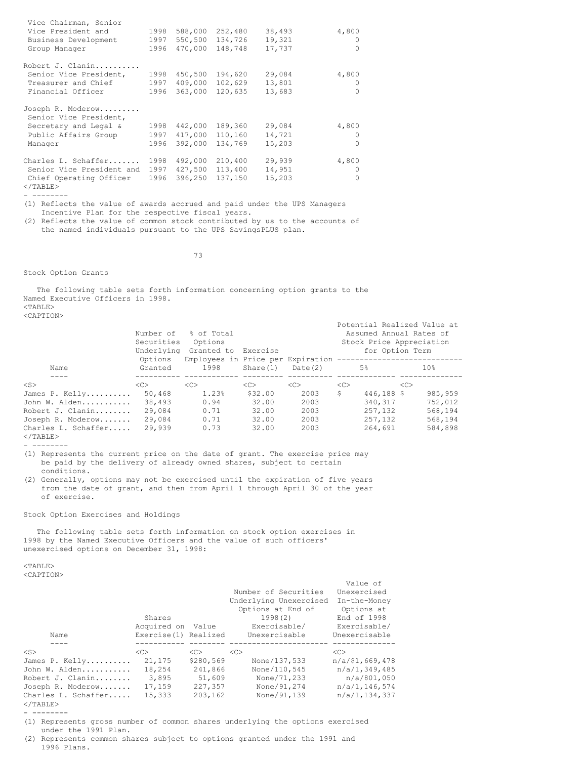| | | | | | |
|---|---|---|---|---|---|
| Vice Chairman, Senior Vice President and Business Development Group Manager | 1998 | 588,000 | 252,480 | 38,493 | 4,800 |
| | 1997 | 550,500 | 134,726 | 19,321 | 0 |
| | 1996 | 470,000 | 148,748 | 17,737 | 0 |
| Robert J. Clanin.......... Senior Vice President, Treasurer and Chief Financial Officer | 1998 | 450,500 | 194,620 | 29,084 | 4,800 |
| | 1997 | 409,000 | 102,629 | 13,801 | 0 |
| | 1996 | 363,000 | 120,635 | 13,683 | 0 |
| Joseph R. Moderow......... Senior Vice President, Secretary and Legal & Public Affairs Group Manager | 1998 | 442,000 | 189,360 | 29,084 | 4,800 |
| | 1997 | 417,000 | 110,160 | 14,721 | 0 |
| | 1996 | 392,000 | 134,769 | 15,203 | 0 |
| Charles L. Schaffer....... Senior Vice President and Chief Operating Officer | 1998 | 492,000 | 210,400 | 29,939 | 4,800 |
| | 1997 | 427,500 | 113,400 | 14,951 | 0 |
| | 1996 | 396,250 | 137,150 | 15,203 | 0 |

(1) Reflects the value of awards accrued and paid under the UPS Managers Incentive Plan for the respective fiscal years.

(2) Reflects the value of common stock contributed by us to the accounts of the named individuals pursuant to the UPS SavingsPLUS plan.

Stock Option Grants

The following table sets forth information concerning option grants to the Named Executive Officers in 1998.

| Name | Number of Securities Underlying Options Granted | % of Total Options Granted to Employees in 1998 | Exercise Price per Share(1) | Expiration Date(2) | Potential Realized Value at Assumed Annual Rates of Stock Price Appreciation for Option Term 5% | 10% |
|---|---|---|---|---|---|---|
| James P. Kelly.......... | 50,468 | 1.23% | $32.00 | 2003 | $ 446,188 | $ 985,959 |
| John W. Alden........... | 38,493 | 0.94 | 32.00 | 2003 | 340,317 | 752,012 |
| Robert J. Clanin........ | 29,084 | 0.71 | 32.00 | 2003 | 257,132 | 568,194 |
| Joseph R. Moderow....... | 29,084 | 0.71 | 32.00 | 2003 | 257,132 | 568,194 |
| Charles L. Schaffer..... | 29,939 | 0.73 | 32.00 | 2003 | 264,691 | 584,898 |

(1) Represents the current price on the date of grant. The exercise price may be paid by the delivery of already owned shares, subject to certain conditions.

(2) Generally, options may not be exercised until the expiration of five years from the date of grant, and then from April 1 through April 30 of the year of exercise.

Stock Option Exercises and Holdings

The following table sets forth information on stock option exercises in 1998 by the Named Executive Officers and the value of such officers' unexercised options on December 31, 1998:

| Name | Shares Acquired on Exercise(1) | Value Realized | Number of Securities Underlying Unexercised Options at End of 1998(2) Exercisable/ Unexercisable | Value of Unexercised In-the-Money Options at End of 1998 Exercisable/ Unexercisable |
|---|---|---|---|---|
| James P. Kelly.......... | 21,175 | $280,569 | None/137,533 | n/a/$1,669,478 |
| John W. Alden........... | 18,254 | 241,866 | None/110,545 | n/a/1,349,485 |
| Robert J. Clanin........ | 3,895 | 51,609 | None/71,233 | n/a/801,050 |
| Joseph R. Moderow....... | 17,159 | 227,357 | None/91,274 | n/a/1,146,574 |
| Charles L. Schaffer..... | 15,333 | 203,162 | None/91,139 | n/a/1,134,337 |

(1) Represents gross number of common shares underlying the options exercised under the 1991 Plan.

(2) Represents common shares subject to options granted under the 1991 and 1996 Plans.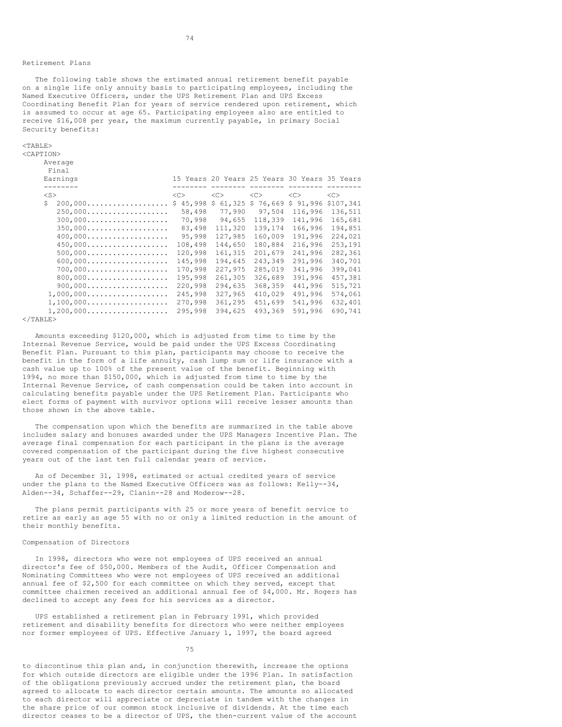## Retirement Plans

The following table shows the estimated annual retirement benefit payable on a single life only annuity basis to participating employees, including the Named Executive Officers, under the UPS Retirement Plan and UPS Excess Coordinating Benefit Plan for years of service rendered upon retirement, which is assumed to occur at age 65. Participating employees also are entitled to receive $16,008 per year, the maximum currently payable, in primary Social Security benefits:

| Average Final Earnings | 15 Years | 20 Years | 25 Years | 30 Years | 35 Years |
|---|---|---|---|---|---|
| $ 200,000 | $ 45,998 | $ 61,325 | $ 76,669 | $ 91,996 | $107,341 |
| 250,000 | 58,498 | 77,990 | 97,504 | 116,996 | 136,511 |
| 300,000 | 70,998 | 94,655 | 118,339 | 141,996 | 165,681 |
| 350,000 | 83,498 | 111,320 | 139,174 | 166,996 | 194,851 |
| 400,000 | 95,998 | 127,985 | 160,009 | 191,996 | 224,021 |
| 450,000 | 108,498 | 144,650 | 180,884 | 216,996 | 253,191 |
| 500,000 | 120,998 | 161,315 | 201,679 | 241,996 | 282,361 |
| 600,000 | 145,998 | 194,645 | 243,349 | 291,996 | 340,701 |
| 700,000 | 170,998 | 227,975 | 285,019 | 341,996 | 399,041 |
| 800,000 | 195,998 | 261,305 | 326,689 | 391,996 | 457,381 |
| 900,000 | 220,998 | 294,635 | 368,359 | 441,996 | 515,721 |
| 1,000,000 | 245,998 | 327,965 | 410,029 | 491,996 | 574,061 |
| 1,100,000 | 270,998 | 361,295 | 451,699 | 541,996 | 632,401 |
| 1,200,000 | 295,998 | 394,625 | 493,369 | 591,996 | 690,741 |

Amounts exceeding $120,000, which is adjusted from time to time by the Internal Revenue Service, would be paid under the UPS Excess Coordinating Benefit Plan. Pursuant to this plan, participants may choose to receive the benefit in the form of a life annuity, cash lump sum or life insurance with a cash value up to 100% of the present value of the benefit. Beginning with 1994, no more than $150,000, which is adjusted from time to time by the Internal Revenue Service, of cash compensation could be taken into account in calculating benefits payable under the UPS Retirement Plan. Participants who elect forms of payment with survivor options will receive lesser amounts than those shown in the above table.

The compensation upon which the benefits are summarized in the table above includes salary and bonuses awarded under the UPS Managers Incentive Plan. The average final compensation for each participant in the plans is the average covered compensation of the participant during the five highest consecutive years out of the last ten full calendar years of service.

As of December 31, 1998, estimated or actual credited years of service under the plans to the Named Executive Officers was as follows: Kelly--34, Alden--34, Schaffer--29, Clanin--28 and Moderow--28.

The plans permit participants with 25 or more years of benefit service to retire as early as age 55 with no or only a limited reduction in the amount of their monthly benefits.

## Compensation of Directors

In 1998, directors who were not employees of UPS received an annual director's fee of $50,000. Members of the Audit, Officer Compensation and Nominating Committees who were not employees of UPS received an additional annual fee of $2,500 for each committee on which they served, except that committee chairmen received an additional annual fee of $4,000. Mr. Rogers has declined to accept any fees for his services as a director.

UPS established a retirement plan in February 1991, which provided retirement and disability benefits for directors who were neither employees nor former employees of UPS. Effective January 1, 1997, the board agreed to discontinue this plan and, in conjunction therewith, increase the options for which outside directors are eligible under the 1996 Plan. In satisfaction of the obligations previously accrued under the retirement plan, the board agreed to allocate to each director certain amounts. The amounts so allocated to each director will appreciate or depreciate in tandem with the changes in the share price of our common stock inclusive of dividends. At the time each director ceases to be a director of UPS, the then-current value of the account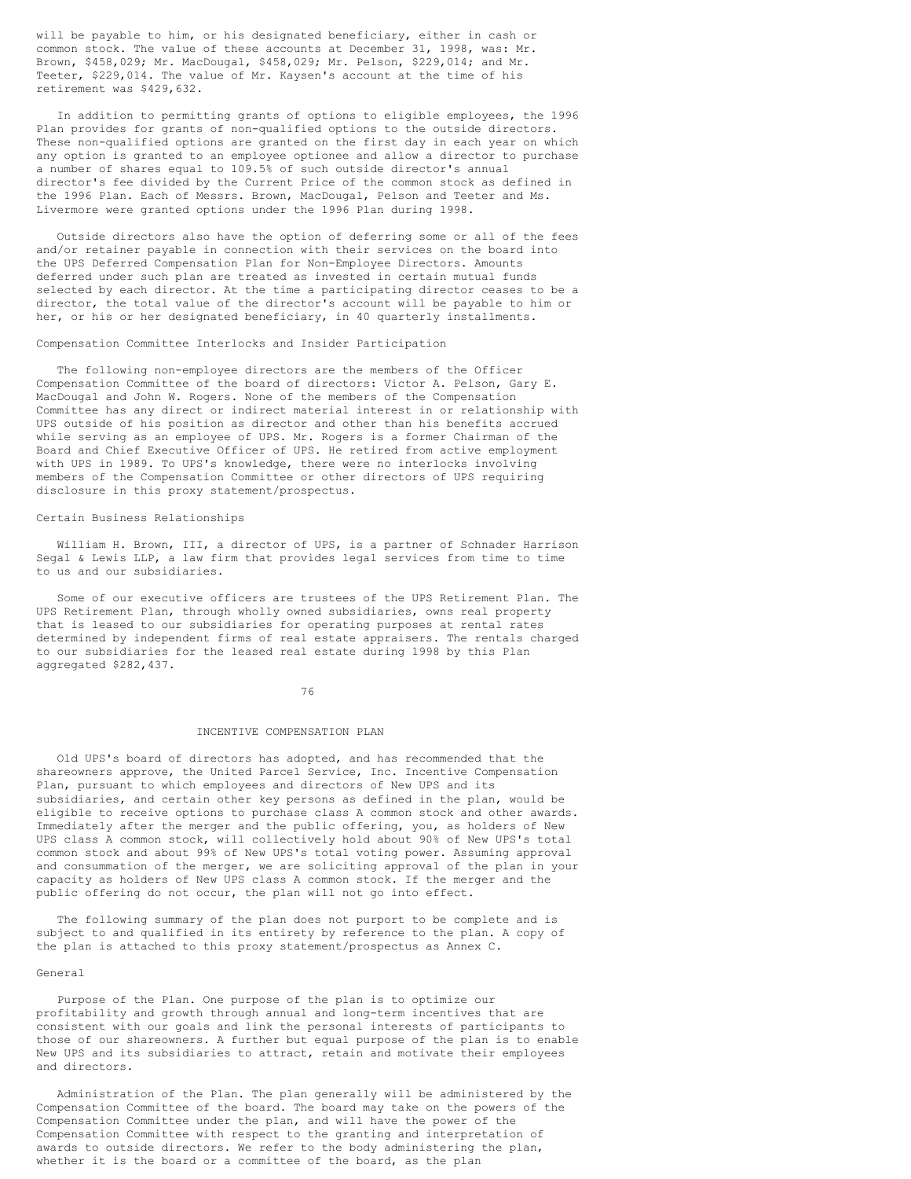will be payable to him, or his designated beneficiary, either in cash or common stock. The value of these accounts at December 31, 1998, was: Mr. Brown, $458,029; Mr. MacDougal, $458,029; Mr. Pelson, $229,014; and Mr. Teeter, $229,014. The value of Mr. Kaysen's account at the time of his retirement was $429,632.

In addition to permitting grants of options to eligible employees, the 1996 Plan provides for grants of non-qualified options to the outside directors. These non-qualified options are granted on the first day in each year on which any option is granted to an employee optionee and allow a director to purchase a number of shares equal to 109.5% of such outside director's annual director's fee divided by the Current Price of the common stock as defined in the 1996 Plan. Each of Messrs. Brown, MacDougal, Pelson and Teeter and Ms. Livermore were granted options under the 1996 Plan during 1998.

Outside directors also have the option of deferring some or all of the fees and/or retainer payable in connection with their services on the board into the UPS Deferred Compensation Plan for Non-Employee Directors. Amounts deferred under such plan are treated as invested in certain mutual funds selected by each director. At the time a participating director ceases to be a director, the total value of the director's account will be payable to him or her, or his or her designated beneficiary, in 40 quarterly installments.

Compensation Committee Interlocks and Insider Participation

The following non-employee directors are the members of the Officer Compensation Committee of the board of directors: Victor A. Pelson, Gary E. MacDougal and John W. Rogers. None of the members of the Compensation Committee has any direct or indirect material interest in or relationship with UPS outside of his position as director and other than his benefits accrued while serving as an employee of UPS. Mr. Rogers is a former Chairman of the Board and Chief Executive Officer of UPS. He retired from active employment with UPS in 1989. To UPS's knowledge, there were no interlocks involving members of the Compensation Committee or other directors of UPS requiring disclosure in this proxy statement/prospectus.

Certain Business Relationships

William H. Brown, III, a director of UPS, is a partner of Schnader Harrison Segal & Lewis LLP, a law firm that provides legal services from time to time to us and our subsidiaries.

Some of our executive officers are trustees of the UPS Retirement Plan. The UPS Retirement Plan, through wholly owned subsidiaries, owns real property that is leased to our subsidiaries for operating purposes at rental rates determined by independent firms of real estate appraisers. The rentals charged to our subsidiaries for the leased real estate during 1998 by this Plan aggregated $282,437.

## INCENTIVE COMPENSATION PLAN

Old UPS's board of directors has adopted, and has recommended that the shareowners approve, the United Parcel Service, Inc. Incentive Compensation Plan, pursuant to which employees and directors of New UPS and its subsidiaries, and certain other key persons as defined in the plan, would be eligible to receive options to purchase class A common stock and other awards. Immediately after the merger and the public offering, you, as holders of New UPS class A common stock, will collectively hold about 90% of New UPS's total common stock and about 99% of New UPS's total voting power. Assuming approval and consummation of the merger, we are soliciting approval of the plan in your capacity as holders of New UPS class A common stock. If the merger and the public offering do not occur, the plan will not go into effect.

The following summary of the plan does not purport to be complete and is subject to and qualified in its entirety by reference to the plan. A copy of the plan is attached to this proxy statement/prospectus as Annex C.

General

Purpose of the Plan. One purpose of the plan is to optimize our profitability and growth through annual and long-term incentives that are consistent with our goals and link the personal interests of participants to those of our shareowners. A further but equal purpose of the plan is to enable New UPS and its subsidiaries to attract, retain and motivate their employees and directors.

Administration of the Plan. The plan generally will be administered by the Compensation Committee of the board. The board may take on the powers of the Compensation Committee under the plan, and will have the power of the Compensation Committee with respect to the granting and interpretation of awards to outside directors. We refer to the body administering the plan, whether it is the board or a committee of the board, as the plan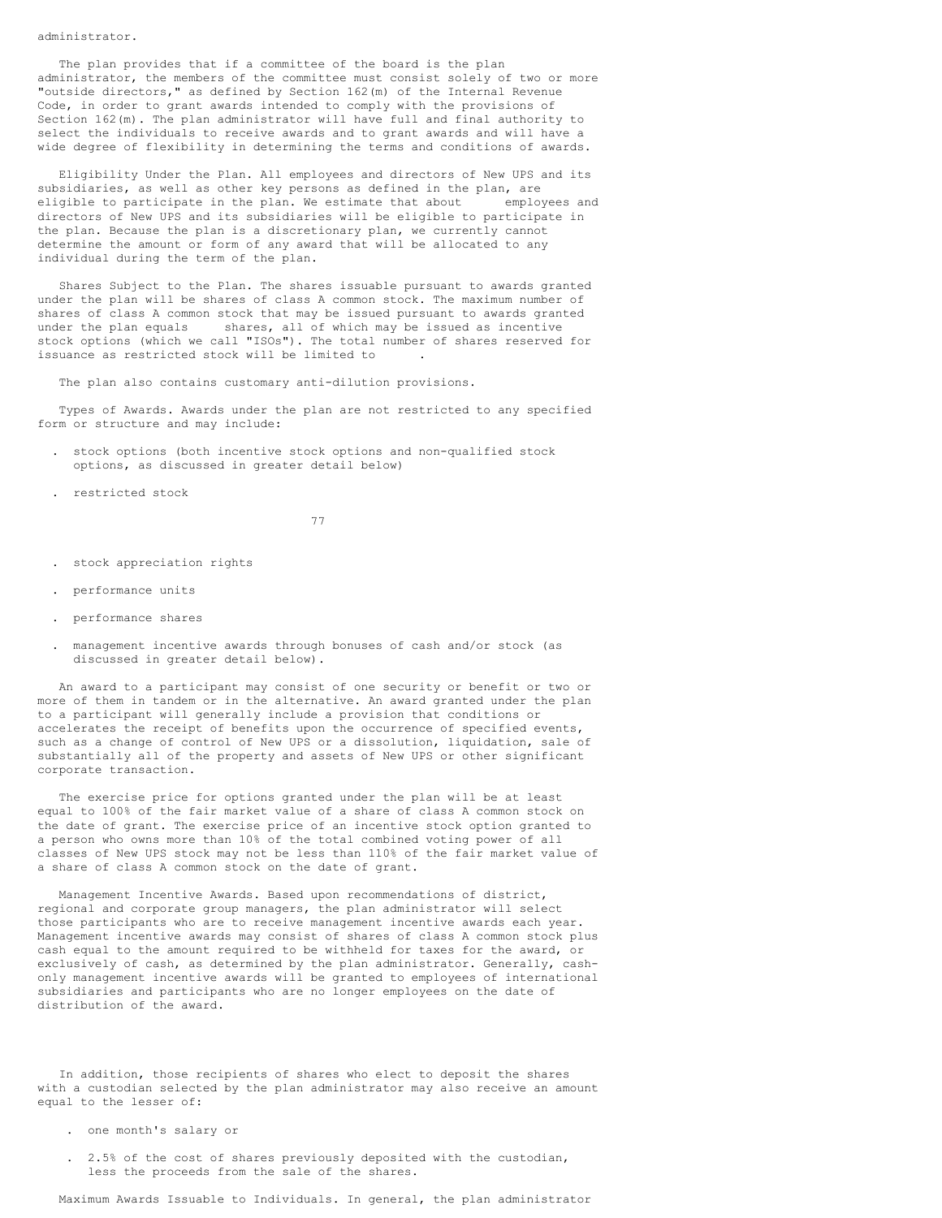administrator.

The plan provides that if a committee of the board is the plan administrator, the members of the committee must consist solely of two or more "outside directors," as defined by Section 162(m) of the Internal Revenue Code, in order to grant awards intended to comply with the provisions of Section 162(m). The plan administrator will have full and final authority to select the individuals to receive awards and to grant awards and will have a wide degree of flexibility in determining the terms and conditions of awards.

Eligibility Under the Plan. All employees and directors of New UPS and its subsidiaries, as well as other key persons as defined in the plan, are eligible to participate in the plan. We estimate that about employees and directors of New UPS and its subsidiaries will be eligible to participate in the plan. Because the plan is a discretionary plan, we currently cannot determine the amount or form of any award that will be allocated to any individual during the term of the plan.

Shares Subject to the Plan. The shares issuable pursuant to awards granted under the plan will be shares of class A common stock. The maximum number of shares of class A common stock that may be issued pursuant to awards granted under the plan equals shares, all of which may be issued as incentive stock options (which we call "ISOs"). The total number of shares reserved for issuance as restricted stock will be limited to .

The plan also contains customary anti-dilution provisions.

Types of Awards. Awards under the plan are not restricted to any specified form or structure and may include:

- stock options (both incentive stock options and non-qualified stock options, as discussed in greater detail below)
- restricted stock
- stock appreciation rights
- performance units
- performance shares
- management incentive awards through bonuses of cash and/or stock (as discussed in greater detail below).

An award to a participant may consist of one security or benefit or two or more of them in tandem or in the alternative. An award granted under the plan to a participant will generally include a provision that conditions or accelerates the receipt of benefits upon the occurrence of specified events, such as a change of control of New UPS or a dissolution, liquidation, sale of substantially all of the property and assets of New UPS or other significant corporate transaction.

The exercise price for options granted under the plan will be at least equal to 100% of the fair market value of a share of class A common stock on the date of grant. The exercise price of an incentive stock option granted to a person who owns more than 10% of the total combined voting power of all classes of New UPS stock may not be less than 110% of the fair market value of a share of class A common stock on the date of grant.

Management Incentive Awards. Based upon recommendations of district, regional and corporate group managers, the plan administrator will select those participants who are to receive management incentive awards each year. Management incentive awards may consist of shares of class A common stock plus cash equal to the amount required to be withheld for taxes for the award, or exclusively of cash, as determined by the plan administrator. Generally, cash-only management incentive awards will be granted to employees of international subsidiaries and participants who are no longer employees on the date of distribution of the award.

In addition, those recipients of shares who elect to deposit the shares with a custodian selected by the plan administrator may also receive an amount equal to the lesser of:

- one month's salary or
- 2.5% of the cost of shares previously deposited with the custodian, less the proceeds from the sale of the shares.

Maximum Awards Issuable to Individuals. In general, the plan administrator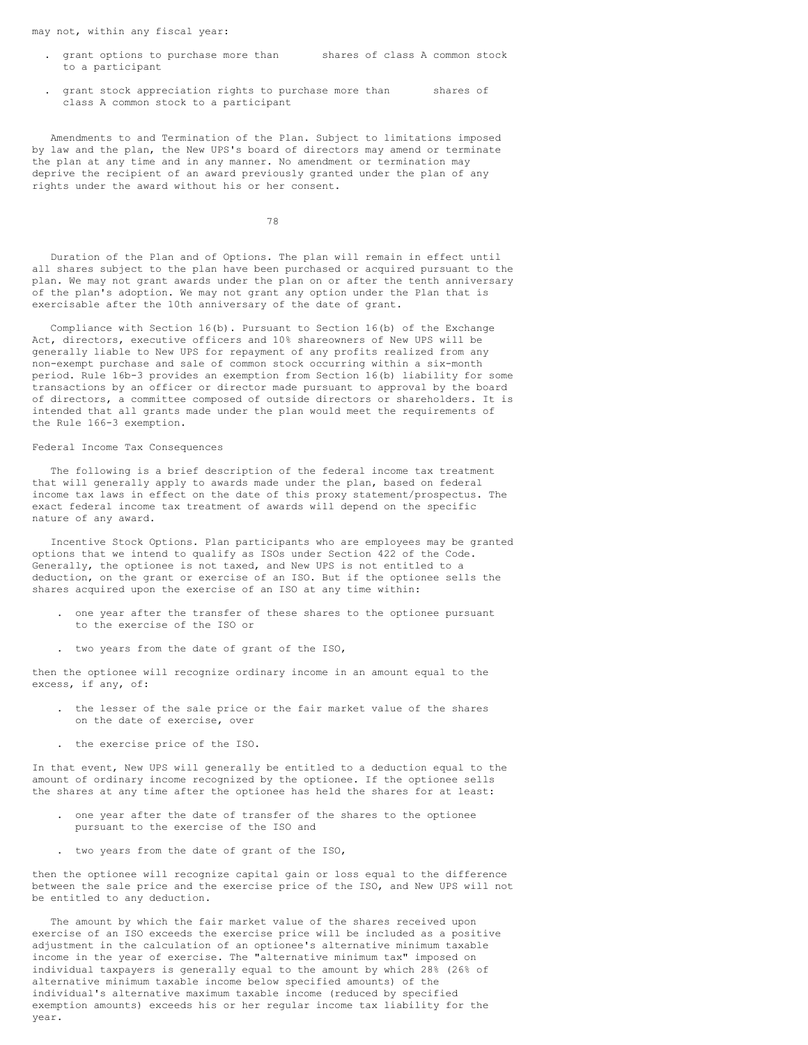may not, within any fiscal year:

- grant options to purchase more than       shares of class A common stock to a participant
- grant stock appreciation rights to purchase more than       shares of class A common stock to a participant

Amendments to and Termination of the Plan. Subject to limitations imposed by law and the plan, the New UPS's board of directors may amend or terminate the plan at any time and in any manner. No amendment or termination may deprive the recipient of an award previously granted under the plan of any rights under the award without his or her consent.

Duration of the Plan and of Options. The plan will remain in effect until all shares subject to the plan have been purchased or acquired pursuant to the plan. We may not grant awards under the plan on or after the tenth anniversary of the plan's adoption. We may not grant any option under the Plan that is exercisable after the 10th anniversary of the date of grant.

Compliance with Section 16(b). Pursuant to Section 16(b) of the Exchange Act, directors, executive officers and 10% shareowners of New UPS will be generally liable to New UPS for repayment of any profits realized from any non-exempt purchase and sale of common stock occurring within a six-month period. Rule 16b-3 provides an exemption from Section 16(b) liability for some transactions by an officer or director made pursuant to approval by the board of directors, a committee composed of outside directors or shareholders. It is intended that all grants made under the plan would meet the requirements of the Rule 166-3 exemption.

Federal Income Tax Consequences

The following is a brief description of the federal income tax treatment that will generally apply to awards made under the plan, based on federal income tax laws in effect on the date of this proxy statement/prospectus. The exact federal income tax treatment of awards will depend on the specific nature of any award.

Incentive Stock Options. Plan participants who are employees may be granted options that we intend to qualify as ISOs under Section 422 of the Code. Generally, the optionee is not taxed, and New UPS is not entitled to a deduction, on the grant or exercise of an ISO. But if the optionee sells the shares acquired upon the exercise of an ISO at any time within:

- one year after the transfer of these shares to the optionee pursuant to the exercise of the ISO or
- two years from the date of grant of the ISO,

then the optionee will recognize ordinary income in an amount equal to the excess, if any, of:

- the lesser of the sale price or the fair market value of the shares on the date of exercise, over
- the exercise price of the ISO.

In that event, New UPS will generally be entitled to a deduction equal to the amount of ordinary income recognized by the optionee. If the optionee sells the shares at any time after the optionee has held the shares for at least:

- one year after the date of transfer of the shares to the optionee pursuant to the exercise of the ISO and
- two years from the date of grant of the ISO,

then the optionee will recognize capital gain or loss equal to the difference between the sale price and the exercise price of the ISO, and New UPS will not be entitled to any deduction.

The amount by which the fair market value of the shares received upon exercise of an ISO exceeds the exercise price will be included as a positive adjustment in the calculation of an optionee's alternative minimum taxable income in the year of exercise. The "alternative minimum tax" imposed on individual taxpayers is generally equal to the amount by which 28% (26% of alternative minimum taxable income below specified amounts) of the individual's alternative maximum taxable income (reduced by specified exemption amounts) exceeds his or her regular income tax liability for the year.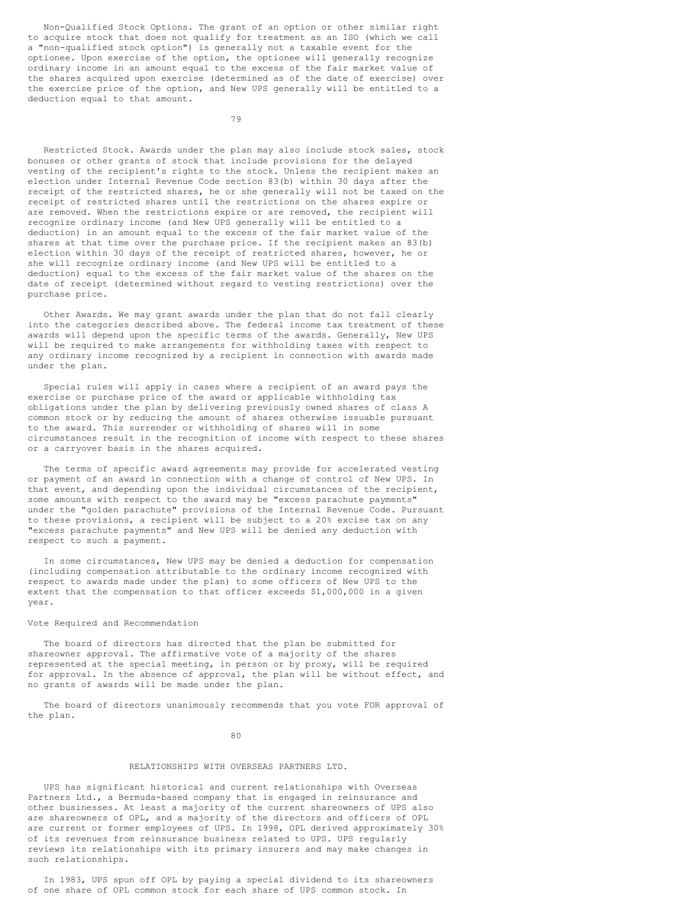Non-Qualified Stock Options. The grant of an option or other similar right to acquire stock that does not qualify for treatment as an ISO (which we call a "non-qualified stock option") is generally not a taxable event for the optionee. Upon exercise of the option, the optionee will generally recognize ordinary income in an amount equal to the excess of the fair market value of the shares acquired upon exercise (determined as of the date of exercise) over the exercise price of the option, and New UPS generally will be entitled to a deduction equal to that amount.

Restricted Stock. Awards under the plan may also include stock sales, stock bonuses or other grants of stock that include provisions for the delayed vesting of the recipient's rights to the stock. Unless the recipient makes an election under Internal Revenue Code section 83(b) within 30 days after the receipt of the restricted shares, he or she generally will not be taxed on the receipt of restricted shares until the restrictions on the shares expire or are removed. When the restrictions expire or are removed, the recipient will recognize ordinary income (and New UPS generally will be entitled to a deduction) in an amount equal to the excess of the fair market value of the shares at that time over the purchase price. If the recipient makes an 83(b) election within 30 days of the receipt of restricted shares, however, he or she will recognize ordinary income (and New UPS will be entitled to a deduction) equal to the excess of the fair market value of the shares on the date of receipt (determined without regard to vesting restrictions) over the purchase price.

Other Awards. We may grant awards under the plan that do not fall clearly into the categories described above. The federal income tax treatment of these awards will depend upon the specific terms of the awards. Generally, New UPS will be required to make arrangements for withholding taxes with respect to any ordinary income recognized by a recipient in connection with awards made under the plan.

Special rules will apply in cases where a recipient of an award pays the exercise or purchase price of the award or applicable withholding tax obligations under the plan by delivering previously owned shares of class A common stock or by reducing the amount of shares otherwise issuable pursuant to the award. This surrender or withholding of shares will in some circumstances result in the recognition of income with respect to these shares or a carryover basis in the shares acquired.

The terms of specific award agreements may provide for accelerated vesting or payment of an award in connection with a change of control of New UPS. In that event, and depending upon the individual circumstances of the recipient, some amounts with respect to the award may be "excess parachute payments" under the "golden parachute" provisions of the Internal Revenue Code. Pursuant to these provisions, a recipient will be subject to a 20% excise tax on any "excess parachute payments" and New UPS will be denied any deduction with respect to such a payment.

In some circumstances, New UPS may be denied a deduction for compensation (including compensation attributable to the ordinary income recognized with respect to awards made under the plan) to some officers of New UPS to the extent that the compensation to that officer exceeds $1,000,000 in a given year.

Vote Required and Recommendation

The board of directors has directed that the plan be submitted for shareowner approval. The affirmative vote of a majority of the shares represented at the special meeting, in person or by proxy, will be required for approval. In the absence of approval, the plan will be without effect, and no grants of awards will be made under the plan.

The board of directors unanimously recommends that you vote FOR approval of the plan.

## RELATIONSHIPS WITH OVERSEAS PARTNERS LTD.

UPS has significant historical and current relationships with Overseas Partners Ltd., a Bermuda-based company that is engaged in reinsurance and other businesses. At least a majority of the current shareowners of UPS also are shareowners of OPL, and a majority of the directors and officers of OPL are current or former employees of UPS. In 1998, OPL derived approximately 30% of its revenues from reinsurance business related to UPS. UPS regularly reviews its relationships with its primary insurers and may make changes in such relationships.

In 1983, UPS spun off OPL by paying a special dividend to its shareowners of one share of OPL common stock for each share of UPS common stock. In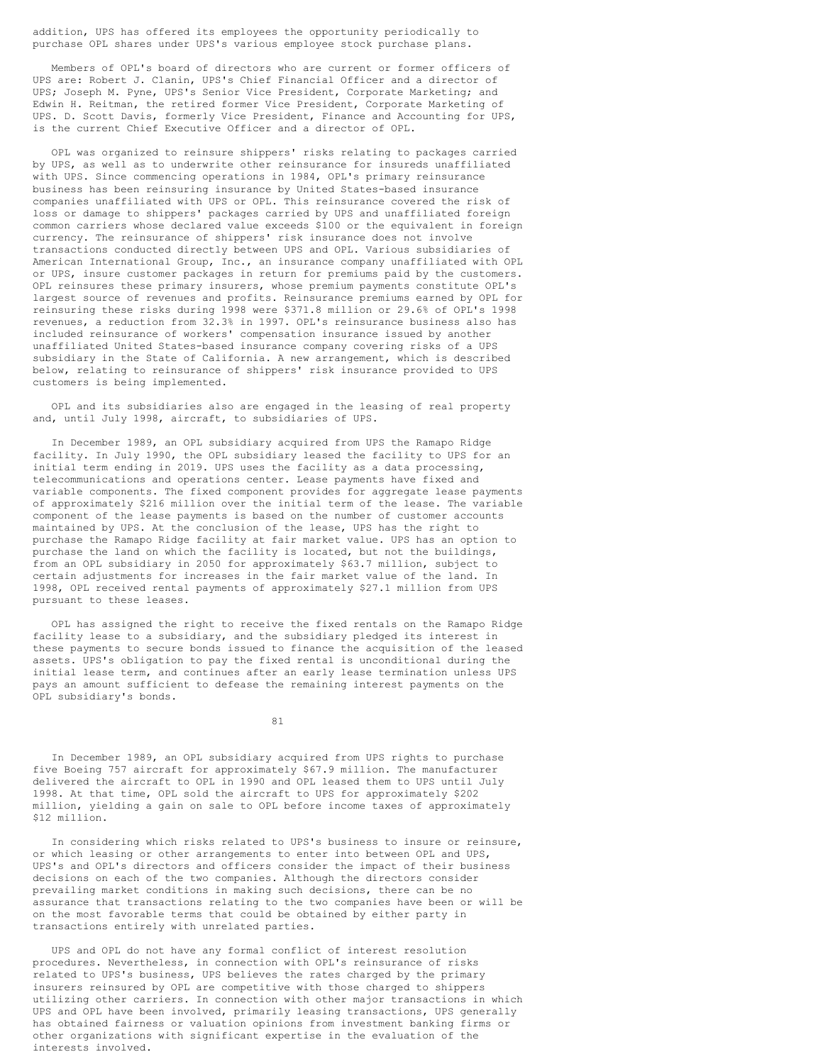addition, UPS has offered its employees the opportunity periodically to purchase OPL shares under UPS's various employee stock purchase plans.

Members of OPL's board of directors who are current or former officers of UPS are: Robert J. Clanin, UPS's Chief Financial Officer and a director of UPS; Joseph M. Pyne, UPS's Senior Vice President, Corporate Marketing; and Edwin H. Reitman, the retired former Vice President, Corporate Marketing of UPS. D. Scott Davis, formerly Vice President, Finance and Accounting for UPS, is the current Chief Executive Officer and a director of OPL.

OPL was organized to reinsure shippers' risks relating to packages carried by UPS, as well as to underwrite other reinsurance for insureds unaffiliated with UPS. Since commencing operations in 1984, OPL's primary reinsurance business has been reinsuring insurance by United States-based insurance companies unaffiliated with UPS or OPL. This reinsurance covered the risk of loss or damage to shippers' packages carried by UPS and unaffiliated foreign common carriers whose declared value exceeds $100 or the equivalent in foreign currency. The reinsurance of shippers' risk insurance does not involve transactions conducted directly between UPS and OPL. Various subsidiaries of American International Group, Inc., an insurance company unaffiliated with OPL or UPS, insure customer packages in return for premiums paid by the customers. OPL reinsures these primary insurers, whose premium payments constitute OPL's largest source of revenues and profits. Reinsurance premiums earned by OPL for reinsuring these risks during 1998 were $371.8 million or 29.6% of OPL's 1998 revenues, a reduction from 32.3% in 1997. OPL's reinsurance business also has included reinsurance of workers' compensation insurance issued by another unaffiliated United States-based insurance company covering risks of a UPS subsidiary in the State of California. A new arrangement, which is described below, relating to reinsurance of shippers' risk insurance provided to UPS customers is being implemented.

OPL and its subsidiaries also are engaged in the leasing of real property and, until July 1998, aircraft, to subsidiaries of UPS.

In December 1989, an OPL subsidiary acquired from UPS the Ramapo Ridge facility. In July 1990, the OPL subsidiary leased the facility to UPS for an initial term ending in 2019. UPS uses the facility as a data processing, telecommunications and operations center. Lease payments have fixed and variable components. The fixed component provides for aggregate lease payments of approximately $216 million over the initial term of the lease. The variable component of the lease payments is based on the number of customer accounts maintained by UPS. At the conclusion of the lease, UPS has the right to purchase the Ramapo Ridge facility at fair market value. UPS has an option to purchase the land on which the facility is located, but not the buildings, from an OPL subsidiary in 2050 for approximately $63.7 million, subject to certain adjustments for increases in the fair market value of the land. In 1998, OPL received rental payments of approximately $27.1 million from UPS pursuant to these leases.

OPL has assigned the right to receive the fixed rentals on the Ramapo Ridge facility lease to a subsidiary, and the subsidiary pledged its interest in these payments to secure bonds issued to finance the acquisition of the leased assets. UPS's obligation to pay the fixed rental is unconditional during the initial lease term, and continues after an early lease termination unless UPS pays an amount sufficient to defease the remaining interest payments on the OPL subsidiary's bonds.

In December 1989, an OPL subsidiary acquired from UPS rights to purchase five Boeing 757 aircraft for approximately $67.9 million. The manufacturer delivered the aircraft to OPL in 1990 and OPL leased them to UPS until July 1998. At that time, OPL sold the aircraft to UPS for approximately $202 million, yielding a gain on sale to OPL before income taxes of approximately $12 million.

In considering which risks related to UPS's business to insure or reinsure, or which leasing or other arrangements to enter into between OPL and UPS, UPS's and OPL's directors and officers consider the impact of their business decisions on each of the two companies. Although the directors consider prevailing market conditions in making such decisions, there can be no assurance that transactions relating to the two companies have been or will be on the most favorable terms that could be obtained by either party in transactions entirely with unrelated parties.

UPS and OPL do not have any formal conflict of interest resolution procedures. Nevertheless, in connection with OPL's reinsurance of risks related to UPS's business, UPS believes the rates charged by the primary insurers reinsured by OPL are competitive with those charged to shippers utilizing other carriers. In connection with other major transactions in which UPS and OPL have been involved, primarily leasing transactions, UPS generally has obtained fairness or valuation opinions from investment banking firms or other organizations with significant expertise in the evaluation of the interests involved.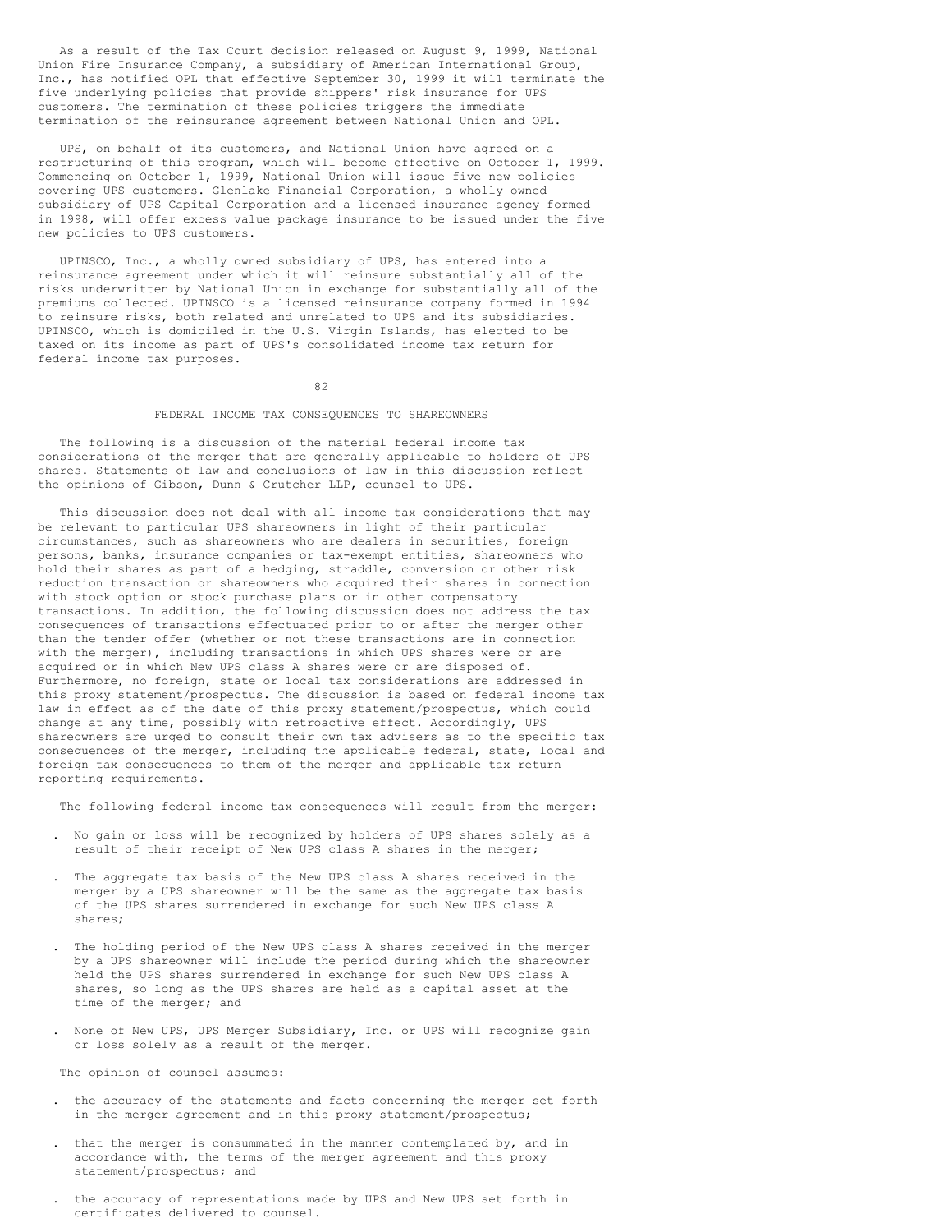As a result of the Tax Court decision released on August 9, 1999, National Union Fire Insurance Company, a subsidiary of American International Group, Inc., has notified OPL that effective September 30, 1999 it will terminate the five underlying policies that provide shippers' risk insurance for UPS customers. The termination of these policies triggers the immediate termination of the reinsurance agreement between National Union and OPL.

UPS, on behalf of its customers, and National Union have agreed on a restructuring of this program, which will become effective on October 1, 1999. Commencing on October 1, 1999, National Union will issue five new policies covering UPS customers. Glenlake Financial Corporation, a wholly owned subsidiary of UPS Capital Corporation and a licensed insurance agency formed in 1998, will offer excess value package insurance to be issued under the five new policies to UPS customers.

UPINSCO, Inc., a wholly owned subsidiary of UPS, has entered into a reinsurance agreement under which it will reinsure substantially all of the risks underwritten by National Union in exchange for substantially all of the premiums collected. UPINSCO is a licensed reinsurance company formed in 1994 to reinsure risks, both related and unrelated to UPS and its subsidiaries. UPINSCO, which is domiciled in the U.S. Virgin Islands, has elected to be taxed on its income as part of UPS's consolidated income tax return for federal income tax purposes.

## FEDERAL INCOME TAX CONSEQUENCES TO SHAREOWNERS

The following is a discussion of the material federal income tax considerations of the merger that are generally applicable to holders of UPS shares. Statements of law and conclusions of law in this discussion reflect the opinions of Gibson, Dunn & Crutcher LLP, counsel to UPS.

This discussion does not deal with all income tax considerations that may be relevant to particular UPS shareowners in light of their particular circumstances, such as shareowners who are dealers in securities, foreign persons, banks, insurance companies or tax-exempt entities, shareowners who hold their shares as part of a hedging, straddle, conversion or other risk reduction transaction or shareowners who acquired their shares in connection with stock option or stock purchase plans or in other compensatory transactions. In addition, the following discussion does not address the tax consequences of transactions effectuated prior to or after the merger other than the tender offer (whether or not these transactions are in connection with the merger), including transactions in which UPS shares were or are acquired or in which New UPS class A shares were or are disposed of. Furthermore, no foreign, state or local tax considerations are addressed in this proxy statement/prospectus. The discussion is based on federal income tax law in effect as of the date of this proxy statement/prospectus, which could change at any time, possibly with retroactive effect. Accordingly, UPS shareowners are urged to consult their own tax advisers as to the specific tax consequences of the merger, including the applicable federal, state, local and foreign tax consequences to them of the merger and applicable tax return reporting requirements.

The following federal income tax consequences will result from the merger:

- No gain or loss will be recognized by holders of UPS shares solely as a result of their receipt of New UPS class A shares in the merger;
- The aggregate tax basis of the New UPS class A shares received in the merger by a UPS shareowner will be the same as the aggregate tax basis of the UPS shares surrendered in exchange for such New UPS class A shares;
- The holding period of the New UPS class A shares received in the merger by a UPS shareowner will include the period during which the shareowner held the UPS shares surrendered in exchange for such New UPS class A shares, so long as the UPS shares are held as a capital asset at the time of the merger; and
- None of New UPS, UPS Merger Subsidiary, Inc. or UPS will recognize gain or loss solely as a result of the merger.

The opinion of counsel assumes:

- the accuracy of the statements and facts concerning the merger set forth in the merger agreement and in this proxy statement/prospectus;
- that the merger is consummated in the manner contemplated by, and in accordance with, the terms of the merger agreement and this proxy statement/prospectus; and
- the accuracy of representations made by UPS and New UPS set forth in certificates delivered to counsel.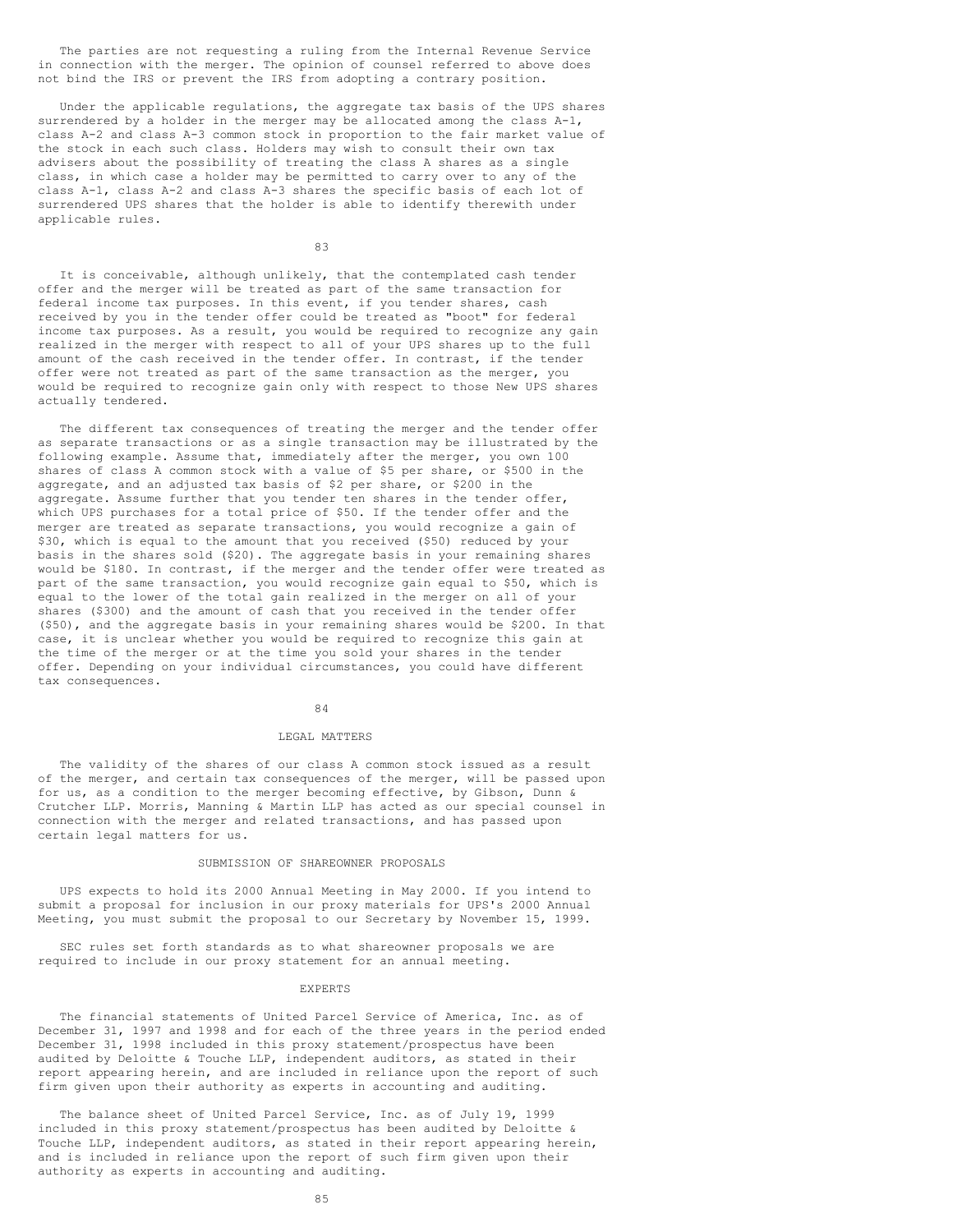The parties are not requesting a ruling from the Internal Revenue Service in connection with the merger. The opinion of counsel referred to above does not bind the IRS or prevent the IRS from adopting a contrary position.

Under the applicable regulations, the aggregate tax basis of the UPS shares surrendered by a holder in the merger may be allocated among the class A-1, class A-2 and class A-3 common stock in proportion to the fair market value of the stock in each such class. Holders may wish to consult their own tax advisers about the possibility of treating the class A shares as a single class, in which case a holder may be permitted to carry over to any of the class A-1, class A-2 and class A-3 shares the specific basis of each lot of surrendered UPS shares that the holder is able to identify therewith under applicable rules.

It is conceivable, although unlikely, that the contemplated cash tender offer and the merger will be treated as part of the same transaction for federal income tax purposes. In this event, if you tender shares, cash received by you in the tender offer could be treated as "boot" for federal income tax purposes. As a result, you would be required to recognize any gain realized in the merger with respect to all of your UPS shares up to the full amount of the cash received in the tender offer. In contrast, if the tender offer were not treated as part of the same transaction as the merger, you would be required to recognize gain only with respect to those New UPS shares actually tendered.

The different tax consequences of treating the merger and the tender offer as separate transactions or as a single transaction may be illustrated by the following example. Assume that, immediately after the merger, you own 100 shares of class A common stock with a value of $5 per share, or $500 in the aggregate, and an adjusted tax basis of $2 per share, or $200 in the aggregate. Assume further that you tender ten shares in the tender offer, which UPS purchases for a total price of $50. If the tender offer and the merger are treated as separate transactions, you would recognize a gain of $30, which is equal to the amount that you received ($50) reduced by your basis in the shares sold ($20). The aggregate basis in your remaining shares would be $180. In contrast, if the merger and the tender offer were treated as part of the same transaction, you would recognize gain equal to $50, which is equal to the lower of the total gain realized in the merger on all of your shares ($300) and the amount of cash that you received in the tender offer ($50), and the aggregate basis in your remaining shares would be $200. In that case, it is unclear whether you would be required to recognize this gain at the time of the merger or at the time you sold your shares in the tender offer. Depending on your individual circumstances, you could have different tax consequences.

## LEGAL MATTERS

The validity of the shares of our class A common stock issued as a result of the merger, and certain tax consequences of the merger, will be passed upon for us, as a condition to the merger becoming effective, by Gibson, Dunn & Crutcher LLP. Morris, Manning & Martin LLP has acted as our special counsel in connection with the merger and related transactions, and has passed upon certain legal matters for us.

## SUBMISSION OF SHAREOWNER PROPOSALS

UPS expects to hold its 2000 Annual Meeting in May 2000. If you intend to submit a proposal for inclusion in our proxy materials for UPS's 2000 Annual Meeting, you must submit the proposal to our Secretary by November 15, 1999.

SEC rules set forth standards as to what shareowner proposals we are required to include in our proxy statement for an annual meeting.

## EXPERTS

The financial statements of United Parcel Service of America, Inc. as of December 31, 1997 and 1998 and for each of the three years in the period ended December 31, 1998 included in this proxy statement/prospectus have been audited by Deloitte & Touche LLP, independent auditors, as stated in their report appearing herein, and are included in reliance upon the report of such firm given upon their authority as experts in accounting and auditing.

The balance sheet of United Parcel Service, Inc. as of July 19, 1999 included in this proxy statement/prospectus has been audited by Deloitte & Touche LLP, independent auditors, as stated in their report appearing herein, and is included in reliance upon the report of such firm given upon their authority as experts in accounting and auditing.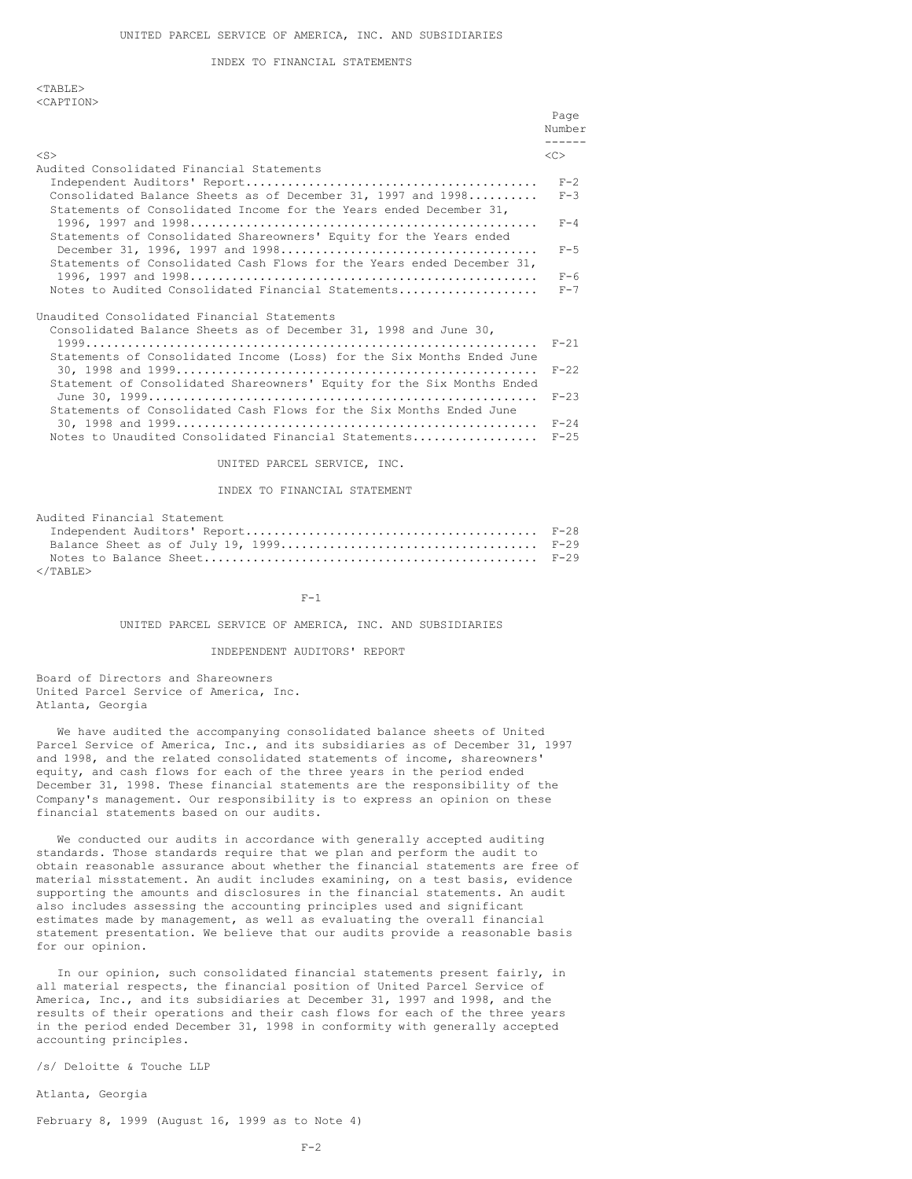## UNITED PARCEL SERVICE OF AMERICA, INC. AND SUBSIDIARIES

### INDEX TO FINANCIAL STATEMENTS

| | Page Number |
|---|---|
| **Audited Consolidated Financial Statements** | |
| Independent Auditors' Report | F-2 |
| Consolidated Balance Sheets as of December 31, 1997 and 1998 | F-3 |
| Statements of Consolidated Income for the Years ended December 31, 1996, 1997 and 1998 | F-4 |
| Statements of Consolidated Shareowners' Equity for the Years ended December 31, 1996, 1997 and 1998 | F-5 |
| Statements of Consolidated Cash Flows for the Years ended December 31, 1996, 1997 and 1998 | F-6 |
| Notes to Audited Consolidated Financial Statements | F-7 |
| **Unaudited Consolidated Financial Statements** | |
| Consolidated Balance Sheets as of December 31, 1998 and June 30, 1999 | F-21 |
| Statements of Consolidated Income (Loss) for the Six Months Ended June 30, 1998 and 1999 | F-22 |
| Statement of Consolidated Shareowners' Equity for the Six Months Ended June 30, 1999 | F-23 |
| Statements of Consolidated Cash Flows for the Six Months Ended June 30, 1998 and 1999 | F-24 |
| Notes to Unaudited Consolidated Financial Statements | F-25 |

## UNITED PARCEL SERVICE, INC.

### INDEX TO FINANCIAL STATEMENT

| | |
|---|---|
| **Audited Financial Statement** | |
| Independent Auditors' Report | F-28 |
| Balance Sheet as of July 19, 1999 | F-29 |
| Notes to Balance Sheet | F-29 |

## UNITED PARCEL SERVICE OF AMERICA, INC. AND SUBSIDIARIES

### INDEPENDENT AUDITORS' REPORT

Board of Directors and Shareowners
United Parcel Service of America, Inc.
Atlanta, Georgia

We have audited the accompanying consolidated balance sheets of United Parcel Service of America, Inc., and its subsidiaries as of December 31, 1997 and 1998, and the related consolidated statements of income, shareowners' equity, and cash flows for each of the three years in the period ended December 31, 1998. These financial statements are the responsibility of the Company's management. Our responsibility is to express an opinion on these financial statements based on our audits.

We conducted our audits in accordance with generally accepted auditing standards. Those standards require that we plan and perform the audit to obtain reasonable assurance about whether the financial statements are free of material misstatement. An audit includes examining, on a test basis, evidence supporting the amounts and disclosures in the financial statements. An audit also includes assessing the accounting principles used and significant estimates made by management, as well as evaluating the overall financial statement presentation. We believe that our audits provide a reasonable basis for our opinion.

In our opinion, such consolidated financial statements present fairly, in all material respects, the financial position of United Parcel Service of America, Inc., and its subsidiaries at December 31, 1997 and 1998, and the results of their operations and their cash flows for each of the three years in the period ended December 31, 1998 in conformity with generally accepted accounting principles.

/s/ Deloitte & Touche LLP

Atlanta, Georgia

February 8, 1999 (August 16, 1999 as to Note 4)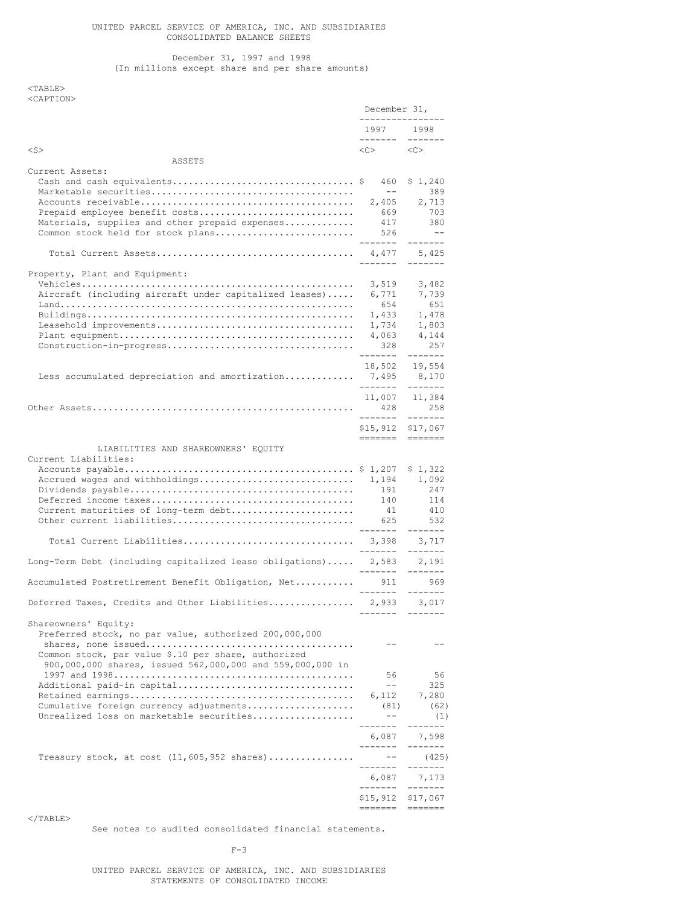UNITED PARCEL SERVICE OF AMERICA, INC. AND SUBSIDIARIES
CONSOLIDATED BALANCE SHEETS

December 31, 1997 and 1998
(In millions except share and per share amounts)

| | December 31, 1997 | December 31, 1998 |
|---|---|---|
| **ASSETS** | | |
| Current Assets: | | |
| Cash and cash equivalents | $ 460 | $ 1,240 |
| Marketable securities | -- | 389 |
| Accounts receivable | 2,405 | 2,713 |
| Prepaid employee benefit costs | 669 | 703 |
| Materials, supplies and other prepaid expenses | 417 | 380 |
| Common stock held for stock plans | 526 | -- |
| Total Current Assets | 4,477 | 5,425 |
| Property, Plant and Equipment: | | |
| Vehicles | 3,519 | 3,482 |
| Aircraft (including aircraft under capitalized leases) | 6,771 | 7,739 |
| Land | 654 | 651 |
| Buildings | 1,433 | 1,478 |
| Leasehold improvements | 1,734 | 1,803 |
| Plant equipment | 4,063 | 4,144 |
| Construction-in-progress | 328 | 257 |
| | 18,502 | 19,554 |
| Less accumulated depreciation and amortization | 7,495 | 8,170 |
| | 11,007 | 11,384 |
| Other Assets | 428 | 258 |
| | $15,912 | $17,067 |
| **LIABILITIES AND SHAREOWNERS' EQUITY** | | |
| Current Liabilities: | | |
| Accounts payable | $ 1,207 | $ 1,322 |
| Accrued wages and withholdings | 1,194 | 1,092 |
| Dividends payable | 191 | 247 |
| Deferred income taxes | 140 | 114 |
| Current maturities of long-term debt | 41 | 410 |
| Other current liabilities | 625 | 532 |
| Total Current Liabilities | 3,398 | 3,717 |
| Long-Term Debt (including capitalized lease obligations) | 2,583 | 2,191 |
| Accumulated Postretirement Benefit Obligation, Net | 911 | 969 |
| Deferred Taxes, Credits and Other Liabilities | 2,933 | 3,017 |
| Shareowners' Equity: | | |
| Preferred stock, no par value, authorized 200,000,000 shares, none issued | -- | -- |
| Common stock, par value $.10 per share, authorized 900,000,000 shares, issued 562,000,000 and 559,000,000 in 1997 and 1998 | 56 | 56 |
| Additional paid-in capital | -- | 325 |
| Retained earnings | 6,112 | 7,280 |
| Cumulative foreign currency adjustments | (81) | (62) |
| Unrealized loss on marketable securities | -- | (1) |
| | 6,087 | 7,598 |
| Treasury stock, at cost (11,605,952 shares) | -- | (425) |
| | 6,087 | 7,173 |
| | $15,912 | $17,067 |

See notes to audited consolidated financial statements.

UNITED PARCEL SERVICE OF AMERICA, INC. AND SUBSIDIARIES
STATEMENTS OF CONSOLIDATED INCOME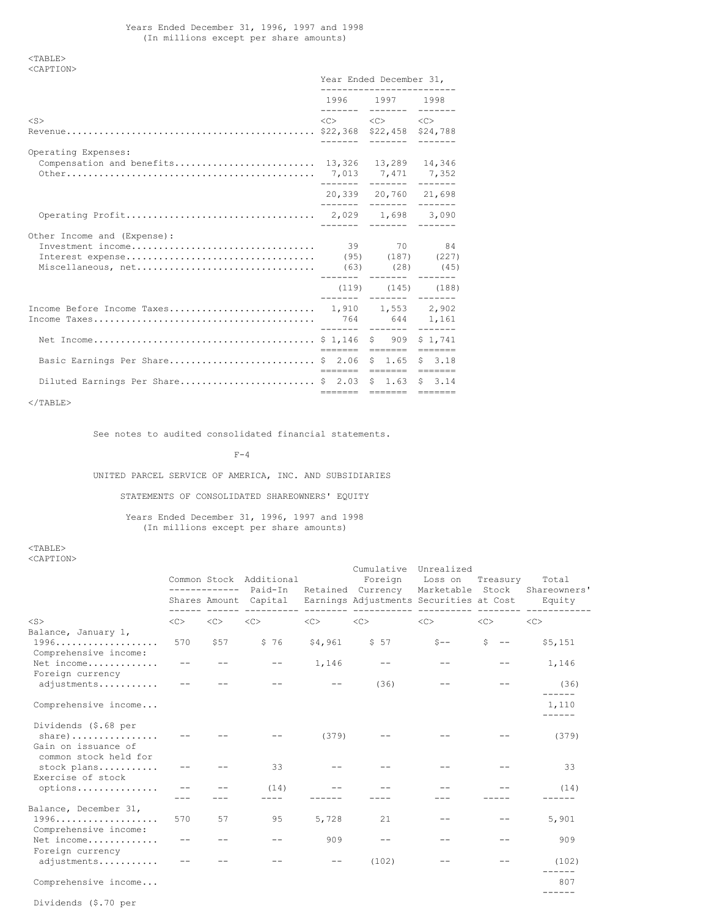Years Ended December 31, 1996, 1997 and 1998
(In millions except per share amounts)

| | Year Ended December 31, | | |
|---|---|---|---|
| | 1996 | 1997 | 1998 |
| Revenue | $22,368 | $22,458 | $24,788 |
| Operating Expenses: | | | |
| Compensation and benefits | 13,326 | 13,289 | 14,346 |
| Other | 7,013 | 7,471 | 7,352 |
| | 20,339 | 20,760 | 21,698 |
| Operating Profit | 2,029 | 1,698 | 3,090 |
| Other Income and (Expense): | | | |
| Investment income | 39 | 70 | 84 |
| Interest expense | (95) | (187) | (227) |
| Miscellaneous, net | (63) | (28) | (45) |
| | (119) | (145) | (188) |
| Income Before Income Taxes | 1,910 | 1,553 | 2,902 |
| Income Taxes | 764 | 644 | 1,161 |
| Net Income | $ 1,146 | $ 909 | $ 1,741 |
| Basic Earnings Per Share | $ 2.06 | $ 1.65 | $ 3.18 |
| Diluted Earnings Per Share | $ 2.03 | $ 1.63 | $ 3.14 |

See notes to audited consolidated financial statements.

UNITED PARCEL SERVICE OF AMERICA, INC. AND SUBSIDIARIES

STATEMENTS OF CONSOLIDATED SHAREOWNERS' EQUITY

Years Ended December 31, 1996, 1997 and 1998
(In millions except per share amounts)

| | Common Stock | | Additional Paid-In Capital | Retained Earnings | Cumulative Foreign Currency Adjustments | Unrealized Loss on Marketable Securities | Treasury Stock at Cost | Total Shareowners' Equity |
|---|---|---|---|---|---|---|---|---|
| | Shares | Amount | | | | | | |
| Balance, January 1, 1996 | 570 | $57 | $ 76 | $4,961 | $ 57 | $-- | $ -- | $5,151 |
| Comprehensive income: | | | | | | | | |
| Net income | -- | -- | -- | 1,146 | -- | -- | -- | 1,146 |
| Foreign currency adjustments | -- | -- | -- | -- | (36) | -- | -- | (36) |
| Comprehensive income | | | | | | | | 1,110 |
| Dividends ($.68 per share) | -- | -- | -- | (379) | -- | -- | -- | (379) |
| Gain on issuance of common stock held for stock plans | -- | -- | 33 | -- | -- | -- | -- | 33 |
| Exercise of stock options | -- | -- | (14) | -- | -- | -- | -- | (14) |
| Balance, December 31, 1996 | 570 | 57 | 95 | 5,728 | 21 | -- | -- | 5,901 |
| Comprehensive income: | | | | | | | | |
| Net income | -- | -- | -- | 909 | -- | -- | -- | 909 |
| Foreign currency adjustments | -- | -- | -- | -- | (102) | -- | -- | (102) |
| Comprehensive income | | | | | | | | 807 |
| Dividends ($.70 per | | | | | | | | |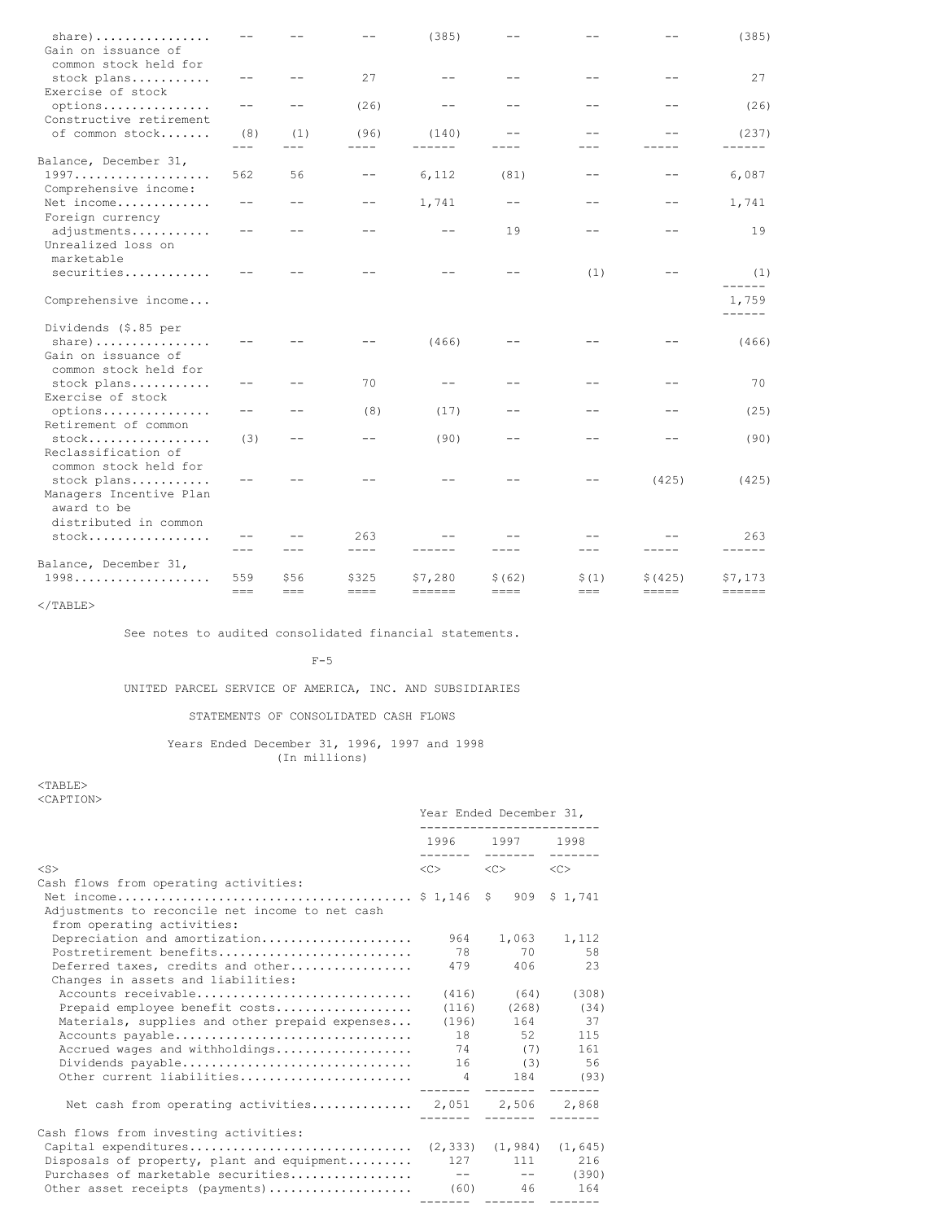| | | | | | | | | |
|---|---|---|---|---|---|---|---|---|
| share) | -- | -- | -- | (385) | -- | -- | -- | (385) |
| Gain on issuance of common stock held for stock plans | -- | -- | 27 | -- | -- | -- | -- | 27 |
| Exercise of stock options | -- | -- | (26) | -- | -- | -- | -- | (26) |
| Constructive retirement of common stock | (8) | (1) | (96) | (140) | -- | -- | -- | (237) |
| Balance, December 31, 1997 | 562 | 56 | -- | 6,112 | (81) | -- | -- | 6,087 |
| Comprehensive income: | | | | | | | | |
| Net income | -- | -- | -- | 1,741 | -- | -- | -- | 1,741 |
| Foreign currency adjustments | -- | -- | -- | -- | 19 | -- | -- | 19 |
| Unrealized loss on marketable securities | -- | -- | -- | -- | -- | (1) | -- | (1) |
| Comprehensive income | | | | | | | | 1,759 |
| Dividends ($.85 per share) | -- | -- | -- | (466) | -- | -- | -- | (466) |
| Gain on issuance of common stock held for stock plans | -- | -- | 70 | -- | -- | -- | -- | 70 |
| Exercise of stock options | -- | -- | (8) | (17) | -- | -- | -- | (25) |
| Retirement of common stock | (3) | -- | -- | (90) | -- | -- | -- | (90) |
| Reclassification of common stock held for stock plans | -- | -- | -- | -- | -- | -- | (425) | (425) |
| Managers Incentive Plan award to be distributed in common stock | -- | -- | 263 | -- | -- | -- | -- | 263 |
| Balance, December 31, 1998 | 559 | $56 | $325 | $7,280 | $(62) | $(1) | $(425) | $7,173 |

See notes to audited consolidated financial statements.

UNITED PARCEL SERVICE OF AMERICA, INC. AND SUBSIDIARIES

STATEMENTS OF CONSOLIDATED CASH FLOWS

Years Ended December 31, 1996, 1997 and 1998
(In millions)

| | Year Ended December 31, | | |
|---|---|---|---|
| | 1996 | 1997 | 1998 |
| Cash flows from operating activities: | | | |
| Net income | $ 1,146 | $ 909 | $ 1,741 |
| Adjustments to reconcile net income to net cash from operating activities: | | | |
| Depreciation and amortization | 964 | 1,063 | 1,112 |
| Postretirement benefits | 78 | 70 | 58 |
| Deferred taxes, credits and other | 479 | 406 | 23 |
| Changes in assets and liabilities: | | | |
| Accounts receivable | (416) | (64) | (308) |
| Prepaid employee benefit costs | (116) | (268) | (34) |
| Materials, supplies and other prepaid expenses | (196) | 164 | 37 |
| Accounts payable | 18 | 52 | 115 |
| Accrued wages and withholdings | 74 | (7) | 161 |
| Dividends payable | 16 | (3) | 56 |
| Other current liabilities | 4 | 184 | (93) |
| Net cash from operating activities | 2,051 | 2,506 | 2,868 |
| Cash flows from investing activities: | | | |
| Capital expenditures | (2,333) | (1,984) | (1,645) |
| Disposals of property, plant and equipment | 127 | 111 | 216 |
| Purchases of marketable securities | -- | -- | (390) |
| Other asset receipts (payments) | (60) | 46 | 164 |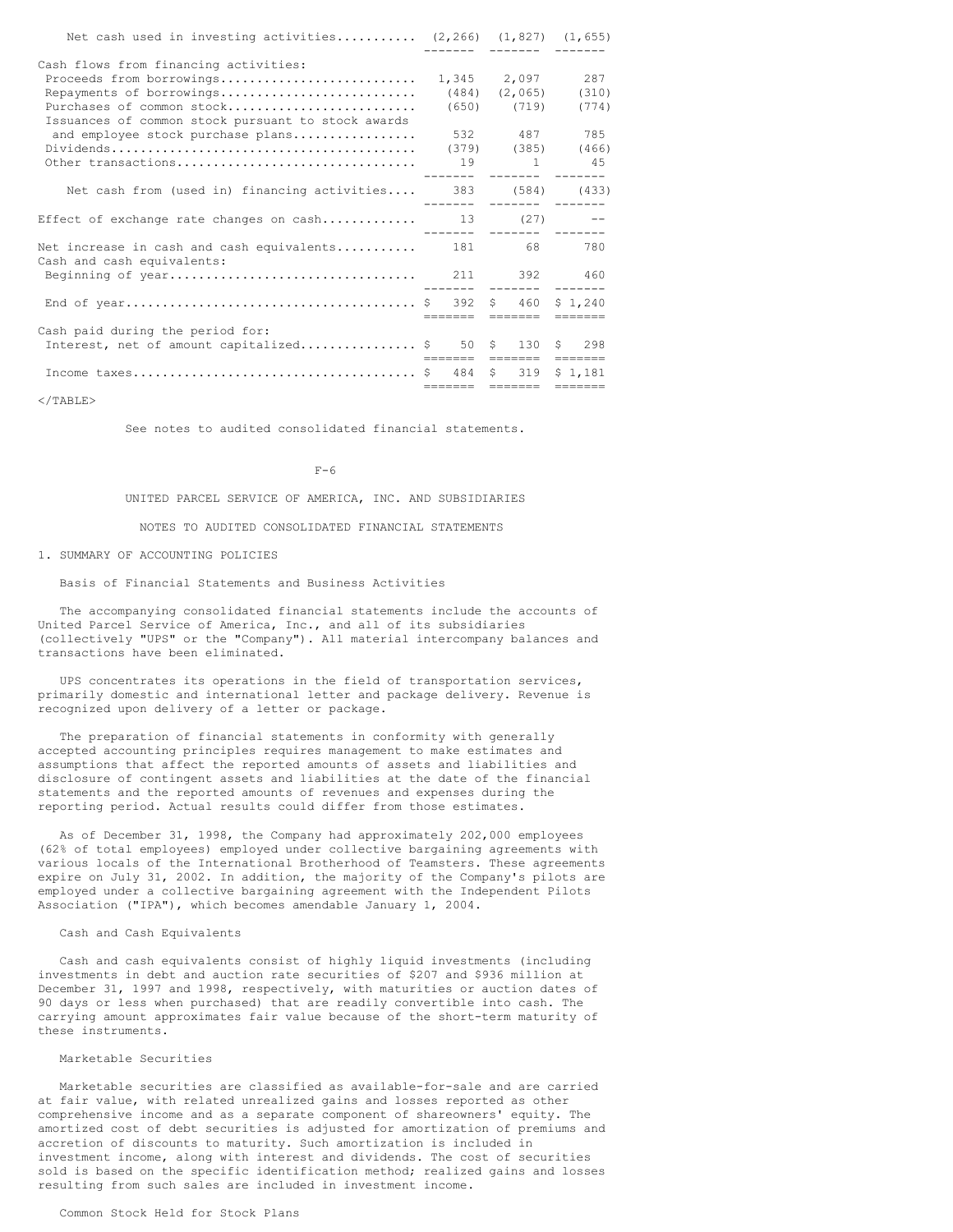| | | | |
|---|---|---|---|
| Net cash used in investing activities | (2,266) | (1,827) | (1,655) |
| Cash flows from financing activities: | | | |
| Proceeds from borrowings | 1,345 | 2,097 | 287 |
| Repayments of borrowings | (484) | (2,065) | (310) |
| Purchases of common stock | (650) | (719) | (774) |
| Issuances of common stock pursuant to stock awards and employee stock purchase plans | 532 | 487 | 785 |
| Dividends | (379) | (385) | (466) |
| Other transactions | 19 | 1 | 45 |
| Net cash from (used in) financing activities | 383 | (584) | (433) |
| Effect of exchange rate changes on cash | 13 | (27) | -- |
| Net increase in cash and cash equivalents | 181 | 68 | 780 |
| Cash and cash equivalents: | | | |
| Beginning of year | 211 | 392 | 460 |
| End of year | $ 392 | $ 460 | $ 1,240 |
| Cash paid during the period for: | | | |
| Interest, net of amount capitalized | $ 50 | $ 130 | $ 298 |
| Income taxes | $ 484 | $ 319 | $ 1,181 |

See notes to audited consolidated financial statements.

UNITED PARCEL SERVICE OF AMERICA, INC. AND SUBSIDIARIES

NOTES TO AUDITED CONSOLIDATED FINANCIAL STATEMENTS

## 1. SUMMARY OF ACCOUNTING POLICIES

### Basis of Financial Statements and Business Activities

The accompanying consolidated financial statements include the accounts of United Parcel Service of America, Inc., and all of its subsidiaries (collectively "UPS" or the "Company"). All material intercompany balances and transactions have been eliminated.

UPS concentrates its operations in the field of transportation services, primarily domestic and international letter and package delivery. Revenue is recognized upon delivery of a letter or package.

The preparation of financial statements in conformity with generally accepted accounting principles requires management to make estimates and assumptions that affect the reported amounts of assets and liabilities and disclosure of contingent assets and liabilities at the date of the financial statements and the reported amounts of revenues and expenses during the reporting period. Actual results could differ from those estimates.

As of December 31, 1998, the Company had approximately 202,000 employees (62% of total employees) employed under collective bargaining agreements with various locals of the International Brotherhood of Teamsters. These agreements expire on July 31, 2002. In addition, the majority of the Company's pilots are employed under a collective bargaining agreement with the Independent Pilots Association ("IPA"), which becomes amendable January 1, 2004.

### Cash and Cash Equivalents

Cash and cash equivalents consist of highly liquid investments (including investments in debt and auction rate securities of $207 and $936 million at December 31, 1997 and 1998, respectively, with maturities or auction dates of 90 days or less when purchased) that are readily convertible into cash. The carrying amount approximates fair value because of the short-term maturity of these instruments.

### Marketable Securities

Marketable securities are classified as available-for-sale and are carried at fair value, with related unrealized gains and losses reported as other comprehensive income and as a separate component of shareowners' equity. The amortized cost of debt securities is adjusted for amortization of premiums and accretion of discounts to maturity. Such amortization is included in investment income, along with interest and dividends. The cost of securities sold is based on the specific identification method; realized gains and losses resulting from such sales are included in investment income.

### Common Stock Held for Stock Plans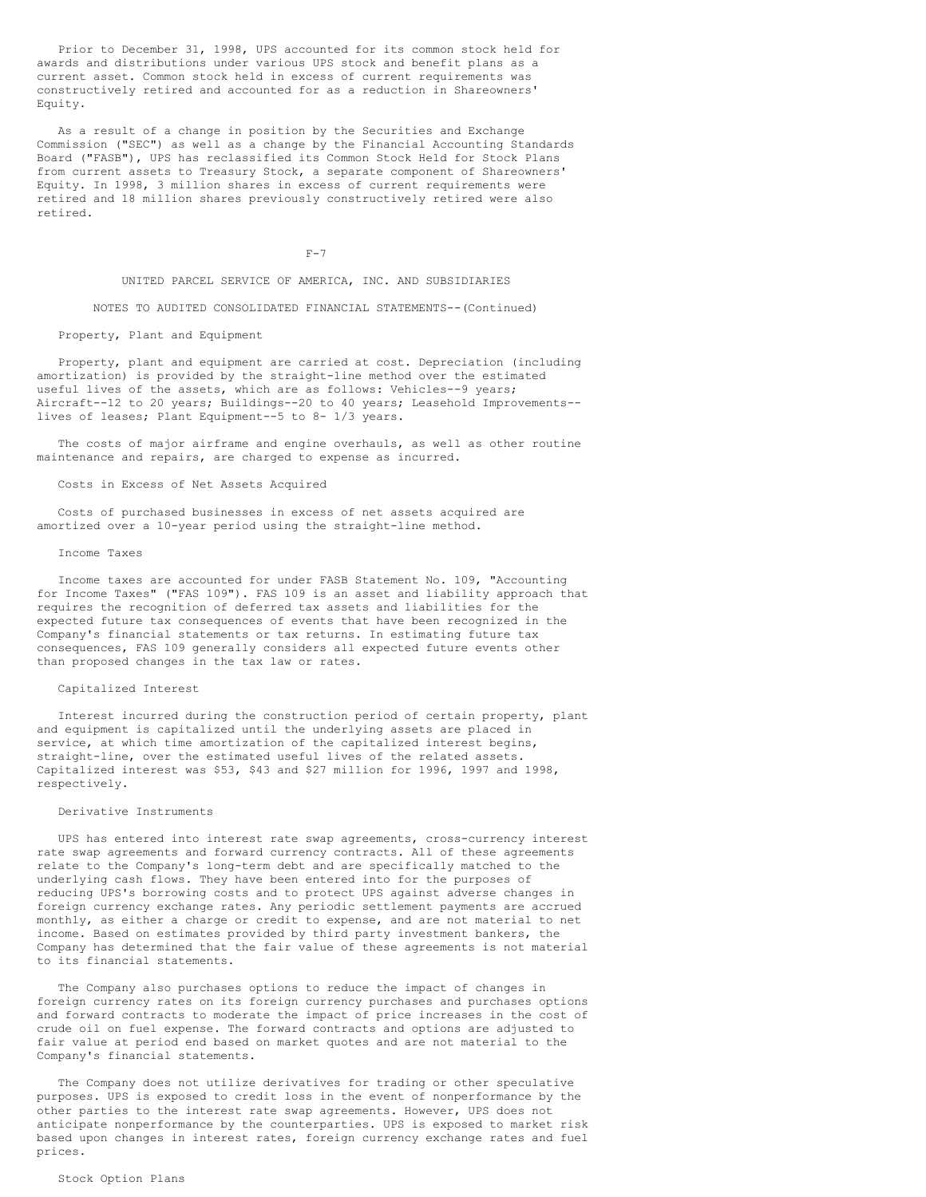Prior to December 31, 1998, UPS accounted for its common stock held for awards and distributions under various UPS stock and benefit plans as a current asset. Common stock held in excess of current requirements was constructively retired and accounted for as a reduction in Shareowners' Equity.

As a result of a change in position by the Securities and Exchange Commission ("SEC") as well as a change by the Financial Accounting Standards Board ("FASB"), UPS has reclassified its Common Stock Held for Stock Plans from current assets to Treasury Stock, a separate component of Shareowners' Equity. In 1998, 3 million shares in excess of current requirements were retired and 18 million shares previously constructively retired were also retired.

UNITED PARCEL SERVICE OF AMERICA, INC. AND SUBSIDIARIES

NOTES TO AUDITED CONSOLIDATED FINANCIAL STATEMENTS--(Continued)

### Property, Plant and Equipment

Property, plant and equipment are carried at cost. Depreciation (including amortization) is provided by the straight-line method over the estimated useful lives of the assets, which are as follows: Vehicles--9 years; Aircraft--12 to 20 years; Buildings--20 to 40 years; Leasehold Improvements--lives of leases; Plant Equipment--5 to 8- 1/3 years.

The costs of major airframe and engine overhauls, as well as other routine maintenance and repairs, are charged to expense as incurred.

### Costs in Excess of Net Assets Acquired

Costs of purchased businesses in excess of net assets acquired are amortized over a 10-year period using the straight-line method.

### Income Taxes

Income taxes are accounted for under FASB Statement No. 109, "Accounting for Income Taxes" ("FAS 109"). FAS 109 is an asset and liability approach that requires the recognition of deferred tax assets and liabilities for the expected future tax consequences of events that have been recognized in the Company's financial statements or tax returns. In estimating future tax consequences, FAS 109 generally considers all expected future events other than proposed changes in the tax law or rates.

### Capitalized Interest

Interest incurred during the construction period of certain property, plant and equipment is capitalized until the underlying assets are placed in service, at which time amortization of the capitalized interest begins, straight-line, over the estimated useful lives of the related assets. Capitalized interest was $53, $43 and $27 million for 1996, 1997 and 1998, respectively.

### Derivative Instruments

UPS has entered into interest rate swap agreements, cross-currency interest rate swap agreements and forward currency contracts. All of these agreements relate to the Company's long-term debt and are specifically matched to the underlying cash flows. They have been entered into for the purposes of reducing UPS's borrowing costs and to protect UPS against adverse changes in foreign currency exchange rates. Any periodic settlement payments are accrued monthly, as either a charge or credit to expense, and are not material to net income. Based on estimates provided by third party investment bankers, the Company has determined that the fair value of these agreements is not material to its financial statements.

The Company also purchases options to reduce the impact of changes in foreign currency rates on its foreign currency purchases and purchases options and forward contracts to moderate the impact of price increases in the cost of crude oil on fuel expense. The forward contracts and options are adjusted to fair value at period end based on market quotes and are not material to the Company's financial statements.

The Company does not utilize derivatives for trading or other speculative purposes. UPS is exposed to credit loss in the event of nonperformance by the other parties to the interest rate swap agreements. However, UPS does not anticipate nonperformance by the counterparties. UPS is exposed to market risk based upon changes in interest rates, foreign currency exchange rates and fuel prices.

### Stock Option Plans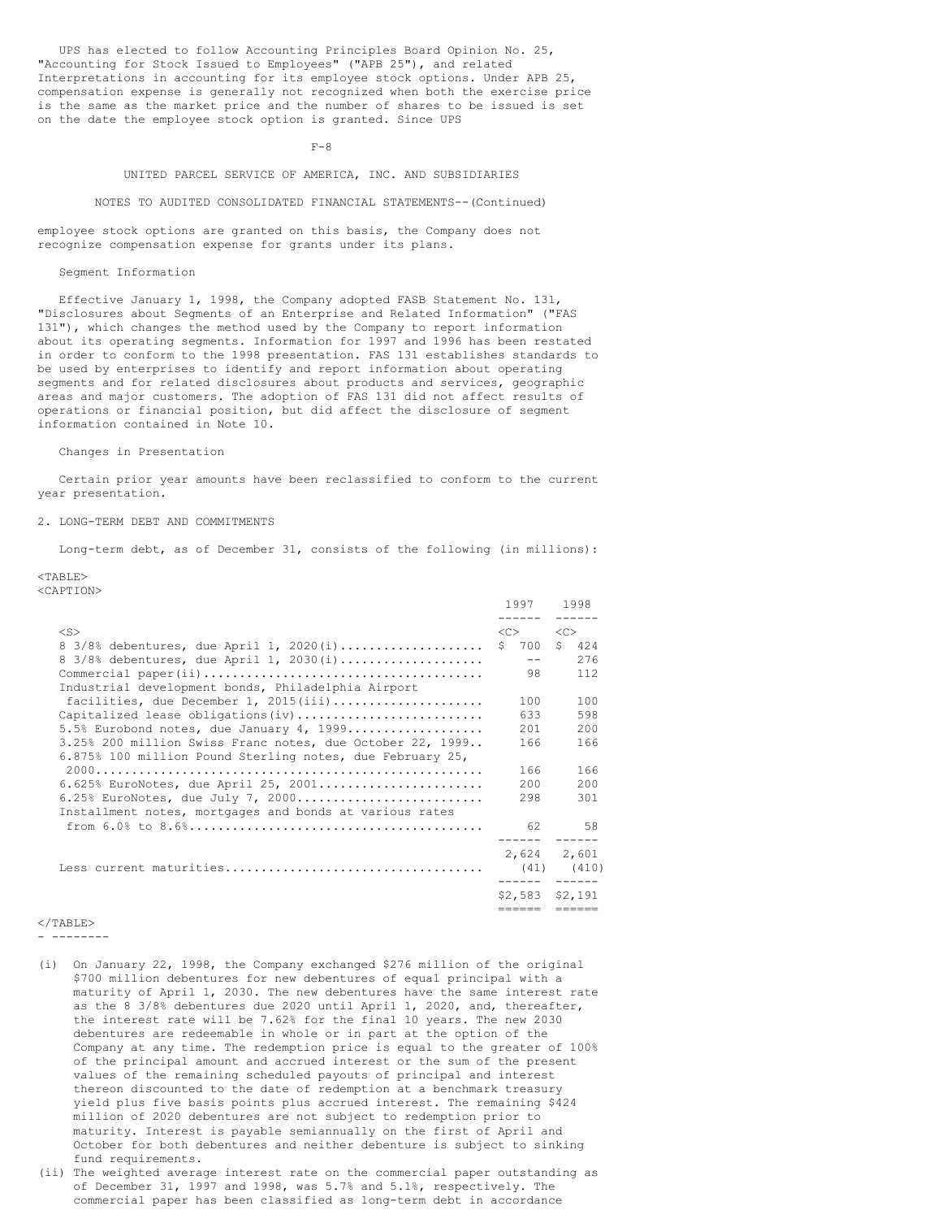UPS has elected to follow Accounting Principles Board Opinion No. 25, "Accounting for Stock Issued to Employees" ("APB 25"), and related Interpretations in accounting for its employee stock options. Under APB 25, compensation expense is generally not recognized when both the exercise price is the same as the market price and the number of shares to be issued is set on the date the employee stock option is granted. Since UPS employee stock options are granted on this basis, the Company does not recognize compensation expense for grants under its plans.

### Segment Information

Effective January 1, 1998, the Company adopted FASB Statement No. 131, "Disclosures about Segments of an Enterprise and Related Information" ("FAS 131"), which changes the method used by the Company to report information about its operating segments. Information for 1997 and 1996 has been restated in order to conform to the 1998 presentation. FAS 131 establishes standards to be used by enterprises to identify and report information about operating segments and for related disclosures about products and services, geographic areas and major customers. The adoption of FAS 131 did not affect results of operations or financial position, but did affect the disclosure of segment information contained in Note 10.

### Changes in Presentation

Certain prior year amounts have been reclassified to conform to the current year presentation.

## 2. LONG-TERM DEBT AND COMMITMENTS

Long-term debt, as of December 31, consists of the following (in millions):

| | 1997 | 1998 |
|---|---|---|
| 8 3/8% debentures, due April 1, 2020(i) | $ 700 | $ 424 |
| 8 3/8% debentures, due April 1, 2030(i) | -- | 276 |
| Commercial paper(ii) | 98 | 112 |
| Industrial development bonds, Philadelphia Airport facilities, due December 1, 2015(iii) | 100 | 100 |
| Capitalized lease obligations(iv) | 633 | 598 |
| 5.5% Eurobond notes, due January 4, 1999 | 201 | 200 |
| 3.25% 200 million Swiss Franc notes, due October 22, 1999 | 166 | 166 |
| 6.875% 100 million Pound Sterling notes, due February 25, 2000 | 166 | 166 |
| 6.625% EuroNotes, due April 25, 2001 | 200 | 200 |
| 6.25% EuroNotes, due July 7, 2000 | 298 | 301 |
| Installment notes, mortgages and bonds at various rates from 6.0% to 8.6% | 62 | 58 |
| | 2,624 | 2,601 |
| Less current maturities | (41) | (410) |
| | $2,583 | $2,191 |

- --------

(i) On January 22, 1998, the Company exchanged $276 million of the original $700 million debentures for new debentures of equal principal with a maturity of April 1, 2030. The new debentures have the same interest rate as the 8 3/8% debentures due 2020 until April 1, 2020, and, thereafter, the interest rate will be 7.62% for the final 10 years. The new 2030 debentures are redeemable in whole or in part at the option of the Company at any time. The redemption price is equal to the greater of 100% of the principal amount and accrued interest or the sum of the present values of the remaining scheduled payouts of principal and interest thereon discounted to the date of redemption at a benchmark treasury yield plus five basis points plus accrued interest. The remaining $424 million of 2020 debentures are not subject to redemption prior to maturity. Interest is payable semiannually on the first of April and October for both debentures and neither debenture is subject to sinking fund requirements.

(ii) The weighted average interest rate on the commercial paper outstanding as of December 31, 1997 and 1998, was 5.7% and 5.1%, respectively. The commercial paper has been classified as long-term debt in accordance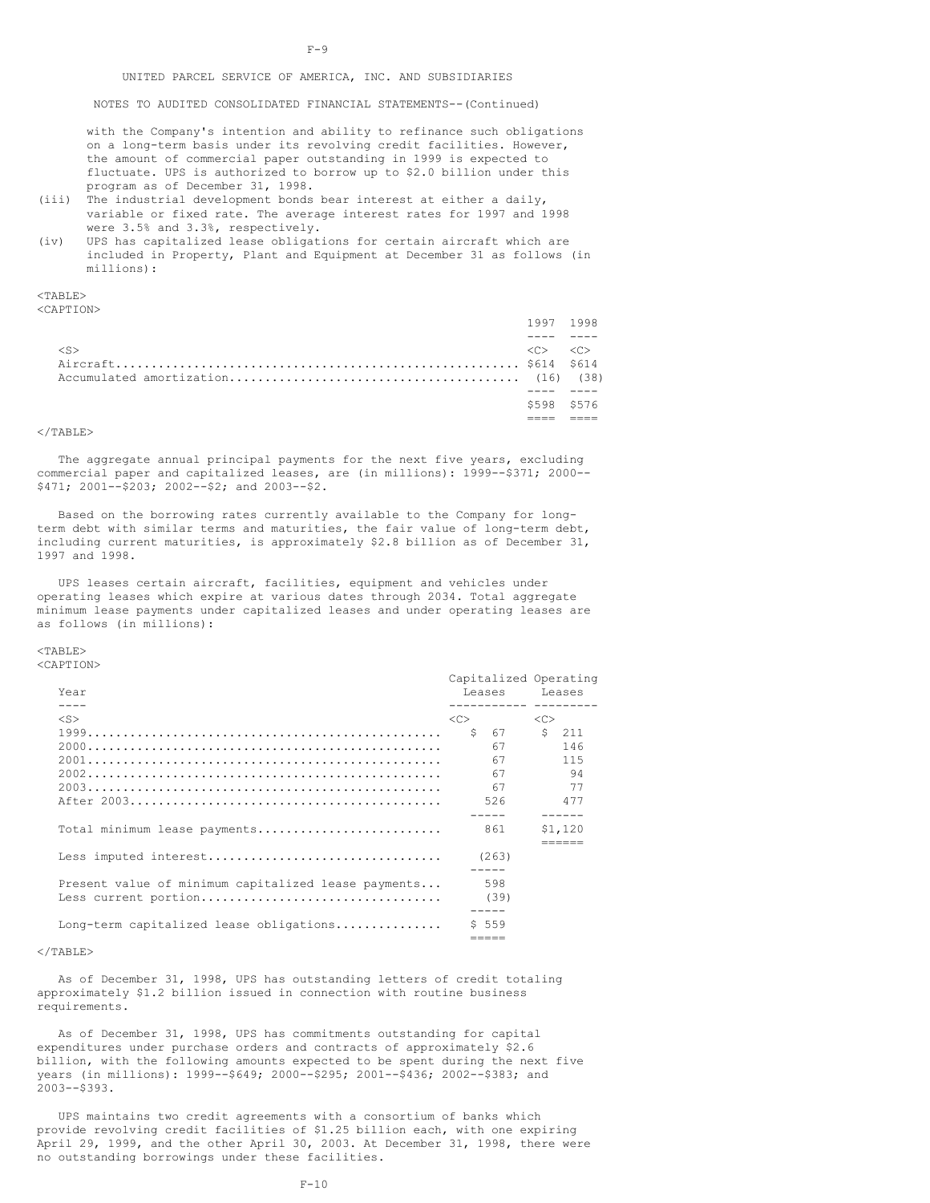UNITED PARCEL SERVICE OF AMERICA, INC. AND SUBSIDIARIES

NOTES TO AUDITED CONSOLIDATED FINANCIAL STATEMENTS--(Continued)

with the Company's intention and ability to refinance such obligations on a long-term basis under its revolving credit facilities. However, the amount of commercial paper outstanding in 1999 is expected to fluctuate. UPS is authorized to borrow up to $2.0 billion under this program as of December 31, 1998.

(iii) The industrial development bonds bear interest at either a daily, variable or fixed rate. The average interest rates for 1997 and 1998 were 3.5% and 3.3%, respectively.

(iv) UPS has capitalized lease obligations for certain aircraft which are included in Property, Plant and Equipment at December 31 as follows (in millions):

| | 1997 | 1998 |
|---|---|---|
| Aircraft | $614 | $614 |
| Accumulated amortization | (16) | (38) |
| | $598 | $576 |

The aggregate annual principal payments for the next five years, excluding commercial paper and capitalized leases, are (in millions): 1999--$371; 2000--$471; 2001--$203; 2002--$2; and 2003--$2.

Based on the borrowing rates currently available to the Company for long-term debt with similar terms and maturities, the fair value of long-term debt, including current maturities, is approximately $2.8 billion as of December 31, 1997 and 1998.

UPS leases certain aircraft, facilities, equipment and vehicles under operating leases which expire at various dates through 2034. Total aggregate minimum lease payments under capitalized leases and under operating leases are as follows (in millions):

| Year | Capitalized Leases | Operating Leases |
|---|---|---|
| 1999 | $ 67 | $ 211 |
| 2000 | 67 | 146 |
| 2001 | 67 | 115 |
| 2002 | 67 | 94 |
| 2003 | 67 | 77 |
| After 2003 | 526 | 477 |
| Total minimum lease payments | 861 | $1,120 |
| Less imputed interest | (263) | |
| Present value of minimum capitalized lease payments | 598 | |
| Less current portion | (39) | |
| Long-term capitalized lease obligations | $ 559 | |

As of December 31, 1998, UPS has outstanding letters of credit totaling approximately $1.2 billion issued in connection with routine business requirements.

As of December 31, 1998, UPS has commitments outstanding for capital expenditures under purchase orders and contracts of approximately $2.6 billion, with the following amounts expected to be spent during the next five years (in millions): 1999--$649; 2000--$295; 2001--$436; 2002--$383; and 2003--$393.

UPS maintains two credit agreements with a consortium of banks which provide revolving credit facilities of $1.25 billion each, with one expiring April 29, 1999, and the other April 30, 2003. At December 31, 1998, there were no outstanding borrowings under these facilities.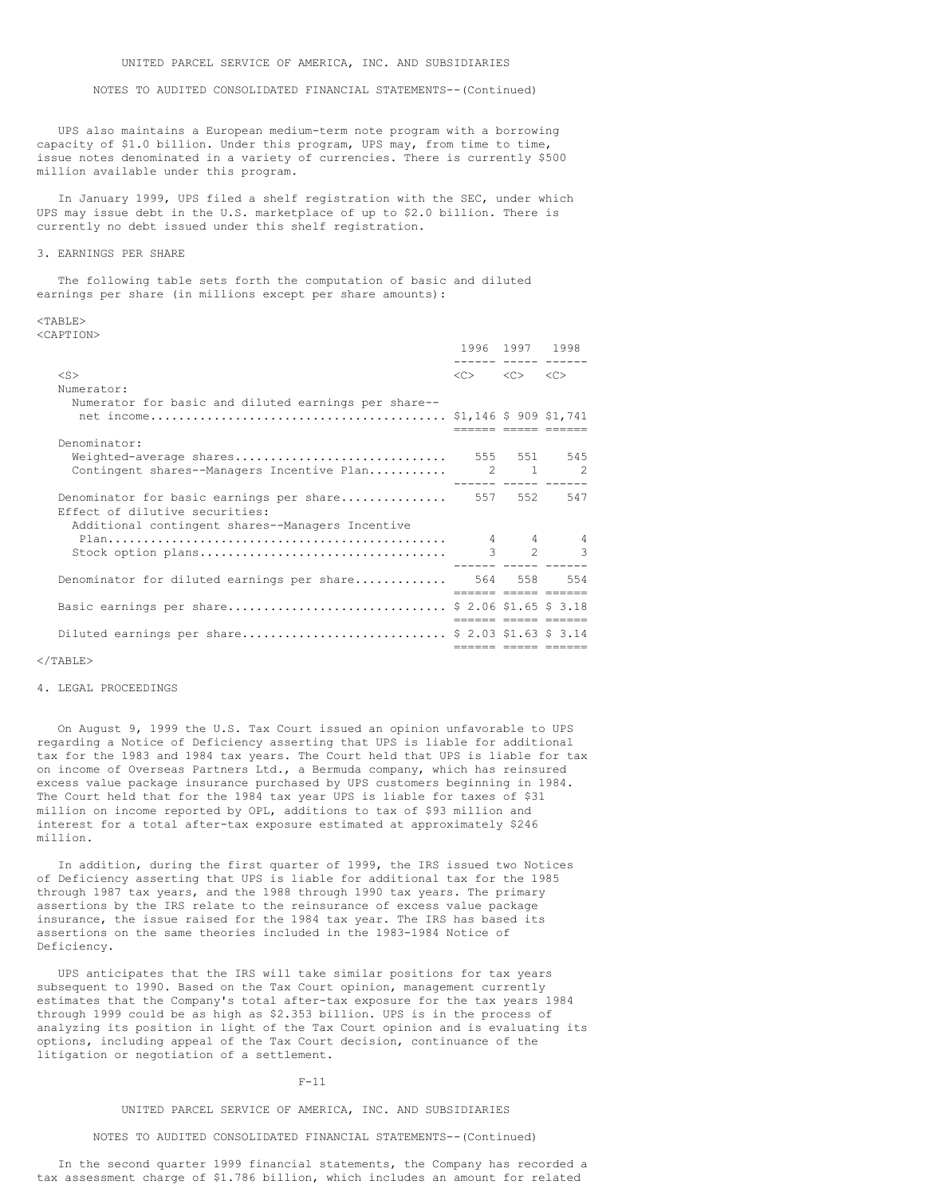UPS also maintains a European medium-term note program with a borrowing capacity of $1.0 billion. Under this program, UPS may, from time to time, issue notes denominated in a variety of currencies. There is currently $500 million available under this program.

In January 1999, UPS filed a shelf registration with the SEC, under which UPS may issue debt in the U.S. marketplace of up to $2.0 billion. There is currently no debt issued under this shelf registration.

3. EARNINGS PER SHARE

The following table sets forth the computation of basic and diluted earnings per share (in millions except per share amounts):

| | 1996 | 1997 | 1998 |
|---|---|---|---|
| Numerator: | | | |
| Numerator for basic and diluted earnings per share--net income | $1,146 | $ 909 | $1,741 |
| Denominator: | | | |
| Weighted-average shares | 555 | 551 | 545 |
| Contingent shares--Managers Incentive Plan | 2 | 1 | 2 |
| Denominator for basic earnings per share | 557 | 552 | 547 |
| Effect of dilutive securities: | | | |
| Additional contingent shares--Managers Incentive Plan | 4 | 4 | 4 |
| Stock option plans | 3 | 2 | 3 |
| Denominator for diluted earnings per share | 564 | 558 | 554 |
| Basic earnings per share | $ 2.06 | $1.65 | $ 3.18 |
| Diluted earnings per share | $ 2.03 | $1.63 | $ 3.14 |

4. LEGAL PROCEEDINGS

On August 9, 1999 the U.S. Tax Court issued an opinion unfavorable to UPS regarding a Notice of Deficiency asserting that UPS is liable for additional tax for the 1983 and 1984 tax years. The Court held that UPS is liable for tax on income of Overseas Partners Ltd., a Bermuda company, which has reinsured excess value package insurance purchased by UPS customers beginning in 1984. The Court held that for the 1984 tax year UPS is liable for taxes of $31 million on income reported by OPL, additions to tax of $93 million and interest for a total after-tax exposure estimated at approximately $246 million.

In addition, during the first quarter of 1999, the IRS issued two Notices of Deficiency asserting that UPS is liable for additional tax for the 1985 through 1987 tax years, and the 1988 through 1990 tax years. The primary assertions by the IRS relate to the reinsurance of excess value package insurance, the issue raised for the 1984 tax year. The IRS has based its assertions on the same theories included in the 1983-1984 Notice of Deficiency.

UPS anticipates that the IRS will take similar positions for tax years subsequent to 1990. Based on the Tax Court opinion, management currently estimates that the Company's total after-tax exposure for the tax years 1984 through 1999 could be as high as $2.353 billion. UPS is in the process of analyzing its position in light of the Tax Court opinion and is evaluating its options, including appeal of the Tax Court decision, continuance of the litigation or negotiation of a settlement.

In the second quarter 1999 financial statements, the Company has recorded a tax assessment charge of $1.786 billion, which includes an amount for related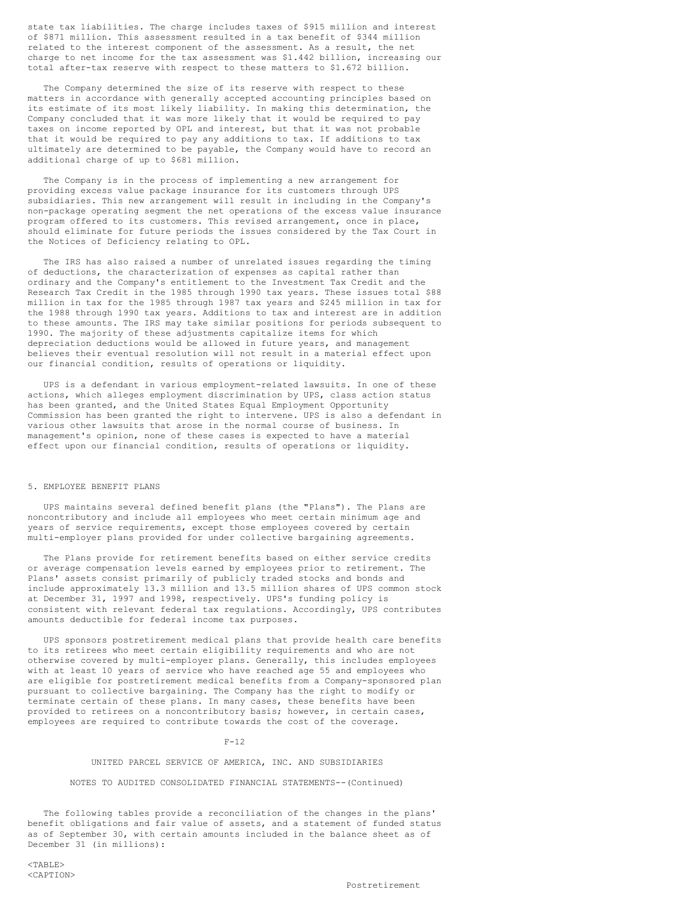state tax liabilities. The charge includes taxes of $915 million and interest of $871 million. This assessment resulted in a tax benefit of $344 million related to the interest component of the assessment. As a result, the net charge to net income for the tax assessment was $1.442 billion, increasing our total after-tax reserve with respect to these matters to $1.672 billion.

The Company determined the size of its reserve with respect to these matters in accordance with generally accepted accounting principles based on its estimate of its most likely liability. In making this determination, the Company concluded that it was more likely that it would be required to pay taxes on income reported by OPL and interest, but that it was not probable that it would be required to pay any additions to tax. If additions to tax ultimately are determined to be payable, the Company would have to record an additional charge of up to $681 million.

The Company is in the process of implementing a new arrangement for providing excess value package insurance for its customers through UPS subsidiaries. This new arrangement will result in including in the Company's non-package operating segment the net operations of the excess value insurance program offered to its customers. This revised arrangement, once in place, should eliminate for future periods the issues considered by the Tax Court in the Notices of Deficiency relating to OPL.

The IRS has also raised a number of unrelated issues regarding the timing of deductions, the characterization of expenses as capital rather than ordinary and the Company's entitlement to the Investment Tax Credit and the Research Tax Credit in the 1985 through 1990 tax years. These issues total $88 million in tax for the 1985 through 1987 tax years and $245 million in tax for the 1988 through 1990 tax years. Additions to tax and interest are in addition to these amounts. The IRS may take similar positions for periods subsequent to 1990. The majority of these adjustments capitalize items for which depreciation deductions would be allowed in future years, and management believes their eventual resolution will not result in a material effect upon our financial condition, results of operations or liquidity.

UPS is a defendant in various employment-related lawsuits. In one of these actions, which alleges employment discrimination by UPS, class action status has been granted, and the United States Equal Employment Opportunity Commission has been granted the right to intervene. UPS is also a defendant in various other lawsuits that arose in the normal course of business. In management's opinion, none of these cases is expected to have a material effect upon our financial condition, results of operations or liquidity.

## 5. EMPLOYEE BENEFIT PLANS

UPS maintains several defined benefit plans (the "Plans"). The Plans are noncontributory and include all employees who meet certain minimum age and years of service requirements, except those employees covered by certain multi-employer plans provided for under collective bargaining agreements.

The Plans provide for retirement benefits based on either service credits or average compensation levels earned by employees prior to retirement. The Plans' assets consist primarily of publicly traded stocks and bonds and include approximately 13.3 million and 13.5 million shares of UPS common stock at December 31, 1997 and 1998, respectively. UPS's funding policy is consistent with relevant federal tax regulations. Accordingly, UPS contributes amounts deductible for federal income tax purposes.

UPS sponsors postretirement medical plans that provide health care benefits to its retirees who meet certain eligibility requirements and who are not otherwise covered by multi-employer plans. Generally, this includes employees with at least 10 years of service who have reached age 55 and employees who are eligible for postretirement medical benefits from a Company-sponsored plan pursuant to collective bargaining. The Company has the right to modify or terminate certain of these plans. In many cases, these benefits have been provided to retirees on a noncontributory basis; however, in certain cases, employees are required to contribute towards the cost of the coverage.

UNITED PARCEL SERVICE OF AMERICA, INC. AND SUBSIDIARIES

NOTES TO AUDITED CONSOLIDATED FINANCIAL STATEMENTS--(Continued)

The following tables provide a reconciliation of the changes in the plans' benefit obligations and fair value of assets, and a statement of funded status as of September 30, with certain amounts included in the balance sheet as of December 31 (in millions):

Postretirement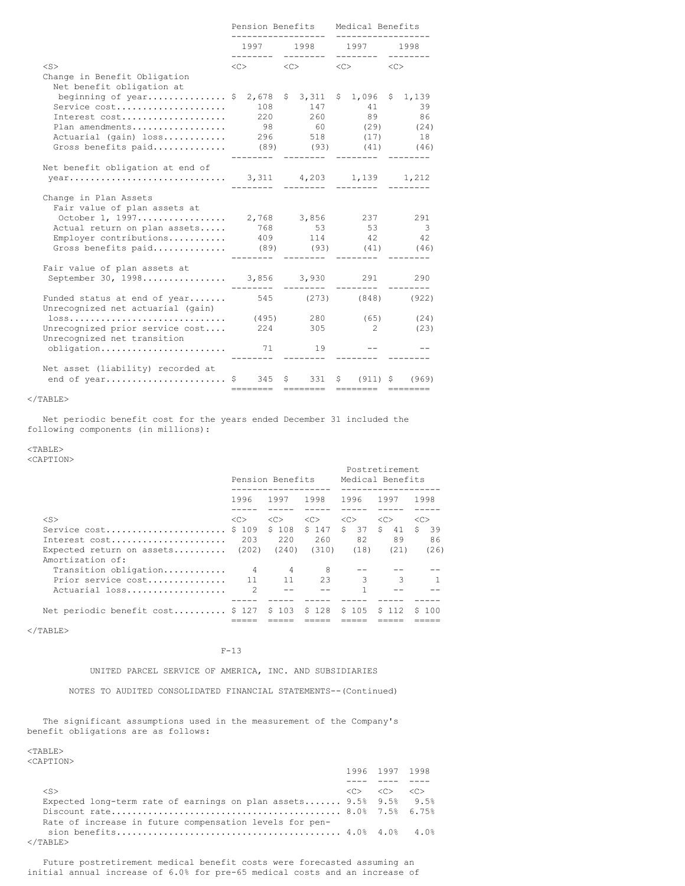| | Pension Benefits | | Medical Benefits | |
|---|---|---|---|---|
| | 1997 | 1998 | 1997 | 1998 |
| Change in Benefit Obligation | | | | |
| Net benefit obligation at beginning of year | $ 2,678 | $ 3,311 | $ 1,096 | $ 1,139 |
| Service cost | 108 | 147 | 41 | 39 |
| Interest cost | 220 | 260 | 89 | 86 |
| Plan amendments | 98 | 60 | (29) | (24) |
| Actuarial (gain) loss | 296 | 518 | (17) | 18 |
| Gross benefits paid | (89) | (93) | (41) | (46) |
| Net benefit obligation at end of year | 3,311 | 4,203 | 1,139 | 1,212 |
| Change in Plan Assets | | | | |
| Fair value of plan assets at October 1, 1997 | 2,768 | 3,856 | 237 | 291 |
| Actual return on plan assets | 768 | 53 | 53 | 3 |
| Employer contributions | 409 | 114 | 42 | 42 |
| Gross benefits paid | (89) | (93) | (41) | (46) |
| Fair value of plan assets at September 30, 1998 | 3,856 | 3,930 | 291 | 290 |
| Funded status at end of year | 545 | (273) | (848) | (922) |
| Unrecognized net actuarial (gain) loss | (495) | 280 | (65) | (24) |
| Unrecognized prior service cost | 224 | 305 | 2 | (23) |
| Unrecognized net transition obligation | 71 | 19 | -- | -- |
| Net asset (liability) recorded at end of year | $ 345 | $ 331 | $ (911) | $ (969) |

Net periodic benefit cost for the years ended December 31 included the following components (in millions):

| | Pension Benefits | | | Postretirement Medical Benefits | | |
|---|---|---|---|---|---|---|
| | 1996 | 1997 | 1998 | 1996 | 1997 | 1998 |
| Service cost | $ 109 | $ 108 | $ 147 | $ 37 | $ 41 | $ 39 |
| Interest cost | 203 | 220 | 260 | 82 | 89 | 86 |
| Expected return on assets | (202) | (240) | (310) | (18) | (21) | (26) |
| Amortization of: | | | | | | |
| Transition obligation | 4 | 4 | 8 | -- | -- | -- |
| Prior service cost | 11 | 11 | 23 | 3 | 3 | 1 |
| Actuarial loss | 2 | -- | -- | 1 | -- | -- |
| Net periodic benefit cost | $ 127 | $ 103 | $ 128 | $ 105 | $ 112 | $ 100 |

UNITED PARCEL SERVICE OF AMERICA, INC. AND SUBSIDIARIES

NOTES TO AUDITED CONSOLIDATED FINANCIAL STATEMENTS--(Continued)

The significant assumptions used in the measurement of the Company's benefit obligations are as follows:

| | 1996 | 1997 | 1998 |
|---|---|---|---|
| Expected long-term rate of earnings on plan assets | 9.5% | 9.5% | 9.5% |
| Discount rate | 8.0% | 7.5% | 6.75% |
| Rate of increase in future compensation levels for pension benefits | 4.0% | 4.0% | 4.0% |

Future postretirement medical benefit costs were forecasted assuming an initial annual increase of 6.0% for pre-65 medical costs and an increase of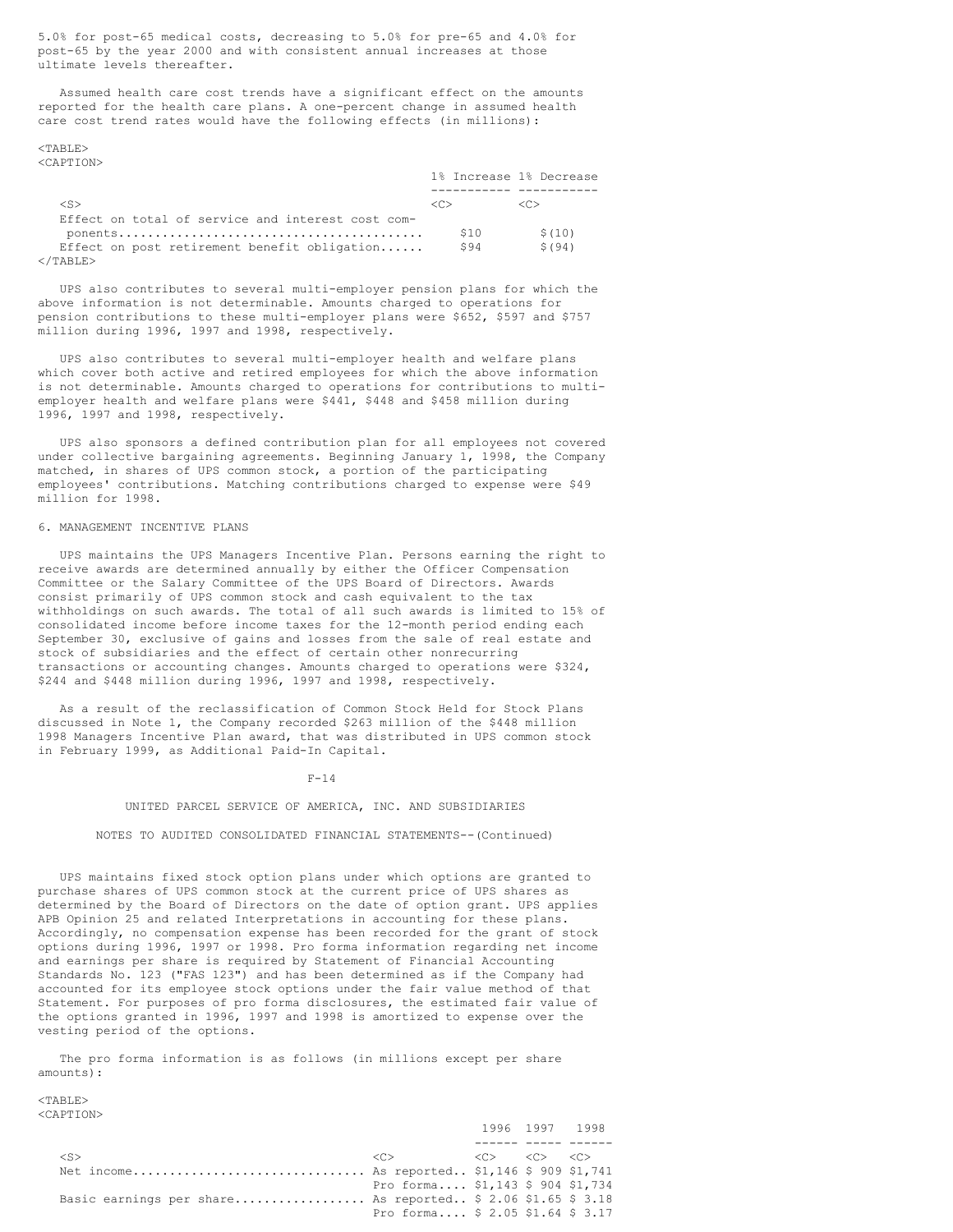5.0% for post-65 medical costs, decreasing to 5.0% for pre-65 and 4.0% for post-65 by the year 2000 and with consistent annual increases at those ultimate levels thereafter.

Assumed health care cost trends have a significant effect on the amounts reported for the health care plans. A one-percent change in assumed health care cost trend rates would have the following effects (in millions):

| | 1% Increase | 1% Decrease |
|---|---|---|
| Effect on total of service and interest cost components | $10 | $(10) |
| Effect on post retirement benefit obligation | $94 | $(94) |

UPS also contributes to several multi-employer pension plans for which the above information is not determinable. Amounts charged to operations for pension contributions to these multi-employer plans were $652, $597 and $757 million during 1996, 1997 and 1998, respectively.

UPS also contributes to several multi-employer health and welfare plans which cover both active and retired employees for which the above information is not determinable. Amounts charged to operations for contributions to multi-employer health and welfare plans were $441, $448 and $458 million during 1996, 1997 and 1998, respectively.

UPS also sponsors a defined contribution plan for all employees not covered under collective bargaining agreements. Beginning January 1, 1998, the Company matched, in shares of UPS common stock, a portion of the participating employees' contributions. Matching contributions charged to expense were $49 million for 1998.

## 6. MANAGEMENT INCENTIVE PLANS

UPS maintains the UPS Managers Incentive Plan. Persons earning the right to receive awards are determined annually by either the Officer Compensation Committee or the Salary Committee of the UPS Board of Directors. Awards consist primarily of UPS common stock and cash equivalent to the tax withholdings on such awards. The total of all such awards is limited to 15% of consolidated income before income taxes for the 12-month period ending each September 30, exclusive of gains and losses from the sale of real estate and stock of subsidiaries and the effect of certain other nonrecurring transactions or accounting changes. Amounts charged to operations were $324, $244 and $448 million during 1996, 1997 and 1998, respectively.

As a result of the reclassification of Common Stock Held for Stock Plans discussed in Note 1, the Company recorded $263 million of the $448 million 1998 Managers Incentive Plan award, that was distributed in UPS common stock in February 1999, as Additional Paid-In Capital.

UPS maintains fixed stock option plans under which options are granted to purchase shares of UPS common stock at the current price of UPS shares as determined by the Board of Directors on the date of option grant. UPS applies APB Opinion 25 and related Interpretations in accounting for these plans. Accordingly, no compensation expense has been recorded for the grant of stock options during 1996, 1997 or 1998. Pro forma information regarding net income and earnings per share is required by Statement of Financial Accounting Standards No. 123 ("FAS 123") and has been determined as if the Company had accounted for its employee stock options under the fair value method of that Statement. For purposes of pro forma disclosures, the estimated fair value of the options granted in 1996, 1997 and 1998 is amortized to expense over the vesting period of the options.

The pro forma information is as follows (in millions except per share amounts):

| | | 1996 | 1997 | 1998 |
|---|---|---|---|---|
| Net income | As reported | $1,146 | $ 909 | $1,741 |
| | Pro forma | $1,143 | $ 904 | $1,734 |
| Basic earnings per share | As reported | $ 2.06 | $1.65 | $ 3.18 |
| | Pro forma | $ 2.05 | $1.64 | $ 3.17 |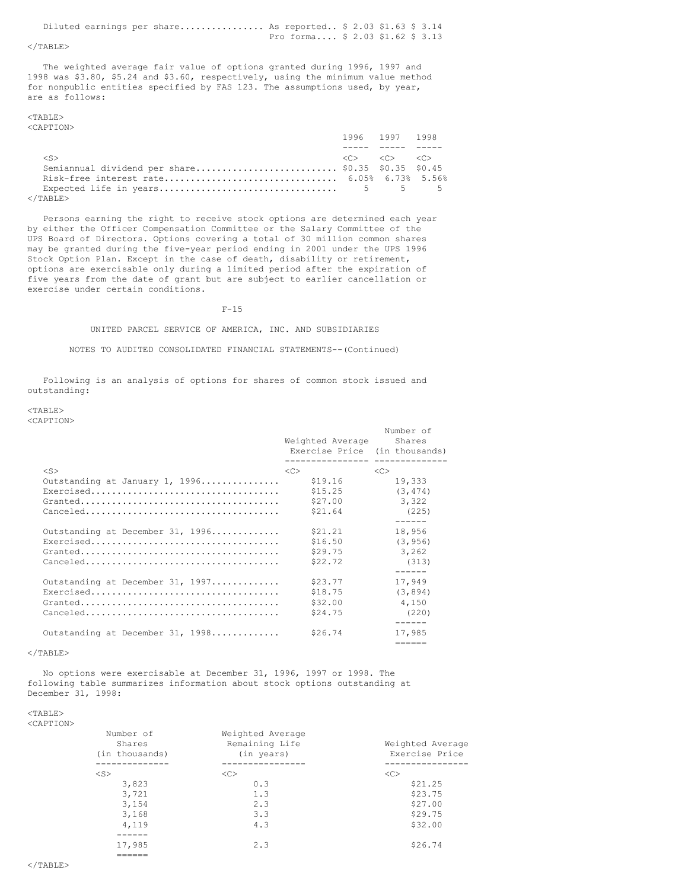| | | | | |
|---|---|---|---|---|
| Diluted earnings per share | As reported | $ 2.03 | $1.63 | $ 3.14 |
| | Pro forma | $ 2.03 | $1.62 | $ 3.13 |

The weighted average fair value of options granted during 1996, 1997 and 1998 was $3.80, $5.24 and $3.60, respectively, using the minimum value method for nonpublic entities specified by FAS 123. The assumptions used, by year, are as follows:

| | 1996 | 1997 | 1998 |
|---|---|---|---|
| Semiannual dividend per share | $0.35 | $0.35 | $0.45 |
| Risk-free interest rate | 6.05% | 6.73% | 5.56% |
| Expected life in years | 5 | 5 | 5 |

Persons earning the right to receive stock options are determined each year by either the Officer Compensation Committee or the Salary Committee of the UPS Board of Directors. Options covering a total of 30 million common shares may be granted during the five-year period ending in 2001 under the UPS 1996 Stock Option Plan. Except in the case of death, disability or retirement, options are exercisable only during a limited period after the expiration of five years from the date of grant but are subject to earlier cancellation or exercise under certain conditions.

UNITED PARCEL SERVICE OF AMERICA, INC. AND SUBSIDIARIES

NOTES TO AUDITED CONSOLIDATED FINANCIAL STATEMENTS--(Continued)

Following is an analysis of options for shares of common stock issued and outstanding:

| | Weighted Average Exercise Price | Number of Shares (in thousands) |
|---|---|---|
| Outstanding at January 1, 1996 | $19.16 | 19,333 |
| Exercised | $15.25 | (3,474) |
| Granted | $27.00 | 3,322 |
| Canceled | $21.64 | (225) |
| Outstanding at December 31, 1996 | $21.21 | 18,956 |
| Exercised | $16.50 | (3,956) |
| Granted | $29.75 | 3,262 |
| Canceled | $22.72 | (313) |
| Outstanding at December 31, 1997 | $23.77 | 17,949 |
| Exercised | $18.75 | (3,894) |
| Granted | $32.00 | 4,150 |
| Canceled | $24.75 | (220) |
| Outstanding at December 31, 1998 | $26.74 | 17,985 |

No options were exercisable at December 31, 1996, 1997 or 1998. The following table summarizes information about stock options outstanding at December 31, 1998:

| Number of Shares (in thousands) | Weighted Average Remaining Life (in years) | Weighted Average Exercise Price |
|---|---|---|
| 3,823 | 0.3 | $21.25 |
| 3,721 | 1.3 | $23.75 |
| 3,154 | 2.3 | $27.00 |
| 3,168 | 3.3 | $29.75 |
| 4,119 | 4.3 | $32.00 |
| 17,985 | 2.3 | $26.74 |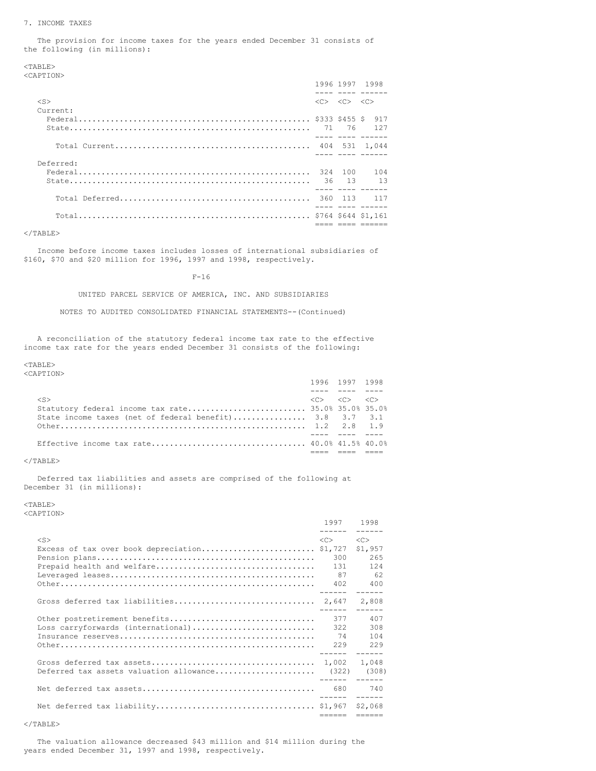## 7. INCOME TAXES

The provision for income taxes for the years ended December 31 consists of the following (in millions):

| | 1996 | 1997 | 1998 |
|---|---|---|---|
| Current: | | | |
| Federal | $333 | $455 | $ 917 |
| State | 71 | 76 | 127 |
| Total Current | 404 | 531 | 1,044 |
| Deferred: | | | |
| Federal | 324 | 100 | 104 |
| State | 36 | 13 | 13 |
| Total Deferred | 360 | 113 | 117 |
| Total | $764 | $644 | $1,161 |

Income before income taxes includes losses of international subsidiaries of $160, $70 and $20 million for 1996, 1997 and 1998, respectively.

UNITED PARCEL SERVICE OF AMERICA, INC. AND SUBSIDIARIES

NOTES TO AUDITED CONSOLIDATED FINANCIAL STATEMENTS--(Continued)

A reconciliation of the statutory federal income tax rate to the effective income tax rate for the years ended December 31 consists of the following:

| | 1996 | 1997 | 1998 |
|---|---|---|---|
| Statutory federal income tax rate | 35.0% | 35.0% | 35.0% |
| State income taxes (net of federal benefit) | 3.8 | 3.7 | 3.1 |
| Other | 1.2 | 2.8 | 1.9 |
| Effective income tax rate | 40.0% | 41.5% | 40.0% |

Deferred tax liabilities and assets are comprised of the following at December 31 (in millions):

| | 1997 | 1998 |
|---|---|---|
| Excess of tax over book depreciation | $1,727 | $1,957 |
| Pension plans | 300 | 265 |
| Prepaid health and welfare | 131 | 124 |
| Leveraged leases | 87 | 62 |
| Other | 402 | 400 |
| Gross deferred tax liabilities | 2,647 | 2,808 |
| Other postretirement benefits | 377 | 407 |
| Loss carryforwards (international) | 322 | 308 |
| Insurance reserves | 74 | 104 |
| Other | 229 | 229 |
| Gross deferred tax assets | 1,002 | 1,048 |
| Deferred tax assets valuation allowance | (322) | (308) |
| Net deferred tax assets | 680 | 740 |
| Net deferred tax liability | $1,967 | $2,068 |

The valuation allowance decreased $43 million and $14 million during the years ended December 31, 1997 and 1998, respectively.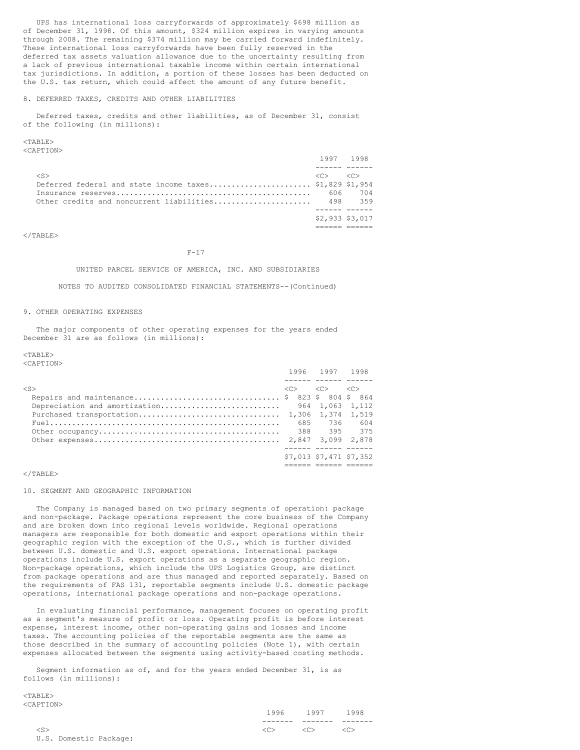UPS has international loss carryforwards of approximately $698 million as of December 31, 1998. Of this amount, $324 million expires in varying amounts through 2008. The remaining $374 million may be carried forward indefinitely. These international loss carryforwards have been fully reserved in the deferred tax assets valuation allowance due to the uncertainty resulting from a lack of previous international taxable income within certain international tax jurisdictions. In addition, a portion of these losses has been deducted on the U.S. tax return, which could affect the amount of any future benefit.

## 8. DEFERRED TAXES, CREDITS AND OTHER LIABILITIES

Deferred taxes, credits and other liabilities, as of December 31, consist of the following (in millions):

| | 1997 | 1998 |
|---|---|---|
| Deferred federal and state income taxes | $1,829 | $1,954 |
| Insurance reserves | 606 | 704 |
| Other credits and noncurrent liabilities | 498 | 359 |
| | $2,933 | $3,017 |

UNITED PARCEL SERVICE OF AMERICA, INC. AND SUBSIDIARIES

NOTES TO AUDITED CONSOLIDATED FINANCIAL STATEMENTS--(Continued)

## 9. OTHER OPERATING EXPENSES

The major components of other operating expenses for the years ended December 31 are as follows (in millions):

| | 1996 | 1997 | 1998 |
|---|---|---|---|
| Repairs and maintenance | $ 823 | $ 804 | $ 864 |
| Depreciation and amortization | 964 | 1,063 | 1,112 |
| Purchased transportation | 1,306 | 1,374 | 1,519 |
| Fuel | 685 | 736 | 604 |
| Other occupancy | 388 | 395 | 375 |
| Other expenses | 2,847 | 3,099 | 2,878 |
| | $7,013 | $7,471 | $7,352 |

## 10. SEGMENT AND GEOGRAPHIC INFORMATION

The Company is managed based on two primary segments of operation: package and non-package. Package operations represent the core business of the Company and are broken down into regional levels worldwide. Regional operations managers are responsible for both domestic and export operations within their geographic region with the exception of the U.S., which is further divided between U.S. domestic and U.S. export operations. International package operations include U.S. export operations as a separate geographic region. Non-package operations, which include the UPS Logistics Group, are distinct from package operations and are thus managed and reported separately. Based on the requirements of FAS 131, reportable segments include U.S. domestic package operations, international package operations and non-package operations.

In evaluating financial performance, management focuses on operating profit as a segment's measure of profit or loss. Operating profit is before interest expense, interest income, other non-operating gains and losses and income taxes. The accounting policies of the reportable segments are the same as those described in the summary of accounting policies (Note 1), with certain expenses allocated between the segments using activity-based costing methods.

Segment information as of, and for the years ended December 31, is as follows (in millions):

| | 1996 | 1997 | 1998 |
|---|---|---|---|
| U.S. Domestic Package: | | | |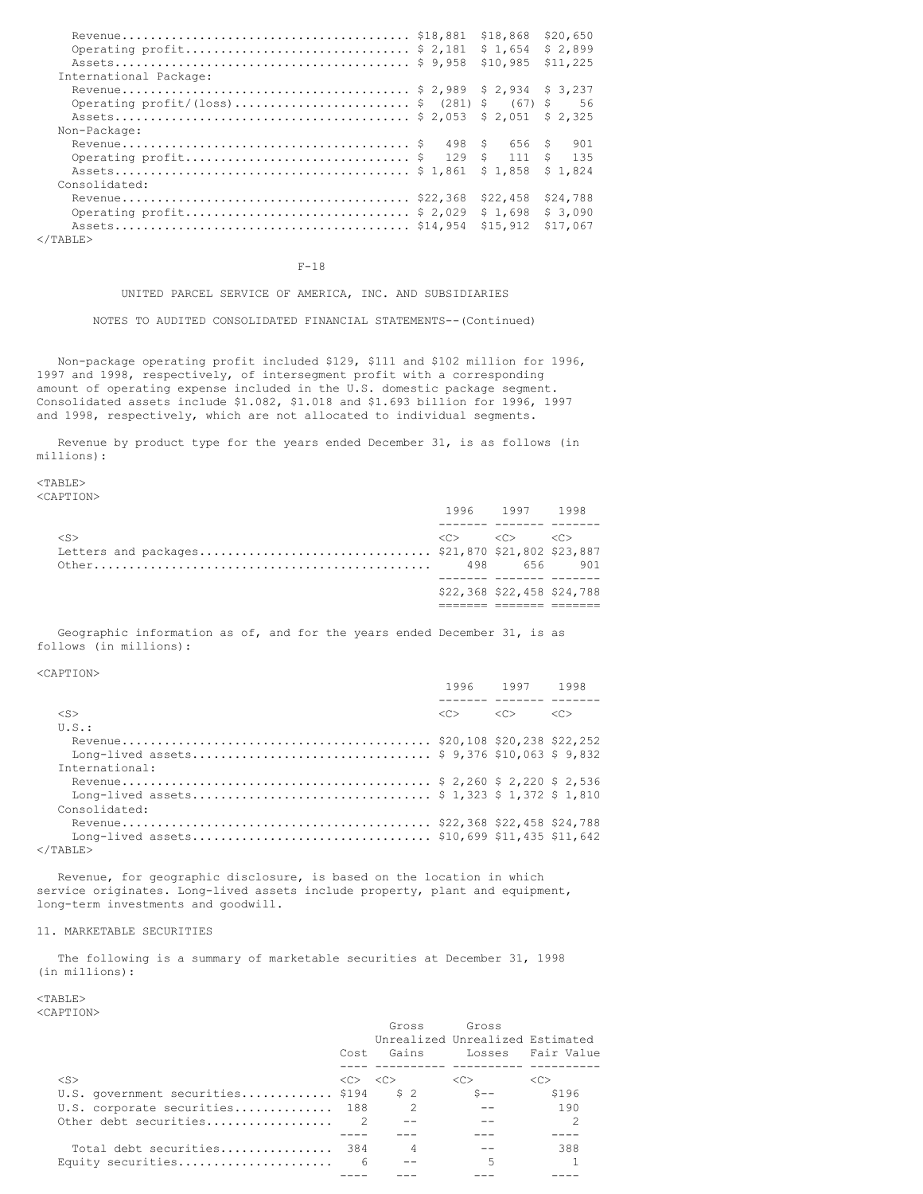| | 1996 | 1997 | 1998 |
|---|---|---|---|
| Revenue | $18,881 | $18,868 | $20,650 |
| Operating profit | $ 2,181 | $ 1,654 | $ 2,899 |
| Assets | $ 9,958 | $10,985 | $11,225 |
| International Package: | | | |
| Revenue | $ 2,989 | $ 2,934 | $ 3,237 |
| Operating profit/(loss) | $ (281) | $ (67) | $ 56 |
| Assets | $ 2,053 | $ 2,051 | $ 2,325 |
| Non-Package: | | | |
| Revenue | $ 498 | $ 656 | $ 901 |
| Operating profit | $ 129 | $ 111 | $ 135 |
| Assets | $ 1,861 | $ 1,858 | $ 1,824 |
| Consolidated: | | | |
| Revenue | $22,368 | $22,458 | $24,788 |
| Operating profit | $ 2,029 | $ 1,698 | $ 3,090 |
| Assets | $14,954 | $15,912 | $17,067 |

UNITED PARCEL SERVICE OF AMERICA, INC. AND SUBSIDIARIES

NOTES TO AUDITED CONSOLIDATED FINANCIAL STATEMENTS--(Continued)

Non-package operating profit included $129, $111 and $102 million for 1996, 1997 and 1998, respectively, of intersegment profit with a corresponding amount of operating expense included in the U.S. domestic package segment. Consolidated assets include $1.082, $1.018 and $1.693 billion for 1996, 1997 and 1998, respectively, which are not allocated to individual segments.

Revenue by product type for the years ended December 31, is as follows (in millions):

| | 1996 | 1997 | 1998 |
|---|---|---|---|
| Letters and packages | $21,870 | $21,802 | $23,887 |
| Other | 498 | 656 | 901 |
| | $22,368 | $22,458 | $24,788 |

Geographic information as of, and for the years ended December 31, is as follows (in millions):

| | 1996 | 1997 | 1998 |
|---|---|---|---|
| U.S.: | | | |
| Revenue | $20,108 | $20,238 | $22,252 |
| Long-lived assets | $ 9,376 | $10,063 | $ 9,832 |
| International: | | | |
| Revenue | $ 2,260 | $ 2,220 | $ 2,536 |
| Long-lived assets | $ 1,323 | $ 1,372 | $ 1,810 |
| Consolidated: | | | |
| Revenue | $22,368 | $22,458 | $24,788 |
| Long-lived assets | $10,699 | $11,435 | $11,642 |

Revenue, for geographic disclosure, is based on the location in which service originates. Long-lived assets include property, plant and equipment, long-term investments and goodwill.

## 11. MARKETABLE SECURITIES

The following is a summary of marketable securities at December 31, 1998 (in millions):

| | Cost | Gross Unrealized Gains | Gross Unrealized Losses | Estimated Fair Value |
|---|---|---|---|---|
| U.S. government securities | $194 | $ 2 | $-- | $196 |
| U.S. corporate securities | 188 | 2 | -- | 190 |
| Other debt securities | 2 | -- | -- | 2 |
| Total debt securities | 384 | 4 | -- | 388 |
| Equity securities | 6 | -- | 5 | 1 |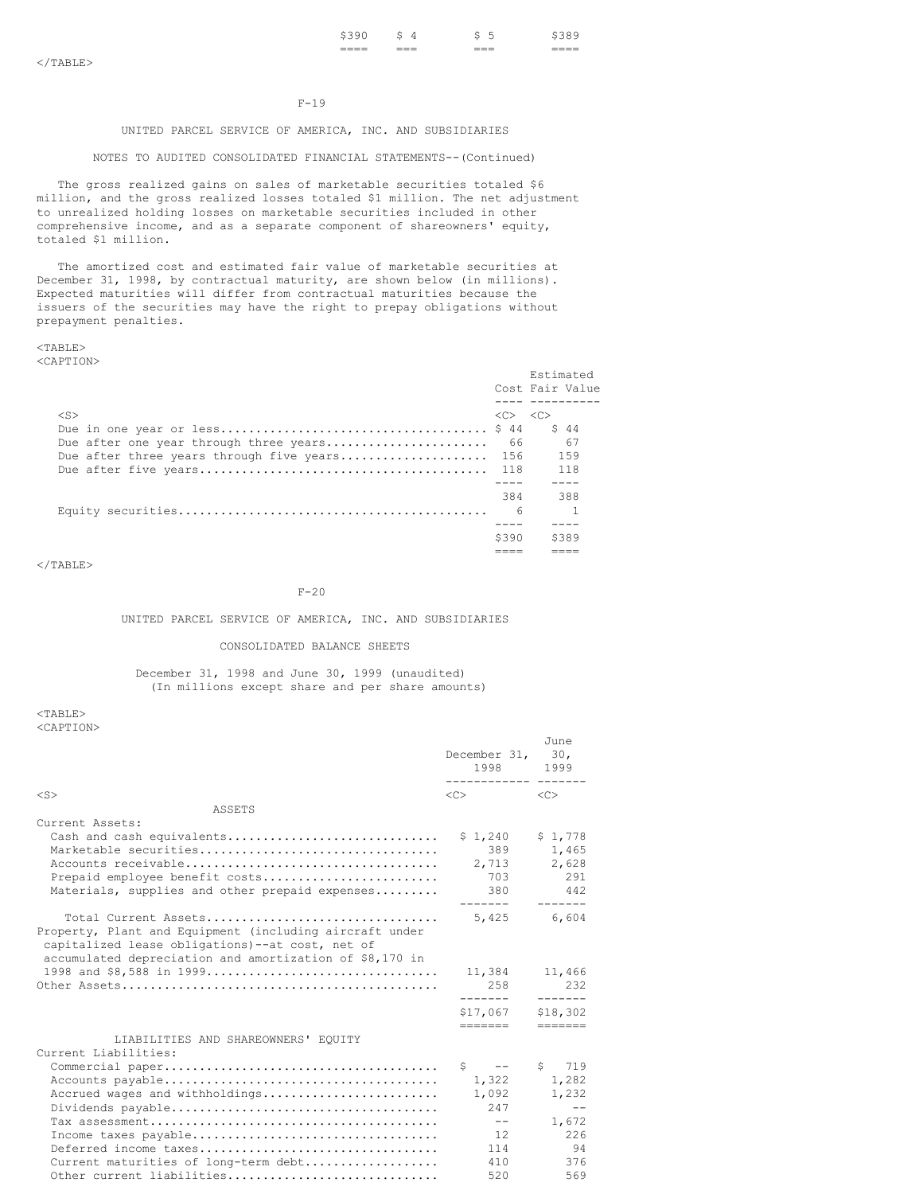| $390 | $ 4 | $ 5 | $389 |
|---|---|---|---|

UNITED PARCEL SERVICE OF AMERICA, INC. AND SUBSIDIARIES

NOTES TO AUDITED CONSOLIDATED FINANCIAL STATEMENTS--(Continued)

The gross realized gains on sales of marketable securities totaled $6 million, and the gross realized losses totaled $1 million. The net adjustment to unrealized holding losses on marketable securities included in other comprehensive income, and as a separate component of shareowners' equity, totaled $1 million.

The amortized cost and estimated fair value of marketable securities at December 31, 1998, by contractual maturity, are shown below (in millions). Expected maturities will differ from contractual maturities because the issuers of the securities may have the right to prepay obligations without prepayment penalties.

| | Cost | Estimated Fair Value |
|---|---|---|
| Due in one year or less | $ 44 | $ 44 |
| Due after one year through three years | 66 | 67 |
| Due after three years through five years | 156 | 159 |
| Due after five years | 118 | 118 |
| | 384 | 388 |
| Equity securities | 6 | 1 |
| | $390 | $389 |

UNITED PARCEL SERVICE OF AMERICA, INC. AND SUBSIDIARIES

CONSOLIDATED BALANCE SHEETS

December 31, 1998 and June 30, 1999 (unaudited)
(In millions except share and per share amounts)

| | December 31, 1998 | June 30, 1999 |
|---|---|---|
| **ASSETS** | | |
| Current Assets: | | |
| Cash and cash equivalents | $ 1,240 | $ 1,778 |
| Marketable securities | 389 | 1,465 |
| Accounts receivable | 2,713 | 2,628 |
| Prepaid employee benefit costs | 703 | 291 |
| Materials, supplies and other prepaid expenses | 380 | 442 |
| Total Current Assets | 5,425 | 6,604 |
| Property, Plant and Equipment (including aircraft under capitalized lease obligations)--at cost, net of accumulated depreciation and amortization of $8,170 in 1998 and $8,588 in 1999 | 11,384 | 11,466 |
| Other Assets | 258 | 232 |
| | $17,067 | $18,302 |
| **LIABILITIES AND SHAREOWNERS' EQUITY** | | |
| Current Liabilities: | | |
| Commercial paper | $ -- | $ 719 |
| Accounts payable | 1,322 | 1,282 |
| Accrued wages and withholdings | 1,092 | 1,232 |
| Dividends payable | 247 | -- |
| Tax assessment | -- | 1,672 |
| Income taxes payable | 12 | 226 |
| Deferred income taxes | 114 | 94 |
| Current maturities of long-term debt | 410 | 376 |
| Other current liabilities | 520 | 569 |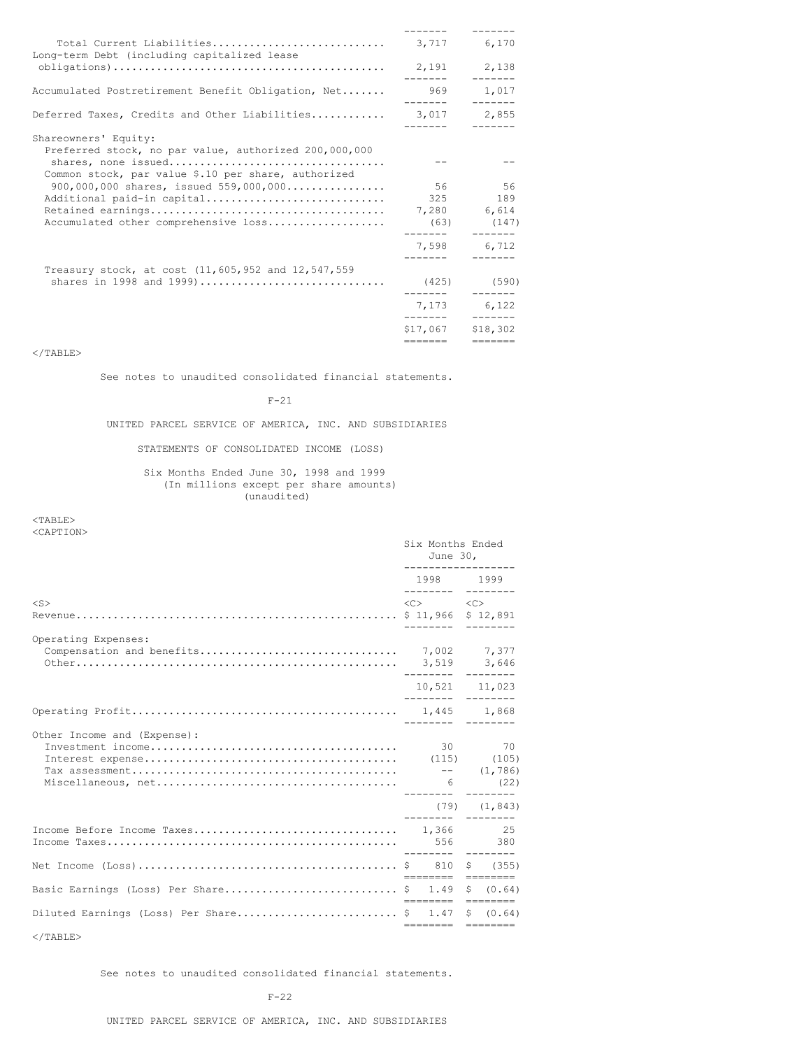| | | |
|---|---|---|
| Total Current Liabilities | 3,717 | 6,170 |
| Long-term Debt (including capitalized lease obligations) | 2,191 | 2,138 |
| Accumulated Postretirement Benefit Obligation, Net | 969 | 1,017 |
| Deferred Taxes, Credits and Other Liabilities | 3,017 | 2,855 |
| Shareowners' Equity: | | |
| Preferred stock, no par value, authorized 200,000,000 shares, none issued | -- | -- |
| Common stock, par value $.10 per share, authorized 900,000,000 shares, issued 559,000,000 | 56 | 56 |
| Additional paid-in capital | 325 | 189 |
| Retained earnings | 7,280 | 6,614 |
| Accumulated other comprehensive loss | (63) | (147) |
| | 7,598 | 6,712 |
| Treasury stock, at cost (11,605,952 and 12,547,559 shares in 1998 and 1999) | (425) | (590) |
| | 7,173 | 6,122 |
| | $17,067 | $18,302 |

See notes to unaudited consolidated financial statements.

UNITED PARCEL SERVICE OF AMERICA, INC. AND SUBSIDIARIES

STATEMENTS OF CONSOLIDATED INCOME (LOSS)

Six Months Ended June 30, 1998 and 1999
(In millions except per share amounts)
(unaudited)

| | Six Months Ended June 30, | |
|---|---|---|
| | 1998 | 1999 |
| Revenue | $ 11,966 | $ 12,891 |
| Operating Expenses: | | |
| Compensation and benefits | 7,002 | 7,377 |
| Other | 3,519 | 3,646 |
| | 10,521 | 11,023 |
| Operating Profit | 1,445 | 1,868 |
| Other Income and (Expense): | | |
| Investment income | 30 | 70 |
| Interest expense | (115) | (105) |
| Tax assessment | -- | (1,786) |
| Miscellaneous, net | 6 | (22) |
| | (79) | (1,843) |
| Income Before Income Taxes | 1,366 | 25 |
| Income Taxes | 556 | 380 |
| Net Income (Loss) | $ 810 | $ (355) |
| Basic Earnings (Loss) Per Share | $ 1.49 | $ (0.64) |
| Diluted Earnings (Loss) Per Share | $ 1.47 | $ (0.64) |

See notes to unaudited consolidated financial statements.

UNITED PARCEL SERVICE OF AMERICA, INC. AND SUBSIDIARIES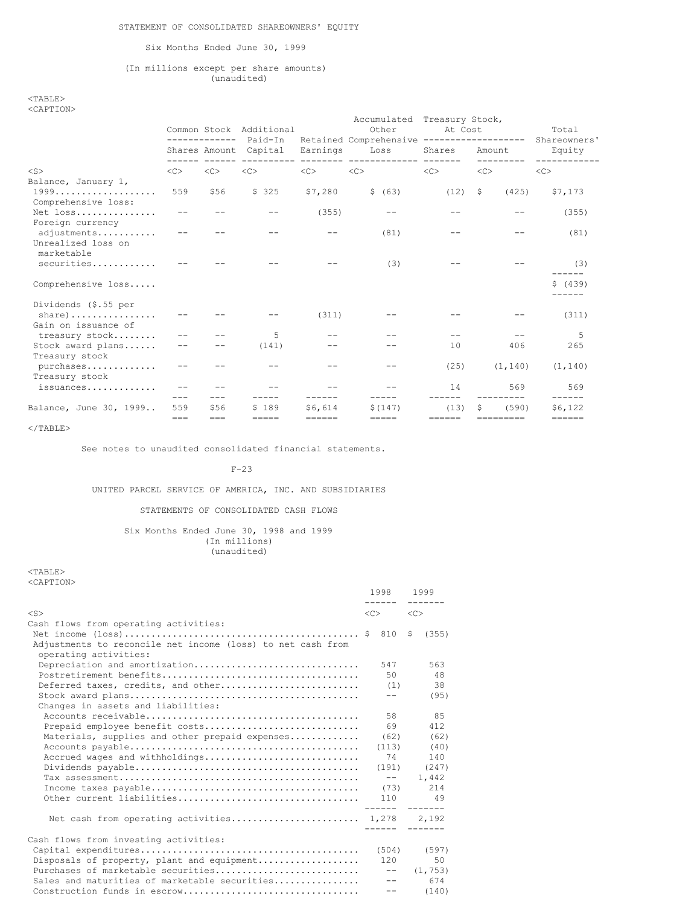STATEMENT OF CONSOLIDATED SHAREOWNERS' EQUITY

Six Months Ended June 30, 1999

(In millions except per share amounts)
(unaudited)

| | Common Stock | | Additional Paid-In Capital | Retained Earnings | Accumulated Other Comprehensive Loss | Treasury Stock, At Cost | | Total Shareowners' Equity |
|---|---|---|---|---|---|---|---|---|
| | Shares | Amount | | | | Shares | Amount | |
| Balance, January 1, 1999 | 559 | $56 | $ 325 | $7,280 | $ (63) | (12) | $ (425) | $7,173 |
| Comprehensive loss: | | | | | | | | |
| Net loss | -- | -- | -- | (355) | -- | -- | -- | (355) |
| Foreign currency adjustments | -- | -- | -- | -- | (81) | -- | -- | (81) |
| Unrealized loss on marketable securities | -- | -- | -- | -- | (3) | -- | -- | (3) |
| Comprehensive loss | | | | | | | | $ (439) |
| Dividends ($.55 per share) | -- | -- | -- | (311) | -- | -- | -- | (311) |
| Gain on issuance of treasury stock | -- | -- | 5 | -- | -- | -- | -- | 5 |
| Stock award plans | -- | -- | (141) | -- | -- | 10 | 406 | 265 |
| Treasury stock purchases | -- | -- | -- | -- | -- | (25) | (1,140) | (1,140) |
| Treasury stock issuances | -- | -- | -- | -- | -- | 14 | 569 | 569 |
| Balance, June 30, 1999 | 559 | $56 | $ 189 | $6,614 | $(147) | (13) | $ (590) | $6,122 |

See notes to unaudited consolidated financial statements.

UNITED PARCEL SERVICE OF AMERICA, INC. AND SUBSIDIARIES

STATEMENTS OF CONSOLIDATED CASH FLOWS

Six Months Ended June 30, 1998 and 1999
(In millions)
(unaudited)

| | 1998 | 1999 |
|---|---|---|
| Cash flows from operating activities: | | |
| Net income (loss) | $ 810 | $ (355) |
| Adjustments to reconcile net income (loss) to net cash from operating activities: | | |
| Depreciation and amortization | 547 | 563 |
| Postretirement benefits | 50 | 48 |
| Deferred taxes, credits, and other | (1) | 38 |
| Stock award plans | -- | (95) |
| Changes in assets and liabilities: | | |
| Accounts receivable | 58 | 85 |
| Prepaid employee benefit costs | 69 | 412 |
| Materials, supplies and other prepaid expenses | (62) | (62) |
| Accounts payable | (113) | (40) |
| Accrued wages and withholdings | 74 | 140 |
| Dividends payable | (191) | (247) |
| Tax assessment | -- | 1,442 |
| Income taxes payable | (73) | 214 |
| Other current liabilities | 110 | 49 |
| Net cash from operating activities | 1,278 | 2,192 |
| Cash flows from investing activities: | | |
| Capital expenditures | (504) | (597) |
| Disposals of property, plant and equipment | 120 | 50 |
| Purchases of marketable securities | -- | (1,753) |
| Sales and maturities of marketable securities | -- | 674 |
| Construction funds in escrow | -- | (140) |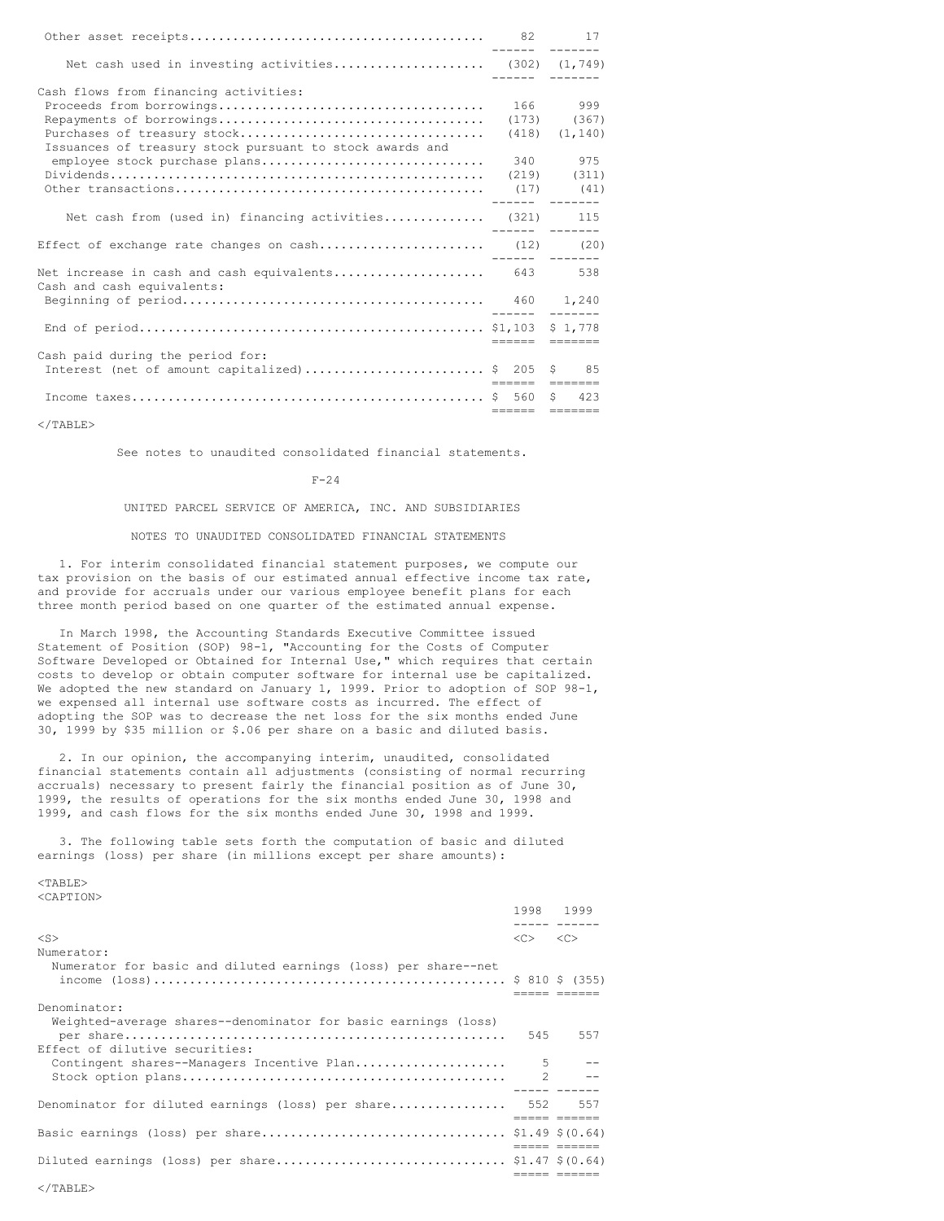| | | |
|---|---|---|
| Other asset receipts | 82 | 17 |
| Net cash used in investing activities | (302) | (1,749) |
| Cash flows from financing activities: | | |
| Proceeds from borrowings | 166 | 999 |
| Repayments of borrowings | (173) | (367) |
| Purchases of treasury stock | (418) | (1,140) |
| Issuances of treasury stock pursuant to stock awards and employee stock purchase plans | 340 | 975 |
| Dividends | (219) | (311) |
| Other transactions | (17) | (41) |
| Net cash from (used in) financing activities | (321) | 115 |
| Effect of exchange rate changes on cash | (12) | (20) |
| Net increase in cash and cash equivalents | 643 | 538 |
| Cash and cash equivalents: | | |
| Beginning of period | 460 | 1,240 |
| End of period | $1,103 | $ 1,778 |
| Cash paid during the period for: | | |
| Interest (net of amount capitalized) | $ 205 | $ 85 |
| Income taxes | $ 560 | $ 423 |

See notes to unaudited consolidated financial statements.

UNITED PARCEL SERVICE OF AMERICA, INC. AND SUBSIDIARIES

NOTES TO UNAUDITED CONSOLIDATED FINANCIAL STATEMENTS

1. For interim consolidated financial statement purposes, we compute our tax provision on the basis of our estimated annual effective income tax rate, and provide for accruals under our various employee benefit plans for each three month period based on one quarter of the estimated annual expense.

In March 1998, the Accounting Standards Executive Committee issued Statement of Position (SOP) 98-1, "Accounting for the Costs of Computer Software Developed or Obtained for Internal Use," which requires that certain costs to develop or obtain computer software for internal use be capitalized. We adopted the new standard on January 1, 1999. Prior to adoption of SOP 98-1, we expensed all internal use software costs as incurred. The effect of adopting the SOP was to decrease the net loss for the six months ended June 30, 1999 by $35 million or $.06 per share on a basic and diluted basis.

2. In our opinion, the accompanying interim, unaudited, consolidated financial statements contain all adjustments (consisting of normal recurring accruals) necessary to present fairly the financial position as of June 30, 1999, the results of operations for the six months ended June 30, 1998 and 1999, and cash flows for the six months ended June 30, 1998 and 1999.

3. The following table sets forth the computation of basic and diluted earnings (loss) per share (in millions except per share amounts):

| | 1998 | 1999 |
|---|---|---|
| Numerator: | | |
| Numerator for basic and diluted earnings (loss) per share--net income (loss) | $ 810 | $ (355) |
| Denominator: | | |
| Weighted-average shares--denominator for basic earnings (loss) per share | 545 | 557 |
| Effect of dilutive securities: | | |
| Contingent shares--Managers Incentive Plan | 5 | -- |
| Stock option plans | 2 | -- |
| Denominator for diluted earnings (loss) per share | 552 | 557 |
| Basic earnings (loss) per share | $1.49 | $(0.64) |
| Diluted earnings (loss) per share | $1.47 | $(0.64) |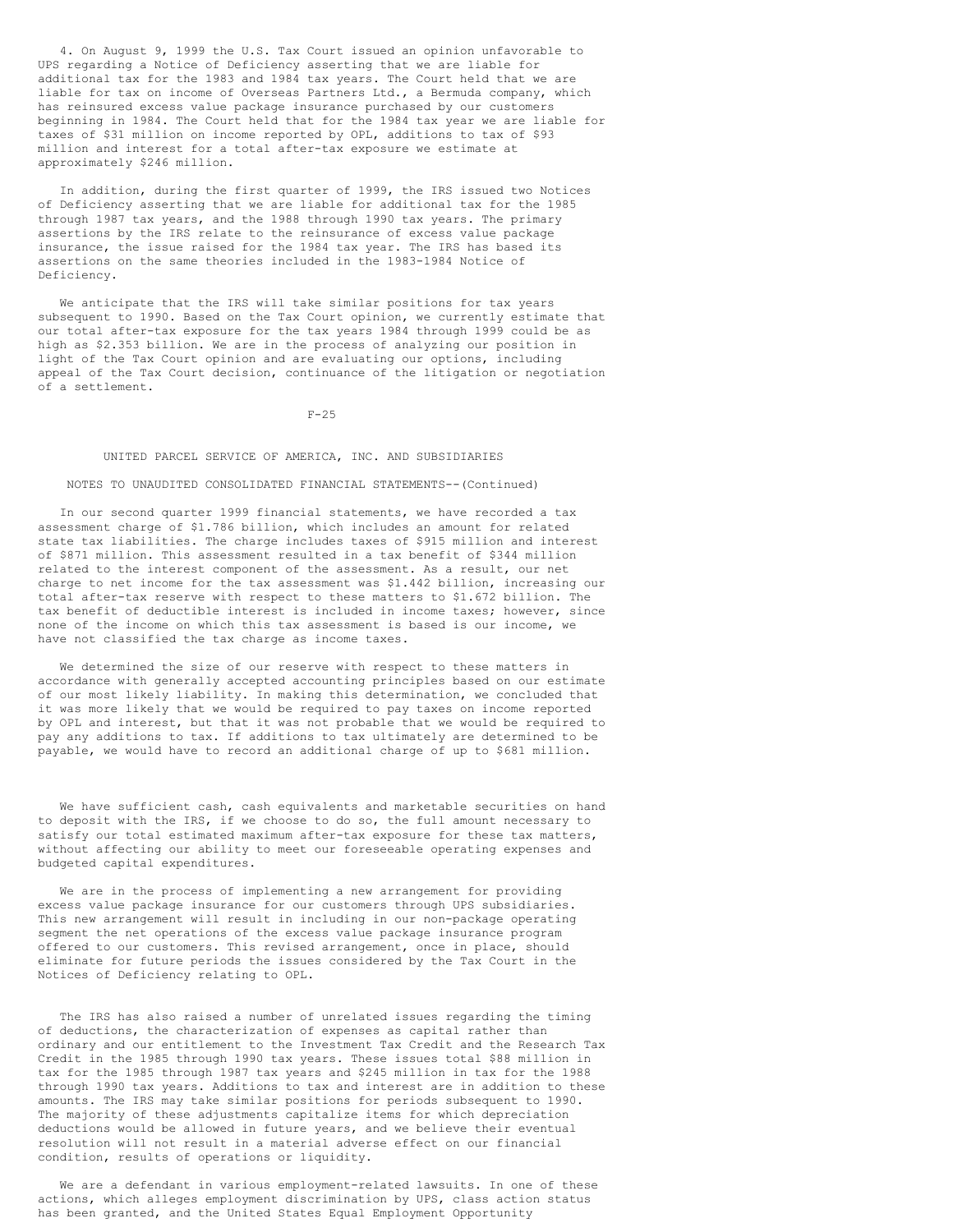4. On August 9, 1999 the U.S. Tax Court issued an opinion unfavorable to UPS regarding a Notice of Deficiency asserting that we are liable for additional tax for the 1983 and 1984 tax years. The Court held that we are liable for tax on income of Overseas Partners Ltd., a Bermuda company, which has reinsured excess value package insurance purchased by our customers beginning in 1984. The Court held that for the 1984 tax year we are liable for taxes of $31 million on income reported by OPL, additions to tax of $93 million and interest for a total after-tax exposure we estimate at approximately $246 million.

In addition, during the first quarter of 1999, the IRS issued two Notices of Deficiency asserting that we are liable for additional tax for the 1985 through 1987 tax years, and the 1988 through 1990 tax years. The primary assertions by the IRS relate to the reinsurance of excess value package insurance, the issue raised for the 1984 tax year. The IRS has based its assertions on the same theories included in the 1983-1984 Notice of Deficiency.

We anticipate that the IRS will take similar positions for tax years subsequent to 1990. Based on the Tax Court opinion, we currently estimate that our total after-tax exposure for the tax years 1984 through 1999 could be as high as $2.353 billion. We are in the process of analyzing our position in light of the Tax Court opinion and are evaluating our options, including appeal of the Tax Court decision, continuance of the litigation or negotiation of a settlement.

UNITED PARCEL SERVICE OF AMERICA, INC. AND SUBSIDIARIES

NOTES TO UNAUDITED CONSOLIDATED FINANCIAL STATEMENTS--(Continued)

In our second quarter 1999 financial statements, we have recorded a tax assessment charge of $1.786 billion, which includes an amount for related state tax liabilities. The charge includes taxes of $915 million and interest of $871 million. This assessment resulted in a tax benefit of $344 million related to the interest component of the assessment. As a result, our net charge to net income for the tax assessment was $1.442 billion, increasing our total after-tax reserve with respect to these matters to $1.672 billion. The tax benefit of deductible interest is included in income taxes; however, since none of the income on which this tax assessment is based is our income, we have not classified the tax charge as income taxes.

We determined the size of our reserve with respect to these matters in accordance with generally accepted accounting principles based on our estimate of our most likely liability. In making this determination, we concluded that it was more likely that we would be required to pay taxes on income reported by OPL and interest, but that it was not probable that we would be required to pay any additions to tax. If additions to tax ultimately are determined to be payable, we would have to record an additional charge of up to $681 million.

We have sufficient cash, cash equivalents and marketable securities on hand to deposit with the IRS, if we choose to do so, the full amount necessary to satisfy our total estimated maximum after-tax exposure for these tax matters, without affecting our ability to meet our foreseeable operating expenses and budgeted capital expenditures.

We are in the process of implementing a new arrangement for providing excess value package insurance for our customers through UPS subsidiaries. This new arrangement will result in including in our non-package operating segment the net operations of the excess value package insurance program offered to our customers. This revised arrangement, once in place, should eliminate for future periods the issues considered by the Tax Court in the Notices of Deficiency relating to OPL.

The IRS has also raised a number of unrelated issues regarding the timing of deductions, the characterization of expenses as capital rather than ordinary and our entitlement to the Investment Tax Credit and the Research Tax Credit in the 1985 through 1990 tax years. These issues total $88 million in tax for the 1985 through 1987 tax years and $245 million in tax for the 1988 through 1990 tax years. Additions to tax and interest are in addition to these amounts. The IRS may take similar positions for periods subsequent to 1990. The majority of these adjustments capitalize items for which depreciation deductions would be allowed in future years, and we believe their eventual resolution will not result in a material adverse effect on our financial condition, results of operations or liquidity.

We are a defendant in various employment-related lawsuits. In one of these actions, which alleges employment discrimination by UPS, class action status has been granted, and the United States Equal Employment Opportunity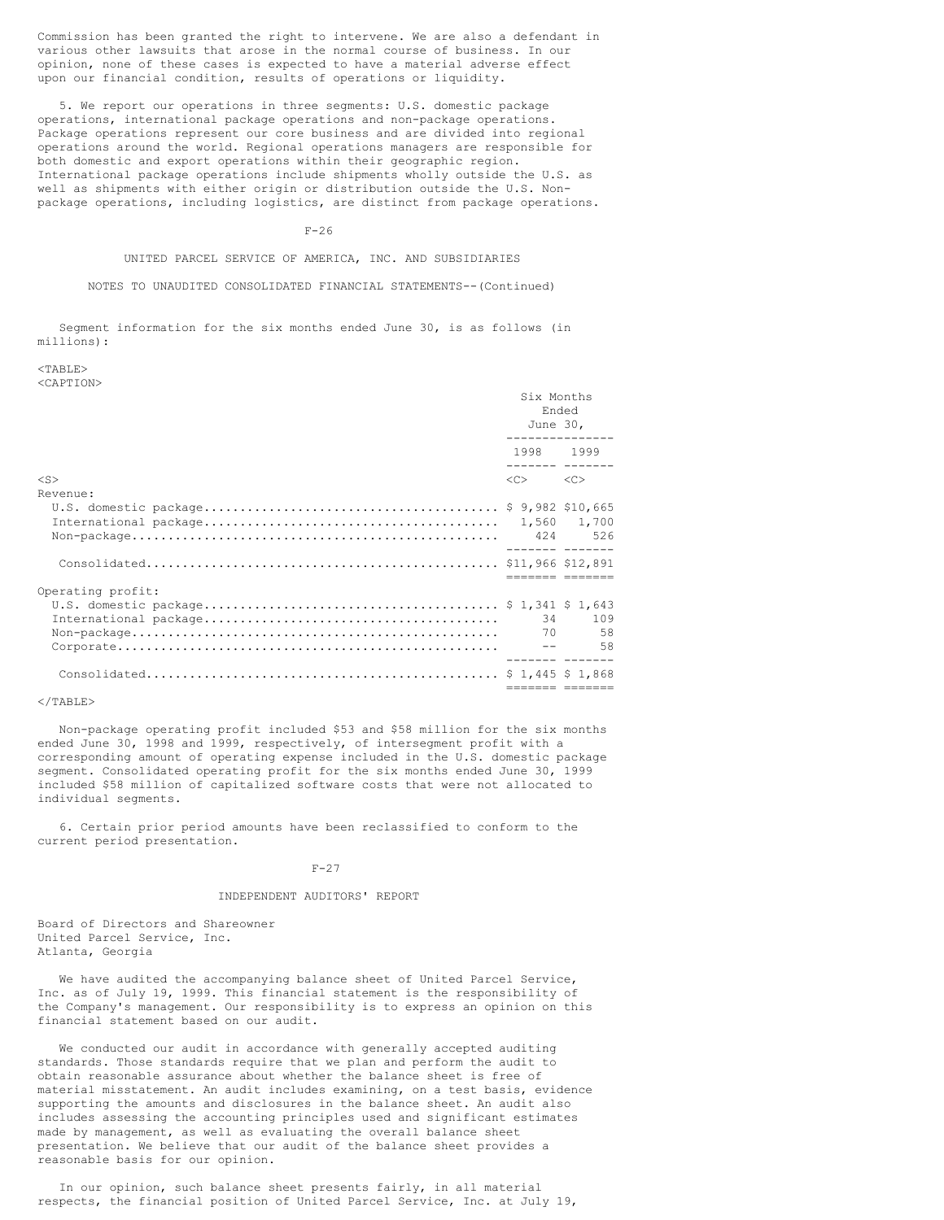Commission has been granted the right to intervene. We are also a defendant in various other lawsuits that arose in the normal course of business. In our opinion, none of these cases is expected to have a material adverse effect upon our financial condition, results of operations or liquidity.

5. We report our operations in three segments: U.S. domestic package operations, international package operations and non-package operations. Package operations represent our core business and are divided into regional operations around the world. Regional operations managers are responsible for both domestic and export operations within their geographic region. International package operations include shipments wholly outside the U.S. as well as shipments with either origin or distribution outside the U.S. Non-package operations, including logistics, are distinct from package operations.

UNITED PARCEL SERVICE OF AMERICA, INC. AND SUBSIDIARIES

NOTES TO UNAUDITED CONSOLIDATED FINANCIAL STATEMENTS--(Continued)

Segment information for the six months ended June 30, is as follows (in millions):

| | Six Months Ended June 30, | |
|---|---|---|
| | 1998 | 1999 |
| **Revenue:** | | |
| U.S. domestic package | $ 9,982 | $10,665 |
| International package | 1,560 | 1,700 |
| Non-package | 424 | 526 |
| Consolidated | $11,966 | $12,891 |
| **Operating profit:** | | |
| U.S. domestic package | $ 1,341 | $ 1,643 |
| International package | 34 | 109 |
| Non-package | 70 | 58 |
| Corporate | -- | 58 |
| Consolidated | $ 1,445 | $ 1,868 |

Non-package operating profit included $53 and $58 million for the six months ended June 30, 1998 and 1999, respectively, of intersegment profit with a corresponding amount of operating expense included in the U.S. domestic package segment. Consolidated operating profit for the six months ended June 30, 1999 included $58 million of capitalized software costs that were not allocated to individual segments.

6. Certain prior period amounts have been reclassified to conform to the current period presentation.

## INDEPENDENT AUDITORS' REPORT

Board of Directors and Shareowner
United Parcel Service, Inc.
Atlanta, Georgia

We have audited the accompanying balance sheet of United Parcel Service, Inc. as of July 19, 1999. This financial statement is the responsibility of the Company's management. Our responsibility is to express an opinion on this financial statement based on our audit.

We conducted our audit in accordance with generally accepted auditing standards. Those standards require that we plan and perform the audit to obtain reasonable assurance about whether the balance sheet is free of material misstatement. An audit includes examining, on a test basis, evidence supporting the amounts and disclosures in the balance sheet. An audit also includes assessing the accounting principles used and significant estimates made by management, as well as evaluating the overall balance sheet presentation. We believe that our audit of the balance sheet provides a reasonable basis for our opinion.

In our opinion, such balance sheet presents fairly, in all material respects, the financial position of United Parcel Service, Inc. at July 19,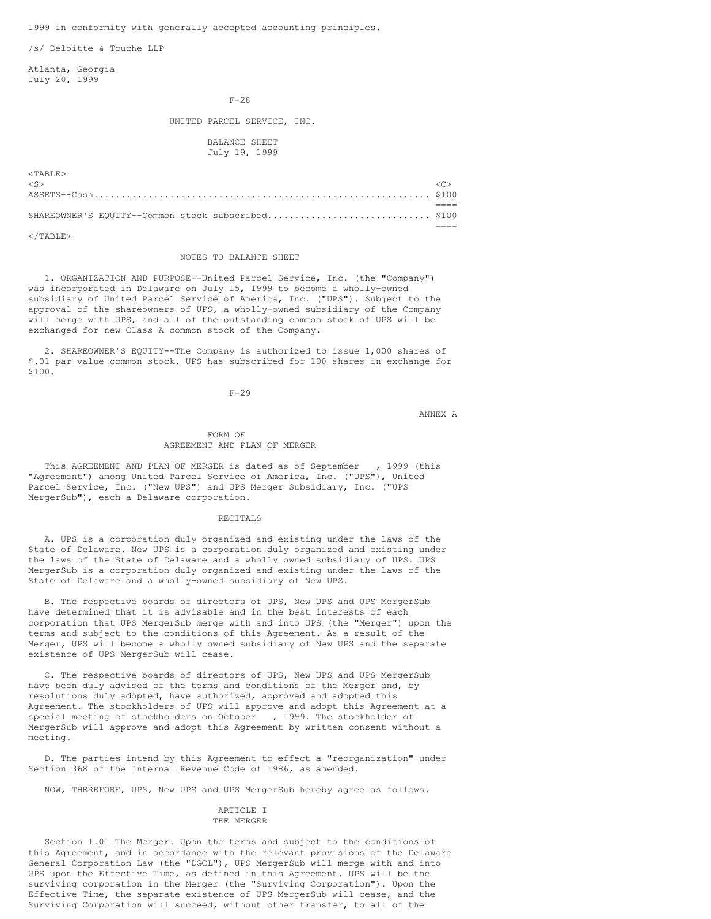1999 in conformity with generally accepted accounting principles.

/s/ Deloitte & Touche LLP

Atlanta, Georgia
July 20, 1999

UNITED PARCEL SERVICE, INC.

BALANCE SHEET
July 19, 1999

| | |
|---|---|
| ASSETS--Cash | $100 |
| SHAREOWNER'S EQUITY--Common stock subscribed | $100 |

NOTES TO BALANCE SHEET

1. ORGANIZATION AND PURPOSE--United Parcel Service, Inc. (the "Company") was incorporated in Delaware on July 15, 1999 to become a wholly-owned subsidiary of United Parcel Service of America, Inc. ("UPS"). Subject to the approval of the shareowners of UPS, a wholly-owned subsidiary of the Company will merge with UPS, and all of the outstanding common stock of UPS will be exchanged for new Class A common stock of the Company.

2. SHAREOWNER'S EQUITY--The Company is authorized to issue 1,000 shares of $.01 par value common stock. UPS has subscribed for 100 shares in exchange for $100.

ANNEX A

FORM OF
AGREEMENT AND PLAN OF MERGER

This AGREEMENT AND PLAN OF MERGER is dated as of September , 1999 (this "Agreement") among United Parcel Service of America, Inc. ("UPS"), United Parcel Service, Inc. ("New UPS") and UPS Merger Subsidiary, Inc. ("UPS MergerSub"), each a Delaware corporation.

RECITALS

A. UPS is a corporation duly organized and existing under the laws of the State of Delaware. New UPS is a corporation duly organized and existing under the laws of the State of Delaware and a wholly owned subsidiary of UPS. UPS MergerSub is a corporation duly organized and existing under the laws of the State of Delaware and a wholly-owned subsidiary of New UPS.

B. The respective boards of directors of UPS, New UPS and UPS MergerSub have determined that it is advisable and in the best interests of each corporation that UPS MergerSub merge with and into UPS (the "Merger") upon the terms and subject to the conditions of this Agreement. As a result of the Merger, UPS will become a wholly owned subsidiary of New UPS and the separate existence of UPS MergerSub will cease.

C. The respective boards of directors of UPS, New UPS and UPS MergerSub have been duly advised of the terms and conditions of the Merger and, by resolutions duly adopted, have authorized, approved and adopted this Agreement. The stockholders of UPS will approve and adopt this Agreement at a special meeting of stockholders on October , 1999. The stockholder of MergerSub will approve and adopt this Agreement by written consent without a meeting.

D. The parties intend by this Agreement to effect a "reorganization" under Section 368 of the Internal Revenue Code of 1986, as amended.

NOW, THEREFORE, UPS, New UPS and UPS MergerSub hereby agree as follows.

ARTICLE I
THE MERGER

Section 1.01 The Merger. Upon the terms and subject to the conditions of this Agreement, and in accordance with the relevant provisions of the Delaware General Corporation Law (the "DGCL"), UPS MergerSub will merge with and into UPS upon the Effective Time, as defined in this Agreement. UPS will be the surviving corporation in the Merger (the "Surviving Corporation"). Upon the Effective Time, the separate existence of UPS MergerSub will cease, and the Surviving Corporation will succeed, without other transfer, to all of the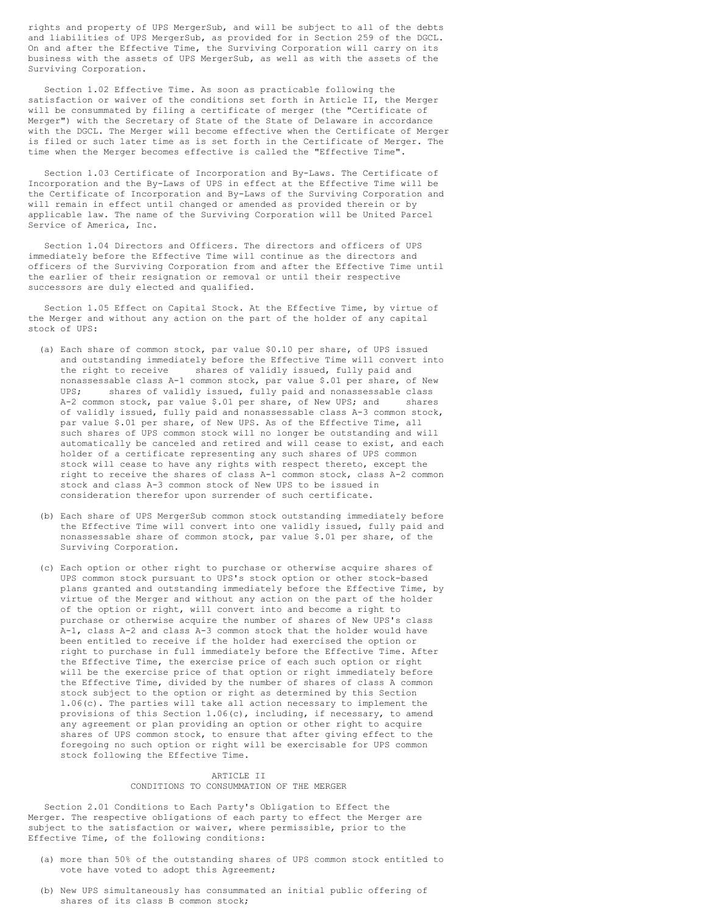rights and property of UPS MergerSub, and will be subject to all of the debts and liabilities of UPS MergerSub, as provided for in Section 259 of the DGCL. On and after the Effective Time, the Surviving Corporation will carry on its business with the assets of UPS MergerSub, as well as with the assets of the Surviving Corporation.

Section 1.02 Effective Time. As soon as practicable following the satisfaction or waiver of the conditions set forth in Article II, the Merger will be consummated by filing a certificate of merger (the "Certificate of Merger") with the Secretary of State of the State of Delaware in accordance with the DGCL. The Merger will become effective when the Certificate of Merger is filed or such later time as is set forth in the Certificate of Merger. The time when the Merger becomes effective is called the "Effective Time".

Section 1.03 Certificate of Incorporation and By-Laws. The Certificate of Incorporation and the By-Laws of UPS in effect at the Effective Time will be the Certificate of Incorporation and By-Laws of the Surviving Corporation and will remain in effect until changed or amended as provided therein or by applicable law. The name of the Surviving Corporation will be United Parcel Service of America, Inc.

Section 1.04 Directors and Officers. The directors and officers of UPS immediately before the Effective Time will continue as the directors and officers of the Surviving Corporation from and after the Effective Time until the earlier of their resignation or removal or until their respective successors are duly elected and qualified.

Section 1.05 Effect on Capital Stock. At the Effective Time, by virtue of the Merger and without any action on the part of the holder of any capital stock of UPS:

(a) Each share of common stock, par value $0.10 per share, of UPS issued and outstanding immediately before the Effective Time will convert into the right to receive      shares of validly issued, fully paid and nonassessable class A-1 common stock, par value $.01 per share, of New UPS;      shares of validly issued, fully paid and nonassessable class A-2 common stock, par value $.01 per share, of New UPS; and      shares of validly issued, fully paid and nonassessable class A-3 common stock, par value $.01 per share, of New UPS. As of the Effective Time, all such shares of UPS common stock will no longer be outstanding and will automatically be canceled and retired and will cease to exist, and each holder of a certificate representing any such shares of UPS common stock will cease to have any rights with respect thereto, except the right to receive the shares of class A-1 common stock, class A-2 common stock and class A-3 common stock of New UPS to be issued in consideration therefor upon surrender of such certificate.

(b) Each share of UPS MergerSub common stock outstanding immediately before the Effective Time will convert into one validly issued, fully paid and nonassessable share of common stock, par value $.01 per share, of the Surviving Corporation.

(c) Each option or other right to purchase or otherwise acquire shares of UPS common stock pursuant to UPS's stock option or other stock-based plans granted and outstanding immediately before the Effective Time, by virtue of the Merger and without any action on the part of the holder of the option or right, will convert into and become a right to purchase or otherwise acquire the number of shares of New UPS's class A-1, class A-2 and class A-3 common stock that the holder would have been entitled to receive if the holder had exercised the option or right to purchase in full immediately before the Effective Time. After the Effective Time, the exercise price of each such option or right will be the exercise price of that option or right immediately before the Effective Time, divided by the number of shares of class A common stock subject to the option or right as determined by this Section 1.06(c). The parties will take all action necessary to implement the provisions of this Section 1.06(c), including, if necessary, to amend any agreement or plan providing an option or other right to acquire shares of UPS common stock, to ensure that after giving effect to the foregoing no such option or right will be exercisable for UPS common stock following the Effective Time.

## ARTICLE II
## CONDITIONS TO CONSUMMATION OF THE MERGER

Section 2.01 Conditions to Each Party's Obligation to Effect the Merger. The respective obligations of each party to effect the Merger are subject to the satisfaction or waiver, where permissible, prior to the Effective Time, of the following conditions:

(a) more than 50% of the outstanding shares of UPS common stock entitled to vote have voted to adopt this Agreement;

(b) New UPS simultaneously has consummated an initial public offering of shares of its class B common stock;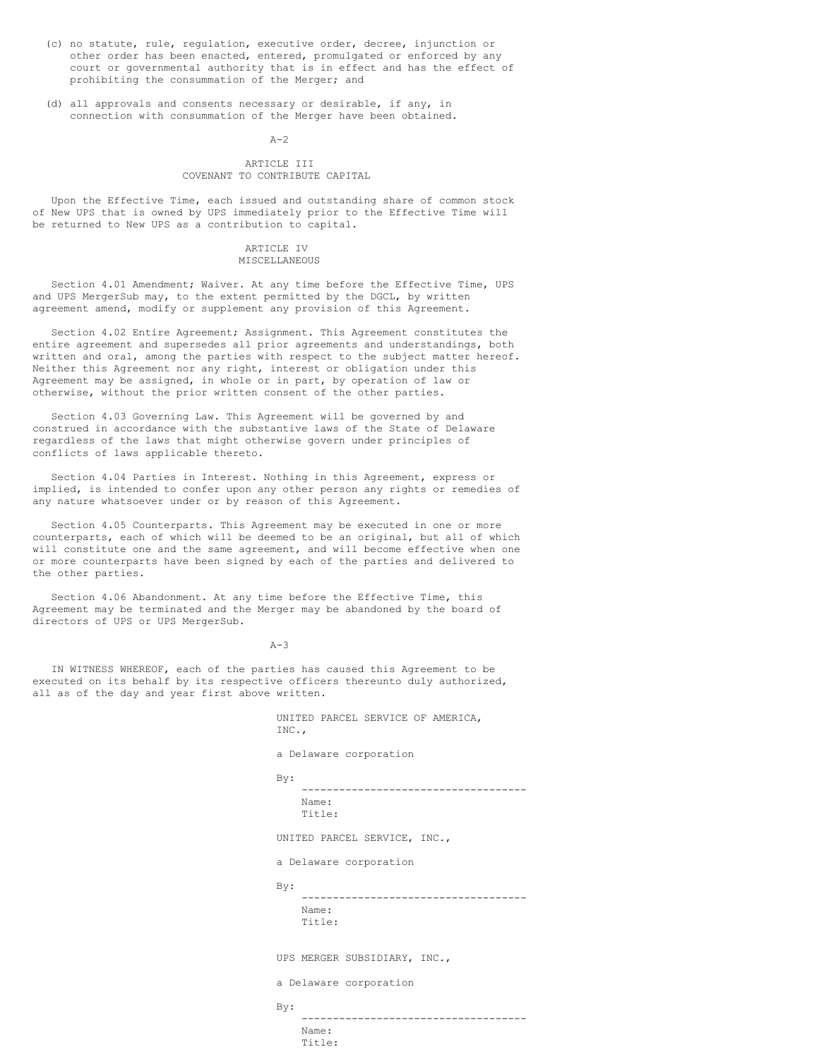(c) no statute, rule, regulation, executive order, decree, injunction or other order has been enacted, entered, promulgated or enforced by any court or governmental authority that is in effect and has the effect of prohibiting the consummation of the Merger; and

(d) all approvals and consents necessary or desirable, if any, in connection with consummation of the Merger have been obtained.

## ARTICLE III
## COVENANT TO CONTRIBUTE CAPITAL

Upon the Effective Time, each issued and outstanding share of common stock of New UPS that is owned by UPS immediately prior to the Effective Time will be returned to New UPS as a contribution to capital.

## ARTICLE IV
## MISCELLANEOUS

Section 4.01 Amendment; Waiver. At any time before the Effective Time, UPS and UPS MergerSub may, to the extent permitted by the DGCL, by written agreement amend, modify or supplement any provision of this Agreement.

Section 4.02 Entire Agreement; Assignment. This Agreement constitutes the entire agreement and supersedes all prior agreements and understandings, both written and oral, among the parties with respect to the subject matter hereof. Neither this Agreement nor any right, interest or obligation under this Agreement may be assigned, in whole or in part, by operation of law or otherwise, without the prior written consent of the other parties.

Section 4.03 Governing Law. This Agreement will be governed by and construed in accordance with the substantive laws of the State of Delaware regardless of the laws that might otherwise govern under principles of conflicts of laws applicable thereto.

Section 4.04 Parties in Interest. Nothing in this Agreement, express or implied, is intended to confer upon any other person any rights or remedies of any nature whatsoever under or by reason of this Agreement.

Section 4.05 Counterparts. This Agreement may be executed in one or more counterparts, each of which will be deemed to be an original, but all of which will constitute one and the same agreement, and will become effective when one or more counterparts have been signed by each of the parties and delivered to the other parties.

Section 4.06 Abandonment. At any time before the Effective Time, this Agreement may be terminated and the Merger may be abandoned by the board of directors of UPS or UPS MergerSub.

IN WITNESS WHEREOF, each of the parties has caused this Agreement to be executed on its behalf by its respective officers thereunto duly authorized, all as of the day and year first above written.

UNITED PARCEL SERVICE OF AMERICA, INC.,

a Delaware corporation

By: ------------------------------------
Name:
Title:

UNITED PARCEL SERVICE, INC.,

a Delaware corporation

By: ------------------------------------
Name:
Title:

UPS MERGER SUBSIDIARY, INC.,

a Delaware corporation

By: ------------------------------------
Name:
Title: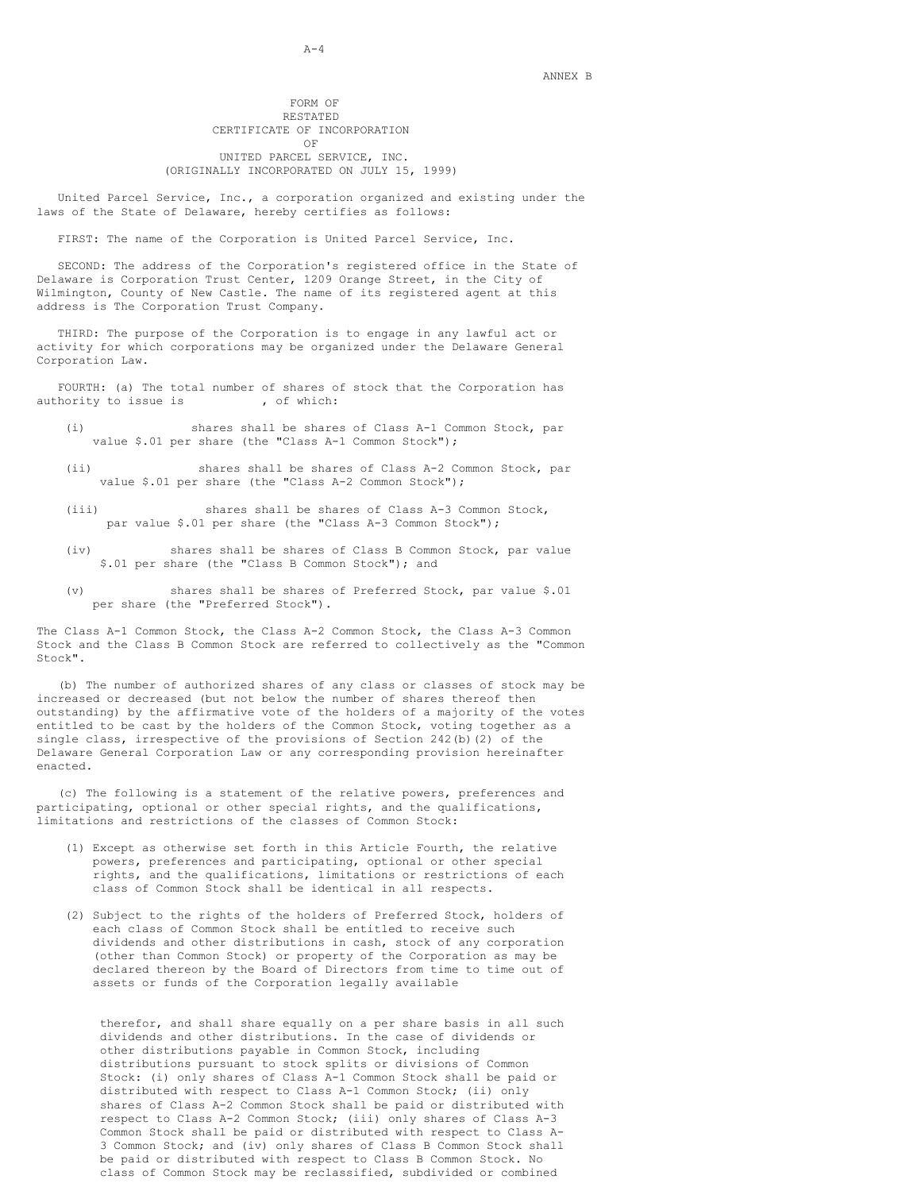ANNEX B

FORM OF
RESTATED
CERTIFICATE OF INCORPORATION
OF
UNITED PARCEL SERVICE, INC.
(ORIGINALLY INCORPORATED ON JULY 15, 1999)

United Parcel Service, Inc., a corporation organized and existing under the laws of the State of Delaware, hereby certifies as follows:

FIRST: The name of the Corporation is United Parcel Service, Inc.

SECOND: The address of the Corporation's registered office in the State of Delaware is Corporation Trust Center, 1209 Orange Street, in the City of Wilmington, County of New Castle. The name of its registered agent at this address is The Corporation Trust Company.

THIRD: The purpose of the Corporation is to engage in any lawful act or activity for which corporations may be organized under the Delaware General Corporation Law.

FOURTH: (a) The total number of shares of stock that the Corporation has authority to issue is           , of which:

(i)               shares shall be shares of Class A-1 Common Stock, par value $.01 per share (the "Class A-1 Common Stock");

(ii)               shares shall be shares of Class A-2 Common Stock, par value $.01 per share (the "Class A-2 Common Stock");

(iii)               shares shall be shares of Class A-3 Common Stock, par value $.01 per share (the "Class A-3 Common Stock");

(iv)           shares shall be shares of Class B Common Stock, par value $.01 per share (the "Class B Common Stock"); and

(v)           shares shall be shares of Preferred Stock, par value $.01 per share (the "Preferred Stock").

The Class A-1 Common Stock, the Class A-2 Common Stock, the Class A-3 Common Stock and the Class B Common Stock are referred to collectively as the "Common Stock".

(b) The number of authorized shares of any class or classes of stock may be increased or decreased (but not below the number of shares thereof then outstanding) by the affirmative vote of the holders of a majority of the votes entitled to be cast by the holders of the Common Stock, voting together as a single class, irrespective of the provisions of Section 242(b)(2) of the Delaware General Corporation Law or any corresponding provision hereinafter enacted.

(c) The following is a statement of the relative powers, preferences and participating, optional or other special rights, and the qualifications, limitations and restrictions of the classes of Common Stock:

(1) Except as otherwise set forth in this Article Fourth, the relative powers, preferences and participating, optional or other special rights, and the qualifications, limitations or restrictions of each class of Common Stock shall be identical in all respects.

(2) Subject to the rights of the holders of Preferred Stock, holders of each class of Common Stock shall be entitled to receive such dividends and other distributions in cash, stock of any corporation (other than Common Stock) or property of the Corporation as may be declared thereon by the Board of Directors from time to time out of assets or funds of the Corporation legally available therefor, and shall share equally on a per share basis in all such dividends and other distributions. In the case of dividends or other distributions payable in Common Stock, including distributions pursuant to stock splits or divisions of Common Stock: (i) only shares of Class A-1 Common Stock shall be paid or distributed with respect to Class A-1 Common Stock; (ii) only shares of Class A-2 Common Stock shall be paid or distributed with respect to Class A-2 Common Stock; (iii) only shares of Class A-3 Common Stock shall be paid or distributed with respect to Class A-3 Common Stock; and (iv) only shares of Class B Common Stock shall be paid or distributed with respect to Class B Common Stock. No class of Common Stock may be reclassified, subdivided or combined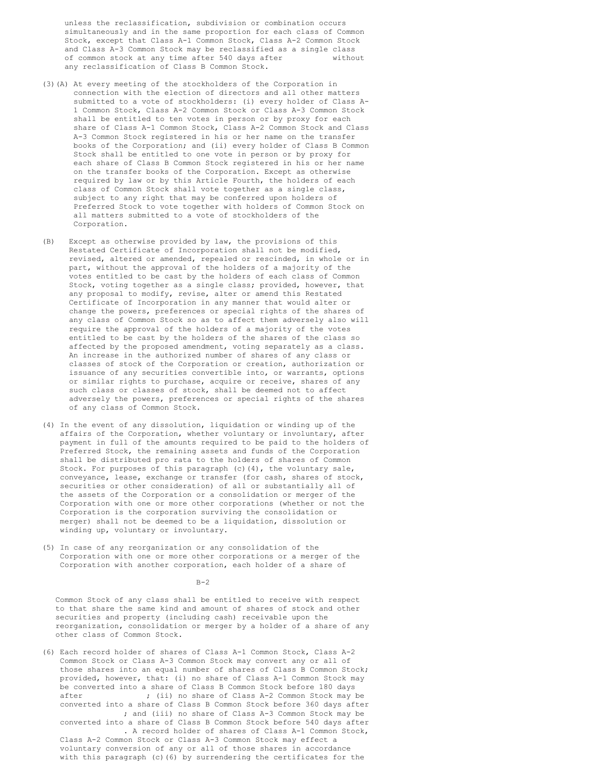unless the reclassification, subdivision or combination occurs simultaneously and in the same proportion for each class of Common Stock, except that Class A-1 Common Stock, Class A-2 Common Stock and Class A-3 Common Stock may be reclassified as a single class of common stock at any time after 540 days after without any reclassification of Class B Common Stock.

(3)(A) At every meeting of the stockholders of the Corporation in connection with the election of directors and all other matters submitted to a vote of stockholders: (i) every holder of Class A-1 Common Stock, Class A-2 Common Stock or Class A-3 Common Stock shall be entitled to ten votes in person or by proxy for each share of Class A-1 Common Stock, Class A-2 Common Stock and Class A-3 Common Stock registered in his or her name on the transfer books of the Corporation; and (ii) every holder of Class B Common Stock shall be entitled to one vote in person or by proxy for each share of Class B Common Stock registered in his or her name on the transfer books of the Corporation. Except as otherwise required by law or by this Article Fourth, the holders of each class of Common Stock shall vote together as a single class, subject to any right that may be conferred upon holders of Preferred Stock to vote together with holders of Common Stock on all matters submitted to a vote of stockholders of the Corporation.

(B) Except as otherwise provided by law, the provisions of this Restated Certificate of Incorporation shall not be modified, revised, altered or amended, repealed or rescinded, in whole or in part, without the approval of the holders of a majority of the votes entitled to be cast by the holders of each class of Common Stock, voting together as a single class; provided, however, that any proposal to modify, revise, alter or amend this Restated Certificate of Incorporation in any manner that would alter or change the powers, preferences or special rights of the shares of any class of Common Stock so as to affect them adversely also will require the approval of the holders of a majority of the votes entitled to be cast by the holders of the shares of the class so affected by the proposed amendment, voting separately as a class. An increase in the authorized number of shares of any class or classes of stock of the Corporation or creation, authorization or issuance of any securities convertible into, or warrants, options or similar rights to purchase, acquire or receive, shares of any such class or classes of stock, shall be deemed not to affect adversely the powers, preferences or special rights of the shares of any class of Common Stock.

(4) In the event of any dissolution, liquidation or winding up of the affairs of the Corporation, whether voluntary or involuntary, after payment in full of the amounts required to be paid to the holders of Preferred Stock, the remaining assets and funds of the Corporation shall be distributed pro rata to the holders of shares of Common Stock. For purposes of this paragraph (c)(4), the voluntary sale, conveyance, lease, exchange or transfer (for cash, shares of stock, securities or other consideration) of all or substantially all of the assets of the Corporation or a consolidation or merger of the Corporation with one or more other corporations (whether or not the Corporation is the corporation surviving the consolidation or merger) shall not be deemed to be a liquidation, dissolution or winding up, voluntary or involuntary.

(5) In case of any reorganization or any consolidation of the Corporation with one or more other corporations or a merger of the Corporation with another corporation, each holder of a share of Common Stock of any class shall be entitled to receive with respect to that share the same kind and amount of shares of stock and other securities and property (including cash) receivable upon the reorganization, consolidation or merger by a holder of a share of any other class of Common Stock.

(6) Each record holder of shares of Class A-1 Common Stock, Class A-2 Common Stock or Class A-3 Common Stock may convert any or all of those shares into an equal number of shares of Class B Common Stock; provided, however, that: (i) no share of Class A-1 Common Stock may be converted into a share of Class B Common Stock before 180 days after ; (ii) no share of Class A-2 Common Stock may be converted into a share of Class B Common Stock before 360 days after ; and (iii) no share of Class A-3 Common Stock may be converted into a share of Class B Common Stock before 540 days after . A record holder of shares of Class A-1 Common Stock, Class A-2 Common Stock or Class A-3 Common Stock may effect a voluntary conversion of any or all of those shares in accordance with this paragraph (c)(6) by surrendering the certificates for the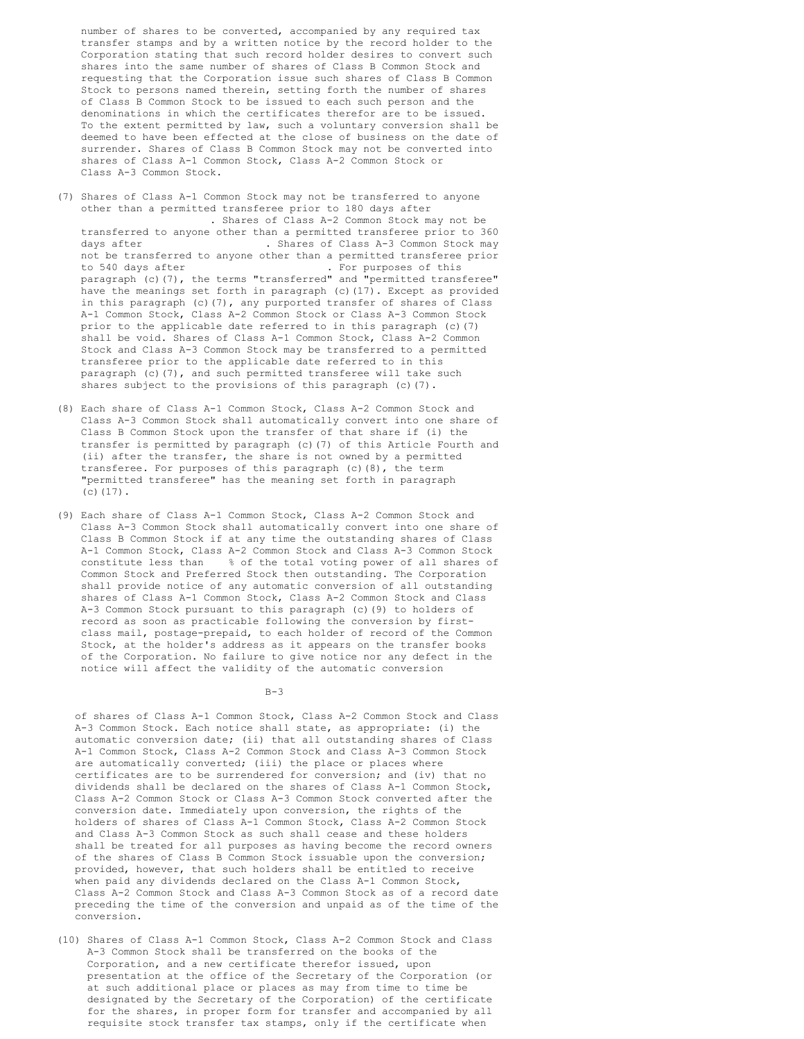number of shares to be converted, accompanied by any required tax transfer stamps and by a written notice by the record holder to the Corporation stating that such record holder desires to convert such shares into the same number of shares of Class B Common Stock and requesting that the Corporation issue such shares of Class B Common Stock to persons named therein, setting forth the number of shares of Class B Common Stock to be issued to each such person and the denominations in which the certificates therefor are to be issued. To the extent permitted by law, such a voluntary conversion shall be deemed to have been effected at the close of business on the date of surrender. Shares of Class B Common Stock may not be converted into shares of Class A-1 Common Stock, Class A-2 Common Stock or Class A-3 Common Stock.

(7) Shares of Class A-1 Common Stock may not be transferred to anyone other than a permitted transferee prior to 180 days after . Shares of Class A-2 Common Stock may not be transferred to anyone other than a permitted transferee prior to 360 days after . Shares of Class A-3 Common Stock may not be transferred to anyone other than a permitted transferee prior to 540 days after . For purposes of this paragraph (c)(7), the terms "transferred" and "permitted transferee" have the meanings set forth in paragraph (c)(17). Except as provided in this paragraph (c)(7), any purported transfer of shares of Class A-1 Common Stock, Class A-2 Common Stock or Class A-3 Common Stock prior to the applicable date referred to in this paragraph (c)(7) shall be void. Shares of Class A-1 Common Stock, Class A-2 Common Stock and Class A-3 Common Stock may be transferred to a permitted transferee prior to the applicable date referred to in this paragraph (c)(7), and such permitted transferee will take such shares subject to the provisions of this paragraph (c)(7).

(8) Each share of Class A-1 Common Stock, Class A-2 Common Stock and Class A-3 Common Stock shall automatically convert into one share of Class B Common Stock upon the transfer of that share if (i) the transfer is permitted by paragraph (c)(7) of this Article Fourth and (ii) after the transfer, the share is not owned by a permitted transferee. For purposes of this paragraph (c)(8), the term "permitted transferee" has the meaning set forth in paragraph (c)(17).

(9) Each share of Class A-1 Common Stock, Class A-2 Common Stock and Class A-3 Common Stock shall automatically convert into one share of Class B Common Stock if at any time the outstanding shares of Class A-1 Common Stock, Class A-2 Common Stock and Class A-3 Common Stock constitute less than % of the total voting power of all shares of Common Stock and Preferred Stock then outstanding. The Corporation shall provide notice of any automatic conversion of all outstanding shares of Class A-1 Common Stock, Class A-2 Common Stock and Class A-3 Common Stock pursuant to this paragraph (c)(9) to holders of record as soon as practicable following the conversion by first-class mail, postage-prepaid, to each holder of record of the Common Stock, at the holder's address as it appears on the transfer books of the Corporation. No failure to give notice nor any defect in the notice will affect the validity of the automatic conversion of shares of Class A-1 Common Stock, Class A-2 Common Stock and Class A-3 Common Stock. Each notice shall state, as appropriate: (i) the automatic conversion date; (ii) that all outstanding shares of Class A-1 Common Stock, Class A-2 Common Stock and Class A-3 Common Stock are automatically converted; (iii) the place or places where certificates are to be surrendered for conversion; and (iv) that no dividends shall be declared on the shares of Class A-1 Common Stock, Class A-2 Common Stock or Class A-3 Common Stock converted after the conversion date. Immediately upon conversion, the rights of the holders of shares of Class A-1 Common Stock, Class A-2 Common Stock and Class A-3 Common Stock as such shall cease and these holders shall be treated for all purposes as having become the record owners of the shares of Class B Common Stock issuable upon the conversion; provided, however, that such holders shall be entitled to receive when paid any dividends declared on the Class A-1 Common Stock, Class A-2 Common Stock and Class A-3 Common Stock as of a record date preceding the time of the conversion and unpaid as of the time of the conversion.

(10) Shares of Class A-1 Common Stock, Class A-2 Common Stock and Class A-3 Common Stock shall be transferred on the books of the Corporation, and a new certificate therefor issued, upon presentation at the office of the Secretary of the Corporation (or at such additional place or places as may from time to time be designated by the Secretary of the Corporation) of the certificate for the shares, in proper form for transfer and accompanied by all requisite stock transfer tax stamps, only if the certificate when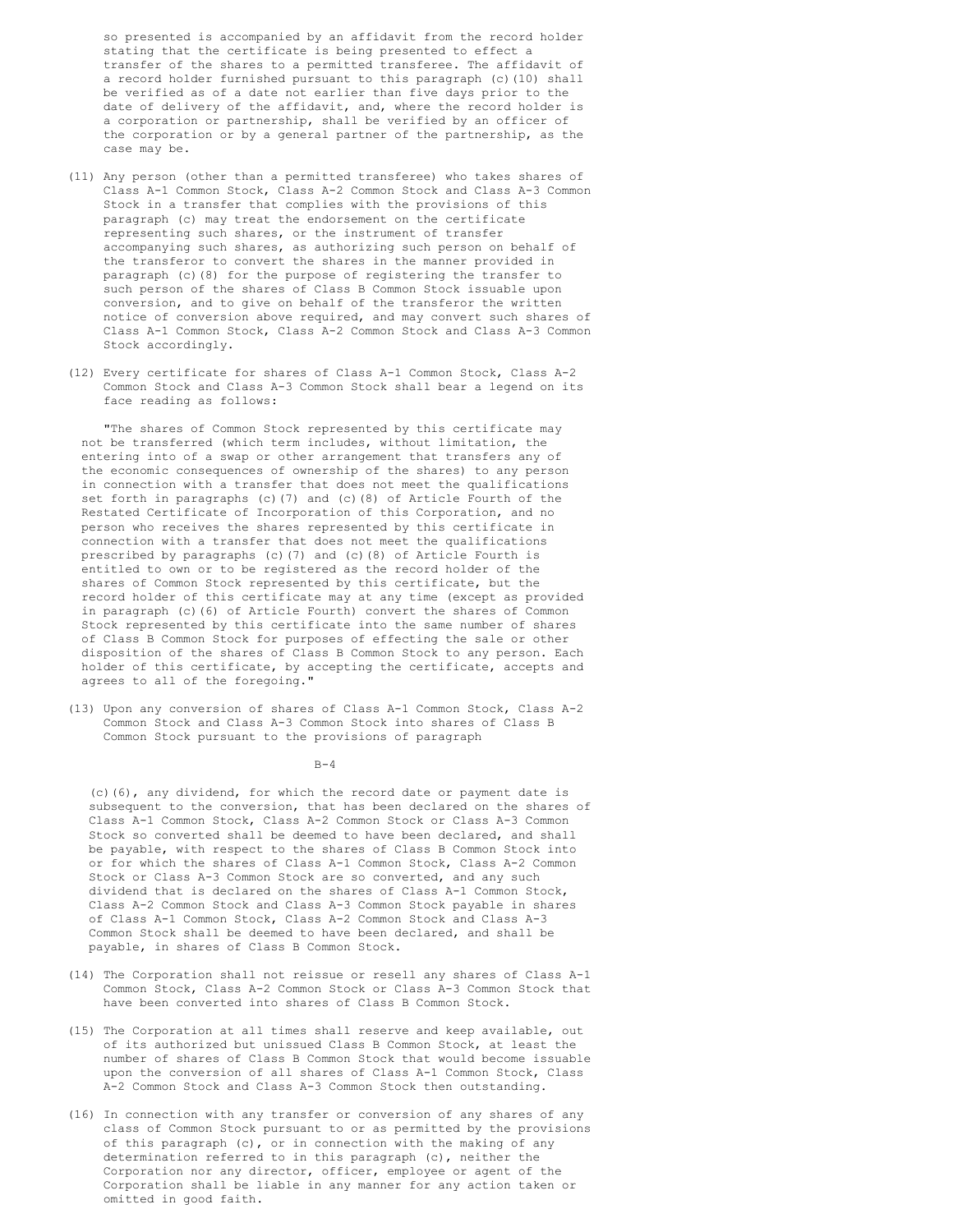so presented is accompanied by an affidavit from the record holder stating that the certificate is being presented to effect a transfer of the shares to a permitted transferee. The affidavit of a record holder furnished pursuant to this paragraph (c)(10) shall be verified as of a date not earlier than five days prior to the date of delivery of the affidavit, and, where the record holder is a corporation or partnership, shall be verified by an officer of the corporation or by a general partner of the partnership, as the case may be.

(11) Any person (other than a permitted transferee) who takes shares of Class A-1 Common Stock, Class A-2 Common Stock and Class A-3 Common Stock in a transfer that complies with the provisions of this paragraph (c) may treat the endorsement on the certificate representing such shares, or the instrument of transfer accompanying such shares, as authorizing such person on behalf of the transferor to convert the shares in the manner provided in paragraph (c)(8) for the purpose of registering the transfer to such person of the shares of Class B Common Stock issuable upon conversion, and to give on behalf of the transferor the written notice of conversion above required, and may convert such shares of Class A-1 Common Stock, Class A-2 Common Stock and Class A-3 Common Stock accordingly.

(12) Every certificate for shares of Class A-1 Common Stock, Class A-2 Common Stock and Class A-3 Common Stock shall bear a legend on its face reading as follows:

"The shares of Common Stock represented by this certificate may not be transferred (which term includes, without limitation, the entering into of a swap or other arrangement that transfers any of the economic consequences of ownership of the shares) to any person in connection with a transfer that does not meet the qualifications set forth in paragraphs (c)(7) and (c)(8) of Article Fourth of the Restated Certificate of Incorporation of this Corporation, and no person who receives the shares represented by this certificate in connection with a transfer that does not meet the qualifications prescribed by paragraphs (c)(7) and (c)(8) of Article Fourth is entitled to own or to be registered as the record holder of the shares of Common Stock represented by this certificate, but the record holder of this certificate may at any time (except as provided in paragraph (c)(6) of Article Fourth) convert the shares of Common Stock represented by this certificate into the same number of shares of Class B Common Stock for purposes of effecting the sale or other disposition of the shares of Class B Common Stock to any person. Each holder of this certificate, by accepting the certificate, accepts and agrees to all of the foregoing."

(13) Upon any conversion of shares of Class A-1 Common Stock, Class A-2 Common Stock and Class A-3 Common Stock into shares of Class B Common Stock pursuant to the provisions of paragraph (c)(6), any dividend, for which the record date or payment date is subsequent to the conversion, that has been declared on the shares of Class A-1 Common Stock, Class A-2 Common Stock or Class A-3 Common Stock so converted shall be deemed to have been declared, and shall be payable, with respect to the shares of Class B Common Stock into or for which the shares of Class A-1 Common Stock, Class A-2 Common Stock or Class A-3 Common Stock are so converted, and any such dividend that is declared on the shares of Class A-1 Common Stock, Class A-2 Common Stock and Class A-3 Common Stock payable in shares of Class A-1 Common Stock, Class A-2 Common Stock and Class A-3 Common Stock shall be deemed to have been declared, and shall be payable, in shares of Class B Common Stock.

(14) The Corporation shall not reissue or resell any shares of Class A-1 Common Stock, Class A-2 Common Stock or Class A-3 Common Stock that have been converted into shares of Class B Common Stock.

(15) The Corporation at all times shall reserve and keep available, out of its authorized but unissued Class B Common Stock, at least the number of shares of Class B Common Stock that would become issuable upon the conversion of all shares of Class A-1 Common Stock, Class A-2 Common Stock and Class A-3 Common Stock then outstanding.

(16) In connection with any transfer or conversion of any shares of any class of Common Stock pursuant to or as permitted by the provisions of this paragraph (c), or in connection with the making of any determination referred to in this paragraph (c), neither the Corporation nor any director, officer, employee or agent of the Corporation shall be liable in any manner for any action taken or omitted in good faith.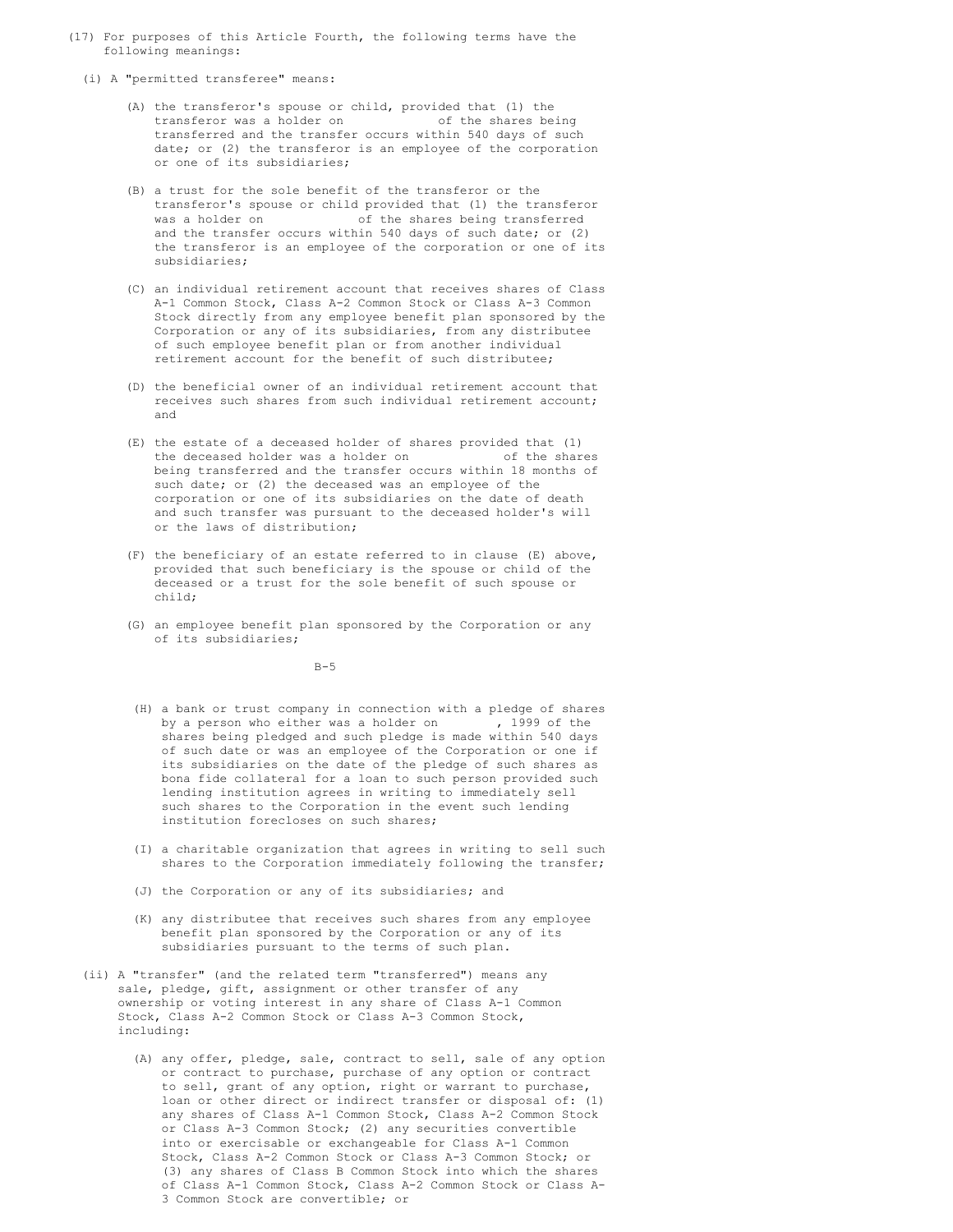(17) For purposes of this Article Fourth, the following terms have the following meanings:

(i) A "permitted transferee" means:

(A) the transferor's spouse or child, provided that (1) the transferor was a holder on              of the shares being transferred and the transfer occurs within 540 days of such date; or (2) the transferor is an employee of the corporation or one of its subsidiaries;

(B) a trust for the sole benefit of the transferor or the transferor's spouse or child provided that (1) the transferor was a holder on              of the shares being transferred and the transfer occurs within 540 days of such date; or (2) the transferor is an employee of the corporation or one of its subsidiaries;

(C) an individual retirement account that receives shares of Class A-1 Common Stock, Class A-2 Common Stock or Class A-3 Common Stock directly from any employee benefit plan sponsored by the Corporation or any of its subsidiaries, from any distributee of such employee benefit plan or from another individual retirement account for the benefit of such distributee;

(D) the beneficial owner of an individual retirement account that receives such shares from such individual retirement account; and

(E) the estate of a deceased holder of shares provided that (1) the deceased holder was a holder on              of the shares being transferred and the transfer occurs within 18 months of such date; or (2) the deceased was an employee of the corporation or one of its subsidiaries on the date of death and such transfer was pursuant to the deceased holder's will or the laws of distribution;

(F) the beneficiary of an estate referred to in clause (E) above, provided that such beneficiary is the spouse or child of the deceased or a trust for the sole benefit of such spouse or child;

(G) an employee benefit plan sponsored by the Corporation or any of its subsidiaries;

(H) a bank or trust company in connection with a pledge of shares by a person who either was a holder on        , 1999 of the shares being pledged and such pledge is made within 540 days of such date or was an employee of the Corporation or one if its subsidiaries on the date of the pledge of such shares as bona fide collateral for a loan to such person provided such lending institution agrees in writing to immediately sell such shares to the Corporation in the event such lending institution forecloses on such shares;

(I) a charitable organization that agrees in writing to sell such shares to the Corporation immediately following the transfer;

(J) the Corporation or any of its subsidiaries; and

(K) any distributee that receives such shares from any employee benefit plan sponsored by the Corporation or any of its subsidiaries pursuant to the terms of such plan.

(ii) A "transfer" (and the related term "transferred") means any sale, pledge, gift, assignment or other transfer of any ownership or voting interest in any share of Class A-1 Common Stock, Class A-2 Common Stock or Class A-3 Common Stock, including:

(A) any offer, pledge, sale, contract to sell, sale of any option or contract to purchase, purchase of any option or contract to sell, grant of any option, right or warrant to purchase, loan or other direct or indirect transfer or disposal of: (1) any shares of Class A-1 Common Stock, Class A-2 Common Stock or Class A-3 Common Stock; (2) any securities convertible into or exercisable or exchangeable for Class A-1 Common Stock, Class A-2 Common Stock or Class A-3 Common Stock; or (3) any shares of Class B Common Stock into which the shares of Class A-1 Common Stock, Class A-2 Common Stock or Class A-3 Common Stock are convertible; or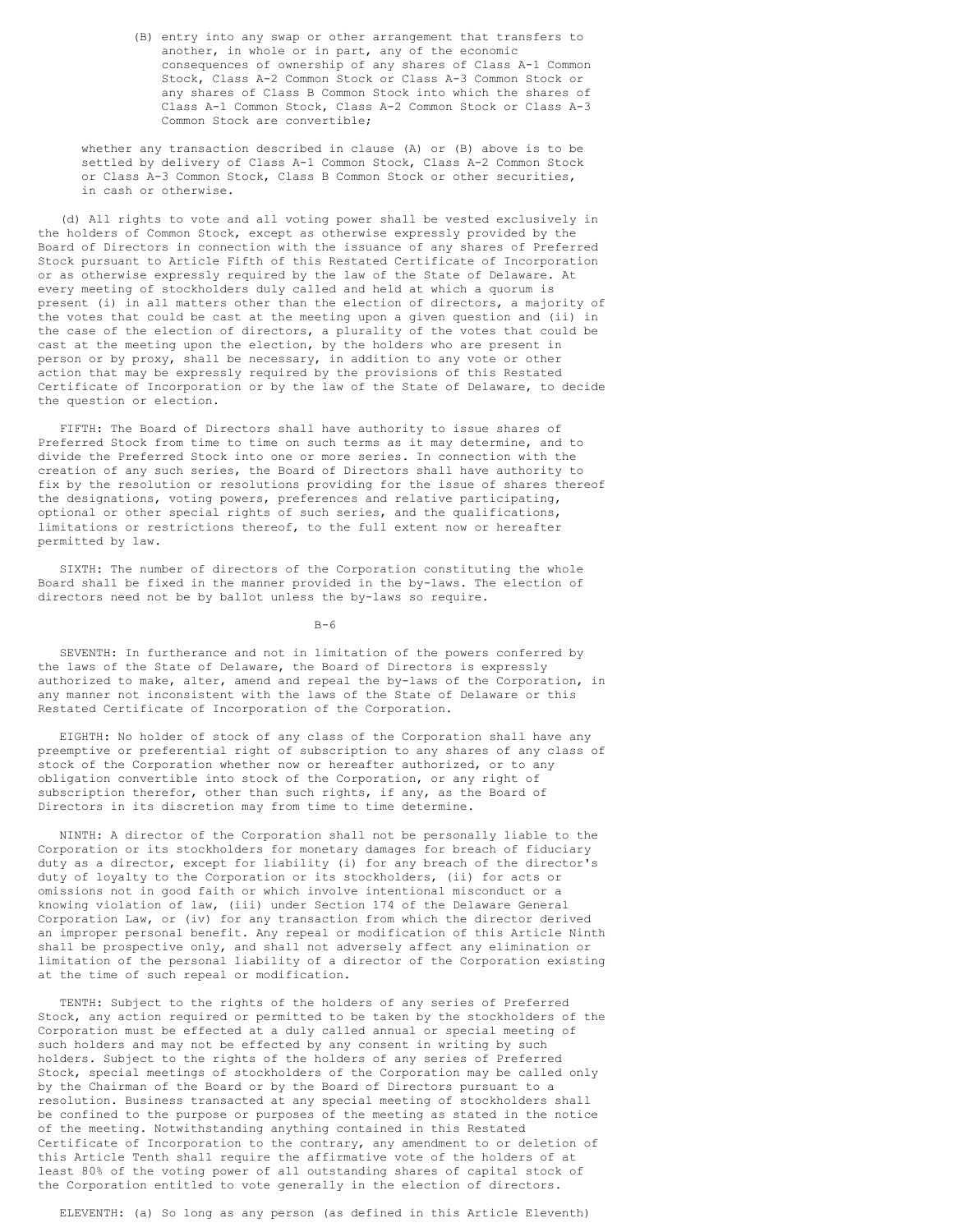(B) entry into any swap or other arrangement that transfers to another, in whole or in part, any of the economic consequences of ownership of any shares of Class A-1 Common Stock, Class A-2 Common Stock or Class A-3 Common Stock or any shares of Class B Common Stock into which the shares of Class A-1 Common Stock, Class A-2 Common Stock or Class A-3 Common Stock are convertible;

whether any transaction described in clause (A) or (B) above is to be settled by delivery of Class A-1 Common Stock, Class A-2 Common Stock or Class A-3 Common Stock, Class B Common Stock or other securities, in cash or otherwise.

(d) All rights to vote and all voting power shall be vested exclusively in the holders of Common Stock, except as otherwise expressly provided by the Board of Directors in connection with the issuance of any shares of Preferred Stock pursuant to Article Fifth of this Restated Certificate of Incorporation or as otherwise expressly required by the law of the State of Delaware. At every meeting of stockholders duly called and held at which a quorum is present (i) in all matters other than the election of directors, a majority of the votes that could be cast at the meeting upon a given question and (ii) in the case of the election of directors, a plurality of the votes that could be cast at the meeting upon the election, by the holders who are present in person or by proxy, shall be necessary, in addition to any vote or other action that may be expressly required by the provisions of this Restated Certificate of Incorporation or by the law of the State of Delaware, to decide the question or election.

FIFTH: The Board of Directors shall have authority to issue shares of Preferred Stock from time to time on such terms as it may determine, and to divide the Preferred Stock into one or more series. In connection with the creation of any such series, the Board of Directors shall have authority to fix by the resolution or resolutions providing for the issue of shares thereof the designations, voting powers, preferences and relative participating, optional or other special rights of such series, and the qualifications, limitations or restrictions thereof, to the full extent now or hereafter permitted by law.

SIXTH: The number of directors of the Corporation constituting the whole Board shall be fixed in the manner provided in the by-laws. The election of directors need not be by ballot unless the by-laws so require.

SEVENTH: In furtherance and not in limitation of the powers conferred by the laws of the State of Delaware, the Board of Directors is expressly authorized to make, alter, amend and repeal the by-laws of the Corporation, in any manner not inconsistent with the laws of the State of Delaware or this Restated Certificate of Incorporation of the Corporation.

EIGHTH: No holder of stock of any class of the Corporation shall have any preemptive or preferential right of subscription to any shares of any class of stock of the Corporation whether now or hereafter authorized, or to any obligation convertible into stock of the Corporation, or any right of subscription therefor, other than such rights, if any, as the Board of Directors in its discretion may from time to time determine.

NINTH: A director of the Corporation shall not be personally liable to the Corporation or its stockholders for monetary damages for breach of fiduciary duty as a director, except for liability (i) for any breach of the director's duty of loyalty to the Corporation or its stockholders, (ii) for acts or omissions not in good faith or which involve intentional misconduct or a knowing violation of law, (iii) under Section 174 of the Delaware General Corporation Law, or (iv) for any transaction from which the director derived an improper personal benefit. Any repeal or modification of this Article Ninth shall be prospective only, and shall not adversely affect any elimination or limitation of the personal liability of a director of the Corporation existing at the time of such repeal or modification.

TENTH: Subject to the rights of the holders of any series of Preferred Stock, any action required or permitted to be taken by the stockholders of the Corporation must be effected at a duly called annual or special meeting of such holders and may not be effected by any consent in writing by such holders. Subject to the rights of the holders of any series of Preferred Stock, special meetings of stockholders of the Corporation may be called only by the Chairman of the Board or by the Board of Directors pursuant to a resolution. Business transacted at any special meeting of stockholders shall be confined to the purpose or purposes of the meeting as stated in the notice of the meeting. Notwithstanding anything contained in this Restated Certificate of Incorporation to the contrary, any amendment to or deletion of this Article Tenth shall require the affirmative vote of the holders of at least 80% of the voting power of all outstanding shares of capital stock of the Corporation entitled to vote generally in the election of directors.

ELEVENTH: (a) So long as any person (as defined in this Article Eleventh)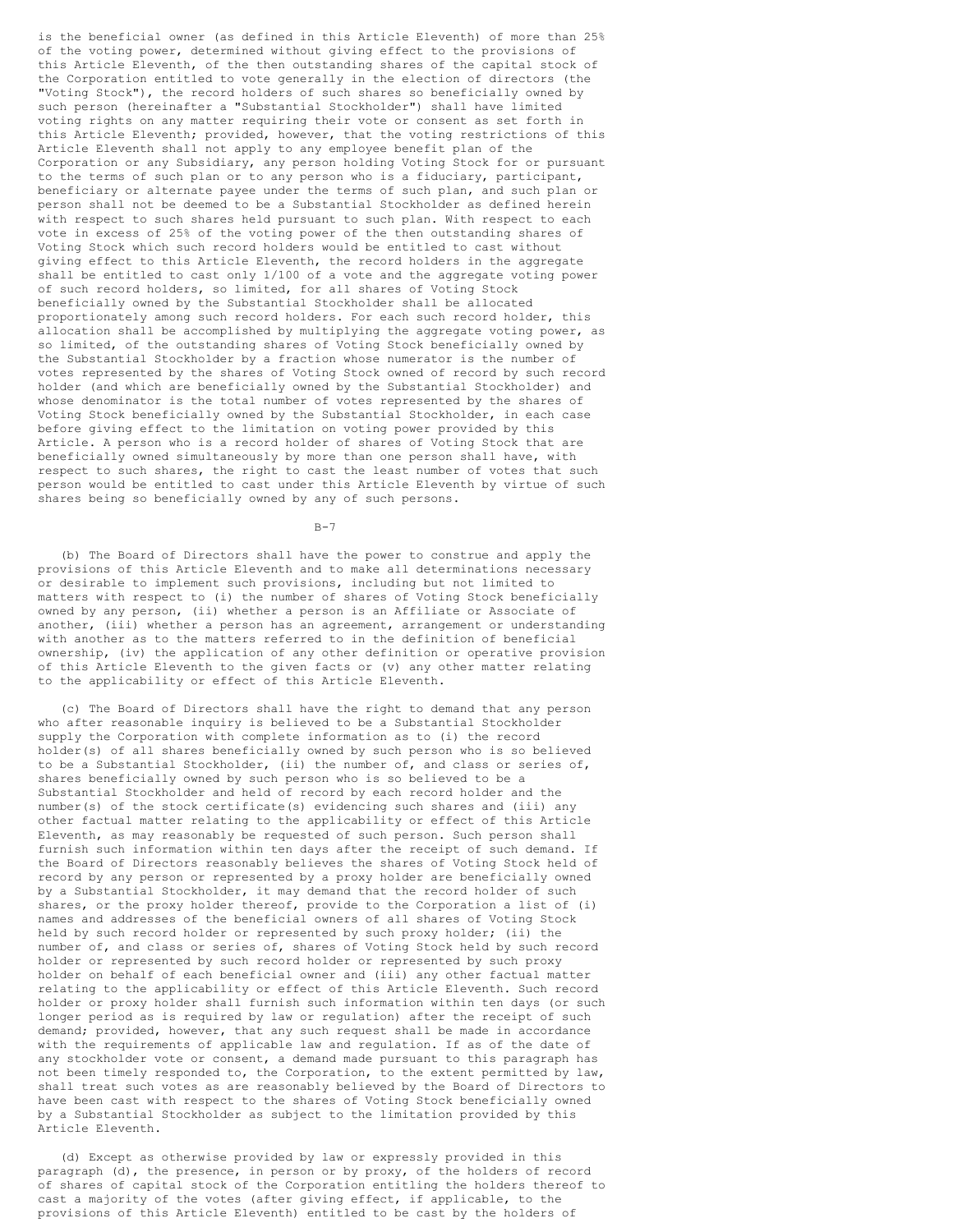is the beneficial owner (as defined in this Article Eleventh) of more than 25% of the voting power, determined without giving effect to the provisions of this Article Eleventh, of the then outstanding shares of the capital stock of the Corporation entitled to vote generally in the election of directors (the "Voting Stock"), the record holders of such shares so beneficially owned by such person (hereinafter a "Substantial Stockholder") shall have limited voting rights on any matter requiring their vote or consent as set forth in this Article Eleventh; provided, however, that the voting restrictions of this Article Eleventh shall not apply to any employee benefit plan of the Corporation or any Subsidiary, any person holding Voting Stock for or pursuant to the terms of such plan or to any person who is a fiduciary, participant, beneficiary or alternate payee under the terms of such plan, and such plan or person shall not be deemed to be a Substantial Stockholder as defined herein with respect to such shares held pursuant to such plan. With respect to each vote in excess of 25% of the voting power of the then outstanding shares of Voting Stock which such record holders would be entitled to cast without giving effect to this Article Eleventh, the record holders in the aggregate shall be entitled to cast only 1/100 of a vote and the aggregate voting power of such record holders, so limited, for all shares of Voting Stock beneficially owned by the Substantial Stockholder shall be allocated proportionately among such record holders. For each such record holder, this allocation shall be accomplished by multiplying the aggregate voting power, as so limited, of the outstanding shares of Voting Stock beneficially owned by the Substantial Stockholder by a fraction whose numerator is the number of votes represented by the shares of Voting Stock owned of record by such record holder (and which are beneficially owned by the Substantial Stockholder) and whose denominator is the total number of votes represented by the shares of Voting Stock beneficially owned by the Substantial Stockholder, in each case before giving effect to the limitation on voting power provided by this Article. A person who is a record holder of shares of Voting Stock that are beneficially owned simultaneously by more than one person shall have, with respect to such shares, the right to cast the least number of votes that such person would be entitled to cast under this Article Eleventh by virtue of such shares being so beneficially owned by any of such persons.

(b) The Board of Directors shall have the power to construe and apply the provisions of this Article Eleventh and to make all determinations necessary or desirable to implement such provisions, including but not limited to matters with respect to (i) the number of shares of Voting Stock beneficially owned by any person, (ii) whether a person is an Affiliate or Associate of another, (iii) whether a person has an agreement, arrangement or understanding with another as to the matters referred to in the definition of beneficial ownership, (iv) the application of any other definition or operative provision of this Article Eleventh to the given facts or (v) any other matter relating to the applicability or effect of this Article Eleventh.

(c) The Board of Directors shall have the right to demand that any person who after reasonable inquiry is believed to be a Substantial Stockholder supply the Corporation with complete information as to (i) the record holder(s) of all shares beneficially owned by such person who is so believed to be a Substantial Stockholder, (ii) the number of, and class or series of, shares beneficially owned by such person who is so believed to be a Substantial Stockholder and held of record by each record holder and the number(s) of the stock certificate(s) evidencing such shares and (iii) any other factual matter relating to the applicability or effect of this Article Eleventh, as may reasonably be requested of such person. Such person shall furnish such information within ten days after the receipt of such demand. If the Board of Directors reasonably believes the shares of Voting Stock held of record by any person or represented by a proxy holder are beneficially owned by a Substantial Stockholder, it may demand that the record holder of such shares, or the proxy holder thereof, provide to the Corporation a list of (i) names and addresses of the beneficial owners of all shares of Voting Stock held by such record holder or represented by such proxy holder; (ii) the number of, and class or series of, shares of Voting Stock held by such record holder or represented by such record holder or represented by such proxy holder on behalf of each beneficial owner and (iii) any other factual matter relating to the applicability or effect of this Article Eleventh. Such record holder or proxy holder shall furnish such information within ten days (or such longer period as is required by law or regulation) after the receipt of such demand; provided, however, that any such request shall be made in accordance with the requirements of applicable law and regulation. If as of the date of any stockholder vote or consent, a demand made pursuant to this paragraph has not been timely responded to, the Corporation, to the extent permitted by law, shall treat such votes as are reasonably believed by the Board of Directors to have been cast with respect to the shares of Voting Stock beneficially owned by a Substantial Stockholder as subject to the limitation provided by this Article Eleventh.

(d) Except as otherwise provided by law or expressly provided in this paragraph (d), the presence, in person or by proxy, of the holders of record of shares of capital stock of the Corporation entitling the holders thereof to cast a majority of the votes (after giving effect, if applicable, to the provisions of this Article Eleventh) entitled to be cast by the holders of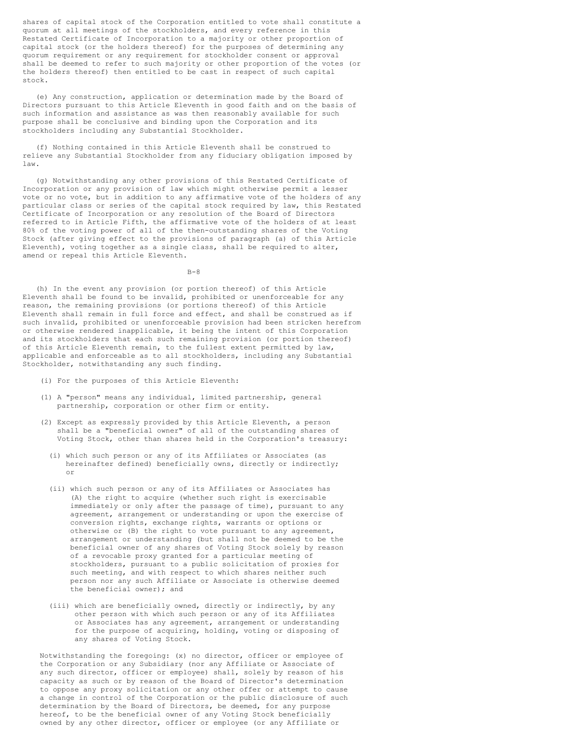shares of capital stock of the Corporation entitled to vote shall constitute a quorum at all meetings of the stockholders, and every reference in this Restated Certificate of Incorporation to a majority or other proportion of capital stock (or the holders thereof) for the purposes of determining any quorum requirement or any requirement for stockholder consent or approval shall be deemed to refer to such majority or other proportion of the votes (or the holders thereof) then entitled to be cast in respect of such capital stock.

(e) Any construction, application or determination made by the Board of Directors pursuant to this Article Eleventh in good faith and on the basis of such information and assistance as was then reasonably available for such purpose shall be conclusive and binding upon the Corporation and its stockholders including any Substantial Stockholder.

(f) Nothing contained in this Article Eleventh shall be construed to relieve any Substantial Stockholder from any fiduciary obligation imposed by law.

(g) Notwithstanding any other provisions of this Restated Certificate of Incorporation or any provision of law which might otherwise permit a lesser vote or no vote, but in addition to any affirmative vote of the holders of any particular class or series of the capital stock required by law, this Restated Certificate of Incorporation or any resolution of the Board of Directors referred to in Article Fifth, the affirmative vote of the holders of at least 80% of the voting power of all of the then-outstanding shares of the Voting Stock (after giving effect to the provisions of paragraph (a) of this Article Eleventh), voting together as a single class, shall be required to alter, amend or repeal this Article Eleventh.

(h) In the event any provision (or portion thereof) of this Article Eleventh shall be found to be invalid, prohibited or unenforceable for any reason, the remaining provisions (or portions thereof) of this Article Eleventh shall remain in full force and effect, and shall be construed as if such invalid, prohibited or unenforceable provision had been stricken herefrom or otherwise rendered inapplicable, it being the intent of this Corporation and its stockholders that each such remaining provision (or portion thereof) of this Article Eleventh remain, to the fullest extent permitted by law, applicable and enforceable as to all stockholders, including any Substantial Stockholder, notwithstanding any such finding.

(i) For the purposes of this Article Eleventh:

(1) A "person" means any individual, limited partnership, general partnership, corporation or other firm or entity.

(2) Except as expressly provided by this Article Eleventh, a person shall be a "beneficial owner" of all of the outstanding shares of Voting Stock, other than shares held in the Corporation's treasury:

(i) which such person or any of its Affiliates or Associates (as hereinafter defined) beneficially owns, directly or indirectly; or

(ii) which such person or any of its Affiliates or Associates has (A) the right to acquire (whether such right is exercisable immediately or only after the passage of time), pursuant to any agreement, arrangement or understanding or upon the exercise of conversion rights, exchange rights, warrants or options or otherwise or (B) the right to vote pursuant to any agreement, arrangement or understanding (but shall not be deemed to be the beneficial owner of any shares of Voting Stock solely by reason of a revocable proxy granted for a particular meeting of stockholders, pursuant to a public solicitation of proxies for such meeting, and with respect to which shares neither such person nor any such Affiliate or Associate is otherwise deemed the beneficial owner); and

(iii) which are beneficially owned, directly or indirectly, by any other person with which such person or any of its Affiliates or Associates has any agreement, arrangement or understanding for the purpose of acquiring, holding, voting or disposing of any shares of Voting Stock.

Notwithstanding the foregoing: (x) no director, officer or employee of the Corporation or any Subsidiary (nor any Affiliate or Associate of any such director, officer or employee) shall, solely by reason of his capacity as such or by reason of the Board of Director's determination to oppose any proxy solicitation or any other offer or attempt to cause a change in control of the Corporation or the public disclosure of such determination by the Board of Directors, be deemed, for any purpose hereof, to be the beneficial owner of any Voting Stock beneficially owned by any other director, officer or employee (or any Affiliate or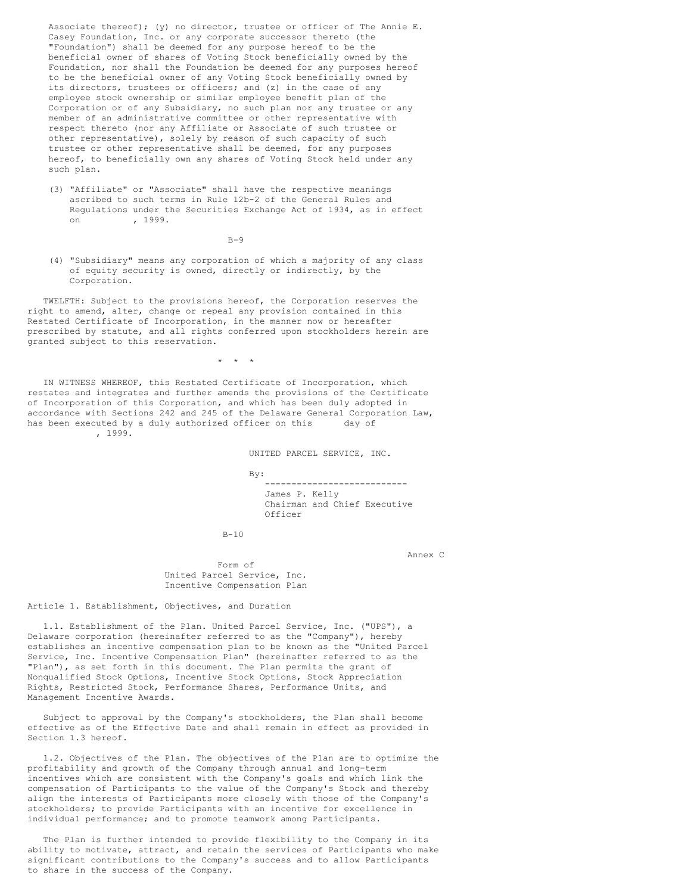Associate thereof); (y) no director, trustee or officer of The Annie E. Casey Foundation, Inc. or any corporate successor thereto (the "Foundation") shall be deemed for any purpose hereof to be the beneficial owner of shares of Voting Stock beneficially owned by the Foundation, nor shall the Foundation be deemed for any purposes hereof to be the beneficial owner of any Voting Stock beneficially owned by its directors, trustees or officers; and (z) in the case of any employee stock ownership or similar employee benefit plan of the Corporation or of any Subsidiary, no such plan nor any trustee or any member of an administrative committee or other representative with respect thereto (nor any Affiliate or Associate of such trustee or other representative), solely by reason of such capacity of such trustee or other representative shall be deemed, for any purposes hereof, to beneficially own any shares of Voting Stock held under any such plan.

(3) "Affiliate" or "Associate" shall have the respective meanings ascribed to such terms in Rule 12b-2 of the General Rules and Regulations under the Securities Exchange Act of 1934, as in effect on          , 1999.

(4) "Subsidiary" means any corporation of which a majority of any class of equity security is owned, directly or indirectly, by the Corporation.

TWELFTH: Subject to the provisions hereof, the Corporation reserves the right to amend, alter, change or repeal any provision contained in this Restated Certificate of Incorporation, in the manner now or hereafter prescribed by statute, and all rights conferred upon stockholders herein are granted subject to this reservation.

\* \* \*

IN WITNESS WHEREOF, this Restated Certificate of Incorporation, which restates and integrates and further amends the provisions of the Certificate of Incorporation of this Corporation, and which has been duly adopted in accordance with Sections 242 and 245 of the Delaware General Corporation Law, has been executed by a duly authorized officer on this      day of            , 1999.

UNITED PARCEL SERVICE, INC.

By:
---------------------------
James P. Kelly
Chairman and Chief Executive Officer

Annex C

Form of
United Parcel Service, Inc.
Incentive Compensation Plan

## Article 1. Establishment, Objectives, and Duration

1.1. Establishment of the Plan. United Parcel Service, Inc. ("UPS"), a Delaware corporation (hereinafter referred to as the "Company"), hereby establishes an incentive compensation plan to be known as the "United Parcel Service, Inc. Incentive Compensation Plan" (hereinafter referred to as the "Plan"), as set forth in this document. The Plan permits the grant of Nonqualified Stock Options, Incentive Stock Options, Stock Appreciation Rights, Restricted Stock, Performance Shares, Performance Units, and Management Incentive Awards.

Subject to approval by the Company's stockholders, the Plan shall become effective as of the Effective Date and shall remain in effect as provided in Section 1.3 hereof.

1.2. Objectives of the Plan. The objectives of the Plan are to optimize the profitability and growth of the Company through annual and long-term incentives which are consistent with the Company's goals and which link the compensation of Participants to the value of the Company's Stock and thereby align the interests of Participants more closely with those of the Company's stockholders; to provide Participants with an incentive for excellence in individual performance; and to promote teamwork among Participants.

The Plan is further intended to provide flexibility to the Company in its ability to motivate, attract, and retain the services of Participants who make significant contributions to the Company's success and to allow Participants to share in the success of the Company.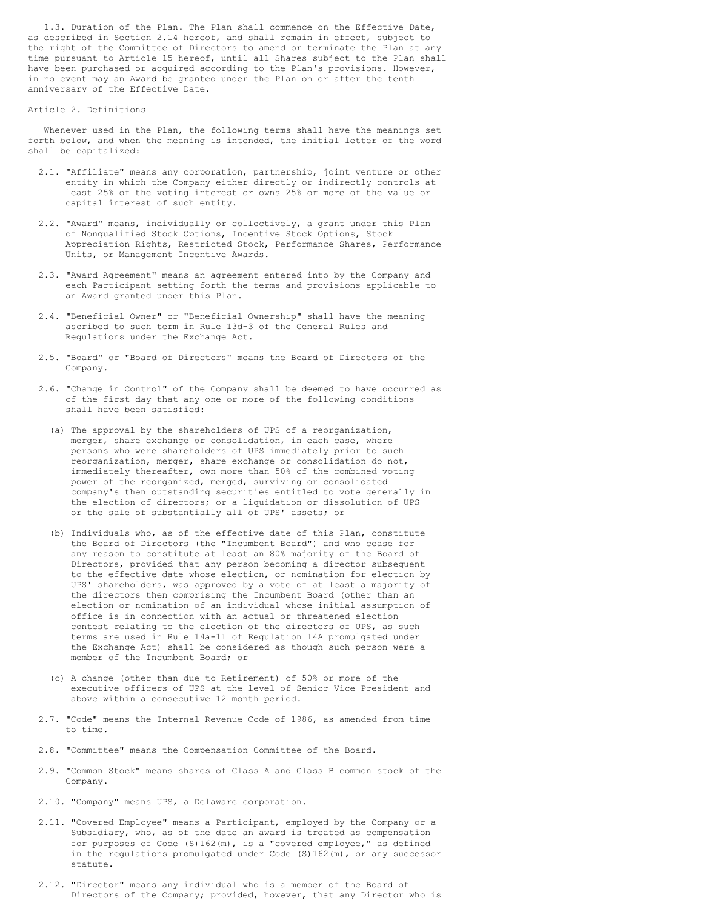1.3. Duration of the Plan. The Plan shall commence on the Effective Date, as described in Section 2.14 hereof, and shall remain in effect, subject to the right of the Committee of Directors to amend or terminate the Plan at any time pursuant to Article 15 hereof, until all Shares subject to the Plan shall have been purchased or acquired according to the Plan's provisions. However, in no event may an Award be granted under the Plan on or after the tenth anniversary of the Effective Date.

Article 2. Definitions

Whenever used in the Plan, the following terms shall have the meanings set forth below, and when the meaning is intended, the initial letter of the word shall be capitalized:

2.1. "Affiliate" means any corporation, partnership, joint venture or other entity in which the Company either directly or indirectly controls at least 25% of the voting interest or owns 25% or more of the value or capital interest of such entity.

2.2. "Award" means, individually or collectively, a grant under this Plan of Nonqualified Stock Options, Incentive Stock Options, Stock Appreciation Rights, Restricted Stock, Performance Shares, Performance Units, or Management Incentive Awards.

2.3. "Award Agreement" means an agreement entered into by the Company and each Participant setting forth the terms and provisions applicable to an Award granted under this Plan.

2.4. "Beneficial Owner" or "Beneficial Ownership" shall have the meaning ascribed to such term in Rule 13d-3 of the General Rules and Regulations under the Exchange Act.

2.5. "Board" or "Board of Directors" means the Board of Directors of the Company.

2.6. "Change in Control" of the Company shall be deemed to have occurred as of the first day that any one or more of the following conditions shall have been satisfied:

(a) The approval by the shareholders of UPS of a reorganization, merger, share exchange or consolidation, in each case, where persons who were shareholders of UPS immediately prior to such reorganization, merger, share exchange or consolidation do not, immediately thereafter, own more than 50% of the combined voting power of the reorganized, merged, surviving or consolidated company's then outstanding securities entitled to vote generally in the election of directors; or a liquidation or dissolution of UPS or the sale of substantially all of UPS' assets; or

(b) Individuals who, as of the effective date of this Plan, constitute the Board of Directors (the "Incumbent Board") and who cease for any reason to constitute at least an 80% majority of the Board of Directors, provided that any person becoming a director subsequent to the effective date whose election, or nomination for election by UPS' shareholders, was approved by a vote of at least a majority of the directors then comprising the Incumbent Board (other than an election or nomination of an individual whose initial assumption of office is in connection with an actual or threatened election contest relating to the election of the directors of UPS, as such terms are used in Rule 14a-11 of Regulation 14A promulgated under the Exchange Act) shall be considered as though such person were a member of the Incumbent Board; or

(c) A change (other than due to Retirement) of 50% or more of the executive officers of UPS at the level of Senior Vice President and above within a consecutive 12 month period.

2.7. "Code" means the Internal Revenue Code of 1986, as amended from time to time.

2.8. "Committee" means the Compensation Committee of the Board.

2.9. "Common Stock" means shares of Class A and Class B common stock of the Company.

2.10. "Company" means UPS, a Delaware corporation.

2.11. "Covered Employee" means a Participant, employed by the Company or a Subsidiary, who, as of the date an award is treated as compensation for purposes of Code (S)162(m), is a "covered employee," as defined in the regulations promulgated under Code (S)162(m), or any successor statute.

2.12. "Director" means any individual who is a member of the Board of Directors of the Company; provided, however, that any Director who is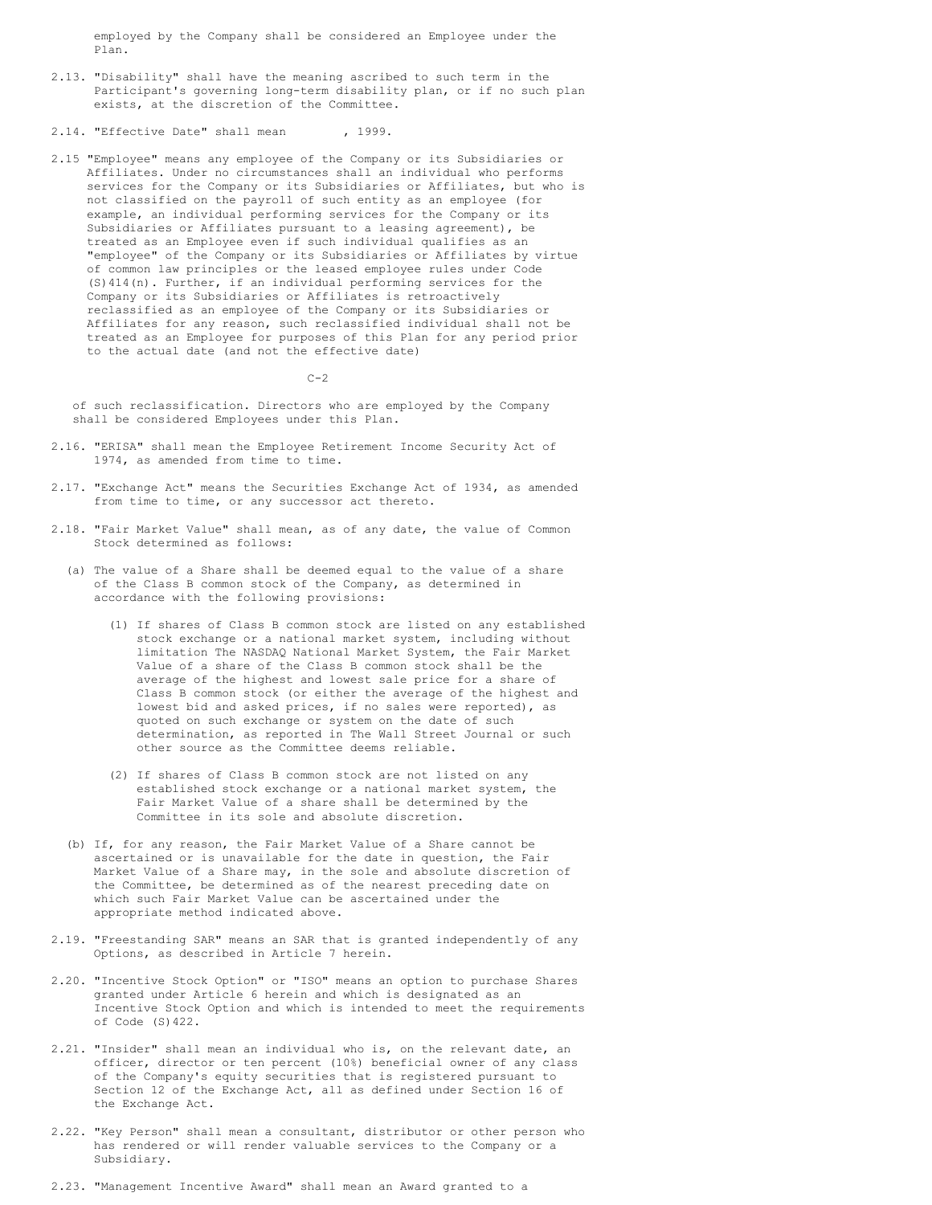employed by the Company shall be considered an Employee under the Plan.

2.13. "Disability" shall have the meaning ascribed to such term in the Participant's governing long-term disability plan, or if no such plan exists, at the discretion of the Committee.

2.14. "Effective Date" shall mean        , 1999.

2.15 "Employee" means any employee of the Company or its Subsidiaries or Affiliates. Under no circumstances shall an individual who performs services for the Company or its Subsidiaries or Affiliates, but who is not classified on the payroll of such entity as an employee (for example, an individual performing services for the Company or its Subsidiaries or Affiliates pursuant to a leasing agreement), be treated as an Employee even if such individual qualifies as an "employee" of the Company or its Subsidiaries or Affiliates by virtue of common law principles or the leased employee rules under Code (S)414(n). Further, if an individual performing services for the Company or its Subsidiaries or Affiliates is retroactively reclassified as an employee of the Company or its Subsidiaries or Affiliates for any reason, such reclassified individual shall not be treated as an Employee for purposes of this Plan for any period prior to the actual date (and not the effective date) of such reclassification. Directors who are employed by the Company shall be considered Employees under this Plan.

2.16. "ERISA" shall mean the Employee Retirement Income Security Act of 1974, as amended from time to time.

2.17. "Exchange Act" means the Securities Exchange Act of 1934, as amended from time to time, or any successor act thereto.

2.18. "Fair Market Value" shall mean, as of any date, the value of Common Stock determined as follows:

(a) The value of a Share shall be deemed equal to the value of a share of the Class B common stock of the Company, as determined in accordance with the following provisions:

(1) If shares of Class B common stock are listed on any established stock exchange or a national market system, including without limitation The NASDAQ National Market System, the Fair Market Value of a share of the Class B common stock shall be the average of the highest and lowest sale price for a share of Class B common stock (or either the average of the highest and lowest bid and asked prices, if no sales were reported), as quoted on such exchange or system on the date of such determination, as reported in The Wall Street Journal or such other source as the Committee deems reliable.

(2) If shares of Class B common stock are not listed on any established stock exchange or a national market system, the Fair Market Value of a share shall be determined by the Committee in its sole and absolute discretion.

(b) If, for any reason, the Fair Market Value of a Share cannot be ascertained or is unavailable for the date in question, the Fair Market Value of a Share may, in the sole and absolute discretion of the Committee, be determined as of the nearest preceding date on which such Fair Market Value can be ascertained under the appropriate method indicated above.

2.19. "Freestanding SAR" means an SAR that is granted independently of any Options, as described in Article 7 herein.

2.20. "Incentive Stock Option" or "ISO" means an option to purchase Shares granted under Article 6 herein and which is designated as an Incentive Stock Option and which is intended to meet the requirements of Code (S)422.

2.21. "Insider" shall mean an individual who is, on the relevant date, an officer, director or ten percent (10%) beneficial owner of any class of the Company's equity securities that is registered pursuant to Section 12 of the Exchange Act, all as defined under Section 16 of the Exchange Act.

2.22. "Key Person" shall mean a consultant, distributor or other person who has rendered or will render valuable services to the Company or a Subsidiary.

2.23. "Management Incentive Award" shall mean an Award granted to a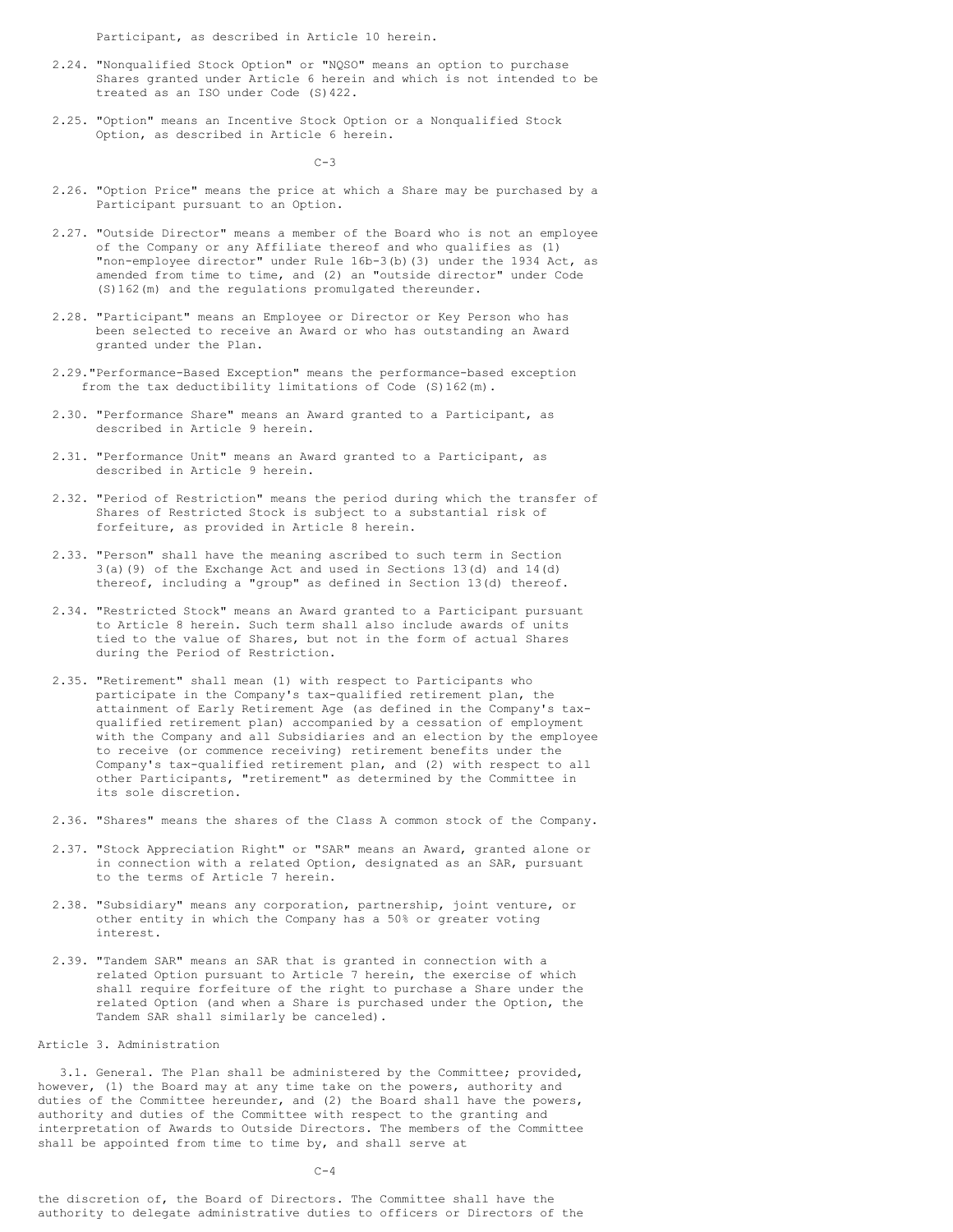Participant, as described in Article 10 herein.

2.24. "Nonqualified Stock Option" or "NQSO" means an option to purchase Shares granted under Article 6 herein and which is not intended to be treated as an ISO under Code (S)422.

2.25. "Option" means an Incentive Stock Option or a Nonqualified Stock Option, as described in Article 6 herein.

2.26. "Option Price" means the price at which a Share may be purchased by a Participant pursuant to an Option.

2.27. "Outside Director" means a member of the Board who is not an employee of the Company or any Affiliate thereof and who qualifies as (1) "non-employee director" under Rule 16b-3(b)(3) under the 1934 Act, as amended from time to time, and (2) an "outside director" under Code (S)162(m) and the regulations promulgated thereunder.

2.28. "Participant" means an Employee or Director or Key Person who has been selected to receive an Award or who has outstanding an Award granted under the Plan.

2.29. "Performance-Based Exception" means the performance-based exception from the tax deductibility limitations of Code (S)162(m).

2.30. "Performance Share" means an Award granted to a Participant, as described in Article 9 herein.

2.31. "Performance Unit" means an Award granted to a Participant, as described in Article 9 herein.

2.32. "Period of Restriction" means the period during which the transfer of Shares of Restricted Stock is subject to a substantial risk of forfeiture, as provided in Article 8 herein.

2.33. "Person" shall have the meaning ascribed to such term in Section 3(a)(9) of the Exchange Act and used in Sections 13(d) and 14(d) thereof, including a "group" as defined in Section 13(d) thereof.

2.34. "Restricted Stock" means an Award granted to a Participant pursuant to Article 8 herein. Such term shall also include awards of units tied to the value of Shares, but not in the form of actual Shares during the Period of Restriction.

2.35. "Retirement" shall mean (1) with respect to Participants who participate in the Company's tax-qualified retirement plan, the attainment of Early Retirement Age (as defined in the Company's tax-qualified retirement plan) accompanied by a cessation of employment with the Company and all Subsidiaries and an election by the employee to receive (or commence receiving) retirement benefits under the Company's tax-qualified retirement plan, and (2) with respect to all other Participants, "retirement" as determined by the Committee in its sole discretion.

2.36. "Shares" means the shares of the Class A common stock of the Company.

2.37. "Stock Appreciation Right" or "SAR" means an Award, granted alone or in connection with a related Option, designated as an SAR, pursuant to the terms of Article 7 herein.

2.38. "Subsidiary" means any corporation, partnership, joint venture, or other entity in which the Company has a 50% or greater voting interest.

2.39. "Tandem SAR" means an SAR that is granted in connection with a related Option pursuant to Article 7 herein, the exercise of which shall require forfeiture of the right to purchase a Share under the related Option (and when a Share is purchased under the Option, the Tandem SAR shall similarly be canceled).

## Article 3. Administration

3.1. General. The Plan shall be administered by the Committee; provided, however, (1) the Board may at any time take on the powers, authority and duties of the Committee hereunder, and (2) the Board shall have the powers, authority and duties of the Committee with respect to the granting and interpretation of Awards to Outside Directors. The members of the Committee shall be appointed from time to time by, and shall serve at the discretion of, the Board of Directors. The Committee shall have the authority to delegate administrative duties to officers or Directors of the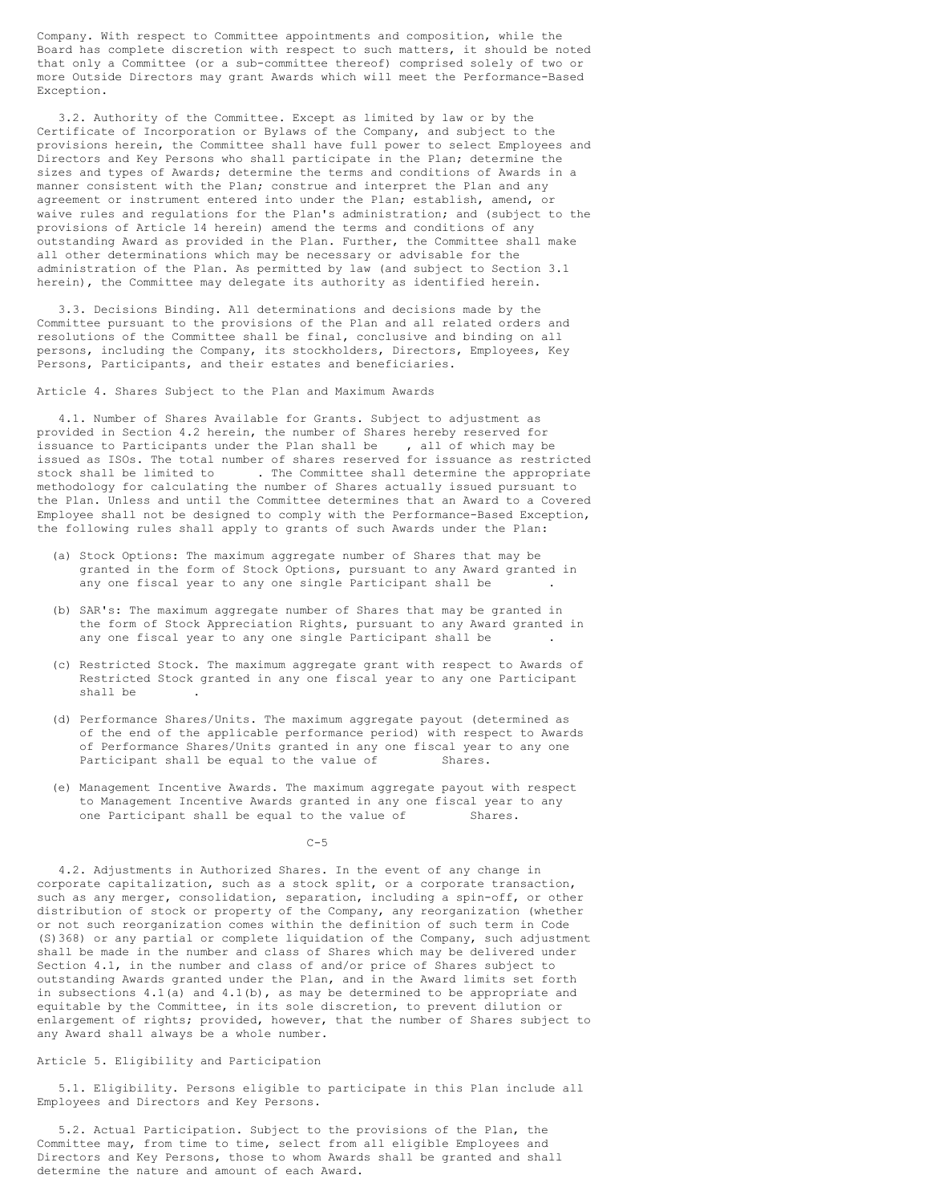Company. With respect to Committee appointments and composition, while the Board has complete discretion with respect to such matters, it should be noted that only a Committee (or a sub-committee thereof) comprised solely of two or more Outside Directors may grant Awards which will meet the Performance-Based Exception.

3.2. Authority of the Committee. Except as limited by law or by the Certificate of Incorporation or Bylaws of the Company, and subject to the provisions herein, the Committee shall have full power to select Employees and Directors and Key Persons who shall participate in the Plan; determine the sizes and types of Awards; determine the terms and conditions of Awards in a manner consistent with the Plan; construe and interpret the Plan and any agreement or instrument entered into under the Plan; establish, amend, or waive rules and regulations for the Plan's administration; and (subject to the provisions of Article 14 herein) amend the terms and conditions of any outstanding Award as provided in the Plan. Further, the Committee shall make all other determinations which may be necessary or advisable for the administration of the Plan. As permitted by law (and subject to Section 3.1 herein), the Committee may delegate its authority as identified herein.

3.3. Decisions Binding. All determinations and decisions made by the Committee pursuant to the provisions of the Plan and all related orders and resolutions of the Committee shall be final, conclusive and binding on all persons, including the Company, its stockholders, Directors, Employees, Key Persons, Participants, and their estates and beneficiaries.

Article 4. Shares Subject to the Plan and Maximum Awards

4.1. Number of Shares Available for Grants. Subject to adjustment as provided in Section 4.2 herein, the number of Shares hereby reserved for issuance to Participants under the Plan shall be    , all of which may be issued as ISOs. The total number of shares reserved for issuance as restricted stock shall be limited to      . The Committee shall determine the appropriate methodology for calculating the number of Shares actually issued pursuant to the Plan. Unless and until the Committee determines that an Award to a Covered Employee shall not be designed to comply with the Performance-Based Exception, the following rules shall apply to grants of such Awards under the Plan:

(a) Stock Options: The maximum aggregate number of Shares that may be granted in the form of Stock Options, pursuant to any Award granted in any one fiscal year to any one single Participant shall be        .

(b) SAR's: The maximum aggregate number of Shares that may be granted in the form of Stock Appreciation Rights, pursuant to any Award granted in any one fiscal year to any one single Participant shall be        .

(c) Restricted Stock. The maximum aggregate grant with respect to Awards of Restricted Stock granted in any one fiscal year to any one Participant shall be        .

(d) Performance Shares/Units. The maximum aggregate payout (determined as of the end of the applicable performance period) with respect to Awards of Performance Shares/Units granted in any one fiscal year to any one Participant shall be equal to the value of         Shares.

(e) Management Incentive Awards. The maximum aggregate payout with respect to Management Incentive Awards granted in any one fiscal year to any one Participant shall be equal to the value of         Shares.

4.2. Adjustments in Authorized Shares. In the event of any change in corporate capitalization, such as a stock split, or a corporate transaction, such as any merger, consolidation, separation, including a spin-off, or other distribution of stock or property of the Company, any reorganization (whether or not such reorganization comes within the definition of such term in Code (S)368) or any partial or complete liquidation of the Company, such adjustment shall be made in the number and class of Shares which may be delivered under Section 4.1, in the number and class of and/or price of Shares subject to outstanding Awards granted under the Plan, and in the Award limits set forth in subsections 4.1(a) and 4.1(b), as may be determined to be appropriate and equitable by the Committee, in its sole discretion, to prevent dilution or enlargement of rights; provided, however, that the number of Shares subject to any Award shall always be a whole number.

Article 5. Eligibility and Participation

5.1. Eligibility. Persons eligible to participate in this Plan include all Employees and Directors and Key Persons.

5.2. Actual Participation. Subject to the provisions of the Plan, the Committee may, from time to time, select from all eligible Employees and Directors and Key Persons, those to whom Awards shall be granted and shall determine the nature and amount of each Award.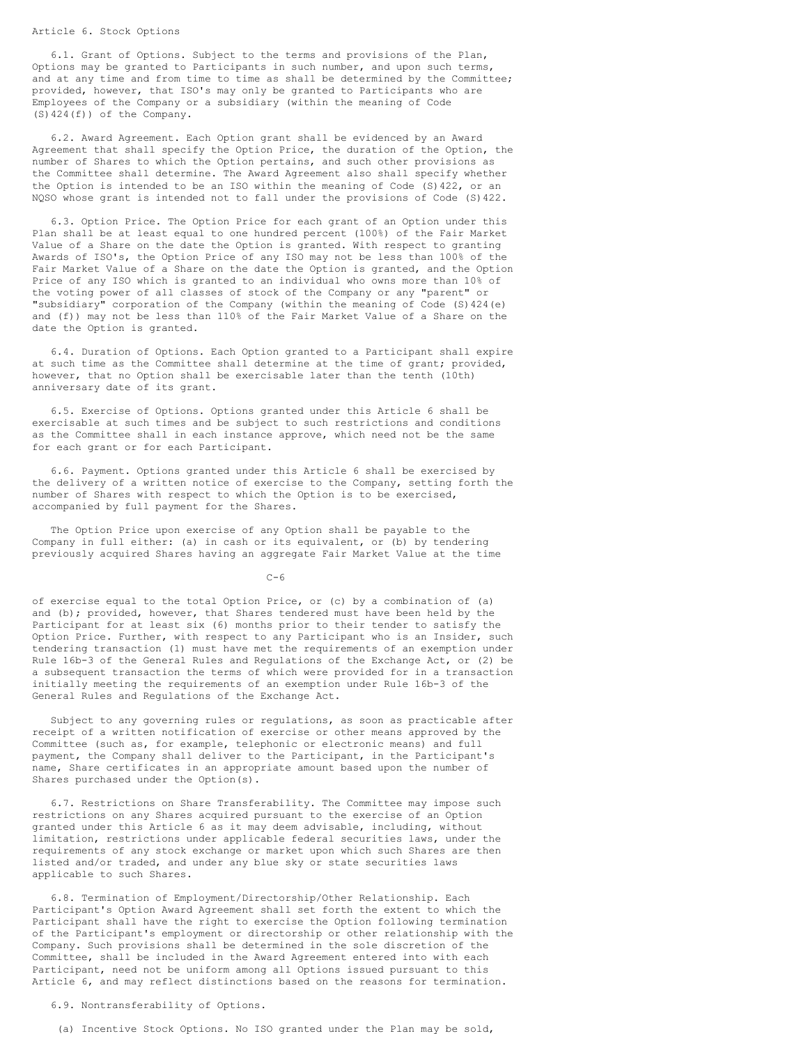## Article 6. Stock Options

6.1. Grant of Options. Subject to the terms and provisions of the Plan, Options may be granted to Participants in such number, and upon such terms, and at any time and from time to time as shall be determined by the Committee; provided, however, that ISO's may only be granted to Participants who are Employees of the Company or a subsidiary (within the meaning of Code (S)424(f)) of the Company.

6.2. Award Agreement. Each Option grant shall be evidenced by an Award Agreement that shall specify the Option Price, the duration of the Option, the number of Shares to which the Option pertains, and such other provisions as the Committee shall determine. The Award Agreement also shall specify whether the Option is intended to be an ISO within the meaning of Code (S)422, or an NQSO whose grant is intended not to fall under the provisions of Code (S)422.

6.3. Option Price. The Option Price for each grant of an Option under this Plan shall be at least equal to one hundred percent (100%) of the Fair Market Value of a Share on the date the Option is granted. With respect to granting Awards of ISO's, the Option Price of any ISO may not be less than 100% of the Fair Market Value of a Share on the date the Option is granted, and the Option Price of any ISO which is granted to an individual who owns more than 10% of the voting power of all classes of stock of the Company or any "parent" or "subsidiary" corporation of the Company (within the meaning of Code (S)424(e) and (f)) may not be less than 110% of the Fair Market Value of a Share on the date the Option is granted.

6.4. Duration of Options. Each Option granted to a Participant shall expire at such time as the Committee shall determine at the time of grant; provided, however, that no Option shall be exercisable later than the tenth (10th) anniversary date of its grant.

6.5. Exercise of Options. Options granted under this Article 6 shall be exercisable at such times and be subject to such restrictions and conditions as the Committee shall in each instance approve, which need not be the same for each grant or for each Participant.

6.6. Payment. Options granted under this Article 6 shall be exercised by the delivery of a written notice of exercise to the Company, setting forth the number of Shares with respect to which the Option is to be exercised, accompanied by full payment for the Shares.

The Option Price upon exercise of any Option shall be payable to the Company in full either: (a) in cash or its equivalent, or (b) by tendering previously acquired Shares having an aggregate Fair Market Value at the time of exercise equal to the total Option Price, or (c) by a combination of (a) and (b); provided, however, that Shares tendered must have been held by the Participant for at least six (6) months prior to their tender to satisfy the Option Price. Further, with respect to any Participant who is an Insider, such tendering transaction (1) must have met the requirements of an exemption under Rule 16b-3 of the General Rules and Regulations of the Exchange Act, or (2) be a subsequent transaction the terms of which were provided for in a transaction initially meeting the requirements of an exemption under Rule 16b-3 of the General Rules and Regulations of the Exchange Act.

Subject to any governing rules or regulations, as soon as practicable after receipt of a written notification of exercise or other means approved by the Committee (such as, for example, telephonic or electronic means) and full payment, the Company shall deliver to the Participant, in the Participant's name, Share certificates in an appropriate amount based upon the number of Shares purchased under the Option(s).

6.7. Restrictions on Share Transferability. The Committee may impose such restrictions on any Shares acquired pursuant to the exercise of an Option granted under this Article 6 as it may deem advisable, including, without limitation, restrictions under applicable federal securities laws, under the requirements of any stock exchange or market upon which such Shares are then listed and/or traded, and under any blue sky or state securities laws applicable to such Shares.

6.8. Termination of Employment/Directorship/Other Relationship. Each Participant's Option Award Agreement shall set forth the extent to which the Participant shall have the right to exercise the Option following termination of the Participant's employment or directorship or other relationship with the Company. Such provisions shall be determined in the sole discretion of the Committee, shall be included in the Award Agreement entered into with each Participant, need not be uniform among all Options issued pursuant to this Article 6, and may reflect distinctions based on the reasons for termination.

6.9. Nontransferability of Options.

(a) Incentive Stock Options. No ISO granted under the Plan may be sold,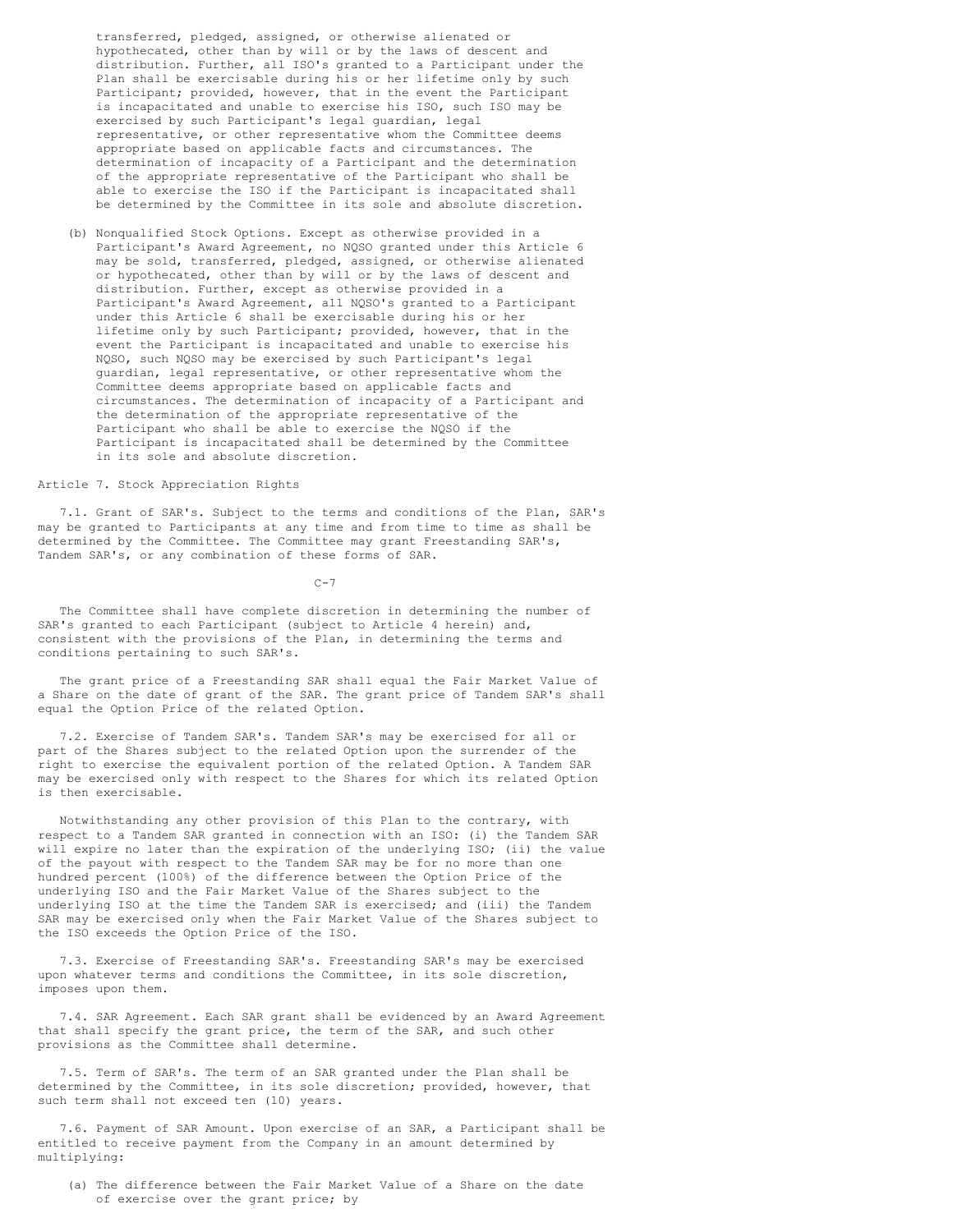transferred, pledged, assigned, or otherwise alienated or hypothecated, other than by will or by the laws of descent and distribution. Further, all ISO's granted to a Participant under the Plan shall be exercisable during his or her lifetime only by such Participant; provided, however, that in the event the Participant is incapacitated and unable to exercise his ISO, such ISO may be exercised by such Participant's legal guardian, legal representative, or other representative whom the Committee deems appropriate based on applicable facts and circumstances. The determination of incapacity of a Participant and the determination of the appropriate representative of the Participant who shall be able to exercise the ISO if the Participant is incapacitated shall be determined by the Committee in its sole and absolute discretion.

(b) Nonqualified Stock Options. Except as otherwise provided in a Participant's Award Agreement, no NQSO granted under this Article 6 may be sold, transferred, pledged, assigned, or otherwise alienated or hypothecated, other than by will or by the laws of descent and distribution. Further, except as otherwise provided in a Participant's Award Agreement, all NQSO's granted to a Participant under this Article 6 shall be exercisable during his or her lifetime only by such Participant; provided, however, that in the event the Participant is incapacitated and unable to exercise his NQSO, such NQSO may be exercised by such Participant's legal guardian, legal representative, or other representative whom the Committee deems appropriate based on applicable facts and circumstances. The determination of incapacity of a Participant and the determination of the appropriate representative of the Participant who shall be able to exercise the NQSO if the Participant is incapacitated shall be determined by the Committee in its sole and absolute discretion.

## Article 7. Stock Appreciation Rights

7.1. Grant of SAR's. Subject to the terms and conditions of the Plan, SAR's may be granted to Participants at any time and from time to time as shall be determined by the Committee. The Committee may grant Freestanding SAR's, Tandem SAR's, or any combination of these forms of SAR.

The Committee shall have complete discretion in determining the number of SAR's granted to each Participant (subject to Article 4 herein) and, consistent with the provisions of the Plan, in determining the terms and conditions pertaining to such SAR's.

The grant price of a Freestanding SAR shall equal the Fair Market Value of a Share on the date of grant of the SAR. The grant price of Tandem SAR's shall equal the Option Price of the related Option.

7.2. Exercise of Tandem SAR's. Tandem SAR's may be exercised for all or part of the Shares subject to the related Option upon the surrender of the right to exercise the equivalent portion of the related Option. A Tandem SAR may be exercised only with respect to the Shares for which its related Option is then exercisable.

Notwithstanding any other provision of this Plan to the contrary, with respect to a Tandem SAR granted in connection with an ISO: (i) the Tandem SAR will expire no later than the expiration of the underlying ISO; (ii) the value of the payout with respect to the Tandem SAR may be for no more than one hundred percent (100%) of the difference between the Option Price of the underlying ISO and the Fair Market Value of the Shares subject to the underlying ISO at the time the Tandem SAR is exercised; and (iii) the Tandem SAR may be exercised only when the Fair Market Value of the Shares subject to the ISO exceeds the Option Price of the ISO.

7.3. Exercise of Freestanding SAR's. Freestanding SAR's may be exercised upon whatever terms and conditions the Committee, in its sole discretion, imposes upon them.

7.4. SAR Agreement. Each SAR grant shall be evidenced by an Award Agreement that shall specify the grant price, the term of the SAR, and such other provisions as the Committee shall determine.

7.5. Term of SAR's. The term of an SAR granted under the Plan shall be determined by the Committee, in its sole discretion; provided, however, that such term shall not exceed ten (10) years.

7.6. Payment of SAR Amount. Upon exercise of an SAR, a Participant shall be entitled to receive payment from the Company in an amount determined by multiplying:

(a) The difference between the Fair Market Value of a Share on the date of exercise over the grant price; by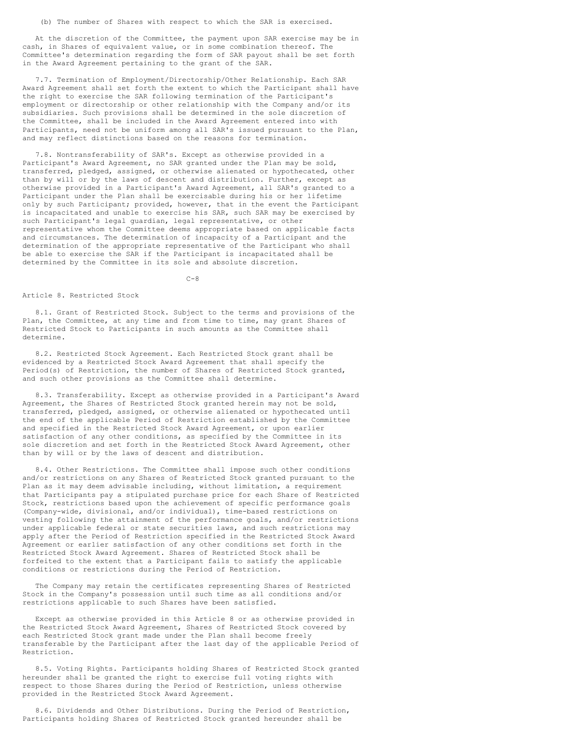(b) The number of Shares with respect to which the SAR is exercised.

At the discretion of the Committee, the payment upon SAR exercise may be in cash, in Shares of equivalent value, or in some combination thereof. The Committee's determination regarding the form of SAR payout shall be set forth in the Award Agreement pertaining to the grant of the SAR.

7.7. Termination of Employment/Directorship/Other Relationship. Each SAR Award Agreement shall set forth the extent to which the Participant shall have the right to exercise the SAR following termination of the Participant's employment or directorship or other relationship with the Company and/or its subsidiaries. Such provisions shall be determined in the sole discretion of the Committee, shall be included in the Award Agreement entered into with Participants, need not be uniform among all SAR's issued pursuant to the Plan, and may reflect distinctions based on the reasons for termination.

7.8. Nontransferability of SAR's. Except as otherwise provided in a Participant's Award Agreement, no SAR granted under the Plan may be sold, transferred, pledged, assigned, or otherwise alienated or hypothecated, other than by will or by the laws of descent and distribution. Further, except as otherwise provided in a Participant's Award Agreement, all SAR's granted to a Participant under the Plan shall be exercisable during his or her lifetime only by such Participant; provided, however, that in the event the Participant is incapacitated and unable to exercise his SAR, such SAR may be exercised by such Participant's legal guardian, legal representative, or other representative whom the Committee deems appropriate based on applicable facts and circumstances. The determination of incapacity of a Participant and the determination of the appropriate representative of the Participant who shall be able to exercise the SAR if the Participant is incapacitated shall be determined by the Committee in its sole and absolute discretion.

## Article 8. Restricted Stock

8.1. Grant of Restricted Stock. Subject to the terms and provisions of the Plan, the Committee, at any time and from time to time, may grant Shares of Restricted Stock to Participants in such amounts as the Committee shall determine.

8.2. Restricted Stock Agreement. Each Restricted Stock grant shall be evidenced by a Restricted Stock Award Agreement that shall specify the Period(s) of Restriction, the number of Shares of Restricted Stock granted, and such other provisions as the Committee shall determine.

8.3. Transferability. Except as otherwise provided in a Participant's Award Agreement, the Shares of Restricted Stock granted herein may not be sold, transferred, pledged, assigned, or otherwise alienated or hypothecated until the end of the applicable Period of Restriction established by the Committee and specified in the Restricted Stock Award Agreement, or upon earlier satisfaction of any other conditions, as specified by the Committee in its sole discretion and set forth in the Restricted Stock Award Agreement, other than by will or by the laws of descent and distribution.

8.4. Other Restrictions. The Committee shall impose such other conditions and/or restrictions on any Shares of Restricted Stock granted pursuant to the Plan as it may deem advisable including, without limitation, a requirement that Participants pay a stipulated purchase price for each Share of Restricted Stock, restrictions based upon the achievement of specific performance goals (Company-wide, divisional, and/or individual), time-based restrictions on vesting following the attainment of the performance goals, and/or restrictions under applicable federal or state securities laws, and such restrictions may apply after the Period of Restriction specified in the Restricted Stock Award Agreement or earlier satisfaction of any other conditions set forth in the Restricted Stock Award Agreement. Shares of Restricted Stock shall be forfeited to the extent that a Participant fails to satisfy the applicable conditions or restrictions during the Period of Restriction.

The Company may retain the certificates representing Shares of Restricted Stock in the Company's possession until such time as all conditions and/or restrictions applicable to such Shares have been satisfied.

Except as otherwise provided in this Article 8 or as otherwise provided in the Restricted Stock Award Agreement, Shares of Restricted Stock covered by each Restricted Stock grant made under the Plan shall become freely transferable by the Participant after the last day of the applicable Period of Restriction.

8.5. Voting Rights. Participants holding Shares of Restricted Stock granted hereunder shall be granted the right to exercise full voting rights with respect to those Shares during the Period of Restriction, unless otherwise provided in the Restricted Stock Award Agreement.

8.6. Dividends and Other Distributions. During the Period of Restriction, Participants holding Shares of Restricted Stock granted hereunder shall be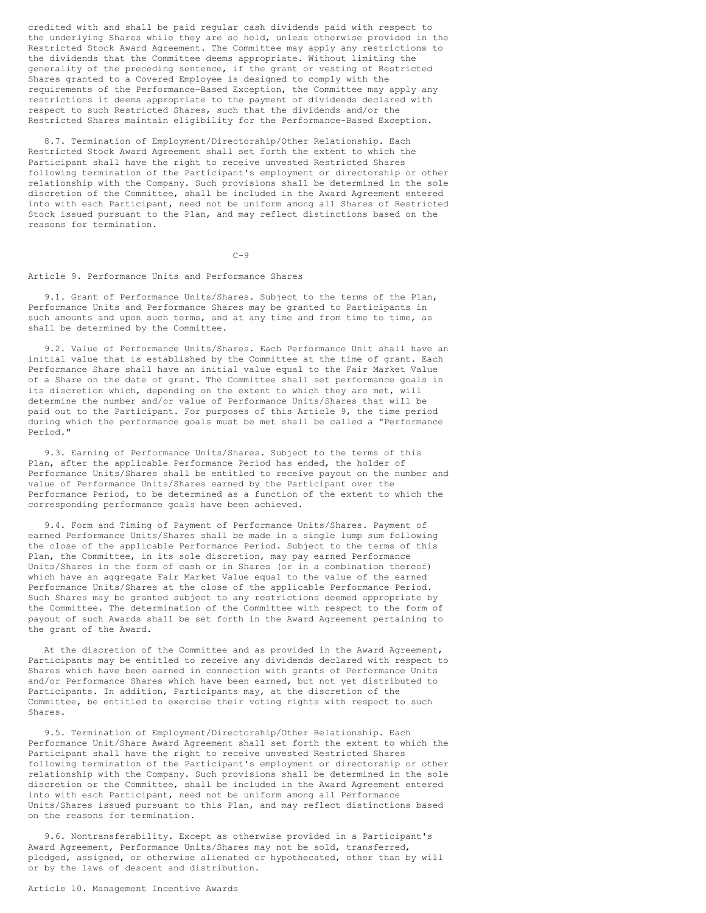credited with and shall be paid regular cash dividends paid with respect to the underlying Shares while they are so held, unless otherwise provided in the Restricted Stock Award Agreement. The Committee may apply any restrictions to the dividends that the Committee deems appropriate. Without limiting the generality of the preceding sentence, if the grant or vesting of Restricted Shares granted to a Covered Employee is designed to comply with the requirements of the Performance-Based Exception, the Committee may apply any restrictions it deems appropriate to the payment of dividends declared with respect to such Restricted Shares, such that the dividends and/or the Restricted Shares maintain eligibility for the Performance-Based Exception.

8.7. Termination of Employment/Directorship/Other Relationship. Each Restricted Stock Award Agreement shall set forth the extent to which the Participant shall have the right to receive unvested Restricted Shares following termination of the Participant's employment or directorship or other relationship with the Company. Such provisions shall be determined in the sole discretion of the Committee, shall be included in the Award Agreement entered into with each Participant, need not be uniform among all Shares of Restricted Stock issued pursuant to the Plan, and may reflect distinctions based on the reasons for termination.

## Article 9. Performance Units and Performance Shares

9.1. Grant of Performance Units/Shares. Subject to the terms of the Plan, Performance Units and Performance Shares may be granted to Participants in such amounts and upon such terms, and at any time and from time to time, as shall be determined by the Committee.

9.2. Value of Performance Units/Shares. Each Performance Unit shall have an initial value that is established by the Committee at the time of grant. Each Performance Share shall have an initial value equal to the Fair Market Value of a Share on the date of grant. The Committee shall set performance goals in its discretion which, depending on the extent to which they are met, will determine the number and/or value of Performance Units/Shares that will be paid out to the Participant. For purposes of this Article 9, the time period during which the performance goals must be met shall be called a "Performance Period."

9.3. Earning of Performance Units/Shares. Subject to the terms of this Plan, after the applicable Performance Period has ended, the holder of Performance Units/Shares shall be entitled to receive payout on the number and value of Performance Units/Shares earned by the Participant over the Performance Period, to be determined as a function of the extent to which the corresponding performance goals have been achieved.

9.4. Form and Timing of Payment of Performance Units/Shares. Payment of earned Performance Units/Shares shall be made in a single lump sum following the close of the applicable Performance Period. Subject to the terms of this Plan, the Committee, in its sole discretion, may pay earned Performance Units/Shares in the form of cash or in Shares (or in a combination thereof) which have an aggregate Fair Market Value equal to the value of the earned Performance Units/Shares at the close of the applicable Performance Period. Such Shares may be granted subject to any restrictions deemed appropriate by the Committee. The determination of the Committee with respect to the form of payout of such Awards shall be set forth in the Award Agreement pertaining to the grant of the Award.

At the discretion of the Committee and as provided in the Award Agreement, Participants may be entitled to receive any dividends declared with respect to Shares which have been earned in connection with grants of Performance Units and/or Performance Shares which have been earned, but not yet distributed to Participants. In addition, Participants may, at the discretion of the Committee, be entitled to exercise their voting rights with respect to such Shares.

9.5. Termination of Employment/Directorship/Other Relationship. Each Performance Unit/Share Award Agreement shall set forth the extent to which the Participant shall have the right to receive unvested Restricted Shares following termination of the Participant's employment or directorship or other relationship with the Company. Such provisions shall be determined in the sole discretion or the Committee, shall be included in the Award Agreement entered into with each Participant, need not be uniform among all Performance Units/Shares issued pursuant to this Plan, and may reflect distinctions based on the reasons for termination.

9.6. Nontransferability. Except as otherwise provided in a Participant's Award Agreement, Performance Units/Shares may not be sold, transferred, pledged, assigned, or otherwise alienated or hypothecated, other than by will or by the laws of descent and distribution.

## Article 10. Management Incentive Awards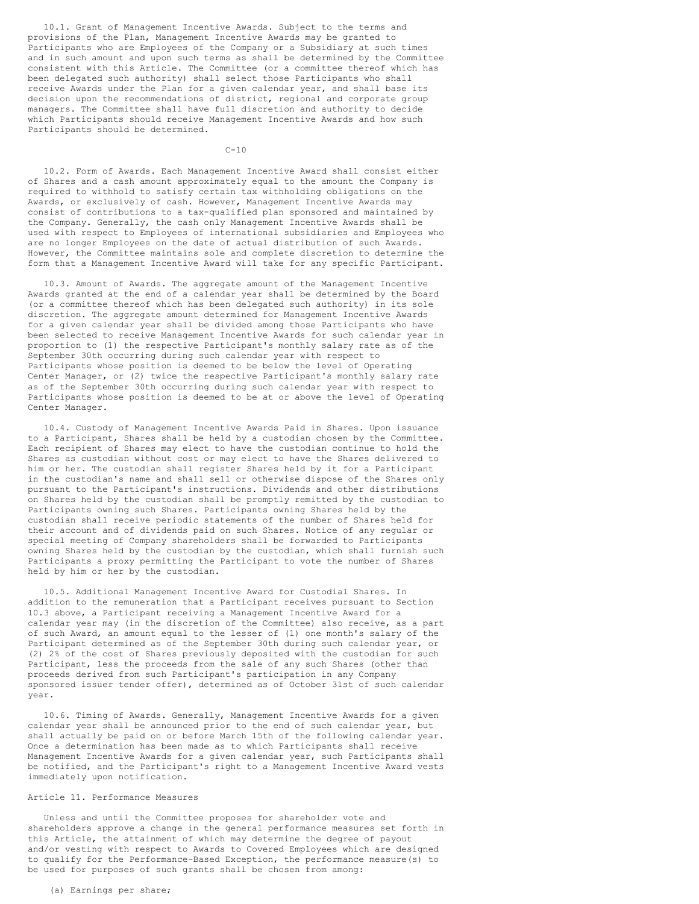10.1. Grant of Management Incentive Awards. Subject to the terms and provisions of the Plan, Management Incentive Awards may be granted to Participants who are Employees of the Company or a Subsidiary at such times and in such amount and upon such terms as shall be determined by the Committee consistent with this Article. The Committee (or a committee thereof which has been delegated such authority) shall select those Participants who shall receive Awards under the Plan for a given calendar year, and shall base its decision upon the recommendations of district, regional and corporate group managers. The Committee shall have full discretion and authority to decide which Participants should receive Management Incentive Awards and how such Participants should be determined.

10.2. Form of Awards. Each Management Incentive Award shall consist either of Shares and a cash amount approximately equal to the amount the Company is required to withhold to satisfy certain tax withholding obligations on the Awards, or exclusively of cash. However, Management Incentive Awards may consist of contributions to a tax-qualified plan sponsored and maintained by the Company. Generally, the cash only Management Incentive Awards shall be used with respect to Employees of international subsidiaries and Employees who are no longer Employees on the date of actual distribution of such Awards. However, the Committee maintains sole and complete discretion to determine the form that a Management Incentive Award will take for any specific Participant.

10.3. Amount of Awards. The aggregate amount of the Management Incentive Awards granted at the end of a calendar year shall be determined by the Board (or a committee thereof which has been delegated such authority) in its sole discretion. The aggregate amount determined for Management Incentive Awards for a given calendar year shall be divided among those Participants who have been selected to receive Management Incentive Awards for such calendar year in proportion to (1) the respective Participant's monthly salary rate as of the September 30th occurring during such calendar year with respect to Participants whose position is deemed to be below the level of Operating Center Manager, or (2) twice the respective Participant's monthly salary rate as of the September 30th occurring during such calendar year with respect to Participants whose position is deemed to be at or above the level of Operating Center Manager.

10.4. Custody of Management Incentive Awards Paid in Shares. Upon issuance to a Participant, Shares shall be held by a custodian chosen by the Committee. Each recipient of Shares may elect to have the custodian continue to hold the Shares as custodian without cost or may elect to have the Shares delivered to him or her. The custodian shall register Shares held by it for a Participant in the custodian's name and shall sell or otherwise dispose of the Shares only pursuant to the Participant's instructions. Dividends and other distributions on Shares held by the custodian shall be promptly remitted by the custodian to Participants owning such Shares. Participants owning Shares held by the custodian shall receive periodic statements of the number of Shares held for their account and of dividends paid on such Shares. Notice of any regular or special meeting of Company shareholders shall be forwarded to Participants owning Shares held by the custodian by the custodian, which shall furnish such Participants a proxy permitting the Participant to vote the number of Shares held by him or her by the custodian.

10.5. Additional Management Incentive Award for Custodial Shares. In addition to the remuneration that a Participant receives pursuant to Section 10.3 above, a Participant receiving a Management Incentive Award for a calendar year may (in the discretion of the Committee) also receive, as a part of such Award, an amount equal to the lesser of (1) one month's salary of the Participant determined as of the September 30th during such calendar year, or (2) 2% of the cost of Shares previously deposited with the custodian for such Participant, less the proceeds from the sale of any such Shares (other than proceeds derived from such Participant's participation in any Company sponsored issuer tender offer), determined as of October 31st of such calendar year.

10.6. Timing of Awards. Generally, Management Incentive Awards for a given calendar year shall be announced prior to the end of such calendar year, but shall actually be paid on or before March 15th of the following calendar year. Once a determination has been made as to which Participants shall receive Management Incentive Awards for a given calendar year, such Participants shall be notified, and the Participant's right to a Management Incentive Award vests immediately upon notification.

## Article 11. Performance Measures

Unless and until the Committee proposes for shareholder vote and shareholders approve a change in the general performance measures set forth in this Article, the attainment of which may determine the degree of payout and/or vesting with respect to Awards to Covered Employees which are designed to qualify for the Performance-Based Exception, the performance measure(s) to be used for purposes of such grants shall be chosen from among:

(a) Earnings per share;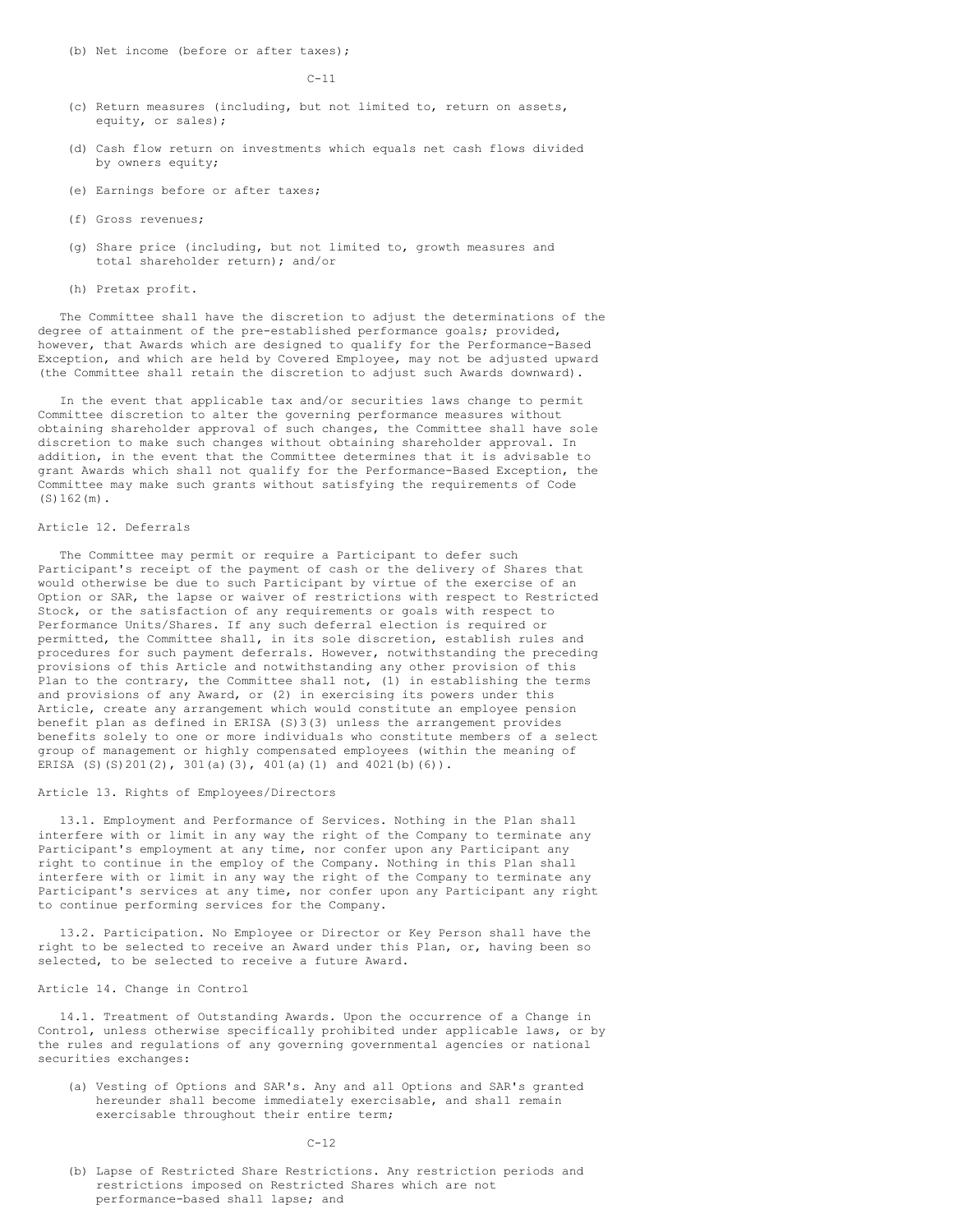(b) Net income (before or after taxes);

(c) Return measures (including, but not limited to, return on assets, equity, or sales);

(d) Cash flow return on investments which equals net cash flows divided by owners equity;

(e) Earnings before or after taxes;

(f) Gross revenues;

(g) Share price (including, but not limited to, growth measures and total shareholder return); and/or

(h) Pretax profit.

The Committee shall have the discretion to adjust the determinations of the degree of attainment of the pre-established performance goals; provided, however, that Awards which are designed to qualify for the Performance-Based Exception, and which are held by Covered Employee, may not be adjusted upward (the Committee shall retain the discretion to adjust such Awards downward).

In the event that applicable tax and/or securities laws change to permit Committee discretion to alter the governing performance measures without obtaining shareholder approval of such changes, the Committee shall have sole discretion to make such changes without obtaining shareholder approval. In addition, in the event that the Committee determines that it is advisable to grant Awards which shall not qualify for the Performance-Based Exception, the Committee may make such grants without satisfying the requirements of Code (S)162(m).

## Article 12. Deferrals

The Committee may permit or require a Participant to defer such Participant's receipt of the payment of cash or the delivery of Shares that would otherwise be due to such Participant by virtue of the exercise of an Option or SAR, the lapse or waiver of restrictions with respect to Restricted Stock, or the satisfaction of any requirements or goals with respect to Performance Units/Shares. If any such deferral election is required or permitted, the Committee shall, in its sole discretion, establish rules and procedures for such payment deferrals. However, notwithstanding the preceding provisions of this Article and notwithstanding any other provision of this Plan to the contrary, the Committee shall not, (1) in establishing the terms and provisions of any Award, or (2) in exercising its powers under this Article, create any arrangement which would constitute an employee pension benefit plan as defined in ERISA (S)3(3) unless the arrangement provides benefits solely to one or more individuals who constitute members of a select group of management or highly compensated employees (within the meaning of ERISA (S)(S)201(2), 301(a)(3), 401(a)(1) and 4021(b)(6)).

## Article 13. Rights of Employees/Directors

13.1. Employment and Performance of Services. Nothing in the Plan shall interfere with or limit in any way the right of the Company to terminate any Participant's employment at any time, nor confer upon any Participant any right to continue in the employ of the Company. Nothing in this Plan shall interfere with or limit in any way the right of the Company to terminate any Participant's services at any time, nor confer upon any Participant any right to continue performing services for the Company.

13.2. Participation. No Employee or Director or Key Person shall have the right to be selected to receive an Award under this Plan, or, having been so selected, to be selected to receive a future Award.

## Article 14. Change in Control

14.1. Treatment of Outstanding Awards. Upon the occurrence of a Change in Control, unless otherwise specifically prohibited under applicable laws, or by the rules and regulations of any governing governmental agencies or national securities exchanges:

(a) Vesting of Options and SAR's. Any and all Options and SAR's granted hereunder shall become immediately exercisable, and shall remain exercisable throughout their entire term;

(b) Lapse of Restricted Share Restrictions. Any restriction periods and restrictions imposed on Restricted Shares which are not performance-based shall lapse; and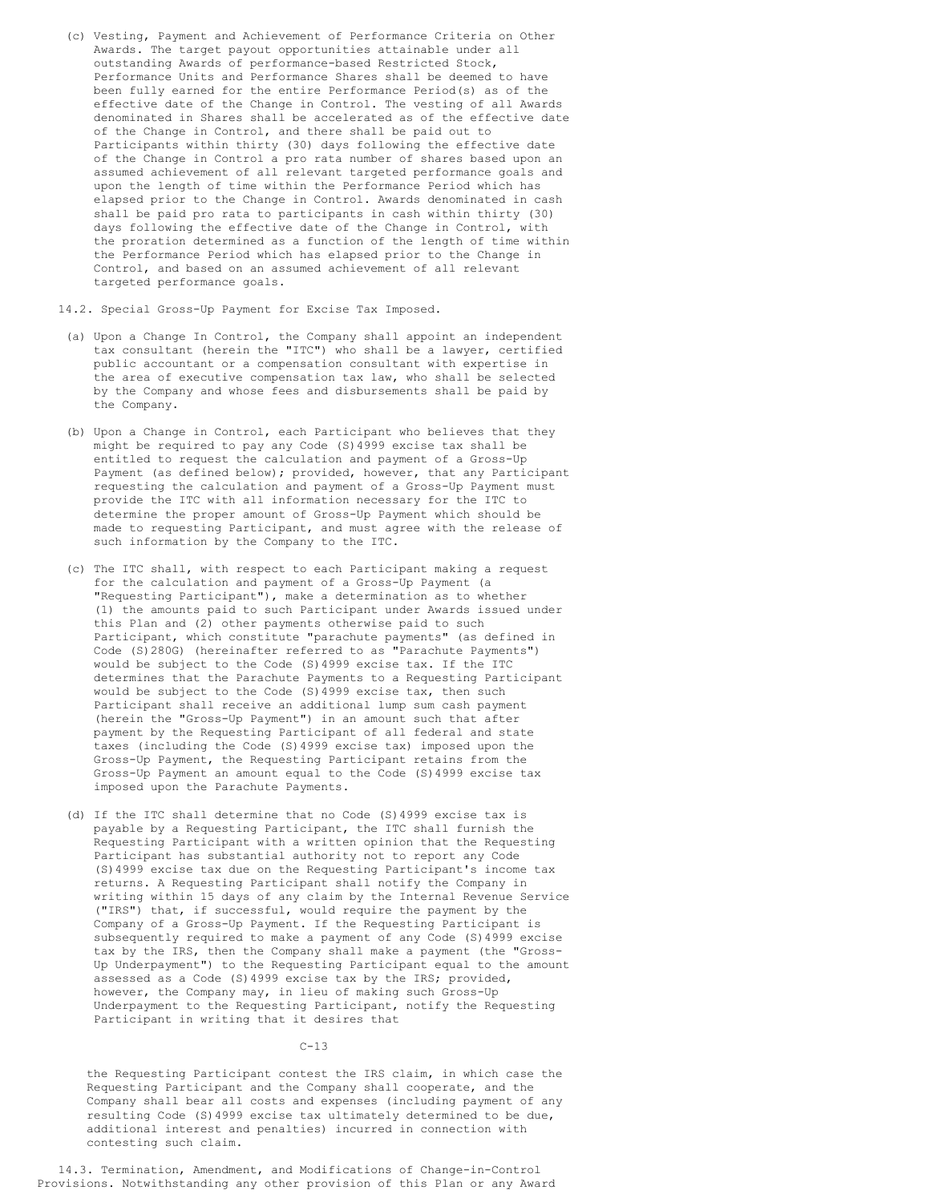(c) Vesting, Payment and Achievement of Performance Criteria on Other Awards. The target payout opportunities attainable under all outstanding Awards of performance-based Restricted Stock, Performance Units and Performance Shares shall be deemed to have been fully earned for the entire Performance Period(s) as of the effective date of the Change in Control. The vesting of all Awards denominated in Shares shall be accelerated as of the effective date of the Change in Control, and there shall be paid out to Participants within thirty (30) days following the effective date of the Change in Control a pro rata number of shares based upon an assumed achievement of all relevant targeted performance goals and upon the length of time within the Performance Period which has elapsed prior to the Change in Control. Awards denominated in cash shall be paid pro rata to participants in cash within thirty (30) days following the effective date of the Change in Control, with the proration determined as a function of the length of time within the Performance Period which has elapsed prior to the Change in Control, and based on an assumed achievement of all relevant targeted performance goals.

14.2. Special Gross-Up Payment for Excise Tax Imposed.

(a) Upon a Change In Control, the Company shall appoint an independent tax consultant (herein the "ITC") who shall be a lawyer, certified public accountant or a compensation consultant with expertise in the area of executive compensation tax law, who shall be selected by the Company and whose fees and disbursements shall be paid by the Company.

(b) Upon a Change in Control, each Participant who believes that they might be required to pay any Code (S)4999 excise tax shall be entitled to request the calculation and payment of a Gross-Up Payment (as defined below); provided, however, that any Participant requesting the calculation and payment of a Gross-Up Payment must provide the ITC with all information necessary for the ITC to determine the proper amount of Gross-Up Payment which should be made to requesting Participant, and must agree with the release of such information by the Company to the ITC.

(c) The ITC shall, with respect to each Participant making a request for the calculation and payment of a Gross-Up Payment (a "Requesting Participant"), make a determination as to whether (1) the amounts paid to such Participant under Awards issued under this Plan and (2) other payments otherwise paid to such Participant, which constitute "parachute payments" (as defined in Code (S)280G) (hereinafter referred to as "Parachute Payments") would be subject to the Code (S)4999 excise tax. If the ITC determines that the Parachute Payments to a Requesting Participant would be subject to the Code (S)4999 excise tax, then such Participant shall receive an additional lump sum cash payment (herein the "Gross-Up Payment") in an amount such that after payment by the Requesting Participant of all federal and state taxes (including the Code (S)4999 excise tax) imposed upon the Gross-Up Payment, the Requesting Participant retains from the Gross-Up Payment an amount equal to the Code (S)4999 excise tax imposed upon the Parachute Payments.

(d) If the ITC shall determine that no Code (S)4999 excise tax is payable by a Requesting Participant, the ITC shall furnish the Requesting Participant with a written opinion that the Requesting Participant has substantial authority not to report any Code (S)4999 excise tax due on the Requesting Participant's income tax returns. A Requesting Participant shall notify the Company in writing within 15 days of any claim by the Internal Revenue Service ("IRS") that, if successful, would require the payment by the Company of a Gross-Up Payment. If the Requesting Participant is subsequently required to make a payment of any Code (S)4999 excise tax by the IRS, then the Company shall make a payment (the "Gross-Up Underpayment") to the Requesting Participant equal to the amount assessed as a Code (S)4999 excise tax by the IRS; provided, however, the Company may, in lieu of making such Gross-Up Underpayment to the Requesting Participant, notify the Requesting Participant in writing that it desires that the Requesting Participant contest the IRS claim, in which case the Requesting Participant and the Company shall cooperate, and the Company shall bear all costs and expenses (including payment of any resulting Code (S)4999 excise tax ultimately determined to be due, additional interest and penalties) incurred in connection with contesting such claim.

14.3. Termination, Amendment, and Modifications of Change-in-Control Provisions. Notwithstanding any other provision of this Plan or any Award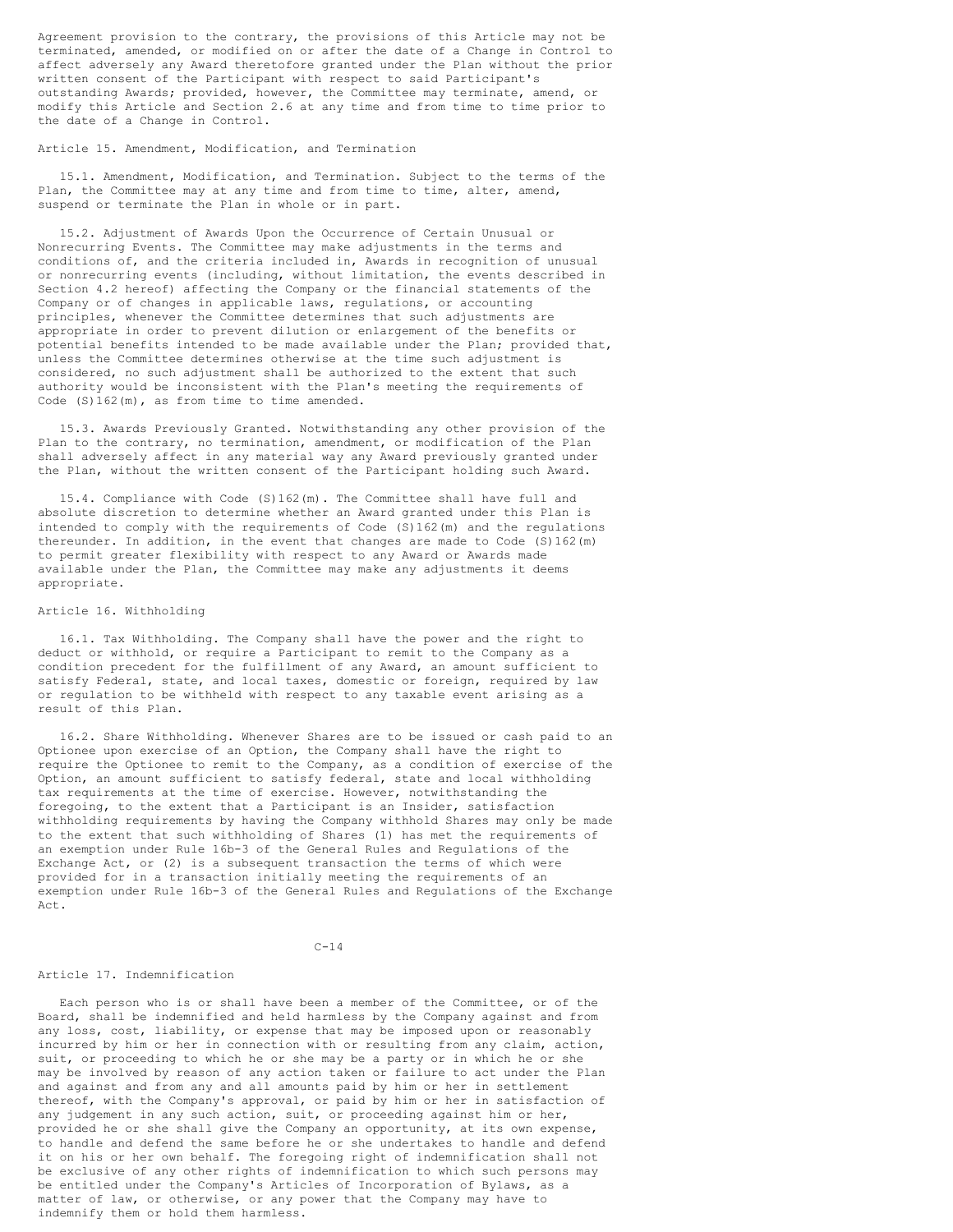Agreement provision to the contrary, the provisions of this Article may not be terminated, amended, or modified on or after the date of a Change in Control to affect adversely any Award theretofore granted under the Plan without the prior written consent of the Participant with respect to said Participant's outstanding Awards; provided, however, the Committee may terminate, amend, or modify this Article and Section 2.6 at any time and from time to time prior to the date of a Change in Control.

## Article 15. Amendment, Modification, and Termination

15.1. Amendment, Modification, and Termination. Subject to the terms of the Plan, the Committee may at any time and from time to time, alter, amend, suspend or terminate the Plan in whole or in part.

15.2. Adjustment of Awards Upon the Occurrence of Certain Unusual or Nonrecurring Events. The Committee may make adjustments in the terms and conditions of, and the criteria included in, Awards in recognition of unusual or nonrecurring events (including, without limitation, the events described in Section 4.2 hereof) affecting the Company or the financial statements of the Company or of changes in applicable laws, regulations, or accounting principles, whenever the Committee determines that such adjustments are appropriate in order to prevent dilution or enlargement of the benefits or potential benefits intended to be made available under the Plan; provided that, unless the Committee determines otherwise at the time such adjustment is considered, no such adjustment shall be authorized to the extent that such authority would be inconsistent with the Plan's meeting the requirements of Code (S)162(m), as from time to time amended.

15.3. Awards Previously Granted. Notwithstanding any other provision of the Plan to the contrary, no termination, amendment, or modification of the Plan shall adversely affect in any material way any Award previously granted under the Plan, without the written consent of the Participant holding such Award.

15.4. Compliance with Code (S)162(m). The Committee shall have full and absolute discretion to determine whether an Award granted under this Plan is intended to comply with the requirements of Code (S)162(m) and the regulations thereunder. In addition, in the event that changes are made to Code (S)162(m) to permit greater flexibility with respect to any Award or Awards made available under the Plan, the Committee may make any adjustments it deems appropriate.

## Article 16. Withholding

16.1. Tax Withholding. The Company shall have the power and the right to deduct or withhold, or require a Participant to remit to the Company as a condition precedent for the fulfillment of any Award, an amount sufficient to satisfy Federal, state, and local taxes, domestic or foreign, required by law or regulation to be withheld with respect to any taxable event arising as a result of this Plan.

16.2. Share Withholding. Whenever Shares are to be issued or cash paid to an Optionee upon exercise of an Option, the Company shall have the right to require the Optionee to remit to the Company, as a condition of exercise of the Option, an amount sufficient to satisfy federal, state and local withholding tax requirements at the time of exercise. However, notwithstanding the foregoing, to the extent that a Participant is an Insider, satisfaction withholding requirements by having the Company withhold Shares may only be made to the extent that such withholding of Shares (1) has met the requirements of an exemption under Rule 16b-3 of the General Rules and Regulations of the Exchange Act, or (2) is a subsequent transaction the terms of which were provided for in a transaction initially meeting the requirements of an exemption under Rule 16b-3 of the General Rules and Regulations of the Exchange Act.

## Article 17. Indemnification

Each person who is or shall have been a member of the Committee, or of the Board, shall be indemnified and held harmless by the Company against and from any loss, cost, liability, or expense that may be imposed upon or reasonably incurred by him or her in connection with or resulting from any claim, action, suit, or proceeding to which he or she may be a party or in which he or she may be involved by reason of any action taken or failure to act under the Plan and against and from any and all amounts paid by him or her in settlement thereof, with the Company's approval, or paid by him or her in satisfaction of any judgement in any such action, suit, or proceeding against him or her, provided he or she shall give the Company an opportunity, at its own expense, to handle and defend the same before he or she undertakes to handle and defend it on his or her own behalf. The foregoing right of indemnification shall not be exclusive of any other rights of indemnification to which such persons may be entitled under the Company's Articles of Incorporation of Bylaws, as a matter of law, or otherwise, or any power that the Company may have to indemnify them or hold them harmless.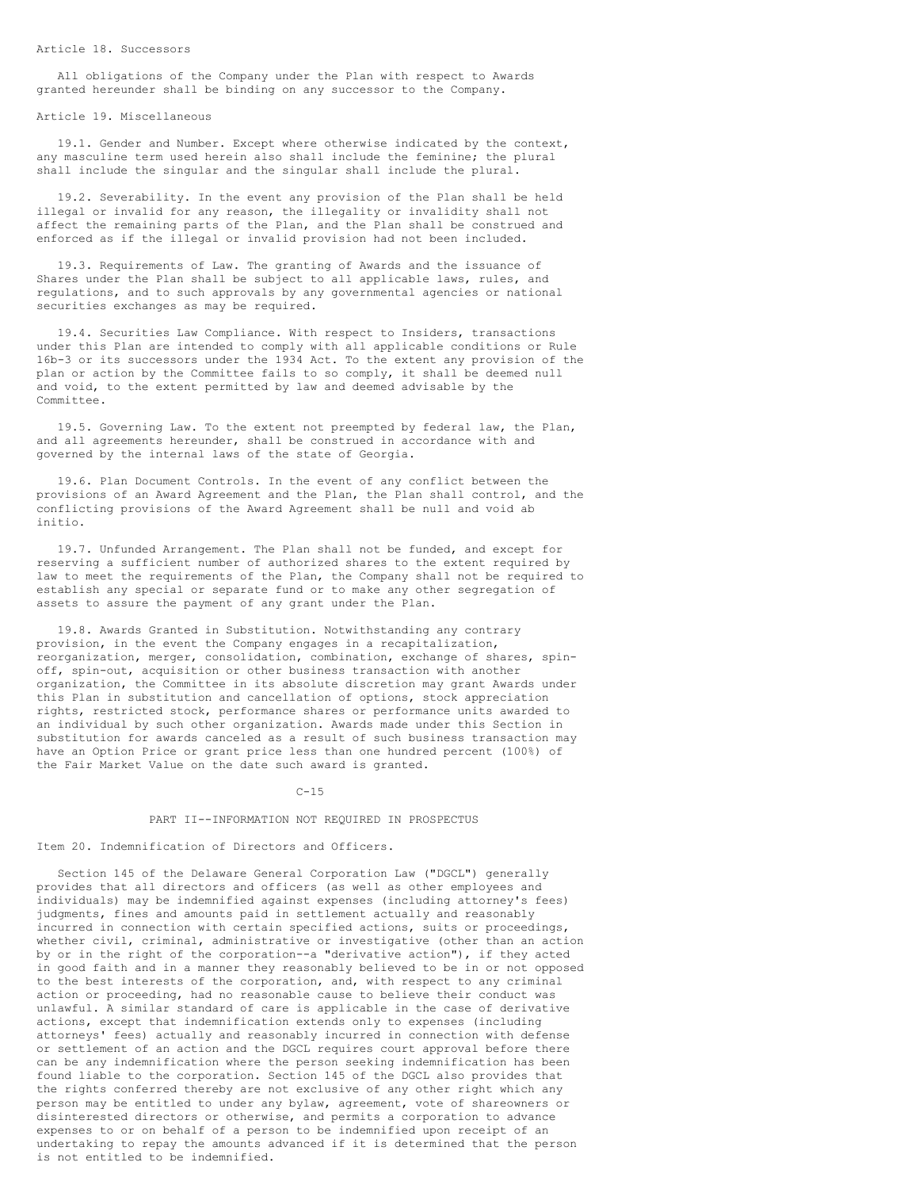## Article 18. Successors

All obligations of the Company under the Plan with respect to Awards granted hereunder shall be binding on any successor to the Company.

## Article 19. Miscellaneous

19.1. Gender and Number. Except where otherwise indicated by the context, any masculine term used herein also shall include the feminine; the plural shall include the singular and the singular shall include the plural.

19.2. Severability. In the event any provision of the Plan shall be held illegal or invalid for any reason, the illegality or invalidity shall not affect the remaining parts of the Plan, and the Plan shall be construed and enforced as if the illegal or invalid provision had not been included.

19.3. Requirements of Law. The granting of Awards and the issuance of Shares under the Plan shall be subject to all applicable laws, rules, and regulations, and to such approvals by any governmental agencies or national securities exchanges as may be required.

19.4. Securities Law Compliance. With respect to Insiders, transactions under this Plan are intended to comply with all applicable conditions or Rule 16b-3 or its successors under the 1934 Act. To the extent any provision of the plan or action by the Committee fails to so comply, it shall be deemed null and void, to the extent permitted by law and deemed advisable by the Committee.

19.5. Governing Law. To the extent not preempted by federal law, the Plan, and all agreements hereunder, shall be construed in accordance with and governed by the internal laws of the state of Georgia.

19.6. Plan Document Controls. In the event of any conflict between the provisions of an Award Agreement and the Plan, the Plan shall control, and the conflicting provisions of the Award Agreement shall be null and void ab initio.

19.7. Unfunded Arrangement. The Plan shall not be funded, and except for reserving a sufficient number of authorized shares to the extent required by law to meet the requirements of the Plan, the Company shall not be required to establish any special or separate fund or to make any other segregation of assets to assure the payment of any grant under the Plan.

19.8. Awards Granted in Substitution. Notwithstanding any contrary provision, in the event the Company engages in a recapitalization, reorganization, merger, consolidation, combination, exchange of shares, spin-off, spin-out, acquisition or other business transaction with another organization, the Committee in its absolute discretion may grant Awards under this Plan in substitution and cancellation of options, stock appreciation rights, restricted stock, performance shares or performance units awarded to an individual by such other organization. Awards made under this Section in substitution for awards canceled as a result of such business transaction may have an Option Price or grant price less than one hundred percent (100%) of the Fair Market Value on the date such award is granted.

# PART II--INFORMATION NOT REQUIRED IN PROSPECTUS

## Item 20. Indemnification of Directors and Officers.

Section 145 of the Delaware General Corporation Law ("DGCL") generally provides that all directors and officers (as well as other employees and individuals) may be indemnified against expenses (including attorney's fees) judgments, fines and amounts paid in settlement actually and reasonably incurred in connection with certain specified actions, suits or proceedings, whether civil, criminal, administrative or investigative (other than an action by or in the right of the corporation--a "derivative action"), if they acted in good faith and in a manner they reasonably believed to be in or not opposed to the best interests of the corporation, and, with respect to any criminal action or proceeding, had no reasonable cause to believe their conduct was unlawful. A similar standard of care is applicable in the case of derivative actions, except that indemnification extends only to expenses (including attorneys' fees) actually and reasonably incurred in connection with defense or settlement of an action and the DGCL requires court approval before there can be any indemnification where the person seeking indemnification has been found liable to the corporation. Section 145 of the DGCL also provides that the rights conferred thereby are not exclusive of any other right which any person may be entitled to under any bylaw, agreement, vote of shareowners or disinterested directors or otherwise, and permits a corporation to advance expenses to or on behalf of a person to be indemnified upon receipt of an undertaking to repay the amounts advanced if it is determined that the person is not entitled to be indemnified.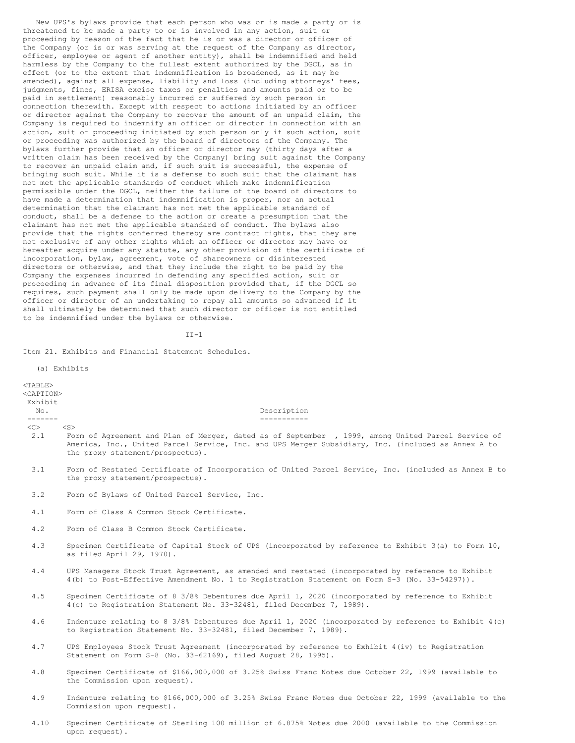New UPS's bylaws provide that each person who was or is made a party or is threatened to be made a party to or is involved in any action, suit or proceeding by reason of the fact that he is or was a director or officer of the Company (or is or was serving at the request of the Company as director, officer, employee or agent of another entity), shall be indemnified and held harmless by the Company to the fullest extent authorized by the DGCL, as in effect (or to the extent that indemnification is broadened, as it may be amended), against all expense, liability and loss (including attorneys' fees, judgments, fines, ERISA excise taxes or penalties and amounts paid or to be paid in settlement) reasonably incurred or suffered by such person in connection therewith. Except with respect to actions initiated by an officer or director against the Company to recover the amount of an unpaid claim, the Company is required to indemnify an officer or director in connection with an action, suit or proceeding initiated by such person only if such action, suit or proceeding was authorized by the board of directors of the Company. The bylaws further provide that an officer or director may (thirty days after a written claim has been received by the Company) bring suit against the Company to recover an unpaid claim and, if such suit is successful, the expense of bringing such suit. While it is a defense to such suit that the claimant has not met the applicable standards of conduct which make indemnification permissible under the DGCL, neither the failure of the board of directors to have made a determination that indemnification is proper, nor an actual determination that the claimant has not met the applicable standard of conduct, shall be a defense to the action or create a presumption that the claimant has not met the applicable standard of conduct. The bylaws also provide that the rights conferred thereby are contract rights, that they are not exclusive of any other rights which an officer or director may have or hereafter acquire under any statute, any other provision of the certificate of incorporation, bylaw, agreement, vote of shareowners or disinterested directors or otherwise, and that they include the right to be paid by the Company the expenses incurred in defending any specified action, suit or proceeding in advance of its final disposition provided that, if the DGCL so requires, such payment shall only be made upon delivery to the Company by the officer or director of an undertaking to repay all amounts so advanced if it shall ultimately be determined that such director or officer is not entitled to be indemnified under the bylaws or otherwise.

Item 21. Exhibits and Financial Statement Schedules.

(a) Exhibits

| Exhibit No. | Description |
|---|---|
| 2.1 | Form of Agreement and Plan of Merger, dated as of September , 1999, among United Parcel Service of America, Inc., United Parcel Service, Inc. and UPS Merger Subsidiary, Inc. (included as Annex A to the proxy statement/prospectus). |
| 3.1 | Form of Restated Certificate of Incorporation of United Parcel Service, Inc. (included as Annex B to the proxy statement/prospectus). |
| 3.2 | Form of Bylaws of United Parcel Service, Inc. |
| 4.1 | Form of Class A Common Stock Certificate. |
| 4.2 | Form of Class B Common Stock Certificate. |
| 4.3 | Specimen Certificate of Capital Stock of UPS (incorporated by reference to Exhibit 3(a) to Form 10, as filed April 29, 1970). |
| 4.4 | UPS Managers Stock Trust Agreement, as amended and restated (incorporated by reference to Exhibit 4(b) to Post-Effective Amendment No. 1 to Registration Statement on Form S-3 (No. 33-54297)). |
| 4.5 | Specimen Certificate of 8 3/8% Debentures due April 1, 2020 (incorporated by reference to Exhibit 4(c) to Registration Statement No. 33-32481, filed December 7, 1989). |
| 4.6 | Indenture relating to 8 3/8% Debentures due April 1, 2020 (incorporated by reference to Exhibit 4(c) to Registration Statement No. 33-32481, filed December 7, 1989). |
| 4.7 | UPS Employees Stock Trust Agreement (incorporated by reference to Exhibit 4(iv) to Registration Statement on Form S-8 (No. 33-62169), filed August 28, 1995). |
| 4.8 | Specimen Certificate of $166,000,000 of 3.25% Swiss Franc Notes due October 22, 1999 (available to the Commission upon request). |
| 4.9 | Indenture relating to $166,000,000 of 3.25% Swiss Franc Notes due October 22, 1999 (available to the Commission upon request). |
| 4.10 | Specimen Certificate of Sterling 100 million of 6.875% Notes due 2000 (available to the Commission upon request). |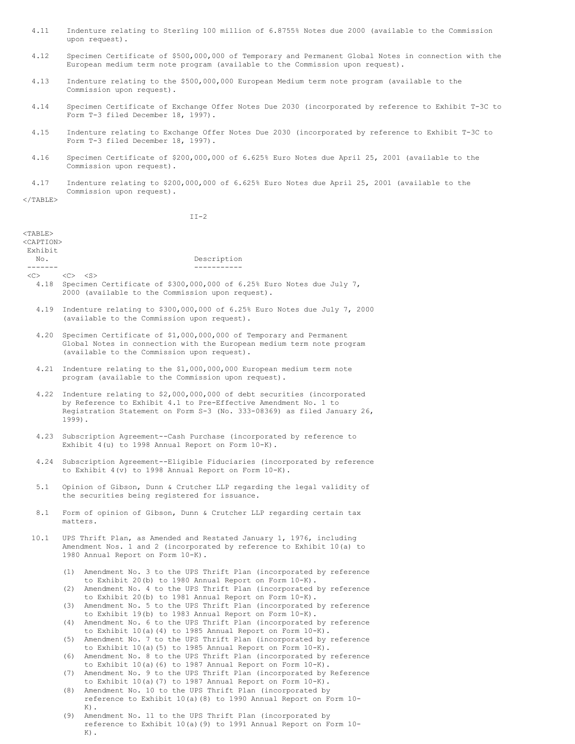| Exhibit No. | Description |
| --- | --- |
| 4.11 | Indenture relating to Sterling 100 million of 6.8755% Notes due 2000 (available to the Commission upon request). |
| 4.12 | Specimen Certificate of $500,000,000 of Temporary and Permanent Global Notes in connection with the European medium term note program (available to the Commission upon request). |
| 4.13 | Indenture relating to the $500,000,000 European Medium term note program (available to the Commission upon request). |
| 4.14 | Specimen Certificate of Exchange Offer Notes Due 2030 (incorporated by reference to Exhibit T-3C to Form T-3 filed December 18, 1997). |
| 4.15 | Indenture relating to Exchange Offer Notes Due 2030 (incorporated by reference to Exhibit T-3C to Form T-3 filed December 18, 1997). |
| 4.16 | Specimen Certificate of $200,000,000 of 6.625% Euro Notes due April 25, 2001 (available to the Commission upon request). |
| 4.17 | Indenture relating to $200,000,000 of 6.625% Euro Notes due April 25, 2001 (available to the Commission upon request). |
| 4.18 | Specimen Certificate of $300,000,000 of 6.25% Euro Notes due July 7, 2000 (available to the Commission upon request). |
| 4.19 | Indenture relating to $300,000,000 of 6.25% Euro Notes due July 7, 2000 (available to the Commission upon request). |
| 4.20 | Specimen Certificate of $1,000,000,000 of Temporary and Permanent Global Notes in connection with the European medium term note program (available to the Commission upon request). |
| 4.21 | Indenture relating to the $1,000,000,000 European medium term note program (available to the Commission upon request). |
| 4.22 | Indenture relating to $2,000,000,000 of debt securities (incorporated by Reference to Exhibit 4.1 to Pre-Effective Amendment No. 1 to Registration Statement on Form S-3 (No. 333-08369) as filed January 26, 1999). |
| 4.23 | Subscription Agreement--Cash Purchase (incorporated by reference to Exhibit 4(u) to 1998 Annual Report on Form 10-K). |
| 4.24 | Subscription Agreement--Eligible Fiduciaries (incorporated by reference to Exhibit 4(v) to 1998 Annual Report on Form 10-K). |
| 5.1 | Opinion of Gibson, Dunn & Crutcher LLP regarding the legal validity of the securities being registered for issuance. |
| 8.1 | Form of opinion of Gibson, Dunn & Crutcher LLP regarding certain tax matters. |
| 10.1 | UPS Thrift Plan, as Amended and Restated January 1, 1976, including Amendment Nos. 1 and 2 (incorporated by reference to Exhibit 10(a) to 1980 Annual Report on Form 10-K). |
| | (1) Amendment No. 3 to the UPS Thrift Plan (incorporated by reference to Exhibit 20(b) to 1980 Annual Report on Form 10-K). |
| | (2) Amendment No. 4 to the UPS Thrift Plan (incorporated by reference to Exhibit 20(b) to 1981 Annual Report on Form 10-K). |
| | (3) Amendment No. 5 to the UPS Thrift Plan (incorporated by reference to Exhibit 19(b) to 1983 Annual Report on Form 10-K). |
| | (4) Amendment No. 6 to the UPS Thrift Plan (incorporated by reference to Exhibit 10(a)(4) to 1985 Annual Report on Form 10-K). |
| | (5) Amendment No. 7 to the UPS Thrift Plan (incorporated by reference to Exhibit 10(a)(5) to 1985 Annual Report on Form 10-K). |
| | (6) Amendment No. 8 to the UPS Thrift Plan (incorporated by reference to Exhibit 10(a)(6) to 1987 Annual Report on Form 10-K). |
| | (7) Amendment No. 9 to the UPS Thrift Plan (incorporated by Reference to Exhibit 10(a)(7) to 1987 Annual Report on Form 10-K). |
| | (8) Amendment No. 10 to the UPS Thrift Plan (incorporated by reference to Exhibit 10(a)(8) to 1990 Annual Report on Form 10-K). |
| | (9) Amendment No. 11 to the UPS Thrift Plan (incorporated by reference to Exhibit 10(a)(9) to 1991 Annual Report on Form 10-K). |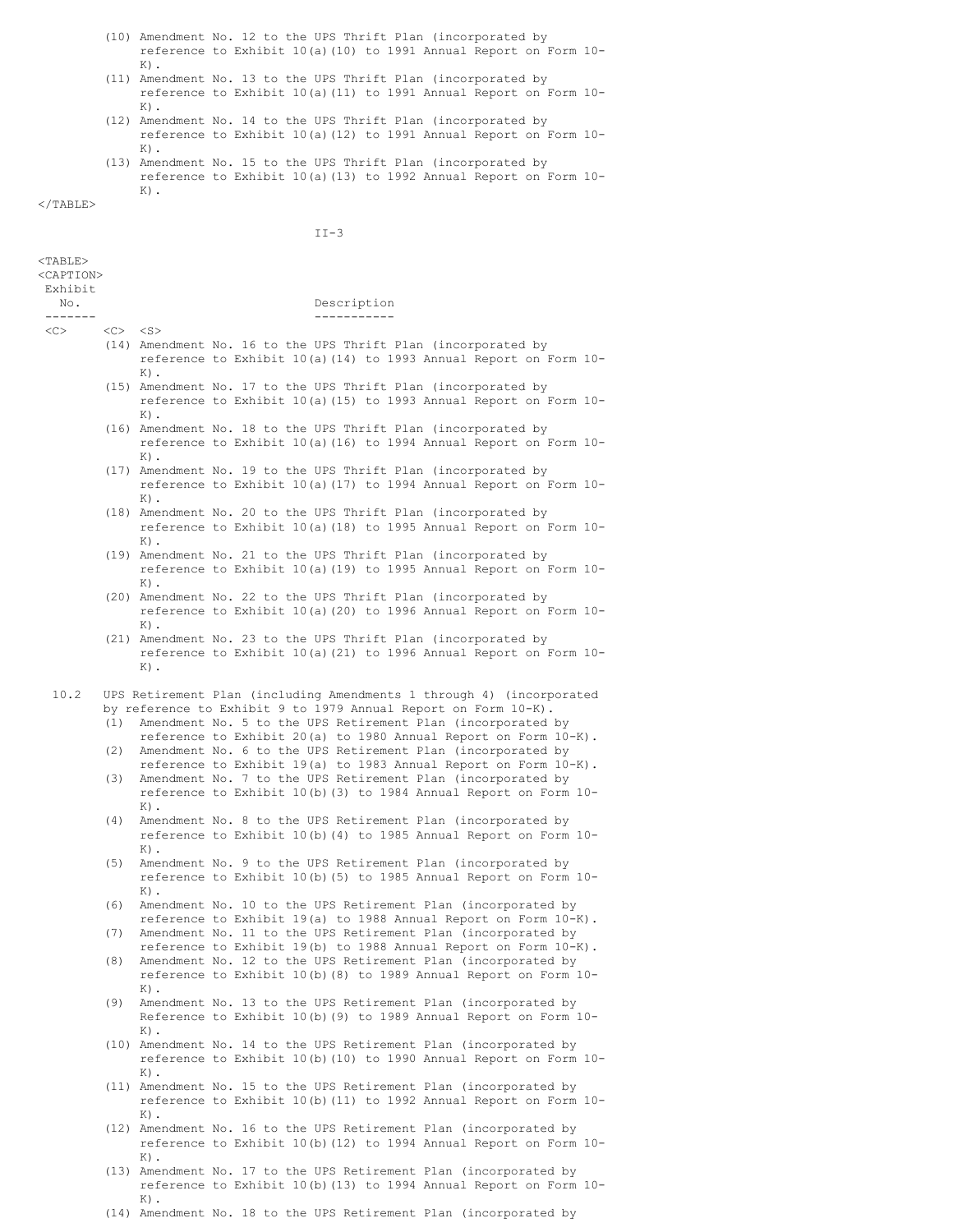| Exhibit No. | | Description |
|---|---|---|
| | (10) | Amendment No. 12 to the UPS Thrift Plan (incorporated by reference to Exhibit 10(a)(10) to 1991 Annual Report on Form 10-K). |
| | (11) | Amendment No. 13 to the UPS Thrift Plan (incorporated by reference to Exhibit 10(a)(11) to 1991 Annual Report on Form 10-K). |
| | (12) | Amendment No. 14 to the UPS Thrift Plan (incorporated by reference to Exhibit 10(a)(12) to 1991 Annual Report on Form 10-K). |
| | (13) | Amendment No. 15 to the UPS Thrift Plan (incorporated by reference to Exhibit 10(a)(13) to 1992 Annual Report on Form 10-K). |
| | (14) | Amendment No. 16 to the UPS Thrift Plan (incorporated by reference to Exhibit 10(a)(14) to 1993 Annual Report on Form 10-K). |
| | (15) | Amendment No. 17 to the UPS Thrift Plan (incorporated by reference to Exhibit 10(a)(15) to 1993 Annual Report on Form 10-K). |
| | (16) | Amendment No. 18 to the UPS Thrift Plan (incorporated by reference to Exhibit 10(a)(16) to 1994 Annual Report on Form 10-K). |
| | (17) | Amendment No. 19 to the UPS Thrift Plan (incorporated by reference to Exhibit 10(a)(17) to 1994 Annual Report on Form 10-K). |
| | (18) | Amendment No. 20 to the UPS Thrift Plan (incorporated by reference to Exhibit 10(a)(18) to 1995 Annual Report on Form 10-K). |
| | (19) | Amendment No. 21 to the UPS Thrift Plan (incorporated by reference to Exhibit 10(a)(19) to 1995 Annual Report on Form 10-K). |
| | (20) | Amendment No. 22 to the UPS Thrift Plan (incorporated by reference to Exhibit 10(a)(20) to 1996 Annual Report on Form 10-K). |
| | (21) | Amendment No. 23 to the UPS Thrift Plan (incorporated by reference to Exhibit 10(a)(21) to 1996 Annual Report on Form 10-K). |
| 10.2 | | UPS Retirement Plan (including Amendments 1 through 4) (incorporated by reference to Exhibit 9 to 1979 Annual Report on Form 10-K). |
| | (1) | Amendment No. 5 to the UPS Retirement Plan (incorporated by reference to Exhibit 20(a) to 1980 Annual Report on Form 10-K). |
| | (2) | Amendment No. 6 to the UPS Retirement Plan (incorporated by reference to Exhibit 19(a) to 1983 Annual Report on Form 10-K). |
| | (3) | Amendment No. 7 to the UPS Retirement Plan (incorporated by reference to Exhibit 10(b)(3) to 1984 Annual Report on Form 10-K). |
| | (4) | Amendment No. 8 to the UPS Retirement Plan (incorporated by reference to Exhibit 10(b)(4) to 1985 Annual Report on Form 10-K). |
| | (5) | Amendment No. 9 to the UPS Retirement Plan (incorporated by reference to Exhibit 10(b)(5) to 1985 Annual Report on Form 10-K). |
| | (6) | Amendment No. 10 to the UPS Retirement Plan (incorporated by reference to Exhibit 19(a) to 1988 Annual Report on Form 10-K). |
| | (7) | Amendment No. 11 to the UPS Retirement Plan (incorporated by reference to Exhibit 19(b) to 1988 Annual Report on Form 10-K). |
| | (8) | Amendment No. 12 to the UPS Retirement Plan (incorporated by reference to Exhibit 10(b)(8) to 1989 Annual Report on Form 10-K). |
| | (9) | Amendment No. 13 to the UPS Retirement Plan (incorporated by Reference to Exhibit 10(b)(9) to 1989 Annual Report on Form 10-K). |
| | (10) | Amendment No. 14 to the UPS Retirement Plan (incorporated by reference to Exhibit 10(b)(10) to 1990 Annual Report on Form 10-K). |
| | (11) | Amendment No. 15 to the UPS Retirement Plan (incorporated by reference to Exhibit 10(b)(11) to 1992 Annual Report on Form 10-K). |
| | (12) | Amendment No. 16 to the UPS Retirement Plan (incorporated by reference to Exhibit 10(b)(12) to 1994 Annual Report on Form 10-K). |
| | (13) | Amendment No. 17 to the UPS Retirement Plan (incorporated by reference to Exhibit 10(b)(13) to 1994 Annual Report on Form 10-K). |
| | (14) | Amendment No. 18 to the UPS Retirement Plan (incorporated by |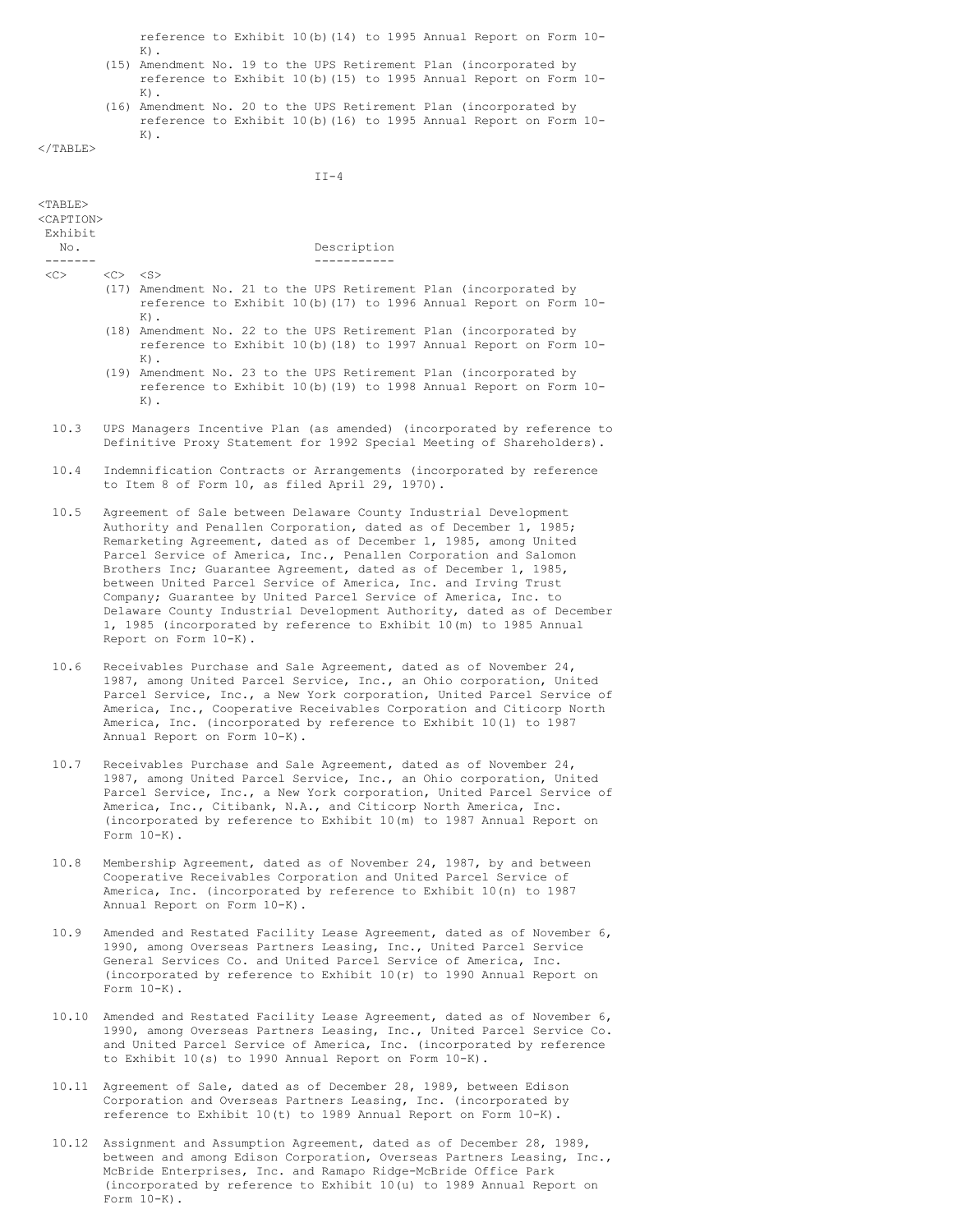reference to Exhibit 10(b)(14) to 1995 Annual Report on Form 10-K).

(15) Amendment No. 19 to the UPS Retirement Plan (incorporated by reference to Exhibit 10(b)(15) to 1995 Annual Report on Form 10-K).

(16) Amendment No. 20 to the UPS Retirement Plan (incorporated by reference to Exhibit 10(b)(16) to 1995 Annual Report on Form 10-K).

| Exhibit No. | Description |
|---|---|
| | (17) Amendment No. 21 to the UPS Retirement Plan (incorporated by reference to Exhibit 10(b)(17) to 1996 Annual Report on Form 10-K). |
| | (18) Amendment No. 22 to the UPS Retirement Plan (incorporated by reference to Exhibit 10(b)(18) to 1997 Annual Report on Form 10-K). |
| | (19) Amendment No. 23 to the UPS Retirement Plan (incorporated by reference to Exhibit 10(b)(19) to 1998 Annual Report on Form 10-K). |
| 10.3 | UPS Managers Incentive Plan (as amended) (incorporated by reference to Definitive Proxy Statement for 1992 Special Meeting of Shareholders). |
| 10.4 | Indemnification Contracts or Arrangements (incorporated by reference to Item 8 of Form 10, as filed April 29, 1970). |
| 10.5 | Agreement of Sale between Delaware County Industrial Development Authority and Penallen Corporation, dated as of December 1, 1985; Remarketing Agreement, dated as of December 1, 1985, among United Parcel Service of America, Inc., Penallen Corporation and Salomon Brothers Inc; Guarantee Agreement, dated as of December 1, 1985, between United Parcel Service of America, Inc. and Irving Trust Company; Guarantee by United Parcel Service of America, Inc. to Delaware County Industrial Development Authority, dated as of December 1, 1985 (incorporated by reference to Exhibit 10(m) to 1985 Annual Report on Form 10-K). |
| 10.6 | Receivables Purchase and Sale Agreement, dated as of November 24, 1987, among United Parcel Service, Inc., an Ohio corporation, United Parcel Service, Inc., a New York corporation, United Parcel Service of America, Inc., Cooperative Receivables Corporation and Citicorp North America, Inc. (incorporated by reference to Exhibit 10(l) to 1987 Annual Report on Form 10-K). |
| 10.7 | Receivables Purchase and Sale Agreement, dated as of November 24, 1987, among United Parcel Service, Inc., an Ohio corporation, United Parcel Service, Inc., a New York corporation, United Parcel Service of America, Inc., Citibank, N.A., and Citicorp North America, Inc. (incorporated by reference to Exhibit 10(m) to 1987 Annual Report on Form 10-K). |
| 10.8 | Membership Agreement, dated as of November 24, 1987, by and between Cooperative Receivables Corporation and United Parcel Service of America, Inc. (incorporated by reference to Exhibit 10(n) to 1987 Annual Report on Form 10-K). |
| 10.9 | Amended and Restated Facility Lease Agreement, dated as of November 6, 1990, among Overseas Partners Leasing, Inc., United Parcel Service General Services Co. and United Parcel Service of America, Inc. (incorporated by reference to Exhibit 10(r) to 1990 Annual Report on Form 10-K). |
| 10.10 | Amended and Restated Facility Lease Agreement, dated as of November 6, 1990, among Overseas Partners Leasing, Inc., United Parcel Service Co. and United Parcel Service of America, Inc. (incorporated by reference to Exhibit 10(s) to 1990 Annual Report on Form 10-K). |
| 10.11 | Agreement of Sale, dated as of December 28, 1989, between Edison Corporation and Overseas Partners Leasing, Inc. (incorporated by reference to Exhibit 10(t) to 1989 Annual Report on Form 10-K). |
| 10.12 | Assignment and Assumption Agreement, dated as of December 28, 1989, between and among Edison Corporation, Overseas Partners Leasing, Inc., McBride Enterprises, Inc. and Ramapo Ridge-McBride Office Park (incorporated by reference to Exhibit 10(u) to 1989 Annual Report on Form 10-K). |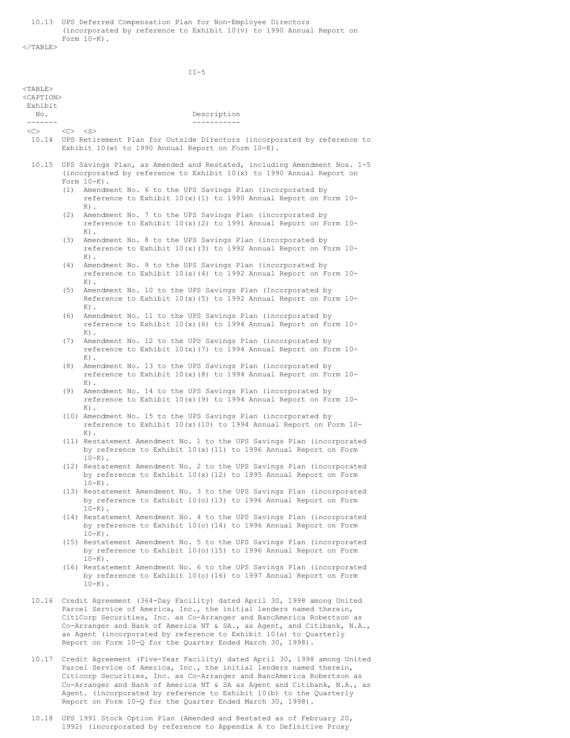10.13 UPS Deferred Compensation Plan for Non-Employee Directors (incorporated by reference to Exhibit 10(v) to 1990 Annual Report on Form 10-K).

| Exhibit No. | Description |
|---|---|
| 10.14 | UPS Retirement Plan for Outside Directors (incorporated by reference to Exhibit 10(w) to 1990 Annual Report on Form 10-K). |
| 10.15 | UPS Savings Plan, as Amended and Restated, including Amendment Nos. 1-5 (incorporated by reference to Exhibit 10(x) to 1990 Annual Report on Form 10-K).<br>(1) Amendment No. 6 to the UPS Savings Plan (incorporated by reference to Exhibit 10(x)(1) to 1990 Annual Report on Form 10-K).<br>(2) Amendment No. 7 to the UPS Savings Plan (incorporated by reference to Exhibit 10(x)(2) to 1991 Annual Report on Form 10-K).<br>(3) Amendment No. 8 to the UPS Savings Plan (incorporated by reference to Exhibit 10(x)(3) to 1992 Annual Report on Form 10-K).<br>(4) Amendment No. 9 to the UPS Savings Plan (incorporated by reference to Exhibit 10(x)(4) to 1992 Annual Report on Form 10-K).<br>(5) Amendment No. 10 to the UPS Savings Plan (Incorporated by Reference to Exhibit 10(x)(5) to 1992 Annual Report on Form 10-K).<br>(6) Amendment No. 11 to the UPS Savings Plan (incorporated by reference to Exhibit 10(x)(6) to 1994 Annual Report on Form 10-K).<br>(7) Amendment No. 12 to the UPS Savings Plan (incorporated by reference to Exhibit 10(x)(7) to 1994 Annual Report on Form 10-K).<br>(8) Amendment No. 13 to the UPS Savings Plan (incorporated by reference to Exhibit 10(x)(8) to 1994 Annual Report on Form 10-K).<br>(9) Amendment No. 14 to the UPS Savings Plan (incorporated by reference to Exhibit 10(x)(9) to 1994 Annual Report on Form 10-K).<br>(10) Amendment No. 15 to the UPS Savings Plan (incorporated by reference to Exhibit 10(x)(10) to 1994 Annual Report on Form 10-K).<br>(11) Restatement Amendment No. 1 to the UPS Savings Plan (incorporated by reference to Exhibit 10(x)(11) to 1996 Annual Report on Form 10-K).<br>(12) Restatement Amendment No. 2 to the UPS Savings Plan (incorporated by reference to Exhibit 10(x)(12) to 1995 Annual Report on Form 10-K).<br>(13) Restatement Amendment No. 3 to the UPS Savings Plan (incorporated by reference to Exhibit 10(o)(13) to 1996 Annual Report on Form 10-K).<br>(14) Restatement Amendment No. 4 to the UPS Savings Plan (incorporated by reference to Exhibit 10(o)(14) to 1996 Annual Report on Form 10-K).<br>(15) Restatement Amendment No. 5 to the UPS Savings Plan (incorporated by reference to Exhibit 10(o)(15) to 1996 Annual Report on Form 10-K).<br>(16) Restatement Amendment No. 6 to the UPS Savings Plan (incorporated by reference to Exhibit 10(o)(16) to 1997 Annual Report on Form 10-K). |
| 10.16 | Credit Agreement (364-Day Facility) dated April 30, 1998 among United Parcel Service of America, Inc., the initial lenders named therein, CitiCorp Securities, Inc. as Co-Arranger and BancAmerica Robertson as Co-Arranger and Bank of America NT & SA., as Agent, and Citibank, N.A., as Agent (incorporated by reference to Exhibit 10(a) to Quarterly Report on Form 10-Q for the Quarter Ended March 30, 1998). |
| 10.17 | Credit Agreement (Five-Year Facility) dated April 30, 1998 among United Parcel Service of America, Inc., the initial lenders named therein, Citicorp Securities, Inc. as Co-Arranger and BancAmerica Robertson as Co-Arranger and Bank of America NT & SA as Agent and Citibank, N.A., as Agent. (incorporated by reference to Exhibit 10(b) to the Quarterly Report on Form 10-Q for the Quarter Ended March 30, 1998). |
| 10.18 | UPS 1991 Stock Option Plan (Amended and Restated as of February 20, 1992) (incorporated by reference to Appendix A to Definitive Proxy |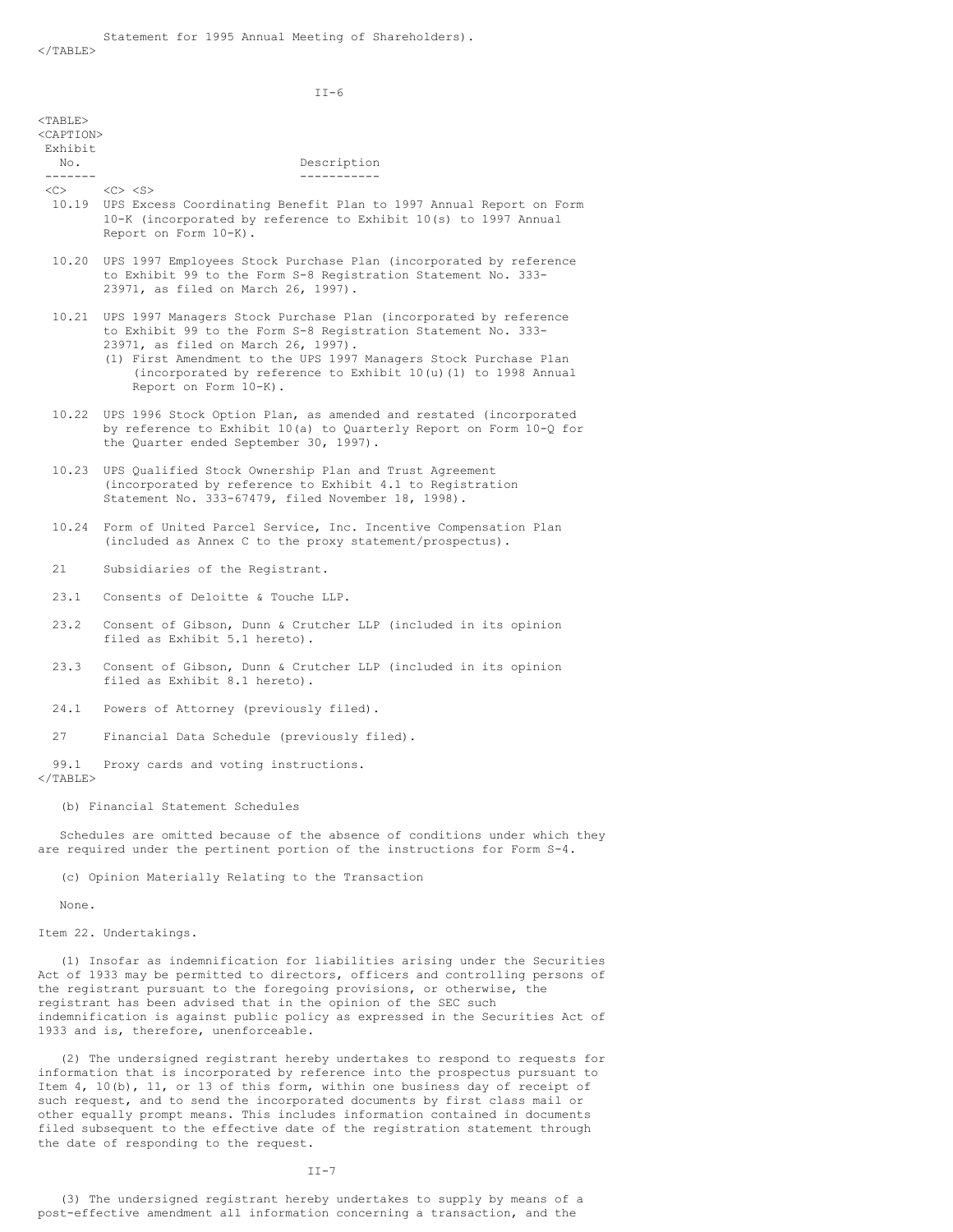Statement for 1995 Annual Meeting of Shareholders).

| Exhibit No. | Description |
|---|---|
| 10.19 | UPS Excess Coordinating Benefit Plan to 1997 Annual Report on Form 10-K (incorporated by reference to Exhibit 10(s) to 1997 Annual Report on Form 10-K). |
| 10.20 | UPS 1997 Employees Stock Purchase Plan (incorporated by reference to Exhibit 99 to the Form S-8 Registration Statement No. 333-23971, as filed on March 26, 1997). |
| 10.21 | UPS 1997 Managers Stock Purchase Plan (incorporated by reference to Exhibit 99 to the Form S-8 Registration Statement No. 333-23971, as filed on March 26, 1997). (1) First Amendment to the UPS 1997 Managers Stock Purchase Plan (incorporated by reference to Exhibit 10(u)(1) to 1998 Annual Report on Form 10-K). |
| 10.22 | UPS 1996 Stock Option Plan, as amended and restated (incorporated by reference to Exhibit 10(a) to Quarterly Report on Form 10-Q for the Quarter ended September 30, 1997). |
| 10.23 | UPS Qualified Stock Ownership Plan and Trust Agreement (incorporated by reference to Exhibit 4.1 to Registration Statement No. 333-67479, filed November 18, 1998). |
| 10.24 | Form of United Parcel Service, Inc. Incentive Compensation Plan (included as Annex C to the proxy statement/prospectus). |
| 21 | Subsidiaries of the Registrant. |
| 23.1 | Consents of Deloitte & Touche LLP. |
| 23.2 | Consent of Gibson, Dunn & Crutcher LLP (included in its opinion filed as Exhibit 5.1 hereto). |
| 23.3 | Consent of Gibson, Dunn & Crutcher LLP (included in its opinion filed as Exhibit 8.1 hereto). |
| 24.1 | Powers of Attorney (previously filed). |
| 27 | Financial Data Schedule (previously filed). |
| 99.1 | Proxy cards and voting instructions. |

(b) Financial Statement Schedules

Schedules are omitted because of the absence of conditions under which they are required under the pertinent portion of the instructions for Form S-4.

(c) Opinion Materially Relating to the Transaction

None.

Item 22. Undertakings.

(1) Insofar as indemnification for liabilities arising under the Securities Act of 1933 may be permitted to directors, officers and controlling persons of the registrant pursuant to the foregoing provisions, or otherwise, the registrant has been advised that in the opinion of the SEC such indemnification is against public policy as expressed in the Securities Act of 1933 and is, therefore, unenforceable.

(2) The undersigned registrant hereby undertakes to respond to requests for information that is incorporated by reference into the prospectus pursuant to Item 4, 10(b), 11, or 13 of this form, within one business day of receipt of such request, and to send the incorporated documents by first class mail or other equally prompt means. This includes information contained in documents filed subsequent to the effective date of the registration statement through the date of responding to the request.

(3) The undersigned registrant hereby undertakes to supply by means of a post-effective amendment all information concerning a transaction, and the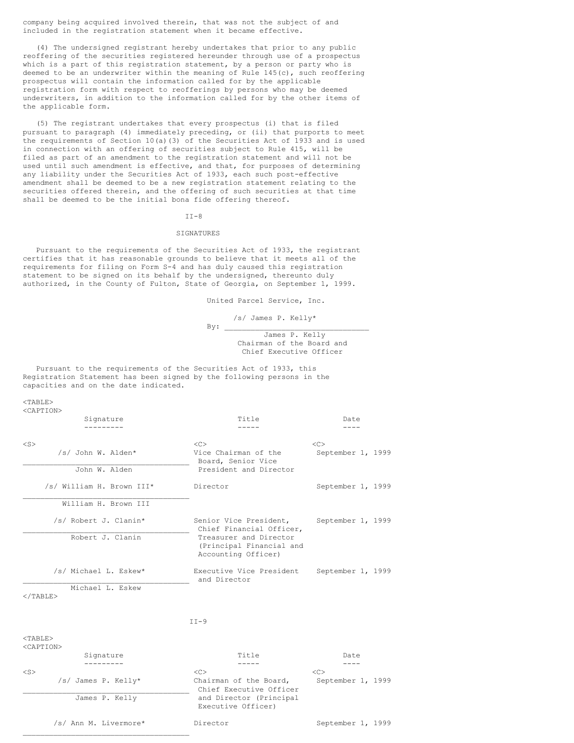company being acquired involved therein, that was not the subject of and included in the registration statement when it became effective.

(4) The undersigned registrant hereby undertakes that prior to any public reoffering of the securities registered hereunder through use of a prospectus which is a part of this registration statement, by a person or party who is deemed to be an underwriter within the meaning of Rule 145(c), such reoffering prospectus will contain the information called for by the applicable registration form with respect to reofferings by persons who may be deemed underwriters, in addition to the information called for by the other items of the applicable form.

(5) The registrant undertakes that every prospectus (i) that is filed pursuant to paragraph (4) immediately preceding, or (ii) that purports to meet the requirements of Section 10(a)(3) of the Securities Act of 1933 and is used in connection with an offering of securities subject to Rule 415, will be filed as part of an amendment to the registration statement and will not be used until such amendment is effective, and that, for purposes of determining any liability under the Securities Act of 1933, each such post-effective amendment shall be deemed to be a new registration statement relating to the securities offered therein, and the offering of such securities at that time shall be deemed to be the initial bona fide offering thereof.

## SIGNATURES

Pursuant to the requirements of the Securities Act of 1933, the registrant certifies that it has reasonable grounds to believe that it meets all of the requirements for filing on Form S-4 and has duly caused this registration statement to be signed on its behalf by the undersigned, thereunto duly authorized, in the County of Fulton, State of Georgia, on September 1, 1999.

United Parcel Service, Inc.

By: /s/ James P. Kelly*
James P. Kelly
Chairman of the Board and
Chief Executive Officer

Pursuant to the requirements of the Securities Act of 1933, this Registration Statement has been signed by the following persons in the capacities and on the date indicated.

| Signature | Title | Date |
|---|---|---|
| /s/ John W. Alden* <br> John W. Alden | Vice Chairman of the Board, Senior Vice President and Director | September 1, 1999 |
| /s/ William H. Brown III* <br> William H. Brown III | Director | September 1, 1999 |
| /s/ Robert J. Clanin* <br> Robert J. Clanin | Senior Vice President, Chief Financial Officer, Treasurer and Director (Principal Financial and Accounting Officer) | September 1, 1999 |
| /s/ Michael L. Eskew* <br> Michael L. Eskew | Executive Vice President and Director | September 1, 1999 |
| /s/ James P. Kelly* <br> James P. Kelly | Chairman of the Board, Chief Executive Officer and Director (Principal Executive Officer) | September 1, 1999 |
| /s/ Ann M. Livermore* | Director | September 1, 1999 |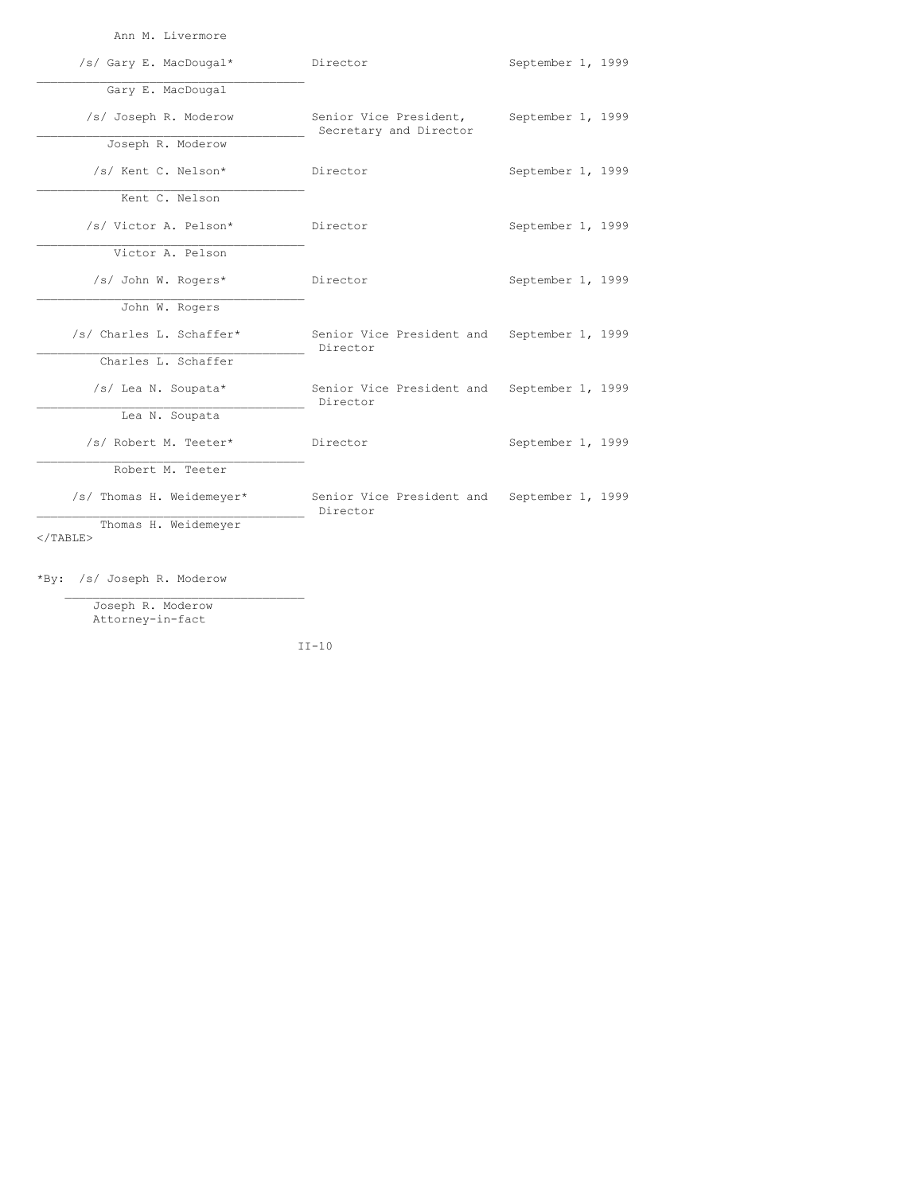| Signature | Title | Date |
|---|---|---|
| Ann M. Livermore | | |
| /s/ Gary E. MacDougal* <br> Gary E. MacDougal | Director | September 1, 1999 |
| /s/ Joseph R. Moderow <br> Joseph R. Moderow | Senior Vice President, Secretary and Director | September 1, 1999 |
| /s/ Kent C. Nelson* <br> Kent C. Nelson | Director | September 1, 1999 |
| /s/ Victor A. Pelson* <br> Victor A. Pelson | Director | September 1, 1999 |
| /s/ John W. Rogers* <br> John W. Rogers | Director | September 1, 1999 |
| /s/ Charles L. Schaffer* <br> Charles L. Schaffer | Senior Vice President and Director | September 1, 1999 |
| /s/ Lea N. Soupata* <br> Lea N. Soupata | Senior Vice President and Director | September 1, 1999 |
| /s/ Robert M. Teeter* <br> Robert M. Teeter | Director | September 1, 1999 |
| /s/ Thomas H. Weidemeyer* <br> Thomas H. Weidemeyer | Senior Vice President and Director | September 1, 1999 |

</TABLE>

*By: /s/ Joseph R. Moderow

Joseph R. Moderow
Attorney-in-fact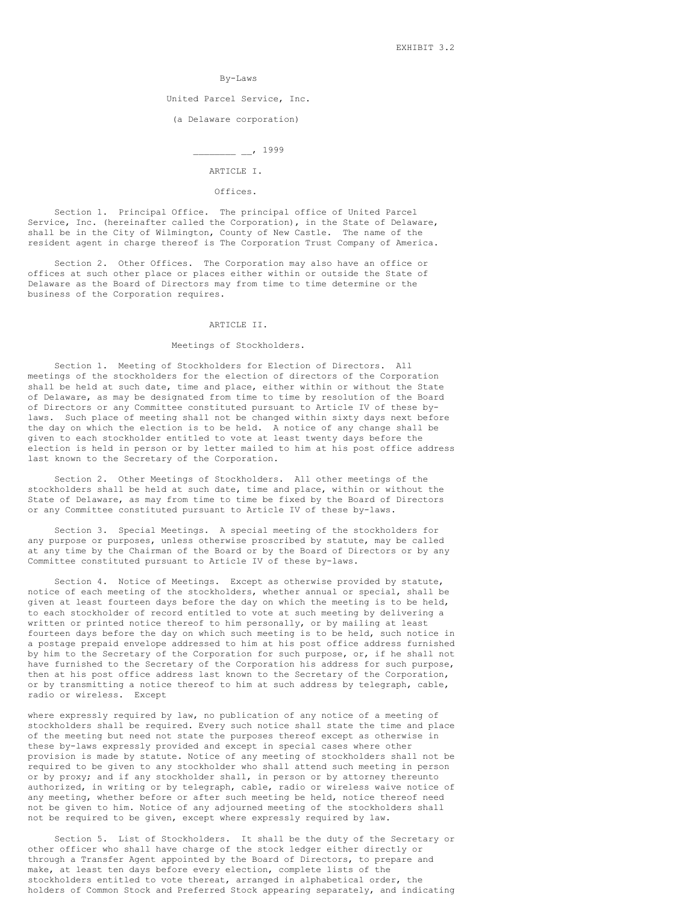EXHIBIT 3.2

# By-Laws

## United Parcel Service, Inc.

(a Delaware corporation)

________ __, 1999

## ARTICLE I.

### Offices.

Section 1. Principal Office. The principal office of United Parcel Service, Inc. (hereinafter called the Corporation), in the State of Delaware, shall be in the City of Wilmington, County of New Castle. The name of the resident agent in charge thereof is The Corporation Trust Company of America.

Section 2. Other Offices. The Corporation may also have an office or offices at such other place or places either within or outside the State of Delaware as the Board of Directors may from time to time determine or the business of the Corporation requires.

## ARTICLE II.

### Meetings of Stockholders.

Section 1. Meeting of Stockholders for Election of Directors. All meetings of the stockholders for the election of directors of the Corporation shall be held at such date, time and place, either within or without the State of Delaware, as may be designated from time to time by resolution of the Board of Directors or any Committee constituted pursuant to Article IV of these by-laws. Such place of meeting shall not be changed within sixty days next before the day on which the election is to be held. A notice of any change shall be given to each stockholder entitled to vote at least twenty days before the election is held in person or by letter mailed to him at his post office address last known to the Secretary of the Corporation.

Section 2. Other Meetings of Stockholders. All other meetings of the stockholders shall be held at such date, time and place, within or without the State of Delaware, as may from time to time be fixed by the Board of Directors or any Committee constituted pursuant to Article IV of these by-laws.

Section 3. Special Meetings. A special meeting of the stockholders for any purpose or purposes, unless otherwise proscribed by statute, may be called at any time by the Chairman of the Board or by the Board of Directors or by any Committee constituted pursuant to Article IV of these by-laws.

Section 4. Notice of Meetings. Except as otherwise provided by statute, notice of each meeting of the stockholders, whether annual or special, shall be given at least fourteen days before the day on which the meeting is to be held, to each stockholder of record entitled to vote at such meeting by delivering a written or printed notice thereof to him personally, or by mailing at least fourteen days before the day on which such meeting is to be held, such notice in a postage prepaid envelope addressed to him at his post office address furnished by him to the Secretary of the Corporation for such purpose, or, if he shall not have furnished to the Secretary of the Corporation his address for such purpose, then at his post office address last known to the Secretary of the Corporation, or by transmitting a notice thereof to him at such address by telegraph, cable, radio or wireless. Except where expressly required by law, no publication of any notice of a meeting of stockholders shall be required. Every such notice shall state the time and place of the meeting but need not state the purposes thereof except as otherwise in these by-laws expressly provided and except in special cases where other provision is made by statute. Notice of any meeting of stockholders shall not be required to be given to any stockholder who shall attend such meeting in person or by proxy; and if any stockholder shall, in person or by attorney thereunto authorized, in writing or by telegraph, cable, radio or wireless waive notice of any meeting, whether before or after such meeting be held, notice thereof need not be given to him. Notice of any adjourned meeting of the stockholders shall not be required to be given, except where expressly required by law.

Section 5. List of Stockholders. It shall be the duty of the Secretary or other officer who shall have charge of the stock ledger either directly or through a Transfer Agent appointed by the Board of Directors, to prepare and make, at least ten days before every election, complete lists of the stockholders entitled to vote thereat, arranged in alphabetical order, the holders of Common Stock and Preferred Stock appearing separately, and indicating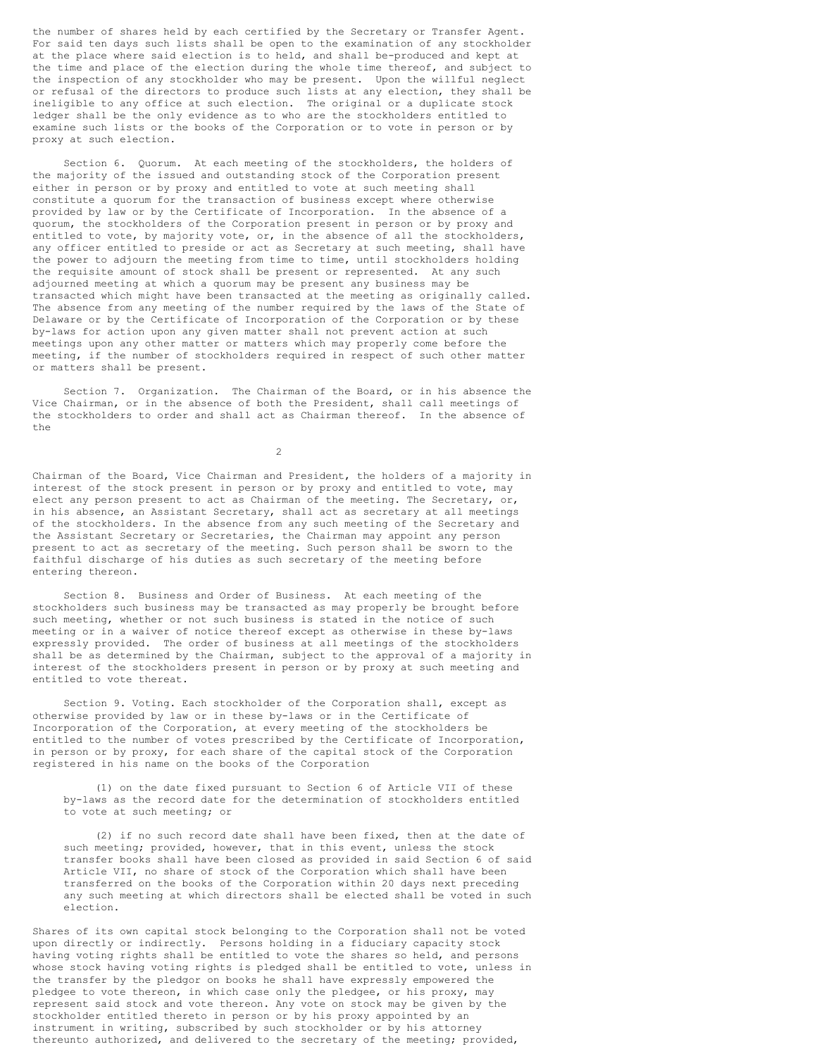the number of shares held by each certified by the Secretary or Transfer Agent. For said ten days such lists shall be open to the examination of any stockholder at the place where said election is to held, and shall be-produced and kept at the time and place of the election during the whole time thereof, and subject to the inspection of any stockholder who may be present. Upon the willful neglect or refusal of the directors to produce such lists at any election, they shall be ineligible to any office at such election. The original or a duplicate stock ledger shall be the only evidence as to who are the stockholders entitled to examine such lists or the books of the Corporation or to vote in person or by proxy at such election.

Section 6. Quorum. At each meeting of the stockholders, the holders of the majority of the issued and outstanding stock of the Corporation present either in person or by proxy and entitled to vote at such meeting shall constitute a quorum for the transaction of business except where otherwise provided by law or by the Certificate of Incorporation. In the absence of a quorum, the stockholders of the Corporation present in person or by proxy and entitled to vote, by majority vote, or, in the absence of all the stockholders, any officer entitled to preside or act as Secretary at such meeting, shall have the power to adjourn the meeting from time to time, until stockholders holding the requisite amount of stock shall be present or represented. At any such adjourned meeting at which a quorum may be present any business may be transacted which might have been transacted at the meeting as originally called. The absence from any meeting of the number required by the laws of the State of Delaware or by the Certificate of Incorporation of the Corporation or by these by-laws for action upon any given matter shall not prevent action at such meetings upon any other matter or matters which may properly come before the meeting, if the number of stockholders required in respect of such other matter or matters shall be present.

Section 7. Organization. The Chairman of the Board, or in his absence the Vice Chairman, or in the absence of both the President, shall call meetings of the stockholders to order and shall act as Chairman thereof. In the absence of the Chairman of the Board, Vice Chairman and President, the holders of a majority in interest of the stock present in person or by proxy and entitled to vote, may elect any person present to act as Chairman of the meeting. The Secretary, or, in his absence, an Assistant Secretary, shall act as secretary at all meetings of the stockholders. In the absence from any such meeting of the Secretary and the Assistant Secretary or Secretaries, the Chairman may appoint any person present to act as secretary of the meeting. Such person shall be sworn to the faithful discharge of his duties as such secretary of the meeting before entering thereon.

Section 8. Business and Order of Business. At each meeting of the stockholders such business may be transacted as may properly be brought before such meeting, whether or not such business is stated in the notice of such meeting or in a waiver of notice thereof except as otherwise in these by-laws expressly provided. The order of business at all meetings of the stockholders shall be as determined by the Chairman, subject to the approval of a majority in interest of the stockholders present in person or by proxy at such meeting and entitled to vote thereat.

Section 9. Voting. Each stockholder of the Corporation shall, except as otherwise provided by law or in these by-laws or in the Certificate of Incorporation of the Corporation, at every meeting of the stockholders be entitled to the number of votes prescribed by the Certificate of Incorporation, in person or by proxy, for each share of the capital stock of the Corporation registered in his name on the books of the Corporation

(1) on the date fixed pursuant to Section 6 of Article VII of these by-laws as the record date for the determination of stockholders entitled to vote at such meeting; or

(2) if no such record date shall have been fixed, then at the date of such meeting; provided, however, that in this event, unless the stock transfer books shall have been closed as provided in said Section 6 of said Article VII, no share of stock of the Corporation which shall have been transferred on the books of the Corporation within 20 days next preceding any such meeting at which directors shall be elected shall be voted in such election.

Shares of its own capital stock belonging to the Corporation shall not be voted upon directly or indirectly. Persons holding in a fiduciary capacity stock having voting rights shall be entitled to vote the shares so held, and persons whose stock having voting rights is pledged shall be entitled to vote, unless in the transfer by the pledgor on books he shall have expressly empowered the pledgee to vote thereon, in which case only the pledgee, or his proxy, may represent said stock and vote thereon. Any vote on stock may be given by the stockholder entitled thereto in person or by his proxy appointed by an instrument in writing, subscribed by such stockholder or by his attorney thereunto authorized, and delivered to the secretary of the meeting; provided,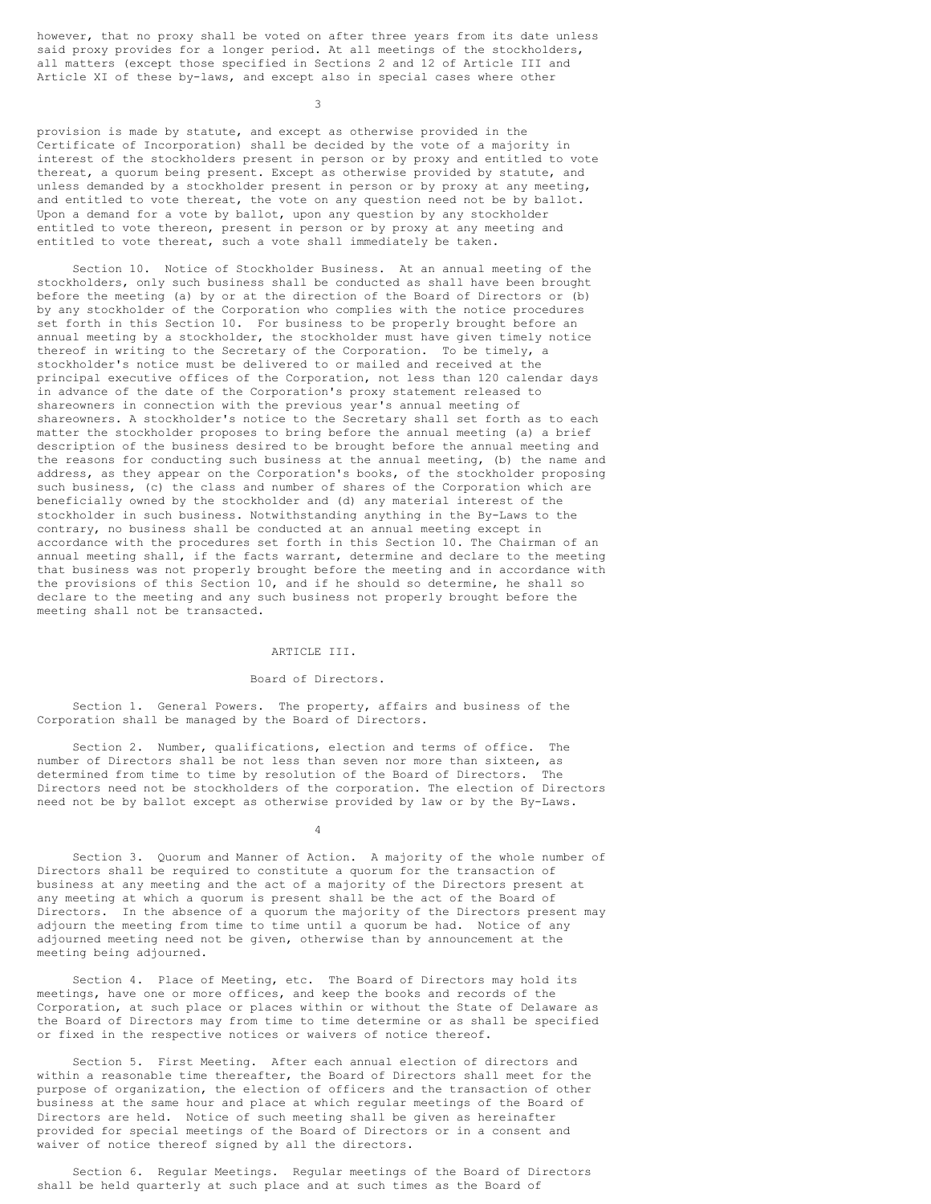however, that no proxy shall be voted on after three years from its date unless said proxy provides for a longer period. At all meetings of the stockholders, all matters (except those specified in Sections 2 and 12 of Article III and Article XI of these by-laws, and except also in special cases where other provision is made by statute, and except as otherwise provided in the Certificate of Incorporation) shall be decided by the vote of a majority in interest of the stockholders present in person or by proxy and entitled to vote thereat, a quorum being present. Except as otherwise provided by statute, and unless demanded by a stockholder present in person or by proxy at any meeting, and entitled to vote thereat, the vote on any question need not be by ballot. Upon a demand for a vote by ballot, upon any question by any stockholder entitled to vote thereon, present in person or by proxy at any meeting and entitled to vote thereat, such a vote shall immediately be taken.

Section 10. Notice of Stockholder Business. At an annual meeting of the stockholders, only such business shall be conducted as shall have been brought before the meeting (a) by or at the direction of the Board of Directors or (b) by any stockholder of the Corporation who complies with the notice procedures set forth in this Section 10. For business to be properly brought before an annual meeting by a stockholder, the stockholder must have given timely notice thereof in writing to the Secretary of the Corporation. To be timely, a stockholder's notice must be delivered to or mailed and received at the principal executive offices of the Corporation, not less than 120 calendar days in advance of the date of the Corporation's proxy statement released to shareowners in connection with the previous year's annual meeting of shareowners. A stockholder's notice to the Secretary shall set forth as to each matter the stockholder proposes to bring before the annual meeting (a) a brief description of the business desired to be brought before the annual meeting and the reasons for conducting such business at the annual meeting, (b) the name and address, as they appear on the Corporation's books, of the stockholder proposing such business, (c) the class and number of shares of the Corporation which are beneficially owned by the stockholder and (d) any material interest of the stockholder in such business. Notwithstanding anything in the By-Laws to the contrary, no business shall be conducted at an annual meeting except in accordance with the procedures set forth in this Section 10. The Chairman of an annual meeting shall, if the facts warrant, determine and declare to the meeting that business was not properly brought before the meeting and in accordance with the provisions of this Section 10, and if he should so determine, he shall so declare to the meeting and any such business not properly brought before the meeting shall not be transacted.

## ARTICLE III.

### Board of Directors.

Section 1. General Powers. The property, affairs and business of the Corporation shall be managed by the Board of Directors.

Section 2. Number, qualifications, election and terms of office. The number of Directors shall be not less than seven nor more than sixteen, as determined from time to time by resolution of the Board of Directors. The Directors need not be stockholders of the corporation. The election of Directors need not be by ballot except as otherwise provided by law or by the By-Laws.

Section 3. Quorum and Manner of Action. A majority of the whole number of Directors shall be required to constitute a quorum for the transaction of business at any meeting and the act of a majority of the Directors present at any meeting at which a quorum is present shall be the act of the Board of Directors. In the absence of a quorum the majority of the Directors present may adjourn the meeting from time to time until a quorum be had. Notice of any adjourned meeting need not be given, otherwise than by announcement at the meeting being adjourned.

Section 4. Place of Meeting, etc. The Board of Directors may hold its meetings, have one or more offices, and keep the books and records of the Corporation, at such place or places within or without the State of Delaware as the Board of Directors may from time to time determine or as shall be specified or fixed in the respective notices or waivers of notice thereof.

Section 5. First Meeting. After each annual election of directors and within a reasonable time thereafter, the Board of Directors shall meet for the purpose of organization, the election of officers and the transaction of other business at the same hour and place at which regular meetings of the Board of Directors are held. Notice of such meeting shall be given as hereinafter provided for special meetings of the Board of Directors or in a consent and waiver of notice thereof signed by all the directors.

Section 6. Regular Meetings. Regular meetings of the Board of Directors shall be held quarterly at such place and at such times as the Board of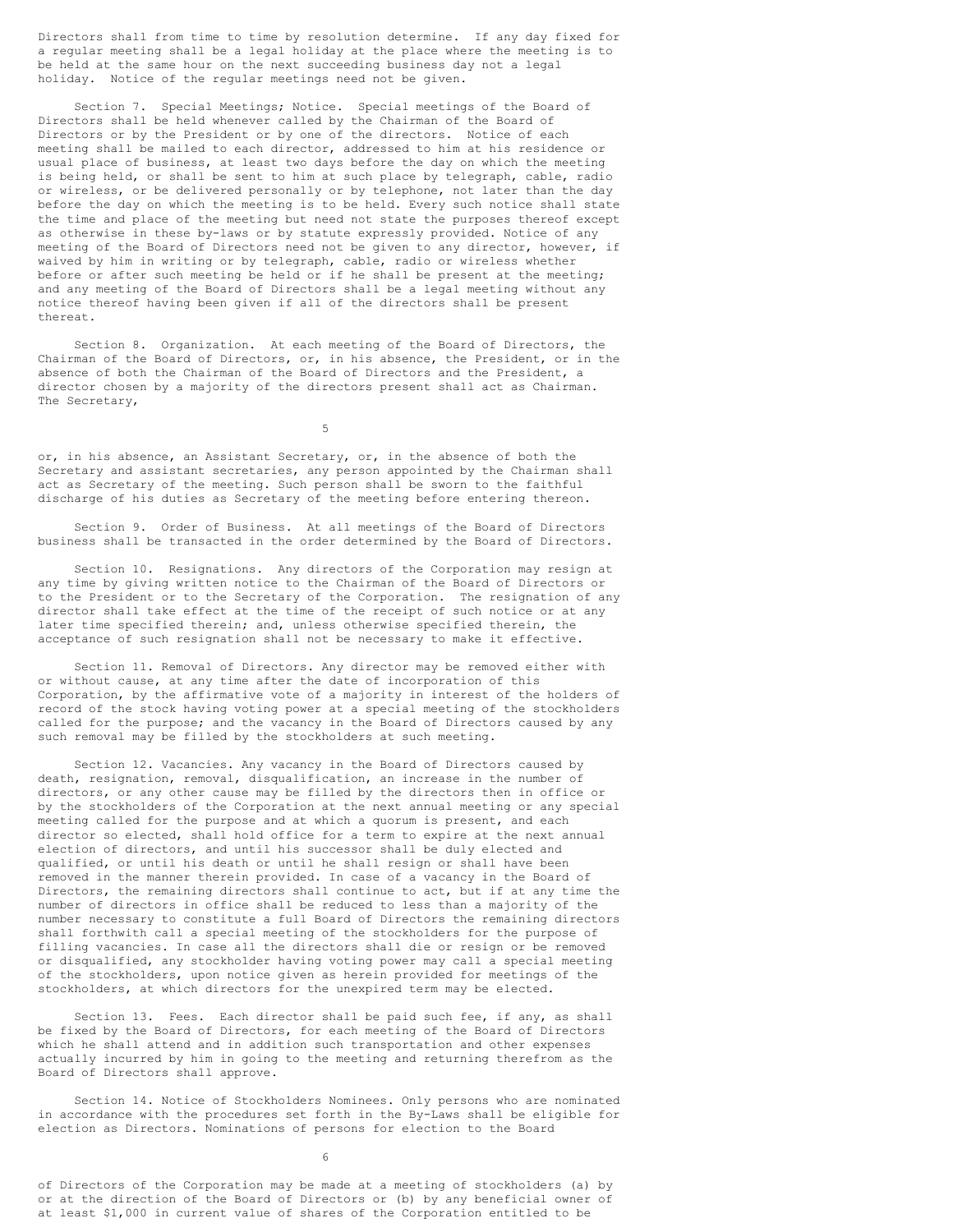Directors shall from time to time by resolution determine. If any day fixed for a regular meeting shall be a legal holiday at the place where the meeting is to be held at the same hour on the next succeeding business day not a legal holiday. Notice of the regular meetings need not be given.

Section 7. Special Meetings; Notice. Special meetings of the Board of Directors shall be held whenever called by the Chairman of the Board of Directors or by the President or by one of the directors. Notice of each meeting shall be mailed to each director, addressed to him at his residence or usual place of business, at least two days before the day on which the meeting is being held, or shall be sent to him at such place by telegraph, cable, radio or wireless, or be delivered personally or by telephone, not later than the day before the day on which the meeting is to be held. Every such notice shall state the time and place of the meeting but need not state the purposes thereof except as otherwise in these by-laws or by statute expressly provided. Notice of any meeting of the Board of Directors need not be given to any director, however, if waived by him in writing or by telegraph, cable, radio or wireless whether before or after such meeting be held or if he shall be present at the meeting; and any meeting of the Board of Directors shall be a legal meeting without any notice thereof having been given if all of the directors shall be present thereat.

Section 8. Organization. At each meeting of the Board of Directors, the Chairman of the Board of Directors, or, in his absence, the President, or in the absence of both the Chairman of the Board of Directors and the President, a director chosen by a majority of the directors present shall act as Chairman. The Secretary, or, in his absence, an Assistant Secretary, or, in the absence of both the Secretary and assistant secretaries, any person appointed by the Chairman shall act as Secretary of the meeting. Such person shall be sworn to the faithful discharge of his duties as Secretary of the meeting before entering thereon.

Section 9. Order of Business. At all meetings of the Board of Directors business shall be transacted in the order determined by the Board of Directors.

Section 10. Resignations. Any directors of the Corporation may resign at any time by giving written notice to the Chairman of the Board of Directors or to the President or to the Secretary of the Corporation. The resignation of any director shall take effect at the time of the receipt of such notice or at any later time specified therein; and, unless otherwise specified therein, the acceptance of such resignation shall not be necessary to make it effective.

Section 11. Removal of Directors. Any director may be removed either with or without cause, at any time after the date of incorporation of this Corporation, by the affirmative vote of a majority in interest of the holders of record of the stock having voting power at a special meeting of the stockholders called for the purpose; and the vacancy in the Board of Directors caused by any such removal may be filled by the stockholders at such meeting.

Section 12. Vacancies. Any vacancy in the Board of Directors caused by death, resignation, removal, disqualification, an increase in the number of directors, or any other cause may be filled by the directors then in office or by the stockholders of the Corporation at the next annual meeting or any special meeting called for the purpose and at which a quorum is present, and each director so elected, shall hold office for a term to expire at the next annual election of directors, and until his successor shall be duly elected and qualified, or until his death or until he shall resign or shall have been removed in the manner therein provided. In case of a vacancy in the Board of Directors, the remaining directors shall continue to act, but if at any time the number of directors in office shall be reduced to less than a majority of the number necessary to constitute a full Board of Directors the remaining directors shall forthwith call a special meeting of the stockholders for the purpose of filling vacancies. In case all the directors shall die or resign or be removed or disqualified, any stockholder having voting power may call a special meeting of the stockholders, upon notice given as herein provided for meetings of the stockholders, at which directors for the unexpired term may be elected.

Section 13. Fees. Each director shall be paid such fee, if any, as shall be fixed by the Board of Directors, for each meeting of the Board of Directors which he shall attend and in addition such transportation and other expenses actually incurred by him in going to the meeting and returning therefrom as the Board of Directors shall approve.

Section 14. Notice of Stockholders Nominees. Only persons who are nominated in accordance with the procedures set forth in the By-Laws shall be eligible for election as Directors. Nominations of persons for election to the Board of Directors of the Corporation may be made at a meeting of stockholders (a) by or at the direction of the Board of Directors or (b) by any beneficial owner of at least $1,000 in current value of shares of the Corporation entitled to be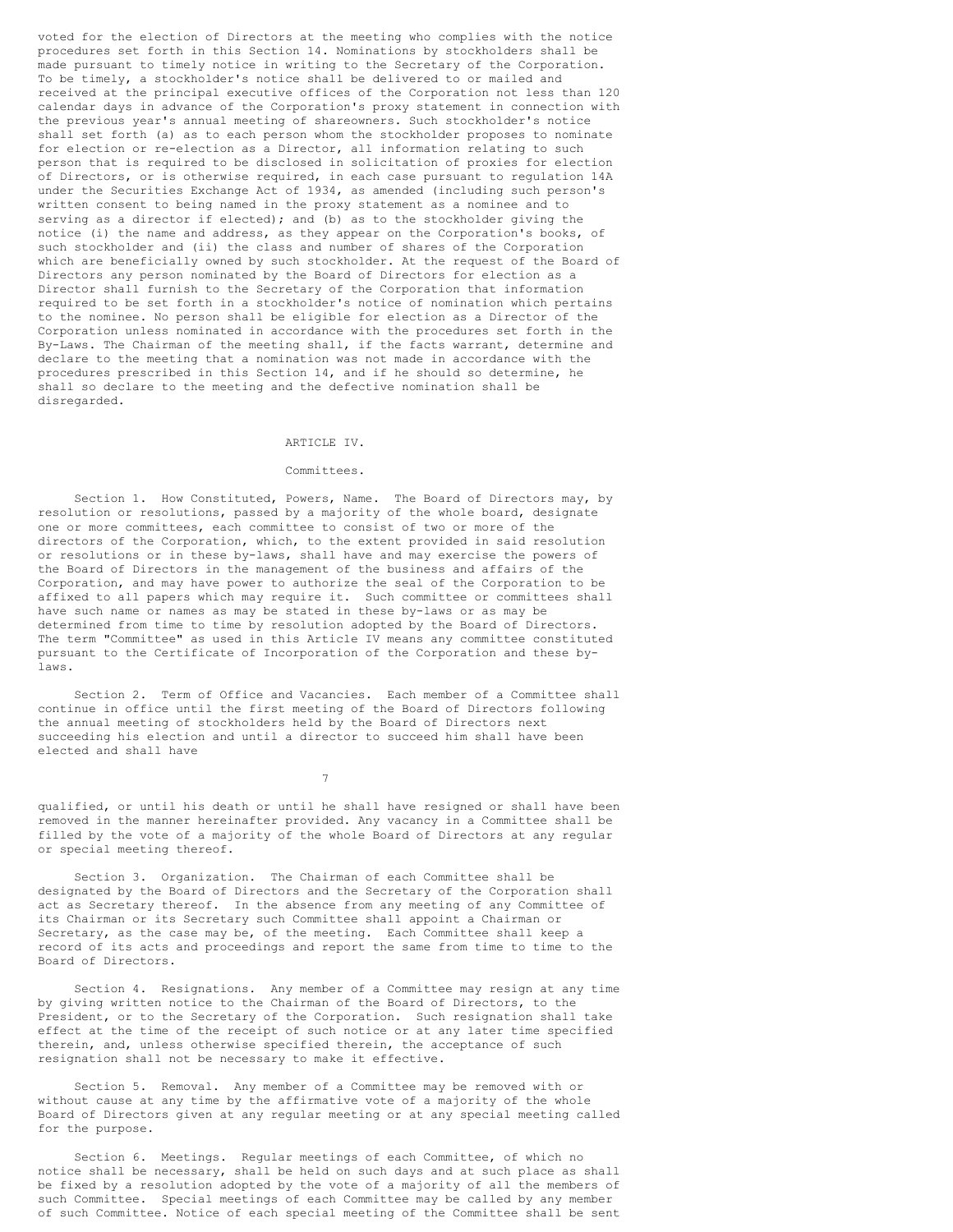voted for the election of Directors at the meeting who complies with the notice procedures set forth in this Section 14. Nominations by stockholders shall be made pursuant to timely notice in writing to the Secretary of the Corporation. To be timely, a stockholder's notice shall be delivered to or mailed and received at the principal executive offices of the Corporation not less than 120 calendar days in advance of the Corporation's proxy statement in connection with the previous year's annual meeting of shareowners. Such stockholder's notice shall set forth (a) as to each person whom the stockholder proposes to nominate for election or re-election as a Director, all information relating to such person that is required to be disclosed in solicitation of proxies for election of Directors, or is otherwise required, in each case pursuant to regulation 14A under the Securities Exchange Act of 1934, as amended (including such person's written consent to being named in the proxy statement as a nominee and to serving as a director if elected); and (b) as to the stockholder giving the notice (i) the name and address, as they appear on the Corporation's books, of such stockholder and (ii) the class and number of shares of the Corporation which are beneficially owned by such stockholder. At the request of the Board of Directors any person nominated by the Board of Directors for election as a Director shall furnish to the Secretary of the Corporation that information required to be set forth in a stockholder's notice of nomination which pertains to the nominee. No person shall be eligible for election as a Director of the Corporation unless nominated in accordance with the procedures set forth in the By-Laws. The Chairman of the meeting shall, if the facts warrant, determine and declare to the meeting that a nomination was not made in accordance with the procedures prescribed in this Section 14, and if he should so determine, he shall so declare to the meeting and the defective nomination shall be disregarded.

## ARTICLE IV.

### Committees.

Section 1. How Constituted, Powers, Name. The Board of Directors may, by resolution or resolutions, passed by a majority of the whole board, designate one or more committees, each committee to consist of two or more of the directors of the Corporation, which, to the extent provided in said resolution or resolutions or in these by-laws, shall have and may exercise the powers of the Board of Directors in the management of the business and affairs of the Corporation, and may have power to authorize the seal of the Corporation to be affixed to all papers which may require it. Such committee or committees shall have such name or names as may be stated in these by-laws or as may be determined from time to time by resolution adopted by the Board of Directors. The term "Committee" as used in this Article IV means any committee constituted pursuant to the Certificate of Incorporation of the Corporation and these by-laws.

Section 2. Term of Office and Vacancies. Each member of a Committee shall continue in office until the first meeting of the Board of Directors following the annual meeting of stockholders held by the Board of Directors next succeeding his election and until a director to succeed him shall have been elected and shall have qualified, or until his death or until he shall have resigned or shall have been removed in the manner hereinafter provided. Any vacancy in a Committee shall be filled by the vote of a majority of the whole Board of Directors at any regular or special meeting thereof.

Section 3. Organization. The Chairman of each Committee shall be designated by the Board of Directors and the Secretary of the Corporation shall act as Secretary thereof. In the absence from any meeting of any Committee of its Chairman or its Secretary such Committee shall appoint a Chairman or Secretary, as the case may be, of the meeting. Each Committee shall keep a record of its acts and proceedings and report the same from time to time to the Board of Directors.

Section 4. Resignations. Any member of a Committee may resign at any time by giving written notice to the Chairman of the Board of Directors, to the President, or to the Secretary of the Corporation. Such resignation shall take effect at the time of the receipt of such notice or at any later time specified therein, and, unless otherwise specified therein, the acceptance of such resignation shall not be necessary to make it effective.

Section 5. Removal. Any member of a Committee may be removed with or without cause at any time by the affirmative vote of a majority of the whole Board of Directors given at any regular meeting or at any special meeting called for the purpose.

Section 6. Meetings. Regular meetings of each Committee, of which no notice shall be necessary, shall be held on such days and at such place as shall be fixed by a resolution adopted by the vote of a majority of all the members of such Committee. Special meetings of each Committee may be called by any member of such Committee. Notice of each special meeting of the Committee shall be sent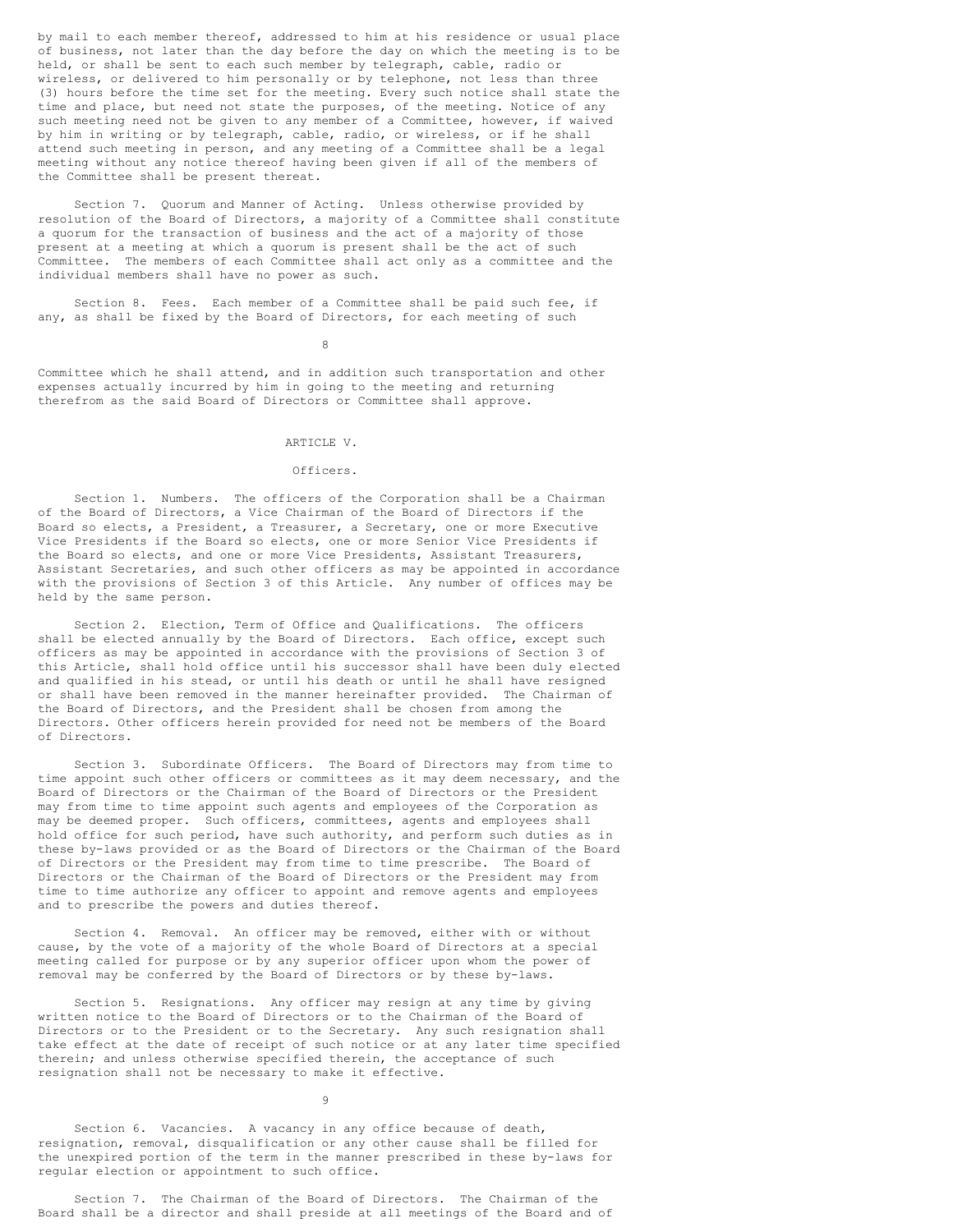by mail to each member thereof, addressed to him at his residence or usual place of business, not later than the day before the day on which the meeting is to be held, or shall be sent to each such member by telegraph, cable, radio or wireless, or delivered to him personally or by telephone, not less than three (3) hours before the time set for the meeting. Every such notice shall state the time and place, but need not state the purposes, of the meeting. Notice of any such meeting need not be given to any member of a Committee, however, if waived by him in writing or by telegraph, cable, radio, or wireless, or if he shall attend such meeting in person, and any meeting of a Committee shall be a legal meeting without any notice thereof having been given if all of the members of the Committee shall be present thereat.

Section 7. Quorum and Manner of Acting. Unless otherwise provided by resolution of the Board of Directors, a majority of a Committee shall constitute a quorum for the transaction of business and the act of a majority of those present at a meeting at which a quorum is present shall be the act of such Committee. The members of each Committee shall act only as a committee and the individual members shall have no power as such.

Section 8. Fees. Each member of a Committee shall be paid such fee, if any, as shall be fixed by the Board of Directors, for each meeting of such Committee which he shall attend, and in addition such transportation and other expenses actually incurred by him in going to the meeting and returning therefrom as the said Board of Directors or Committee shall approve.

## ARTICLE V.

## Officers.

Section 1. Numbers. The officers of the Corporation shall be a Chairman of the Board of Directors, a Vice Chairman of the Board of Directors if the Board so elects, a President, a Treasurer, a Secretary, one or more Executive Vice Presidents if the Board so elects, one or more Senior Vice Presidents if the Board so elects, and one or more Vice Presidents, Assistant Treasurers, Assistant Secretaries, and such other officers as may be appointed in accordance with the provisions of Section 3 of this Article. Any number of offices may be held by the same person.

Section 2. Election, Term of Office and Qualifications. The officers shall be elected annually by the Board of Directors. Each office, except such officers as may be appointed in accordance with the provisions of Section 3 of this Article, shall hold office until his successor shall have been duly elected and qualified in his stead, or until his death or until he shall have resigned or shall have been removed in the manner hereinafter provided. The Chairman of the Board of Directors, and the President shall be chosen from among the Directors. Other officers herein provided for need not be members of the Board of Directors.

Section 3. Subordinate Officers. The Board of Directors may from time to time appoint such other officers or committees as it may deem necessary, and the Board of Directors or the Chairman of the Board of Directors or the President may from time to time appoint such agents and employees of the Corporation as may be deemed proper. Such officers, committees, agents and employees shall hold office for such period, have such authority, and perform such duties as in these by-laws provided or as the Board of Directors or the Chairman of the Board of Directors or the President may from time to time prescribe. The Board of Directors or the Chairman of the Board of Directors or the President may from time to time authorize any officer to appoint and remove agents and employees and to prescribe the powers and duties thereof.

Section 4. Removal. An officer may be removed, either with or without cause, by the vote of a majority of the whole Board of Directors at a special meeting called for purpose or by any superior officer upon whom the power of removal may be conferred by the Board of Directors or by these by-laws.

Section 5. Resignations. Any officer may resign at any time by giving written notice to the Board of Directors or to the Chairman of the Board of Directors or to the President or to the Secretary. Any such resignation shall take effect at the date of receipt of such notice or at any later time specified therein; and unless otherwise specified therein, the acceptance of such resignation shall not be necessary to make it effective.

Section 6. Vacancies. A vacancy in any office because of death, resignation, removal, disqualification or any other cause shall be filled for the unexpired portion of the term in the manner prescribed in these by-laws for regular election or appointment to such office.

Section 7. The Chairman of the Board of Directors. The Chairman of the Board shall be a director and shall preside at all meetings of the Board and of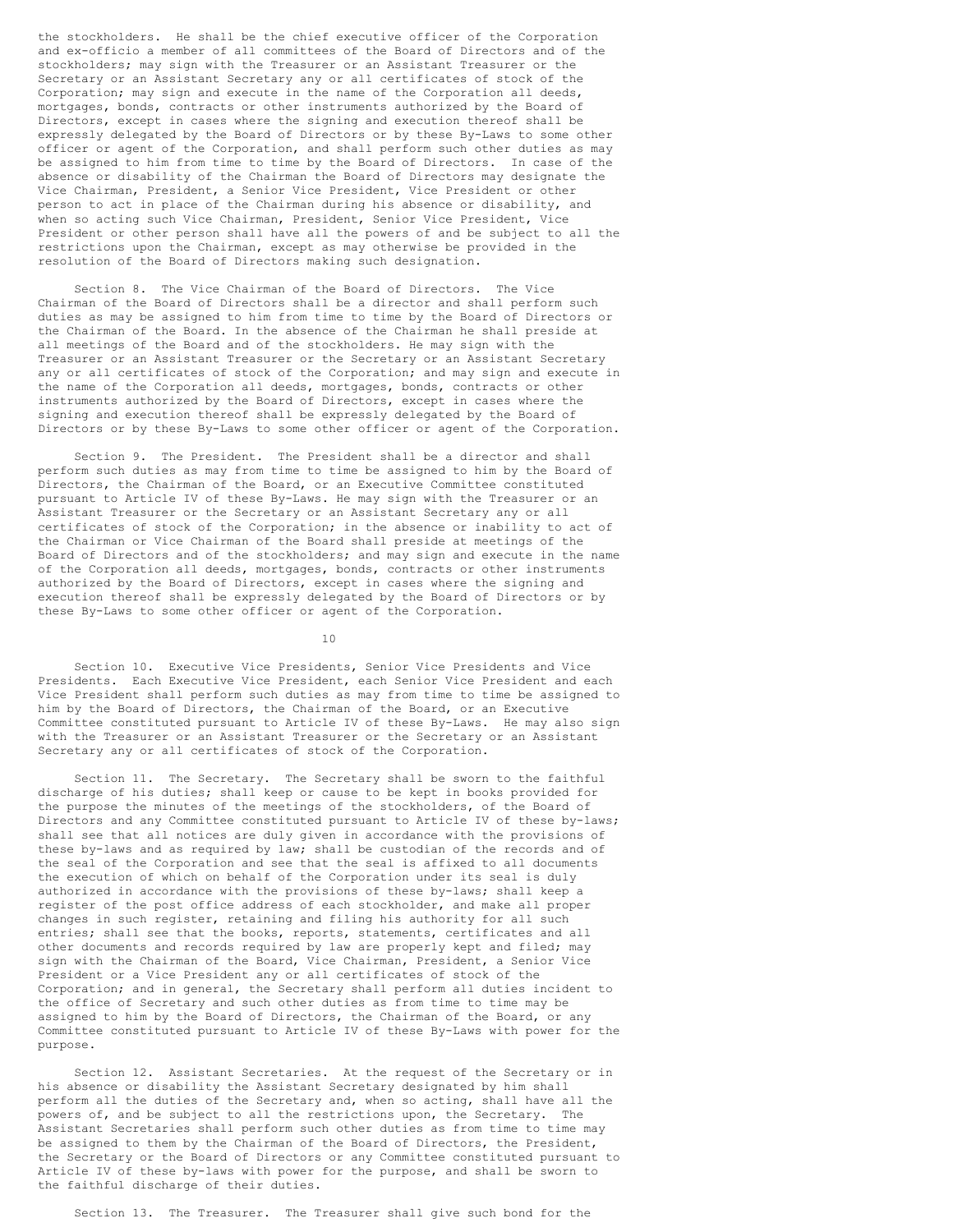the stockholders. He shall be the chief executive officer of the Corporation and ex-officio a member of all committees of the Board of Directors and of the stockholders; may sign with the Treasurer or an Assistant Treasurer or the Secretary or an Assistant Secretary any or all certificates of stock of the Corporation; may sign and execute in the name of the Corporation all deeds, mortgages, bonds, contracts or other instruments authorized by the Board of Directors, except in cases where the signing and execution thereof shall be expressly delegated by the Board of Directors or by these By-Laws to some other officer or agent of the Corporation, and shall perform such other duties as may be assigned to him from time to time by the Board of Directors. In case of the absence or disability of the Chairman the Board of Directors may designate the Vice Chairman, President, a Senior Vice President, Vice President or other person to act in place of the Chairman during his absence or disability, and when so acting such Vice Chairman, President, Senior Vice President, Vice President or other person shall have all the powers of and be subject to all the restrictions upon the Chairman, except as may otherwise be provided in the resolution of the Board of Directors making such designation.

Section 8. The Vice Chairman of the Board of Directors. The Vice Chairman of the Board of Directors shall be a director and shall perform such duties as may be assigned to him from time to time by the Board of Directors or the Chairman of the Board. In the absence of the Chairman he shall preside at all meetings of the Board and of the stockholders. He may sign with the Treasurer or an Assistant Treasurer or the Secretary or an Assistant Secretary any or all certificates of stock of the Corporation; and may sign and execute in the name of the Corporation all deeds, mortgages, bonds, contracts or other instruments authorized by the Board of Directors, except in cases where the signing and execution thereof shall be expressly delegated by the Board of Directors or by these By-Laws to some other officer or agent of the Corporation.

Section 9. The President. The President shall be a director and shall perform such duties as may from time to time be assigned to him by the Board of Directors, the Chairman of the Board, or an Executive Committee constituted pursuant to Article IV of these By-Laws. He may sign with the Treasurer or an Assistant Treasurer or the Secretary or an Assistant Secretary any or all certificates of stock of the Corporation; in the absence or inability to act of the Chairman or Vice Chairman of the Board shall preside at meetings of the Board of Directors and of the stockholders; and may sign and execute in the name of the Corporation all deeds, mortgages, bonds, contracts or other instruments authorized by the Board of Directors, except in cases where the signing and execution thereof shall be expressly delegated by the Board of Directors or by these By-Laws to some other officer or agent of the Corporation.

Section 10. Executive Vice Presidents, Senior Vice Presidents and Vice Presidents. Each Executive Vice President, each Senior Vice President and each Vice President shall perform such duties as may from time to time be assigned to him by the Board of Directors, the Chairman of the Board, or an Executive Committee constituted pursuant to Article IV of these By-Laws. He may also sign with the Treasurer or an Assistant Treasurer or the Secretary or an Assistant Secretary any or all certificates of stock of the Corporation.

Section 11. The Secretary. The Secretary shall be sworn to the faithful discharge of his duties; shall keep or cause to be kept in books provided for the purpose the minutes of the meetings of the stockholders, of the Board of Directors and any Committee constituted pursuant to Article IV of these by-laws; shall see that all notices are duly given in accordance with the provisions of these by-laws and as required by law; shall be custodian of the records and of the seal of the Corporation and see that the seal is affixed to all documents the execution of which on behalf of the Corporation under its seal is duly authorized in accordance with the provisions of these by-laws; shall keep a register of the post office address of each stockholder, and make all proper changes in such register, retaining and filing his authority for all such entries; shall see that the books, reports, statements, certificates and all other documents and records required by law are properly kept and filed; may sign with the Chairman of the Board, Vice Chairman, President, a Senior Vice President or a Vice President any or all certificates of stock of the Corporation; and in general, the Secretary shall perform all duties incident to the office of Secretary and such other duties as from time to time may be assigned to him by the Board of Directors, the Chairman of the Board, or any Committee constituted pursuant to Article IV of these By-Laws with power for the purpose.

Section 12. Assistant Secretaries. At the request of the Secretary or in his absence or disability the Assistant Secretary designated by him shall perform all the duties of the Secretary and, when so acting, shall have all the powers of, and be subject to all the restrictions upon, the Secretary. The Assistant Secretaries shall perform such other duties as from time to time may be assigned to them by the Chairman of the Board of Directors, the President, the Secretary or the Board of Directors or any Committee constituted pursuant to Article IV of these by-laws with power for the purpose, and shall be sworn to the faithful discharge of their duties.

Section 13. The Treasurer. The Treasurer shall give such bond for the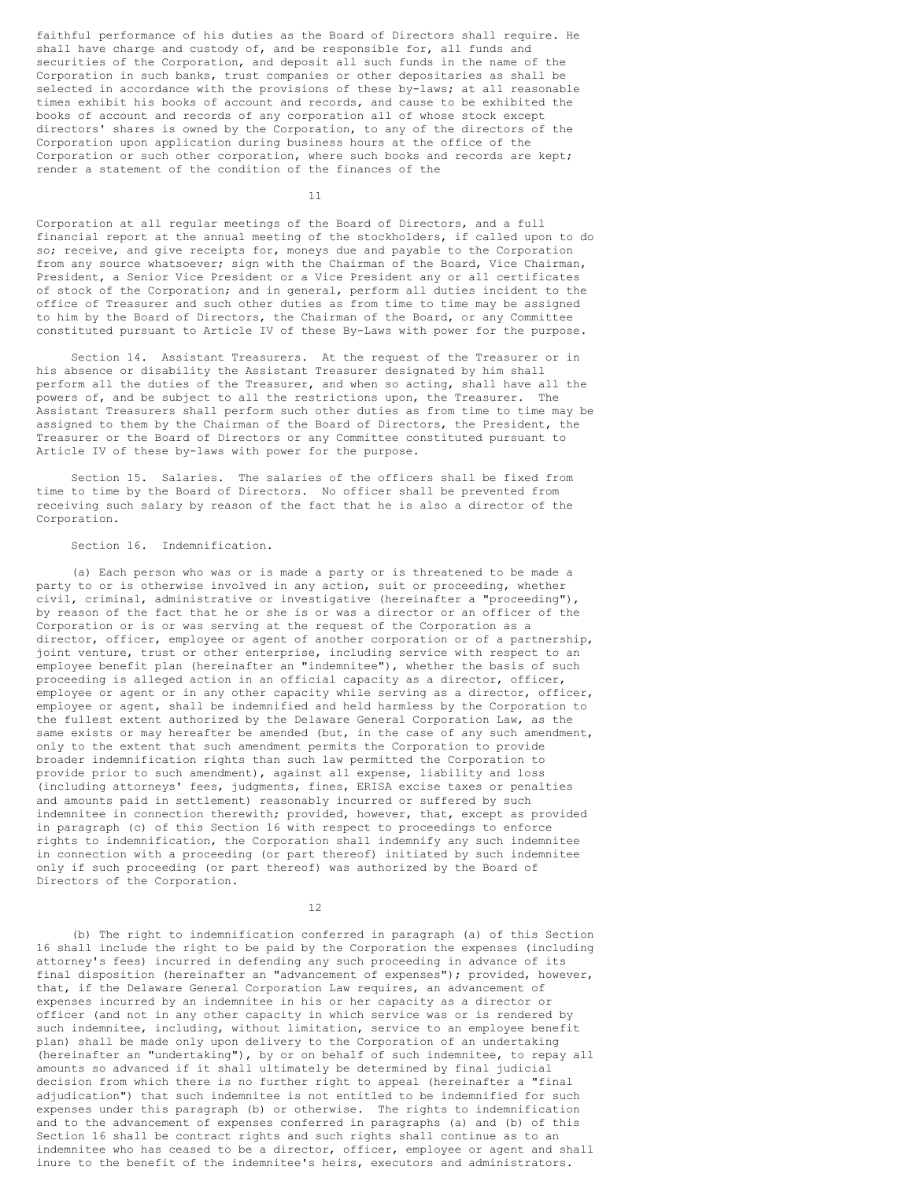faithful performance of his duties as the Board of Directors shall require. He shall have charge and custody of, and be responsible for, all funds and securities of the Corporation, and deposit all such funds in the name of the Corporation in such banks, trust companies or other depositaries as shall be selected in accordance with the provisions of these by-laws; at all reasonable times exhibit his books of account and records, and cause to be exhibited the books of account and records of any corporation all of whose stock except directors' shares is owned by the Corporation, to any of the directors of the Corporation upon application during business hours at the office of the Corporation or such other corporation, where such books and records are kept; render a statement of the condition of the finances of the Corporation at all regular meetings of the Board of Directors, and a full financial report at the annual meeting of the stockholders, if called upon to do so; receive, and give receipts for, moneys due and payable to the Corporation from any source whatsoever; sign with the Chairman of the Board, Vice Chairman, President, a Senior Vice President or a Vice President any or all certificates of stock of the Corporation; and in general, perform all duties incident to the office of Treasurer and such other duties as from time to time may be assigned to him by the Board of Directors, the Chairman of the Board, or any Committee constituted pursuant to Article IV of these By-Laws with power for the purpose.

Section 14. Assistant Treasurers. At the request of the Treasurer or in his absence or disability the Assistant Treasurer designated by him shall perform all the duties of the Treasurer, and when so acting, shall have all the powers of, and be subject to all the restrictions upon, the Treasurer. The Assistant Treasurers shall perform such other duties as from time to time may be assigned to them by the Chairman of the Board of Directors, the President, the Treasurer or the Board of Directors or any Committee constituted pursuant to Article IV of these by-laws with power for the purpose.

Section 15. Salaries. The salaries of the officers shall be fixed from time to time by the Board of Directors. No officer shall be prevented from receiving such salary by reason of the fact that he is also a director of the Corporation.

Section 16. Indemnification.

(a) Each person who was or is made a party or is threatened to be made a party to or is otherwise involved in any action, suit or proceeding, whether civil, criminal, administrative or investigative (hereinafter a "proceeding"), by reason of the fact that he or she is or was a director or an officer of the Corporation or is or was serving at the request of the Corporation as a director, officer, employee or agent of another corporation or of a partnership, joint venture, trust or other enterprise, including service with respect to an employee benefit plan (hereinafter an "indemnitee"), whether the basis of such proceeding is alleged action in an official capacity as a director, officer, employee or agent or in any other capacity while serving as a director, officer, employee or agent, shall be indemnified and held harmless by the Corporation to the fullest extent authorized by the Delaware General Corporation Law, as the same exists or may hereafter be amended (but, in the case of any such amendment, only to the extent that such amendment permits the Corporation to provide broader indemnification rights than such law permitted the Corporation to provide prior to such amendment), against all expense, liability and loss (including attorneys' fees, judgments, fines, ERISA excise taxes or penalties and amounts paid in settlement) reasonably incurred or suffered by such indemnitee in connection therewith; provided, however, that, except as provided in paragraph (c) of this Section 16 with respect to proceedings to enforce rights to indemnification, the Corporation shall indemnify any such indemnitee in connection with a proceeding (or part thereof) initiated by such indemnitee only if such proceeding (or part thereof) was authorized by the Board of Directors of the Corporation.

(b) The right to indemnification conferred in paragraph (a) of this Section 16 shall include the right to be paid by the Corporation the expenses (including attorney's fees) incurred in defending any such proceeding in advance of its final disposition (hereinafter an "advancement of expenses"); provided, however, that, if the Delaware General Corporation Law requires, an advancement of expenses incurred by an indemnitee in his or her capacity as a director or officer (and not in any other capacity in which service was or is rendered by such indemnitee, including, without limitation, service to an employee benefit plan) shall be made only upon delivery to the Corporation of an undertaking (hereinafter an "undertaking"), by or on behalf of such indemnitee, to repay all amounts so advanced if it shall ultimately be determined by final judicial decision from which there is no further right to appeal (hereinafter a "final adjudication") that such indemnitee is not entitled to be indemnified for such expenses under this paragraph (b) or otherwise. The rights to indemnification and to the advancement of expenses conferred in paragraphs (a) and (b) of this Section 16 shall be contract rights and such rights shall continue as to an indemnitee who has ceased to be a director, officer, employee or agent and shall inure to the benefit of the indemnitee's heirs, executors and administrators.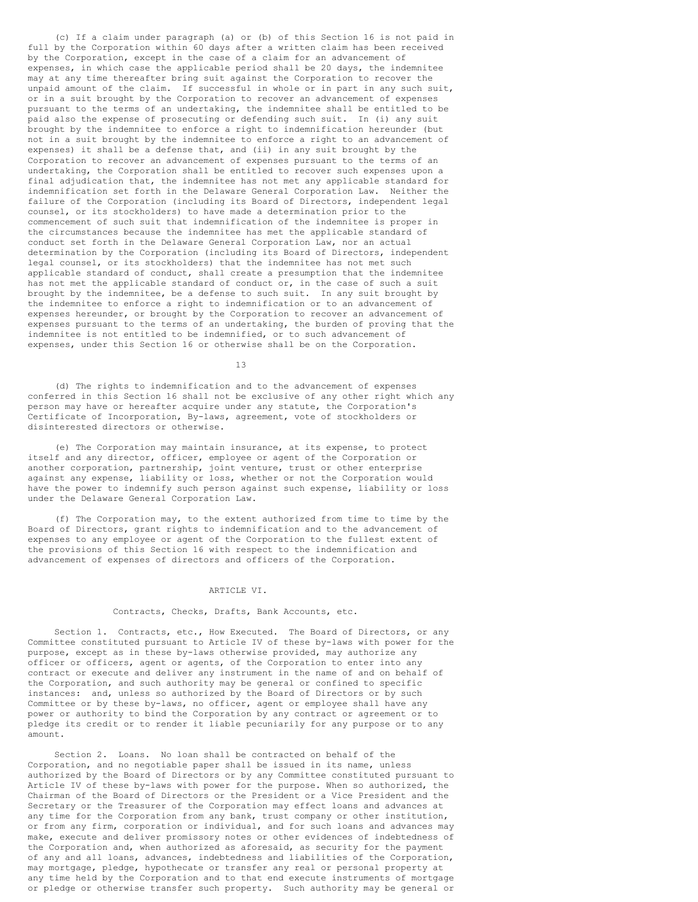(c) If a claim under paragraph (a) or (b) of this Section 16 is not paid in full by the Corporation within 60 days after a written claim has been received by the Corporation, except in the case of a claim for an advancement of expenses, in which case the applicable period shall be 20 days, the indemnitee may at any time thereafter bring suit against the Corporation to recover the unpaid amount of the claim. If successful in whole or in part in any such suit, or in a suit brought by the Corporation to recover an advancement of expenses pursuant to the terms of an undertaking, the indemnitee shall be entitled to be paid also the expense of prosecuting or defending such suit. In (i) any suit brought by the indemnitee to enforce a right to indemnification hereunder (but not in a suit brought by the indemnitee to enforce a right to an advancement of expenses) it shall be a defense that, and (ii) in any suit brought by the Corporation to recover an advancement of expenses pursuant to the terms of an undertaking, the Corporation shall be entitled to recover such expenses upon a final adjudication that, the indemnitee has not met any applicable standard for indemnification set forth in the Delaware General Corporation Law. Neither the failure of the Corporation (including its Board of Directors, independent legal counsel, or its stockholders) to have made a determination prior to the commencement of such suit that indemnification of the indemnitee is proper in the circumstances because the indemnitee has met the applicable standard of conduct set forth in the Delaware General Corporation Law, nor an actual determination by the Corporation (including its Board of Directors, independent legal counsel, or its stockholders) that the indemnitee has not met such applicable standard of conduct, shall create a presumption that the indemnitee has not met the applicable standard of conduct or, in the case of such a suit brought by the indemnitee, be a defense to such suit. In any suit brought by the indemnitee to enforce a right to indemnification or to an advancement of expenses hereunder, or brought by the Corporation to recover an advancement of expenses pursuant to the terms of an undertaking, the burden of proving that the indemnitee is not entitled to be indemnified, or to such advancement of expenses, under this Section 16 or otherwise shall be on the Corporation.

(d) The rights to indemnification and to the advancement of expenses conferred in this Section 16 shall not be exclusive of any other right which any person may have or hereafter acquire under any statute, the Corporation's Certificate of Incorporation, By-laws, agreement, vote of stockholders or disinterested directors or otherwise.

(e) The Corporation may maintain insurance, at its expense, to protect itself and any director, officer, employee or agent of the Corporation or another corporation, partnership, joint venture, trust or other enterprise against any expense, liability or loss, whether or not the Corporation would have the power to indemnify such person against such expense, liability or loss under the Delaware General Corporation Law.

(f) The Corporation may, to the extent authorized from time to time by the Board of Directors, grant rights to indemnification and to the advancement of expenses to any employee or agent of the Corporation to the fullest extent of the provisions of this Section 16 with respect to the indemnification and advancement of expenses of directors and officers of the Corporation.

## ARTICLE VI.

### Contracts, Checks, Drafts, Bank Accounts, etc.

Section 1. Contracts, etc., How Executed. The Board of Directors, or any Committee constituted pursuant to Article IV of these by-laws with power for the purpose, except as in these by-laws otherwise provided, may authorize any officer or officers, agent or agents, of the Corporation to enter into any contract or execute and deliver any instrument in the name of and on behalf of the Corporation, and such authority may be general or confined to specific instances: and, unless so authorized by the Board of Directors or by such Committee or by these by-laws, no officer, agent or employee shall have any power or authority to bind the Corporation by any contract or agreement or to pledge its credit or to render it liable pecuniarily for any purpose or to any amount.

Section 2. Loans. No loan shall be contracted on behalf of the Corporation, and no negotiable paper shall be issued in its name, unless authorized by the Board of Directors or by any Committee constituted pursuant to Article IV of these by-laws with power for the purpose. When so authorized, the Chairman of the Board of Directors or the President or a Vice President and the Secretary or the Treasurer of the Corporation may effect loans and advances at any time for the Corporation from any bank, trust company or other institution, or from any firm, corporation or individual, and for such loans and advances may make, execute and deliver promissory notes or other evidences of indebtedness of the Corporation and, when authorized as aforesaid, as security for the payment of any and all loans, advances, indebtedness and liabilities of the Corporation, may mortgage, pledge, hypothecate or transfer any real or personal property at any time held by the Corporation and to that end execute instruments of mortgage or pledge or otherwise transfer such property. Such authority may be general or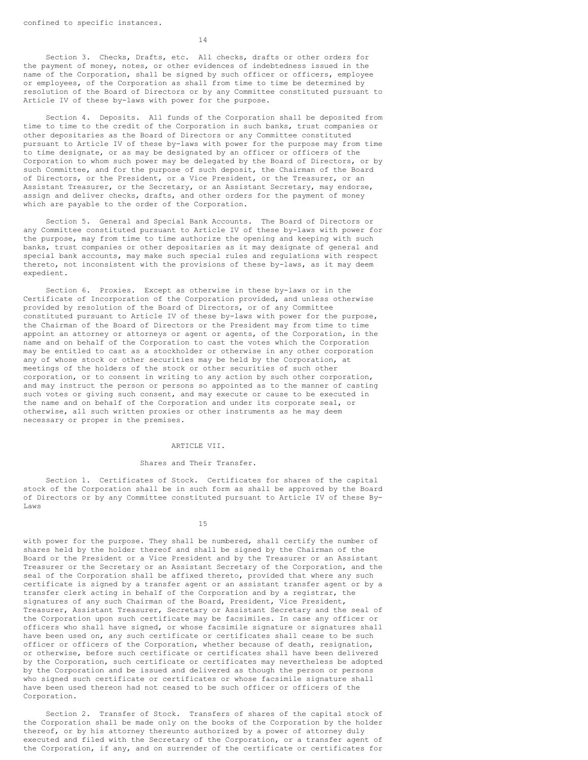confined to specific instances.

Section 3. Checks, Drafts, etc. All checks, drafts or other orders for the payment of money, notes, or other evidences of indebtedness issued in the name of the Corporation, shall be signed by such officer or officers, employee or employees, of the Corporation as shall from time to time be determined by resolution of the Board of Directors or by any Committee constituted pursuant to Article IV of these by-laws with power for the purpose.

Section 4. Deposits. All funds of the Corporation shall be deposited from time to time to the credit of the Corporation in such banks, trust companies or other depositaries as the Board of Directors or any Committee constituted pursuant to Article IV of these by-laws with power for the purpose may from time to time designate, or as may be designated by an officer or officers of the Corporation to whom such power may be delegated by the Board of Directors, or by such Committee, and for the purpose of such deposit, the Chairman of the Board of Directors, or the President, or a Vice President, or the Treasurer, or an Assistant Treasurer, or the Secretary, or an Assistant Secretary, may endorse, assign and deliver checks, drafts, and other orders for the payment of money which are payable to the order of the Corporation.

Section 5. General and Special Bank Accounts. The Board of Directors or any Committee constituted pursuant to Article IV of these by-laws with power for the purpose, may from time to time authorize the opening and keeping with such banks, trust companies or other depositaries as it may designate of general and special bank accounts, may make such special rules and regulations with respect thereto, not inconsistent with the provisions of these by-laws, as it may deem expedient.

Section 6. Proxies. Except as otherwise in these by-laws or in the Certificate of Incorporation of the Corporation provided, and unless otherwise provided by resolution of the Board of Directors, or of any Committee constituted pursuant to Article IV of these by-laws with power for the purpose, the Chairman of the Board of Directors or the President may from time to time appoint an attorney or attorneys or agent or agents, of the Corporation, in the name and on behalf of the Corporation to cast the votes which the Corporation may be entitled to cast as a stockholder or otherwise in any other corporation any of whose stock or other securities may be held by the Corporation, at meetings of the holders of the stock or other securities of such other corporation, or to consent in writing to any action by such other corporation, and may instruct the person or persons so appointed as to the manner of casting such votes or giving such consent, and may execute or cause to be executed in the name and on behalf of the Corporation and under its corporate seal, or otherwise, all such written proxies or other instruments as he may deem necessary or proper in the premises.

## ARTICLE VII.

### Shares and Their Transfer.

Section 1. Certificates of Stock. Certificates for shares of the capital stock of the Corporation shall be in such form as shall be approved by the Board of Directors or by any Committee constituted pursuant to Article IV of these By-Laws with power for the purpose. They shall be numbered, shall certify the number of shares held by the holder thereof and shall be signed by the Chairman of the Board or the President or a Vice President and by the Treasurer or an Assistant Treasurer or the Secretary or an Assistant Secretary of the Corporation, and the seal of the Corporation shall be affixed thereto, provided that where any such certificate is signed by a transfer agent or an assistant transfer agent or by a transfer clerk acting in behalf of the Corporation and by a registrar, the signatures of any such Chairman of the Board, President, Vice President, Treasurer, Assistant Treasurer, Secretary or Assistant Secretary and the seal of the Corporation upon such certificate may be facsimiles. In case any officer or officers who shall have signed, or whose facsimile signature or signatures shall have been used on, any such certificate or certificates shall cease to be such officer or officers of the Corporation, whether because of death, resignation, or otherwise, before such certificate or certificates shall have been delivered by the Corporation, such certificate or certificates may nevertheless be adopted by the Corporation and be issued and delivered as though the person or persons who signed such certificate or certificates or whose facsimile signature shall have been used thereon had not ceased to be such officer or officers of the Corporation.

Section 2. Transfer of Stock. Transfers of shares of the capital stock of the Corporation shall be made only on the books of the Corporation by the holder thereof, or by his attorney thereunto authorized by a power of attorney duly executed and filed with the Secretary of the Corporation, or a transfer agent of the Corporation, if any, and on surrender of the certificate or certificates for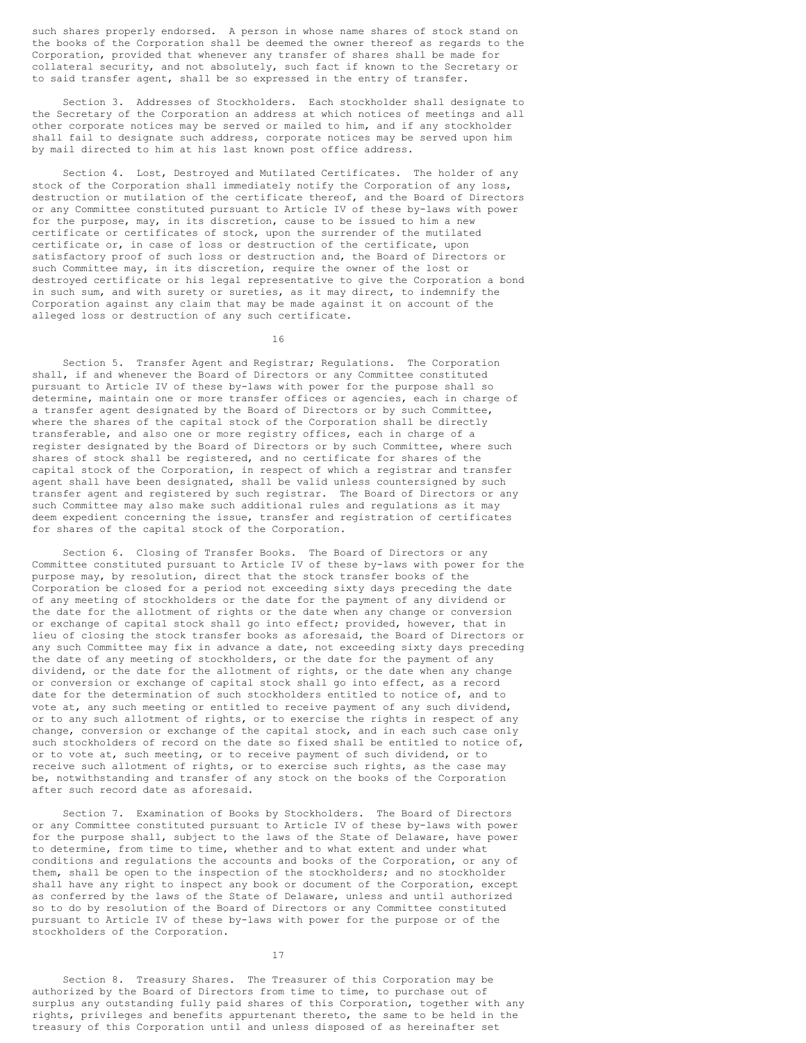such shares properly endorsed. A person in whose name shares of stock stand on the books of the Corporation shall be deemed the owner thereof as regards to the Corporation, provided that whenever any transfer of shares shall be made for collateral security, and not absolutely, such fact if known to the Secretary or to said transfer agent, shall be so expressed in the entry of transfer.

Section 3. Addresses of Stockholders. Each stockholder shall designate to the Secretary of the Corporation an address at which notices of meetings and all other corporate notices may be served or mailed to him, and if any stockholder shall fail to designate such address, corporate notices may be served upon him by mail directed to him at his last known post office address.

Section 4. Lost, Destroyed and Mutilated Certificates. The holder of any stock of the Corporation shall immediately notify the Corporation of any loss, destruction or mutilation of the certificate thereof, and the Board of Directors or any Committee constituted pursuant to Article IV of these by-laws with power for the purpose, may, in its discretion, cause to be issued to him a new certificate or certificates of stock, upon the surrender of the mutilated certificate or, in case of loss or destruction of the certificate, upon satisfactory proof of such loss or destruction and, the Board of Directors or such Committee may, in its discretion, require the owner of the lost or destroyed certificate or his legal representative to give the Corporation a bond in such sum, and with surety or sureties, as it may direct, to indemnify the Corporation against any claim that may be made against it on account of the alleged loss or destruction of any such certificate.

Section 5. Transfer Agent and Registrar; Regulations. The Corporation shall, if and whenever the Board of Directors or any Committee constituted pursuant to Article IV of these by-laws with power for the purpose shall so determine, maintain one or more transfer offices or agencies, each in charge of a transfer agent designated by the Board of Directors or by such Committee, where the shares of the capital stock of the Corporation shall be directly transferable, and also one or more registry offices, each in charge of a register designated by the Board of Directors or by such Committee, where such shares of stock shall be registered, and no certificate for shares of the capital stock of the Corporation, in respect of which a registrar and transfer agent shall have been designated, shall be valid unless countersigned by such transfer agent and registered by such registrar. The Board of Directors or any such Committee may also make such additional rules and regulations as it may deem expedient concerning the issue, transfer and registration of certificates for shares of the capital stock of the Corporation.

Section 6. Closing of Transfer Books. The Board of Directors or any Committee constituted pursuant to Article IV of these by-laws with power for the purpose may, by resolution, direct that the stock transfer books of the Corporation be closed for a period not exceeding sixty days preceding the date of any meeting of stockholders or the date for the payment of any dividend or the date for the allotment of rights or the date when any change or conversion or exchange of capital stock shall go into effect; provided, however, that in lieu of closing the stock transfer books as aforesaid, the Board of Directors or any such Committee may fix in advance a date, not exceeding sixty days preceding the date of any meeting of stockholders, or the date for the payment of any dividend, or the date for the allotment of rights, or the date when any change or conversion or exchange of capital stock shall go into effect, as a record date for the determination of such stockholders entitled to notice of, and to vote at, any such meeting or entitled to receive payment of any such dividend, or to any such allotment of rights, or to exercise the rights in respect of any change, conversion or exchange of the capital stock, and in each such case only such stockholders of record on the date so fixed shall be entitled to notice of, or to vote at, such meeting, or to receive payment of such dividend, or to receive such allotment of rights, or to exercise such rights, as the case may be, notwithstanding and transfer of any stock on the books of the Corporation after such record date as aforesaid.

Section 7. Examination of Books by Stockholders. The Board of Directors or any Committee constituted pursuant to Article IV of these by-laws with power for the purpose shall, subject to the laws of the State of Delaware, have power to determine, from time to time, whether and to what extent and under what conditions and regulations the accounts and books of the Corporation, or any of them, shall be open to the inspection of the stockholders; and no stockholder shall have any right to inspect any book or document of the Corporation, except as conferred by the laws of the State of Delaware, unless and until authorized so to do by resolution of the Board of Directors or any Committee constituted pursuant to Article IV of these by-laws with power for the purpose or of the stockholders of the Corporation.

Section 8. Treasury Shares. The Treasurer of this Corporation may be authorized by the Board of Directors from time to time, to purchase out of surplus any outstanding fully paid shares of this Corporation, together with any rights, privileges and benefits appurtenant thereto, the same to be held in the treasury of this Corporation until and unless disposed of as hereinafter set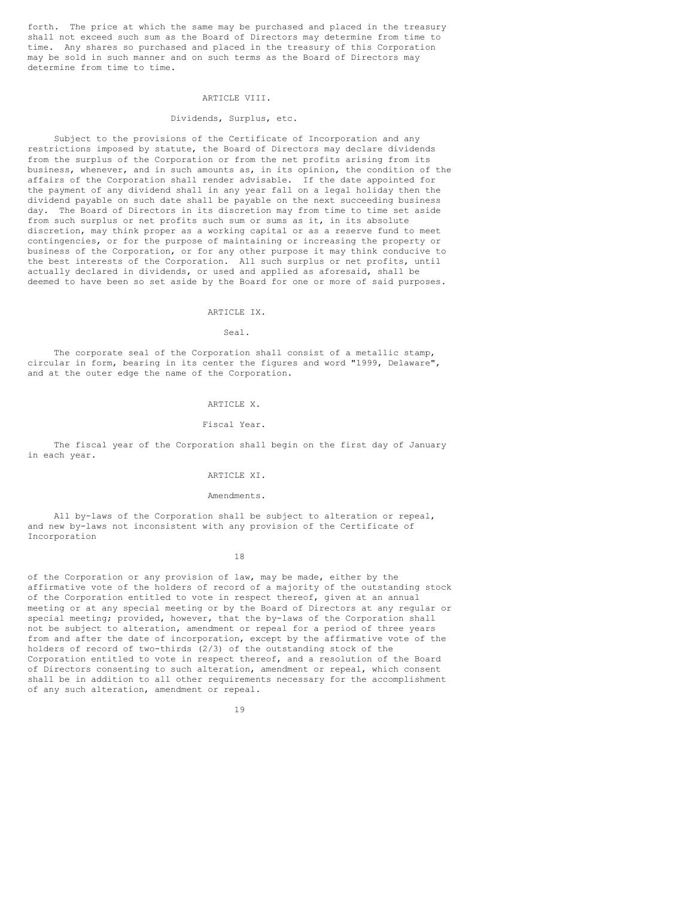forth. The price at which the same may be purchased and placed in the treasury shall not exceed such sum as the Board of Directors may determine from time to time. Any shares so purchased and placed in the treasury of this Corporation may be sold in such manner and on such terms as the Board of Directors may determine from time to time.

## ARTICLE VIII.

### Dividends, Surplus, etc.

Subject to the provisions of the Certificate of Incorporation and any restrictions imposed by statute, the Board of Directors may declare dividends from the surplus of the Corporation or from the net profits arising from its business, whenever, and in such amounts as, in its opinion, the condition of the affairs of the Corporation shall render advisable. If the date appointed for the payment of any dividend shall in any year fall on a legal holiday then the dividend payable on such date shall be payable on the next succeeding business day. The Board of Directors in its discretion may from time to time set aside from such surplus or net profits such sum or sums as it, in its absolute discretion, may think proper as a working capital or as a reserve fund to meet contingencies, or for the purpose of maintaining or increasing the property or business of the Corporation, or for any other purpose it may think conducive to the best interests of the Corporation. All such surplus or net profits, until actually declared in dividends, or used and applied as aforesaid, shall be deemed to have been so set aside by the Board for one or more of said purposes.

## ARTICLE IX.

### Seal.

The corporate seal of the Corporation shall consist of a metallic stamp, circular in form, bearing in its center the figures and word "1999, Delaware", and at the outer edge the name of the Corporation.

## ARTICLE X.

### Fiscal Year.

The fiscal year of the Corporation shall begin on the first day of January in each year.

## ARTICLE XI.

### Amendments.

All by-laws of the Corporation shall be subject to alteration or repeal, and new by-laws not inconsistent with any provision of the Certificate of Incorporation of the Corporation or any provision of law, may be made, either by the affirmative vote of the holders of record of a majority of the outstanding stock of the Corporation entitled to vote in respect thereof, given at an annual meeting or at any special meeting or by the Board of Directors at any regular or special meeting; provided, however, that the by-laws of the Corporation shall not be subject to alteration, amendment or repeal for a period of three years from and after the date of incorporation, except by the affirmative vote of the holders of record of two-thirds (2/3) of the outstanding stock of the Corporation entitled to vote in respect thereof, and a resolution of the Board of Directors consenting to such alteration, amendment or repeal, which consent shall be in addition to all other requirements necessary for the accomplishment of any such alteration, amendment or repeal.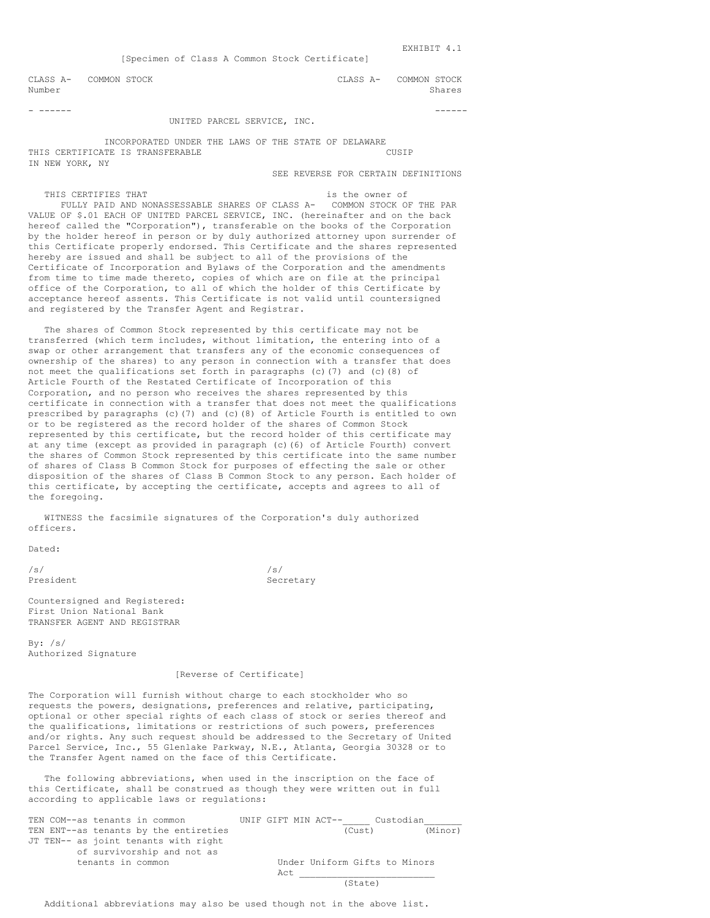EXHIBIT 4.1

[Specimen of Class A Common Stock Certificate]

CLASS A- COMMON STOCK
Number

CLASS A- COMMON STOCK
Shares

- ------ ------

UNITED PARCEL SERVICE, INC.

INCORPORATED UNDER THE LAWS OF THE STATE OF DELAWARE

THIS CERTIFICATE IS TRANSFERABLE
IN NEW YORK, NY

CUSIP

SEE REVERSE FOR CERTAIN DEFINITIONS

THIS CERTIFIES THAT is the owner of FULLY PAID AND NONASSESSABLE SHARES OF CLASS A- COMMON STOCK OF THE PAR VALUE OF $.01 EACH OF UNITED PARCEL SERVICE, INC. (hereinafter and on the back hereof called the "Corporation"), transferable on the books of the Corporation by the holder hereof in person or by duly authorized attorney upon surrender of this Certificate properly endorsed. This Certificate and the shares represented hereby are issued and shall be subject to all of the provisions of the Certificate of Incorporation and Bylaws of the Corporation and the amendments from time to time made thereto, copies of which are on file at the principal office of the Corporation, to all of which the holder of this Certificate by acceptance hereof assents. This Certificate is not valid until countersigned and registered by the Transfer Agent and Registrar.

The shares of Common Stock represented by this certificate may not be transferred (which term includes, without limitation, the entering into of a swap or other arrangement that transfers any of the economic consequences of ownership of the shares) to any person in connection with a transfer that does not meet the qualifications set forth in paragraphs (c)(7) and (c)(8) of Article Fourth of the Restated Certificate of Incorporation of this Corporation, and no person who receives the shares represented by this certificate in connection with a transfer that does not meet the qualifications prescribed by paragraphs (c)(7) and (c)(8) of Article Fourth is entitled to own or to be registered as the record holder of the shares of Common Stock represented by this certificate, but the record holder of this certificate may at any time (except as provided in paragraph (c)(6) of Article Fourth) convert the shares of Common Stock represented by this certificate into the same number of shares of Class B Common Stock for purposes of effecting the sale or other disposition of the shares of Class B Common Stock to any person. Each holder of this certificate, by accepting the certificate, accepts and agrees to all of the foregoing.

WITNESS the facsimile signatures of the Corporation's duly authorized officers.

Dated:

/s/
President

/s/
Secretary

Countersigned and Registered:
First Union National Bank
TRANSFER AGENT AND REGISTRAR

By: /s/
Authorized Signature

[Reverse of Certificate]

The Corporation will furnish without charge to each stockholder who so requests the powers, designations, preferences and relative, participating, optional or other special rights of each class of stock or series thereof and the qualifications, limitations or restrictions of such powers, preferences and/or rights. Any such request should be addressed to the Secretary of United Parcel Service, Inc., 55 Glenlake Parkway, N.E., Atlanta, Georgia 30328 or to the Transfer Agent named on the face of this Certificate.

The following abbreviations, when used in the inscription on the face of this Certificate, shall be construed as though they were written out in full according to applicable laws or regulations:

TEN COM--as tenants in common
TEN ENT--as tenants by the entireties
JT TEN-- as joint tenants with right of survivorship and not as tenants in common

UNIF GIFT MIN ACT--_____ Custodian_______
(Cust) (Minor)
Under Uniform Gifts to Minors
Act _________________________
(State)

Additional abbreviations may also be used though not in the above list.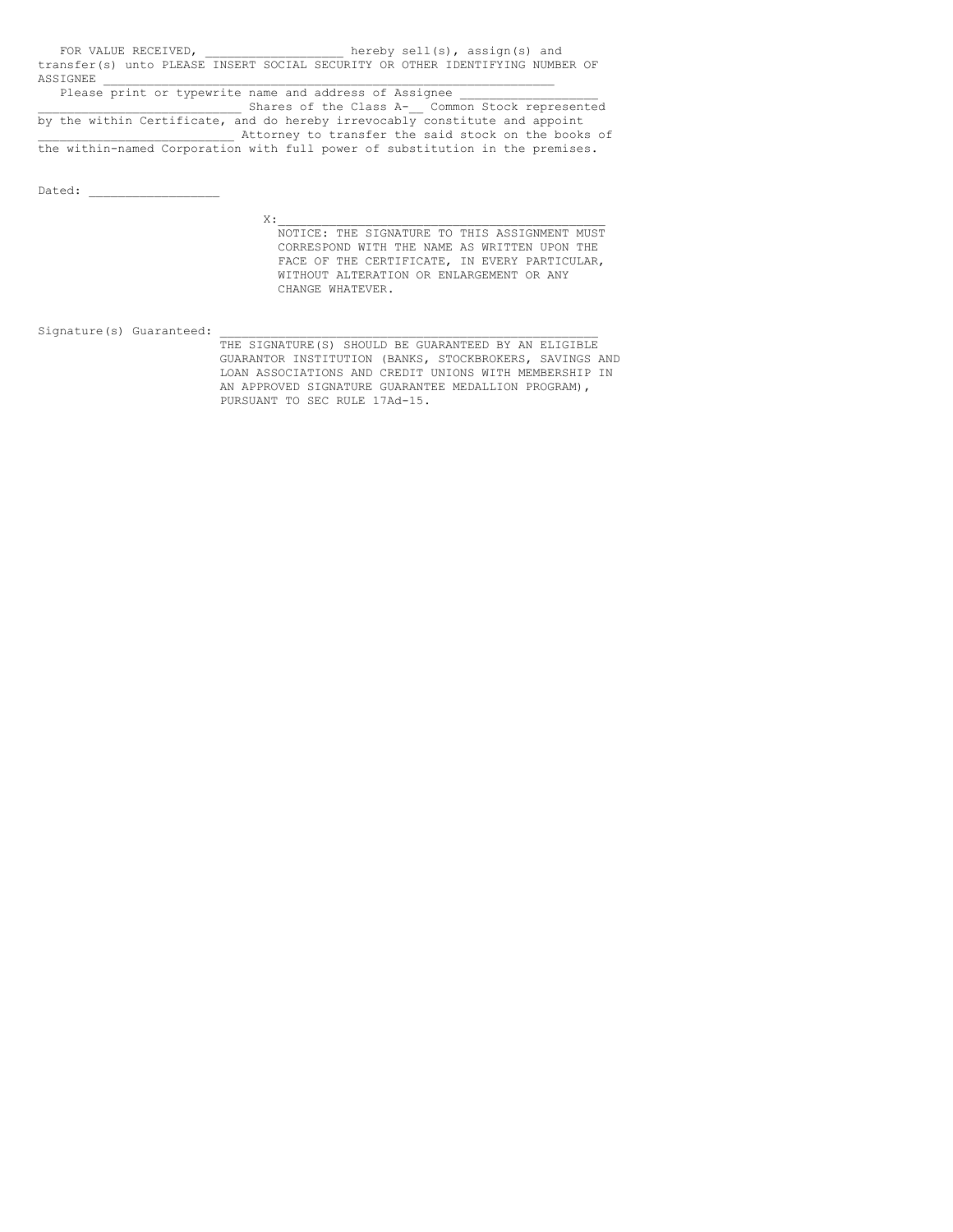FOR VALUE RECEIVED, ___________________ hereby sell(s), assign(s) and transfer(s) unto PLEASE INSERT SOCIAL SECURITY OR OTHER IDENTIFYING NUMBER OF ASSIGNEE _______________________________________________________________

Please print or typewrite name and address of Assignee ___________________ ___________________________ Shares of the Class A-__ Common Stock represented by the within Certificate, and do hereby irrevocably constitute and appoint __________________________ Attorney to transfer the said stock on the books of the within-named Corporation with full power of substitution in the premises.

Dated: __________________

X:_____________________________________________

NOTICE: THE SIGNATURE TO THIS ASSIGNMENT MUST CORRESPOND WITH THE NAME AS WRITTEN UPON THE FACE OF THE CERTIFICATE, IN EVERY PARTICULAR, WITHOUT ALTERATION OR ENLARGEMENT OR ANY CHANGE WHATEVER.

Signature(s) Guaranteed: ___________________________________________________

THE SIGNATURE(S) SHOULD BE GUARANTEED BY AN ELIGIBLE GUARANTOR INSTITUTION (BANKS, STOCKBROKERS, SAVINGS AND LOAN ASSOCIATIONS AND CREDIT UNIONS WITH MEMBERSHIP IN AN APPROVED SIGNATURE GUARANTEE MEDALLION PROGRAM), PURSUANT TO SEC RULE 17Ad-15.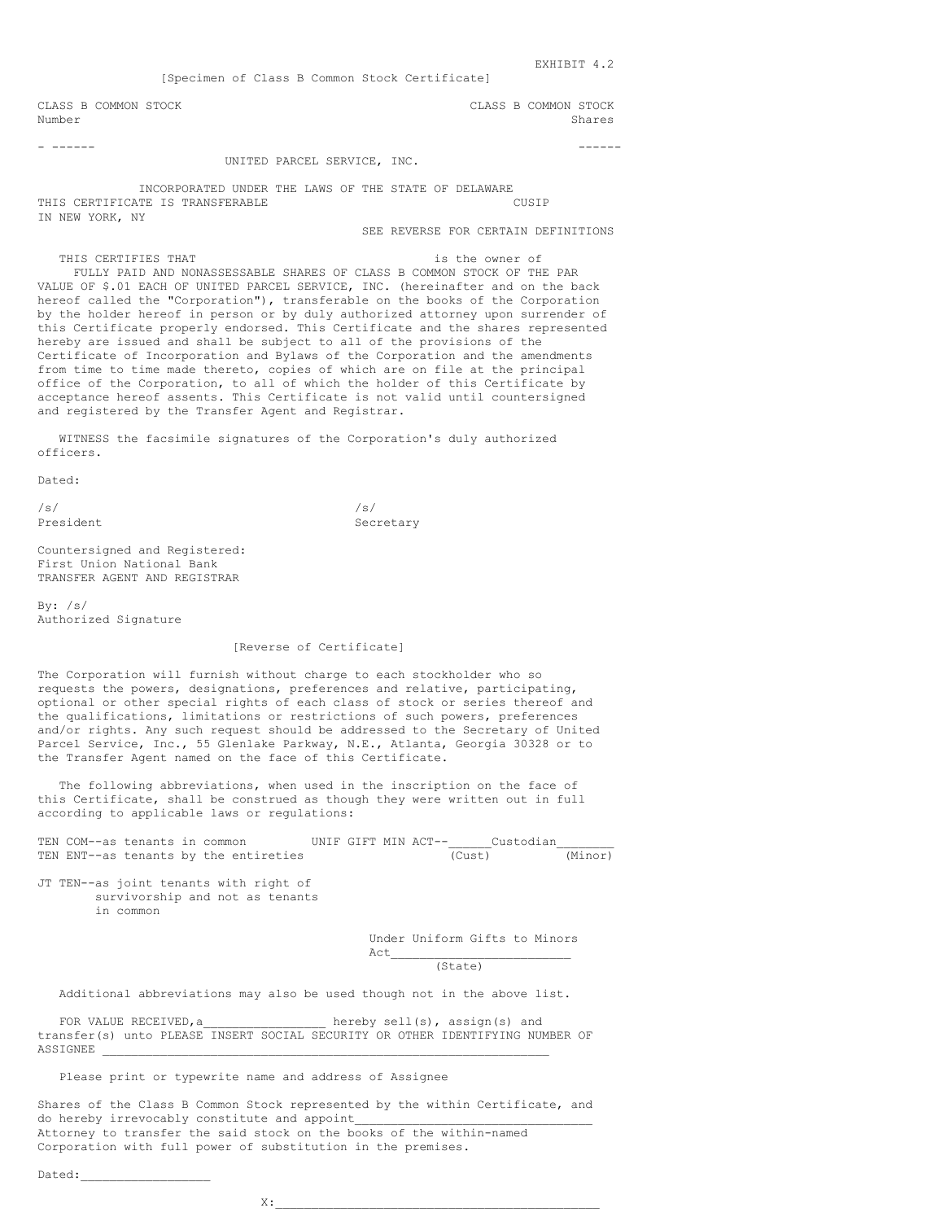EXHIBIT 4.2

[Specimen of Class B Common Stock Certificate]

CLASS B COMMON STOCK | CLASS B COMMON STOCK
Number | Shares

\- ------ | ------

UNITED PARCEL SERVICE, INC.

INCORPORATED UNDER THE LAWS OF THE STATE OF DELAWARE

THIS CERTIFICATE IS TRANSFERABLE IN NEW YORK, NY

CUSIP

SEE REVERSE FOR CERTAIN DEFINITIONS

THIS CERTIFIES THAT is the owner of FULLY PAID AND NONASSESSABLE SHARES OF CLASS B COMMON STOCK OF THE PAR VALUE OF $.01 EACH OF UNITED PARCEL SERVICE, INC. (hereinafter and on the back hereof called the "Corporation"), transferable on the books of the Corporation by the holder hereof in person or by duly authorized attorney upon surrender of this Certificate properly endorsed. This Certificate and the shares represented hereby are issued and shall be subject to all of the provisions of the Certificate of Incorporation and Bylaws of the Corporation and the amendments from time to time made thereto, copies of which are on file at the principal office of the Corporation, to all of which the holder of this Certificate by acceptance hereof assents. This Certificate is not valid until countersigned and registered by the Transfer Agent and Registrar.

WITNESS the facsimile signatures of the Corporation's duly authorized officers.

Dated:

/s/ President

/s/ Secretary

Countersigned and Registered:
First Union National Bank
TRANSFER AGENT AND REGISTRAR

By: /s/
Authorized Signature

[Reverse of Certificate]

The Corporation will furnish without charge to each stockholder who so requests the powers, designations, preferences and relative, participating, optional or other special rights of each class of stock or series thereof and the qualifications, limitations or restrictions of such powers, preferences and/or rights. Any such request should be addressed to the Secretary of United Parcel Service, Inc., 55 Glenlake Parkway, N.E., Atlanta, Georgia 30328 or to the Transfer Agent named on the face of this Certificate.

The following abbreviations, when used in the inscription on the face of this Certificate, shall be construed as though they were written out in full according to applicable laws or regulations:

TEN COM--as tenants in common

TEN ENT--as tenants by the entireties

JT TEN--as joint tenants with right of survivorship and not as tenants in common

UNIF GIFT MIN ACT--______Custodian________
(Cust) (Minor)

Under Uniform Gifts to Minors Act_________________________
(State)

Additional abbreviations may also be used though not in the above list.

FOR VALUE RECEIVED,a_________________ hereby sell(s), assign(s) and transfer(s) unto PLEASE INSERT SOCIAL SECURITY OR OTHER IDENTIFYING NUMBER OF ASSIGNEE ____________________________________________________________

Please print or typewrite name and address of Assignee

Shares of the Class B Common Stock represented by the within Certificate, and do hereby irrevocably constitute and appoint________________________________ Attorney to transfer the said stock on the books of the within-named Corporation with full power of substitution in the premises.

Dated:_________________

X:____________________________________________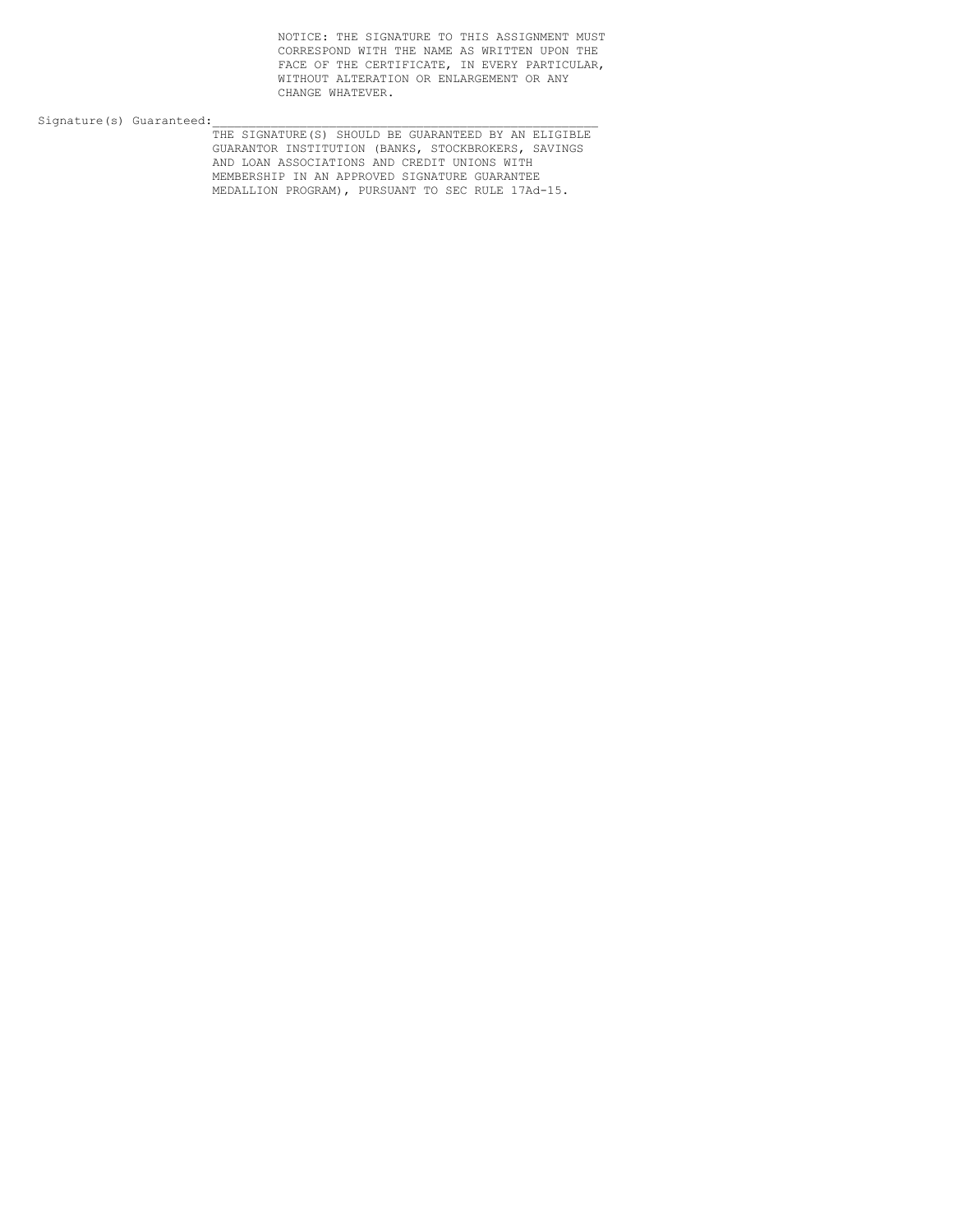NOTICE: THE SIGNATURE TO THIS ASSIGNMENT MUST CORRESPOND WITH THE NAME AS WRITTEN UPON THE FACE OF THE CERTIFICATE, IN EVERY PARTICULAR, WITHOUT ALTERATION OR ENLARGEMENT OR ANY CHANGE WHATEVER.

Signature(s) Guaranteed:\_\_\_\_\_\_\_\_\_\_\_\_\_\_\_\_\_\_\_\_\_\_\_\_\_\_\_\_\_\_\_\_\_\_\_\_\_\_\_\_\_\_\_\_\_\_\_\_\_\_\_\_

THE SIGNATURE(S) SHOULD BE GUARANTEED BY AN ELIGIBLE GUARANTOR INSTITUTION (BANKS, STOCKBROKERS, SAVINGS AND LOAN ASSOCIATIONS AND CREDIT UNIONS WITH MEMBERSHIP IN AN APPROVED SIGNATURE GUARANTEE MEDALLION PROGRAM), PURSUANT TO SEC RULE 17Ad-15.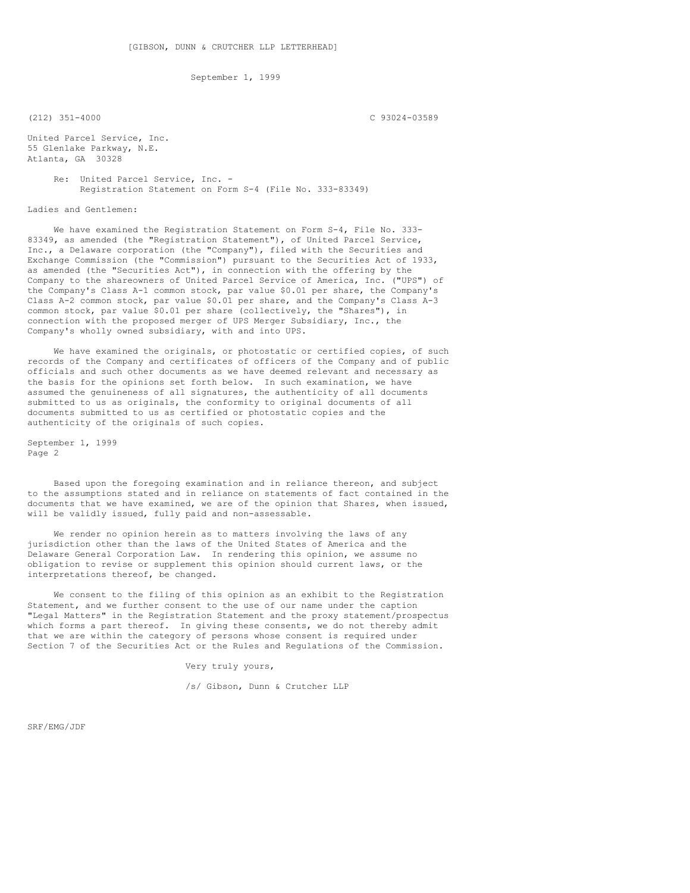[GIBSON, DUNN & CRUTCHER LLP LETTERHEAD]

September 1, 1999

(212) 351-4000 C 93024-03589

United Parcel Service, Inc.
55 Glenlake Parkway, N.E.
Atlanta, GA 30328

Re: United Parcel Service, Inc. -
Registration Statement on Form S-4 (File No. 333-83349)

Ladies and Gentlemen:

We have examined the Registration Statement on Form S-4, File No. 333-83349, as amended (the "Registration Statement"), of United Parcel Service, Inc., a Delaware corporation (the "Company"), filed with the Securities and Exchange Commission (the "Commission") pursuant to the Securities Act of 1933, as amended (the "Securities Act"), in connection with the offering by the Company to the shareowners of United Parcel Service of America, Inc. ("UPS") of the Company's Class A-1 common stock, par value $0.01 per share, the Company's Class A-2 common stock, par value $0.01 per share, and the Company's Class A-3 common stock, par value $0.01 per share (collectively, the "Shares"), in connection with the proposed merger of UPS Merger Subsidiary, Inc., the Company's wholly owned subsidiary, with and into UPS.

We have examined the originals, or photostatic or certified copies, of such records of the Company and certificates of officers of the Company and of public officials and such other documents as we have deemed relevant and necessary as the basis for the opinions set forth below. In such examination, we have assumed the genuineness of all signatures, the authenticity of all documents submitted to us as originals, the conformity to original documents of all documents submitted to us as certified or photostatic copies and the authenticity of the originals of such copies.

Based upon the foregoing examination and in reliance thereon, and subject to the assumptions stated and in reliance on statements of fact contained in the documents that we have examined, we are of the opinion that Shares, when issued, will be validly issued, fully paid and non-assessable.

We render no opinion herein as to matters involving the laws of any jurisdiction other than the laws of the United States of America and the Delaware General Corporation Law. In rendering this opinion, we assume no obligation to revise or supplement this opinion should current laws, or the interpretations thereof, be changed.

We consent to the filing of this opinion as an exhibit to the Registration Statement, and we further consent to the use of our name under the caption "Legal Matters" in the Registration Statement and the proxy statement/prospectus which forms a part thereof. In giving these consents, we do not thereby admit that we are within the category of persons whose consent is required under Section 7 of the Securities Act or the Rules and Regulations of the Commission.

Very truly yours,

/s/ Gibson, Dunn & Crutcher LLP

SRF/EMG/JDF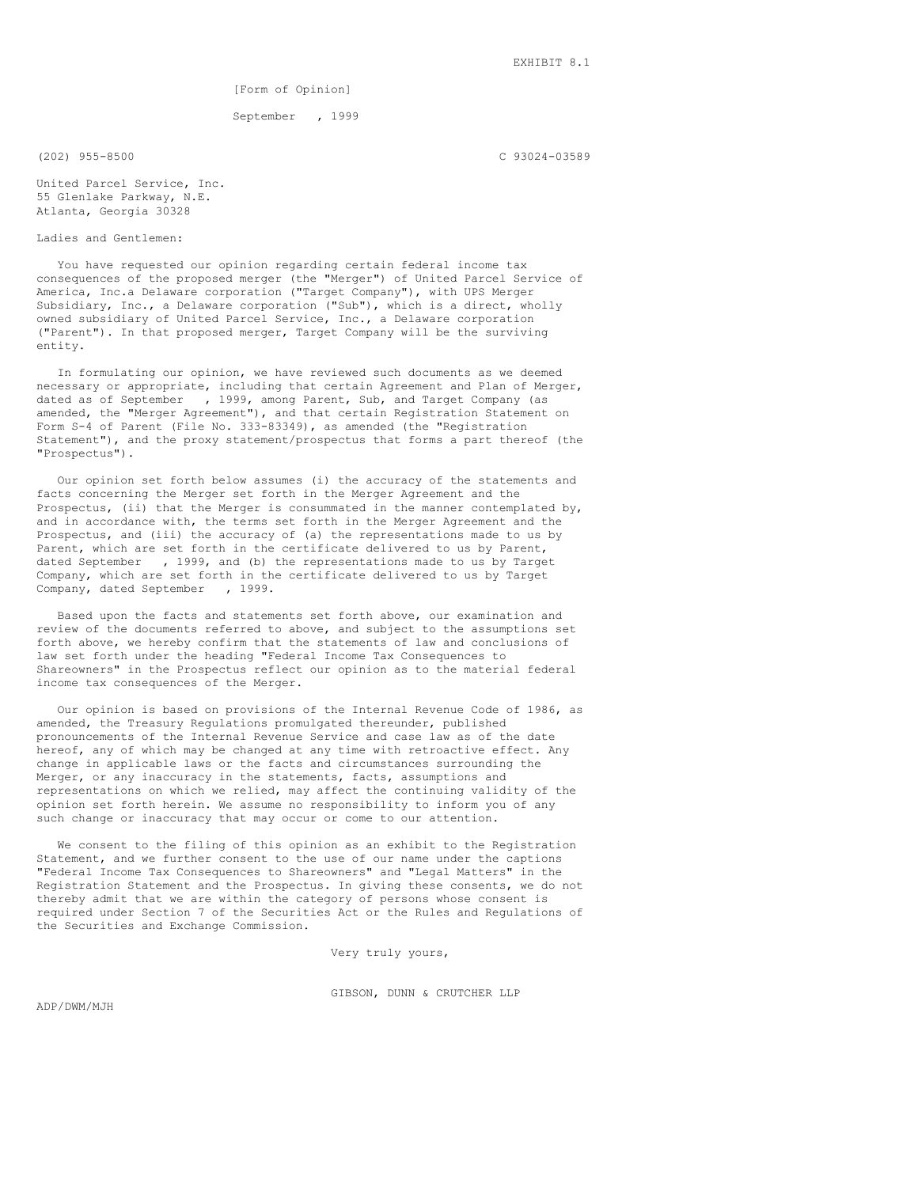EXHIBIT 8.1

[Form of Opinion]

September , 1999

(202) 955-8500

C 93024-03589

United Parcel Service, Inc.
55 Glenlake Parkway, N.E.
Atlanta, Georgia 30328

Ladies and Gentlemen:

You have requested our opinion regarding certain federal income tax consequences of the proposed merger (the "Merger") of United Parcel Service of America, Inc.a Delaware corporation ("Target Company"), with UPS Merger Subsidiary, Inc., a Delaware corporation ("Sub"), which is a direct, wholly owned subsidiary of United Parcel Service, Inc., a Delaware corporation ("Parent"). In that proposed merger, Target Company will be the surviving entity.

In formulating our opinion, we have reviewed such documents as we deemed necessary or appropriate, including that certain Agreement and Plan of Merger, dated as of September , 1999, among Parent, Sub, and Target Company (as amended, the "Merger Agreement"), and that certain Registration Statement on Form S-4 of Parent (File No. 333-83349), as amended (the "Registration Statement"), and the proxy statement/prospectus that forms a part thereof (the "Prospectus").

Our opinion set forth below assumes (i) the accuracy of the statements and facts concerning the Merger set forth in the Merger Agreement and the Prospectus, (ii) that the Merger is consummated in the manner contemplated by, and in accordance with, the terms set forth in the Merger Agreement and the Prospectus, and (iii) the accuracy of (a) the representations made to us by Parent, which are set forth in the certificate delivered to us by Parent, dated September , 1999, and (b) the representations made to us by Target Company, which are set forth in the certificate delivered to us by Target Company, dated September , 1999.

Based upon the facts and statements set forth above, our examination and review of the documents referred to above, and subject to the assumptions set forth above, we hereby confirm that the statements of law and conclusions of law set forth under the heading "Federal Income Tax Consequences to Shareowners" in the Prospectus reflect our opinion as to the material federal income tax consequences of the Merger.

Our opinion is based on provisions of the Internal Revenue Code of 1986, as amended, the Treasury Regulations promulgated thereunder, published pronouncements of the Internal Revenue Service and case law as of the date hereof, any of which may be changed at any time with retroactive effect. Any change in applicable laws or the facts and circumstances surrounding the Merger, or any inaccuracy in the statements, facts, assumptions and representations on which we relied, may affect the continuing validity of the opinion set forth herein. We assume no responsibility to inform you of any such change or inaccuracy that may occur or come to our attention.

We consent to the filing of this opinion as an exhibit to the Registration Statement, and we further consent to the use of our name under the captions "Federal Income Tax Consequences to Shareowners" and "Legal Matters" in the Registration Statement and the Prospectus. In giving these consents, we do not thereby admit that we are within the category of persons whose consent is required under Section 7 of the Securities Act or the Rules and Regulations of the Securities and Exchange Commission.

Very truly yours,

GIBSON, DUNN & CRUTCHER LLP

ADP/DWM/MJH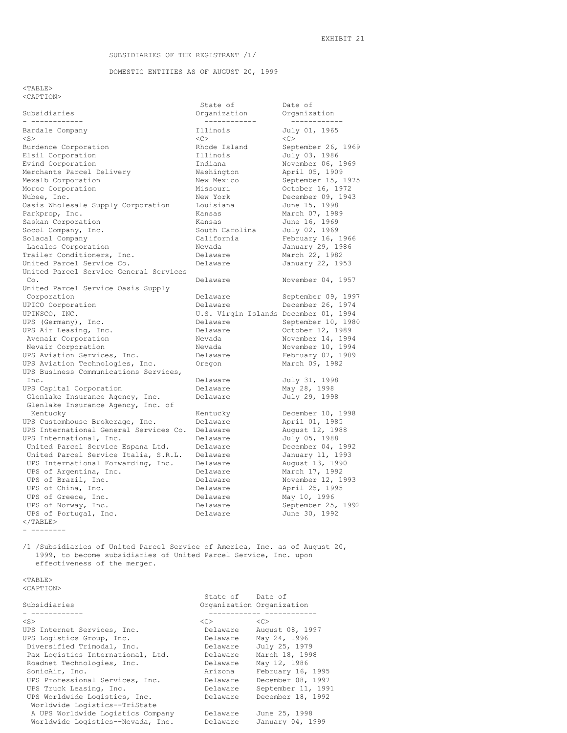EXHIBIT 21

SUBSIDIARIES OF THE REGISTRANT /1/

DOMESTIC ENTITIES AS OF AUGUST 20, 1999

| Subsidiaries | State of Organization | Date of Organization |
|---|---|---|
| Bardale Company | Illinois | July 01, 1965 |
| Burdence Corporation | Rhode Island | September 26, 1969 |
| Elsil Corporation | Illinois | July 03, 1986 |
| Evind Corporation | Indiana | November 06, 1969 |
| Merchants Parcel Delivery | Washington | April 05, 1909 |
| Mexalb Corporation | New Mexico | September 15, 1975 |
| Moroc Corporation | Missouri | October 16, 1972 |
| Nubee, Inc. | New York | December 09, 1943 |
| Oasis Wholesale Supply Corporation | Louisiana | June 15, 1998 |
| Parkprop, Inc. | Kansas | March 07, 1989 |
| Saskan Corporation | Kansas | June 16, 1969 |
| Socol Company, Inc. | South Carolina | July 02, 1969 |
| Solacal Company | California | February 16, 1966 |
| Lacalos Corporation | Nevada | January 29, 1986 |
| Trailer Conditioners, Inc. | Delaware | March 22, 1982 |
| United Parcel Service Co. | Delaware | January 22, 1953 |
| United Parcel Service General Services Co. | Delaware | November 04, 1957 |
| United Parcel Service Oasis Supply Corporation | Delaware | September 09, 1997 |
| UPICO Corporation | Delaware | December 26, 1974 |
| UPINSCO, INC. | U.S. Virgin Islands | December 01, 1994 |
| UPS (Germany), Inc. | Delaware | September 10, 1980 |
| UPS Air Leasing, Inc. | Delaware | October 12, 1989 |
| Avenair Corporation | Nevada | November 14, 1994 |
| Nevair Corporation | Nevada | November 10, 1994 |
| UPS Aviation Services, Inc. | Delaware | February 07, 1989 |
| UPS Aviation Technologies, Inc. | Oregon | March 09, 1982 |
| UPS Business Communications Services, Inc. | Delaware | July 31, 1998 |
| UPS Capital Corporation | Delaware | May 28, 1998 |
| Glenlake Insurance Agency, Inc. | Delaware | July 29, 1998 |
| Glenlake Insurance Agency, Inc. of Kentucky | Kentucky | December 10, 1998 |
| UPS Customhouse Brokerage, Inc. | Delaware | April 01, 1985 |
| UPS International General Services Co. | Delaware | August 12, 1988 |
| UPS International, Inc. | Delaware | July 05, 1988 |
| United Parcel Service Espana Ltd. | Delaware | December 04, 1992 |
| United Parcel Service Italia, S.R.L. | Delaware | January 11, 1993 |
| UPS International Forwarding, Inc. | Delaware | August 13, 1990 |
| UPS of Argentina, Inc. | Delaware | March 17, 1992 |
| UPS of Brazil, Inc. | Delaware | November 12, 1993 |
| UPS of China, Inc. | Delaware | April 25, 1995 |
| UPS of Greece, Inc. | Delaware | May 10, 1996 |
| UPS of Norway, Inc. | Delaware | September 25, 1992 |
| UPS of Portugal, Inc. | Delaware | June 30, 1992 |

- --------

/1 /Subsidiaries of United Parcel Service of America, Inc. as of August 20, 1999, to become subsidiaries of United Parcel Service, Inc. upon effectiveness of the merger.

| Subsidiaries | State of Organization | Date of Organization |
|---|---|---|
| UPS Internet Services, Inc. | Delaware | August 08, 1997 |
| UPS Logistics Group, Inc. | Delaware | May 24, 1996 |
| Diversified Trimodal, Inc. | Delaware | July 25, 1979 |
| Pax Logistics International, Ltd. | Delaware | March 18, 1998 |
| Roadnet Technologies, Inc. | Delaware | May 12, 1986 |
| SonicAir, Inc. | Arizona | February 16, 1995 |
| UPS Professional Services, Inc. | Delaware | December 08, 1997 |
| UPS Truck Leasing, Inc. | Delaware | September 11, 1991 |
| UPS Worldwide Logistics, Inc. | Delaware | December 18, 1992 |
| Worldwide Logistics--TriState A UPS Worldwide Logistics Company | Delaware | June 25, 1998 |
| Worldwide Logistics--Nevada, Inc. | Delaware | January 04, 1999 |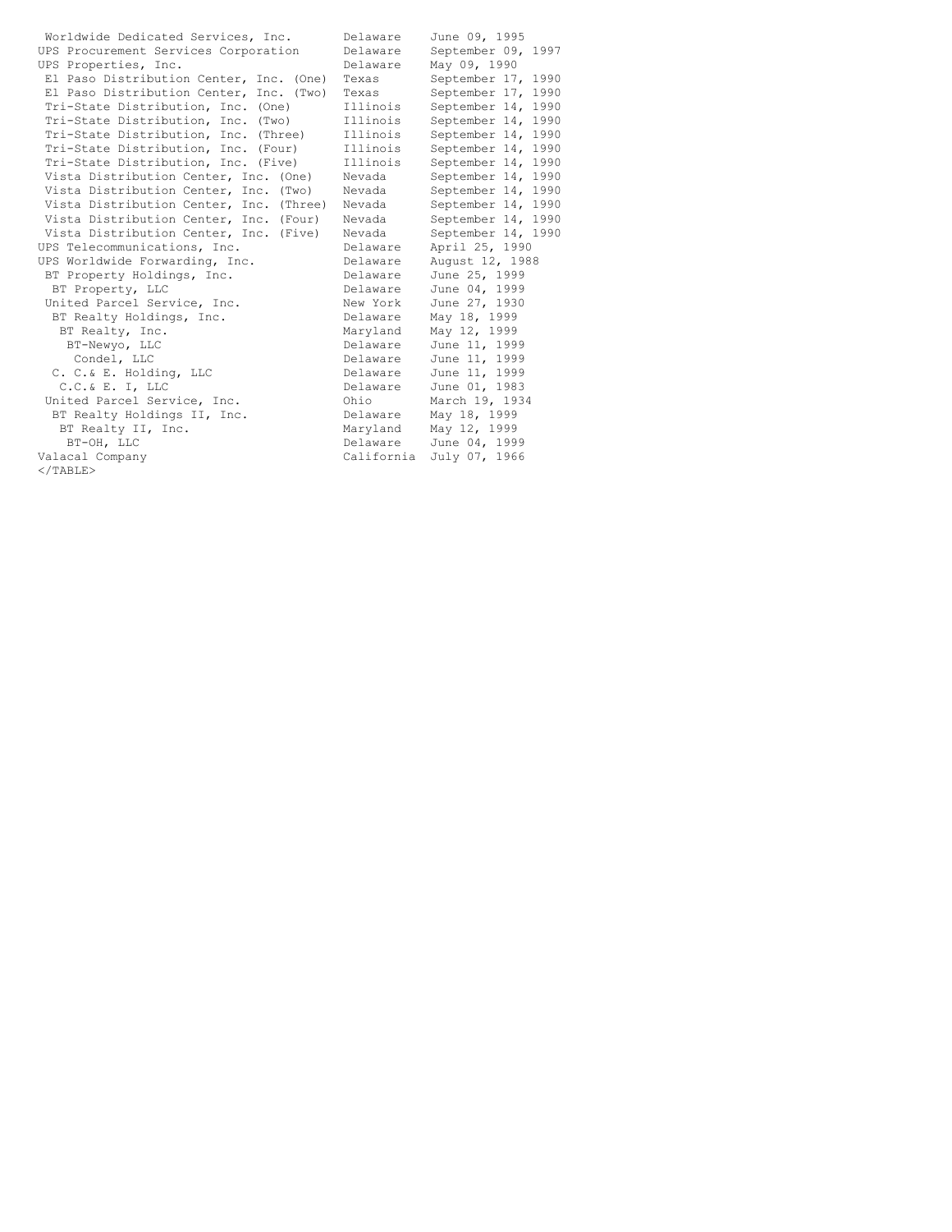| | | |
|---|---|---|
| Worldwide Dedicated Services, Inc. | Delaware | June 09, 1995 |
| UPS Procurement Services Corporation | Delaware | September 09, 1997 |
| UPS Properties, Inc. | Delaware | May 09, 1990 |
| El Paso Distribution Center, Inc. (One) | Texas | September 17, 1990 |
| El Paso Distribution Center, Inc. (Two) | Texas | September 17, 1990 |
| Tri-State Distribution, Inc. (One) | Illinois | September 14, 1990 |
| Tri-State Distribution, Inc. (Two) | Illinois | September 14, 1990 |
| Tri-State Distribution, Inc. (Three) | Illinois | September 14, 1990 |
| Tri-State Distribution, Inc. (Four) | Illinois | September 14, 1990 |
| Tri-State Distribution, Inc. (Five) | Illinois | September 14, 1990 |
| Vista Distribution Center, Inc. (One) | Nevada | September 14, 1990 |
| Vista Distribution Center, Inc. (Two) | Nevada | September 14, 1990 |
| Vista Distribution Center, Inc. (Three) | Nevada | September 14, 1990 |
| Vista Distribution Center, Inc. (Four) | Nevada | September 14, 1990 |
| Vista Distribution Center, Inc. (Five) | Nevada | September 14, 1990 |
| UPS Telecommunications, Inc. | Delaware | April 25, 1990 |
| UPS Worldwide Forwarding, Inc. | Delaware | August 12, 1988 |
| BT Property Holdings, Inc. | Delaware | June 25, 1999 |
| BT Property, LLC | Delaware | June 04, 1999 |
| United Parcel Service, Inc. | New York | June 27, 1930 |
| BT Realty Holdings, Inc. | Delaware | May 18, 1999 |
| BT Realty, Inc. | Maryland | May 12, 1999 |
| BT-Newyo, LLC | Delaware | June 11, 1999 |
| Condel, LLC | Delaware | June 11, 1999 |
| C. C.& E. Holding, LLC | Delaware | June 11, 1999 |
| C.C.& E. I, LLC | Delaware | June 01, 1983 |
| United Parcel Service, Inc. | Ohio | March 19, 1934 |
| BT Realty Holdings II, Inc. | Delaware | May 18, 1999 |
| BT Realty II, Inc. | Maryland | May 12, 1999 |
| BT-OH, LLC | Delaware | June 04, 1999 |
| Valacal Company | California | July 07, 1966 |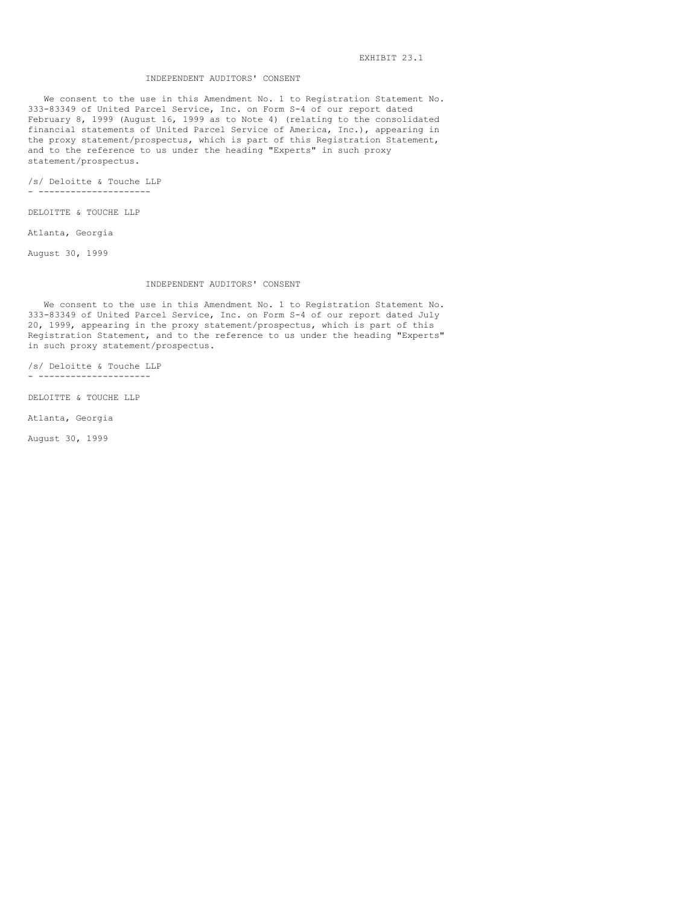EXHIBIT 23.1

## INDEPENDENT AUDITORS' CONSENT

We consent to the use in this Amendment No. 1 to Registration Statement No. 333-83349 of United Parcel Service, Inc. on Form S-4 of our report dated February 8, 1999 (August 16, 1999 as to Note 4) (relating to the consolidated financial statements of United Parcel Service of America, Inc.), appearing in the proxy statement/prospectus, which is part of this Registration Statement, and to the reference to us under the heading "Experts" in such proxy statement/prospectus.

/s/ Deloitte & Touche LLP

DELOITTE & TOUCHE LLP

Atlanta, Georgia

August 30, 1999

## INDEPENDENT AUDITORS' CONSENT

We consent to the use in this Amendment No. 1 to Registration Statement No. 333-83349 of United Parcel Service, Inc. on Form S-4 of our report dated July 20, 1999, appearing in the proxy statement/prospectus, which is part of this Registration Statement, and to the reference to us under the heading "Experts" in such proxy statement/prospectus.

/s/ Deloitte & Touche LLP

DELOITTE & TOUCHE LLP

Atlanta, Georgia

August 30, 1999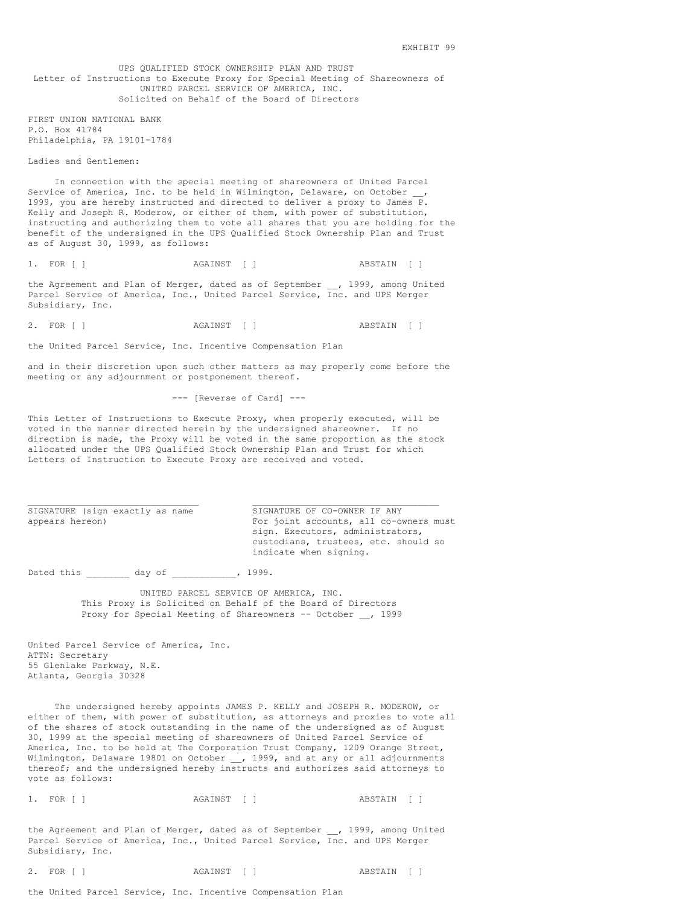EXHIBIT 99

UPS QUALIFIED STOCK OWNERSHIP PLAN AND TRUST
Letter of Instructions to Execute Proxy for Special Meeting of Shareowners of
UNITED PARCEL SERVICE OF AMERICA, INC.
Solicited on Behalf of the Board of Directors

FIRST UNION NATIONAL BANK
P.O. Box 41784
Philadelphia, PA 19101-1784

Ladies and Gentlemen:

In connection with the special meeting of shareowners of United Parcel Service of America, Inc. to be held in Wilmington, Delaware, on October __, 1999, you are hereby instructed and directed to deliver a proxy to James P. Kelly and Joseph R. Moderow, or either of them, with power of substitution, instructing and authorizing them to vote all shares that you are holding for the benefit of the undersigned in the UPS Qualified Stock Ownership Plan and Trust as of August 30, 1999, as follows:

1. FOR [ ]   AGAINST [ ]   ABSTAIN [ ]

the Agreement and Plan of Merger, dated as of September __, 1999, among United Parcel Service of America, Inc., United Parcel Service, Inc. and UPS Merger Subsidiary, Inc.

2. FOR [ ]   AGAINST [ ]   ABSTAIN [ ]

the United Parcel Service, Inc. Incentive Compensation Plan

and in their discretion upon such other matters as may properly come before the meeting or any adjournment or postponement thereof.

--- [Reverse of Card] ---

This Letter of Instructions to Execute Proxy, when properly executed, will be voted in the manner directed herein by the undersigned shareowner. If no direction is made, the Proxy will be voted in the same proportion as the stock allocated under the UPS Qualified Stock Ownership Plan and Trust for which Letters of Instruction to Execute Proxy are received and voted.

______________________________
SIGNATURE (sign exactly as name appears hereon)

______________________________
SIGNATURE OF CO-OWNER IF ANY
For joint accounts, all co-owners must sign. Executors, administrators, custodians, trustees, etc. should so indicate when signing.

Dated this ________ day of ___________, 1999.

UNITED PARCEL SERVICE OF AMERICA, INC.
This Proxy is Solicited on Behalf of the Board of Directors
Proxy for Special Meeting of Shareowners -- October __, 1999

United Parcel Service of America, Inc.
ATTN: Secretary
55 Glenlake Parkway, N.E.
Atlanta, Georgia 30328

The undersigned hereby appoints JAMES P. KELLY and JOSEPH R. MODEROW, or either of them, with power of substitution, as attorneys and proxies to vote all of the shares of stock outstanding in the name of the undersigned as of August 30, 1999 at the special meeting of shareowners of United Parcel Service of America, Inc. to be held at The Corporation Trust Company, 1209 Orange Street, Wilmington, Delaware 19801 on October __, 1999, and at any or all adjournments thereof; and the undersigned hereby instructs and authorizes said attorneys to vote as follows:

1. FOR [ ]   AGAINST [ ]   ABSTAIN [ ]

the Agreement and Plan of Merger, dated as of September __, 1999, among United Parcel Service of America, Inc., United Parcel Service, Inc. and UPS Merger Subsidiary, Inc.

2. FOR [ ]   AGAINST [ ]   ABSTAIN [ ]

the United Parcel Service, Inc. Incentive Compensation Plan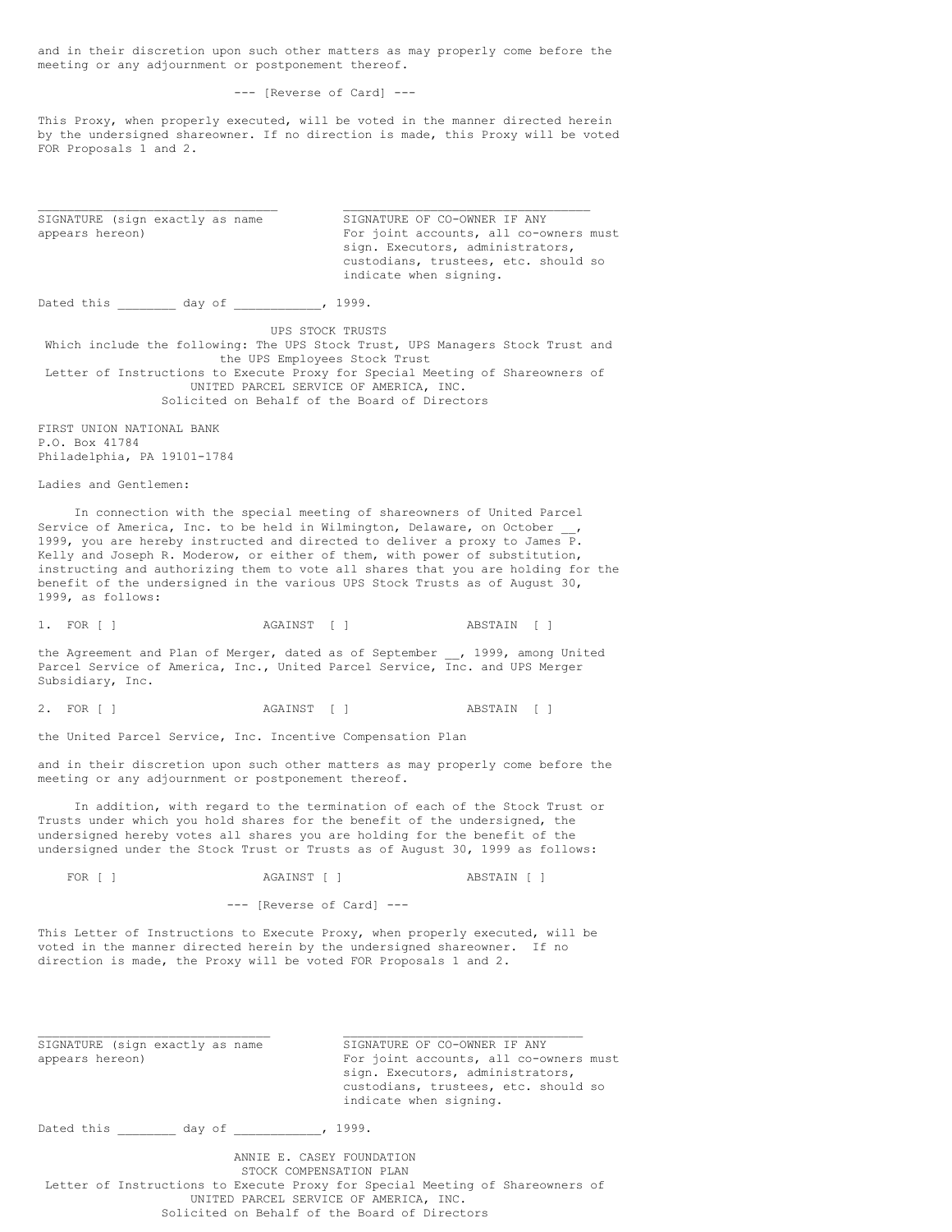and in their discretion upon such other matters as may properly come before the meeting or any adjournment or postponement thereof.

--- [Reverse of Card] ---

This Proxy, when properly executed, will be voted in the manner directed herein by the undersigned shareowner. If no direction is made, this Proxy will be voted FOR Proposals 1 and 2.

_________________________________ SIGNATURE (sign exactly as name appears hereon)

_________________________________ SIGNATURE OF CO-OWNER IF ANY For joint accounts, all co-owners must sign. Executors, administrators, custodians, trustees, etc. should so indicate when signing.

Dated this ________ day of ___________, 1999.

UPS STOCK TRUSTS
Which include the following: The UPS Stock Trust, UPS Managers Stock Trust and the UPS Employees Stock Trust
Letter of Instructions to Execute Proxy for Special Meeting of Shareowners of UNITED PARCEL SERVICE OF AMERICA, INC.
Solicited on Behalf of the Board of Directors

FIRST UNION NATIONAL BANK
P.O. Box 41784
Philadelphia, PA 19101-1784

Ladies and Gentlemen:

In connection with the special meeting of shareowners of United Parcel Service of America, Inc. to be held in Wilmington, Delaware, on October __, 1999, you are hereby instructed and directed to deliver a proxy to James P. Kelly and Joseph R. Moderow, or either of them, with power of substitution, instructing and authorizing them to vote all shares that you are holding for the benefit of the undersigned in the various UPS Stock Trusts as of August 30, 1999, as follows:

1. FOR [ ] AGAINST [ ] ABSTAIN [ ]

the Agreement and Plan of Merger, dated as of September __, 1999, among United Parcel Service of America, Inc., United Parcel Service, Inc. and UPS Merger Subsidiary, Inc.

2. FOR [ ] AGAINST [ ] ABSTAIN [ ]

the United Parcel Service, Inc. Incentive Compensation Plan

and in their discretion upon such other matters as may properly come before the meeting or any adjournment or postponement thereof.

In addition, with regard to the termination of each of the Stock Trust or Trusts under which you hold shares for the benefit of the undersigned, the undersigned hereby votes all shares you are holding for the benefit of the undersigned under the Stock Trust or Trusts as of August 30, 1999 as follows:

FOR [ ] AGAINST [ ] ABSTAIN [ ]

--- [Reverse of Card] ---

This Letter of Instructions to Execute Proxy, when properly executed, will be voted in the manner directed herein by the undersigned shareowner. If no direction is made, the Proxy will be voted FOR Proposals 1 and 2.

_________________________________ SIGNATURE (sign exactly as name appears hereon)

_________________________________ SIGNATURE OF CO-OWNER IF ANY For joint accounts, all co-owners must sign. Executors, administrators, custodians, trustees, etc. should so indicate when signing.

Dated this ________ day of ___________, 1999.

ANNIE E. CASEY FOUNDATION
STOCK COMPENSATION PLAN
Letter of Instructions to Execute Proxy for Special Meeting of Shareowners of UNITED PARCEL SERVICE OF AMERICA, INC.
Solicited on Behalf of the Board of Directors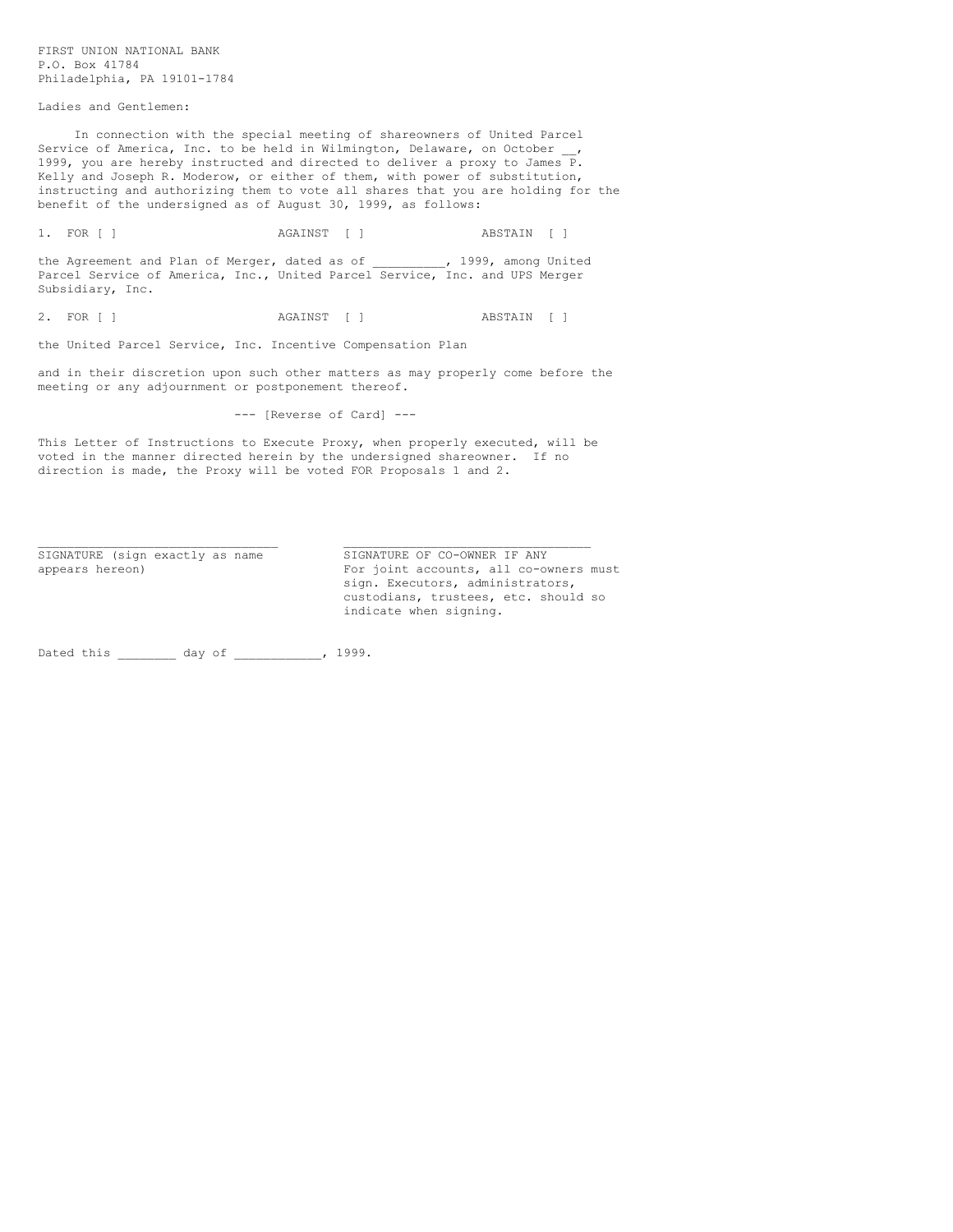FIRST UNION NATIONAL BANK
P.O. Box 41784
Philadelphia, PA 19101-1784

Ladies and Gentlemen:

In connection with the special meeting of shareowners of United Parcel Service of America, Inc. to be held in Wilmington, Delaware, on October __, 1999, you are hereby instructed and directed to deliver a proxy to James P. Kelly and Joseph R. Moderow, or either of them, with power of substitution, instructing and authorizing them to vote all shares that you are holding for the benefit of the undersigned as of August 30, 1999, as follows:

1. FOR [ ]          AGAINST [ ]          ABSTAIN [ ]

the Agreement and Plan of Merger, dated as of __________, 1999, among United Parcel Service of America, Inc., United Parcel Service, Inc. and UPS Merger Subsidiary, Inc.

2. FOR [ ]          AGAINST [ ]          ABSTAIN [ ]

the United Parcel Service, Inc. Incentive Compensation Plan

and in their discretion upon such other matters as may properly come before the meeting or any adjournment or postponement thereof.

--- [Reverse of Card] ---

This Letter of Instructions to Execute Proxy, when properly executed, will be voted in the manner directed herein by the undersigned shareowner. If no direction is made, the Proxy will be voted FOR Proposals 1 and 2.

_________________________________
SIGNATURE (sign exactly as name appears hereon)

_________________________________
SIGNATURE OF CO-OWNER IF ANY
For joint accounts, all co-owners must sign. Executors, administrators, custodians, trustees, etc. should so indicate when signing.

Dated this ________ day of ___________, 1999.